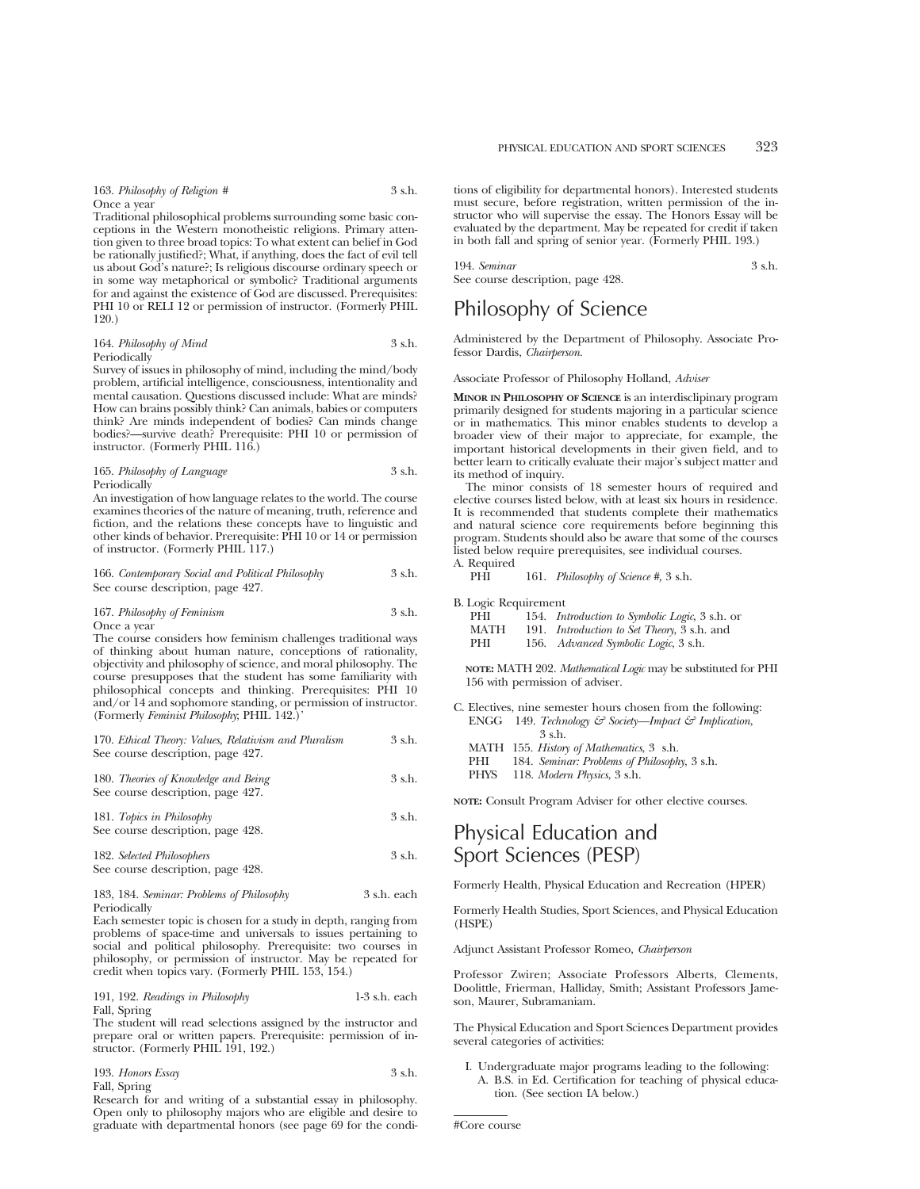163. *Philosophy of Religion #* 3 s.h.
Once a year
Traditional philosophical problems surrounding some basic conceptions in the Western monotheistic religions. Primary attention given to three broad topics: To what extent can belief in God be rationally justified?; What, if anything, does the fact of evil tell us about God's nature?; Is religious discourse ordinary speech or in some way metaphorical or symbolic? Traditional arguments for and against the existence of God are discussed. Prerequisites: PHI 10 or RELI 12 or permission of instructor. (Formerly PHIL 120.)

164. *Philosophy of Mind* 3 s.h.
Periodically
Survey of issues in philosophy of mind, including the mind/body problem, artificial intelligence, consciousness, intentionality and mental causation. Questions discussed include: What are minds? How can brains possibly think? Can animals, babies or computers think? Are minds independent of bodies? Can minds change bodies?—survive death? Prerequisite: PHI 10 or permission of instructor. (Formerly PHIL 116.)

165. *Philosophy of Language* 3 s.h.
Periodically
An investigation of how language relates to the world. The course examines theories of the nature of meaning, truth, reference and fiction, and the relations these concepts have to linguistic and other kinds of behavior. Prerequisite: PHI 10 or 14 or permission of instructor. (Formerly PHIL 117.)

166. *Contemporary Social and Political Philosophy* 3 s.h.
See course description, page 427.

167. *Philosophy of Feminism* 3 s.h.
Once a year
The course considers how feminism challenges traditional ways of thinking about human nature, conceptions of rationality, objectivity and philosophy of science, and moral philosophy. The course presupposes that the student has some familiarity with philosophical concepts and thinking. Prerequisites: PHI 10 and/or 14 and sophomore standing, or permission of instructor. (Formerly *Feminist Philosophy*; PHIL 142.)'

170. *Ethical Theory: Values, Relativism and Pluralism* 3 s.h.
See course description, page 427.

180. *Theories of Knowledge and Being* 3 s.h.
See course description, page 427.

181. *Topics in Philosophy* 3 s.h.
See course description, page 428.

182. *Selected Philosophers* 3 s.h.
See course description, page 428.

183, 184. *Seminar: Problems of Philosophy* 3 s.h. each
Periodically
Each semester topic is chosen for a study in depth, ranging from problems of space-time and universals to issues pertaining to social and political philosophy. Prerequisite: two courses in philosophy, or permission of instructor. May be repeated for credit when topics vary. (Formerly PHIL 153, 154.)

191, 192. *Readings in Philosophy* 1-3 s.h. each
Fall, Spring
The student will read selections assigned by the instructor and prepare oral or written papers. Prerequisite: permission of instructor. (Formerly PHIL 191, 192.)

193. *Honors Essay* 3 s.h.
Fall, Spring
Research for and writing of a substantial essay in philosophy. Open only to philosophy majors who are eligible and desire to graduate with departmental honors (see page 69 for the conditions of eligibility for departmental honors). Interested students must secure, before registration, written permission of the instructor who will supervise the essay. The Honors Essay will be evaluated by the department. May be repeated for credit if taken in both fall and spring of senior year. (Formerly PHIL 193.)

194. *Seminar* 3 s.h.
See course description, page 428.

# Philosophy of Science

Administered by the Department of Philosophy. Associate Professor Dardis, *Chairperson.*

Associate Professor of Philosophy Holland, *Adviser*

**MINOR IN PHILOSOPHY OF SCIENCE** is an interdisciplinary program primarily designed for students majoring in a particular science or in mathematics. This minor enables students to develop a broader view of their major to appreciate, for example, the important historical developments in their given field, and to better learn to critically evaluate their major's subject matter and its method of inquiry.

The minor consists of 18 semester hours of required and elective courses listed below, with at least six hours in residence. It is recommended that students complete their mathematics and natural science core requirements before beginning this program. Students should also be aware that some of the courses listed below require prerequisites, see individual courses.

A. Required
PHI 161. *Philosophy of Science #,* 3 s.h.

B. Logic Requirement
PHI 154. *Introduction to Symbolic Logic*, 3 s.h. or
MATH 191. *Introduction to Set Theory*, 3 s.h. and
PHI 156. *Advanced Symbolic Logic*, 3 s.h.

**NOTE:** MATH 202. *Mathematical Logic* may be substituted for PHI 156 with permission of adviser.

C. Electives, nine semester hours chosen from the following:
ENGG 149. *Technology & Society—Impact & Implication*, 3 s.h.
MATH 155. *History of Mathematics*, 3 s.h.
PHI 184. *Seminar: Problems of Philosophy*, 3 s.h.
PHYS 118. *Modern Physics*, 3 s.h.

**NOTE:** Consult Program Adviser for other elective courses.

# Physical Education and Sport Sciences (PESP)

Formerly Health, Physical Education and Recreation (HPER)

Formerly Health Studies, Sport Sciences, and Physical Education (HSPE)

Adjunct Assistant Professor Romeo, *Chairperson*

Professor Zwiren; Associate Professors Alberts, Clements, Doolittle, Frierman, Halliday, Smith; Assistant Professors Jameson, Maurer, Subramaniam.

The Physical Education and Sport Sciences Department provides several categories of activities:

I. Undergraduate major programs leading to the following:
  A. B.S. in Ed. Certification for teaching of physical education. (See section IA below.)

---

#Core course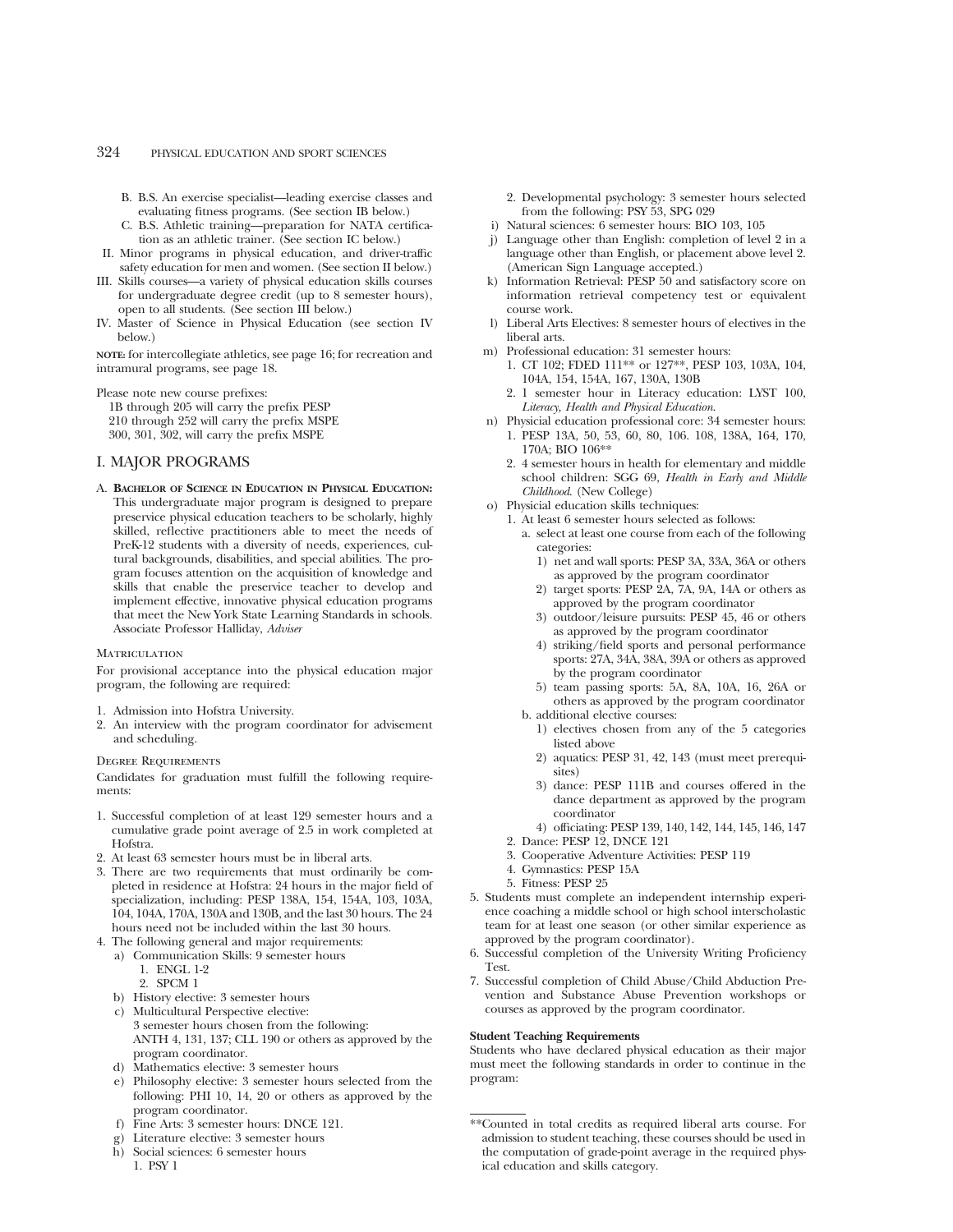B. B.S. An exercise specialist—leading exercise classes and evaluating fitness programs. (See section IB below.)
C. B.S. Athletic training—preparation for NATA certification as an athletic trainer. (See section IC below.)

II. Minor programs in physical education, and driver-traffic safety education for men and women. (See section II below.)

III. Skills courses—a variety of physical education skills courses for undergraduate degree credit (up to 8 semester hours), open to all students. (See section III below.)

IV. Master of Science in Physical Education (see section IV below.)

NOTE: for intercollegiate athletics, see page 16; for recreation and intramural programs, see page 18.

Please note new course prefixes:
1B through 205 will carry the prefix PESP
210 through 252 will carry the prefix MSPE
300, 301, 302, will carry the prefix MSPE

## I. MAJOR PROGRAMS

A. **BACHELOR OF SCIENCE IN EDUCATION IN PHYSICAL EDUCATION:** This undergraduate major program is designed to prepare preservice physical education teachers to be scholarly, highly skilled, reflective practitioners able to meet the needs of PreK-12 students with a diversity of needs, experiences, cultural backgrounds, disabilities, and special abilities. The program focuses attention on the acquisition of knowledge and skills that enable the preservice teacher to develop and implement effective, innovative physical education programs that meet the New York State Learning Standards in schools. Associate Professor Halliday, *Adviser*

### Matriculation

For provisional acceptance into the physical education major program, the following are required:

1. Admission into Hofstra University.
2. An interview with the program coordinator for advisement and scheduling.

### Degree Requirements

Candidates for graduation must fulfill the following requirements:

1. Successful completion of at least 129 semester hours and a cumulative grade point average of 2.5 in work completed at Hofstra.
2. At least 63 semester hours must be in liberal arts.
3. There are two requirements that must ordinarily be completed in residence at Hofstra: 24 hours in the major field of specialization, including: PESP 138A, 154, 154A, 103, 103A, 104, 104A, 170A, 130A and 130B, and the last 30 hours. The 24 hours need not be included within the last 30 hours.
4. The following general and major requirements:
   a) Communication Skills: 9 semester hours
      1. ENGL 1-2
      2. SPCM 1
   b) History elective: 3 semester hours
   c) Multicultural Perspective elective: 3 semester hours chosen from the following: ANTH 4, 131, 137; CLL 190 or others as approved by the program coordinator.
   d) Mathematics elective: 3 semester hours
   e) Philosophy elective: 3 semester hours selected from the following: PHI 10, 14, 20 or others as approved by the program coordinator.
   f) Fine Arts: 3 semester hours: DNCE 121.
   g) Literature elective: 3 semester hours
   h) Social sciences: 6 semester hours
      1. PSY 1
      2. Developmental psychology: 3 semester hours selected from the following: PSY 53, SPG 029
   i) Natural sciences: 6 semester hours: BIO 103, 105
   j) Language other than English: completion of level 2 in a language other than English, or placement above level 2. (American Sign Language accepted.)
   k) Information Retrieval: PESP 50 and satisfactory score on information retrieval competency test or equivalent course work.
   l) Liberal Arts Electives: 8 semester hours of electives in the liberal arts.
   m) Professional education: 31 semester hours:
      1. CT 102; FDED 111** or 127**, PESP 103, 103A, 104, 104A, 154, 154A, 167, 130A, 130B
      2. 1 semester hour in Literacy education: LYST 100, *Literacy, Health and Physical Education*.
   n) Physical education professional core: 34 semester hours:
      1. PESP 13A, 50, 53, 60, 80, 106. 108, 138A, 164, 170, 170A; BIO 106**
      2. 4 semester hours in health for elementary and middle school children: SGG 69, *Health in Early and Middle Childhood*. (New College)
   o) Physicial education skills techniques:
      1. At least 6 semester hours selected as follows:
         a. select at least one course from each of the following categories:
            1) net and wall sports: PESP 3A, 33A, 36A or others as approved by the program coordinator
            2) target sports: PESP 2A, 7A, 9A, 14A or others as approved by the program coordinator
            3) outdoor/leisure pursuits: PESP 45, 46 or others as approved by the program coordinator
            4) striking/field sports and personal performance sports: 27A, 34A, 38A, 39A or others as approved by the program coordinator
            5) team passing sports: 5A, 8A, 10A, 16, 26A or others as approved by the program coordinator
         b. additional elective courses:
            1) electives chosen from any of the 5 categories listed above
            2) aquatics: PESP 31, 42, 143 (must meet prerequisites)
            3) dance: PESP 111B and courses offered in the dance department as approved by the program coordinator
            4) officiating: PESP 139, 140, 142, 144, 145, 146, 147
      2. Dance: PESP 12, DNCE 121
      3. Cooperative Adventure Activities: PESP 119
      4. Gymnastics: PESP 15A
      5. Fitness: PESP 25
5. Students must complete an independent internship experience coaching a middle school or high school interscholastic team for at least one season (or other similar experience as approved by the program coordinator).
6. Successful completion of the University Writing Proficiency Test.
7. Successful completion of Child Abuse/Child Abduction Prevention and Substance Abuse Prevention workshops or courses as approved by the program coordinator.

**Student Teaching Requirements**

Students who have declared physical education as their major must meet the following standards in order to continue in the program:

---

**Counted in total credits as required liberal arts course. For admission to student teaching, these courses should be used in the computation of grade-point average in the required physical education and skills category.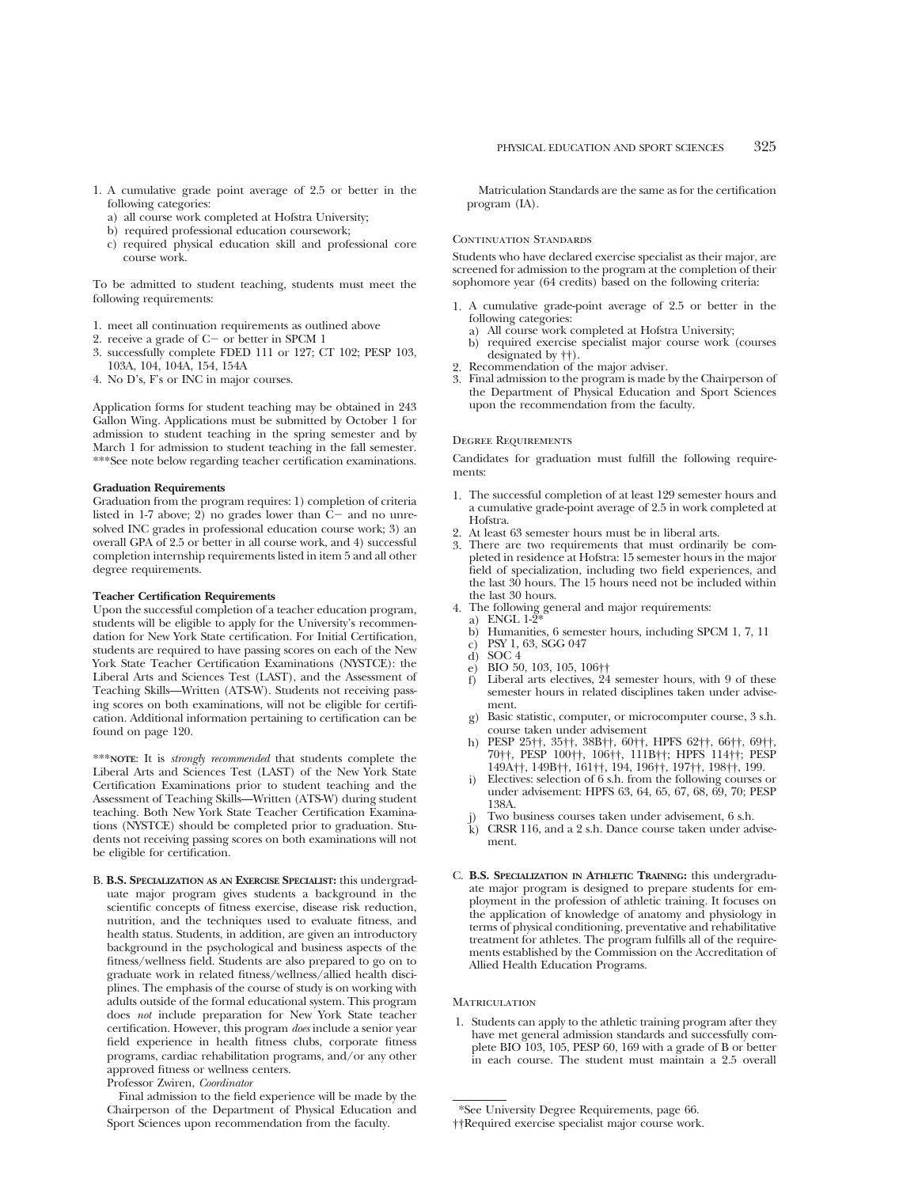1. A cumulative grade point average of 2.5 or better in the following categories:
   a) all course work completed at Hofstra University;
   b) required professional education coursework;
   c) required physical education skill and professional core course work.

To be admitted to student teaching, students must meet the following requirements:

1. meet all continuation requirements as outlined above
2. receive a grade of C− or better in SPCM 1
3. successfully complete FDED 111 or 127; CT 102; PESP 103, 103A, 104, 104A, 154, 154A
4. No D's, F's or INC in major courses.

Application forms for student teaching may be obtained in 243 Gallon Wing. Applications must be submitted by October 1 for admission to student teaching in the spring semester and by March 1 for admission to student teaching in the fall semester. ***See note below regarding teacher certification examinations.

**Graduation Requirements**

Graduation from the program requires: 1) completion of criteria listed in 1-7 above; 2) no grades lower than C− and no unresolved INC grades in professional education course work; 3) an overall GPA of 2.5 or better in all course work, and 4) successful completion internship requirements listed in item 5 and all other degree requirements.

**Teacher Certification Requirements**

Upon the successful completion of a teacher education program, students will be eligible to apply for the University's recommendation for New York State certification. For Initial Certification, students are required to have passing scores on each of the New York State Teacher Certification Examinations (NYSTCE): the Liberal Arts and Sciences Test (LAST), and the Assessment of Teaching Skills—Written (ATS-W). Students not receiving passing scores on both examinations, will not be eligible for certification. Additional information pertaining to certification can be found on page 120.

***NOTE: It is *strongly recommended* that students complete the Liberal Arts and Sciences Test (LAST) of the New York State Certification Examinations prior to student teaching and the Assessment of Teaching Skills—Written (ATS-W) during student teaching. Both New York State Teacher Certification Examinations (NYSTCE) should be completed prior to graduation. Students not receiving passing scores on both examinations will not be eligible for certification.

B. **B.S. SPECIALIZATION AS AN EXERCISE SPECIALIST:** this undergraduate major program gives students a background in the scientific concepts of fitness exercise, disease risk reduction, nutrition, and the techniques used to evaluate fitness, and health status. Students, in addition, are given an introductory background in the psychological and business aspects of the fitness/wellness field. Students are also prepared to go on to graduate work in related fitness/wellness/allied health disciplines. The emphasis of the course of study is on working with adults outside of the formal educational system. This program does *not* include preparation for New York State teacher certification. However, this program *does* include a senior year field experience in health fitness clubs, corporate fitness programs, cardiac rehabilitation programs, and/or any other approved fitness or wellness centers.

Professor Zwiren, *Coordinator*

Final admission to the field experience will be made by the Chairperson of the Department of Physical Education and Sport Sciences upon recommendation from the faculty.

Matriculation Standards are the same as for the certification program (IA).

### Continuation Standards

Students who have declared exercise specialist as their major, are screened for admission to the program at the completion of their sophomore year (64 credits) based on the following criteria:

1. A cumulative grade-point average of 2.5 or better in the following categories:
   a) All course work completed at Hofstra University;
   b) required exercise specialist major course work (courses designated by ††).
2. Recommendation of the major adviser.
3. Final admission to the program is made by the Chairperson of the Department of Physical Education and Sport Sciences upon the recommendation from the faculty.

### Degree Requirements

Candidates for graduation must fulfill the following requirements:

1. The successful completion of at least 129 semester hours and a cumulative grade-point average of 2.5 in work completed at Hofstra.
2. At least 63 semester hours must be in liberal arts.
3. There are two requirements that must ordinarily be completed in residence at Hofstra: 15 semester hours in the major field of specialization, including two field experiences, and the last 30 hours. The 15 hours need not be included within the last 30 hours.
4. The following general and major requirements:
   a) ENGL 1-2*
   b) Humanities, 6 semester hours, including SPCM 1, 7, 11
   c) PSY 1, 63, SGG 047
   d) SOC 4
   e) BIO 50, 103, 105, 106††
   f) Liberal arts electives, 24 semester hours, with 9 of these semester hours in related disciplines taken under advisement.
   g) Basic statistic, computer, or microcomputer course, 3 s.h. course taken under advisement
   h) PESP 25††, 35††, 38B††, 60††, HPFS 62††, 66††, 69††, 70††, PESP 100††, 106††, 111B††; HPFS 114††; PESP 149A††, 149B††, 161††, 194, 196††, 197††, 198††, 199.
   i) Electives: selection of 6 s.h. from the following courses or under advisement: HPFS 63, 64, 65, 67, 68, 69, 70; PESP 138A.
   j) Two business courses taken under advisement, 6 s.h.
   k) CRSR 116, and a 2 s.h. Dance course taken under advisement.

C. **B.S. SPECIALIZATION IN ATHLETIC TRAINING:** this undergraduate major program is designed to prepare students for employment in the profession of athletic training. It focuses on the application of knowledge of anatomy and physiology in terms of physical conditioning, preventative and rehabilitative treatment for athletes. The program fulfills all of the requirements established by the Commission on the Accreditation of Allied Health Education Programs.

### Matriculation

1. Students can apply to the athletic training program after they have met general admission standards and successfully complete BIO 103, 105, PESP 60, 169 with a grade of B or better in each course. The student must maintain a 2.5 overall

*See University Degree Requirements, page 66.

††Required exercise specialist major course work.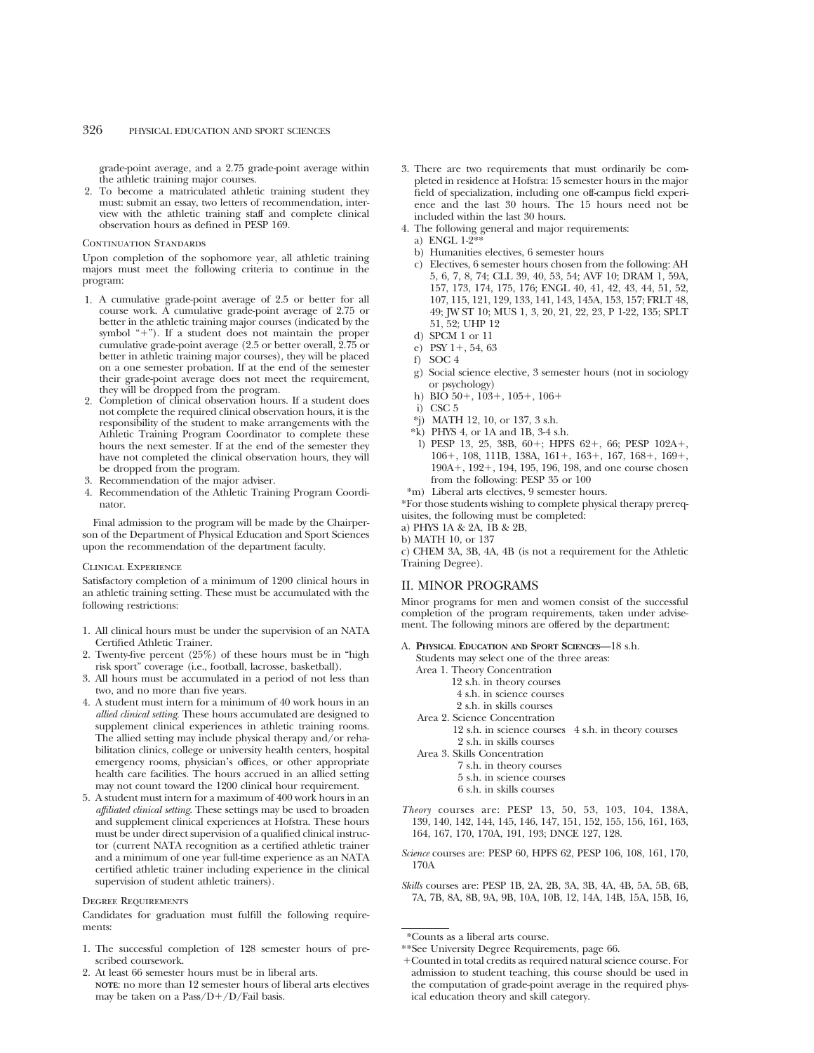grade-point average, and a 2.75 grade-point average within the athletic training major courses.
2. To become a matriculated athletic training student they must: submit an essay, two letters of recommendation, interview with the athletic training staff and complete clinical observation hours as defined in PESP 169.

### Continuation Standards

Upon completion of the sophomore year, all athletic training majors must meet the following criteria to continue in the program:

1. A cumulative grade-point average of 2.5 or better for all course work. A cumulative grade-point average of 2.75 or better in the athletic training major courses (indicated by the symbol "+"). If a student does not maintain the proper cumulative grade-point average (2.5 or better overall, 2.75 or better in athletic training major courses), they will be placed on a one semester probation. If at the end of the semester their grade-point average does not meet the requirement, they will be dropped from the program.
2. Completion of clinical observation hours. If a student does not complete the required clinical observation hours, it is the responsibility of the student to make arrangements with the Athletic Training Program Coordinator to complete these hours the next semester. If at the end of the semester they have not completed the clinical observation hours, they will be dropped from the program.
3. Recommendation of the major adviser.
4. Recommendation of the Athletic Training Program Coordinator.

Final admission to the program will be made by the Chairperson of the Department of Physical Education and Sport Sciences upon the recommendation of the department faculty.

### Clinical Experience

Satisfactory completion of a minimum of 1200 clinical hours in an athletic training setting. These must be accumulated with the following restrictions:

1. All clinical hours must be under the supervision of an NATA Certified Athletic Trainer.
2. Twenty-five percent (25%) of these hours must be in "high risk sport" coverage (i.e., football, lacrosse, basketball).
3. All hours must be accumulated in a period of not less than two, and no more than five years.
4. A student must intern for a minimum of 40 work hours in an *allied clinical setting*. These hours accumulated are designed to supplement clinical experiences in athletic training rooms. The allied setting may include physical therapy and/or rehabilitation clinics, college or university health centers, hospital emergency rooms, physician's offices, or other appropriate health care facilities. The hours accrued in an allied setting may not count toward the 1200 clinical hour requirement.
5. A student must intern for a maximum of 400 work hours in an *affiliated clinical setting*. These settings may be used to broaden and supplement clinical experiences at Hofstra. These hours must be under direct supervision of a qualified clinical instructor (current NATA recognition as a certified athletic trainer and a minimum of one year full-time experience as an NATA certified athletic trainer including experience in the clinical supervision of student athletic trainers).

### Degree Requirements

Candidates for graduation must fulfill the following requirements:

1. The successful completion of 128 semester hours of prescribed coursework.
2. At least 66 semester hours must be in liberal arts. **NOTE**: no more than 12 semester hours of liberal arts electives may be taken on a Pass/D+/D/Fail basis.
3. There are two requirements that must ordinarily be completed in residence at Hofstra: 15 semester hours in the major field of specialization, including one off-campus field experience and the last 30 hours. The 15 hours need not be included within the last 30 hours.
4. The following general and major requirements:
   a) ENGL 1-2**
   b) Humanities electives, 6 semester hours
   c) Electives, 6 semester hours chosen from the following: AH 5, 6, 7, 8, 74; CLL 39, 40, 53, 54; AVF 10; DRAM 1, 59A, 157, 173, 174, 175, 176; ENGL 40, 41, 42, 43, 44, 51, 52, 107, 115, 121, 129, 133, 141, 143, 145A, 153, 157; FRLT 48, 49; JW ST 10; MUS 1, 3, 20, 21, 22, 23, P 1-22, 135; SPLT 51, 52; UHP 12
   d) SPCM 1 or 11
   e) PSY 1+, 54, 63
   f) SOC 4
   g) Social science elective, 3 semester hours (not in sociology or psychology)
   h) BIO 50+, 103+, 105+, 106+
   i) CSC 5
   *j) MATH 12, 10, or 137, 3 s.h.
   *k) PHYS 4, or 1A and 1B, 3-4 s.h.
   l) PESP 13, 25, 38B, 60+; HPFS 62+, 66; PESP 102A+, 106+, 108, 111B, 138A, 161+, 163+, 167, 168+, 169+, 190A+, 192+, 194, 195, 196, 198, and one course chosen from the following: PESP 35 or 100
   *m) Liberal arts electives, 9 semester hours.

*For those students wishing to complete physical therapy prerequisites, the following must be completed:
a) PHYS 1A & 2A, 1B & 2B,
b) MATH 10, or 137
c) CHEM 3A, 3B, 4A, 4B (is not a requirement for the Athletic Training Degree).

## II. MINOR PROGRAMS

Minor programs for men and women consist of the successful completion of the program requirements, taken under advisement. The following minors are offered by the department:

A. **Physical Education and Sport Sciences**—18 s.h.
   Students may select one of the three areas:
   Area 1. Theory Concentration
      12 s.h. in theory courses
      4 s.h. in science courses
      2 s.h. in skills courses
   Area 2. Science Concentration
      12 s.h. in science courses
      4 s.h. in theory courses
      2 s.h. in skills courses
   Area 3. Skills Concentration
      7 s.h. in theory courses
      5 s.h. in science courses
      6 s.h. in skills courses

*Theory* courses are: PESP 13, 50, 53, 103, 104, 138A, 139, 140, 142, 144, 145, 146, 147, 151, 152, 155, 156, 161, 163, 164, 167, 170, 170A, 191, 193; DNCE 127, 128.

*Science* courses are: PESP 60, HPFS 62, PESP 106, 108, 161, 170, 170A

*Skills* courses are: PESP 1B, 2A, 2B, 3A, 3B, 4A, 4B, 5A, 5B, 6B, 7A, 7B, 8A, 8B, 9A, 9B, 10A, 10B, 12, 14A, 14B, 15A, 15B, 16,

---

*Counts as a liberal arts course.

**See University Degree Requirements, page 66.

+Counted in total credits as required natural science course. For admission to student teaching, this course should be used in the computation of grade-point average in the required physical education theory and skill category.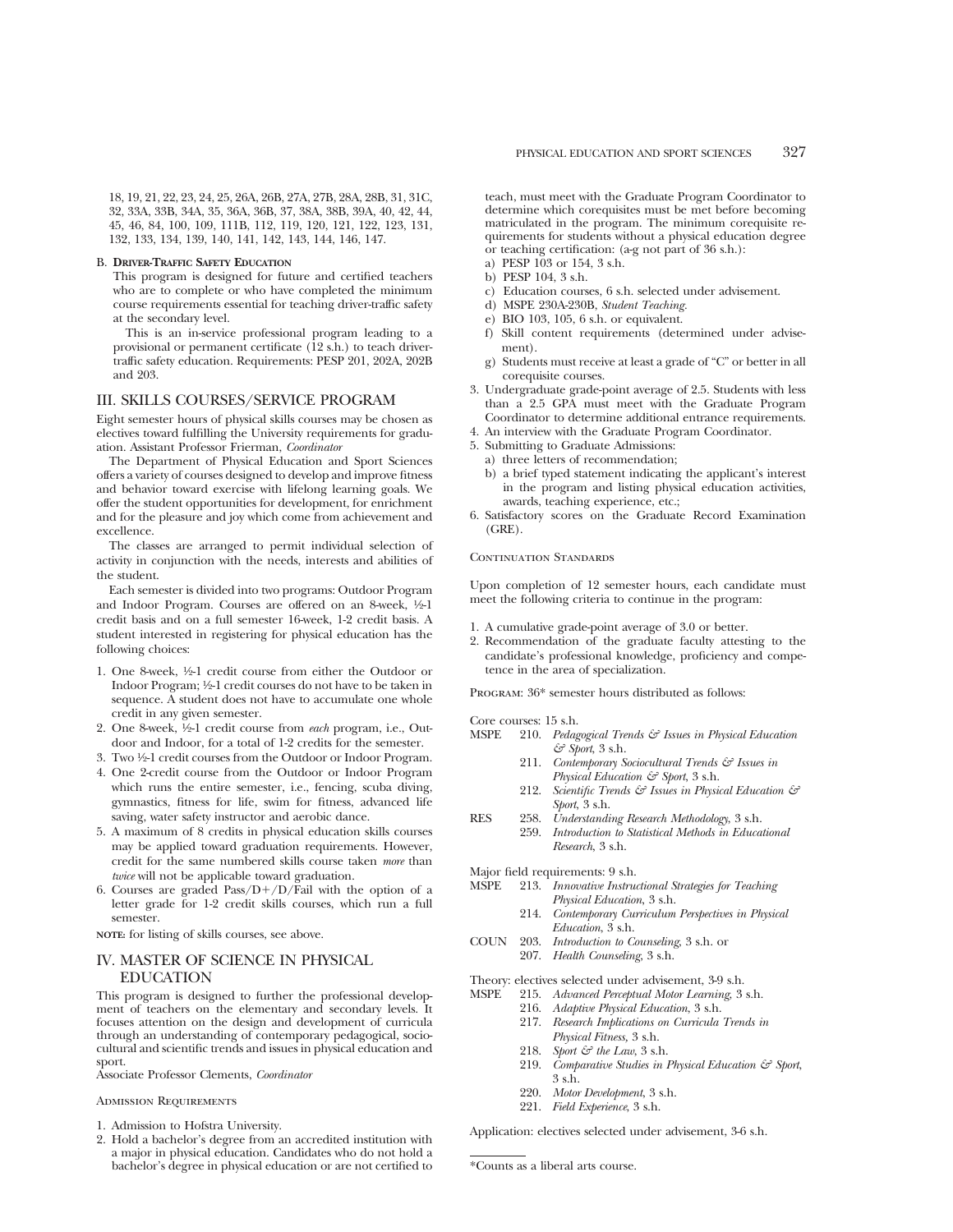18, 19, 21, 22, 23, 24, 25, 26A, 26B, 27A, 27B, 28A, 28B, 31, 31C, 32, 33A, 33B, 34A, 35, 36A, 36B, 37, 38A, 38B, 39A, 40, 42, 44, 45, 46, 84, 100, 109, 111B, 112, 119, 120, 121, 122, 123, 131, 132, 133, 134, 139, 140, 141, 142, 143, 144, 146, 147.

B. **Driver-Traffic Safety Education**

This program is designed for future and certified teachers who are to complete or who have completed the minimum course requirements essential for teaching driver-traffic safety at the secondary level.

This is an in-service professional program leading to a provisional or permanent certificate (12 s.h.) to teach driver-traffic safety education. Requirements: PESP 201, 202A, 202B and 203.

## III. SKILLS COURSES/SERVICE PROGRAM

Eight semester hours of physical skills courses may be chosen as electives toward fulfilling the University requirements for graduation. Assistant Professor Frierman, *Coordinator*

The Department of Physical Education and Sport Sciences offers a variety of courses designed to develop and improve fitness and behavior toward exercise with lifelong learning goals. We offer the student opportunities for development, for enrichment and for the pleasure and joy which come from achievement and excellence.

The classes are arranged to permit individual selection of activity in conjunction with the needs, interests and abilities of the student.

Each semester is divided into two programs: Outdoor Program and Indoor Program. Courses are offered on an 8-week, ½-1 credit basis and on a full semester 16-week, 1-2 credit basis. A student interested in registering for physical education has the following choices:

1. One 8-week, ½-1 credit course from either the Outdoor or Indoor Program; ½-1 credit courses do not have to be taken in sequence. A student does not have to accumulate one whole credit in any given semester.
2. One 8-week, ½-1 credit course from *each* program, i.e., Outdoor and Indoor, for a total of 1-2 credits for the semester.
3. Two ½-1 credit courses from the Outdoor or Indoor Program.
4. One 2-credit course from the Outdoor or Indoor Program which runs the entire semester, i.e., fencing, scuba diving, gymnastics, fitness for life, swim for fitness, advanced life saving, water safety instructor and aerobic dance.
5. A maximum of 8 credits in physical education skills courses may be applied toward graduation requirements. However, credit for the same numbered skills course taken *more* than *twice* will not be applicable toward graduation.
6. Courses are graded Pass/D+/D/Fail with the option of a letter grade for 1-2 credit skills courses, which run a full semester.

**NOTE:** for listing of skills courses, see above.

## IV. MASTER OF SCIENCE IN PHYSICAL EDUCATION

This program is designed to further the professional development of teachers on the elementary and secondary levels. It focuses attention on the design and development of curricula through an understanding of contemporary pedagogical, sociocultural and scientific trends and issues in physical education and sport.

Associate Professor Clements, *Coordinator*

### Admission Requirements

1. Admission to Hofstra University.
2. Hold a bachelor's degree from an accredited institution with a major in physical education. Candidates who do not hold a bachelor's degree in physical education or are not certified to teach, must meet with the Graduate Program Coordinator to determine which corequisites must be met before becoming matriculated in the program. The minimum corequisite requirements for students without a physical education degree or teaching certification: (a-g not part of 36 s.h.):
   a) PESP 103 or 154, 3 s.h.
   b) PESP 104, 3 s.h.
   c) Education courses, 6 s.h. selected under advisement.
   d) MSPE 230A-230B, *Student Teaching*.
   e) BIO 103, 105, 6 s.h. or equivalent.
   f) Skill content requirements (determined under advisement).
   g) Students must receive at least a grade of "C" or better in all corequisite courses.
3. Undergraduate grade-point average of 2.5. Students with less than a 2.5 GPA must meet with the Graduate Program Coordinator to determine additional entrance requirements.
4. An interview with the Graduate Program Coordinator.
5. Submitting to Graduate Admissions:
   a) three letters of recommendation;
   b) a brief typed statement indicating the applicant's interest in the program and listing physical education activities, awards, teaching experience, etc.;
6. Satisfactory scores on the Graduate Record Examination (GRE).

### Continuation Standards

Upon completion of 12 semester hours, each candidate must meet the following criteria to continue in the program:

1. A cumulative grade-point average of 3.0 or better.
2. Recommendation of the graduate faculty attesting to the candidate's professional knowledge, proficiency and competence in the area of specialization.

Program: 36* semester hours distributed as follows:

Core courses: 15 s.h.

MSPE 210. *Pedagogical Trends & Issues in Physical Education & Sport*, 3 s.h.
211. *Contemporary Sociocultural Trends & Issues in Physical Education & Sport*, 3 s.h.
212. *Scientific Trends & Issues in Physical Education & Sport*, 3 s.h.

RES 258. *Understanding Research Methodology*, 3 s.h.
259. *Introduction to Statistical Methods in Educational Research*, 3 s.h.

Major field requirements: 9 s.h.

MSPE 213. *Innovative Instructional Strategies for Teaching Physical Education*, 3 s.h.
214. *Contemporary Curriculum Perspectives in Physical Education*, 3 s.h.

COUN 203. *Introduction to Counseling*, 3 s.h. or
207. *Health Counseling*, 3 s.h.

Theory: electives selected under advisement, 3-9 s.h.

MSPE 215. *Advanced Perceptual Motor Learning*, 3 s.h.
216. *Adaptive Physical Education*, 3 s.h.
217. *Research Implications on Curricula Trends in Physical Fitness*, 3 s.h.
218. *Sport & the Law*, 3 s.h.
219. *Comparative Studies in Physical Education & Sport*, 3 s.h.
220. *Motor Development*, 3 s.h.
221. *Field Experience*, 3 s.h.

Application: electives selected under advisement, 3-6 s.h.

---

*Counts as a liberal arts course.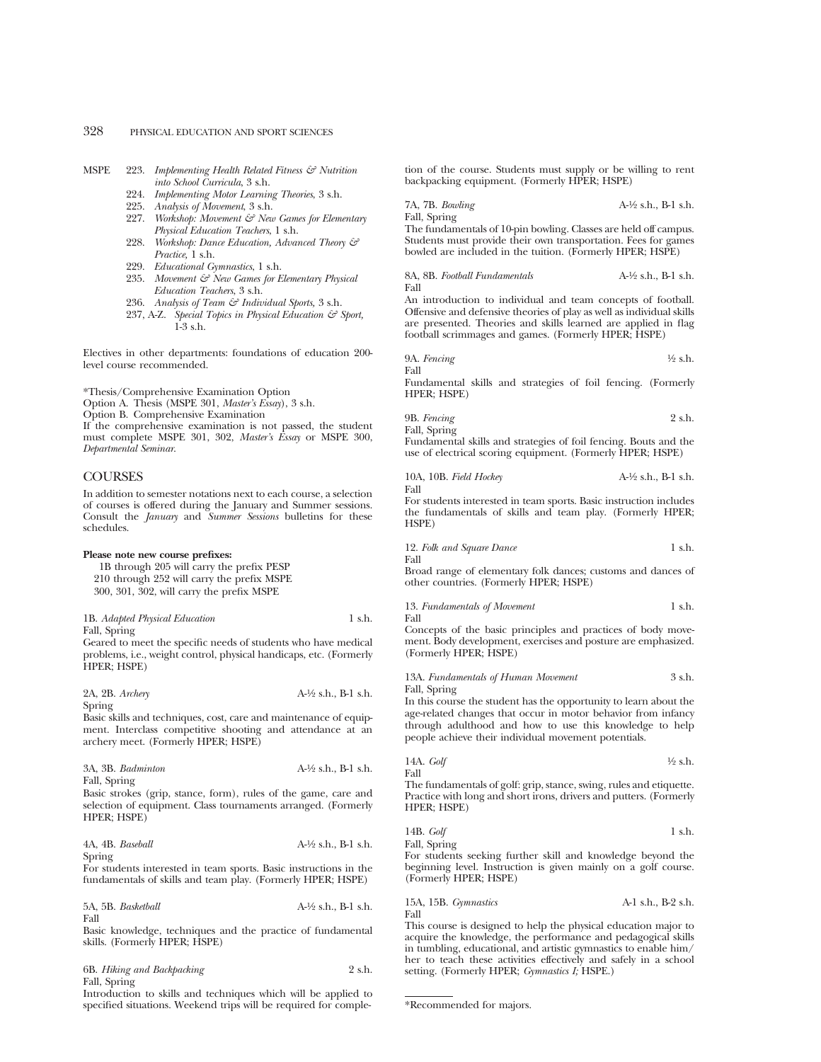MSPE 223. *Implementing Health Related Fitness & Nutrition into School Curricula*, 3 s.h.
224. *Implementing Motor Learning Theories*, 3 s.h.
225. *Analysis of Movement*, 3 s.h.
227. *Workshop: Movement & New Games for Elementary Physical Education Teachers*, 1 s.h.
228. *Workshop: Dance Education, Advanced Theory & Practice*, 1 s.h.
229. *Educational Gymnastics*, 1 s.h.
235. *Movement & New Games for Elementary Physical Education Teachers*, 3 s.h.
236. *Analysis of Team & Individual Sports*, 3 s.h.
237, A-Z. *Special Topics in Physical Education & Sport*, 1-3 s.h.

Electives in other departments: foundations of education 200-level course recommended.

*Thesis/Comprehensive Examination Option
Option A. Thesis (MSPE 301, *Master's Essay*), 3 s.h.
Option B. Comprehensive Examination
If the comprehensive examination is not passed, the student must complete MSPE 301, 302, *Master's Essay* or MSPE 300, *Departmental Seminar*.

## COURSES

In addition to semester notations next to each course, a selection of courses is offered during the January and Summer sessions. Consult the *January* and *Summer Sessions* bulletins for these schedules.

**Please note new course prefixes:**
1B through 205 will carry the prefix PESP
210 through 252 will carry the prefix MSPE
300, 301, 302, will carry the prefix MSPE

1B. *Adapted Physical Education* 1 s.h.
Fall, Spring
Geared to meet the specific needs of students who have medical problems, i.e., weight control, physical handicaps, etc. (Formerly HPER; HSPE)

2A, 2B. *Archery* A-½ s.h., B-1 s.h.
Spring
Basic skills and techniques, cost, care and maintenance of equipment. Interclass competitive shooting and attendance at an archery meet. (Formerly HPER; HSPE)

3A, 3B. *Badminton* A-½ s.h., B-1 s.h.
Fall, Spring
Basic strokes (grip, stance, form), rules of the game, care and selection of equipment. Class tournaments arranged. (Formerly HPER; HSPE)

4A, 4B. *Baseball* A-½ s.h., B-1 s.h.
Spring
For students interested in team sports. Basic instructions in the fundamentals of skills and team play. (Formerly HPER; HSPE)

5A, 5B. *Basketball* A-½ s.h., B-1 s.h.
Fall
Basic knowledge, techniques and the practice of fundamental skills. (Formerly HPER; HSPE)

6B. *Hiking and Backpacking* 2 s.h.
Fall, Spring
Introduction to skills and techniques which will be applied to specified situations. Weekend trips will be required for completion of the course. Students must supply or be willing to rent backpacking equipment. (Formerly HPER; HSPE)

7A, 7B. *Bowling* A-½ s.h., B-1 s.h.
Fall, Spring
The fundamentals of 10-pin bowling. Classes are held off campus. Students must provide their own transportation. Fees for games bowled are included in the tuition. (Formerly HPER; HSPE)

8A, 8B. *Football Fundamentals* A-½ s.h., B-1 s.h.
Fall
An introduction to individual and team concepts of football. Offensive and defensive theories of play as well as individual skills are presented. Theories and skills learned are applied in flag football scrimmages and games. (Formerly HPER; HSPE)

9A. *Fencing* ½ s.h.
Fall
Fundamental skills and strategies of foil fencing. (Formerly HPER; HSPE)

9B. *Fencing* 2 s.h.
Fall, Spring
Fundamental skills and strategies of foil fencing. Bouts and the use of electrical scoring equipment. (Formerly HPER; HSPE)

10A, 10B. *Field Hockey* A-½ s.h., B-1 s.h.
Fall
For students interested in team sports. Basic instruction includes the fundamentals of skills and team play. (Formerly HPER; HSPE)

12. *Folk and Square Dance* 1 s.h.
Fall
Broad range of elementary folk dances; customs and dances of other countries. (Formerly HPER; HSPE)

13. *Fundamentals of Movement* 1 s.h.
Fall
Concepts of the basic principles and practices of body movement. Body development, exercises and posture are emphasized. (Formerly HPER; HSPE)

13A. *Fundamentals of Human Movement* 3 s.h.
Fall, Spring
In this course the student has the opportunity to learn about the age-related changes that occur in motor behavior from infancy through adulthood and how to use this knowledge to help people achieve their individual movement potentials.

14A. *Golf* ½ s.h.
Fall
The fundamentals of golf: grip, stance, swing, rules and etiquette. Practice with long and short irons, drivers and putters. (Formerly HPER; HSPE)

14B. *Golf* 1 s.h.
Fall, Spring
For students seeking further skill and knowledge beyond the beginning level. Instruction is given mainly on a golf course. (Formerly HPER; HSPE)

15A, 15B. *Gymnastics* A-1 s.h., B-2 s.h.
Fall
This course is designed to help the physical education major to acquire the knowledge, the performance and pedagogical skills in tumbling, educational, and artistic gymnastics to enable him/her to teach these activities effectively and safely in a school setting. (Formerly HPER; *Gymnastics I;* HSPE.)

*Recommended for majors.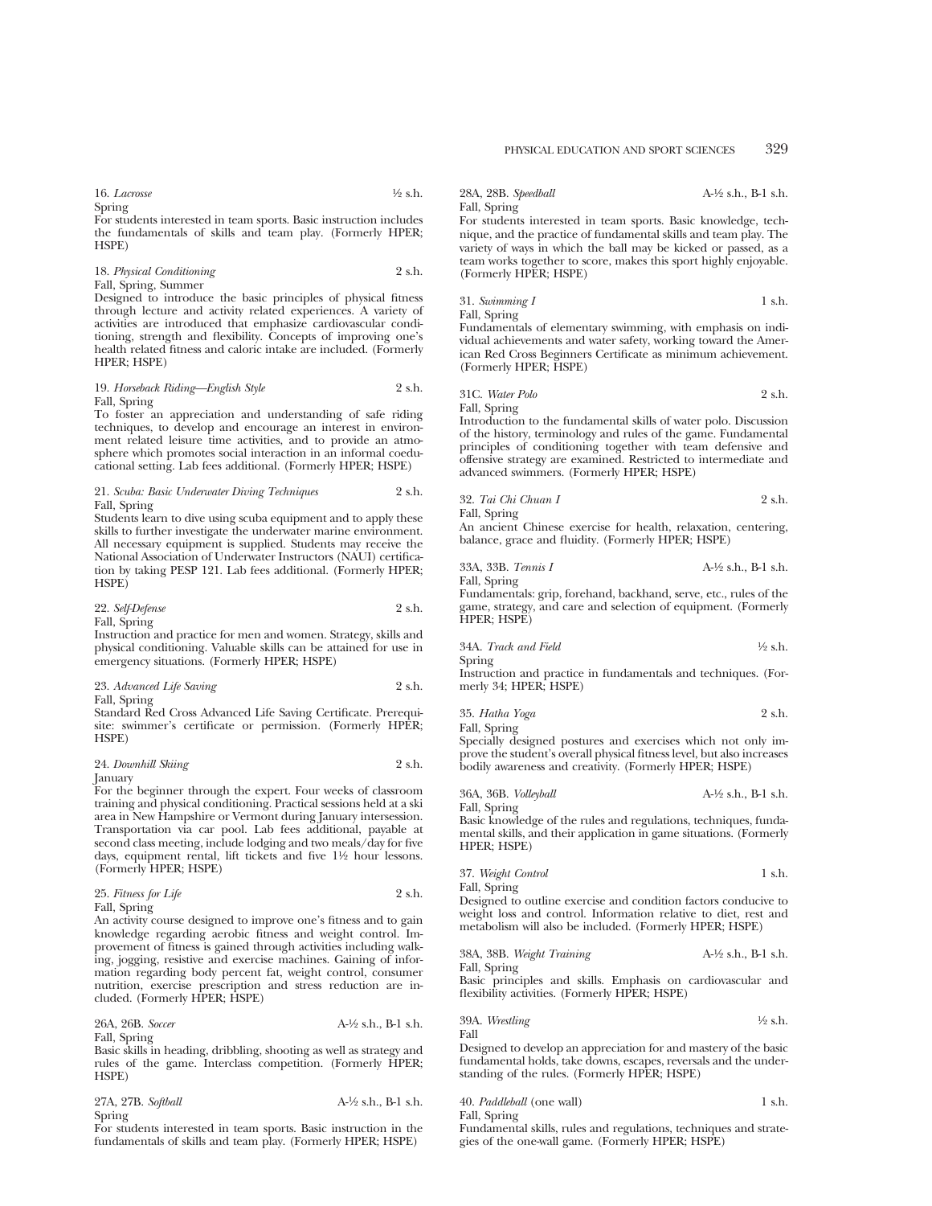16. *Lacrosse* ½ s.h.
Spring
For students interested in team sports. Basic instruction includes the fundamentals of skills and team play. (Formerly HPER; HSPE)

18. *Physical Conditioning* 2 s.h.
Fall, Spring, Summer
Designed to introduce the basic principles of physical fitness through lecture and activity related experiences. A variety of activities are introduced that emphasize cardiovascular conditioning, strength and flexibility. Concepts of improving one's health related fitness and caloric intake are included. (Formerly HPER; HSPE)

19. *Horseback Riding—English Style* 2 s.h.
Fall, Spring
To foster an appreciation and understanding of safe riding techniques, to develop and encourage an interest in environment related leisure time activities, and to provide an atmosphere which promotes social interaction in an informal coeducational setting. Lab fees additional. (Formerly HPER; HSPE)

21. *Scuba: Basic Underwater Diving Techniques* 2 s.h.
Fall, Spring
Students learn to dive using scuba equipment and to apply these skills to further investigate the underwater marine environment. All necessary equipment is supplied. Students may receive the National Association of Underwater Instructors (NAUI) certification by taking PESP 121. Lab fees additional. (Formerly HPER; HSPE)

22. *Self-Defense* 2 s.h.
Fall, Spring
Instruction and practice for men and women. Strategy, skills and physical conditioning. Valuable skills can be attained for use in emergency situations. (Formerly HPER; HSPE)

23. *Advanced Life Saving* 2 s.h.
Fall, Spring
Standard Red Cross Advanced Life Saving Certificate. Prerequisite: swimmer's certificate or permission. (Formerly HPER; HSPE)

24. *Downhill Skiing* 2 s.h.
January
For the beginner through the expert. Four weeks of classroom training and physical conditioning. Practical sessions held at a ski area in New Hampshire or Vermont during January intersession. Transportation via car pool. Lab fees additional, payable at second class meeting, include lodging and two meals/day for five days, equipment rental, lift tickets and five 1½ hour lessons. (Formerly HPER; HSPE)

25. *Fitness for Life* 2 s.h.
Fall, Spring
An activity course designed to improve one's fitness and to gain knowledge regarding aerobic fitness and weight control. Improvement of fitness is gained through activities including walking, jogging, resistive and exercise machines. Gaining of information regarding body percent fat, weight control, consumer nutrition, exercise prescription and stress reduction are included. (Formerly HPER; HSPE)

26A, 26B. *Soccer* A-½ s.h., B-1 s.h.
Fall, Spring
Basic skills in heading, dribbling, shooting as well as strategy and rules of the game. Interclass competition. (Formerly HPER; HSPE)

27A, 27B. *Softball* A-½ s.h., B-1 s.h.
Spring
For students interested in team sports. Basic instruction in the fundamentals of skills and team play. (Formerly HPER; HSPE)

28A, 28B. *Speedball* A-½ s.h., B-1 s.h.
Fall, Spring
For students interested in team sports. Basic knowledge, technique, and the practice of fundamental skills and team play. The variety of ways in which the ball may be kicked or passed, as a team works together to score, makes this sport highly enjoyable. (Formerly HPER; HSPE)

31. *Swimming I* 1 s.h.
Fall, Spring
Fundamentals of elementary swimming, with emphasis on individual achievements and water safety, working toward the American Red Cross Beginners Certificate as minimum achievement. (Formerly HPER; HSPE)

31C. *Water Polo* 2 s.h.
Fall, Spring
Introduction to the fundamental skills of water polo. Discussion of the history, terminology and rules of the game. Fundamental principles of conditioning together with team defensive and offensive strategy are examined. Restricted to intermediate and advanced swimmers. (Formerly HPER; HSPE)

32. *Tai Chi Chuan I* 2 s.h.
Fall, Spring
An ancient Chinese exercise for health, relaxation, centering, balance, grace and fluidity. (Formerly HPER; HSPE)

33A, 33B. *Tennis I* A-½ s.h., B-1 s.h.
Fall, Spring
Fundamentals: grip, forehand, backhand, serve, etc., rules of the game, strategy, and care and selection of equipment. (Formerly HPER; HSPE)

34A. *Track and Field* ½ s.h.
Spring
Instruction and practice in fundamentals and techniques. (Formerly 34; HPER; HSPE)

35. *Hatha Yoga* 2 s.h.
Fall, Spring
Specially designed postures and exercises which not only improve the student's overall physical fitness level, but also increases bodily awareness and creativity. (Formerly HPER; HSPE)

36A, 36B. *Volleyball* A-½ s.h., B-1 s.h.
Fall, Spring
Basic knowledge of the rules and regulations, techniques, fundamental skills, and their application in game situations. (Formerly HPER; HSPE)

37. *Weight Control* 1 s.h.
Fall, Spring
Designed to outline exercise and condition factors conducive to weight loss and control. Information relative to diet, rest and metabolism will also be included. (Formerly HPER; HSPE)

38A, 38B. *Weight Training* A-½ s.h., B-1 s.h.
Fall, Spring
Basic principles and skills. Emphasis on cardiovascular and flexibility activities. (Formerly HPER; HSPE)

39A. *Wrestling* ½ s.h.
Fall
Designed to develop an appreciation for and mastery of the basic fundamental holds, take downs, escapes, reversals and the understanding of the rules. (Formerly HPER; HSPE)

40. *Paddleball* (one wall) 1 s.h.
Fall, Spring
Fundamental skills, rules and regulations, techniques and strategies of the one-wall game. (Formerly HPER; HSPE)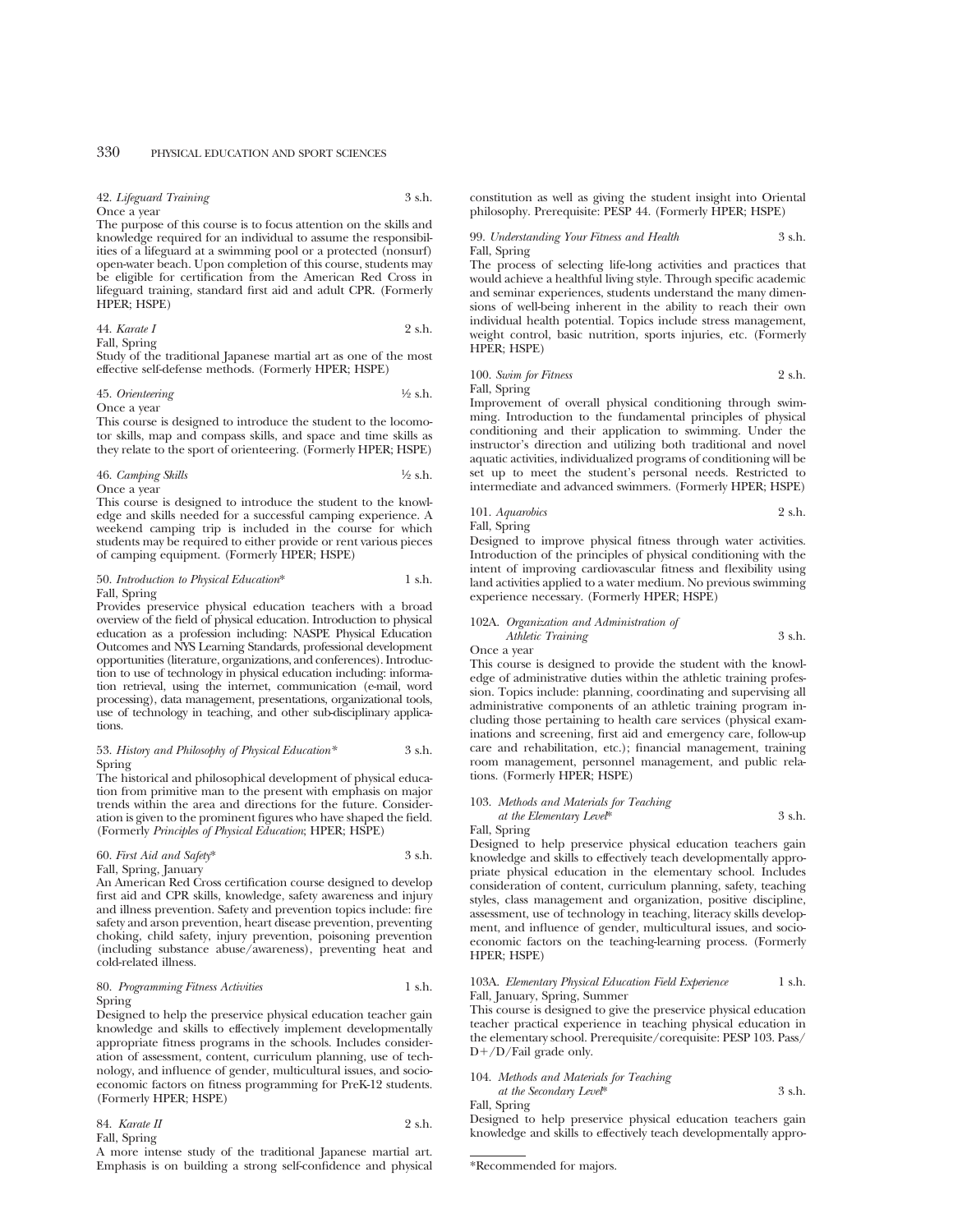42. *Lifeguard Training* 3 s.h.
Once a year
The purpose of this course is to focus attention on the skills and knowledge required for an individual to assume the responsibilities of a lifeguard at a swimming pool or a protected (nonsurf) open-water beach. Upon completion of this course, students may be eligible for certification from the American Red Cross in lifeguard training, standard first aid and adult CPR. (Formerly HPER; HSPE)

44. *Karate I* 2 s.h.
Fall, Spring
Study of the traditional Japanese martial art as one of the most effective self-defense methods. (Formerly HPER; HSPE)

45. *Orienteering* ½ s.h.
Once a year
This course is designed to introduce the student to the locomotor skills, map and compass skills, and space and time skills as they relate to the sport of orienteering. (Formerly HPER; HSPE)

46. *Camping Skills* ½ s.h.
Once a year
This course is designed to introduce the student to the knowledge and skills needed for a successful camping experience. A weekend camping trip is included in the course for which students may be required to either provide or rent various pieces of camping equipment. (Formerly HPER; HSPE)

50. *Introduction to Physical Education** 1 s.h.
Fall, Spring
Provides preservice physical education teachers with a broad overview of the field of physical education. Introduction to physical education as a profession including: NASPE Physical Education Outcomes and NYS Learning Standards, professional development opportunities (literature, organizations, and conferences). Introduction to use of technology in physical education including: information retrieval, using the internet, communication (e-mail, word processing), data management, presentations, organizational tools, use of technology in teaching, and other sub-disciplinary applications.

53. *History and Philosophy of Physical Education** 3 s.h.
Spring
The historical and philosophical development of physical education from primitive man to the present with emphasis on major trends within the area and directions for the future. Consideration is given to the prominent figures who have shaped the field. (Formerly *Principles of Physical Education*; HPER; HSPE)

60. *First Aid and Safety** 3 s.h.
Fall, Spring, January
An American Red Cross certification course designed to develop first aid and CPR skills, knowledge, safety awareness and injury and illness prevention. Safety and prevention topics include: fire safety and arson prevention, heart disease prevention, preventing choking, child safety, injury prevention, poisoning prevention (including substance abuse/awareness), preventing heat and cold-related illness.

80. *Programming Fitness Activities* 1 s.h.
Spring
Designed to help the preservice physical education teacher gain knowledge and skills to effectively implement developmentally appropriate fitness programs in the schools. Includes consideration of assessment, content, curriculum planning, use of technology, and influence of gender, multicultural issues, and socioeconomic factors on fitness programming for PreK-12 students. (Formerly HPER; HSPE)

84. *Karate II* 2 s.h.
Fall, Spring
A more intense study of the traditional Japanese martial art. Emphasis is on building a strong self-confidence and physical constitution as well as giving the student insight into Oriental philosophy. Prerequisite: PESP 44. (Formerly HPER; HSPE)

99. *Understanding Your Fitness and Health* 3 s.h.
Fall, Spring
The process of selecting life-long activities and practices that would achieve a healthful living style. Through specific academic and seminar experiences, students understand the many dimensions of well-being inherent in the ability to reach their own individual health potential. Topics include stress management, weight control, basic nutrition, sports injuries, etc. (Formerly HPER; HSPE)

100. *Swim for Fitness* 2 s.h.
Fall, Spring
Improvement of overall physical conditioning through swimming. Introduction to the fundamental principles of physical conditioning and their application to swimming. Under the instructor's direction and utilizing both traditional and novel aquatic activities, individualized programs of conditioning will be set up to meet the student's personal needs. Restricted to intermediate and advanced swimmers. (Formerly HPER; HSPE)

101. *Aquarobics* 2 s.h.
Fall, Spring
Designed to improve physical fitness through water activities. Introduction of the principles of physical conditioning with the intent of improving cardiovascular fitness and flexibility using land activities applied to a water medium. No previous swimming experience necessary. (Formerly HPER; HSPE)

102A. *Organization and Administration of Athletic Training* 3 s.h.
Once a year
This course is designed to provide the student with the knowledge of administrative duties within the athletic training profession. Topics include: planning, coordinating and supervising all administrative components of an athletic training program including those pertaining to health care services (physical examinations and screening, first aid and emergency care, follow-up care and rehabilitation, etc.); financial management, training room management, personnel management, and public relations. (Formerly HPER; HSPE)

103. *Methods and Materials for Teaching at the Elementary Level** 3 s.h.
Fall, Spring
Designed to help preservice physical education teachers gain knowledge and skills to effectively teach developmentally appropriate physical education in the elementary school. Includes consideration of content, curriculum planning, safety, teaching styles, class management and organization, positive discipline, assessment, use of technology in teaching, literacy skills development, and influence of gender, multicultural issues, and socioeconomic factors on the teaching-learning process. (Formerly HPER; HSPE)

103A. *Elementary Physical Education Field Experience* 1 s.h.
Fall, January, Spring, Summer
This course is designed to give the preservice physical education teacher practical experience in teaching physical education in the elementary school. Prerequisite/corequisite: PESP 103. Pass/D+/D/Fail grade only.

104. *Methods and Materials for Teaching at the Secondary Level** 3 s.h.
Fall, Spring
Designed to help preservice physical education teachers gain knowledge and skills to effectively teach developmentally appro-

*Recommended for majors.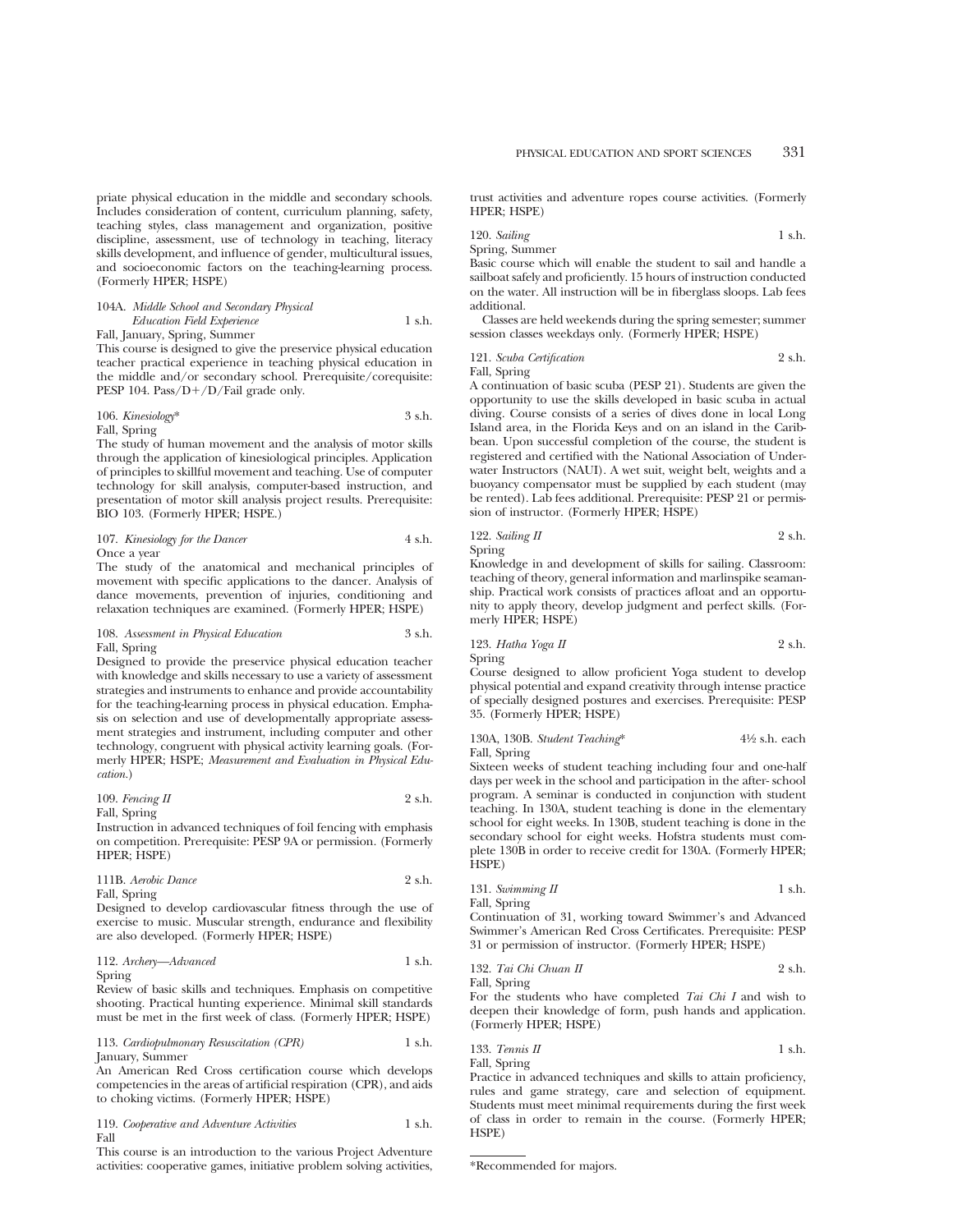priate physical education in the middle and secondary schools. Includes consideration of content, curriculum planning, safety, teaching styles, class management and organization, positive discipline, assessment, use of technology in teaching, literacy skills development, and influence of gender, multicultural issues, and socioeconomic factors on the teaching-learning process. (Formerly HPER; HSPE)

104A. *Middle School and Secondary Physical Education Field Experience* 1 s.h.
Fall, January, Spring, Summer
This course is designed to give the preservice physical education teacher practical experience in teaching physical education in the middle and/or secondary school. Prerequisite/corequisite: PESP 104. Pass/D+/D/Fail grade only.

106. *Kinesiology** 3 s.h.
Fall, Spring
The study of human movement and the analysis of motor skills through the application of kinesiological principles. Application of principles to skillful movement and teaching. Use of computer technology for skill analysis, computer-based instruction, and presentation of motor skill analysis project results. Prerequisite: BIO 103. (Formerly HPER; HSPE.)

107. *Kinesiology for the Dancer* 4 s.h.
Once a year
The study of the anatomical and mechanical principles of movement with specific applications to the dancer. Analysis of dance movements, prevention of injuries, conditioning and relaxation techniques are examined. (Formerly HPER; HSPE)

108. *Assessment in Physical Education* 3 s.h.
Fall, Spring
Designed to provide the preservice physical education teacher with knowledge and skills necessary to use a variety of assessment strategies and instruments to enhance and provide accountability for the teaching-learning process in physical education. Emphasis on selection and use of developmentally appropriate assessment strategies and instrument, including computer and other technology, congruent with physical activity learning goals. (Formerly HPER; HSPE; *Measurement and Evaluation in Physical Education.*)

109. *Fencing II* 2 s.h.
Fall, Spring
Instruction in advanced techniques of foil fencing with emphasis on competition. Prerequisite: PESP 9A or permission. (Formerly HPER; HSPE)

111B. *Aerobic Dance* 2 s.h.
Fall, Spring
Designed to develop cardiovascular fitness through the use of exercise to music. Muscular strength, endurance and flexibility are also developed. (Formerly HPER; HSPE)

112. *Archery—Advanced* 1 s.h.
Spring
Review of basic skills and techniques. Emphasis on competitive shooting. Practical hunting experience. Minimal skill standards must be met in the first week of class. (Formerly HPER; HSPE)

113. *Cardiopulmonary Resuscitation (CPR)* 1 s.h.
January, Summer
An American Red Cross certification course which develops competencies in the areas of artificial respiration (CPR), and aids to choking victims. (Formerly HPER; HSPE)

119. *Cooperative and Adventure Activities* 1 s.h.
Fall
This course is an introduction to the various Project Adventure activities: cooperative games, initiative problem solving activities, trust activities and adventure ropes course activities. (Formerly HPER; HSPE)

120. *Sailing* 1 s.h.
Spring, Summer
Basic course which will enable the student to sail and handle a sailboat safely and proficiently. 15 hours of instruction conducted on the water. All instruction will be in fiberglass sloops. Lab fees additional.

Classes are held weekends during the spring semester; summer session classes weekdays only. (Formerly HPER; HSPE)

121. *Scuba Certification* 2 s.h.
Fall, Spring
A continuation of basic scuba (PESP 21). Students are given the opportunity to use the skills developed in basic scuba in actual diving. Course consists of a series of dives done in local Long Island area, in the Florida Keys and on an island in the Caribbean. Upon successful completion of the course, the student is registered and certified with the National Association of Underwater Instructors (NAUI). A wet suit, weight belt, weights and a buoyancy compensator must be supplied by each student (may be rented). Lab fees additional. Prerequisite: PESP 21 or permission of instructor. (Formerly HPER; HSPE)

122. *Sailing II* 2 s.h.
Spring
Knowledge in and development of skills for sailing. Classroom: teaching of theory, general information and marlinspike seamanship. Practical work consists of practices afloat and an opportunity to apply theory, develop judgment and perfect skills. (Formerly HPER; HSPE)

123. *Hatha Yoga II* 2 s.h.
Spring
Course designed to allow proficient Yoga student to develop physical potential and expand creativity through intense practice of specially designed postures and exercises. Prerequisite: PESP 35. (Formerly HPER; HSPE)

130A, 130B. *Student Teaching** 4½ s.h. each
Fall, Spring
Sixteen weeks of student teaching including four and one-half days per week in the school and participation in the after- school program. A seminar is conducted in conjunction with student teaching. In 130A, student teaching is done in the elementary school for eight weeks. In 130B, student teaching is done in the secondary school for eight weeks. Hofstra students must complete 130B in order to receive credit for 130A. (Formerly HPER; HSPE)

131. *Swimming II* 1 s.h.
Fall, Spring
Continuation of 31, working toward Swimmer's and Advanced Swimmer's American Red Cross Certificates. Prerequisite: PESP 31 or permission of instructor. (Formerly HPER; HSPE)

132. *Tai Chi Chuan II* 2 s.h.
Fall, Spring
For the students who have completed *Tai Chi I* and wish to deepen their knowledge of form, push hands and application. (Formerly HPER; HSPE)

133. *Tennis II* 1 s.h.
Fall, Spring
Practice in advanced techniques and skills to attain proficiency, rules and game strategy, care and selection of equipment. Students must meet minimal requirements during the first week of class in order to remain in the course. (Formerly HPER; HSPE)

*Recommended for majors.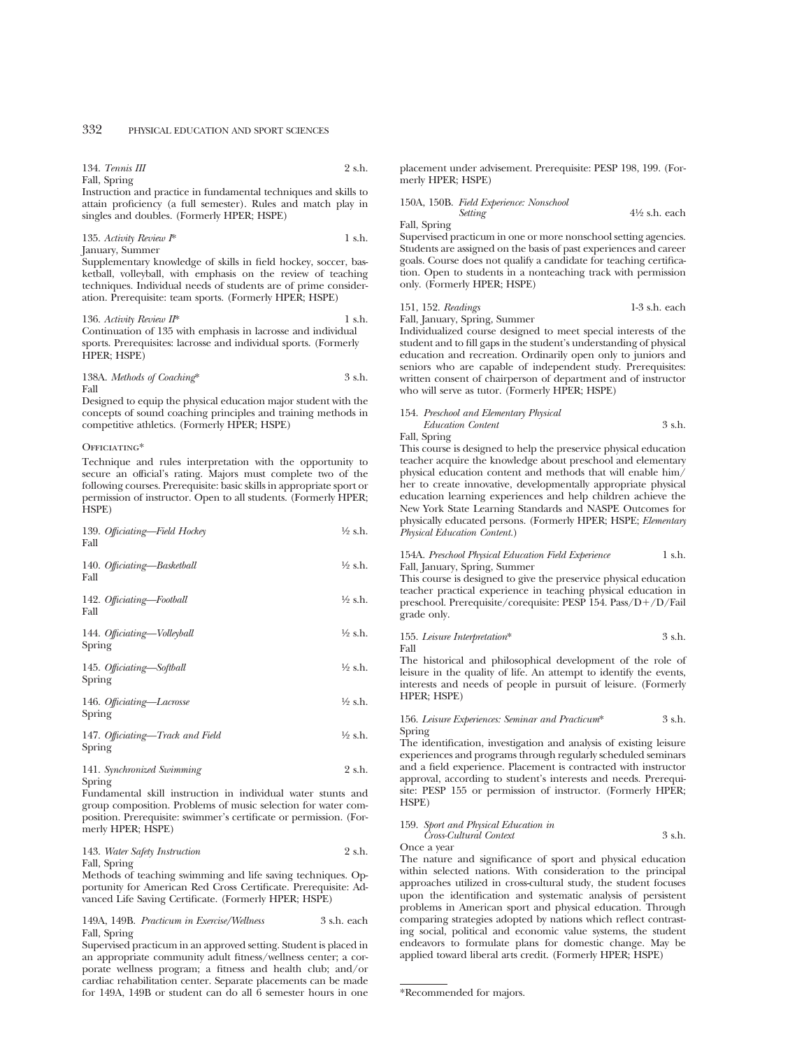134. *Tennis III* 2 s.h.
Fall, Spring
Instruction and practice in fundamental techniques and skills to attain proficiency (a full semester). Rules and match play in singles and doubles. (Formerly HPER; HSPE)

135. *Activity Review I** 1 s.h.
January, Summer
Supplementary knowledge of skills in field hockey, soccer, basketball, volleyball, with emphasis on the review of teaching techniques. Individual needs of students are of prime consideration. Prerequisite: team sports. (Formerly HPER; HSPE)

136. *Activity Review II** 1 s.h.
Continuation of 135 with emphasis in lacrosse and individual sports. Prerequisites: lacrosse and individual sports. (Formerly HPER; HSPE)

138A. *Methods of Coaching** 3 s.h.
Fall
Designed to equip the physical education major student with the concepts of sound coaching principles and training methods in competitive athletics. (Formerly HPER; HSPE)

Officiating*

Technique and rules interpretation with the opportunity to secure an official's rating. Majors must complete two of the following courses. Prerequisite: basic skills in appropriate sport or permission of instructor. Open to all students. (Formerly HPER; HSPE)

139. *Officiating—Field Hockey* ½ s.h.
Fall

140. *Officiating—Basketball* ½ s.h.
Fall

142. *Officiating—Football* ½ s.h.
Fall

144. *Officiating—Volleyball* ½ s.h.
Spring

145. *Officiating—Softball* ½ s.h.
Spring

146. *Officiating—Lacrosse* ½ s.h.
Spring

147. *Officiating—Track and Field* ½ s.h.
Spring

141. *Synchronized Swimming* 2 s.h.
Spring
Fundamental skill instruction in individual water stunts and group composition. Problems of music selection for water composition. Prerequisite: swimmer's certificate or permission. (Formerly HPER; HSPE)

143. *Water Safety Instruction* 2 s.h.
Fall, Spring
Methods of teaching swimming and life saving techniques. Opportunity for American Red Cross Certificate. Prerequisite: Advanced Life Saving Certificate. (Formerly HPER; HSPE)

149A, 149B. *Practicum in Exercise/Wellness* 3 s.h. each
Fall, Spring
Supervised practicum in an approved setting. Student is placed in an appropriate community adult fitness/wellness center; a corporate wellness program; a fitness and health club; and/or cardiac rehabilitation center. Separate placements can be made for 149A, 149B or student can do all 6 semester hours in one placement under advisement. Prerequisite: PESP 198, 199. (Formerly HPER; HSPE)

150A, 150B. *Field Experience: Nonschool Setting* 4½ s.h. each
Fall, Spring
Supervised practicum in one or more nonschool setting agencies. Students are assigned on the basis of past experiences and career goals. Course does not qualify a candidate for teaching certification. Open to students in a nonteaching track with permission only. (Formerly HPER; HSPE)

151, 152. *Readings* 1-3 s.h. each
Fall, January, Spring, Summer
Individualized course designed to meet special interests of the student and to fill gaps in the student's understanding of physical education and recreation. Ordinarily open only to juniors and seniors who are capable of independent study. Prerequisites: written consent of chairperson of department and of instructor who will serve as tutor. (Formerly HPER; HSPE)

154. *Preschool and Elementary Physical Education Content* 3 s.h.
Fall, Spring
This course is designed to help the preservice physical education teacher acquire the knowledge about preschool and elementary physical education content and methods that will enable him/her to create innovative, developmentally appropriate physical education learning experiences and help children achieve the New York State Learning Standards and NASPE Outcomes for physically educated persons. (Formerly HPER; HSPE; *Elementary Physical Education Content*.)

154A. *Preschool Physical Education Field Experience* 1 s.h.
Fall, January, Spring, Summer
This course is designed to give the preservice physical education teacher practical experience in teaching physical education in preschool. Prerequisite/corequisite: PESP 154. Pass/D+/D/Fail grade only.

155. *Leisure Interpretation** 3 s.h.
Fall
The historical and philosophical development of the role of leisure in the quality of life. An attempt to identify the events, interests and needs of people in pursuit of leisure. (Formerly HPER; HSPE)

156. *Leisure Experiences: Seminar and Practicum** 3 s.h.
Spring
The identification, investigation and analysis of existing leisure experiences and programs through regularly scheduled seminars and a field experience. Placement is contracted with instructor approval, according to student's interests and needs. Prerequisite: PESP 155 or permission of instructor. (Formerly HPER; HSPE)

159. *Sport and Physical Education in Cross-Cultural Context* 3 s.h.
Once a year
The nature and significance of sport and physical education within selected nations. With consideration to the principal approaches utilized in cross-cultural study, the student focuses upon the identification and systematic analysis of persistent problems in American sport and physical education. Through comparing strategies adopted by nations which reflect contrasting social, political and economic value systems, the student endeavors to formulate plans for domestic change. May be applied toward liberal arts credit. (Formerly HPER; HSPE)

*Recommended for majors.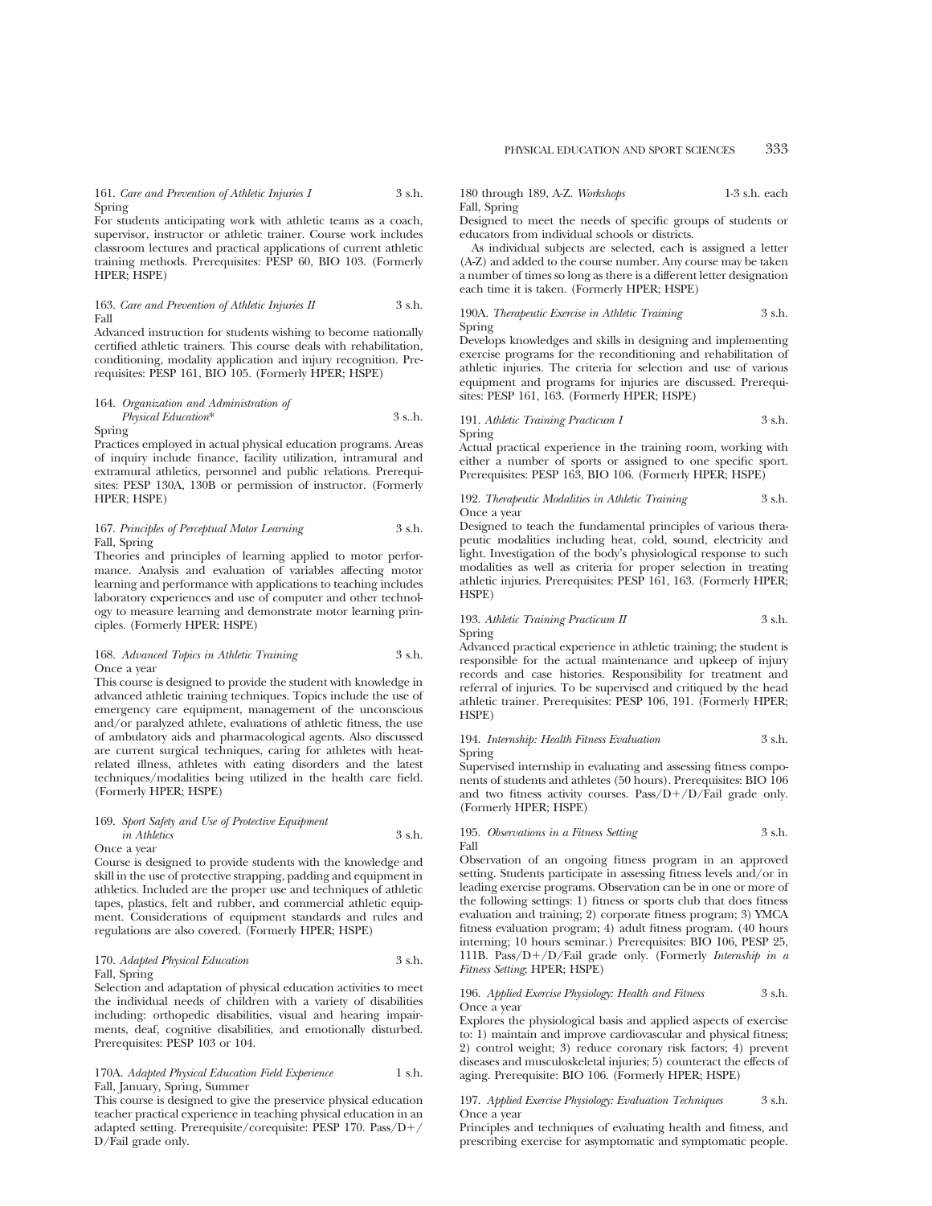161. *Care and Prevention of Athletic Injuries I* 3 s.h.
Spring

For students anticipating work with athletic teams as a coach, supervisor, instructor or athletic trainer. Course work includes classroom lectures and practical applications of current athletic training methods. Prerequisites: PESP 60, BIO 103. (Formerly HPER; HSPE)

163. *Care and Prevention of Athletic Injuries II* 3 s.h.
Fall

Advanced instruction for students wishing to become nationally certified athletic trainers. This course deals with rehabilitation, conditioning, modality application and injury recognition. Prerequisites: PESP 161, BIO 105. (Formerly HPER; HSPE)

164. *Organization and Administration of Physical Education** 3 s..h.
Spring

Practices employed in actual physical education programs. Areas of inquiry include finance, facility utilization, intramural and extramural athletics, personnel and public relations. Prerequisites: PESP 130A, 130B or permission of instructor. (Formerly HPER; HSPE)

167. *Principles of Perceptual Motor Learning* 3 s.h.
Fall, Spring

Theories and principles of learning applied to motor performance. Analysis and evaluation of variables affecting motor learning and performance with applications to teaching includes laboratory experiences and use of computer and other technology to measure learning and demonstrate motor learning principles. (Formerly HPER; HSPE)

168. *Advanced Topics in Athletic Training* 3 s.h.
Once a year

This course is designed to provide the student with knowledge in advanced athletic training techniques. Topics include the use of emergency care equipment, management of the unconscious and/or paralyzed athlete, evaluations of athletic fitness, the use of ambulatory aids and pharmacological agents. Also discussed are current surgical techniques, caring for athletes with heat-related illness, athletes with eating disorders and the latest techniques/modalities being utilized in the health care field. (Formerly HPER; HSPE)

169. *Sport Safety and Use of Protective Equipment in Athletics* 3 s.h.
Once a year

Course is designed to provide students with the knowledge and skill in the use of protective strapping, padding and equipment in athletics. Included are the proper use and techniques of athletic tapes, plastics, felt and rubber, and commercial athletic equipment. Considerations of equipment standards and rules and regulations are also covered. (Formerly HPER; HSPE)

170. *Adapted Physical Education* 3 s.h.
Fall, Spring

Selection and adaptation of physical education activities to meet the individual needs of children with a variety of disabilities including: orthopedic disabilities, visual and hearing impairments, deaf, cognitive disabilities, and emotionally disturbed. Prerequisites: PESP 103 or 104.

170A. *Adapted Physical Education Field Experience* 1 s.h.
Fall, January, Spring, Summer

This course is designed to give the preservice physical education teacher practical experience in teaching physical education in an adapted setting. Prerequisite/corequisite: PESP 170. Pass/D+/D/Fail grade only.

180 through 189, A-Z. *Workshops* 1-3 s.h. each
Fall, Spring

Designed to meet the needs of specific groups of students or educators from individual schools or districts.

As individual subjects are selected, each is assigned a letter (A-Z) and added to the course number. Any course may be taken a number of times so long as there is a different letter designation each time it is taken. (Formerly HPER; HSPE)

190A. *Therapeutic Exercise in Athletic Training* 3 s.h.
Spring

Develops knowledges and skills in designing and implementing exercise programs for the reconditioning and rehabilitation of athletic injuries. The criteria for selection and use of various equipment and programs for injuries are discussed. Prerequisites: PESP 161, 163. (Formerly HPER; HSPE)

191. *Athletic Training Practicum I* 3 s.h.
Spring

Actual practical experience in the training room, working with either a number of sports or assigned to one specific sport. Prerequisites: PESP 163, BIO 106. (Formerly HPER; HSPE)

192. *Therapeutic Modalities in Athletic Training* 3 s.h.
Once a year

Designed to teach the fundamental principles of various therapeutic modalities including heat, cold, sound, electricity and light. Investigation of the body's physiological response to such modalities as well as criteria for proper selection in treating athletic injuries. Prerequisites: PESP 161, 163. (Formerly HPER; HSPE)

193. *Athletic Training Practicum II* 3 s.h.
Spring

Advanced practical experience in athletic training; the student is responsible for the actual maintenance and upkeep of injury records and case histories. Responsibility for treatment and referral of injuries. To be supervised and critiqued by the head athletic trainer. Prerequisites: PESP 106, 191. (Formerly HPER; HSPE)

194. *Internship: Health Fitness Evaluation* 3 s.h.
Spring

Supervised internship in evaluating and assessing fitness components of students and athletes (50 hours). Prerequisites: BIO 106 and two fitness activity courses. Pass/D+/D/Fail grade only. (Formerly HPER; HSPE)

195. *Observations in a Fitness Setting* 3 s.h.
Fall

Observation of an ongoing fitness program in an approved setting. Students participate in assessing fitness levels and/or in leading exercise programs. Observation can be in one or more of the following settings: 1) fitness or sports club that does fitness evaluation and training; 2) corporate fitness program; 3) YMCA fitness evaluation program; 4) adult fitness program. (40 hours interning; 10 hours seminar.) Prerequisites: BIO 106, PESP 25, 111B. Pass/D+/D/Fail grade only. (Formerly *Internship in a Fitness Setting*; HPER; HSPE)

196. *Applied Exercise Physiology: Health and Fitness* 3 s.h.
Once a year

Explores the physiological basis and applied aspects of exercise to: 1) maintain and improve cardiovascular and physical fitness; 2) control weight; 3) reduce coronary risk factors; 4) prevent diseases and musculoskeletal injuries; 5) counteract the effects of aging. Prerequisite: BIO 106. (Formerly HPER; HSPE)

197. *Applied Exercise Physiology: Evaluation Techniques* 3 s.h.
Once a year

Principles and techniques of evaluating health and fitness, and prescribing exercise for asymptomatic and symptomatic people.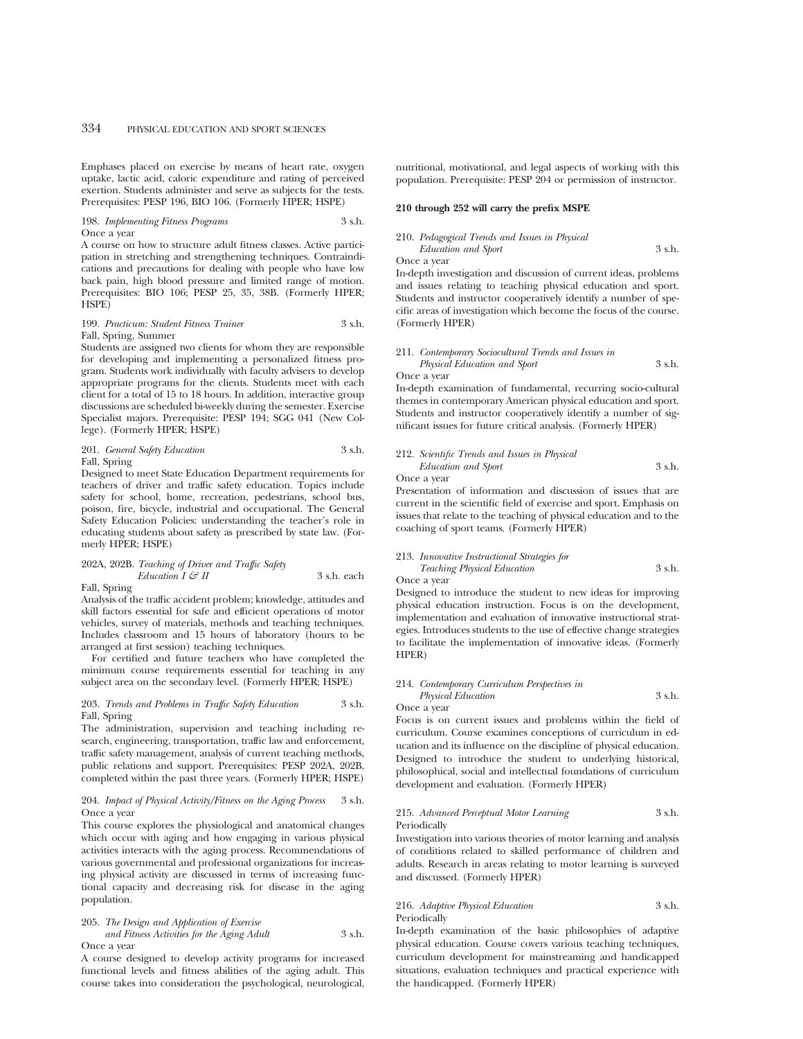Emphases placed on exercise by means of heart rate, oxygen uptake, lactic acid, caloric expenditure and rating of perceived exertion. Students administer and serve as subjects for the tests. Prerequisites: PESP 196, BIO 106. (Formerly HPER; HSPE)

198. *Implementing Fitness Programs* 3 s.h.
Once a year

A course on how to structure adult fitness classes. Active participation in stretching and strengthening techniques. Contraindications and precautions for dealing with people who have low back pain, high blood pressure and limited range of motion. Prerequisites: BIO 106; PESP 25, 35, 38B. (Formerly HPER; HSPE)

199. *Practicum: Student Fitness Trainer* 3 s.h.
Fall, Spring, Summer

Students are assigned two clients for whom they are responsible for developing and implementing a personalized fitness program. Students work individually with faculty advisers to develop appropriate programs for the clients. Students meet with each client for a total of 15 to 18 hours. In addition, interactive group discussions are scheduled bi-weekly during the semester. Exercise Specialist majors. Prerequisite: PESP 194; SGG 041 (New College). (Formerly HPER; HSPE)

201. *General Safety Education* 3 s.h.
Fall, Spring

Designed to meet State Education Department requirements for teachers of driver and traffic safety education. Topics include safety for school, home, recreation, pedestrians, school bus, poison, fire, bicycle, industrial and occupational. The General Safety Education Policies: understanding the teacher's role in educating students about safety as prescribed by state law. (Formerly HPER; HSPE)

202A, 202B. *Teaching of Driver and Traffic Safety Education I & II* 3 s.h. each
Fall, Spring

Analysis of the traffic accident problem; knowledge, attitudes and skill factors essential for safe and efficient operations of motor vehicles, survey of materials, methods and teaching techniques. Includes classroom and 15 hours of laboratory (hours to be arranged at first session) teaching techniques.

For certified and future teachers who have completed the minimum course requirements essential for teaching in any subject area on the secondary level. (Formerly HPER; HSPE)

203. *Trends and Problems in Traffic Safety Education* 3 s.h.
Fall, Spring

The administration, supervision and teaching including research, engineering, transportation, traffic law and enforcement, traffic safety management, analysis of current teaching methods, public relations and support. Prerequisites: PESP 202A, 202B, completed within the past three years. (Formerly HPER; HSPE)

204. *Impact of Physical Activity/Fitness on the Aging Process* 3 s.h.
Once a year

This course explores the physiological and anatomical changes which occur with aging and how engaging in various physical activities interacts with the aging process. Recommendations of various governmental and professional organizations for increasing physical activity are discussed in terms of increasing functional capacity and decreasing risk for disease in the aging population.

205. *The Design and Application of Exercise and Fitness Activities for the Aging Adult* 3 s.h.
Once a year

A course designed to develop activity programs for increased functional levels and fitness abilities of the aging adult. This course takes into consideration the psychological, neurological, nutritional, motivational, and legal aspects of working with this population. Prerequisite: PESP 204 or permission of instructor.

**210 through 252 will carry the prefix MSPE**

210. *Pedagogical Trends and Issues in Physical Education and Sport* 3 s.h.
Once a year

In-depth investigation and discussion of current ideas, problems and issues relating to teaching physical education and sport. Students and instructor cooperatively identify a number of specific areas of investigation which become the focus of the course. (Formerly HPER)

211. *Contemporary Sociocultural Trends and Issues in Physical Education and Sport* 3 s.h.
Once a year

In-depth examination of fundamental, recurring socio-cultural themes in contemporary American physical education and sport. Students and instructor cooperatively identify a number of significant issues for future critical analysis. (Formerly HPER)

212. *Scientific Trends and Issues in Physical Education and Sport* 3 s.h.
Once a year

Presentation of information and discussion of issues that are current in the scientific field of exercise and sport. Emphasis on issues that relate to the teaching of physical education and to the coaching of sport teams. (Formerly HPER)

213. *Innovative Instructional Strategies for Teaching Physical Education* 3 s.h.
Once a year

Designed to introduce the student to new ideas for improving physical education instruction. Focus is on the development, implementation and evaluation of innovative instructional strategies. Introduces students to the use of effective change strategies to facilitate the implementation of innovative ideas. (Formerly HPER)

214. *Contemporary Curriculum Perspectives in Physical Education* 3 s.h.
Once a year

Focus is on current issues and problems within the field of curriculum. Course examines conceptions of curriculum in education and its influence on the discipline of physical education. Designed to introduce the student to underlying historical, philosophical, social and intellectual foundations of curriculum development and evaluation. (Formerly HPER)

215. *Advanced Perceptual Motor Learning* 3 s.h.
Periodically

Investigation into various theories of motor learning and analysis of conditions related to skilled performance of children and adults. Research in areas relating to motor learning is surveyed and discussed. (Formerly HPER)

216. *Adaptive Physical Education* 3 s.h.
Periodically

In-depth examination of the basic philosophies of adaptive physical education. Course covers various teaching techniques, curriculum development for mainstreaming and handicapped situations, evaluation techniques and practical experience with the handicapped. (Formerly HPER)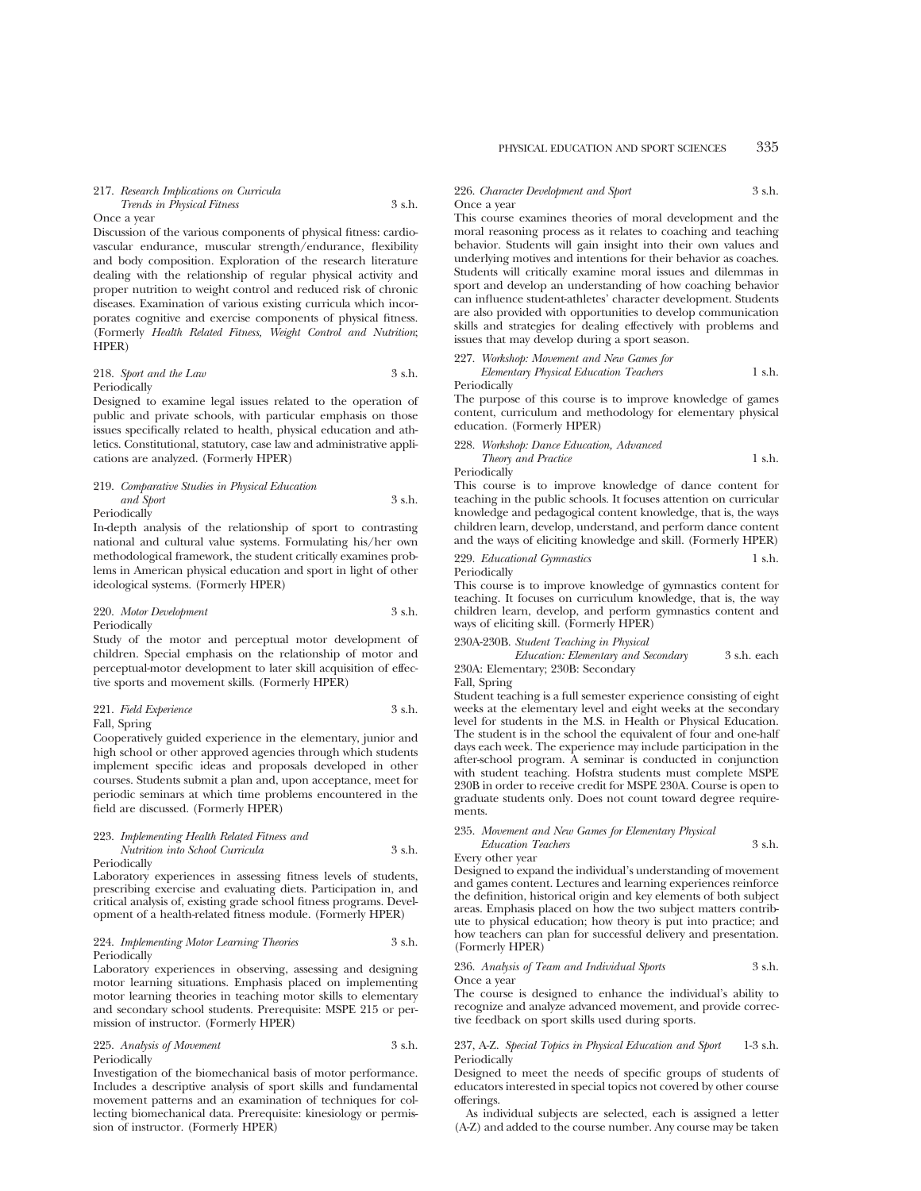217. *Research Implications on Curricula Trends in Physical Fitness* 3 s.h.
Once a year
Discussion of the various components of physical fitness: cardiovascular endurance, muscular strength/endurance, flexibility and body composition. Exploration of the research literature dealing with the relationship of regular physical activity and proper nutrition to weight control and reduced risk of chronic diseases. Examination of various existing curricula which incorporates cognitive and exercise components of physical fitness. (Formerly *Health Related Fitness, Weight Control and Nutrition*; HPER)

218. *Sport and the Law* 3 s.h.
Periodically
Designed to examine legal issues related to the operation of public and private schools, with particular emphasis on those issues specifically related to health, physical education and athletics. Constitutional, statutory, case law and administrative applications are analyzed. (Formerly HPER)

219. *Comparative Studies in Physical Education and Sport* 3 s.h.
Periodically
In-depth analysis of the relationship of sport to contrasting national and cultural value systems. Formulating his/her own methodological framework, the student critically examines problems in American physical education and sport in light of other ideological systems. (Formerly HPER)

220. *Motor Development* 3 s.h.
Periodically
Study of the motor and perceptual motor development of children. Special emphasis on the relationship of motor and perceptual-motor development to later skill acquisition of effective sports and movement skills. (Formerly HPER)

221. *Field Experience* 3 s.h.
Fall, Spring
Cooperatively guided experience in the elementary, junior and high school or other approved agencies through which students implement specific ideas and proposals developed in other courses. Students submit a plan and, upon acceptance, meet for periodic seminars at which time problems encountered in the field are discussed. (Formerly HPER)

223. *Implementing Health Related Fitness and Nutrition into School Curricula* 3 s.h.
Periodically
Laboratory experiences in assessing fitness levels of students, prescribing exercise and evaluating diets. Participation in, and critical analysis of, existing grade school fitness programs. Development of a health-related fitness module. (Formerly HPER)

224. *Implementing Motor Learning Theories* 3 s.h.
Periodically
Laboratory experiences in observing, assessing and designing motor learning situations. Emphasis placed on implementing motor learning theories in teaching motor skills to elementary and secondary school students. Prerequisite: MSPE 215 or permission of instructor. (Formerly HPER)

225. *Analysis of Movement* 3 s.h.
Periodically
Investigation of the biomechanical basis of motor performance. Includes a descriptive analysis of sport skills and fundamental movement patterns and an examination of techniques for collecting biomechanical data. Prerequisite: kinesiology or permission of instructor. (Formerly HPER)

226. *Character Development and Sport* 3 s.h.
Once a year
This course examines theories of moral development and the moral reasoning process as it relates to coaching and teaching behavior. Students will gain insight into their own values and underlying motives and intentions for their behavior as coaches. Students will critically examine moral issues and dilemmas in sport and develop an understanding of how coaching behavior can influence student-athletes' character development. Students are also provided with opportunities to develop communication skills and strategies for dealing effectively with problems and issues that may develop during a sport season.

227. *Workshop: Movement and New Games for Elementary Physical Education Teachers* 1 s.h.
Periodically
The purpose of this course is to improve knowledge of games content, curriculum and methodology for elementary physical education. (Formerly HPER)

228. *Workshop: Dance Education, Advanced Theory and Practice* 1 s.h.
Periodically
This course is to improve knowledge of dance content for teaching in the public schools. It focuses attention on curricular knowledge and pedagogical content knowledge, that is, the ways children learn, develop, understand, and perform dance content and the ways of eliciting knowledge and skill. (Formerly HPER)

229. *Educational Gymnastics* 1 s.h.
Periodically
This course is to improve knowledge of gymnastics content for teaching. It focuses on curriculum knowledge, that is, the way children learn, develop, and perform gymnastics content and ways of eliciting skill. (Formerly HPER)

230A-230B. *Student Teaching in Physical Education: Elementary and Secondary* 3 s.h. each
230A: Elementary; 230B: Secondary
Fall, Spring
Student teaching is a full semester experience consisting of eight weeks at the elementary level and eight weeks at the secondary level for students in the M.S. in Health or Physical Education. The student is in the school the equivalent of four and one-half days each week. The experience may include participation in the after-school program. A seminar is conducted in conjunction with student teaching. Hofstra students must complete MSPE 230B in order to receive credit for MSPE 230A. Course is open to graduate students only. Does not count toward degree requirements.

235. *Movement and New Games for Elementary Physical Education Teachers* 3 s.h.
Every other year
Designed to expand the individual's understanding of movement and games content. Lectures and learning experiences reinforce the definition, historical origin and key elements of both subject areas. Emphasis placed on how the two subject matters contribute to physical education; how theory is put into practice; and how teachers can plan for successful delivery and presentation. (Formerly HPER)

236. *Analysis of Team and Individual Sports* 3 s.h.
Once a year
The course is designed to enhance the individual's ability to recognize and analyze advanced movement, and provide corrective feedback on sport skills used during sports.

237, A-Z. *Special Topics in Physical Education and Sport* 1-3 s.h.
Periodically
Designed to meet the needs of specific groups of students of educators interested in special topics not covered by other course offerings.

As individual subjects are selected, each is assigned a letter (A-Z) and added to the course number. Any course may be taken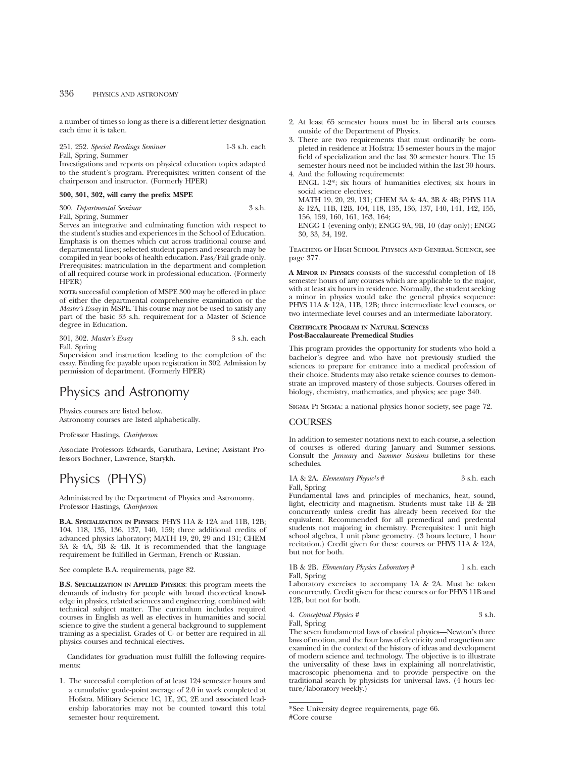a number of times so long as there is a different letter designation each time it is taken.

251, 252. *Special Readings Seminar* 1-3 s.h. each
Fall, Spring, Summer
Investigations and reports on physical education topics adapted to the student's program. Prerequisites: written consent of the chairperson and instructor. (Formerly HPER)

**300, 301, 302, will carry the prefix MSPE**

300. *Departmental Seminar* 3 s.h.
Fall, Spring, Summer
Serves an integrative and culminating function with respect to the student's studies and experiences in the School of Education. Emphasis is on themes which cut across traditional course and departmental lines; selected student papers and research may be compiled in year books of health education. Pass/Fail grade only. Prerequisites: matriculation in the department and completion of all required course work in professional education. (Formerly HPER)

**NOTE:** successful completion of MSPE 300 may be offered in place of either the departmental comprehensive examination or the *Master's Essay* in MSPE. This course may not be used to satisfy any part of the basic 33 s.h. requirement for a Master of Science degree in Education.

301, 302. *Master's Essay* 3 s.h. each
Fall, Spring
Supervision and instruction leading to the completion of the essay. Binding fee payable upon registration in 302. Admission by permission of department. (Formerly HPER)

# Physics and Astronomy

Physics courses are listed below.
Astronomy courses are listed alphabetically.

Professor Hastings, *Chairperson*

Associate Professors Edwards, Garuthara, Levine; Assistant Professors Bochner, Lawrence, Starykh.

# Physics (PHYS)

Administered by the Department of Physics and Astronomy.
Professor Hastings, *Chairperson*

**B.A. SPECIALIZATION IN PHYSICS**: PHYS 11A & 12A and 11B, 12B; 104, 118, 135, 136, 137, 140, 159; three additional credits of advanced physics laboratory; MATH 19, 20, 29 and 131; CHEM 3A & 4A, 3B & 4B. It is recommended that the language requirement be fulfilled in German, French or Russian.

See complete B.A. requirements, page 82.

**B.S. SPECIALIZATION IN APPLIED PHYSICS**: this program meets the demands of industry for people with broad theoretical knowledge in physics, related sciences and engineering, combined with technical subject matter. The curriculum includes required courses in English as well as electives in humanities and social science to give the student a general background to supplement training as a specialist. Grades of C- or better are required in all physics courses and technical electives.

Candidates for graduation must fulfill the following requirements:

1. The successful completion of at least 124 semester hours and a cumulative grade-point average of 2.0 in work completed at Hofstra. Military Science 1C, 1E, 2C, 2E and associated leadership laboratories may not be counted toward this total semester hour requirement.
2. At least 65 semester hours must be in liberal arts courses outside of the Department of Physics.
3. There are two requirements that must ordinarily be completed in residence at Hofstra: 15 semester hours in the major field of specialization and the last 30 semester hours. The 15 semester hours need not be included within the last 30 hours.
4. And the following requirements:
   ENGL 1-2*; six hours of humanities electives; six hours in social science electives;
   MATH 19, 20, 29, 131; CHEM 3A & 4A, 3B & 4B; PHYS 11A & 12A, 11B, 12B, 104, 118, 135, 136, 137, 140, 141, 142, 155, 156, 159, 160, 161, 163, 164;
   ENGG 1 (evening only); ENGG 9A, 9B, 10 (day only); ENGG 30, 33, 34, 192.

TEACHING OF HIGH SCHOOL PHYSICS AND GENERAL SCIENCE, see page 377.

**A MINOR IN PHYSICS** consists of the successful completion of 18 semester hours of any courses which are applicable to the major, with at least six hours in residence. Normally, the student seeking a minor in physics would take the general physics sequence: PHYS 11A & 12A, 11B, 12B; three intermediate level courses, or two intermediate level courses and an intermediate laboratory.

**CERTIFICATE PROGRAM IN NATURAL SCIENCES**
**Post-Baccalaureate Premedical Studies**

This program provides the opportunity for students who hold a bachelor's degree and who have not previously studied the sciences to prepare for entrance into a medical profession of their choice. Students may also retake science courses to demonstrate an improved mastery of those subjects. Courses offered in biology, chemistry, mathematics, and physics; see page 340.

SIGMA PI SIGMA: a national physics honor society, see page 72.

## COURSES

In addition to semester notations next to each course, a selection of courses is offered during January and Summer sessions. Consult the *January* and *Summer Sessions* bulletins for these schedules.

1A & 2A. *Elementary Physics* # 3 s.h. each
Fall, Spring
Fundamental laws and principles of mechanics, heat, sound, light, electricity and magnetism. Students must take 1B & 2B concurrently unless credit has already been received for the equivalent. Recommended for all premedical and predental students not majoring in chemistry. Prerequisites: 1 unit high school algebra, 1 unit plane geometry. (3 hours lecture, 1 hour recitation.) Credit given for these courses or PHYS 11A & 12A, but not for both.

1B & 2B. *Elementary Physics Laboratory* # 1 s.h. each
Fall, Spring
Laboratory exercises to accompany 1A & 2A. Must be taken concurrently. Credit given for these courses or for PHYS 11B and 12B, but not for both.

4. *Conceptual Physics* # 3 s.h.
Fall, Spring
The seven fundamental laws of classical physics—Newton's three laws of motion, and the four laws of electricity and magnetism are examined in the context of the history of ideas and development of modern science and technology. The objective is to illustrate the universality of these laws in explaining all nonrelativistic, macroscopic phenomena and to provide perspective on the traditional search by physicists for universal laws. (4 hours lecture/laboratory weekly.)

*See University degree requirements, page 66.
#Core course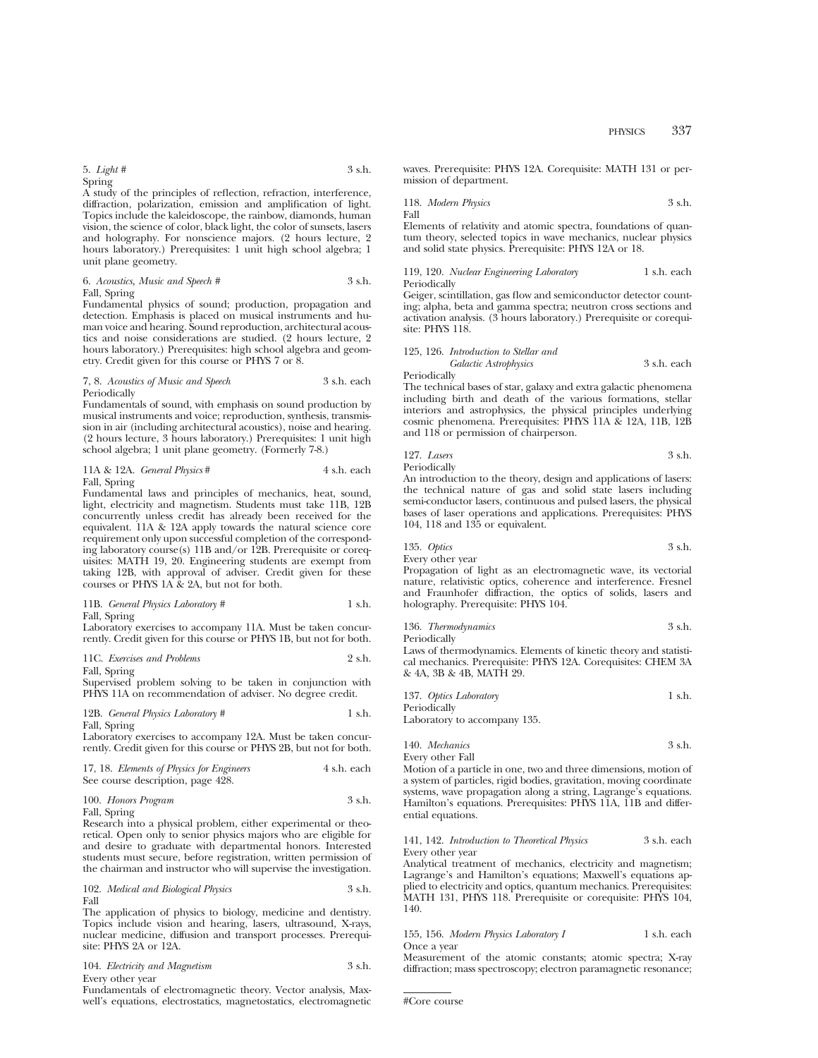5. *Light* # 3 s.h.
Spring
A study of the principles of reflection, refraction, interference, diffraction, polarization, emission and amplification of light. Topics include the kaleidoscope, the rainbow, diamonds, human vision, the science of color, black light, the color of sunsets, lasers and holography. For nonscience majors. (2 hours lecture, 2 hours laboratory.) Prerequisites: 1 unit high school algebra; 1 unit plane geometry.

6. *Acoustics, Music and Speech* # 3 s.h.
Fall, Spring
Fundamental physics of sound; production, propagation and detection. Emphasis is placed on musical instruments and human voice and hearing. Sound reproduction, architectural acoustics and noise considerations are studied. (2 hours lecture, 2 hours laboratory.) Prerequisites: high school algebra and geometry. Credit given for this course or PHYS 7 or 8.

7, 8. *Acoustics of Music and Speech* 3 s.h. each
Periodically
Fundamentals of sound, with emphasis on sound production by musical instruments and voice; reproduction, synthesis, transmission in air (including architectural acoustics), noise and hearing. (2 hours lecture, 3 hours laboratory.) Prerequisites: 1 unit high school algebra; 1 unit plane geometry. (Formerly 7-8.)

11A & 12A. *General Physics* # 4 s.h. each
Fall, Spring
Fundamental laws and principles of mechanics, heat, sound, light, electricity and magnetism. Students must take 11B, 12B concurrently unless credit has already been received for the equivalent. 11A & 12A apply towards the natural science core requirement only upon successful completion of the corresponding laboratory course(s) 11B and/or 12B. Prerequisite or corequisites: MATH 19, 20. Engineering students are exempt from taking 12B, with approval of adviser. Credit given for these courses or PHYS 1A & 2A, but not for both.

11B. *General Physics Laboratory* # 1 s.h.
Fall, Spring
Laboratory exercises to accompany 11A. Must be taken concurrently. Credit given for this course or PHYS 1B, but not for both.

11C. *Exercises and Problems* 2 s.h.
Fall, Spring
Supervised problem solving to be taken in conjunction with PHYS 11A on recommendation of adviser. No degree credit.

12B. *General Physics Laboratory* # 1 s.h.
Fall, Spring
Laboratory exercises to accompany 12A. Must be taken concurrently. Credit given for this course or PHYS 2B, but not for both.

17, 18. *Elements of Physics for Engineers* 4 s.h. each
See course description, page 428.

100. *Honors Program* 3 s.h.
Fall, Spring
Research into a physical problem, either experimental or theoretical. Open only to senior physics majors who are eligible for and desire to graduate with departmental honors. Interested students must secure, before registration, written permission of the chairman and instructor who will supervise the investigation.

102. *Medical and Biological Physics* 3 s.h.
Fall
The application of physics to biology, medicine and dentistry. Topics include vision and hearing, lasers, ultrasound, X-rays, nuclear medicine, diffusion and transport processes. Prerequisite: PHYS 2A or 12A.

104. *Electricity and Magnetism* 3 s.h.
Every other year
Fundamentals of electromagnetic theory. Vector analysis, Maxwell's equations, electrostatics, magnetostatics, electromagnetic waves. Prerequisite: PHYS 12A. Corequisite: MATH 131 or permission of department.

118. *Modern Physics* 3 s.h.
Fall
Elements of relativity and atomic spectra, foundations of quantum theory, selected topics in wave mechanics, nuclear physics and solid state physics. Prerequisite: PHYS 12A or 18.

119, 120. *Nuclear Engineering Laboratory* 1 s.h. each
Periodically
Geiger, scintillation, gas flow and semiconductor detector counting; alpha, beta and gamma spectra; neutron cross sections and activation analysis. (3 hours laboratory.) Prerequisite or corequisite: PHYS 118.

125, 126. *Introduction to Stellar and Galactic Astrophysics* 3 s.h. each
Periodically
The technical bases of star, galaxy and extra galactic phenomena including birth and death of the various formations, stellar interiors and astrophysics, the physical principles underlying cosmic phenomena. Prerequisites: PHYS 11A & 12A, 11B, 12B and 118 or permission of chairperson.

127. *Lasers* 3 s.h.
Periodically
An introduction to the theory, design and applications of lasers: the technical nature of gas and solid state lasers including semi-conductor lasers, continuous and pulsed lasers, the physical bases of laser operations and applications. Prerequisites: PHYS 104, 118 and 135 or equivalent.

135. *Optics* 3 s.h.
Every other year
Propagation of light as an electromagnetic wave, its vectorial nature, relativistic optics, coherence and interference. Fresnel and Fraunhofer diffraction, the optics of solids, lasers and holography. Prerequisite: PHYS 104.

136. *Thermodynamics* 3 s.h.
Periodically
Laws of thermodynamics. Elements of kinetic theory and statistical mechanics. Prerequisite: PHYS 12A. Corequisites: CHEM 3A & 4A, 3B & 4B, MATH 29.

137. *Optics Laboratory* 1 s.h.
Periodically
Laboratory to accompany 135.

140. *Mechanics* 3 s.h.
Every other Fall
Motion of a particle in one, two and three dimensions, motion of a system of particles, rigid bodies, gravitation, moving coordinate systems, wave propagation along a string, Lagrange's equations. Hamilton's equations. Prerequisites: PHYS 11A, 11B and differential equations.

141, 142. *Introduction to Theoretical Physics* 3 s.h. each
Every other year
Analytical treatment of mechanics, electricity and magnetism; Lagrange's and Hamilton's equations; Maxwell's equations applied to electricity and optics, quantum mechanics. Prerequisites: MATH 131, PHYS 118. Prerequisite or corequisite: PHYS 104, 140.

155, 156. *Modern Physics Laboratory I* 1 s.h. each
Once a year
Measurement of the atomic constants; atomic spectra; X-ray diffraction; mass spectroscopy; electron paramagnetic resonance;

#Core course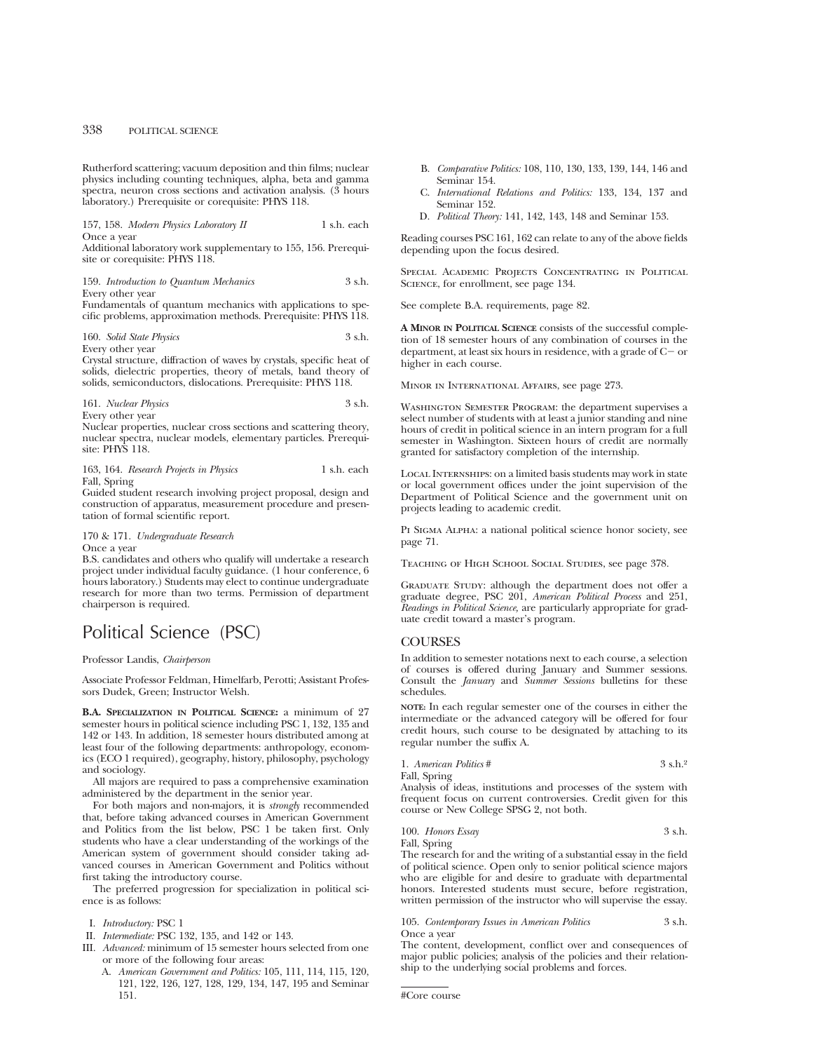Rutherford scattering; vacuum deposition and thin films; nuclear physics including counting techniques, alpha, beta and gamma spectra, neuron cross sections and activation analysis. (3 hours laboratory.) Prerequisite or corequisite: PHYS 118.

157, 158. *Modern Physics Laboratory II* 1 s.h. each
Once a year
Additional laboratory work supplementary to 155, 156. Prerequisite or corequisite: PHYS 118.

159. *Introduction to Quantum Mechanics* 3 s.h.
Every other year
Fundamentals of quantum mechanics with applications to specific problems, approximation methods. Prerequisite: PHYS 118.

160. *Solid State Physics* 3 s.h.
Every other year
Crystal structure, diffraction of waves by crystals, specific heat of solids, dielectric properties, theory of metals, band theory of solids, semiconductors, dislocations. Prerequisite: PHYS 118.

161. *Nuclear Physics* 3 s.h.
Every other year
Nuclear properties, nuclear cross sections and scattering theory, nuclear spectra, nuclear models, elementary particles. Prerequisite: PHYS 118.

163, 164. *Research Projects in Physics* 1 s.h. each
Fall, Spring
Guided student research involving project proposal, design and construction of apparatus, measurement procedure and presentation of formal scientific report.

170 & 171. *Undergraduate Research*
Once a year
B.S. candidates and others who qualify will undertake a research project under individual faculty guidance. (1 hour conference, 6 hours laboratory.) Students may elect to continue undergraduate research for more than two terms. Permission of department chairperson is required.

# Political Science (PSC)

Professor Landis, *Chairperson*

Associate Professor Feldman, Himelfarb, Perotti; Assistant Professors Dudek, Green; Instructor Welsh.

**B.A. Specialization in Political Science:** a minimum of 27 semester hours in political science including PSC 1, 132, 135 and 142 or 143. In addition, 18 semester hours distributed among at least four of the following departments: anthropology, economics (ECO 1 required), geography, history, philosophy, psychology and sociology.

All majors are required to pass a comprehensive examination administered by the department in the senior year.

For both majors and non-majors, it is *strongly* recommended that, before taking advanced courses in American Government and Politics from the list below, PSC 1 be taken first. Only students who have a clear understanding of the workings of the American system of government should consider taking advanced courses in American Government and Politics without first taking the introductory course.

The preferred progression for specialization in political science is as follows:

I. *Introductory:* PSC 1
II. *Intermediate:* PSC 132, 135, and 142 or 143.
III. *Advanced:* minimum of 15 semester hours selected from one or more of the following four areas:
   A. *American Government and Politics:* 105, 111, 114, 115, 120, 121, 122, 126, 127, 128, 129, 134, 147, 195 and Seminar 151.
   B. *Comparative Politics:* 108, 110, 130, 133, 139, 144, 146 and Seminar 154.
   C. *International Relations and Politics:* 133, 134, 137 and Seminar 152.
   D. *Political Theory:* 141, 142, 143, 148 and Seminar 153.

Reading courses PSC 161, 162 can relate to any of the above fields depending upon the focus desired.

Special Academic Projects Concentrating in Political Science, for enrollment, see page 134.

See complete B.A. requirements, page 82.

**A Minor in Political Science** consists of the successful completion of 18 semester hours of any combination of courses in the department, at least six hours in residence, with a grade of C− or higher in each course.

Minor in International Affairs, see page 273.

Washington Semester Program: the department supervises a select number of students with at least a junior standing and nine hours of credit in political science in an intern program for a full semester in Washington. Sixteen hours of credit are normally granted for satisfactory completion of the internship.

Local Internships: on a limited basis students may work in state or local government offices under the joint supervision of the Department of Political Science and the government unit on projects leading to academic credit.

Pi Sigma Alpha: a national political science honor society, see page 71.

Teaching of High School Social Studies, see page 378.

Graduate Study: although the department does not offer a graduate degree, PSC 201, *American Political Process* and 251, *Readings in Political Science*, are particularly appropriate for graduate credit toward a master's program.

## COURSES

In addition to semester notations next to each course, a selection of courses is offered during January and Summer sessions. Consult the *January* and *Summer Sessions* bulletins for these schedules.

**note:** In each regular semester one of the courses in either the intermediate or the advanced category will be offered for four credit hours, such course to be designated by attaching to its regular number the suffix A.

1. *American Politics* # 3 s.h.[2]
Fall, Spring
Analysis of ideas, institutions and processes of the system with frequent focus on current controversies. Credit given for this course or New College SPSG 2, not both.

100. *Honors Essay* 3 s.h.
Fall, Spring
The research for and the writing of a substantial essay in the field of political science. Open only to senior political science majors who are eligible for and desire to graduate with departmental honors. Interested students must secure, before registration, written permission of the instructor who will supervise the essay.

105. *Contemporary Issues in American Politics* 3 s.h.
Once a year
The content, development, conflict over and consequences of major public policies; analysis of the policies and their relationship to the underlying social problems and forces.

#Core course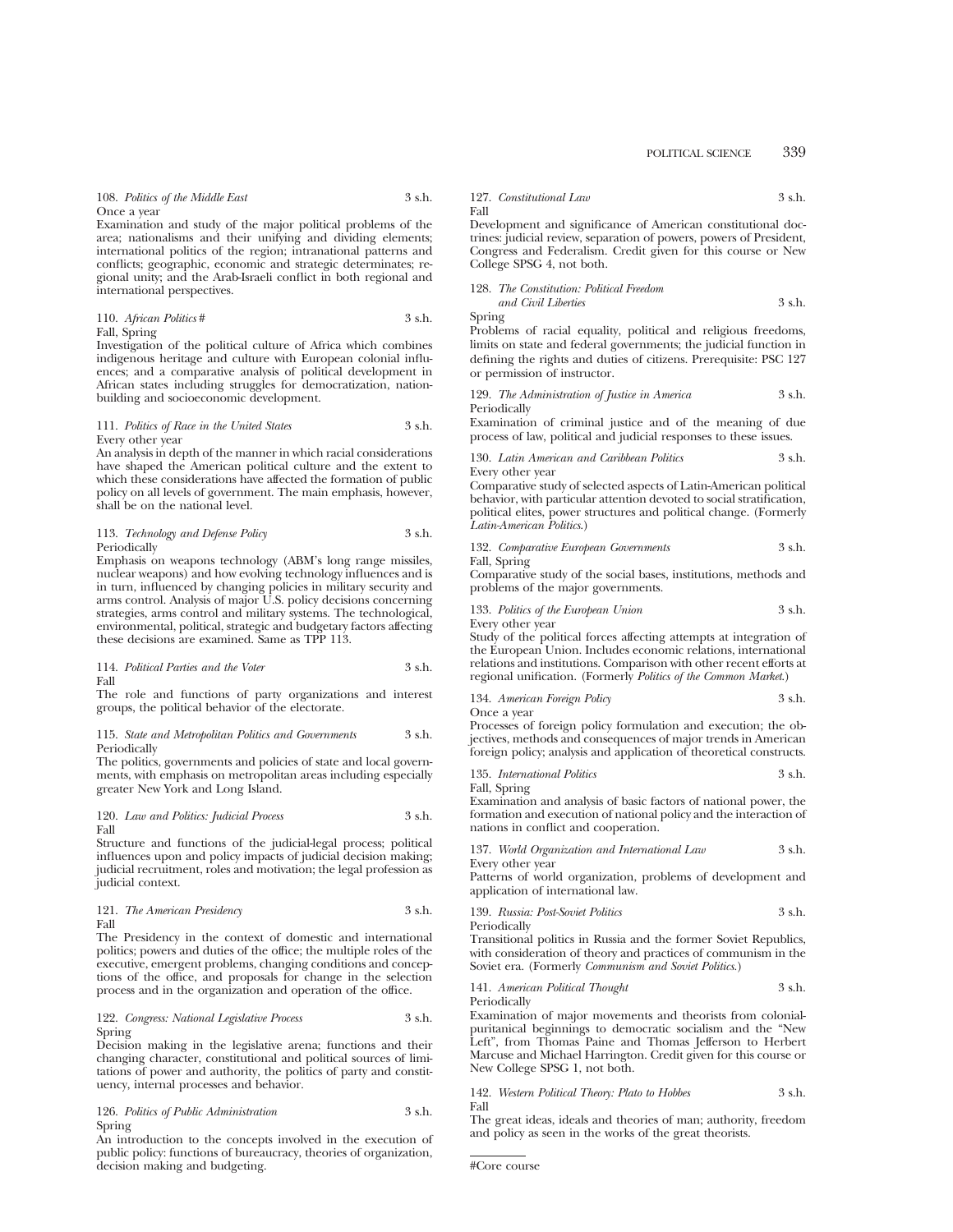108. *Politics of the Middle East* 3 s.h.
Once a year
Examination and study of the major political problems of the area; nationalisms and their unifying and dividing elements; international politics of the region; intranational patterns and conflicts; geographic, economic and strategic determinates; regional unity; and the Arab-Israeli conflict in both regional and international perspectives.

110. *African Politics* # 3 s.h.
Fall, Spring
Investigation of the political culture of Africa which combines indigenous heritage and culture with European colonial influences; and a comparative analysis of political development in African states including struggles for democratization, nation-building and socioeconomic development.

111. *Politics of Race in the United States* 3 s.h.
Every other year
An analysis in depth of the manner in which racial considerations have shaped the American political culture and the extent to which these considerations have affected the formation of public policy on all levels of government. The main emphasis, however, shall be on the national level.

113. *Technology and Defense Policy* 3 s.h.
Periodically
Emphasis on weapons technology (ABM's long range missiles, nuclear weapons) and how evolving technology influences and is in turn, influenced by changing policies in military security and arms control. Analysis of major U.S. policy decisions concerning strategies, arms control and military systems. The technological, environmental, political, strategic and budgetary factors affecting these decisions are examined. Same as TPP 113.

114. *Political Parties and the Voter* 3 s.h.
Fall
The role and functions of party organizations and interest groups, the political behavior of the electorate.

115. *State and Metropolitan Politics and Governments* 3 s.h.
Periodically
The politics, governments and policies of state and local governments, with emphasis on metropolitan areas including especially greater New York and Long Island.

120. *Law and Politics: Judicial Process* 3 s.h.
Fall
Structure and functions of the judicial-legal process; political influences upon and policy impacts of judicial decision making; judicial recruitment, roles and motivation; the legal profession as judicial context.

121. *The American Presidency* 3 s.h.
Fall
The Presidency in the context of domestic and international politics; powers and duties of the office; the multiple roles of the executive, emergent problems, changing conditions and conceptions of the office, and proposals for change in the selection process and in the organization and operation of the office.

122. *Congress: National Legislative Process* 3 s.h.
Spring
Decision making in the legislative arena; functions and their changing character, constitutional and political sources of limitations of power and authority, the politics of party and constituency, internal processes and behavior.

126. *Politics of Public Administration* 3 s.h.
Spring
An introduction to the concepts involved in the execution of public policy: functions of bureaucracy, theories of organization, decision making and budgeting.

127. *Constitutional Law* 3 s.h.
Fall
Development and significance of American constitutional doctrines: judicial review, separation of powers, powers of President, Congress and Federalism. Credit given for this course or New College SPSG 4, not both.

128. *The Constitution: Political Freedom and Civil Liberties* 3 s.h.
Spring
Problems of racial equality, political and religious freedoms, limits on state and federal governments; the judicial function in defining the rights and duties of citizens. Prerequisite: PSC 127 or permission of instructor.

129. *The Administration of Justice in America* 3 s.h.
Periodically
Examination of criminal justice and of the meaning of due process of law, political and judicial responses to these issues.

130. *Latin American and Caribbean Politics* 3 s.h.
Every other year
Comparative study of selected aspects of Latin-American political behavior, with particular attention devoted to social stratification, political elites, power structures and political change. (Formerly *Latin-American Politics*.)

132. *Comparative European Governments* 3 s.h.
Fall, Spring
Comparative study of the social bases, institutions, methods and problems of the major governments.

133. *Politics of the European Union* 3 s.h.
Every other year
Study of the political forces affecting attempts at integration of the European Union. Includes economic relations, international relations and institutions. Comparison with other recent efforts at regional unification. (Formerly *Politics of the Common Market*.)

134. *American Foreign Policy* 3 s.h.
Once a year
Processes of foreign policy formulation and execution; the objectives, methods and consequences of major trends in American foreign policy; analysis and application of theoretical constructs.

135. *International Politics* 3 s.h.
Fall, Spring
Examination and analysis of basic factors of national power, the formation and execution of national policy and the interaction of nations in conflict and cooperation.

137. *World Organization and International Law* 3 s.h.
Every other year
Patterns of world organization, problems of development and application of international law.

139. *Russia: Post-Soviet Politics* 3 s.h.
Periodically
Transitional politics in Russia and the former Soviet Republics, with consideration of theory and practices of communism in the Soviet era. (Formerly *Communism and Soviet Politics*.)

141. *American Political Thought* 3 s.h.
Periodically
Examination of major movements and theorists from colonial-puritanical beginnings to democratic socialism and the "New Left", from Thomas Paine and Thomas Jefferson to Herbert Marcuse and Michael Harrington. Credit given for this course or New College SPSG 1, not both.

142. *Western Political Theory: Plato to Hobbes* 3 s.h.
Fall
The great ideas, ideals and theories of man; authority, freedom and policy as seen in the works of the great theorists.

---

#Core course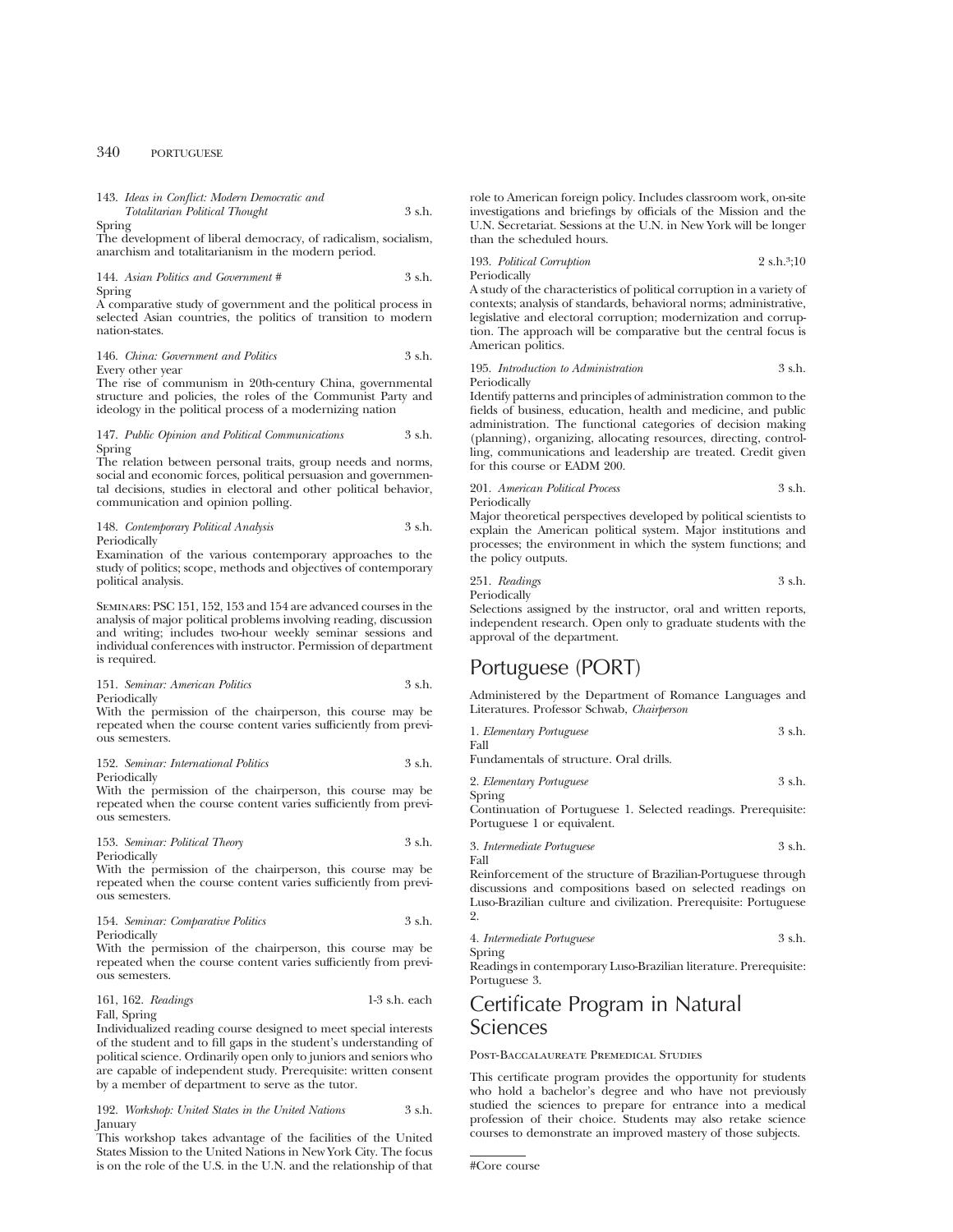143. *Ideas in Conflict: Modern Democratic and Totalitarian Political Thought* 3 s.h.
Spring
The development of liberal democracy, of radicalism, socialism, anarchism and totalitarianism in the modern period.

144. *Asian Politics and Government* # 3 s.h.
Spring
A comparative study of government and the political process in selected Asian countries, the politics of transition to modern nation-states.

146. *China: Government and Politics* 3 s.h.
Every other year
The rise of communism in 20th-century China, governmental structure and policies, the roles of the Communist Party and ideology in the political process of a modernizing nation

147. *Public Opinion and Political Communications* 3 s.h.
Spring
The relation between personal traits, group needs and norms, social and economic forces, political persuasion and governmental decisions, studies in electoral and other political behavior, communication and opinion polling.

148. *Contemporary Political Analysis* 3 s.h.
Periodically
Examination of the various contemporary approaches to the study of politics; scope, methods and objectives of contemporary political analysis.

Seminars: PSC 151, 152, 153 and 154 are advanced courses in the analysis of major political problems involving reading, discussion and writing; includes two-hour weekly seminar sessions and individual conferences with instructor. Permission of department is required.

151. *Seminar: American Politics* 3 s.h.
Periodically
With the permission of the chairperson, this course may be repeated when the course content varies sufficiently from previous semesters.

152. *Seminar: International Politics* 3 s.h.
Periodically
With the permission of the chairperson, this course may be repeated when the course content varies sufficiently from previous semesters.

153. *Seminar: Political Theory* 3 s.h.
Periodically
With the permission of the chairperson, this course may be repeated when the course content varies sufficiently from previous semesters.

154. *Seminar: Comparative Politics* 3 s.h.
Periodically
With the permission of the chairperson, this course may be repeated when the course content varies sufficiently from previous semesters.

161, 162. *Readings* 1-3 s.h. each
Fall, Spring
Individualized reading course designed to meet special interests of the student and to fill gaps in the student's understanding of political science. Ordinarily open only to juniors and seniors who are capable of independent study. Prerequisite: written consent by a member of department to serve as the tutor.

192. *Workshop: United States in the United Nations* 3 s.h.
January
This workshop takes advantage of the facilities of the United States Mission to the United Nations in New York City. The focus is on the role of the U.S. in the U.N. and the relationship of that role to American foreign policy. Includes classroom work, on-site investigations and briefings by officials of the Mission and the U.N. Secretariat. Sessions at the U.N. in New York will be longer than the scheduled hours.

193. *Political Corruption* 2 s.h.[3];10
Periodically
A study of the characteristics of political corruption in a variety of contexts; analysis of standards, behavioral norms; administrative, legislative and electoral corruption; modernization and corruption. The approach will be comparative but the central focus is American politics.

195. *Introduction to Administration* 3 s.h.
Periodically
Identify patterns and principles of administration common to the fields of business, education, health and medicine, and public administration. The functional categories of decision making (planning), organizing, allocating resources, directing, controlling, communications and leadership are treated. Credit given for this course or EADM 200.

201. *American Political Process* 3 s.h.
Periodically
Major theoretical perspectives developed by political scientists to explain the American political system. Major institutions and processes; the environment in which the system functions; and the policy outputs.

251. *Readings* 3 s.h.
Periodically
Selections assigned by the instructor, oral and written reports, independent research. Open only to graduate students with the approval of the department.

# Portuguese (PORT)

Administered by the Department of Romance Languages and Literatures. Professor Schwab, *Chairperson*

1. *Elementary Portuguese* 3 s.h.
Fall
Fundamentals of structure. Oral drills.

2. *Elementary Portuguese* 3 s.h.
Spring
Continuation of Portuguese 1. Selected readings. Prerequisite: Portuguese 1 or equivalent.

3. *Intermediate Portuguese* 3 s.h.
Fall
Reinforcement of the structure of Brazilian-Portuguese through discussions and compositions based on selected readings on Luso-Brazilian culture and civilization. Prerequisite: Portuguese 2.

4. *Intermediate Portuguese* 3 s.h.
Spring
Readings in contemporary Luso-Brazilian literature. Prerequisite: Portuguese 3.

# Certificate Program in Natural Sciences

Post-Baccalaureate Premedical Studies

This certificate program provides the opportunity for students who hold a bachelor's degree and who have not previously studied the sciences to prepare for entrance into a medical profession of their choice. Students may also retake science courses to demonstrate an improved mastery of those subjects.

#Core course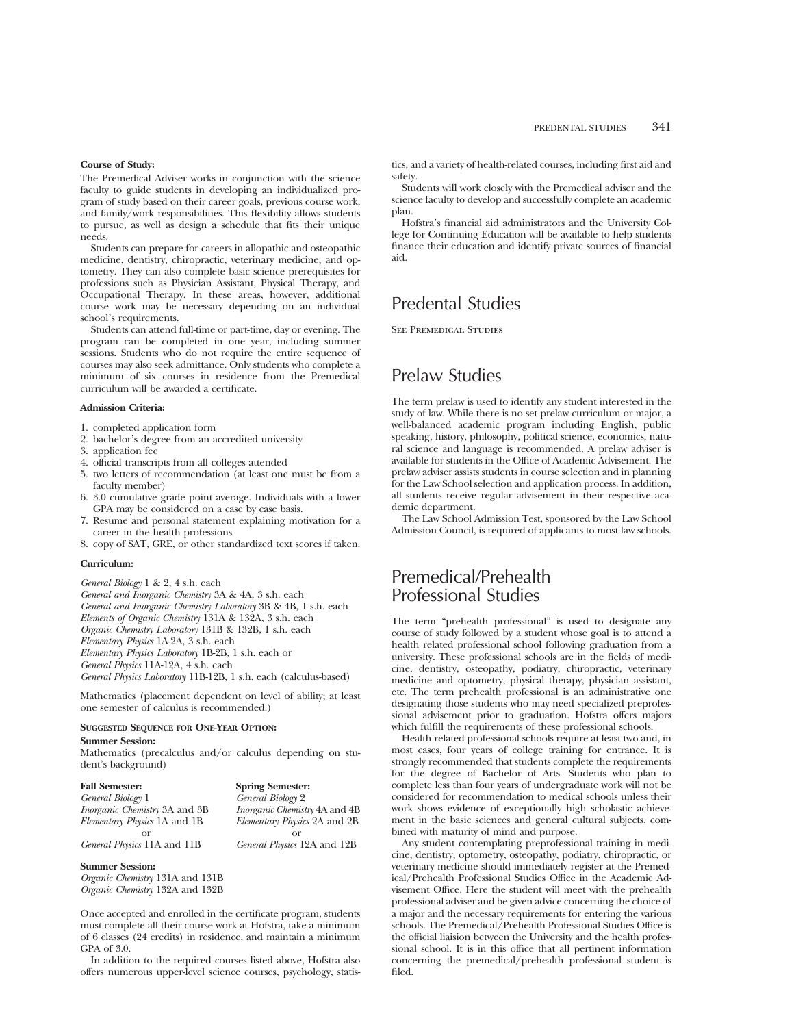**Course of Study:**

The Premedical Adviser works in conjunction with the science faculty to guide students in developing an individualized program of study based on their career goals, previous course work, and family/work responsibilities. This flexibility allows students to pursue, as well as design a schedule that fits their unique needs.

Students can prepare for careers in allopathic and osteopathic medicine, dentistry, chiropractic, veterinary medicine, and optometry. They can also complete basic science prerequisites for professions such as Physician Assistant, Physical Therapy, and Occupational Therapy. In these areas, however, additional course work may be necessary depending on an individual school's requirements.

Students can attend full-time or part-time, day or evening. The program can be completed in one year, including summer sessions. Students who do not require the entire sequence of courses may also seek admittance. Only students who complete a minimum of six courses in residence from the Premedical curriculum will be awarded a certificate.

**Admission Criteria:**

1. completed application form
2. bachelor's degree from an accredited university
3. application fee
4. official transcripts from all colleges attended
5. two letters of recommendation (at least one must be from a faculty member)
6. 3.0 cumulative grade point average. Individuals with a lower GPA may be considered on a case by case basis.
7. Resume and personal statement explaining motivation for a career in the health professions
8. copy of SAT, GRE, or other standardized text scores if taken.

**Curriculum:**

*General Biology* 1 & 2, 4 s.h. each
*General and Inorganic Chemistry* 3A & 4A, 3 s.h. each
*General and Inorganic Chemistry Laboratory* 3B & 4B, 1 s.h. each
*Elements of Organic Chemistry* 131A & 132A, 3 s.h. each
*Organic Chemistry Laboratory* 131B & 132B, 1 s.h. each
*Elementary Physics* 1A-2A, 3 s.h. each
*Elementary Physics Laboratory* 1B-2B, 1 s.h. each or
*General Physics* 11A-12A, 4 s.h. each
*General Physics Laboratory* 11B-12B, 1 s.h. each (calculus-based)

Mathematics (placement dependent on level of ability; at least one semester of calculus is recommended.)

**Suggested Sequence for One-Year Option:**

**Summer Session:**
Mathematics (precalculus and/or calculus depending on student's background)

| **Fall Semester:** | **Spring Semester:** |
|---|---|
| *General Biology* 1 | *General Biology* 2 |
| *Inorganic Chemistry* 3A and 3B | *Inorganic Chemistry* 4A and 4B |
| *Elementary Physics* 1A and 1B | *Elementary Physics* 2A and 2B |
| or | or |
| *General Physics* 11A and 11B | *General Physics* 12A and 12B |

**Summer Session:**
*Organic Chemistry* 131A and 131B
*Organic Chemistry* 132A and 132B

Once accepted and enrolled in the certificate program, students must complete all their course work at Hofstra, take a minimum of 6 classes (24 credits) in residence, and maintain a minimum GPA of 3.0.

In addition to the required courses listed above, Hofstra also offers numerous upper-level science courses, psychology, statistics, and a variety of health-related courses, including first aid and safety.

Students will work closely with the Premedical adviser and the science faculty to develop and successfully complete an academic plan.

Hofstra's financial aid administrators and the University College for Continuing Education will be available to help students finance their education and identify private sources of financial aid.

# Predental Studies

See Premedical Studies

# Prelaw Studies

The term prelaw is used to identify any student interested in the study of law. While there is no set prelaw curriculum or major, a well-balanced academic program including English, public speaking, history, philosophy, political science, economics, natural science and language is recommended. A prelaw adviser is available for students in the Office of Academic Advisement. The prelaw adviser assists students in course selection and in planning for the Law School selection and application process. In addition, all students receive regular advisement in their respective academic department.

The Law School Admission Test, sponsored by the Law School Admission Council, is required of applicants to most law schools.

# Premedical/Prehealth Professional Studies

The term "prehealth professional" is used to designate any course of study followed by a student whose goal is to attend a health related professional school following graduation from a university. These professional schools are in the fields of medicine, dentistry, osteopathy, podiatry, chiropractic, veterinary medicine and optometry, physical therapy, physician assistant, etc. The term prehealth professional is an administrative one designating those students who may need specialized preprofessional advisement prior to graduation. Hofstra offers majors which fulfill the requirements of these professional schools.

Health related professional schools require at least two and, in most cases, four years of college training for entrance. It is strongly recommended that students complete the requirements for the degree of Bachelor of Arts. Students who plan to complete less than four years of undergraduate work will not be considered for recommendation to medical schools unless their work shows evidence of exceptionally high scholastic achievement in the basic sciences and general cultural subjects, combined with maturity of mind and purpose.

Any student contemplating preprofessional training in medicine, dentistry, optometry, osteopathy, podiatry, chiropractic, or veterinary medicine should immediately register at the Premedical/Prehealth Professional Studies Office in the Academic Advisement Office. Here the student will meet with the prehealth professional adviser and be given advice concerning the choice of a major and the necessary requirements for entering the various schools. The Premedical/Prehealth Professional Studies Office is the official liaision between the University and the health professional school. It is in this office that all pertinent information concerning the premedical/prehealth professional student is filed.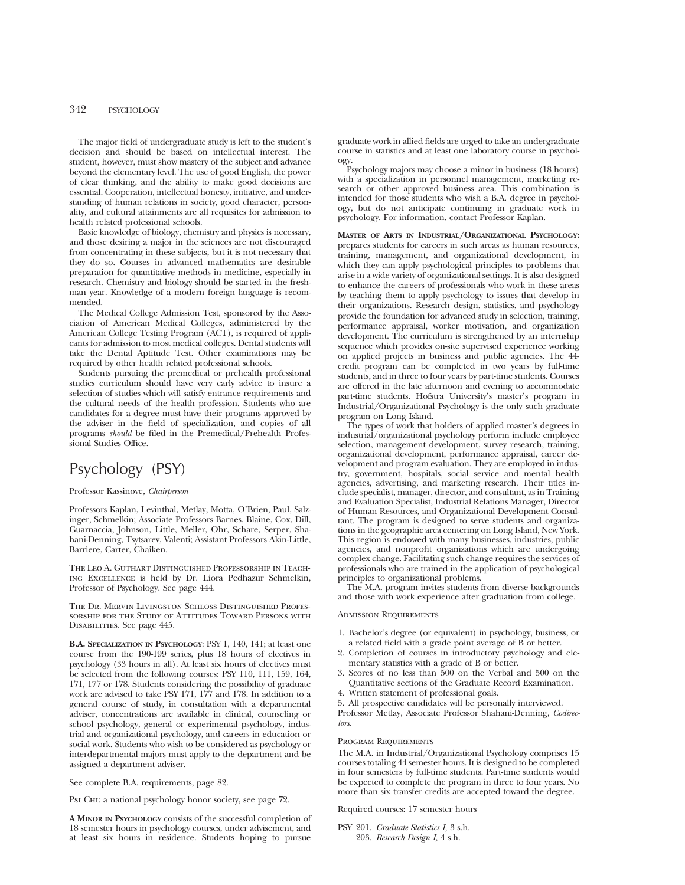The major field of undergraduate study is left to the student's decision and should be based on intellectual interest. The student, however, must show mastery of the subject and advance beyond the elementary level. The use of good English, the power of clear thinking, and the ability to make good decisions are essential. Cooperation, intellectual honesty, initiative, and understanding of human relations in society, good character, personality, and cultural attainments are all requisites for admission to health related professional schools.

Basic knowledge of biology, chemistry and physics is necessary, and those desiring a major in the sciences are not discouraged from concentrating in these subjects, but it is not necessary that they do so. Courses in advanced mathematics are desirable preparation for quantitative methods in medicine, especially in research. Chemistry and biology should be started in the freshman year. Knowledge of a modern foreign language is recommended.

The Medical College Admission Test, sponsored by the Association of American Medical Colleges, administered by the American College Testing Program (ACT), is required of applicants for admission to most medical colleges. Dental students will take the Dental Aptitude Test. Other examinations may be required by other health related professional schools.

Students pursuing the premedical or prehealth professional studies curriculum should have very early advice to insure a selection of studies which will satisfy entrance requirements and the cultural needs of the health profession. Students who are candidates for a degree must have their programs approved by the adviser in the field of specialization, and copies of all programs *should* be filed in the Premedical/Prehealth Professional Studies Office.

# Psychology (PSY)

Professor Kassinove, *Chairperson*

Professors Kaplan, Levinthal, Metlay, Motta, O'Brien, Paul, Salzinger, Schmelkin; Associate Professors Barnes, Blaine, Cox, Dill, Guarnaccia, Johnson, Little, Meller, Ohr, Schare, Serper, Shahani-Denning, Tsytsarev, Valenti; Assistant Professors Akin-Little, Barriere, Carter, Chaiken.

The Leo A. Guthart Distinguished Professorship in Teaching Excellence is held by Dr. Liora Pedhazur Schmelkin, Professor of Psychology. See page 444.

The Dr. Mervin Livingston Schloss Distinguished Professorship for the Study of Attitudes Toward Persons with Disabilities. See page 445.

**B.A. Specialization in Psychology**: PSY 1, 140, 141; at least one course from the 190-199 series, plus 18 hours of electives in psychology (33 hours in all). At least six hours of electives must be selected from the following courses: PSY 110, 111, 159, 164, 171, 177 or 178. Students considering the possibility of graduate work are advised to take PSY 171, 177 and 178. In addition to a general course of study, in consultation with a departmental adviser, concentrations are available in clinical, counseling or school psychology, general or experimental psychology, industrial and organizational psychology, and careers in education or social work. Students who wish to be considered as psychology or interdepartmental majors must apply to the department and be assigned a department adviser.

See complete B.A. requirements, page 82.

Psi Chi: a national psychology honor society, see page 72.

**A Minor in Psychology** consists of the successful completion of 18 semester hours in psychology courses, under advisement, and at least six hours in residence. Students hoping to pursue graduate work in allied fields are urged to take an undergraduate course in statistics and at least one laboratory course in psychology.

Psychology majors may choose a minor in business (18 hours) with a specialization in personnel management, marketing research or other approved business area. This combination is intended for those students who wish a B.A. degree in psychology, but do not anticipate continuing in graduate work in psychology. For information, contact Professor Kaplan.

**Master of Arts in Industrial/Organizational Psychology:** prepares students for careers in such areas as human resources, training, management, and organizational development, in which they can apply psychological principles to problems that arise in a wide variety of organizational settings. It is also designed to enhance the careers of professionals who work in these areas by teaching them to apply psychology to issues that develop in their organizations. Research design, statistics, and psychology provide the foundation for advanced study in selection, training, performance appraisal, worker motivation, and organization development. The curriculum is strengthened by an internship sequence which provides on-site supervised experience working on applied projects in business and public agencies. The 44-credit program can be completed in two years by full-time students, and in three to four years by part-time students. Courses are offered in the late afternoon and evening to accommodate part-time students. Hofstra University's master's program in Industrial/Organizational Psychology is the only such graduate program on Long Island.

The types of work that holders of applied master's degrees in industrial/organizational psychology perform include employee selection, management development, survey research, training, organizational development, performance appraisal, career development and program evaluation. They are employed in industry, government, hospitals, social service and mental health agencies, advertising, and marketing research. Their titles include specialist, manager, director, and consultant, as in Training and Evaluation Specialist, Industrial Relations Manager, Director of Human Resources, and Organizational Development Consultant. The program is designed to serve students and organizations in the geographic area centering on Long Island, New York. This region is endowed with many businesses, industries, public agencies, and nonprofit organizations which are undergoing complex change. Facilitating such change requires the services of professionals who are trained in the application of psychological principles to organizational problems.

The M.A. program invites students from diverse backgrounds and those with work experience after graduation from college.

Admission Requirements

1. Bachelor's degree (or equivalent) in psychology, business, or a related field with a grade point average of B or better.
2. Completion of courses in introductory psychology and elementary statistics with a grade of B or better.
3. Scores of no less than 500 on the Verbal and 500 on the Quantitative sections of the Graduate Record Examination.
4. Written statement of professional goals.
5. All prospective candidates will be personally interviewed.

Professor Metlay, Associate Professor Shahani-Denning, *Codirectors*.

Program Requirements

The M.A. in Industrial/Organizational Psychology comprises 15 courses totaling 44 semester hours. It is designed to be completed in four semesters by full-time students. Part-time students would be expected to complete the program in three to four years. No more than six transfer credits are accepted toward the degree.

Required courses: 17 semester hours

PSY 201. *Graduate Statistics I,* 3 s.h.
203. *Research Design I,* 4 s.h.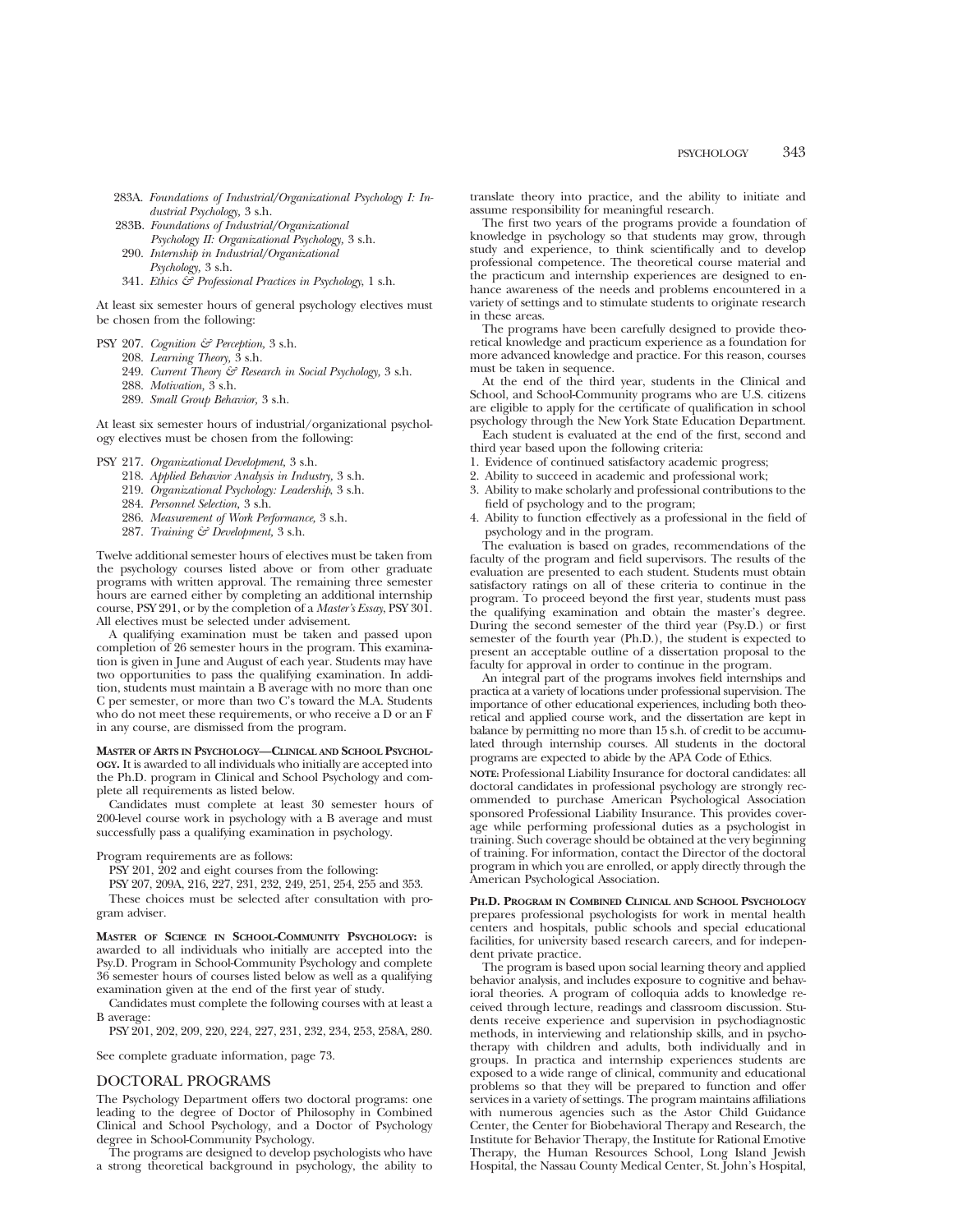283A. *Foundations of Industrial/Organizational Psychology I: Industrial Psychology,* 3 s.h.
283B. *Foundations of Industrial/Organizational Psychology II: Organizational Psychology,* 3 s.h.
290. *Internship in Industrial/Organizational Psychology,* 3 s.h.
341. *Ethics & Professional Practices in Psychology,* 1 s.h.

At least six semester hours of general psychology electives must be chosen from the following:

PSY 207. *Cognition & Perception,* 3 s.h.
208. *Learning Theory,* 3 s.h.
249. *Current Theory & Research in Social Psychology,* 3 s.h.
288. *Motivation,* 3 s.h.
289. *Small Group Behavior,* 3 s.h.

At least six semester hours of industrial/organizational psychology electives must be chosen from the following:

PSY 217. *Organizational Development,* 3 s.h.
218. *Applied Behavior Analysis in Industry,* 3 s.h.
219. *Organizational Psychology: Leadership,* 3 s.h.
284. *Personnel Selection,* 3 s.h.
286. *Measurement of Work Performance,* 3 s.h.
287. *Training & Development,* 3 s.h.

Twelve additional semester hours of electives must be taken from the psychology courses listed above or from other graduate programs with written approval. The remaining three semester hours are earned either by completing an additional internship course, PSY 291, or by the completion of a *Master's Essay,* PSY 301. All electives must be selected under advisement.

A qualifying examination must be taken and passed upon completion of 26 semester hours in the program. This examination is given in June and August of each year. Students may have two opportunities to pass the qualifying examination. In addition, students must maintain a B average with no more than one C per semester, or more than two C's toward the M.A. Students who do not meet these requirements, or who receive a D or an F in any course, are dismissed from the program.

**MASTER OF ARTS IN PSYCHOLOGY—CLINICAL AND SCHOOL PSYCHOLOGY.** It is awarded to all individuals who initially are accepted into the Ph.D. program in Clinical and School Psychology and complete all requirements as listed below.

Candidates must complete at least 30 semester hours of 200-level course work in psychology with a B average and must successfully pass a qualifying examination in psychology.

Program requirements are as follows:

PSY 201, 202 and eight courses from the following:

PSY 207, 209A, 216, 227, 231, 232, 249, 251, 254, 255 and 353.

These choices must be selected after consultation with program adviser.

**MASTER OF SCIENCE IN SCHOOL-COMMUNITY PSYCHOLOGY:** is awarded to all individuals who initially are accepted into the Psy.D. Program in School-Community Psychology and complete 36 semester hours of courses listed below as well as a qualifying examination given at the end of the first year of study.

Candidates must complete the following courses with at least a B average:

PSY 201, 202, 209, 220, 224, 227, 231, 232, 234, 253, 258A, 280.

See complete graduate information, page 73.

## DOCTORAL PROGRAMS

The Psychology Department offers two doctoral programs: one leading to the degree of Doctor of Philosophy in Combined Clinical and School Psychology, and a Doctor of Psychology degree in School-Community Psychology.

The programs are designed to develop psychologists who have a strong theoretical background in psychology, the ability to translate theory into practice, and the ability to initiate and assume responsibility for meaningful research.

The first two years of the programs provide a foundation of knowledge in psychology so that students may grow, through study and experience, to think scientifically and to develop professional competence. The theoretical course material and the practicum and internship experiences are designed to enhance awareness of the needs and problems encountered in a variety of settings and to stimulate students to originate research in these areas.

The programs have been carefully designed to provide theoretical knowledge and practicum experience as a foundation for more advanced knowledge and practice. For this reason, courses must be taken in sequence.

At the end of the third year, students in the Clinical and School, and School-Community programs who are U.S. citizens are eligible to apply for the certificate of qualification in school psychology through the New York State Education Department.

Each student is evaluated at the end of the first, second and third year based upon the following criteria:

1. Evidence of continued satisfactory academic progress;
2. Ability to succeed in academic and professional work;
3. Ability to make scholarly and professional contributions to the field of psychology and to the program;
4. Ability to function effectively as a professional in the field of psychology and in the program.

The evaluation is based on grades, recommendations of the faculty of the program and field supervisors. The results of the evaluation are presented to each student. Students must obtain satisfactory ratings on all of these criteria to continue in the program. To proceed beyond the first year, students must pass the qualifying examination and obtain the master's degree. During the second semester of the third year (Psy.D.) or first semester of the fourth year (Ph.D.), the student is expected to present an acceptable outline of a dissertation proposal to the faculty for approval in order to continue in the program.

An integral part of the programs involves field internships and practica at a variety of locations under professional supervision. The importance of other educational experiences, including both theoretical and applied course work, and the dissertation are kept in balance by permitting no more than 15 s.h. of credit to be accumulated through internship courses. All students in the doctoral programs are expected to abide by the APA Code of Ethics.

**NOTE:** Professional Liability Insurance for doctoral candidates: all doctoral candidates in professional psychology are strongly recommended to purchase American Psychological Association sponsored Professional Liability Insurance. This provides coverage while performing professional duties as a psychologist in training. Such coverage should be obtained at the very beginning of training. For information, contact the Director of the doctoral program in which you are enrolled, or apply directly through the American Psychological Association.

**PH.D. PROGRAM IN COMBINED CLINICAL AND SCHOOL PSYCHOLOGY** prepares professional psychologists for work in mental health centers and hospitals, public schools and special educational facilities, for university based research careers, and for independent private practice.

The program is based upon social learning theory and applied behavior analysis, and includes exposure to cognitive and behavioral theories. A program of colloquia adds to knowledge received through lecture, readings and classroom discussion. Students receive experience and supervision in psychodiagnostic methods, in interviewing and relationship skills, and in psychotherapy with children and adults, both individually and in groups. In practica and internship experiences students are exposed to a wide range of clinical, community and educational problems so that they will be prepared to function and offer services in a variety of settings. The program maintains affiliations with numerous agencies such as the Astor Child Guidance Center, the Center for Biobehavioral Therapy and Research, the Institute for Behavior Therapy, the Institute for Rational Emotive Therapy, the Human Resources School, Long Island Jewish Hospital, the Nassau County Medical Center, St. John's Hospital,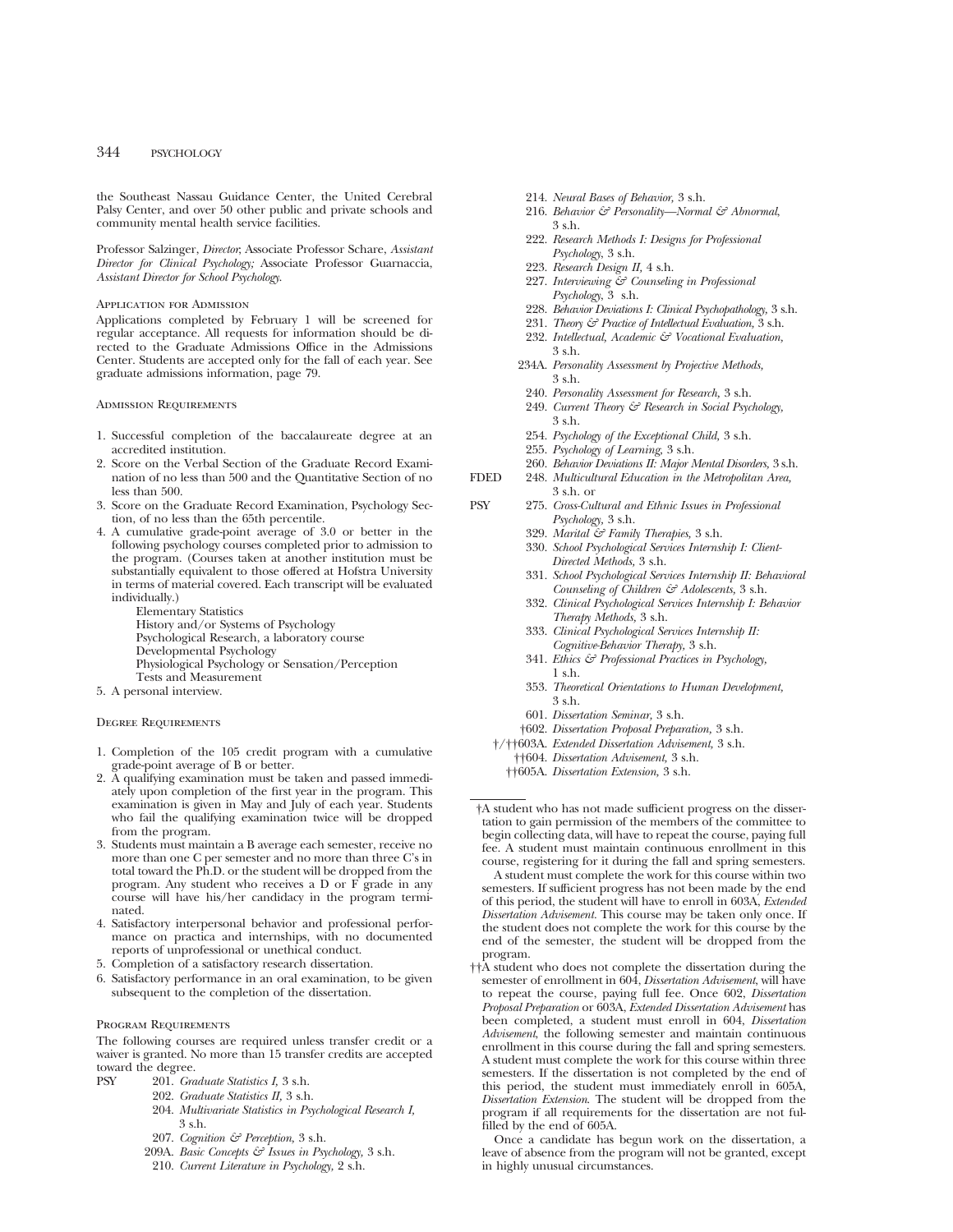the Southeast Nassau Guidance Center, the United Cerebral Palsy Center, and over 50 other public and private schools and community mental health service facilities.

Professor Salzinger, *Director*; Associate Professor Schare, *Assistant Director for Clinical Psychology;* Associate Professor Guarnaccia, *Assistant Director for School Psychology.*

### Application for Admission

Applications completed by February 1 will be screened for regular acceptance. All requests for information should be directed to the Graduate Admissions Office in the Admissions Center. Students are accepted only for the fall of each year. See graduate admissions information, page 79.

### Admission Requirements

1. Successful completion of the baccalaureate degree at an accredited institution.
2. Score on the Verbal Section of the Graduate Record Examination of no less than 500 and the Quantitative Section of no less than 500.
3. Score on the Graduate Record Examination, Psychology Section, of no less than the 65th percentile.
4. A cumulative grade-point average of 3.0 or better in the following psychology courses completed prior to admission to the program. (Courses taken at another institution must be substantially equivalent to those offered at Hofstra University in terms of material covered. Each transcript will be evaluated individually.)
   - Elementary Statistics
   - History and/or Systems of Psychology
   - Psychological Research, a laboratory course
   - Developmental Psychology
   - Physiological Psychology or Sensation/Perception
   - Tests and Measurement
5. A personal interview.

### Degree Requirements

1. Completion of the 105 credit program with a cumulative grade-point average of B or better.
2. A qualifying examination must be taken and passed immediately upon completion of the first year in the program. This examination is given in May and July of each year. Students who fail the qualifying examination twice will be dropped from the program.
3. Students must maintain a B average each semester, receive no more than one C per semester and no more than three C's in total toward the Ph.D. or the student will be dropped from the program. Any student who receives a D or F grade in any course will have his/her candidacy in the program terminated.
4. Satisfactory interpersonal behavior and professional performance on practica and internships, with no documented reports of unprofessional or unethical conduct.
5. Completion of a satisfactory research dissertation.
6. Satisfactory performance in an oral examination, to be given subsequent to the completion of the dissertation.

### Program Requirements

The following courses are required unless transfer credit or a waiver is granted. No more than 15 transfer credits are accepted toward the degree.

PSY 201. *Graduate Statistics I,* 3 s.h.
202. *Graduate Statistics II,* 3 s.h.
204. *Multivariate Statistics in Psychological Research I,* 3 s.h.
207. *Cognition & Perception,* 3 s.h.
209A. *Basic Concepts & Issues in Psychology,* 3 s.h.
210. *Current Literature in Psychology,* 2 s.h.
214. *Neural Bases of Behavior,* 3 s.h.
216. *Behavior & Personality—Normal & Abnormal,* 3 s.h.
222. *Research Methods I: Designs for Professional Psychology,* 3 s.h.
223. *Research Design II,* 4 s.h.
227. *Interviewing & Counseling in Professional Psychology,* 3 s.h.
228. *Behavior Deviations I: Clinical Psychopathology,* 3 s.h.
231. *Theory & Practice of Intellectual Evaluation,* 3 s.h.
232. *Intellectual, Academic & Vocational Evaluation,* 3 s.h.
234A. *Personality Assessment by Projective Methods,* 3 s.h.
240. *Personality Assessment for Research,* 3 s.h.
249. *Current Theory & Research in Social Psychology,* 3 s.h.
254. *Psychology of the Exceptional Child,* 3 s.h.
255. *Psychology of Learning,* 3 s.h.
260. *Behavior Deviations II: Major Mental Disorders,* 3 s.h.
FDED 248. *Multicultural Education in the Metropolitan Area,* 3 s.h. or
PSY 275. *Cross-Cultural and Ethnic Issues in Professional Psychology,* 3 s.h.
329. *Marital & Family Therapies,* 3 s.h.
330. *School Psychological Services Internship I: Client-Directed Methods,* 3 s.h.
331. *School Psychological Services Internship II: Behavioral Counseling of Children & Adolescents,* 3 s.h.
332. *Clinical Psychological Services Internship I: Behavior Therapy Methods,* 3 s.h.
333. *Clinical Psychological Services Internship II: Cognitive-Behavior Therapy,* 3 s.h.
341. *Ethics & Professional Practices in Psychology,* 1 s.h.
353. *Theoretical Orientations to Human Development,* 3 s.h.
601. *Dissertation Seminar,* 3 s.h.
†602. *Dissertation Proposal Preparation,* 3 s.h.
†/††603A. *Extended Dissertation Advisement,* 3 s.h.
††604. *Dissertation Advisement,* 3 s.h.
††605A. *Dissertation Extension,* 3 s.h.

---

†A student who has not made sufficient progress on the dissertation to gain permission of the members of the committee to begin collecting data, will have to repeat the course, paying full fee. A student must maintain continuous enrollment in this course, registering for it during the fall and spring semesters.

A student must complete the work for this course within two semesters. If sufficient progress has not been made by the end of this period, the student will have to enroll in 603A, *Extended Dissertation Advisement.* This course may be taken only once. If the student does not complete the work for this course by the end of the semester, the student will be dropped from the program.

††A student who does not complete the dissertation during the semester of enrollment in 604, *Dissertation Advisement,* will have to repeat the course, paying full fee. Once 602, *Dissertation Proposal Preparation* or 603A, *Extended Dissertation Advisement* has been completed, a student must enroll in 604, *Dissertation Advisement,* the following semester and maintain continuous enrollment in this course during the fall and spring semesters. A student must complete the work for this course within three semesters. If the dissertation is not completed by the end of this period, the student must immediately enroll in 605A, *Dissertation Extension.* The student will be dropped from the program if all requirements for the dissertation are not fulfilled by the end of 605A.

Once a candidate has begun work on the dissertation, a leave of absence from the program will not be granted, except in highly unusual circumstances.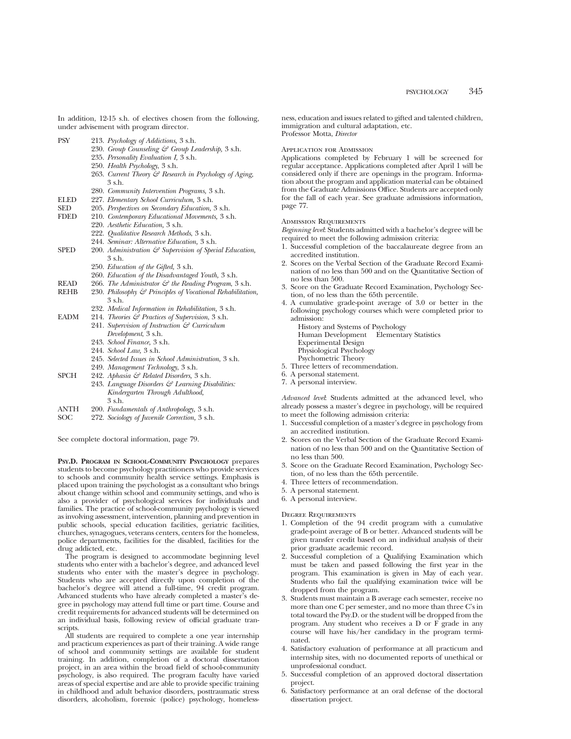In addition, 12-15 s.h. of electives chosen from the following, under advisement with program director.

| | |
|---|---|
| PSY | 213. *Psychology of Addictions,* 3 s.h. |
| | 230. *Group Counseling & Group Leadership,* 3 s.h. |
| | 235. *Personality Evaluation I,* 3 s.h. |
| | 250. *Health Psychology,* 3 s.h. |
| | 263. *Current Theory & Research in Psychology of Aging,* 3 s.h. |
| | 280. *Community Intervention Programs,* 3 s.h. |
| ELED | 227. *Elementary School Curriculum,* 3 s.h. |
| SED | 205. *Perspectives on Secondary Education,* 3 s.h. |
| FDED | 210. *Contemporary Educational Movements,* 3 s.h. |
| | 220. *Aesthetic Education,* 3 s.h. |
| | 222. *Qualitative Research Methods,* 3 s.h. |
| | 244. *Seminar: Alternative Education,* 3 s.h. |
| SPED | 200. *Administration & Supervision of Special Education,* 3 s.h. |
| | 250. *Education of the Gifted,* 3 s.h. |
| | 260. *Education of the Disadvantaged Youth,* 3 s.h. |
| READ | 266. *The Administrator & the Reading Program,* 3 s.h. |
| REHB | 230. *Philosophy & Principles of Vocational Rehabilitation,* 3 s.h. |
| | 232. *Medical Information in Rehabilitation,* 3 s.h. |
| EADM | 214. *Theories & Practices of Supervision,* 3 s.h. |
| | 241. *Supervision of Instruction & Curriculum Development,* 3 s.h. |
| | 243. *School Finance,* 3 s.h. |
| | 244. *School Law,* 3 s.h. |
| | 245. *Selected Issues in School Administration,* 3 s.h. |
| | 249. *Management Technology,* 3 s.h. |
| SPCH | 242. *Aphasia & Related Disorders,* 3 s.h. |
| | 243. *Language Disorders & Learning Disabilities: Kindergarten Through Adulthood,* 3 s.h. |
| ANTH | 200. *Fundamentals of Anthropology,* 3 s.h. |
| SOC | 272. *Sociology of Juvenile Correction,* 3 s.h. |

See complete doctoral information, page 79.

**PSY.D. PROGRAM IN SCHOOL-COMMUNITY PSYCHOLOGY** prepares students to become psychology practitioners who provide services to schools and community health service settings. Emphasis is placed upon training the psychologist as a consultant who brings about change within school and community settings, and who is also a provider of psychological services for individuals and families. The practice of school-community psychology is viewed as involving assessment, intervention, planning and prevention in public schools, special education facilities, geriatric facilities, churches, synagogues, veterans centers, centers for the homeless, police departments, facilities for the disabled, facilities for the drug addicted, etc.

The program is designed to accommodate beginning level students who enter with a bachelor's degree, and advanced level students who enter with the master's degree in psychology. Students who are accepted directly upon completion of the bachelor's degree will attend a full-time, 94 credit program. Advanced students who have already completed a master's degree in psychology may attend full time or part time. Course and credit requirements for advanced students will be determined on an individual basis, following review of official graduate transcripts.

All students are required to complete a one year internship and practicum experiences as part of their training. A wide range of school and community settings are available for student training. In addition, completion of a doctoral dissertation project, in an area within the broad field of school-community psychology, is also required. The program faculty have varied areas of special expertise and are able to provide specific training in childhood and adult behavior disorders, posttraumatic stress disorders, alcoholism, forensic (police) psychology, homelessness, education and issues related to gifted and talented children, immigration and cultural adaptation, etc.
Professor Motta, *Director*

#### Application for Admission

Applications completed by February 1 will be screened for regular acceptance. Applications completed after April 1 will be considered only if there are openings in the program. Information about the program and application material can be obtained from the Graduate Admissions Office. Students are accepted only for the fall of each year. See graduate admissions information, page 77.

#### Admission Requirements

*Beginning level*: Students admitted with a bachelor's degree will be required to meet the following admission criteria:

1. Successful completion of the baccalaureate degree from an accredited institution.
2. Scores on the Verbal Section of the Graduate Record Examination of no less than 500 and on the Quantitative Section of no less than 500.
3. Score on the Graduate Record Examination, Psychology Section, of no less than the 65th percentile.
4. A cumulative grade-point average of 3.0 or better in the following psychology courses which were completed prior to admission:
   History and Systems of Psychology
   Human Development    Elementary Statistics
   Experimental Design
   Physiological Psychology
   Psychometric Theory
5. Three letters of recommendation.
6. A personal statement.
7. A personal interview.

*Advanced level*: Students admitted at the advanced level, who already possess a master's degree in psychology, will be required to meet the following admission criteria:

1. Successful completion of a master's degree in psychology from an accredited institution.
2. Scores on the Verbal Section of the Graduate Record Examination of no less than 500 and on the Quantitative Section of no less than 500.
3. Score on the Graduate Record Examination, Psychology Section, of no less than the 65th percentile.
4. Three letters of recommendation.
5. A personal statement.
6. A personal interview.

#### Degree Requirements

1. Completion of the 94 credit program with a cumulative grade-point average of B or better. Advanced students will be given transfer credit based on an individual analysis of their prior graduate academic record.
2. Successful completion of a Qualifying Examination which must be taken and passed following the first year in the program. This examination is given in May of each year. Students who fail the qualifying examination twice will be dropped from the program.
3. Students must maintain a B average each semester, receive no more than one C per semester, and no more than three C's in total toward the Psy.D. or the student will be dropped from the program. Any student who receives a D or F grade in any course will have his/her candidacy in the program terminated.
4. Satisfactory evaluation of performance at all practicum and internship sites, with no documented reports of unethical or unprofessional conduct.
5. Successful completion of an approved doctoral dissertation project.
6. Satisfactory performance at an oral defense of the doctoral dissertation project.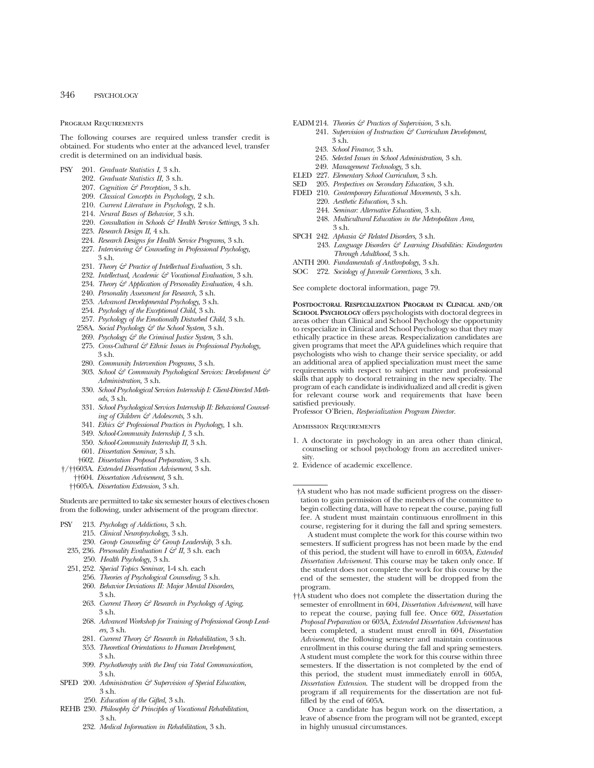### Program Requirements

The following courses are required unless transfer credit is obtained. For students who enter at the advanced level, transfer credit is determined on an individual basis.

- PSY 201. *Graduate Statistics I,* 3 s.h.
  - 202. *Graduate Statistics II,* 3 s.h.
  - 207. *Cognition & Perception,* 3 s.h.
  - 209. *Classical Concepts in Psychology,* 2 s.h.
  - 210. *Current Literature in Psychology,* 2 s.h.
  - 214. *Neural Bases of Behavior,* 3 s.h.
  - 220. *Consultation in Schools & Health Service Settings,* 3 s.h.
  - 223. *Research Design II,* 4 s.h.
  - 224. *Research Designs for Health Service Programs,* 3 s.h.
  - 227. *Interviewing & Counseling in Professional Psychology,* 3 s.h.
  - 231. *Theory & Practice of Intellectual Evaluation,* 3 s.h.
  - 232. *Intellectual, Academic & Vocational Evaluation,* 3 s.h.
  - 234. *Theory & Application of Personality Evaluation,* 4 s.h.
  - 240. *Personality Assessment for Research,* 3 s.h.
  - 253. *Advanced Developmental Psychology,* 3 s.h.
  - 254. *Psychology of the Exceptional Child,* 3 s.h.
  - 257. *Psychology of the Emotionally Disturbed Child,* 3 s.h.
  - 258A. *Social Psychology & the School System,* 3 s.h.
  - 269. *Psychology & the Criminal Justice System,* 3 s.h.
  - 275. *Cross-Cultural & Ethnic Issues in Professional Psychology,* 3 s.h.
  - 280. *Community Intervention Programs,* 3 s.h.
  - 303. *School & Community Psychological Services: Development & Administration,* 3 s.h.
  - 330. *School Psychological Services Internship I: Client-Directed Methods,* 3 s.h.
  - 331. *School Psychological Services Internship II: Behavioral Counseling of Children & Adolescents,* 3 s.h.
  - 341. *Ethics & Professional Practices in Psychology,* 1 s.h.
  - 349. *School-Community Internship I,* 3 s.h.
  - 350. *School-Community Internship II,* 3 s.h.
  - 601. *Dissertation Seminar,* 3 s.h.
  - †602. *Dissertation Proposal Preparation,* 3 s.h.
  - †/††603A. *Extended Dissertation Advisement,* 3 s.h.
  - ††604. *Dissertation Advisement,* 3 s.h.
  - ††605A. *Dissertation Extension,* 3 s.h.

Students are permitted to take six semester hours of electives chosen from the following, under advisement of the program director.

- PSY 213. *Psychology of Addictions,* 3 s.h.
  - 215. *Clinical Neuropsychology,* 3 s.h.
  - 230. *Group Counseling & Group Leadership,* 3 s.h.
  - 235, 236. *Personality Evaluation I & II,* 3 s.h. each
  - 250. *Health Psychology,* 3 s.h.
  - 251, 252. *Special Topics Seminar,* 1-4 s.h. each
  - 256. *Theories of Psychological Counseling,* 3 s.h.
  - 260. *Behavior Deviations II: Major Mental Disorders,* 3 s.h.
  - 263. *Current Theory & Research in Psychology of Aging,* 3 s.h.
  - 268. *Advanced Workshop for Training of Professional Group Leaders,* 3 s.h.
  - 281. *Current Theory & Research in Rehabilitation,* 3 s.h.
  - 353. *Theoretical Orientations to Human Development,* 3 s.h.
  - 399. *Psychotherapy with the Deaf via Total Communication,* 3 s.h.
- SPED 200. *Administration & Supervision of Special Education,* 3 s.h.
  - 250. *Education of the Gifted,* 3 s.h.
- REHB 230. *Philosophy & Principles of Vocational Rehabilitation,* 3 s.h.
  - 232. *Medical Information in Rehabilitation,* 3 s.h.
- EADM 214. *Theories & Practices of Supervision,* 3 s.h.
  - 241. *Supervision of Instruction & Curriculum Development,* 3 s.h.
  - 243. *School Finance,* 3 s.h.
  - 245. *Selected Issues in School Administration,* 3 s.h.
  - 249. *Management Technology,* 3 s.h.
- ELED 227. *Elementary School Curriculum,* 3 s.h.
- SED 205. *Perspectives on Secondary Education,* 3 s.h.
- FDED 210. *Contemporary Educational Movements,* 3 s.h.
  - 220. *Aesthetic Education,* 3 s.h.
  - 244. *Seminar: Alternative Education,* 3 s.h.
  - 248. *Multicultural Education in the Metropolitan Area,* 3 s.h.
- SPCH 242. *Aphasia & Related Disorders,* 3 s.h.
  - 243. *Language Disorders & Learning Disabilities: Kindergarten Through Adulthood,* 3 s.h.
- ANTH 200. *Fundamentals of Anthropology,* 3 s.h.
- SOC 272. *Sociology of Juvenile Corrections,* 3 s.h.

See complete doctoral information, page 79.

**Postdoctoral Respecialization Program in Clinical and/or School Psychology** offers psychologists with doctoral degrees in areas other than Clinical and School Psychology the opportunity to respecialize in Clinical and School Psychology so that they may ethically practice in these areas. Respecialization candidates are given programs that meet the APA guidelines which require that psychologists who wish to change their service speciality, or add an additional area of applied specialization must meet the same requirements with respect to subject matter and professional skills that apply to doctoral retraining in the new specialty. The program of each candidate is individualized and all credit is given for relevant course work and requirements that have been satisfied previously.
Professor O'Brien, *Respecialization Program Director.*

### Admission Requirements

1. A doctorate in psychology in an area other than clinical, counseling or school psychology from an accredited university.
2. Evidence of academic excellence.

---

†A student who has not made sufficient progress on the dissertation to gain permission of the members of the committee to begin collecting data, will have to repeat the course, paying full fee. A student must maintain continuous enrollment in this course, registering for it during the fall and spring semesters.

A student must complete the work for this course within two semesters. If sufficient progress has not been made by the end of this period, the student will have to enroll in 603A, *Extended Dissertation Advisement.* This course may be taken only once. If the student does not complete the work for this course by the end of the semester, the student will be dropped from the program.

††A student who does not complete the dissertation during the semester of enrollment in 604, *Dissertation Advisement*, will have to repeat the course, paying full fee. Once 602, *Dissertation Proposal Preparation* or 603A, *Extended Dissertation Advisement* has been completed, a student must enroll in 604, *Dissertation Advisement*, the following semester and maintain continuous enrollment in this course during the fall and spring semesters. A student must complete the work for this course within three semesters. If the dissertation is not completed by the end of this period, the student must immediately enroll in 605A, *Dissertation Extension.* The student will be dropped from the program if all requirements for the dissertation are not fulfilled by the end of 605A.

Once a candidate has begun work on the dissertation, a leave of absence from the program will not be granted, except in highly unusual circumstances.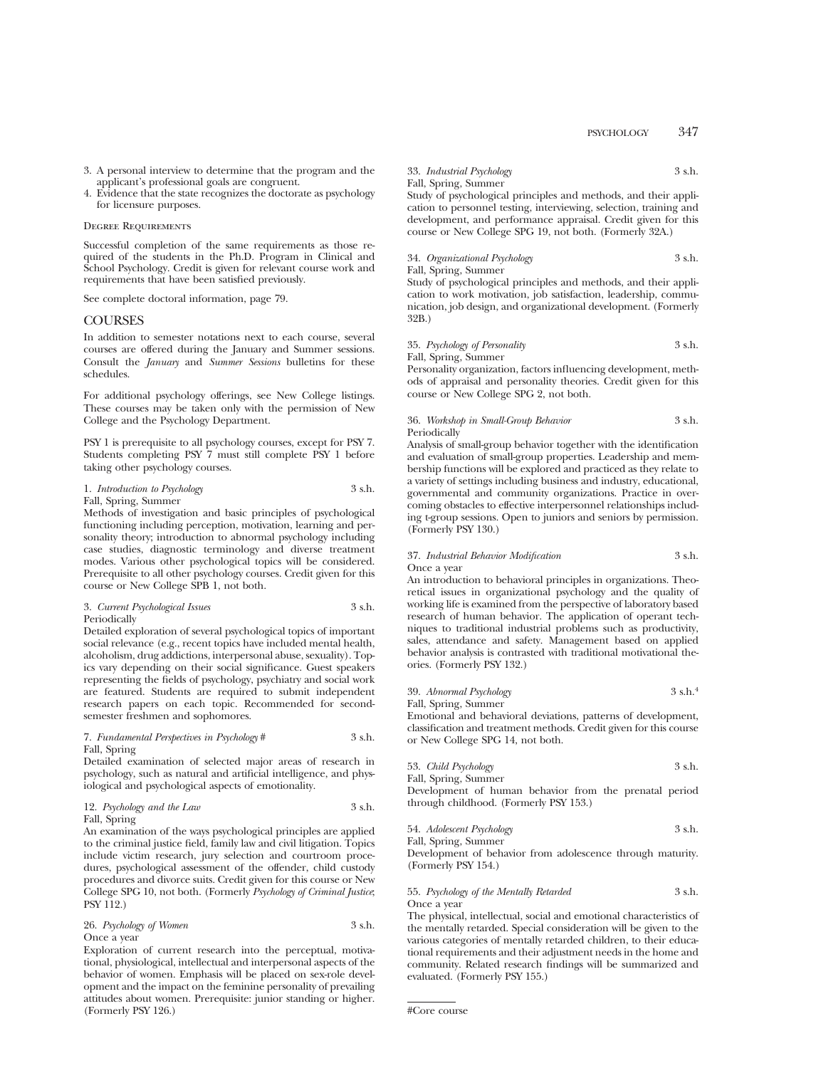3. A personal interview to determine that the program and the applicant's professional goals are congruent.
4. Evidence that the state recognizes the doctorate as psychology for licensure purposes.

Degree Requirements

Successful completion of the same requirements as those required of the students in the Ph.D. Program in Clinical and School Psychology. Credit is given for relevant course work and requirements that have been satisfied previously.

See complete doctoral information, page 79.

## COURSES

In addition to semester notations next to each course, several courses are offered during the January and Summer sessions. Consult the *January* and *Summer Sessions* bulletins for these schedules.

For additional psychology offerings, see New College listings. These courses may be taken only with the permission of New College and the Psychology Department.

PSY 1 is prerequisite to all psychology courses, except for PSY 7. Students completing PSY 7 must still complete PSY 1 before taking other psychology courses.

1. *Introduction to Psychology* 3 s.h.
Fall, Spring, Summer
Methods of investigation and basic principles of psychological functioning including perception, motivation, learning and personality theory; introduction to abnormal psychology including case studies, diagnostic terminology and diverse treatment modes. Various other psychological topics will be considered. Prerequisite to all other psychology courses. Credit given for this course or New College SPB 1, not both.

3. *Current Psychological Issues* 3 s.h.
Periodically
Detailed exploration of several psychological topics of important social relevance (e.g., recent topics have included mental health, alcoholism, drug addictions, interpersonal abuse, sexuality). Topics vary depending on their social significance. Guest speakers representing the fields of psychology, psychiatry and social work are featured. Students are required to submit independent research papers on each topic. Recommended for second-semester freshmen and sophomores.

7. *Fundamental Perspectives in Psychology* # 3 s.h.
Fall, Spring
Detailed examination of selected major areas of research in psychology, such as natural and artificial intelligence, and physiological and psychological aspects of emotionality.

12. *Psychology and the Law* 3 s.h.
Fall, Spring
An examination of the ways psychological principles are applied to the criminal justice field, family law and civil litigation. Topics include victim research, jury selection and courtroom procedures, psychological assessment of the offender, child custody procedures and divorce suits. Credit given for this course or New College SPG 10, not both. (Formerly *Psychology of Criminal Justice*; PSY 112.)

26. *Psychology of Women* 3 s.h.
Once a year
Exploration of current research into the perceptual, motivational, physiological, intellectual and interpersonal aspects of the behavior of women. Emphasis will be placed on sex-role development and the impact on the feminine personality of prevailing attitudes about women. Prerequisite: junior standing or higher. (Formerly PSY 126.)

33. *Industrial Psychology* 3 s.h.
Fall, Spring, Summer
Study of psychological principles and methods, and their application to personnel testing, interviewing, selection, training and development, and performance appraisal. Credit given for this course or New College SPG 19, not both. (Formerly 32A.)

34. *Organizational Psychology* 3 s.h.
Fall, Spring, Summer
Study of psychological principles and methods, and their application to work motivation, job satisfaction, leadership, communication, job design, and organizational development. (Formerly 32B.)

35. *Psychology of Personality* 3 s.h.
Fall, Spring, Summer
Personality organization, factors influencing development, methods of appraisal and personality theories. Credit given for this course or New College SPG 2, not both.

36. *Workshop in Small-Group Behavior* 3 s.h.
Periodically
Analysis of small-group behavior together with the identification and evaluation of small-group properties. Leadership and membership functions will be explored and practiced as they relate to a variety of settings including business and industry, educational, governmental and community organizations. Practice in overcoming obstacles to effective interpersonnel relationships including t-group sessions. Open to juniors and seniors by permission. (Formerly PSY 130.)

37. *Industrial Behavior Modification* 3 s.h.
Once a year
An introduction to behavioral principles in organizations. Theoretical issues in organizational psychology and the quality of working life is examined from the perspective of laboratory based research of human behavior. The application of operant techniques to traditional industrial problems such as productivity, sales, attendance and safety. Management based on applied behavior analysis is contrasted with traditional motivational theories. (Formerly PSY 132.)

39. *Abnormal Psychology* 3 s.h.[4]
Fall, Spring, Summer
Emotional and behavioral deviations, patterns of development, classification and treatment methods. Credit given for this course or New College SPG 14, not both.

53. *Child Psychology* 3 s.h.
Fall, Spring, Summer
Development of human behavior from the prenatal period through childhood. (Formerly PSY 153.)

54. *Adolescent Psychology* 3 s.h.
Fall, Spring, Summer
Development of behavior from adolescence through maturity. (Formerly PSY 154.)

55. *Psychology of the Mentally Retarded* 3 s.h.
Once a year
The physical, intellectual, social and emotional characteristics of the mentally retarded. Special consideration will be given to the various categories of mentally retarded children, to their educational requirements and their adjustment needs in the home and community. Related research findings will be summarized and evaluated. (Formerly PSY 155.)

#Core course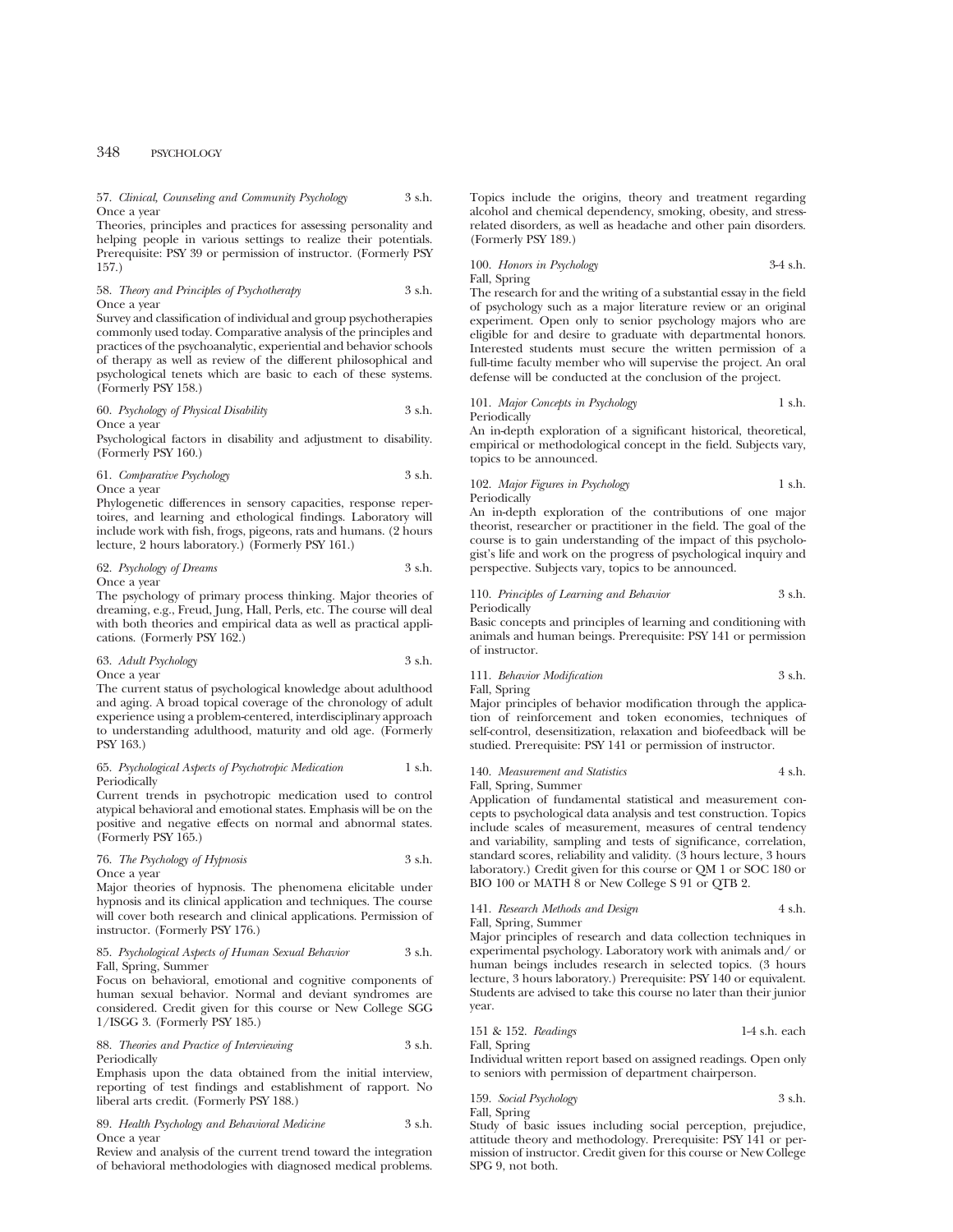57. *Clinical, Counseling and Community Psychology* 3 s.h.
Once a year
Theories, principles and practices for assessing personality and helping people in various settings to realize their potentials. Prerequisite: PSY 39 or permission of instructor. (Formerly PSY 157.)

58. *Theory and Principles of Psychotherapy* 3 s.h.
Once a year
Survey and classification of individual and group psychotherapies commonly used today. Comparative analysis of the principles and practices of the psychoanalytic, experiential and behavior schools of therapy as well as review of the different philosophical and psychological tenets which are basic to each of these systems. (Formerly PSY 158.)

60. *Psychology of Physical Disability* 3 s.h.
Once a year
Psychological factors in disability and adjustment to disability. (Formerly PSY 160.)

61. *Comparative Psychology* 3 s.h.
Once a year
Phylogenetic differences in sensory capacities, response repertoires, and learning and ethological findings. Laboratory will include work with fish, frogs, pigeons, rats and humans. (2 hours lecture, 2 hours laboratory.) (Formerly PSY 161.)

62. *Psychology of Dreams* 3 s.h.
Once a year
The psychology of primary process thinking. Major theories of dreaming, e.g., Freud, Jung, Hall, Perls, etc. The course will deal with both theories and empirical data as well as practical applications. (Formerly PSY 162.)

63. *Adult Psychology* 3 s.h.
Once a year
The current status of psychological knowledge about adulthood and aging. A broad topical coverage of the chronology of adult experience using a problem-centered, interdisciplinary approach to understanding adulthood, maturity and old age. (Formerly PSY 163.)

65. *Psychological Aspects of Psychotropic Medication* 1 s.h.
Periodically
Current trends in psychotropic medication used to control atypical behavioral and emotional states. Emphasis will be on the positive and negative effects on normal and abnormal states. (Formerly PSY 165.)

76. *The Psychology of Hypnosis* 3 s.h.
Once a year
Major theories of hypnosis. The phenomena elicitable under hypnosis and its clinical application and techniques. The course will cover both research and clinical applications. Permission of instructor. (Formerly PSY 176.)

85. *Psychological Aspects of Human Sexual Behavior* 3 s.h.
Fall, Spring, Summer
Focus on behavioral, emotional and cognitive components of human sexual behavior. Normal and deviant syndromes are considered. Credit given for this course or New College SGG 1/ISGG 3. (Formerly PSY 185.)

88. *Theories and Practice of Interviewing* 3 s.h.
Periodically
Emphasis upon the data obtained from the initial interview, reporting of test findings and establishment of rapport. No liberal arts credit. (Formerly PSY 188.)

89. *Health Psychology and Behavioral Medicine* 3 s.h.
Once a year
Review and analysis of the current trend toward the integration of behavioral methodologies with diagnosed medical problems. Topics include the origins, theory and treatment regarding alcohol and chemical dependency, smoking, obesity, and stress-related disorders, as well as headache and other pain disorders. (Formerly PSY 189.)

100. *Honors in Psychology* 3-4 s.h.
Fall, Spring
The research for and the writing of a substantial essay in the field of psychology such as a major literature review or an original experiment. Open only to senior psychology majors who are eligible for and desire to graduate with departmental honors. Interested students must secure the written permission of a full-time faculty member who will supervise the project. An oral defense will be conducted at the conclusion of the project.

101. *Major Concepts in Psychology* 1 s.h.
Periodically
An in-depth exploration of a significant historical, theoretical, empirical or methodological concept in the field. Subjects vary, topics to be announced.

102. *Major Figures in Psychology* 1 s.h.
Periodically
An in-depth exploration of the contributions of one major theorist, researcher or practitioner in the field. The goal of the course is to gain understanding of the impact of this psychologist's life and work on the progress of psychological inquiry and perspective. Subjects vary, topics to be announced.

110. *Principles of Learning and Behavior* 3 s.h.
Periodically
Basic concepts and principles of learning and conditioning with animals and human beings. Prerequisite: PSY 141 or permission of instructor.

111. *Behavior Modification* 3 s.h.
Fall, Spring
Major principles of behavior modification through the application of reinforcement and token economies, techniques of self-control, desensitization, relaxation and biofeedback will be studied. Prerequisite: PSY 141 or permission of instructor.

140. *Measurement and Statistics* 4 s.h.
Fall, Spring, Summer
Application of fundamental statistical and measurement concepts to psychological data analysis and test construction. Topics include scales of measurement, measures of central tendency and variability, sampling and tests of significance, correlation, standard scores, reliability and validity. (3 hours lecture, 3 hours laboratory.) Credit given for this course or QM 1 or SOC 180 or BIO 100 or MATH 8 or New College S 91 or QTB 2.

141. *Research Methods and Design* 4 s.h.
Fall, Spring, Summer
Major principles of research and data collection techniques in experimental psychology. Laboratory work with animals and/ or human beings includes research in selected topics. (3 hours lecture, 3 hours laboratory.) Prerequisite: PSY 140 or equivalent. Students are advised to take this course no later than their junior year.

151 & 152. *Readings* 1-4 s.h. each
Fall, Spring
Individual written report based on assigned readings. Open only to seniors with permission of department chairperson.

159. *Social Psychology* 3 s.h.
Fall, Spring
Study of basic issues including social perception, prejudice, attitude theory and methodology. Prerequisite: PSY 141 or permission of instructor. Credit given for this course or New College SPG 9, not both.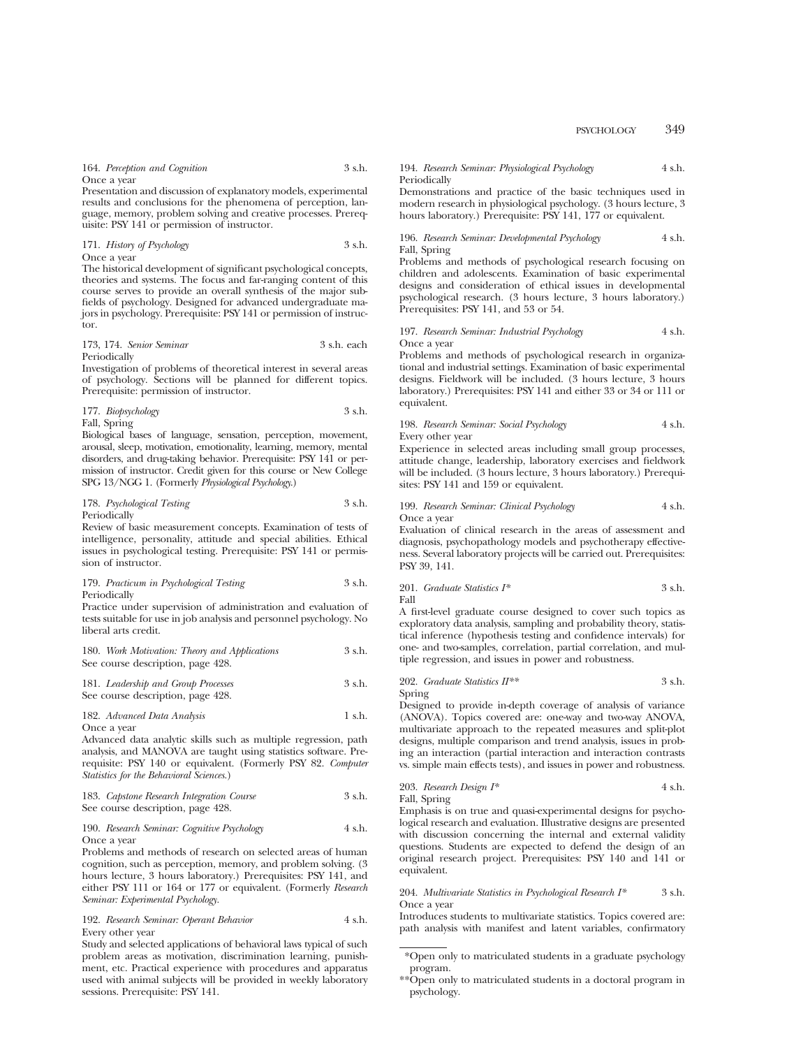164. *Perception and Cognition* 3 s.h.
Once a year
Presentation and discussion of explanatory models, experimental results and conclusions for the phenomena of perception, language, memory, problem solving and creative processes. Prerequisite: PSY 141 or permission of instructor.

171. *History of Psychology* 3 s.h.
Once a year
The historical development of significant psychological concepts, theories and systems. The focus and far-ranging content of this course serves to provide an overall synthesis of the major subfields of psychology. Designed for advanced undergraduate majors in psychology. Prerequisite: PSY 141 or permission of instructor.

173, 174. *Senior Seminar* 3 s.h. each
Periodically
Investigation of problems of theoretical interest in several areas of psychology. Sections will be planned for different topics. Prerequisite: permission of instructor.

177. *Biopsychology* 3 s.h.
Fall, Spring
Biological bases of language, sensation, perception, movement, arousal, sleep, motivation, emotionality, learning, memory, mental disorders, and drug-taking behavior. Prerequisite: PSY 141 or permission of instructor. Credit given for this course or New College SPG 13/NGG 1. (Formerly *Physiological Psychology*.)

178. *Psychological Testing* 3 s.h.
Periodically
Review of basic measurement concepts. Examination of tests of intelligence, personality, attitude and special abilities. Ethical issues in psychological testing. Prerequisite: PSY 141 or permission of instructor.

179. *Practicum in Psychological Testing* 3 s.h.
Periodically
Practice under supervision of administration and evaluation of tests suitable for use in job analysis and personnel psychology. No liberal arts credit.

180. *Work Motivation: Theory and Applications* 3 s.h.
See course description, page 428.

181. *Leadership and Group Processes* 3 s.h.
See course description, page 428.

182. *Advanced Data Analysis* 1 s.h.
Once a year
Advanced data analytic skills such as multiple regression, path analysis, and MANOVA are taught using statistics software. Prerequisite: PSY 140 or equivalent. (Formerly PSY 82. *Computer Statistics for the Behavioral Sciences*.)

183. *Capstone Research Integration Course* 3 s.h.
See course description, page 428.

190. *Research Seminar: Cognitive Psychology* 4 s.h.
Once a year
Problems and methods of research on selected areas of human cognition, such as perception, memory, and problem solving. (3 hours lecture, 3 hours laboratory.) Prerequisites: PSY 141, and either PSY 111 or 164 or 177 or equivalent. (Formerly *Research Seminar: Experimental Psychology*.

192. *Research Seminar: Operant Behavior* 4 s.h.
Every other year
Study and selected applications of behavioral laws typical of such problem areas as motivation, discrimination learning, punishment, etc. Practical experience with procedures and apparatus used with animal subjects will be provided in weekly laboratory sessions. Prerequisite: PSY 141.

194. *Research Seminar: Physiological Psychology* 4 s.h.
Periodically
Demonstrations and practice of the basic techniques used in modern research in physiological psychology. (3 hours lecture, 3 hours laboratory.) Prerequisite: PSY 141, 177 or equivalent.

196. *Research Seminar: Developmental Psychology* 4 s.h.
Fall, Spring
Problems and methods of psychological research focusing on children and adolescents. Examination of basic experimental designs and consideration of ethical issues in developmental psychological research. (3 hours lecture, 3 hours laboratory.) Prerequisites: PSY 141, and 53 or 54.

197. *Research Seminar: Industrial Psychology* 4 s.h.
Once a year
Problems and methods of psychological research in organizational and industrial settings. Examination of basic experimental designs. Fieldwork will be included. (3 hours lecture, 3 hours laboratory.) Prerequisites: PSY 141 and either 33 or 34 or 111 or equivalent.

198. *Research Seminar: Social Psychology* 4 s.h.
Every other year
Experience in selected areas including small group processes, attitude change, leadership, laboratory exercises and fieldwork will be included. (3 hours lecture, 3 hours laboratory.) Prerequisites: PSY 141 and 159 or equivalent.

199. *Research Seminar: Clinical Psychology* 4 s.h.
Once a year
Evaluation of clinical research in the areas of assessment and diagnosis, psychopathology models and psychotherapy effectiveness. Several laboratory projects will be carried out. Prerequisites: PSY 39, 141.

201. *Graduate Statistics I** 3 s.h.
Fall
A first-level graduate course designed to cover such topics as exploratory data analysis, sampling and probability theory, statistical inference (hypothesis testing and confidence intervals) for one- and two-samples, correlation, partial correlation, and multiple regression, and issues in power and robustness.

202. *Graduate Statistics II*** 3 s.h.
Spring
Designed to provide in-depth coverage of analysis of variance (ANOVA). Topics covered are: one-way and two-way ANOVA, multivariate approach to the repeated measures and split-plot designs, multiple comparison and trend analysis, issues in probing an interaction (partial interaction and interaction contrasts vs. simple main effects tests), and issues in power and robustness.

203. *Research Design I** 4 s.h.
Fall, Spring
Emphasis is on true and quasi-experimental designs for psychological research and evaluation. Illustrative designs are presented with discussion concerning the internal and external validity questions. Students are expected to defend the design of an original research project. Prerequisites: PSY 140 and 141 or equivalent.

204. *Multivariate Statistics in Psychological Research I** 3 s.h.
Once a year
Introduces students to multivariate statistics. Topics covered are: path analysis with manifest and latent variables, confirmatory

*Open only to matriculated students in a graduate psychology program.

**Open only to matriculated students in a doctoral program in psychology.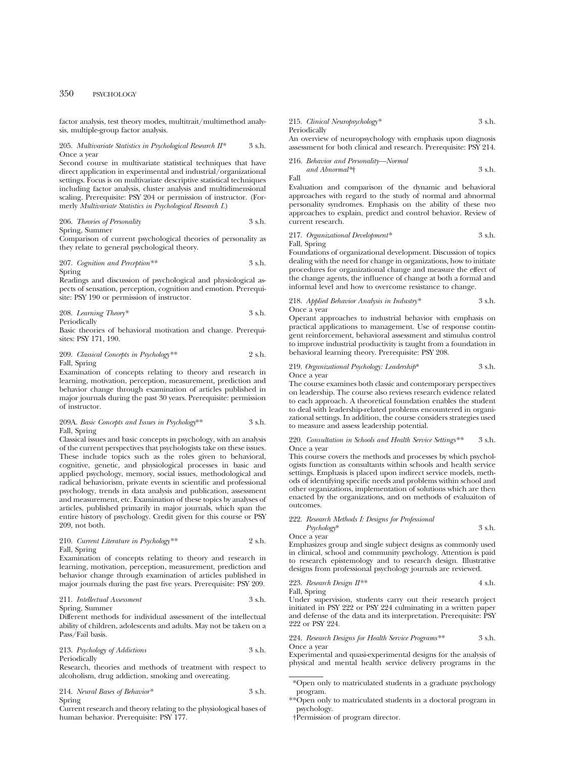factor analysis, test theory modes, multitrait/multimethod analysis, multiple-group factor analysis.

205. *Multivariate Statistics in Psychological Research II** 3 s.h.
Once a year
Second course in multivariate statistical techniques that have direct application in experimental and industrial/organizational settings. Focus is on multivariate descriptive statistical techniques including factor analysis, cluster analysis and multidimensional scaling. Prerequisite: PSY 204 or permission of instructor. (Formerly *Multivariate Statistics in Psychological Research I.*)

206. *Theories of Personality* 3 s.h.
Spring, Summer
Comparison of current psychological theories of personality as they relate to general psychological theory.

207. *Cognition and Perception*** 3 s.h.
Spring
Readings and discussion of psychological and physiological aspects of sensation, perception, cognition and emotion. Prerequisite: PSY 190 or permission of instructor.

208. *Learning Theory** 3 s.h.
Periodically
Basic theories of behavioral motivation and change. Prerequisites: PSY 171, 190.

209. *Classical Concepts in Psychology*** 2 s.h.
Fall, Spring
Examination of concepts relating to theory and research in learning, motivation, perception, measurement, prediction and behavior change through examination of articles published in major journals during the past 30 years. Prerequisite: permission of instructor.

209A. *Basic Concepts and Issues in Psychology*** 3 s.h.
Fall, Spring
Classical issues and basic concepts in psychology, with an analysis of the current perspectives that psychologists take on these issues. These include topics such as the roles given to behavioral, cognitive, genetic, and physiological processes in basic and applied psychology, memory, social issues, methodological and radical behaviorism, private events in scientific and professional psychology, trends in data analysis and publication, assessment and measurement, etc. Examination of these topics by analyses of articles, published primarily in major journals, which span the entire history of psychology. Credit given for this course or PSY 209, not both.

210. *Current Literature in Psychology*** 2 s.h.
Fall, Spring
Examination of concepts relating to theory and research in learning, motivation, perception, measurement, prediction and behavior change through examination of articles published in major journals during the past five years. Prerequisite: PSY 209.

211. *Intellectual Assessment* 3 s.h.
Spring, Summer
Different methods for individual assessment of the intellectual ability of children, adolescents and adults. May not be taken on a Pass/Fail basis.

213. *Psychology of Addictions* 3 s.h.
Periodically
Research, theories and methods of treatment with respect to alcoholism, drug addiction, smoking and overeating.

214. *Neural Bases of Behavior** 3 s.h.
Spring
Current research and theory relating to the physiological bases of human behavior. Prerequisite: PSY 177.

215. *Clinical Neuropsychology** 3 s.h.
Periodically
An overview of neuropsychology with emphasis upon diagnosis assessment for both clinical and research. Prerequisite: PSY 214.

216. *Behavior and Personality—Normal and Abnormal**† 3 s.h.
Fall
Evaluation and comparison of the dynamic and behavioral approaches with regard to the study of normal and abnormal personality syndromes. Emphasis on the ability of these two approaches to explain, predict and control behavior. Review of current research.

217. *Organizational Development** 3 s.h.
Fall, Spring
Foundations of organizational development. Discussion of topics dealing with the need for change in organizations, how to initiate procedures for organizational change and measure the effect of the change agents, the influence of change at both a formal and informal level and how to overcome resistance to change.

218. *Applied Behavior Analysis in Industry** 3 s.h.
Once a year
Operant approaches to industrial behavior with emphasis on practical applications to management. Use of response contingent reinforcement, behavioral assessment and stimulus control to improve industrial productivity is taught from a foundation in behavioral learning theory. Prerequisite: PSY 208.

219. *Organizational Psychology: Leadership** 3 s.h.
Once a year
The course examines both classic and contemporary perspectives on leadership. The course also reviews research evidence related to each approach. A theoretical foundation enables the student to deal with leadership-related problems encountered in organizational settings. In addition, the course considers strategies used to measure and assess leadership potential.

220. *Consultation in Schools and Health Service Settings*** 3 s.h.
Once a year
This course covers the methods and processes by which psychologists function as consultants within schools and health service settings. Emphasis is placed upon indirect service models, methods of identifying specific needs and problems within school and other organizations, implementation of solutions which are then enacted by the organizations, and on methods of evaluaiton of outcomes.

222. *Research Methods I: Designs for Professional Psychology** 3 s.h.
Once a year
Emphasizes group and single subject designs as commonly used in clinical, school and community psychology. Attention is paid to research epistemology and to research design. Illustrative designs from professional psychology journals are reviewed.

223. *Research Design II*** 4 s.h.
Fall, Spring
Under supervision, students carry out their research project initiated in PSY 222 or PSY 224 culminating in a written paper and defense of the data and its interpretation. Prerequisite: PSY 222 or PSY 224.

224. *Research Designs for Health Service Programs*** 3 s.h.
Once a year
Experimental and quasi-experimental designs for the analysis of physical and mental health service delivery programs in the

---

*Open only to matriculated students in a graduate psychology program.

**Open only to matriculated students in a doctoral program in psychology.

†Permission of program director.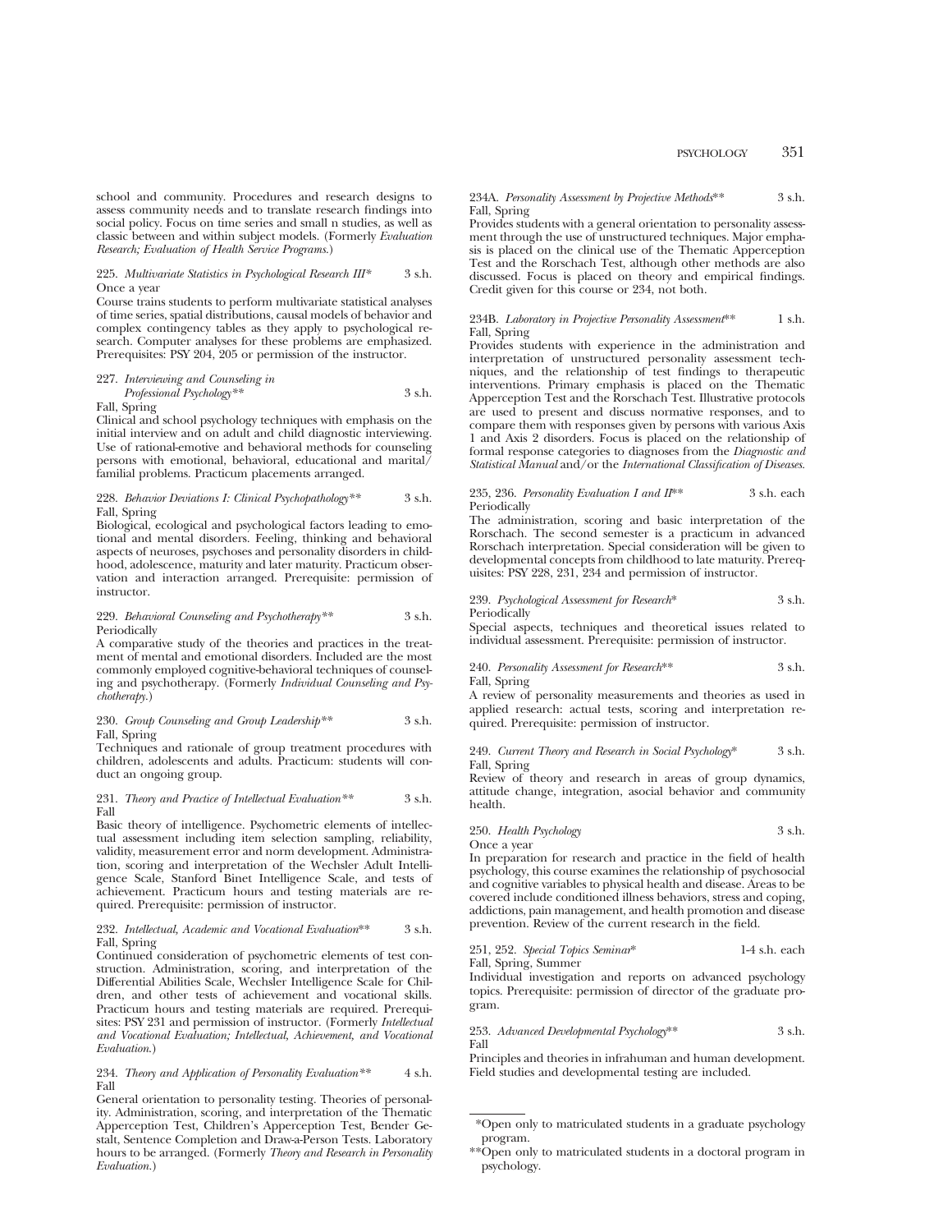school and community. Procedures and research designs to assess community needs and to translate research findings into social policy. Focus on time series and small n studies, as well as classic between and within subject models. (Formerly *Evaluation Research; Evaluation of Health Service Programs.*)

225. *Multivariate Statistics in Psychological Research III** 3 s.h.
Once a year
Course trains students to perform multivariate statistical analyses of time series, spatial distributions, causal models of behavior and complex contingency tables as they apply to psychological research. Computer analyses for these problems are emphasized. Prerequisites: PSY 204, 205 or permission of the instructor.

227. *Interviewing and Counseling in Professional Psychology*** 3 s.h.
Fall, Spring
Clinical and school psychology techniques with emphasis on the initial interview and on adult and child diagnostic interviewing. Use of rational-emotive and behavioral methods for counseling persons with emotional, behavioral, educational and marital/familial problems. Practicum placements arranged.

228. *Behavior Deviations I: Clinical Psychopathology*** 3 s.h.
Fall, Spring
Biological, ecological and psychological factors leading to emotional and mental disorders. Feeling, thinking and behavioral aspects of neuroses, psychoses and personality disorders in childhood, adolescence, maturity and later maturity. Practicum observation and interaction arranged. Prerequisite: permission of instructor.

229. *Behavioral Counseling and Psychotherapy*** 3 s.h.
Periodically
A comparative study of the theories and practices in the treatment of mental and emotional disorders. Included are the most commonly employed cognitive-behavioral techniques of counseling and psychotherapy. (Formerly *Individual Counseling and Psychotherapy.*)

230. *Group Counseling and Group Leadership*** 3 s.h.
Fall, Spring
Techniques and rationale of group treatment procedures with children, adolescents and adults. Practicum: students will conduct an ongoing group.

231. *Theory and Practice of Intellectual Evaluation*** 3 s.h.
Fall
Basic theory of intelligence. Psychometric elements of intellectual assessment including item selection sampling, reliability, validity, measurement error and norm development. Administration, scoring and interpretation of the Wechsler Adult Intelligence Scale, Stanford Binet Intelligence Scale, and tests of achievement. Practicum hours and testing materials are required. Prerequisite: permission of instructor.

232. *Intellectual, Academic and Vocational Evaluation*** 3 s.h.
Fall, Spring
Continued consideration of psychometric elements of test construction. Administration, scoring, and interpretation of the Differential Abilities Scale, Wechsler Intelligence Scale for Children, and other tests of achievement and vocational skills. Practicum hours and testing materials are required. Prerequisites: PSY 231 and permission of instructor. (Formerly *Intellectual and Vocational Evaluation; Intellectual, Achievement, and Vocational Evaluation.*)

234. *Theory and Application of Personality Evaluation*** 4 s.h.
Fall
General orientation to personality testing. Theories of personality. Administration, scoring, and interpretation of the Thematic Apperception Test, Children's Apperception Test, Bender Gestalt, Sentence Completion and Draw-a-Person Tests. Laboratory hours to be arranged. (Formerly *Theory and Research in Personality Evaluation.*)

234A. *Personality Assessment by Projective Methods*** 3 s.h.
Fall, Spring
Provides students with a general orientation to personality assessment through the use of unstructured techniques. Major emphasis is placed on the clinical use of the Thematic Apperception Test and the Rorschach Test, although other methods are also discussed. Focus is placed on theory and empirical findings. Credit given for this course or 234, not both.

234B. *Laboratory in Projective Personality Assessment*** 1 s.h.
Fall, Spring
Provides students with experience in the administration and interpretation of unstructured personality assessment techniques, and the relationship of test findings to therapeutic interventions. Primary emphasis is placed on the Thematic Apperception Test and the Rorschach Test. Illustrative protocols are used to present and discuss normative responses, and to compare them with responses given by persons with various Axis 1 and Axis 2 disorders. Focus is placed on the relationship of formal response categories to diagnoses from the *Diagnostic and Statistical Manual* and/or the *International Classification of Diseases.*

235, 236. *Personality Evaluation I and II*** 3 s.h. each
Periodically
The administration, scoring and basic interpretation of the Rorschach. The second semester is a practicum in advanced Rorschach interpretation. Special consideration will be given to developmental concepts from childhood to late maturity. Prerequisites: PSY 228, 231, 234 and permission of instructor.

239. *Psychological Assessment for Research** 3 s.h.
Periodically
Special aspects, techniques and theoretical issues related to individual assessment. Prerequisite: permission of instructor.

240. *Personality Assessment for Research*** 3 s.h.
Fall, Spring
A review of personality measurements and theories as used in applied research: actual tests, scoring and interpretation required. Prerequisite: permission of instructor.

249. *Current Theory and Research in Social Psychology** 3 s.h.
Fall, Spring
Review of theory and research in areas of group dynamics, attitude change, integration, asocial behavior and community health.

250. *Health Psychology* 3 s.h.
Once a year
In preparation for research and practice in the field of health psychology, this course examines the relationship of psychosocial and cognitive variables to physical health and disease. Areas to be covered include conditioned illness behaviors, stress and coping, addictions, pain management, and health promotion and disease prevention. Review of the current research in the field.

251, 252. *Special Topics Seminar** 1-4 s.h. each
Fall, Spring, Summer
Individual investigation and reports on advanced psychology topics. Prerequisite: permission of director of the graduate program.

253. *Advanced Developmental Psychology*** 3 s.h.
Fall
Principles and theories in infrahuman and human development. Field studies and developmental testing are included.

---

*Open only to matriculated students in a graduate psychology program.

**Open only to matriculated students in a doctoral program in psychology.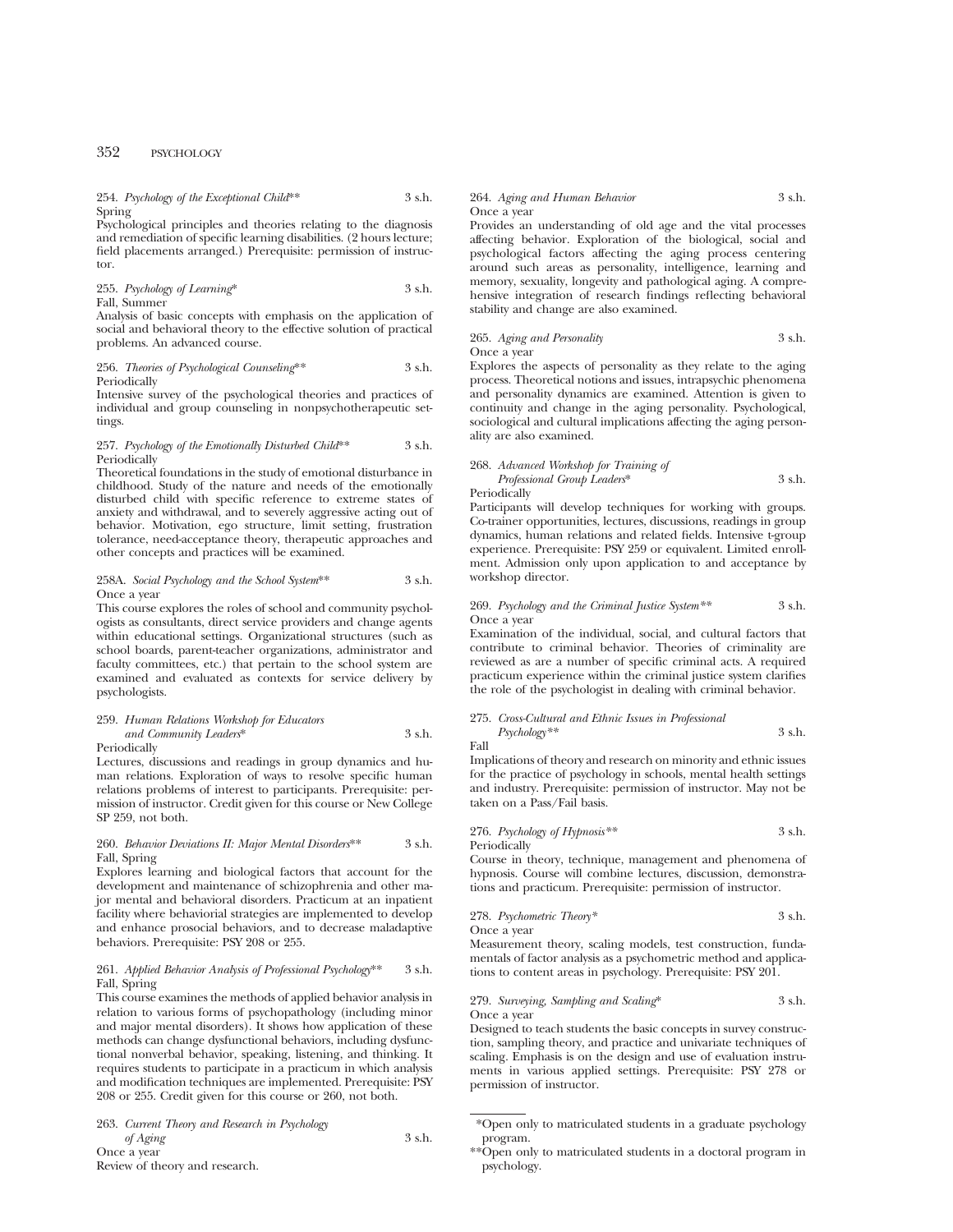254. *Psychology of the Exceptional Child*** 3 s.h.
Spring

Psychological principles and theories relating to the diagnosis and remediation of specific learning disabilities. (2 hours lecture; field placements arranged.) Prerequisite: permission of instructor.

255. *Psychology of Learning** 3 s.h.
Fall, Summer

Analysis of basic concepts with emphasis on the application of social and behavioral theory to the effective solution of practical problems. An advanced course.

256. *Theories of Psychological Counseling*** 3 s.h.
Periodically

Intensive survey of the psychological theories and practices of individual and group counseling in nonpsychotherapeutic settings.

257. *Psychology of the Emotionally Disturbed Child*** 3 s.h.
Periodically

Theoretical foundations in the study of emotional disturbance in childhood. Study of the nature and needs of the emotionally disturbed child with specific reference to extreme states of anxiety and withdrawal, and to severely aggressive acting out of behavior. Motivation, ego structure, limit setting, frustration tolerance, need-acceptance theory, therapeutic approaches and other concepts and practices will be examined.

258A. *Social Psychology and the School System*** 3 s.h.
Once a year

This course explores the roles of school and community psychologists as consultants, direct service providers and change agents within educational settings. Organizational structures (such as school boards, parent-teacher organizations, administrator and faculty committees, etc.) that pertain to the school system are examined and evaluated as contexts for service delivery by psychologists.

259. *Human Relations Workshop for Educators and Community Leaders** 3 s.h.
Periodically

Lectures, discussions and readings in group dynamics and human relations. Exploration of ways to resolve specific human relations problems of interest to participants. Prerequisite: permission of instructor. Credit given for this course or New College SP 259, not both.

260. *Behavior Deviations II: Major Mental Disorders*** 3 s.h.
Fall, Spring

Explores learning and biological factors that account for the development and maintenance of schizophrenia and other major mental and behavioral disorders. Practicum at an inpatient facility where behaviorial strategies are implemented to develop and enhance prosocial behaviors, and to decrease maladaptive behaviors. Prerequisite: PSY 208 or 255.

261. *Applied Behavior Analysis of Professional Psychology*** 3 s.h.
Fall, Spring

This course examines the methods of applied behavior analysis in relation to various forms of psychopathology (including minor and major mental disorders). It shows how application of these methods can change dysfunctional behaviors, including dysfunctional nonverbal behavior, speaking, listening, and thinking. It requires students to participate in a practicum in which analysis and modification techniques are implemented. Prerequisite: PSY 208 or 255. Credit given for this course or 260, not both.

263. *Current Theory and Research in Psychology of Aging* 3 s.h.
Once a year

Review of theory and research.

264. *Aging and Human Behavior* 3 s.h.
Once a year

Provides an understanding of old age and the vital processes affecting behavior. Exploration of the biological, social and psychological factors affecting the aging process centering around such areas as personality, intelligence, learning and memory, sexuality, longevity and pathological aging. A comprehensive integration of research findings reflecting behavioral stability and change are also examined.

265. *Aging and Personality* 3 s.h.
Once a year

Explores the aspects of personality as they relate to the aging process. Theoretical notions and issues, intrapsychic phenomena and personality dynamics are examined. Attention is given to continuity and change in the aging personality. Psychological, sociological and cultural implications affecting the aging personality are also examined.

268. *Advanced Workshop for Training of Professional Group Leaders** 3 s.h.
Periodically

Participants will develop techniques for working with groups. Co-trainer opportunities, lectures, discussions, readings in group dynamics, human relations and related fields. Intensive t-group experience. Prerequisite: PSY 259 or equivalent. Limited enrollment. Admission only upon application to and acceptance by workshop director.

269. *Psychology and the Criminal Justice System*** 3 s.h.
Once a year

Examination of the individual, social, and cultural factors that contribute to criminal behavior. Theories of criminality are reviewed as are a number of specific criminal acts. A required practicum experience within the criminal justice system clarifies the role of the psychologist in dealing with criminal behavior.

275. *Cross-Cultural and Ethnic Issues in Professional Psychology*** 3 s.h.
Fall

Implications of theory and research on minority and ethnic issues for the practice of psychology in schools, mental health settings and industry. Prerequisite: permission of instructor. May not be taken on a Pass/Fail basis.

276. *Psychology of Hypnosis*** 3 s.h.
Periodically

Course in theory, technique, management and phenomena of hypnosis. Course will combine lectures, discussion, demonstrations and practicum. Prerequisite: permission of instructor.

278. *Psychometric Theory** 3 s.h.
Once a year

Measurement theory, scaling models, test construction, fundamentals of factor analysis as a psychometric method and applications to content areas in psychology. Prerequisite: PSY 201.

279. *Surveying, Sampling and Scaling** 3 s.h.
Once a year

Designed to teach students the basic concepts in survey construction, sampling theory, and practice and univariate techniques of scaling. Emphasis is on the design and use of evaluation instruments in various applied settings. Prerequisite: PSY 278 or permission of instructor.

---

*Open only to matriculated students in a graduate psychology program.

**Open only to matriculated students in a doctoral program in psychology.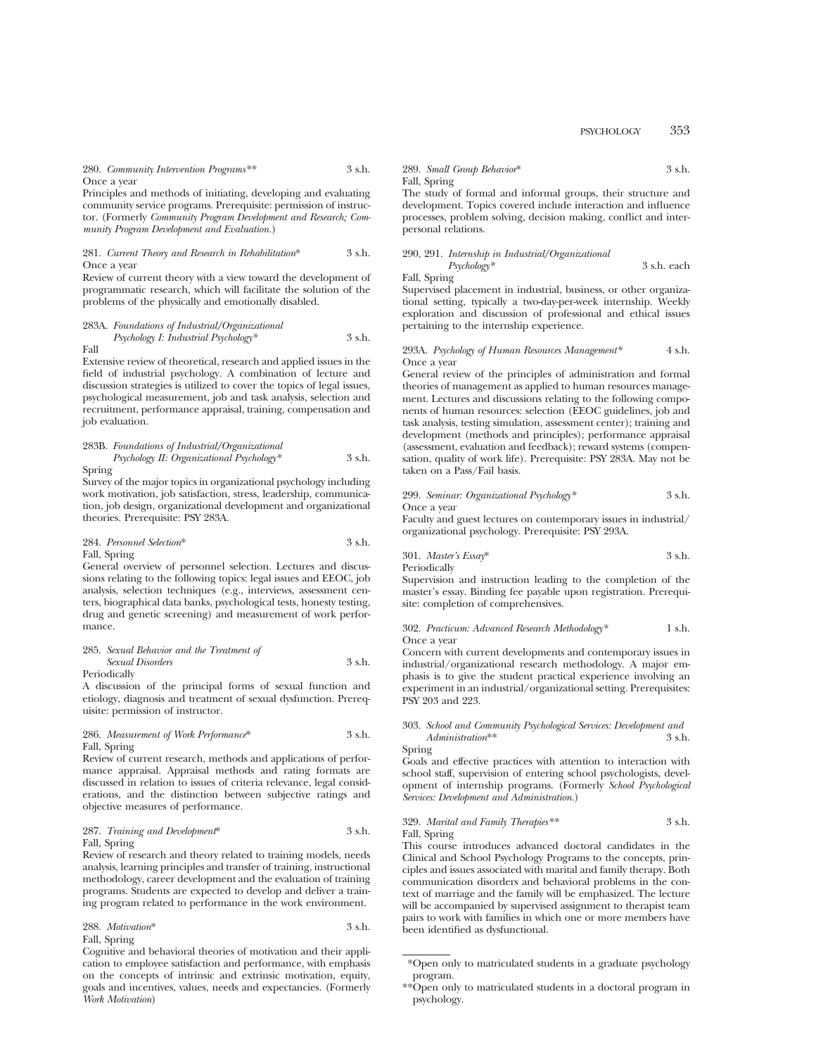280. *Community Intervention Programs*** 3 s.h.
Once a year

Principles and methods of initiating, developing and evaluating community service programs. Prerequisite: permission of instructor. (Formerly *Community Program Development and Research; Community Program Development and Evaluation.*)

281. *Current Theory and Research in Rehabilitation** 3 s.h.
Once a year

Review of current theory with a view toward the development of programmatic research, which will facilitate the solution of the problems of the physically and emotionally disabled.

283A. *Foundations of Industrial/Organizational Psychology I: Industrial Psychology** 3 s.h.
Fall

Extensive review of theoretical, research and applied issues in the field of industrial psychology. A combination of lecture and discussion strategies is utilized to cover the topics of legal issues, psychological measurement, job and task analysis, selection and recruitment, performance appraisal, training, compensation and job evaluation.

283B. *Foundations of Industrial/Organizational Psychology II: Organizational Psychology** 3 s.h.
Spring

Survey of the major topics in organizational psychology including work motivation, job satisfaction, stress, leadership, communication, job design, organizational development and organizational theories. Prerequisite: PSY 283A.

284. *Personnel Selection** 3 s.h.
Fall, Spring

General overview of personnel selection. Lectures and discussions relating to the following topics: legal issues and EEOC, job analysis, selection techniques (e.g., interviews, assessment centers, biographical data banks, psychological tests, honesty testing, drug and genetic screening) and measurement of work performance.

285. *Sexual Behavior and the Treatment of Sexual Disorders* 3 s.h.
Periodically

A discussion of the principal forms of sexual function and etiology, diagnosis and treatment of sexual dysfunction. Prerequisite: permission of instructor.

286. *Measurement of Work Performance** 3 s.h.
Fall, Spring

Review of current research, methods and applications of performance appraisal. Appraisal methods and rating formats are discussed in relation to issues of criteria relevance, legal considerations, and the distinction between subjective ratings and objective measures of performance.

287. *Training and Development** 3 s.h.
Fall, Spring

Review of research and theory related to training models, needs analysis, learning principles and transfer of training, instructional methodology, career development and the evaluation of training programs. Students are expected to develop and deliver a training program related to performance in the work environment.

288. *Motivation** 3 s.h.
Fall, Spring

Cognitive and behavioral theories of motivation and their application to employee satisfaction and performance, with emphasis on the concepts of intrinsic and extrinsic motivation, equity, goals and incentives, values, needs and expectancies. (Formerly *Work Motivation*)

289. *Small Group Behavior** 3 s.h.
Fall, Spring

The study of formal and informal groups, their structure and development. Topics covered include interaction and influence processes, problem solving, decision making, conflict and interpersonal relations.

290, 291. *Internship in Industrial/Organizational Psychology** 3 s.h. each
Fall, Spring

Supervised placement in industrial, business, or other organizational setting, typically a two-day-per-week internship. Weekly exploration and discussion of professional and ethical issues pertaining to the internship experience.

293A. *Psychology of Human Resources Management** 4 s.h.
Once a year

General review of the principles of administration and formal theories of management as applied to human resources management. Lectures and discussions relating to the following components of human resources: selection (EEOC guidelines, job and task analysis, testing simulation, assessment center); training and development (methods and principles); performance appraisal (assessment, evaluation and feedback); reward systems (compensation, quality of work life). Prerequisite: PSY 283A. May not be taken on a Pass/Fail basis.

299. *Seminar: Organizational Psychology** 3 s.h.
Once a year

Faculty and guest lectures on contemporary issues in industrial/organizational psychology. Prerequisite: PSY 293A.

301. *Master's Essay** 3 s.h.
Periodically

Supervision and instruction leading to the completion of the master's essay. Binding fee payable upon registration. Prerequisite: completion of comprehensives.

302. *Practicum: Advanced Research Methodology** 1 s.h.
Once a year

Concern with current developments and contemporary issues in industrial/organizational research methodology. A major emphasis is to give the student practical experience involving an experiment in an industrial/organizational setting. Prerequisites: PSY 203 and 223.

303. *School and Community Psychological Services: Development and Administration*** 3 s.h.
Spring

Goals and effective practices with attention to interaction with school staff, supervision of entering school psychologists, development of internship programs. (Formerly *School Psychological Services: Development and Administration.*)

329. *Marital and Family Therapies*** 3 s.h.
Fall, Spring

This course introduces advanced doctoral candidates in the Clinical and School Psychology Programs to the concepts, principles and issues associated with marital and family therapy. Both communication disorders and behavioral problems in the context of marriage and the family will be emphasized. The lecture will be accompanied by supervised assignment to therapist team pairs to work with families in which one or more members have been identified as dysfunctional.

---

*Open only to matriculated students in a graduate psychology program.

**Open only to matriculated students in a doctoral program in psychology.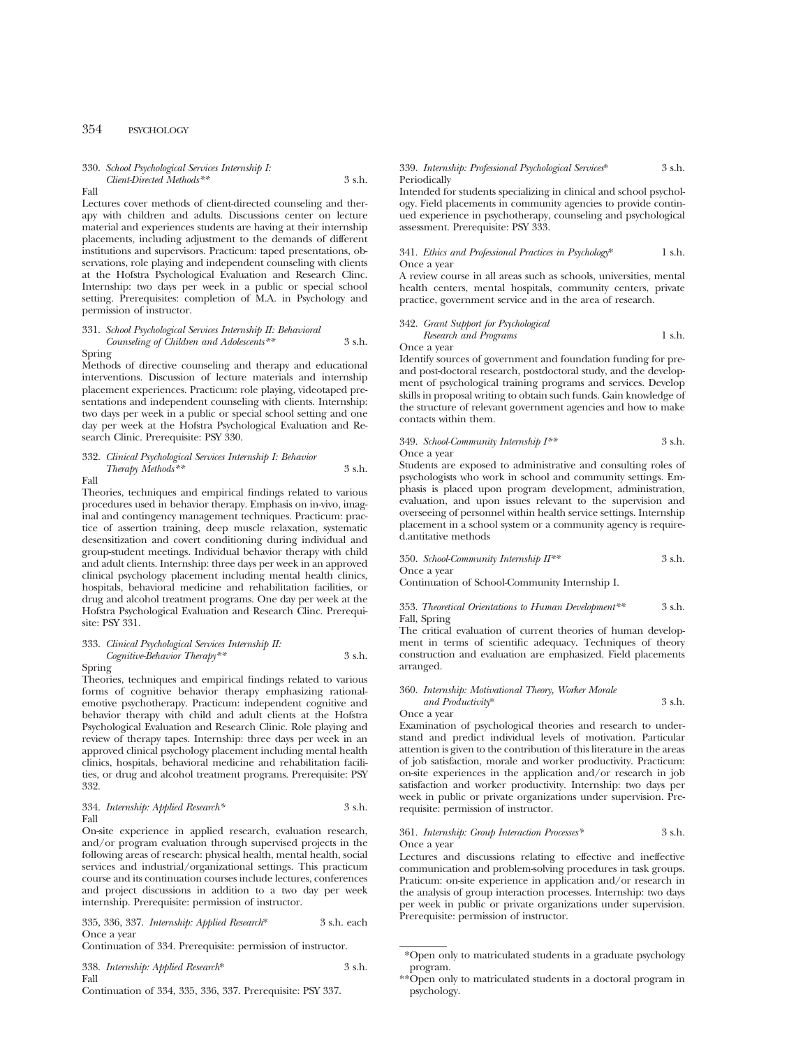330. *School Psychological Services Internship I: Client-Directed Methods*** 3 s.h.
Fall

Lectures cover methods of client-directed counseling and therapy with children and adults. Discussions center on lecture material and experiences students are having at their internship placements, including adjustment to the demands of different institutions and supervisors. Practicum: taped presentations, observations, role playing and independent counseling with clients at the Hofstra Psychological Evaluation and Research Clinc. Internship: two days per week in a public or special school setting. Prerequisites: completion of M.A. in Psychology and permission of instructor.

331. *School Psychological Services Internship II: Behavioral Counseling of Children and Adolescents*** 3 s.h.
Spring

Methods of directive counseling and therapy and educational interventions. Discussion of lecture materials and internship placement experiences. Practicum: role playing, videotaped presentations and independent counseling with clients. Internship: two days per week in a public or special school setting and one day per week at the Hofstra Psychological Evaluation and Research Clinic. Prerequisite: PSY 330.

332. *Clinical Psychological Services Internship I: Behavior Therapy Methods*** 3 s.h.
Fall

Theories, techniques and empirical findings related to various procedures used in behavior therapy. Emphasis on in-vivo, imaginal and contingency management techniques. Practicum: practice of assertion training, deep muscle relaxation, systematic desensitization and covert conditioning during individual and group-student meetings. Individual behavior therapy with child and adult clients. Internship: three days per week in an approved clinical psychology placement including mental health clinics, hospitals, behavioral medicine and rehabilitation facilities, or drug and alcohol treatment programs. One day per week at the Hofstra Psychological Evaluation and Research Clinc. Prerequisite: PSY 331.

333. *Clinical Psychological Services Internship II: Cognitive-Behavior Therapy*** 3 s.h.
Spring

Theories, techniques and empirical findings related to various forms of cognitive behavior therapy emphasizing rational-emotive psychotherapy. Practicum: independent cognitive and behavior therapy with child and adult clients at the Hofstra Psychological Evaluation and Research Clinic. Role playing and review of therapy tapes. Internship: three days per week in an approved clinical psychology placement including mental health clinics, hospitals, behavioral medicine and rehabilitation facilities, or drug and alcohol treatment programs. Prerequisite: PSY 332.

334. *Internship: Applied Research** 3 s.h.
Fall

On-site experience in applied research, evaluation research, and/or program evaluation through supervised projects in the following areas of research: physical health, mental health, social services and industrial/organizational settings. This practicum course and its continuation courses include lectures, conferences and project discussions in addition to a two day per week internship. Prerequisite: permission of instructor.

335, 336, 337. *Internship: Applied Research** 3 s.h. each
Once a year

Continuation of 334. Prerequisite: permission of instructor.

338. *Internship: Applied Research** 3 s.h.
Fall

Continuation of 334, 335, 336, 337. Prerequisite: PSY 337.

339. *Internship: Professional Psychological Services** 3 s.h.
Periodically

Intended for students specializing in clinical and school psychology. Field placements in community agencies to provide continued experience in psychotherapy, counseling and psychological assessment. Prerequisite: PSY 333.

341. *Ethics and Professional Practices in Psychology** 1 s.h.
Once a year

A review course in all areas such as schools, universities, mental health centers, mental hospitals, community centers, private practice, government service and in the area of research.

342. *Grant Support for Psychological Research and Programs* 1 s.h.
Once a year

Identify sources of government and foundation funding for pre- and post-doctoral research, postdoctoral study, and the development of psychological training programs and services. Develop skills in proposal writing to obtain such funds. Gain knowledge of the structure of relevant government agencies and how to make contacts within them.

349. *School-Community Internship I*** 3 s.h.
Once a year

Students are exposed to administrative and consulting roles of psychologists who work in school and community settings. Emphasis is placed upon program development, administration, evaluation, and upon issues relevant to the supervision and overseeing of personnel within health service settings. Internship placement in a school system or a community agency is required.antitative methods

350. *School-Community Internship II*** 3 s.h.
Once a year

Continuation of School-Community Internship I.

353. *Theoretical Orientations to Human Development*** 3 s.h.
Fall, Spring

The critical evaluation of current theories of human development in terms of scientific adequacy. Techniques of theory construction and evaluation are emphasized. Field placements arranged.

360. *Internship: Motivational Theory, Worker Morale and Productivity** 3 s.h.
Once a year

Examination of psychological theories and research to understand and predict individual levels of motivation. Particular attention is given to the contribution of this literature in the areas of job satisfaction, morale and worker productivity. Practicum: on-site experiences in the application and/or research in job satisfaction and worker productivity. Internship: two days per week in public or private organizations under supervision. Prerequisite: permission of instructor.

361. *Internship: Group Interaction Processes** 3 s.h.
Once a year

Lectures and discussions relating to effective and ineffective communication and problem-solving procedures in task groups. Praticum: on-site experience in application and/or research in the analysis of group interaction processes. Internship: two days per week in public or private organizations under supervision. Prerequisite: permission of instructor.

---

*Open only to matriculated students in a graduate psychology program.

**Open only to matriculated students in a doctoral program in psychology.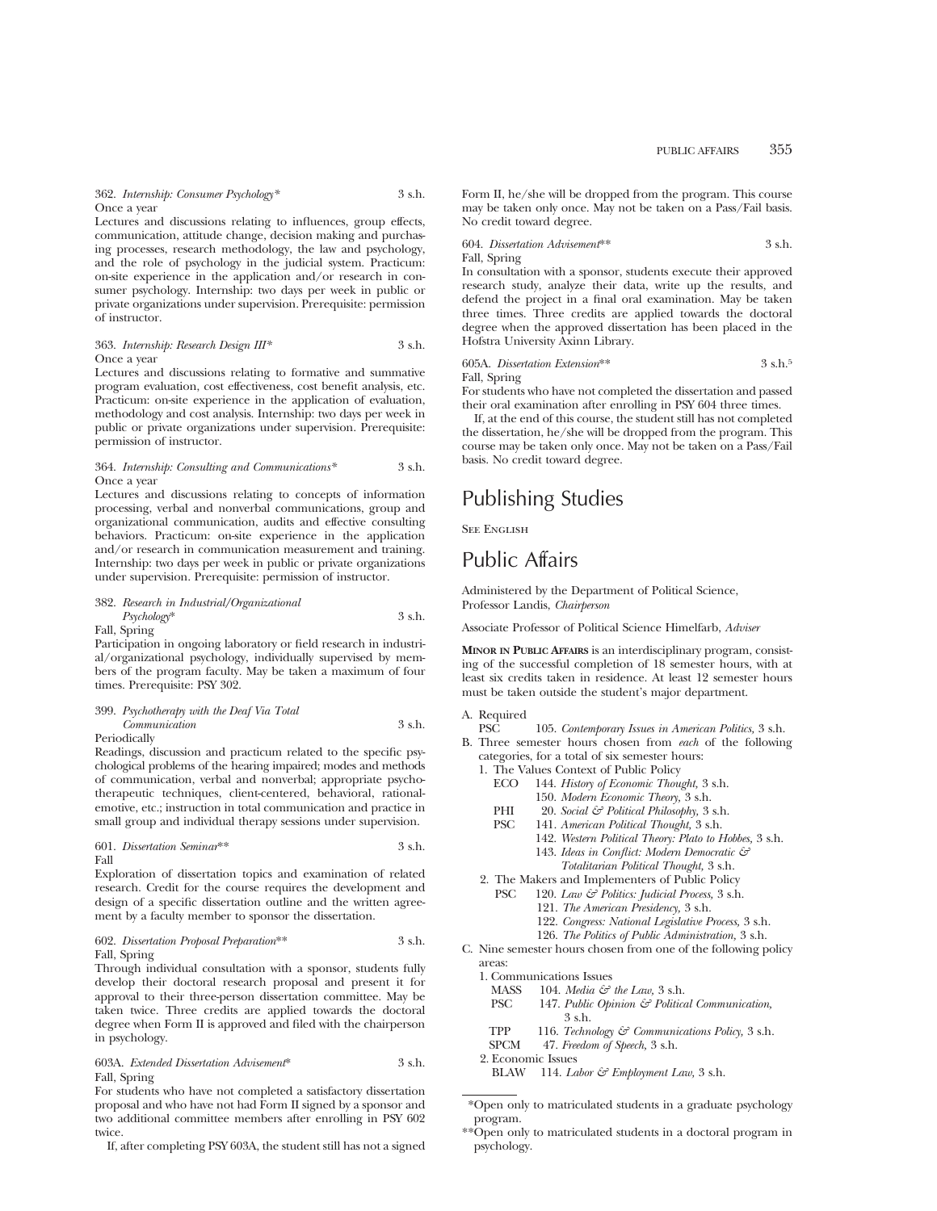362. *Internship: Consumer Psychology** 3 s.h.
Once a year

Lectures and discussions relating to influences, group effects, communication, attitude change, decision making and purchasing processes, research methodology, the law and psychology, and the role of psychology in the judicial system. Practicum: on-site experience in the application and/or research in consumer psychology. Internship: two days per week in public or private organizations under supervision. Prerequisite: permission of instructor.

363. *Internship: Research Design III** 3 s.h.
Once a year

Lectures and discussions relating to formative and summative program evaluation, cost effectiveness, cost benefit analysis, etc. Practicum: on-site experience in the application of evaluation, methodology and cost analysis. Internship: two days per week in public or private organizations under supervision. Prerequisite: permission of instructor.

364. *Internship: Consulting and Communications** 3 s.h.
Once a year

Lectures and discussions relating to concepts of information processing, verbal and nonverbal communications, group and organizational communication, audits and effective consulting behaviors. Practicum: on-site experience in the application and/or research in communication measurement and training. Internship: two days per week in public or private organizations under supervision. Prerequisite: permission of instructor.

382. *Research in Industrial/Organizational Psychology** 3 s.h.
Fall, Spring

Participation in ongoing laboratory or field research in industrial/organizational psychology, individually supervised by members of the program faculty. May be taken a maximum of four times. Prerequisite: PSY 302.

399. *Psychotherapy with the Deaf Via Total Communication* 3 s.h.
Periodically

Readings, discussion and practicum related to the specific psychological problems of the hearing impaired; modes and methods of communication, verbal and nonverbal; appropriate psychotherapeutic techniques, client-centered, behavioral, rational-emotive, etc.; instruction in total communication and practice in small group and individual therapy sessions under supervision.

601. *Dissertation Seminar*** 3 s.h.
Fall

Exploration of dissertation topics and examination of related research. Credit for the course requires the development and design of a specific dissertation outline and the written agreement by a faculty member to sponsor the dissertation.

602. *Dissertation Proposal Preparation*** 3 s.h.
Fall, Spring

Through individual consultation with a sponsor, students fully develop their doctoral research proposal and present it for approval to their three-person dissertation committee. May be taken twice. Three credits are applied towards the doctoral degree when Form II is approved and filed with the chairperson in psychology.

603A. *Extended Dissertation Advisement** 3 s.h.
Fall, Spring

For students who have not completed a satisfactory dissertation proposal and who have not had Form II signed by a sponsor and two additional committee members after enrolling in PSY 602 twice.

If, after completing PSY 603A, the student still has not a signed Form II, he/she will be dropped from the program. This course may be taken only once. May not be taken on a Pass/Fail basis. No credit toward degree.

604. *Dissertation Advisement*** 3 s.h.
Fall, Spring

In consultation with a sponsor, students execute their approved research study, analyze their data, write up the results, and defend the project in a final oral examination. May be taken three times. Three credits are applied towards the doctoral degree when the approved dissertation has been placed in the Hofstra University Axinn Library.

605A. *Dissertation Extension*** 3 s.h.[5]
Fall, Spring

For students who have not completed the dissertation and passed their oral examination after enrolling in PSY 604 three times.

If, at the end of this course, the student still has not completed the dissertation, he/she will be dropped from the program. This course may be taken only once. May not be taken on a Pass/Fail basis. No credit toward degree.

# Publishing Studies

See English

# Public Affairs

Administered by the Department of Political Science, Professor Landis, *Chairperson*

Associate Professor of Political Science Himelfarb, *Adviser*

**MINOR IN PUBLIC AFFAIRS** is an interdisciplinary program, consisting of the successful completion of 18 semester hours, with at least six credits taken in residence. At least 12 semester hours must be taken outside the student's major department.

A. Required
   - PSC 105. *Contemporary Issues in American Politics,* 3 s.h.

B. Three semester hours chosen from *each* of the following categories, for a total of six semester hours:
   1. The Values Context of Public Policy
      - ECO 144. *History of Economic Thought,* 3 s.h.
      - 150. *Modern Economic Theory,* 3 s.h.
      - PHI 20. *Social & Political Philosophy,* 3 s.h.
      - PSC 141. *American Political Thought,* 3 s.h.
      - 142. *Western Political Theory: Plato to Hobbes,* 3 s.h.
      - 143. *Ideas in Conflict: Modern Democratic & Totalitarian Political Thought,* 3 s.h.
   2. The Makers and Implementers of Public Policy
      - PSC 120. *Law & Politics: Judicial Process,* 3 s.h.
      - 121. *The American Presidency,* 3 s.h.
      - 122. *Congress: National Legislative Process,* 3 s.h.
      - 126. *The Politics of Public Administration,* 3 s.h.

C. Nine semester hours chosen from one of the following policy areas:
   1. Communications Issues
      - MASS 104. *Media & the Law,* 3 s.h.
      - PSC 147. *Public Opinion & Political Communication,* 3 s.h.
      - TPP 116. *Technology & Communications Policy,* 3 s.h.
      - SPCM 47. *Freedom of Speech,* 3 s.h.
   2. Economic Issues
      - BLAW 114. *Labor & Employment Law,* 3 s.h.

---

*Open only to matriculated students in a graduate psychology program.

**Open only to matriculated students in a doctoral program in psychology.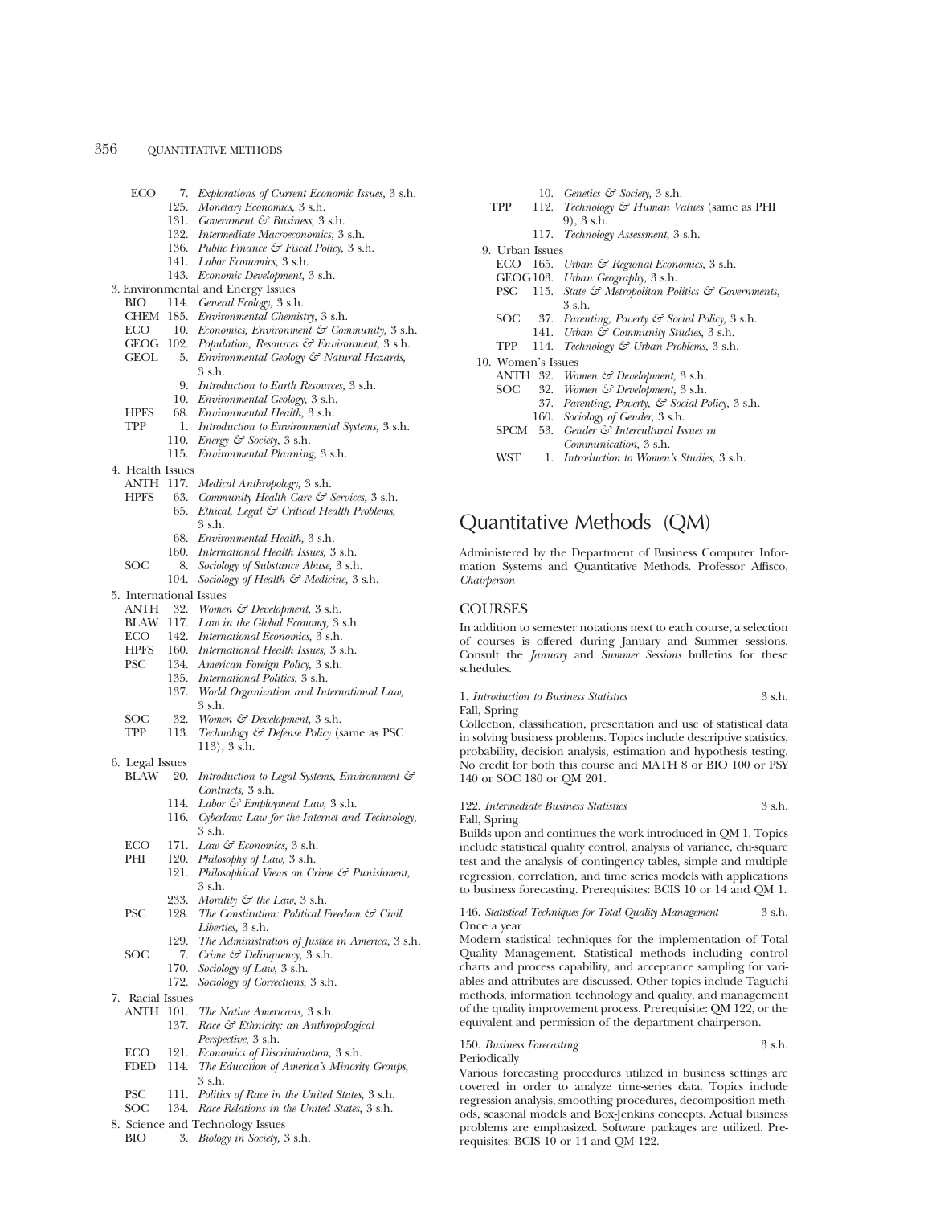ECO 7. *Explorations of Current Economic Issues,* 3 s.h.
125. *Monetary Economics,* 3 s.h.
131. *Government & Business,* 3 s.h.
132. *Intermediate Macroeconomics,* 3 s.h.
136. *Public Finance & Fiscal Policy,* 3 s.h.
141. *Labor Economics,* 3 s.h.
143. *Economic Development,* 3 s.h.

3. Environmental and Energy Issues
BIO 114. *General Ecology,* 3 s.h.
CHEM 185. *Environmental Chemistry,* 3 s.h.
ECO 10. *Economics, Environment & Community,* 3 s.h.
GEOG 102. *Population, Resources & Environment,* 3 s.h.
GEOL 5. *Environmental Geology & Natural Hazards,* 3 s.h.
9. *Introduction to Earth Resources,* 3 s.h.
10. *Environmental Geology,* 3 s.h.
HPFS 68. *Environmental Health,* 3 s.h.
TPP 1. *Introduction to Environmental Systems,* 3 s.h.
110. *Energy & Society,* 3 s.h.
115. *Environmental Planning,* 3 s.h.

4. Health Issues
ANTH 117. *Medical Anthropology,* 3 s.h.
HPFS 63. *Community Health Care & Services,* 3 s.h.
65. *Ethical, Legal & Critical Health Problems,* 3 s.h.
68. *Environmental Health,* 3 s.h.
160. *International Health Issues,* 3 s.h.
SOC 8. *Sociology of Substance Abuse,* 3 s.h.
104. *Sociology of Health & Medicine,* 3 s.h.

5. International Issues
ANTH 32. *Women & Development,* 3 s.h.
BLAW 117. *Law in the Global Economy,* 3 s.h.
ECO 142. *International Economics,* 3 s.h.
HPFS 160. *International Health Issues,* 3 s.h.
PSC 134. *American Foreign Policy,* 3 s.h.
135. *International Politics,* 3 s.h.
137. *World Organization and International Law,* 3 s.h.
SOC 32. *Women & Development,* 3 s.h.
TPP 113. *Technology & Defense Policy* (same as PSC 113), 3 s.h.

6. Legal Issues
BLAW 20. *Introduction to Legal Systems, Environment & Contracts,* 3 s.h.
114. *Labor & Employment Law,* 3 s.h.
116. *Cyberlaw: Law for the Internet and Technology,* 3 s.h.
ECO 171. *Law & Economics,* 3 s.h.
PHI 120. *Philosophy of Law,* 3 s.h.
121. *Philosophical Views on Crime & Punishment,* 3 s.h.
233. *Morality & the Law,* 3 s.h.
PSC 128. *The Constitution: Political Freedom & Civil Liberties,* 3 s.h.
129. *The Administration of Justice in America,* 3 s.h.
SOC 7. *Crime & Delinquency,* 3 s.h.
170. *Sociology of Law,* 3 s.h.
172. *Sociology of Corrections,* 3 s.h.

7. Racial Issues
ANTH 101. *The Native Americans,* 3 s.h.
137. *Race & Ethnicity: an Anthropological Perspective,* 3 s.h.
ECO 121. *Economics of Discrimination,* 3 s.h.
FDED 114. *The Education of America's Minority Groups,* 3 s.h.
PSC 111. *Politics of Race in the United States,* 3 s.h.
SOC 134. *Race Relations in the United States,* 3 s.h.

8. Science and Technology Issues
BIO 3. *Biology in Society,* 3 s.h.
10. *Genetics & Society,* 3 s.h.
TPP 112. *Technology & Human Values* (same as PHI 9), 3 s.h.
117. *Technology Assessment,* 3 s.h.

9. Urban Issues
ECO 165. *Urban & Regional Economics,* 3 s.h.
GEOG 103. *Urban Geography,* 3 s.h.
PSC 115. *State & Metropolitan Politics & Governments,* 3 s.h.
SOC 37. *Parenting, Poverty & Social Policy,* 3 s.h.
141. *Urban & Community Studies,* 3 s.h.
TPP 114. *Technology & Urban Problems,* 3 s.h.

10. Women's Issues
ANTH 32. *Women & Development,* 3 s.h.
SOC 32. *Women & Development,* 3 s.h.
37. *Parenting, Poverty, & Social Policy,* 3 s.h.
160. *Sociology of Gender,* 3 s.h.
SPCM 53. *Gender & Intercultural Issues in Communication,* 3 s.h.
WST 1. *Introduction to Women's Studies,* 3 s.h.

# Quantitative Methods (QM)

Administered by the Department of Business Computer Information Systems and Quantitative Methods. Professor Affisco, *Chairperson*

## COURSES

In addition to semester notations next to each course, a selection of courses is offered during January and Summer sessions. Consult the *January* and *Summer Sessions* bulletins for these schedules.

1. *Introduction to Business Statistics* 3 s.h.
Fall, Spring
Collection, classification, presentation and use of statistical data in solving business problems. Topics include descriptive statistics, probability, decision analysis, estimation and hypothesis testing. No credit for both this course and MATH 8 or BIO 100 or PSY 140 or SOC 180 or QM 201.

122. *Intermediate Business Statistics* 3 s.h.
Fall, Spring
Builds upon and continues the work introduced in QM 1. Topics include statistical quality control, analysis of variance, chi-square test and the analysis of contingency tables, simple and multiple regression, correlation, and time series models with applications to business forecasting. Prerequisites: BCIS 10 or 14 and QM 1.

146. *Statistical Techniques for Total Quality Management* 3 s.h.
Once a year
Modern statistical techniques for the implementation of Total Quality Management. Statistical methods including control charts and process capability, and acceptance sampling for variables and attributes are discussed. Other topics include Taguchi methods, information technology and quality, and management of the quality improvement process. Prerequisite: QM 122, or the equivalent and permission of the department chairperson.

150. *Business Forecasting* 3 s.h.
Periodically
Various forecasting procedures utilized in business settings are covered in order to analyze time-series data. Topics include regression analysis, smoothing procedures, decomposition methods, seasonal models and Box-Jenkins concepts. Actual business problems are emphasized. Software packages are utilized. Prerequisites: BCIS 10 or 14 and QM 122.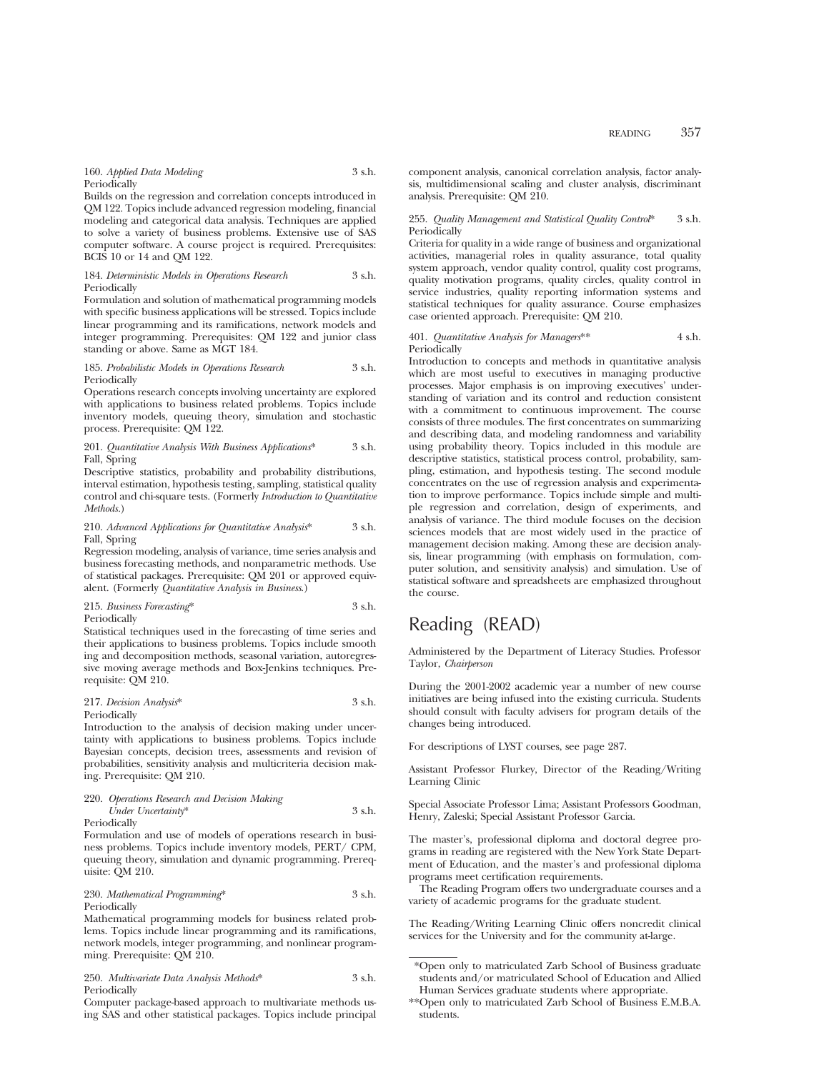160. *Applied Data Modeling* 3 s.h.
Periodically

Builds on the regression and correlation concepts introduced in QM 122. Topics include advanced regression modeling, financial modeling and categorical data analysis. Techniques are applied to solve a variety of business problems. Extensive use of SAS computer software. A course project is required. Prerequisites: BCIS 10 or 14 and QM 122.

184. *Deterministic Models in Operations Research* 3 s.h.
Periodically

Formulation and solution of mathematical programming models with specific business applications will be stressed. Topics include linear programming and its ramifications, network models and integer programming. Prerequisites: QM 122 and junior class standing or above. Same as MGT 184.

185. *Probabilistic Models in Operations Research* 3 s.h.
Periodically

Operations research concepts involving uncertainty are explored with applications to business related problems. Topics include inventory models, queuing theory, simulation and stochastic process. Prerequisite: QM 122.

201. *Quantitative Analysis With Business Applications** 3 s.h.
Fall, Spring

Descriptive statistics, probability and probability distributions, interval estimation, hypothesis testing, sampling, statistical quality control and chi-square tests. (Formerly *Introduction to Quantitative Methods.*)

210. *Advanced Applications for Quantitative Analysis** 3 s.h.
Fall, Spring

Regression modeling, analysis of variance, time series analysis and business forecasting methods, and nonparametric methods. Use of statistical packages. Prerequisite: QM 201 or approved equivalent. (Formerly *Quantitative Analysis in Business.*)

215. *Business Forecasting** 3 s.h.
Periodically

Statistical techniques used in the forecasting of time series and their applications to business problems. Topics include smoothing and decomposition methods, seasonal variation, autoregressive moving average methods and Box-Jenkins techniques. Prerequisite: QM 210.

217. *Decision Analysis** 3 s.h.
Periodically

Introduction to the analysis of decision making under uncertainty with applications to business problems. Topics include Bayesian concepts, decision trees, assessments and revision of probabilities, sensitivity analysis and multicriteria decision making. Prerequisite: QM 210.

220. *Operations Research and Decision Making Under Uncertainty** 3 s.h.
Periodically

Formulation and use of models of operations research in business problems. Topics include inventory models, PERT/ CPM, queuing theory, simulation and dynamic programming. Prerequisite: QM 210.

230. *Mathematical Programming** 3 s.h.
Periodically

Mathematical programming models for business related problems. Topics include linear programming and its ramifications, network models, integer programming, and nonlinear programming. Prerequisite: QM 210.

250. *Multivariate Data Analysis Methods** 3 s.h.
Periodically

Computer package-based approach to multivariate methods using SAS and other statistical packages. Topics include principal component analysis, canonical correlation analysis, factor analysis, multidimensional scaling and cluster analysis, discriminant analysis. Prerequisite: QM 210.

255. *Quality Management and Statistical Quality Control** 3 s.h.
Periodically

Criteria for quality in a wide range of business and organizational activities, managerial roles in quality assurance, total quality system approach, vendor quality control, quality cost programs, quality motivation programs, quality circles, quality control in service industries, quality reporting information systems and statistical techniques for quality assurance. Course emphasizes case oriented approach. Prerequisite: QM 210.

401. *Quantitative Analysis for Managers*** 4 s.h.
Periodically

Introduction to concepts and methods in quantitative analysis which are most useful to executives in managing productive processes. Major emphasis is on improving executives' understanding of variation and its control and reduction consistent with a commitment to continuous improvement. The course consists of three modules. The first concentrates on summarizing and describing data, and modeling randomness and variability using probability theory. Topics included in this module are descriptive statistics, statistical process control, probability, sampling, estimation, and hypothesis testing. The second module concentrates on the use of regression analysis and experimentation to improve performance. Topics include simple and multiple regression and correlation, design of experiments, and analysis of variance. The third module focuses on the decision sciences models that are most widely used in the practice of management decision making. Among these are decision analysis, linear programming (with emphasis on formulation, computer solution, and sensitivity analysis) and simulation. Use of statistical software and spreadsheets are emphasized throughout the course.

# Reading (READ)

Administered by the Department of Literacy Studies. Professor Taylor, *Chairperson*

During the 2001-2002 academic year a number of new course initiatives are being infused into the existing curricula. Students should consult with faculty advisers for program details of the changes being introduced.

For descriptions of LYST courses, see page 287.

Assistant Professor Flurkey, Director of the Reading/Writing Learning Clinic

Special Associate Professor Lima; Assistant Professors Goodman, Henry, Zaleski; Special Assistant Professor Garcia.

The master's, professional diploma and doctoral degree programs in reading are registered with the New York State Department of Education, and the master's and professional diploma programs meet certification requirements.

The Reading Program offers two undergraduate courses and a variety of academic programs for the graduate student.

The Reading/Writing Learning Clinic offers noncredit clinical services for the University and for the community at-large.

*Open only to matriculated Zarb School of Business graduate students and/or matriculated School of Education and Allied Human Services graduate students where appropriate.

**Open only to matriculated Zarb School of Business E.M.B.A. students.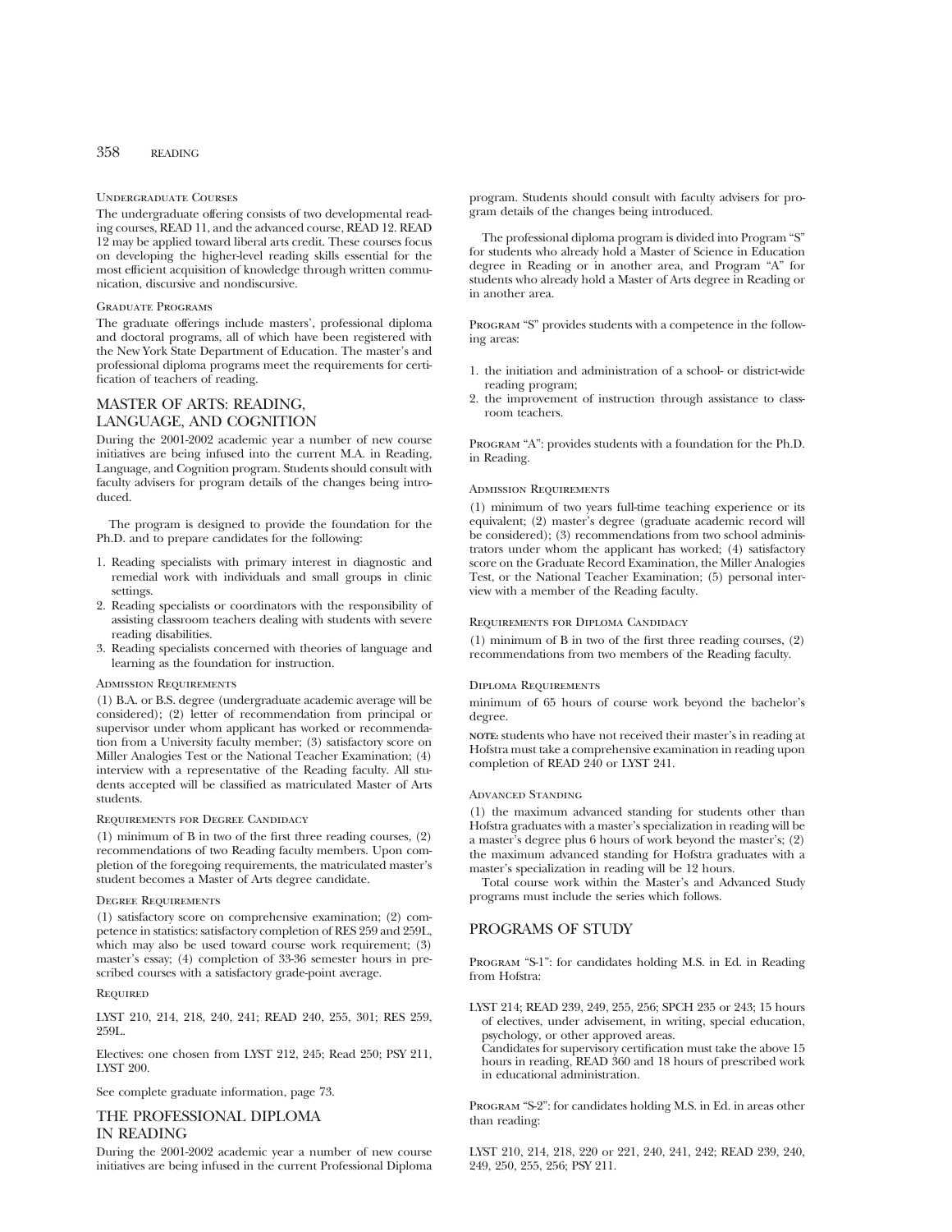### Undergraduate Courses

The undergraduate offering consists of two developmental reading courses, READ 11, and the advanced course, READ 12. READ 12 may be applied toward liberal arts credit. These courses focus on developing the higher-level reading skills essential for the most efficient acquisition of knowledge through written communication, discursive and nondiscursive.

### Graduate Programs

The graduate offerings include masters', professional diploma and doctoral programs, all of which have been registered with the New York State Department of Education. The master's and professional diploma programs meet the requirements for certification of teachers of reading.

## MASTER OF ARTS: READING, LANGUAGE, AND COGNITION

During the 2001-2002 academic year a number of new course initiatives are being infused into the current M.A. in Reading, Language, and Cognition program. Students should consult with faculty advisers for program details of the changes being introduced.

The program is designed to provide the foundation for the Ph.D. and to prepare candidates for the following:

1. Reading specialists with primary interest in diagnostic and remedial work with individuals and small groups in clinic settings.
2. Reading specialists or coordinators with the responsibility of assisting classroom teachers dealing with students with severe reading disabilities.
3. Reading specialists concerned with theories of language and learning as the foundation for instruction.

### Admission Requirements

(1) B.A. or B.S. degree (undergraduate academic average will be considered); (2) letter of recommendation from principal or supervisor under whom applicant has worked or recommendation from a University faculty member; (3) satisfactory score on Miller Analogies Test or the National Teacher Examination; (4) interview with a representative of the Reading faculty. All students accepted will be classified as matriculated Master of Arts students.

### Requirements for Degree Candidacy

(1) minimum of B in two of the first three reading courses, (2) recommendations of two Reading faculty members. Upon completion of the foregoing requirements, the matriculated master's student becomes a Master of Arts degree candidate.

### Degree Requirements

(1) satisfactory score on comprehensive examination; (2) competence in statistics: satisfactory completion of RES 259 and 259L, which may also be used toward course work requirement; (3) master's essay; (4) completion of 33-36 semester hours in prescribed courses with a satisfactory grade-point average.

### Required

LYST 210, 214, 218, 240, 241; READ 240, 255, 301; RES 259, 259L.

Electives: one chosen from LYST 212, 245; Read 250; PSY 211, LYST 200.

See complete graduate information, page 73.

## THE PROFESSIONAL DIPLOMA IN READING

During the 2001-2002 academic year a number of new course initiatives are being infused in the current Professional Diploma program. Students should consult with faculty advisers for program details of the changes being introduced.

The professional diploma program is divided into Program "S" for students who already hold a Master of Science in Education degree in Reading or in another area, and Program "A" for students who already hold a Master of Arts degree in Reading or in another area.

Program "S" provides students with a competence in the following areas:

1. the initiation and administration of a school- or district-wide reading program;
2. the improvement of instruction through assistance to classroom teachers.

Program "A": provides students with a foundation for the Ph.D. in Reading.

### Admission Requirements

(1) minimum of two years full-time teaching experience or its equivalent; (2) master's degree (graduate academic record will be considered); (3) recommendations from two school administrators under whom the applicant has worked; (4) satisfactory score on the Graduate Record Examination, the Miller Analogies Test, or the National Teacher Examination; (5) personal interview with a member of the Reading faculty.

### Requirements for Diploma Candidacy

(1) minimum of B in two of the first three reading courses, (2) recommendations from two members of the Reading faculty.

### Diploma Requirements

minimum of 65 hours of course work beyond the bachelor's degree.

**note:** students who have not received their master's in reading at Hofstra must take a comprehensive examination in reading upon completion of READ 240 or LYST 241.

### Advanced Standing

(1) the maximum advanced standing for students other than Hofstra graduates with a master's specialization in reading will be a master's degree plus 6 hours of work beyond the master's; (2) the maximum advanced standing for Hofstra graduates with a master's specialization in reading will be 12 hours.

Total course work within the Master's and Advanced Study programs must include the series which follows.

## PROGRAMS OF STUDY

Program "S-1": for candidates holding M.S. in Ed. in Reading from Hofstra:

LYST 214; READ 239, 249, 255, 256; SPCH 235 or 243; 15 hours of electives, under advisement, in writing, special education, psychology, or other approved areas.
Candidates for supervisory certification must take the above 15 hours in reading, READ 360 and 18 hours of prescribed work in educational administration.

Program "S-2": for candidates holding M.S. in Ed. in areas other than reading:

LYST 210, 214, 218, 220 or 221, 240, 241, 242; READ 239, 240, 249, 250, 255, 256; PSY 211.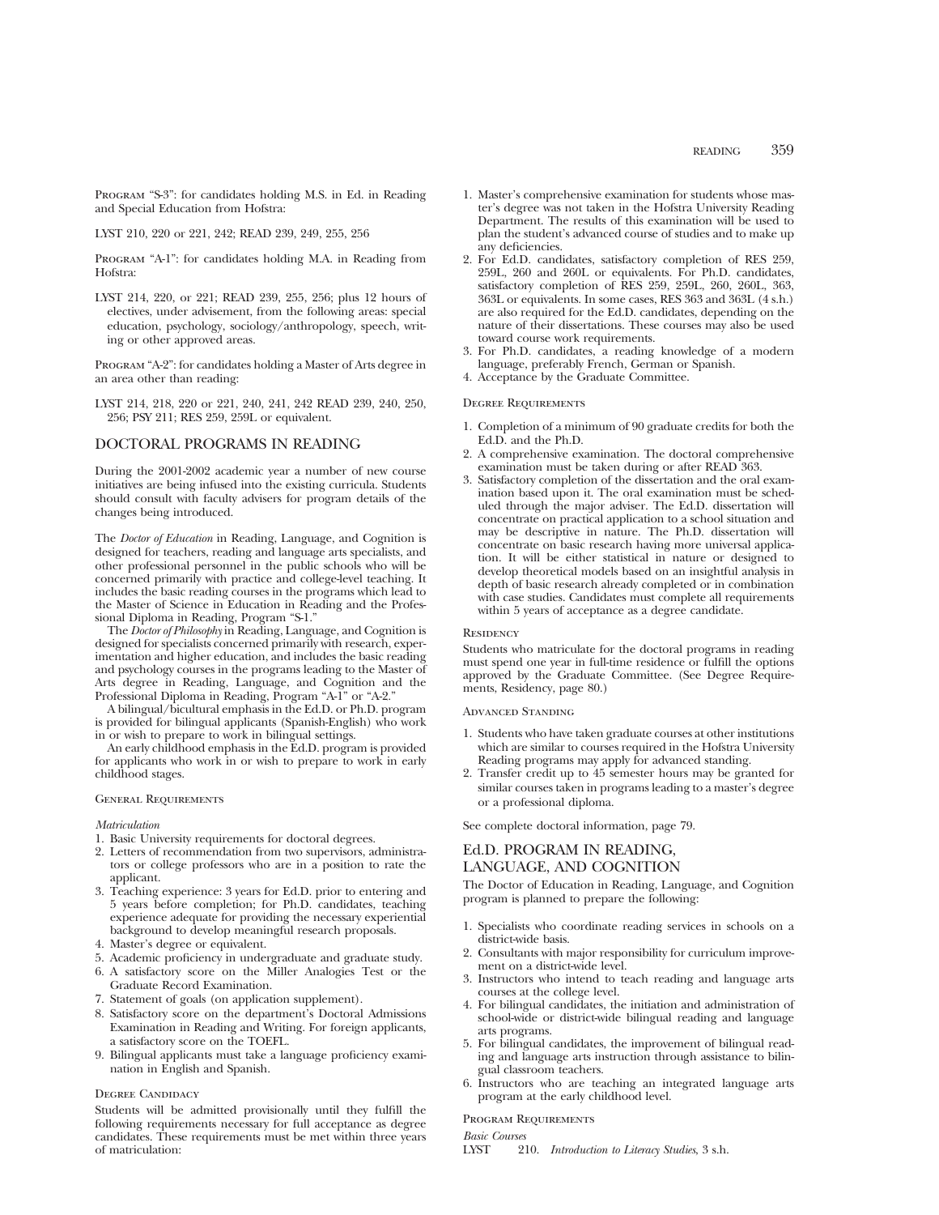Program "S-3": for candidates holding M.S. in Ed. in Reading and Special Education from Hofstra:

LYST 210, 220 or 221, 242; READ 239, 249, 255, 256

Program "A-1": for candidates holding M.A. in Reading from Hofstra:

LYST 214, 220, or 221; READ 239, 255, 256; plus 12 hours of electives, under advisement, from the following areas: special education, psychology, sociology/anthropology, speech, writing or other approved areas.

Program "A-2": for candidates holding a Master of Arts degree in an area other than reading:

LYST 214, 218, 220 or 221, 240, 241, 242 READ 239, 240, 250, 256; PSY 211; RES 259, 259L or equivalent.

## DOCTORAL PROGRAMS IN READING

During the 2001-2002 academic year a number of new course initiatives are being infused into the existing curricula. Students should consult with faculty advisers for program details of the changes being introduced.

The *Doctor of Education* in Reading, Language, and Cognition is designed for teachers, reading and language arts specialists, and other professional personnel in the public schools who will be concerned primarily with practice and college-level teaching. It includes the basic reading courses in the programs which lead to the Master of Science in Education in Reading and the Professional Diploma in Reading, Program "S-1."

The *Doctor of Philosophy* in Reading, Language, and Cognition is designed for specialists concerned primarily with research, experimentation and higher education, and includes the basic reading and psychology courses in the programs leading to the Master of Arts degree in Reading, Language, and Cognition and the Professional Diploma in Reading, Program "A-1" or "A-2."

A bilingual/bicultural emphasis in the Ed.D. or Ph.D. program is provided for bilingual applicants (Spanish-English) who work in or wish to prepare to work in bilingual settings.

An early childhood emphasis in the Ed.D. program is provided for applicants who work in or wish to prepare to work in early childhood stages.

### General Requirements

*Matriculation*

1. Basic University requirements for doctoral degrees.
2. Letters of recommendation from two supervisors, administrators or college professors who are in a position to rate the applicant.
3. Teaching experience: 3 years for Ed.D. prior to entering and 5 years before completion; for Ph.D. candidates, teaching experience adequate for providing the necessary experiential background to develop meaningful research proposals.
4. Master's degree or equivalent.
5. Academic proficiency in undergraduate and graduate study.
6. A satisfactory score on the Miller Analogies Test or the Graduate Record Examination.
7. Statement of goals (on application supplement).
8. Satisfactory score on the department's Doctoral Admissions Examination in Reading and Writing. For foreign applicants, a satisfactory score on the TOEFL.
9. Bilingual applicants must take a language proficiency examination in English and Spanish.

### Degree Candidacy

Students will be admitted provisionally until they fulfill the following requirements necessary for full acceptance as degree candidates. These requirements must be met within three years of matriculation:

1. Master's comprehensive examination for students whose master's degree was not taken in the Hofstra University Reading Department. The results of this examination will be used to plan the student's advanced course of studies and to make up any deficiencies.
2. For Ed.D. candidates, satisfactory completion of RES 259, 259L, 260 and 260L or equivalents. For Ph.D. candidates, satisfactory completion of RES 259, 259L, 260, 260L, 363, 363L or equivalents. In some cases, RES 363 and 363L (4 s.h.) are also required for the Ed.D. candidates, depending on the nature of their dissertations. These courses may also be used toward course work requirements.
3. For Ph.D. candidates, a reading knowledge of a modern language, preferably French, German or Spanish.
4. Acceptance by the Graduate Committee.

### Degree Requirements

1. Completion of a minimum of 90 graduate credits for both the Ed.D. and the Ph.D.
2. A comprehensive examination. The doctoral comprehensive examination must be taken during or after READ 363.
3. Satisfactory completion of the dissertation and the oral examination based upon it. The oral examination must be scheduled through the major adviser. The Ed.D. dissertation will concentrate on practical application to a school situation and may be descriptive in nature. The Ph.D. dissertation will concentrate on basic research having more universal application. It will be either statistical in nature or designed to develop theoretical models based on an insightful analysis in depth of basic research already completed or in combination with case studies. Candidates must complete all requirements within 5 years of acceptance as a degree candidate.

### Residency

Students who matriculate for the doctoral programs in reading must spend one year in full-time residence or fulfill the options approved by the Graduate Committee. (See Degree Requirements, Residency, page 80.)

### Advanced Standing

1. Students who have taken graduate courses at other institutions which are similar to courses required in the Hofstra University Reading programs may apply for advanced standing.
2. Transfer credit up to 45 semester hours may be granted for similar courses taken in programs leading to a master's degree or a professional diploma.

See complete doctoral information, page 79.

## Ed.D. PROGRAM IN READING, LANGUAGE, AND COGNITION

The Doctor of Education in Reading, Language, and Cognition program is planned to prepare the following:

1. Specialists who coordinate reading services in schools on a district-wide basis.
2. Consultants with major responsibility for curriculum improvement on a district-wide level.
3. Instructors who intend to teach reading and language arts courses at the college level.
4. For bilingual candidates, the initiation and administration of school-wide or district-wide bilingual reading and language arts programs.
5. For bilingual candidates, the improvement of bilingual reading and language arts instruction through assistance to bilingual classroom teachers.
6. Instructors who are teaching an integrated language arts program at the early childhood level.

### Program Requirements

*Basic Courses*

LYST 210. *Introduction to Literacy Studies*, 3 s.h.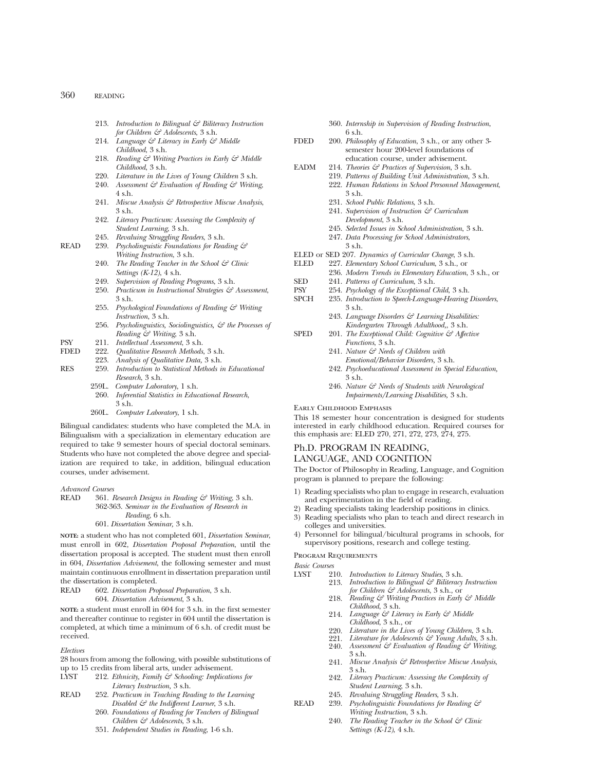213. *Introduction to Bilingual & Biliteracy Instruction for Children & Adolescents*, 3 s.h.
214. *Language & Literacy in Early & Middle Childhood*, 3 s.h.
218. *Reading & Writing Practices in Early & Middle Childhood*, 3 s.h.
220. *Literature in the Lives of Young Children* 3 s.h.
240. *Assessment & Evaluation of Reading & Writing*, 4 s.h.
241. *Miscue Analysis & Retrospective Miscue Analysis*, 3 s.h.
242. *Literacy Practicum: Assessing the Complexity of Student Learning*, 3 s.h.
245. *Revaluing Struggling Readers*, 3 s.h.

READ 239. *Psycholinguistic Foundations for Reading & Writing Instruction*, 3 s.h.
240. *The Reading Teacher in the School & Clinic Settings (K-12)*, 4 s.h.
249. *Supervision of Reading Programs*, 3 s.h.
250. *Practicum in Instructional Strategies & Assessment*, 3 s.h.
255. *Psychological Foundations of Reading & Writing Instruction*, 3 s.h.
256. *Psycholinguistics, Sociolinguistics, & the Processes of Reading & Writing*, 3 s.h.

PSY 211. *Intellectual Assessment*, 3 s.h.

FDED 222. *Qualitative Research Methods*, 3 s.h.
223. *Analysis of Qualitative Data*, 3 s.h.

RES 259. *Introduction to Statistical Methods in Educational Research*, 3 s.h.
259L. *Computer Laboratory*, 1 s.h.
260. *Inferential Statistics in Educational Research*, 3 s.h.
260L. *Computer Laboratory*, 1 s.h.

Bilingual candidates: students who have completed the M.A. in Bilingualism with a specialization in elementary education are required to take 9 semester hours of special doctoral seminars. Students who have not completed the above degree and specialization are required to take, in addition, bilingual education courses, under advisement.

*Advanced Courses*

READ 361. *Research Designs in Reading & Writing*, 3 s.h.
362-363. *Seminar in the Evaluation of Research in Reading*, 6 s.h.
601. *Dissertation Seminar*, 3 s.h.

**NOTE:** a student who has not completed 601, *Dissertation Seminar*, must enroll in 602, *Dissertation Proposal Preparation*, until the dissertation proposal is accepted. The student must then enroll in 604, *Dissertation Advisement*, the following semester and must maintain continuous enrollment in dissertation preparation until the dissertation is completed.

READ 602. *Dissertation Proposal Preparation*, 3 s.h.
604. *Dissertation Advisement*, 3 s.h.

**NOTE:** a student must enroll in 604 for 3 s.h. in the first semester and thereafter continue to register in 604 until the dissertation is completed, at which time a minimum of 6 s.h. of credit must be received.

*Electives*

28 hours from among the following, with possible substitutions of up to 15 credits from liberal arts, under advisement.

LYST 212. *Ethnicity, Family & Schooling: Implications for Literacy Instruction*, 3 s.h.

READ 252. *Practicum in Teaching Reading to the Learning Disabled & the Indifferent Learner*, 3 s.h.
260. *Foundations of Reading for Teachers of Bilingual Children & Adolescents*, 3 s.h.
351. *Independent Studies in Reading*, 1-6 s.h.
360. *Internship in Supervision of Reading Instruction*, 6 s.h.

FDED 200. *Philosophy of Education*, 3 s.h., or any other 3-semester hour 200-level foundations of education course, under advisement.

EADM 214. *Theories & Practices of Supervision*, 3 s.h.
219. *Patterns of Building Unit Administration*, 3 s.h.
222. *Human Relations in School Personnel Management*, 3 s.h.
231. *School Public Relations*, 3 s.h.
241. *Supervision of Instruction & Curriculum Development*, 3 s.h.
245. *Selected Issues in School Administration*, 3 s.h.
247. *Data Processing for School Administrators*, 3 s.h.

ELED or SED 207. *Dynamics of Curricular Change*, 3 s.h.

ELED 227. *Elementary School Curriculum*, 3 s.h., or
236. *Modern Trends in Elementary Education*, 3 s.h., or

SED 241. *Patterns of Curriculum*, 3 s.h.

PSY 254. *Psychology of the Exceptional Child*, 3 s.h.

SPCH 235. *Introduction to Speech-Language-Hearing Disorders*, 3 s.h.
243. *Language Disorders & Learning Disabilities: Kindergarten Through Adulthood*,, 3 s.h.

SPED 201. *The Exceptional Child: Cognitive & Affective Functions*, 3 s.h.
241. *Nature & Needs of Children with Emotional/Behavior Disorders*, 3 s.h.
242. *Psychoeducational Assessment in Special Education*, 3 s.h.
246. *Nature & Needs of Students with Neurological Impairments/Learning Disabilities*, 3 s.h.

EARLY CHILDHOOD EMPHASIS

This 18 semester hour concentration is designed for students interested in early childhood education. Required courses for this emphasis are: ELED 270, 271, 272, 273, 274, 275.

## Ph.D. PROGRAM IN READING, LANGUAGE, AND COGNITION

The Doctor of Philosophy in Reading, Language, and Cognition program is planned to prepare the following:

1) Reading specialists who plan to engage in research, evaluation and experimentation in the field of reading.
2) Reading specialists taking leadership positions in clinics.
3) Reading specialists who plan to teach and direct research in colleges and universities.
4) Personnel for bilingual/bicultural programs in schools, for supervisory positions, research and college testing.

PROGRAM REQUIREMENTS

*Basic Courses*

LYST 210. *Introduction to Literacy Studies*, 3 s.h.
213. *Introduction to Bilingual & Biliteracy Instruction for Children & Adolescents*, 3 s.h., or
218. *Reading & Writing Practices in Early & Middle Childhood*, 3 s.h.
214. *Language & Literacy in Early & Middle Childhood*, 3 s.h., or
220. *Literature in the Lives of Young Children*, 3 s.h.
221. *Literature for Adolescents & Young Adults*, 3 s.h.
240. *Assessment & Evaluation of Reading & Writing*, 3 s.h.
241. *Miscue Analysis & Retrospective Miscue Analysis*, 3 s.h.
242. *Literacy Practicum: Assessing the Complexity of Student Learning*, 3 s.h.
245. *Revaluing Struggling Readers*, 3 s.h.

READ 239. *Psycholinguistic Foundations for Reading & Writing Instruction*, 3 s.h.
240. *The Reading Teacher in the School & Clinic Settings (K-12)*, 4 s.h.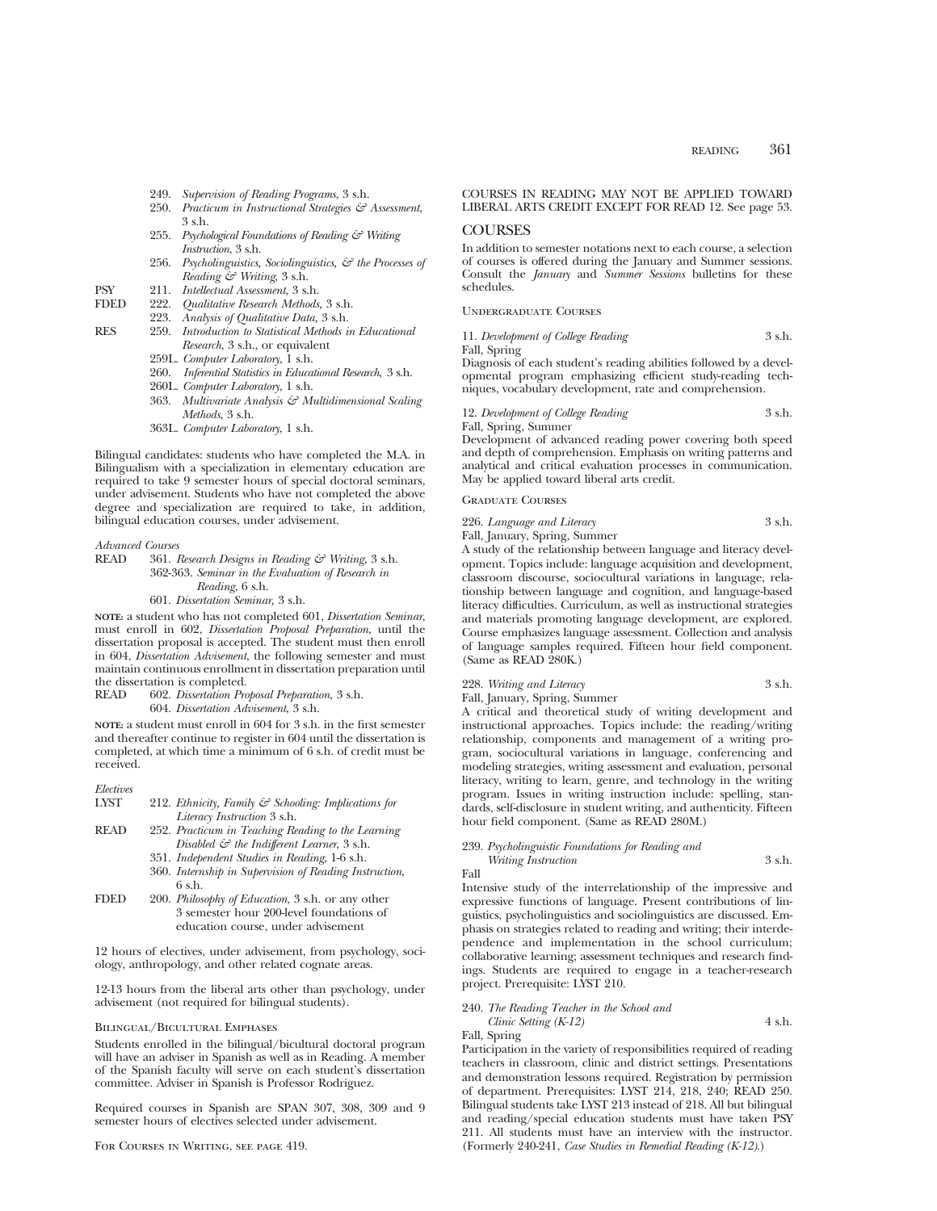249. *Supervision of Reading Programs*, 3 s.h.
250. *Practicum in Instructional Strategies & Assessment*, 3 s.h.
255. *Psychological Foundations of Reading & Writing Instruction*, 3 s.h.
256. *Psycholinguistics, Sociolinguistics, & the Processes of Reading & Writing*, 3 s.h.

PSY 211. *Intellectual Assessment*, 3 s.h.

FDED 222. *Qualitative Research Methods*, 3 s.h.
223. *Analysis of Qualitative Data*, 3 s.h.

RES 259. *Introduction to Statistical Methods in Educational Research*, 3 s.h., or equivalent
259L. *Computer Laboratory*, 1 s.h.
260. *Inferential Statistics in Educational Research*, 3 s.h.
260L. *Computer Laboratory*, 1 s.h.
363. *Multivariate Analysis & Multidimensional Scaling Methods*, 3 s.h.
363L. *Computer Laboratory*, 1 s.h.

Bilingual candidates: students who have completed the M.A. in Bilingualism with a specialization in elementary education are required to take 9 semester hours of special doctoral seminars, under advisement. Students who have not completed the above degree and specialization are required to take, in addition, bilingual education courses, under advisement.

*Advanced Courses*

READ 361. *Research Designs in Reading & Writing*, 3 s.h.
362-363. *Seminar in the Evaluation of Research in Reading*, 6 s.h.
601. *Dissertation Seminar*, 3 s.h.

**NOTE:** a student who has not completed 601, *Dissertation Seminar*, must enroll in 602, *Dissertation Proposal Preparation*, until the dissertation proposal is accepted. The student must then enroll in 604, *Dissertation Advisement*, the following semester and must maintain continuous enrollment in dissertation preparation until the dissertation is completed.

READ 602. *Dissertation Proposal Preparation*, 3 s.h.
604. *Dissertation Advisement*, 3 s.h.

**NOTE:** a student must enroll in 604 for 3 s.h. in the first semester and thereafter continue to register in 604 until the dissertation is completed, at which time a minimum of 6 s.h. of credit must be received.

*Electives*

LYST 212. *Ethnicity, Family & Schooling: Implications for Literacy Instruction* 3 s.h.

READ 252. *Practicum in Teaching Reading to the Learning Disabled & the Indifferent Learner*, 3 s.h.
351. *Independent Studies in Reading*, 1-6 s.h.
360. *Internship in Supervision of Reading Instruction*, 6 s.h.

FDED 200. *Philosophy of Education*, 3 s.h. or any other 3 semester hour 200-level foundations of education course, under advisement

12 hours of electives, under advisement, from psychology, sociology, anthropology, and other related cognate areas.

12-13 hours from the liberal arts other than psychology, under advisement (not required for bilingual students).

### Bilingual/Bicultural Emphases

Students enrolled in the bilingual/bicultural doctoral program will have an adviser in Spanish as well as in Reading. A member of the Spanish faculty will serve on each student's dissertation committee. Adviser in Spanish is Professor Rodriguez.

Required courses in Spanish are SPAN 307, 308, 309 and 9 semester hours of electives selected under advisement.

For Courses in Writing, see page 419.

COURSES IN READING MAY NOT BE APPLIED TOWARD LIBERAL ARTS CREDIT EXCEPT FOR READ 12. See page 53.

## COURSES

In addition to semester notations next to each course, a selection of courses is offered during the January and Summer sessions. Consult the *January* and *Summer Sessions* bulletins for these schedules.

### Undergraduate Courses

11. *Development of College Reading* 3 s.h.
Fall, Spring
Diagnosis of each student's reading abilities followed by a developmental program emphasizing efficient study-reading techniques, vocabulary development, rate and comprehension.

12. *Development of College Reading* 3 s.h.
Fall, Spring, Summer
Development of advanced reading power covering both speed and depth of comprehension. Emphasis on writing patterns and analytical and critical evaluation processes in communication. May be applied toward liberal arts credit.

### Graduate Courses

226. *Language and Literacy* 3 s.h.
Fall, January, Spring, Summer
A study of the relationship between language and literacy development. Topics include: language acquisition and development, classroom discourse, sociocultural variations in language, relationship between language and cognition, and language-based literacy difficulties. Curriculum, as well as instructional strategies and materials promoting language development, are explored. Course emphasizes language assessment. Collection and analysis of language samples required. Fifteen hour field component. (Same as READ 280K.)

228. *Writing and Literacy* 3 s.h.
Fall, January, Spring, Summer
A critical and theoretical study of writing development and instructional approaches. Topics include: the reading/writing relationship, components and management of a writing program, sociocultural variations in language, conferencing and modeling strategies, writing assessment and evaluation, personal literacy, writing to learn, genre, and technology in the writing program. Issues in writing instruction include: spelling, standards, self-disclosure in student writing, and authenticity. Fifteen hour field component. (Same as READ 280M.)

239. *Psycholinguistic Foundations for Reading and Writing Instruction* 3 s.h.
Fall
Intensive study of the interrelationship of the impressive and expressive functions of language. Present contributions of linguistics, psycholinguistics and sociolinguistics are discussed. Emphasis on strategies related to reading and writing; their interdependence and implementation in the school curriculum; collaborative learning; assessment techniques and research findings. Students are required to engage in a teacher-research project. Prerequisite: LYST 210.

240. *The Reading Teacher in the School and Clinic Setting (K-12)* 4 s.h.
Fall, Spring
Participation in the variety of responsibilities required of reading teachers in classroom, clinic and district settings. Presentations and demonstration lessons required. Registration by permission of department. Prerequisites: LYST 214, 218, 240; READ 250. Bilingual students take LYST 213 instead of 218. All but bilingual and reading/special education students must have taken PSY 211. All students must have an interview with the instructor. (Formerly 240-241, *Case Studies in Remedial Reading (K-12)*.)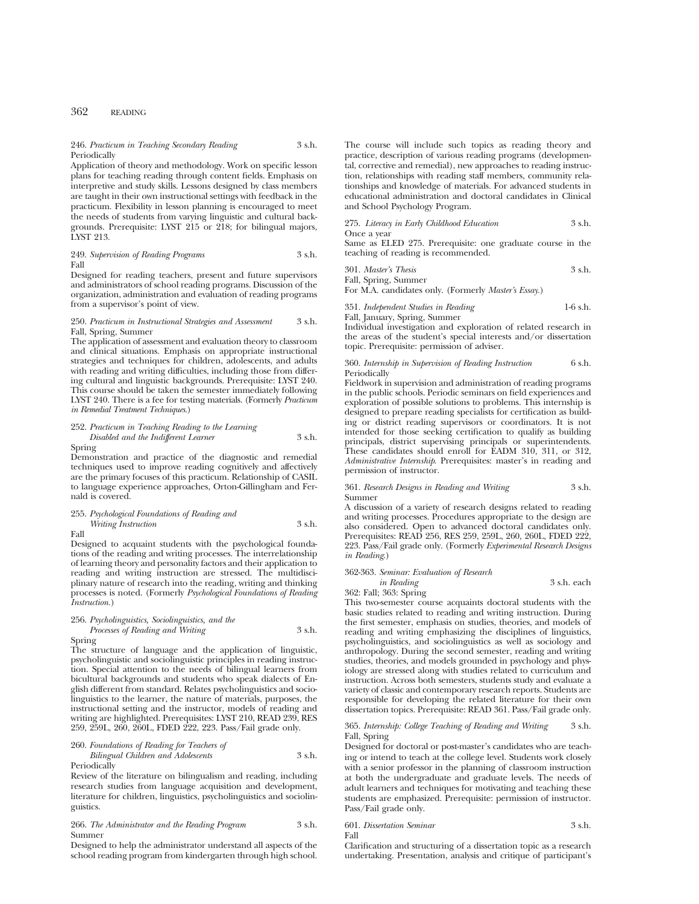246. *Practicum in Teaching Secondary Reading* 3 s.h.
Periodically

Application of theory and methodology. Work on specific lesson plans for teaching reading through content fields. Emphasis on interpretive and study skills. Lessons designed by class members are taught in their own instructional settings with feedback in the practicum. Flexibility in lesson planning is encouraged to meet the needs of students from varying linguistic and cultural backgrounds. Prerequisite: LYST 215 or 218; for bilingual majors, LYST 213.

249. *Supervision of Reading Programs* 3 s.h.
Fall

Designed for reading teachers, present and future supervisors and administrators of school reading programs. Discussion of the organization, administration and evaluation of reading programs from a supervisor's point of view.

250. *Practicum in Instructional Strategies and Assessment* 3 s.h.
Fall, Spring, Summer

The application of assessment and evaluation theory to classroom and clinical situations. Emphasis on appropriate instructional strategies and techniques for children, adolescents, and adults with reading and writing difficulties, including those from differing cultural and linguistic backgrounds. Prerequisite: LYST 240. This course should be taken the semester immediately following LYST 240. There is a fee for testing materials. (Formerly *Practicum in Remedial Treatment Techniques*.)

252. *Practicum in Teaching Reading to the Learning Disabled and the Indifferent Learner* 3 s.h.
Spring

Demonstration and practice of the diagnostic and remedial techniques used to improve reading cognitively and affectively are the primary focuses of this practicum. Relationship of CASIL to language experience approaches, Orton-Gillingham and Fernald is covered.

255. *Psychological Foundations of Reading and Writing Instruction* 3 s.h.
Fall

Designed to acquaint students with the psychological foundations of the reading and writing processes. The interrelationship of learning theory and personality factors and their application to reading and writing instruction are stressed. The multidisciplinary nature of research into the reading, writing and thinking processes is noted. (Formerly *Psychological Foundations of Reading Instruction*.)

256. *Psycholinguistics, Sociolinguistics, and the Processes of Reading and Writing* 3 s.h.
Spring

The structure of language and the application of linguistic, psycholinguistic and sociolinguistic principles in reading instruction. Special attention to the needs of bilingual learners from bicultural backgrounds and students who speak dialects of English different from standard. Relates psycholinguistics and sociolinguistics to the learner, the nature of materials, purposes, the instructional setting and the instructor, models of reading and writing are highlighted. Prerequisites: LYST 210, READ 239, RES 259, 259L, 260, 260L, FDED 222, 223. Pass/Fail grade only.

260. *Foundations of Reading for Teachers of Bilingual Children and Adolescents* 3 s.h.
Periodically

Review of the literature on bilingualism and reading, including research studies from language acquisition and development, literature for children, linguistics, psycholinguistics and sociolinguistics.

266. *The Administrator and the Reading Program* 3 s.h.
Summer

Designed to help the administrator understand all aspects of the school reading program from kindergarten through high school. The course will include such topics as reading theory and practice, description of various reading programs (developmental, corrective and remedial), new approaches to reading instruction, relationships with reading staff members, community relationships and knowledge of materials. For advanced students in educational administration and doctoral candidates in Clinical and School Psychology Program.

275. *Literacy in Early Childhood Education* 3 s.h.
Once a year

Same as ELED 275. Prerequisite: one graduate course in the teaching of reading is recommended.

301. *Master's Thesis* 3 s.h.
Fall, Spring, Summer

For M.A. candidates only. (Formerly *Master's Essay*.)

351. *Independent Studies in Reading* 1-6 s.h.
Fall, January, Spring, Summer

Individual investigation and exploration of related research in the areas of the student's special interests and/or dissertation topic. Prerequisite: permission of adviser.

360. *Internship in Supervision of Reading Instruction* 6 s.h.
Periodically

Fieldwork in supervision and administration of reading programs in the public schools. Periodic seminars on field experiences and exploration of possible solutions to problems. This internship is designed to prepare reading specialists for certification as building or district reading supervisors or coordinators. It is not intended for those seeking certification to qualify as building principals, district supervising principals or superintendents. These candidates should enroll for EADM 310, 311, or 312, *Administrative Internship*. Prerequisites: master's in reading and permission of instructor.

361. *Research Designs in Reading and Writing* 3 s.h.
Summer

A discussion of a variety of research designs related to reading and writing processes. Procedures appropriate to the design are also considered. Open to advanced doctoral candidates only. Prerequisites: READ 256, RES 259, 259L, 260, 260L, FDED 222, 223. Pass/Fail grade only. (Formerly *Experimental Research Designs in Reading*.)

362-363. *Seminar: Evaluation of Research in Reading* 3 s.h. each
362: Fall; 363: Spring

This two-semester course acquaints doctoral students with the basic studies related to reading and writing instruction. During the first semester, emphasis on studies, theories, and models of reading and writing emphasizing the disciplines of linguistics, psycholinguistics, and sociolinguistics as well as sociology and anthropology. During the second semester, reading and writing studies, theories, and models grounded in psychology and physiology are stressed along with studies related to curriculum and instruction. Across both semesters, students study and evaluate a variety of classic and contemporary research reports. Students are responsible for developing the related literature for their own dissertation topics. Prerequisite: READ 361. Pass/Fail grade only.

365. *Internship: College Teaching of Reading and Writing* 3 s.h.
Fall, Spring

Designed for doctoral or post-master's candidates who are teaching or intend to teach at the college level. Students work closely with a senior professor in the planning of classroom instruction at both the undergraduate and graduate levels. The needs of adult learners and techniques for motivating and teaching these students are emphasized. Prerequisite: permission of instructor. Pass/Fail grade only.

601. *Dissertation Seminar* 3 s.h.
Fall

Clarification and structuring of a dissertation topic as a research undertaking. Presentation, analysis and critique of participant's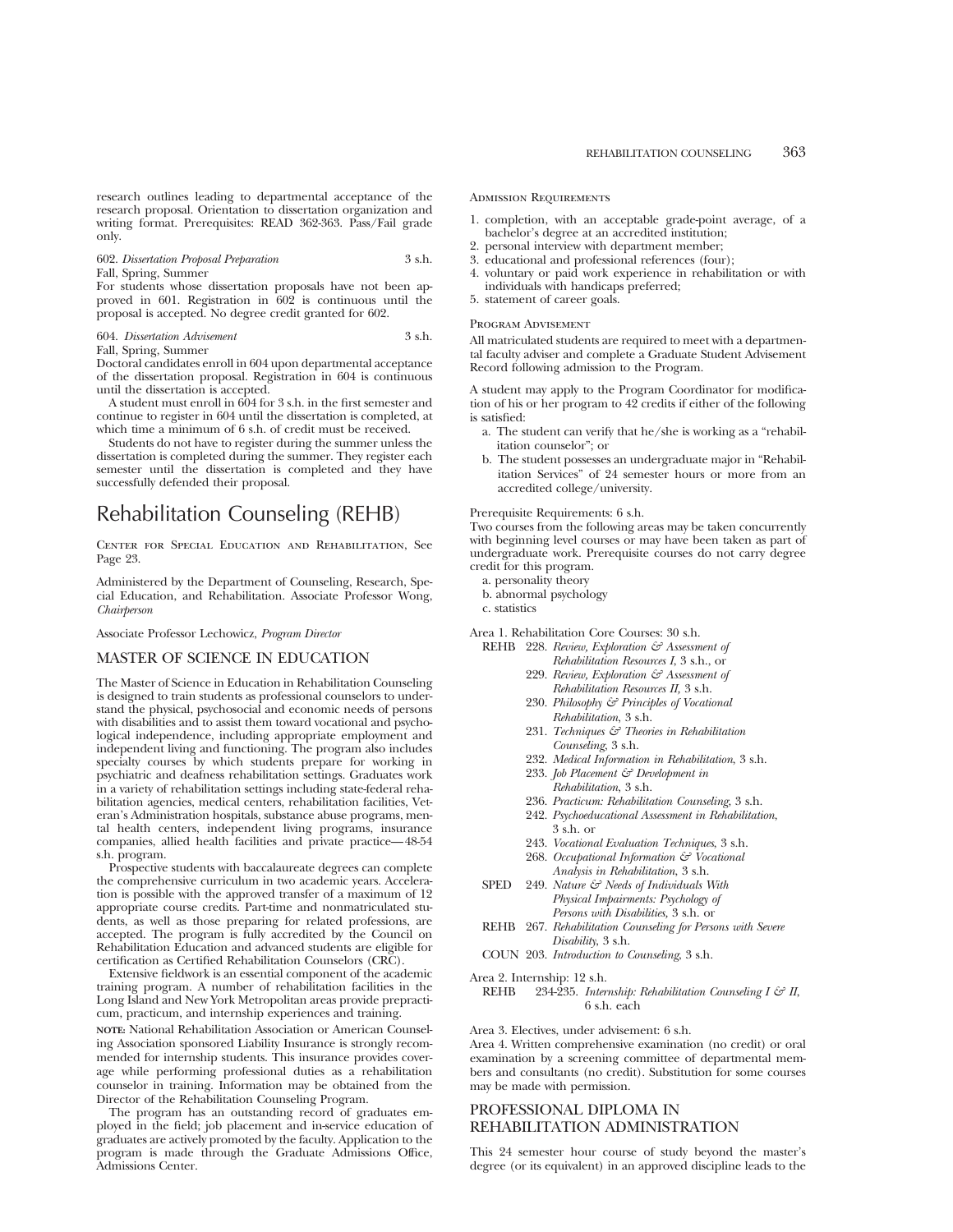research outlines leading to departmental acceptance of the research proposal. Orientation to dissertation organization and writing format. Prerequisites: READ 362-363. Pass/Fail grade only.

602. *Dissertation Proposal Preparation* 3 s.h.
Fall, Spring, Summer
For students whose dissertation proposals have not been approved in 601. Registration in 602 is continuous until the proposal is accepted. No degree credit granted for 602.

604. *Dissertation Advisement* 3 s.h.
Fall, Spring, Summer
Doctoral candidates enroll in 604 upon departmental acceptance of the dissertation proposal. Registration in 604 is continuous until the dissertation is accepted.

A student must enroll in 604 for 3 s.h. in the first semester and continue to register in 604 until the dissertation is completed, at which time a minimum of 6 s.h. of credit must be received.

Students do not have to register during the summer unless the dissertation is completed during the summer. They register each semester until the dissertation is completed and they have successfully defended their proposal.

# Rehabilitation Counseling (REHB)

Center for Special Education and Rehabilitation, See Page 23.

Administered by the Department of Counseling, Research, Special Education, and Rehabilitation. Associate Professor Wong, *Chairperson*

Associate Professor Lechowicz, *Program Director*

## MASTER OF SCIENCE IN EDUCATION

The Master of Science in Education in Rehabilitation Counseling is designed to train students as professional counselors to understand the physical, psychosocial and economic needs of persons with disabilities and to assist them toward vocational and psychological independence, including appropriate employment and independent living and functioning. The program also includes specialty courses by which students prepare for working in psychiatric and deafness rehabilitation settings. Graduates work in a variety of rehabilitation settings including state-federal rehabilitation agencies, medical centers, rehabilitation facilities, Veteran's Administration hospitals, substance abuse programs, mental health centers, independent living programs, insurance companies, allied health facilities and private practice—48-54 s.h. program.

Prospective students with baccalaureate degrees can complete the comprehensive curriculum in two academic years. Acceleration is possible with the approved transfer of a maximum of 12 appropriate course credits. Part-time and nonmatriculated students, as well as those preparing for related professions, are accepted. The program is fully accredited by the Council on Rehabilitation Education and advanced students are eligible for certification as Certified Rehabilitation Counselors (CRC).

Extensive fieldwork is an essential component of the academic training program. A number of rehabilitation facilities in the Long Island and New York Metropolitan areas provide prepracticum, practicum, and internship experiences and training.

**NOTE:** National Rehabilitation Association or American Counseling Association sponsored Liability Insurance is strongly recommended for internship students. This insurance provides coverage while performing professional duties as a rehabilitation counselor in training. Information may be obtained from the Director of the Rehabilitation Counseling Program.

The program has an outstanding record of graduates employed in the field; job placement and in-service education of graduates are actively promoted by the faculty. Application to the program is made through the Graduate Admissions Office, Admissions Center.

Admission Requirements

1. completion, with an acceptable grade-point average, of a bachelor's degree at an accredited institution;
2. personal interview with department member;
3. educational and professional references (four);
4. voluntary or paid work experience in rehabilitation or with individuals with handicaps preferred;
5. statement of career goals.

Program Advisement

All matriculated students are required to meet with a departmental faculty adviser and complete a Graduate Student Advisement Record following admission to the Program.

A student may apply to the Program Coordinator for modification of his or her program to 42 credits if either of the following is satisfied:

a. The student can verify that he/she is working as a "rehabilitation counselor"; or
b. The student possesses an undergraduate major in "Rehabilitation Services" of 24 semester hours or more from an accredited college/university.

Prerequisite Requirements: 6 s.h.
Two courses from the following areas may be taken concurrently with beginning level courses or may have been taken as part of undergraduate work. Prerequisite courses do not carry degree credit for this program.

a. personality theory
b. abnormal psychology
c. statistics

Area 1. Rehabilitation Core Courses: 30 s.h.

REHB 228. *Review, Exploration & Assessment of Rehabilitation Resources I,* 3 s.h., or
229. *Review, Exploration & Assessment of Rehabilitation Resources II,* 3 s.h.
230. *Philosophy & Principles of Vocational Rehabilitation,* 3 s.h.
231. *Techniques & Theories in Rehabilitation Counseling,* 3 s.h.
232. *Medical Information in Rehabilitation,* 3 s.h.
233. *Job Placement & Development in Rehabilitation,* 3 s.h.
236. *Practicum: Rehabilitation Counseling,* 3 s.h.
242. *Psychoeducational Assessment in Rehabilitation,* 3 s.h. or
243. *Vocational Evaluation Techniques,* 3 s.h.
268. *Occupational Information & Vocational Analysis in Rehabilitation,* 3 s.h.

SPED 249. *Nature & Needs of Individuals With Physical Impairments: Psychology of Persons with Disabilities,* 3 s.h. or

REHB 267. *Rehabilitation Counseling for Persons with Severe Disability,* 3 s.h.

COUN 203. *Introduction to Counseling,* 3 s.h.

Area 2. Internship: 12 s.h.

REHB 234-235. *Internship: Rehabilitation Counseling I & II,* 6 s.h. each

Area 3. Electives, under advisement: 6 s.h.

Area 4. Written comprehensive examination (no credit) or oral examination by a screening committee of departmental members and consultants (no credit). Substitution for some courses may be made with permission.

## PROFESSIONAL DIPLOMA IN REHABILITATION ADMINISTRATION

This 24 semester hour course of study beyond the master's degree (or its equivalent) in an approved discipline leads to the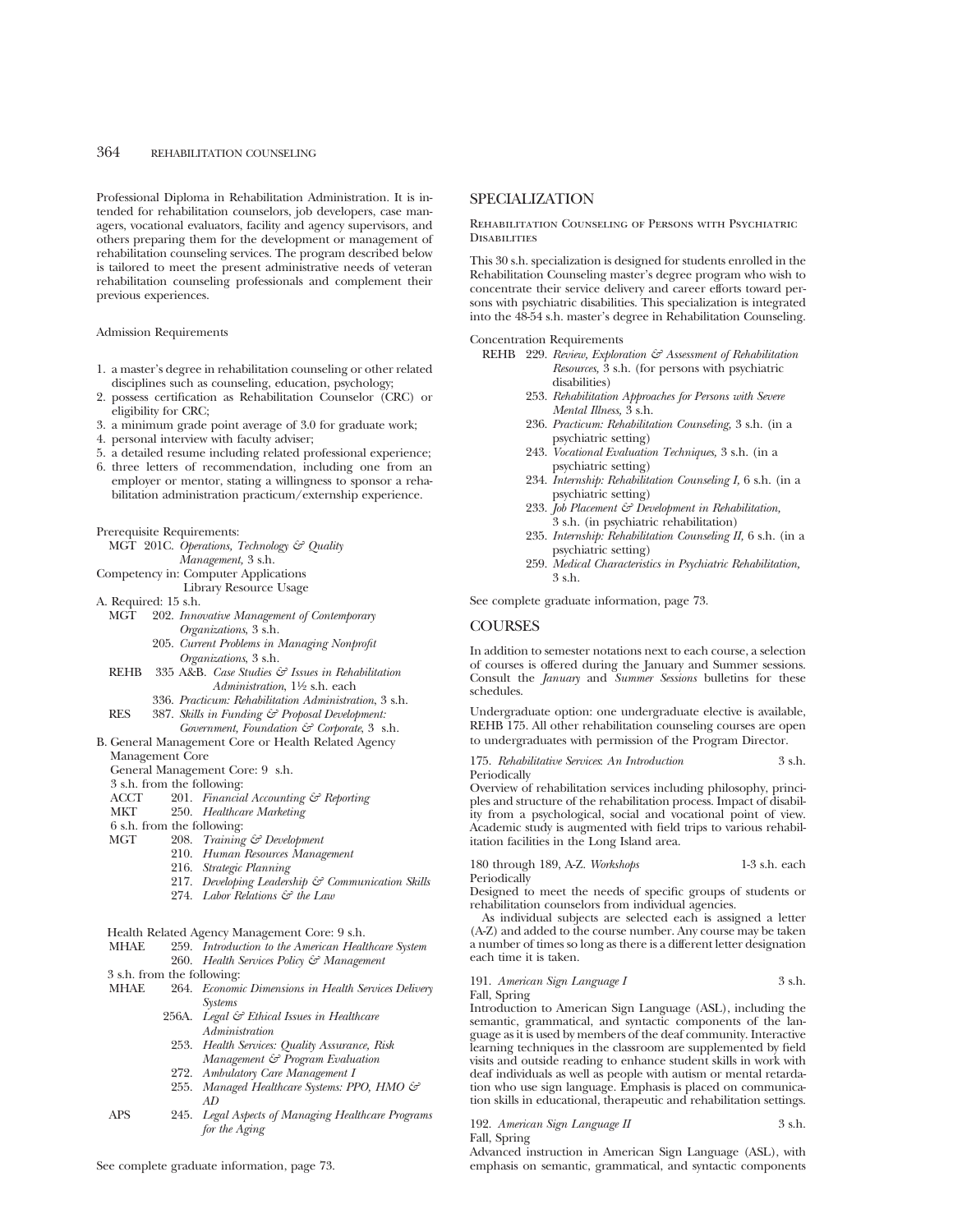Professional Diploma in Rehabilitation Administration. It is intended for rehabilitation counselors, job developers, case managers, vocational evaluators, facility and agency supervisors, and others preparing them for the development or management of rehabilitation counseling services. The program described below is tailored to meet the present administrative needs of veteran rehabilitation counseling professionals and complement their previous experiences.

Admission Requirements

1. a master's degree in rehabilitation counseling or other related disciplines such as counseling, education, psychology;
2. possess certification as Rehabilitation Counselor (CRC) or eligibility for CRC;
3. a minimum grade point average of 3.0 for graduate work;
4. personal interview with faculty adviser;
5. a detailed resume including related professional experience;
6. three letters of recommendation, including one from an employer or mentor, stating a willingness to sponsor a rehabilitation administration practicum/externship experience.

Prerequisite Requirements:

MGT 201C. *Operations, Technology & Quality Management*, 3 s.h.

Competency in: Computer Applications
Library Resource Usage

A. Required: 15 s.h.

- MGT 202. *Innovative Management of Contemporary Organizations*, 3 s.h.
- 205. *Current Problems in Managing Nonprofit Organizations*, 3 s.h.
- REHB 335 A&B. *Case Studies & Issues in Rehabilitation Administration*, 1½ s.h. each
- 336. *Practicum: Rehabilitation Administration*, 3 s.h.
- RES 387. *Skills in Funding & Proposal Development: Government, Foundation & Corporate*, 3 s.h.

B. General Management Core or Health Related Agency Management Core

General Management Core: 9 s.h.

3 s.h. from the following:

- ACCT 201. *Financial Accounting & Reporting*
- MKT 250. *Healthcare Marketing*

6 s.h. from the following:

- MGT 208. *Training & Development*
- 210. *Human Resources Management*
- 216. *Strategic Planning*
- 217. *Developing Leadership & Communication Skills*
- 274. *Labor Relations & the Law*

Health Related Agency Management Core: 9 s.h.

- MHAE 259. *Introduction to the American Healthcare System*
- 260. *Health Services Policy & Management*

3 s.h. from the following:

- MHAE 264. *Economic Dimensions in Health Services Delivery Systems*
- 256A. *Legal & Ethical Issues in Healthcare Administration*
- 253. *Health Services: Quality Assurance, Risk Management & Program Evaluation*
- 272. *Ambulatory Care Management I*
- 255. *Managed Healthcare Systems: PPO, HMO & AD*
- APS 245. *Legal Aspects of Managing Healthcare Programs for the Aging*

See complete graduate information, page 73.

## SPECIALIZATION

### Rehabilitation Counseling of Persons with Psychiatric Disabilities

This 30 s.h. specialization is designed for students enrolled in the Rehabilitation Counseling master's degree program who wish to concentrate their service delivery and career efforts toward persons with psychiatric disabilities. This specialization is integrated into the 48-54 s.h. master's degree in Rehabilitation Counseling.

Concentration Requirements

- REHB 229. *Review, Exploration & Assessment of Rehabilitation Resources,* 3 s.h. (for persons with psychiatric disabilities)
- 253. *Rehabilitation Approaches for Persons with Severe Mental Illness,* 3 s.h.
- 236. *Practicum: Rehabilitation Counseling,* 3 s.h. (in a psychiatric setting)
- 243. *Vocational Evaluation Techniques,* 3 s.h. (in a psychiatric setting)
- 234. *Internship: Rehabilitation Counseling I,* 6 s.h. (in a psychiatric setting)
- 233. *Job Placement & Development in Rehabilitation,* 3 s.h. (in psychiatric rehabilitation)
- 235. *Internship: Rehabilitation Counseling II,* 6 s.h. (in a psychiatric setting)
- 259. *Medical Characteristics in Psychiatric Rehabilitation,* 3 s.h.

See complete graduate information, page 73.

## COURSES

In addition to semester notations next to each course, a selection of courses is offered during the January and Summer sessions. Consult the *January* and *Summer Sessions* bulletins for these schedules.

Undergraduate option: one undergraduate elective is available, REHB 175. All other rehabilitation counseling courses are open to undergraduates with permission of the Program Director.

175. *Rehabilitative Services: An Introduction* 3 s.h.
Periodically
Overview of rehabilitation services including philosophy, principles and structure of the rehabilitation process. Impact of disability from a psychological, social and vocational point of view. Academic study is augmented with field trips to various rehabilitation facilities in the Long Island area.

180 through 189, A-Z. *Workshops* 1-3 s.h. each
Periodically
Designed to meet the needs of specific groups of students or rehabilitation counselors from individual agencies.

As individual subjects are selected each is assigned a letter (A-Z) and added to the course number. Any course may be taken a number of times so long as there is a different letter designation each time it is taken.

191. *American Sign Language I* 3 s.h.
Fall, Spring
Introduction to American Sign Language (ASL), including the semantic, grammatical, and syntactic components of the language as it is used by members of the deaf community. Interactive learning techniques in the classroom are supplemented by field visits and outside reading to enhance student skills in work with deaf individuals as well as people with autism or mental retardation who use sign language. Emphasis is placed on communication skills in educational, therapeutic and rehabilitation settings.

192. *American Sign Language II* 3 s.h.
Fall, Spring
Advanced instruction in American Sign Language (ASL), with emphasis on semantic, grammatical, and syntactic components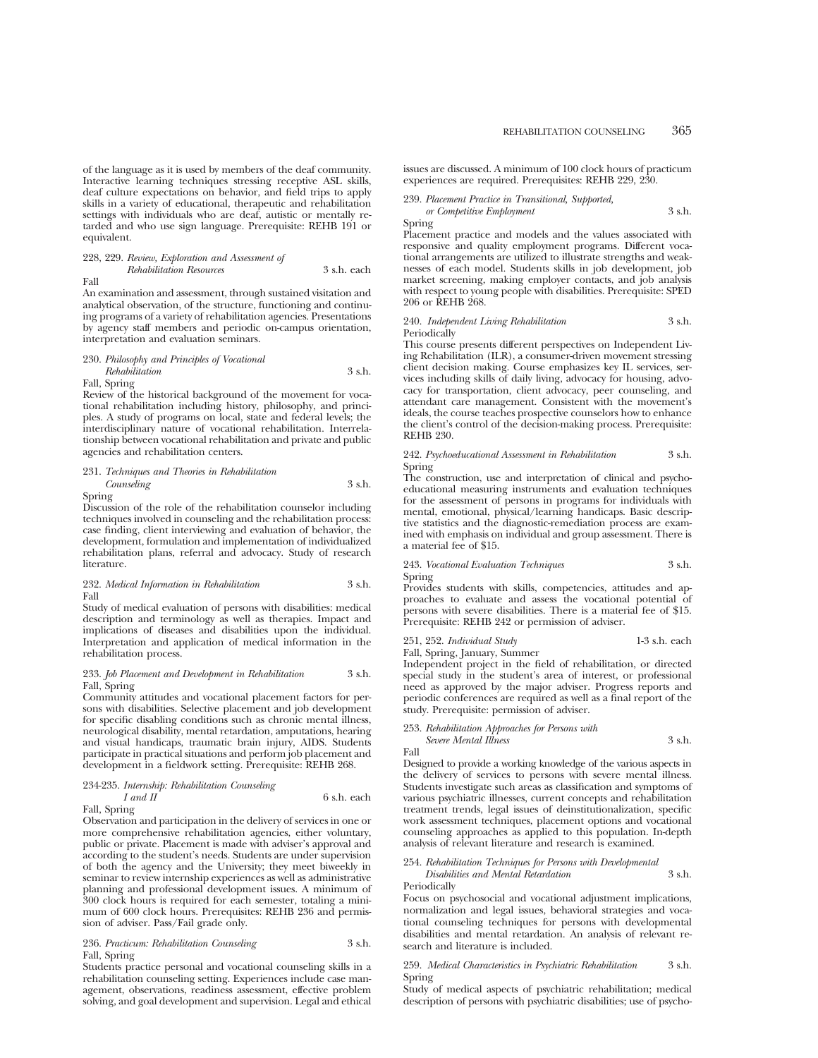of the language as it is used by members of the deaf community. Interactive learning techniques stressing receptive ASL skills, deaf culture expectations on behavior, and field trips to apply skills in a variety of educational, therapeutic and rehabilitation settings with individuals who are deaf, autistic or mentally retarded and who use sign language. Prerequisite: REHB 191 or equivalent.

228, 229. *Review, Exploration and Assessment of Rehabilitation Resources* 3 s.h. each
Fall
An examination and assessment, through sustained visitation and analytical observation, of the structure, functioning and continuing programs of a variety of rehabilitation agencies. Presentations by agency staff members and periodic on-campus orientation, interpretation and evaluation seminars.

230. *Philosophy and Principles of Vocational Rehabilitation* 3 s.h.
Fall, Spring
Review of the historical background of the movement for vocational rehabilitation including history, philosophy, and principles. A study of programs on local, state and federal levels; the interdisciplinary nature of vocational rehabilitation. Interrelationship between vocational rehabilitation and private and public agencies and rehabilitation centers.

231. *Techniques and Theories in Rehabilitation Counseling* 3 s.h.
Spring
Discussion of the role of the rehabilitation counselor including techniques involved in counseling and the rehabilitation process: case finding, client interviewing and evaluation of behavior, the development, formulation and implementation of individualized rehabilitation plans, referral and advocacy. Study of research literature.

232. *Medical Information in Rehabilitation* 3 s.h.
Fall
Study of medical evaluation of persons with disabilities: medical description and terminology as well as therapies. Impact and implications of diseases and disabilities upon the individual. Interpretation and application of medical information in the rehabilitation process.

233. *Job Placement and Development in Rehabilitation* 3 s.h.
Fall, Spring
Community attitudes and vocational placement factors for persons with disabilities. Selective placement and job development for specific disabling conditions such as chronic mental illness, neurological disability, mental retardation, amputations, hearing and visual handicaps, traumatic brain injury, AIDS. Students participate in practical situations and perform job placement and development in a fieldwork setting. Prerequisite: REHB 268.

234-235. *Internship: Rehabilitation Counseling I and II* 6 s.h. each
Fall, Spring
Observation and participation in the delivery of services in one or more comprehensive rehabilitation agencies, either voluntary, public or private. Placement is made with adviser's approval and according to the student's needs. Students are under supervision of both the agency and the University; they meet biweekly in seminar to review internship experiences as well as administrative planning and professional development issues. A minimum of 300 clock hours is required for each semester, totaling a minimum of 600 clock hours. Prerequisites: REHB 236 and permission of adviser. Pass/Fail grade only.

236. *Practicum: Rehabilitation Counseling* 3 s.h.
Fall, Spring
Students practice personal and vocational counseling skills in a rehabilitation counseling setting. Experiences include case management, observations, readiness assessment, effective problem solving, and goal development and supervision. Legal and ethical issues are discussed. A minimum of 100 clock hours of practicum experiences are required. Prerequisites: REHB 229, 230.

239. *Placement Practice in Transitional, Supported, or Competitive Employment* 3 s.h.
Spring
Placement practice and models and the values associated with responsive and quality employment programs. Different vocational arrangements are utilized to illustrate strengths and weaknesses of each model. Students skills in job development, job market screening, making employer contacts, and job analysis with respect to young people with disabilities. Prerequisite: SPED 206 or REHB 268.

240. *Independent Living Rehabilitation* 3 s.h.
Periodically
This course presents different perspectives on Independent Living Rehabilitation (ILR), a consumer-driven movement stressing client decision making. Course emphasizes key IL services, services including skills of daily living, advocacy for housing, advocacy for transportation, client advocacy, peer counseling, and attendant care management. Consistent with the movement's ideals, the course teaches prospective counselors how to enhance the client's control of the decision-making process. Prerequisite: REHB 230.

242. *Psychoeducational Assessment in Rehabilitation* 3 s.h.
Spring
The construction, use and interpretation of clinical and psychoeducational measuring instruments and evaluation techniques for the assessment of persons in programs for individuals with mental, emotional, physical/learning handicaps. Basic descriptive statistics and the diagnostic-remediation process are examined with emphasis on individual and group assessment. There is a material fee of $15.

243. *Vocational Evaluation Techniques* 3 s.h.
Spring
Provides students with skills, competencies, attitudes and approaches to evaluate and assess the vocational potential of persons with severe disabilities. There is a material fee of $15. Prerequisite: REHB 242 or permission of adviser.

251, 252. *Individual Study* 1-3 s.h. each
Fall, Spring, January, Summer
Independent project in the field of rehabilitation, or directed special study in the student's area of interest, or professional need as approved by the major adviser. Progress reports and periodic conferences are required as well as a final report of the study. Prerequisite: permission of adviser.

253. *Rehabilitation Approaches for Persons with Severe Mental Illness* 3 s.h.
Fall
Designed to provide a working knowledge of the various aspects in the delivery of services to persons with severe mental illness. Students investigate such areas as classification and symptoms of various psychiatric illnesses, current concepts and rehabilitation treatment trends, legal issues of deinstitutionalization, specific work assessment techniques, placement options and vocational counseling approaches as applied to this population. In-depth analysis of relevant literature and research is examined.

254. *Rehabilitation Techniques for Persons with Developmental Disabilities and Mental Retardation* 3 s.h.
Periodically
Focus on psychosocial and vocational adjustment implications, normalization and legal issues, behavioral strategies and vocational counseling techniques for persons with developmental disabilities and mental retardation. An analysis of relevant research and literature is included.

259. *Medical Characteristics in Psychiatric Rehabilitation* 3 s.h.
Spring
Study of medical aspects of psychiatric rehabilitation; medical description of persons with psychiatric disabilities; use of psycho-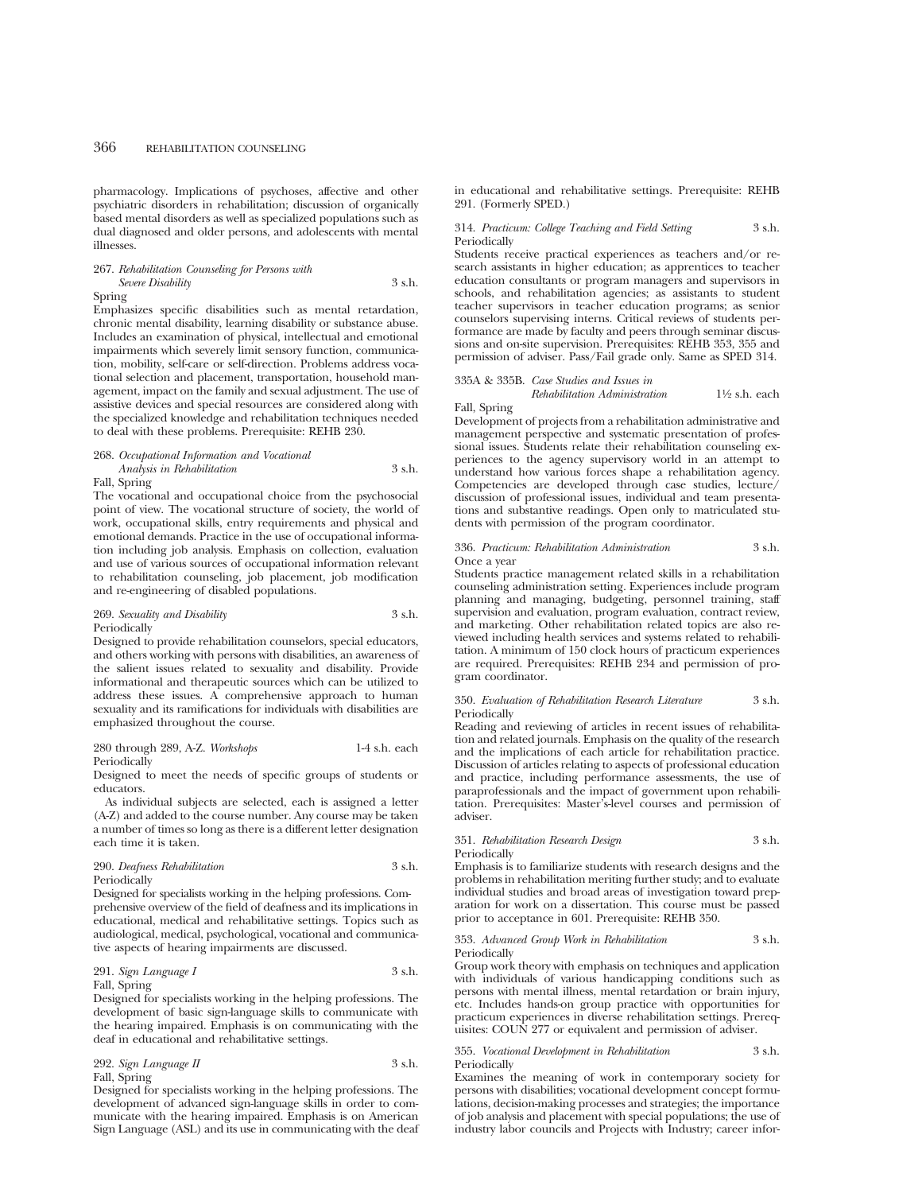pharmacology. Implications of psychoses, affective and other psychiatric disorders in rehabilitation; discussion of organically based mental disorders as well as specialized populations such as dual diagnosed and older persons, and adolescents with mental illnesses.

267. *Rehabilitation Counseling for Persons with Severe Disability* 3 s.h.
Spring
Emphasizes specific disabilities such as mental retardation, chronic mental disability, learning disability or substance abuse. Includes an examination of physical, intellectual and emotional impairments which severely limit sensory function, communication, mobility, self-care or self-direction. Problems address vocational selection and placement, transportation, household management, impact on the family and sexual adjustment. The use of assistive devices and special resources are considered along with the specialized knowledge and rehabilitation techniques needed to deal with these problems. Prerequisite: REHB 230.

268. *Occupational Information and Vocational Analysis in Rehabilitation* 3 s.h.
Fall, Spring
The vocational and occupational choice from the psychosocial point of view. The vocational structure of society, the world of work, occupational skills, entry requirements and physical and emotional demands. Practice in the use of occupational information including job analysis. Emphasis on collection, evaluation and use of various sources of occupational information relevant to rehabilitation counseling, job placement, job modification and re-engineering of disabled populations.

269. *Sexuality and Disability* 3 s.h.
Periodically
Designed to provide rehabilitation counselors, special educators, and others working with persons with disabilities, an awareness of the salient issues related to sexuality and disability. Provide informational and therapeutic sources which can be utilized to address these issues. A comprehensive approach to human sexuality and its ramifications for individuals with disabilities are emphasized throughout the course.

280 through 289, A-Z. *Workshops* 1-4 s.h. each
Periodically
Designed to meet the needs of specific groups of students or educators.

As individual subjects are selected, each is assigned a letter (A-Z) and added to the course number. Any course may be taken a number of times so long as there is a different letter designation each time it is taken.

290. *Deafness Rehabilitation* 3 s.h.
Periodically
Designed for specialists working in the helping professions. Comprehensive overview of the field of deafness and its implications in educational, medical and rehabilitative settings. Topics such as audiological, medical, psychological, vocational and communicative aspects of hearing impairments are discussed.

291. *Sign Language I* 3 s.h.
Fall, Spring
Designed for specialists working in the helping professions. The development of basic sign-language skills to communicate with the hearing impaired. Emphasis is on communicating with the deaf in educational and rehabilitative settings.

292. *Sign Language II* 3 s.h.
Fall, Spring
Designed for specialists working in the helping professions. The development of advanced sign-language skills in order to communicate with the hearing impaired. Emphasis is on American Sign Language (ASL) and its use in communicating with the deaf in educational and rehabilitative settings. Prerequisite: REHB 291. (Formerly SPED.)

314. *Practicum: College Teaching and Field Setting* 3 s.h.
Periodically
Students receive practical experiences as teachers and/or research assistants in higher education; as apprentices to teacher education consultants or program managers and supervisors in schools, and rehabilitation agencies; as assistants to student teacher supervisors in teacher education programs; as senior counselors supervising interns. Critical reviews of students performance are made by faculty and peers through seminar discussions and on-site supervision. Prerequisites: REHB 353, 355 and permission of adviser. Pass/Fail grade only. Same as SPED 314.

335A & 335B. *Case Studies and Issues in Rehabilitation Administration* 1½ s.h. each
Fall, Spring
Development of projects from a rehabilitation administrative and management perspective and systematic presentation of professional issues. Students relate their rehabilitation counseling experiences to the agency supervisory world in an attempt to understand how various forces shape a rehabilitation agency. Competencies are developed through case studies, lecture/discussion of professional issues, individual and team presentations and substantive readings. Open only to matriculated students with permission of the program coordinator.

336. *Practicum: Rehabilitation Administration* 3 s.h.
Once a year
Students practice management related skills in a rehabilitation counseling administration setting. Experiences include program planning and managing, budgeting, personnel training, staff supervision and evaluation, program evaluation, contract review, and marketing. Other rehabilitation related topics are also reviewed including health services and systems related to rehabilitation. A minimum of 150 clock hours of practicum experiences are required. Prerequisites: REHB 234 and permission of program coordinator.

350. *Evaluation of Rehabilitation Research Literature* 3 s.h.
Periodically
Reading and reviewing of articles in recent issues of rehabilitation and related journals. Emphasis on the quality of the research and the implications of each article for rehabilitation practice. Discussion of articles relating to aspects of professional education and practice, including performance assessments, the use of paraprofessionals and the impact of government upon rehabilitation. Prerequisites: Master's-level courses and permission of adviser.

351. *Rehabilitation Research Design* 3 s.h.
Periodically
Emphasis is to familiarize students with research designs and the problems in rehabilitation meriting further study; and to evaluate individual studies and broad areas of investigation toward preparation for work on a dissertation. This course must be passed prior to acceptance in 601. Prerequisite: REHB 350.

353. *Advanced Group Work in Rehabilitation* 3 s.h.
Periodically
Group work theory with emphasis on techniques and application with individuals of various handicapping conditions such as persons with mental illness, mental retardation or brain injury, etc. Includes hands-on group practice with opportunities for practicum experiences in diverse rehabilitation settings. Prerequisites: COUN 277 or equivalent and permission of adviser.

355. *Vocational Development in Rehabilitation* 3 s.h.
Periodically
Examines the meaning of work in contemporary society for persons with disabilities; vocational development concept formulations, decision-making processes and strategies; the importance of job analysis and placement with special populations; the use of industry labor councils and Projects with Industry; career infor-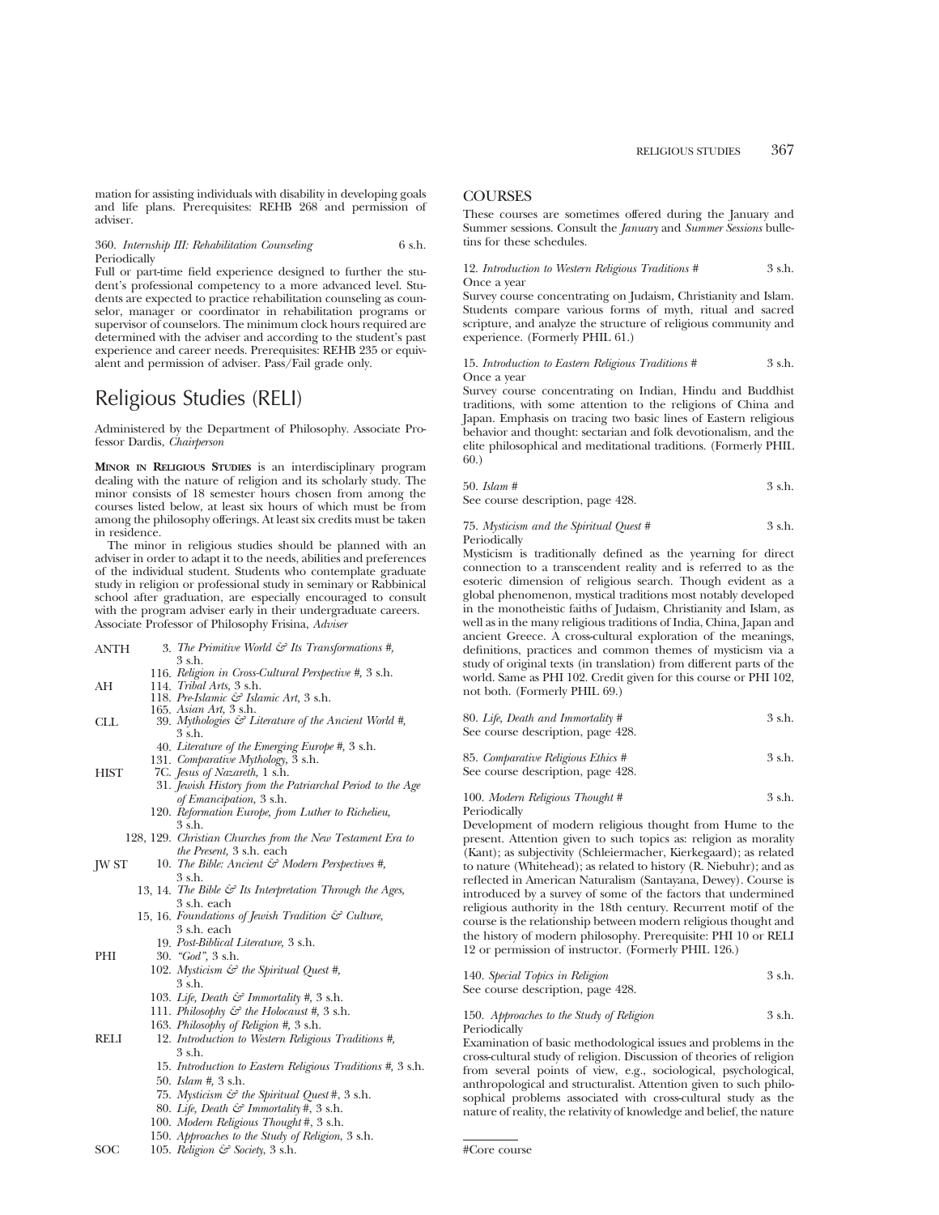mation for assisting individuals with disability in developing goals and life plans. Prerequisites: REHB 268 and permission of adviser.

360. *Internship III: Rehabilitation Counseling* 6 s.h.
Periodically
Full or part-time field experience designed to further the student's professional competency to a more advanced level. Students are expected to practice rehabilitation counseling as counselor, manager or coordinator in rehabilitation programs or supervisor of counselors. The minimum clock hours required are determined with the adviser and according to the student's past experience and career needs. Prerequisites: REHB 235 or equivalent and permission of adviser. Pass/Fail grade only.

# Religious Studies (RELI)

Administered by the Department of Philosophy. Associate Professor Dardis, *Chairperson*

**MINOR IN RELIGIOUS STUDIES** is an interdisciplinary program dealing with the nature of religion and its scholarly study. The minor consists of 18 semester hours chosen from among the courses listed below, at least six hours of which must be from among the philosophy offerings. At least six credits must be taken in residence.

The minor in religious studies should be planned with an adviser in order to adapt it to the needs, abilities and preferences of the individual student. Students who contemplate graduate study in religion or professional study in seminary or Rabbinical school after graduation, are especially encouraged to consult with the program adviser early in their undergraduate careers. Associate Professor of Philosophy Frisina, *Adviser*

| | |
|---|---|
| ANTH | 3. *The Primitive World & Its Transformations #,* 3 s.h. |
| | 116. *Religion in Cross-Cultural Perspective #,* 3 s.h. |
| AH | 114. *Tribal Arts,* 3 s.h. |
| | 118. *Pre-Islamic & Islamic Art,* 3 s.h. |
| | 165. *Asian Art,* 3 s.h. |
| CLL | 39. *Mythologies & Literature of the Ancient World #,* 3 s.h. |
| | 40. *Literature of the Emerging Europe #,* 3 s.h. |
| | 131. *Comparative Mythology,* 3 s.h. |
| HIST | 7C. *Jesus of Nazareth,* 1 s.h. |
| | 31. *Jewish History from the Patriarchal Period to the Age of Emancipation,* 3 s.h. |
| | 120. *Reformation Europe, from Luther to Richelieu,* 3 s.h. |
| | 128, 129. *Christian Churches from the New Testament Era to the Present,* 3 s.h. each |
| JW ST | 10. *The Bible: Ancient & Modern Perspectives #,* 3 s.h. |
| | 13, 14. *The Bible & Its Interpretation Through the Ages,* 3 s.h. each |
| | 15, 16. *Foundations of Jewish Tradition & Culture,* 3 s.h. each |
| | 19. *Post-Biblical Literature,* 3 s.h. |
| PHI | 30. *"God",* 3 s.h. |
| | 102. *Mysticism & the Spiritual Quest #,* 3 s.h. |
| | 103. *Life, Death & Immortality #,* 3 s.h. |
| | 111. *Philosophy & the Holocaust #,* 3 s.h. |
| | 163. *Philosophy of Religion #,* 3 s.h. |
| RELI | 12. *Introduction to Western Religious Traditions #,* 3 s.h. |
| | 15. *Introduction to Eastern Religious Traditions #,* 3 s.h. |
| | 50. *Islam #,* 3 s.h. |
| | 75. *Mysticism & the Spiritual Quest #,* 3 s.h. |
| | 80. *Life, Death & Immortality #,* 3 s.h. |
| | 100. *Modern Religious Thought #,* 3 s.h. |
| | 150. *Approaches to the Study of Religion,* 3 s.h. |
| SOC | 105. *Religion & Society,* 3 s.h. |

## COURSES

These courses are sometimes offered during the January and Summer sessions. Consult the *January* and *Summer Sessions* bulletins for these schedules.

12. *Introduction to Western Religious Traditions #* 3 s.h.
Once a year
Survey course concentrating on Judaism, Christianity and Islam. Students compare various forms of myth, ritual and sacred scripture, and analyze the structure of religious community and experience. (Formerly PHIL 61.)

15. *Introduction to Eastern Religious Traditions #* 3 s.h.
Once a year
Survey course concentrating on Indian, Hindu and Buddhist traditions, with some attention to the religions of China and Japan. Emphasis on tracing two basic lines of Eastern religious behavior and thought: sectarian and folk devotionalism, and the elite philosophical and meditational traditions. (Formerly PHIL 60.)

50. *Islam #* 3 s.h.
See course description, page 428.

75. *Mysticism and the Spiritual Quest #* 3 s.h.
Periodically
Mysticism is traditionally defined as the yearning for direct connection to a transcendent reality and is referred to as the esoteric dimension of religious search. Though evident as a global phenomenon, mystical traditions most notably developed in the monotheistic faiths of Judaism, Christianity and Islam, as well as in the many religious traditions of India, China, Japan and ancient Greece. A cross-cultural exploration of the meanings, definitions, practices and common themes of mysticism via a study of original texts (in translation) from different parts of the world. Same as PHI 102. Credit given for this course or PHI 102, not both. (Formerly PHIL 69.)

80. *Life, Death and Immortality #* 3 s.h.
See course description, page 428.

85. *Comparative Religious Ethics #* 3 s.h.
See course description, page 428.

100. *Modern Religious Thought #* 3 s.h.
Periodically
Development of modern religious thought from Hume to the present. Attention given to such topics as: religion as morality (Kant); as subjectivity (Schleiermacher, Kierkegaard); as related to nature (Whitehead); as related to history (R. Niebuhr); and as reflected in American Naturalism (Santayana, Dewey). Course is introduced by a survey of some of the factors that undermined religious authority in the 18th century. Recurrent motif of the course is the relationship between modern religious thought and the history of modern philosophy. Prerequisite: PHI 10 or RELI 12 or permission of instructor. (Formerly PHIL 126.)

140. *Special Topics in Religion* 3 s.h.
See course description, page 428.

150. *Approaches to the Study of Religion* 3 s.h.
Periodically
Examination of basic methodological issues and problems in the cross-cultural study of religion. Discussion of theories of religion from several points of view, e.g., sociological, psychological, anthropological and structuralist. Attention given to such philosophical problems associated with cross-cultural study as the nature of reality, the relativity of knowledge and belief, the nature

#Core course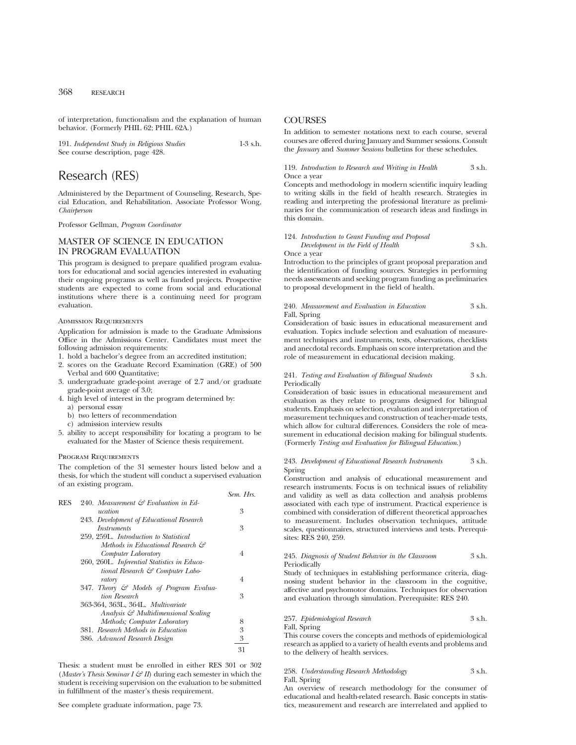of interpretation, functionalism and the explanation of human behavior. (Formerly PHIL 62; PHIL 62A.)

191. *Independent Study in Religious Studies* 1-3 s.h.
See course description, page 428.

# Research (RES)

Administered by the Department of Counseling, Research, Special Education, and Rehabilitation. Associate Professor Wong, *Chairperson*

Professor Gellman, *Program Coordinator*

## MASTER OF SCIENCE IN EDUCATION IN PROGRAM EVALUATION

This program is designed to prepare qualified program evaluators for educational and social agencies interested in evaluating their ongoing programs as well as funded projects. Prospective students are expected to come from social and educational institutions where there is a continuing need for program evaluation.

### Admission Requirements

Application for admission is made to the Graduate Admissions Office in the Admissions Center. Candidates must meet the following admission requirements:

1. hold a bachelor's degree from an accredited institution;
2. scores on the Graduate Record Examination (GRE) of 500 Verbal and 600 Quantitative;
3. undergraduate grade-point average of 2.7 and/or graduate grade-point average of 3.0;
4. high level of interest in the program determined by:
   a) personal essay
   b) two letters of recommendation
   c) admission interview results
5. ability to accept responsibility for locating a program to be evaluated for the Master of Science thesis requirement.

### Program Requirements

The completion of the 31 semester hours listed below and a thesis, for which the student will conduct a supervised evaluation of an existing program.

| | | Sem. Hrs. |
|---|---|---|
| RES | 240. *Measurement & Evaluation in Education* | 3 |
| | 243. *Development of Educational Research Instruments* | 3 |
| | 259, 259L. *Introduction to Statistical Methods in Educational Research & Computer Laboratory* | 4 |
| | 260, 260L. *Inferential Statistics in Educational Research & Computer Laboratory* | 4 |
| | 347. *Theory & Models of Program Evaluation Research* | 3 |
| | 363-364, 363L, 364L. *Multivariate Analysis & Multidimensional Scaling Methods; Computer Laboratory* | 8 |
| | 381. *Research Methods in Education* | 3 |
| | 386. *Advanced Research Design* | 3 |
| | | 31 |

Thesis: a student must be enrolled in either RES 301 or 302 (*Master's Thesis Seminar I & II*) during each semester in which the student is receiving supervision on the evaluation to be submitted in fulfillment of the master's thesis requirement.

See complete graduate information, page 73.

## COURSES

In addition to semester notations next to each course, several courses are offered during January and Summer sessions. Consult the *January* and *Summer Sessions* bulletins for these schedules.

119. *Introduction to Research and Writing in Health* 3 s.h.
Once a year
Concepts and methodology in modern scientific inquiry leading to writing skills in the field of health research. Strategies in reading and interpreting the professional literature as preliminaries for the communication of research ideas and findings in this domain.

124. *Introduction to Grant Funding and Proposal Development in the Field of Health* 3 s.h.
Once a year
Introduction to the principles of grant proposal preparation and the identification of funding sources. Strategies in performing needs assessments and seeking program funding as preliminaries to proposal development in the field of health.

240. *Measurement and Evaluation in Education* 3 s.h.
Fall, Spring
Consideration of basic issues in educational measurement and evaluation. Topics include selection and evaluation of measurement techniques and instruments, tests, observations, checklists and anecdotal records. Emphasis on score interpretation and the role of measurement in educational decision making.

241. *Testing and Evaluation of Bilingual Students* 3 s.h.
Periodically
Consideration of basic issues in educational measurement and evaluation as they relate to programs designed for bilingual students. Emphasis on selection, evaluation and interpretation of measurement techniques and construction of teacher-made tests, which allow for cultural differences. Considers the role of measurement in educational decision making for bilingual students. (Formerly *Testing and Evaluation for Bilingual Education*.)

243. *Development of Educational Research Instruments* 3 s.h.
Spring
Construction and analysis of educational measurement and research instruments. Focus is on technical issues of reliability and validity as well as data collection and analysis problems associated with each type of instrument. Practical experience is combined with consideration of different theoretical approaches to measurement. Includes observation techniques, attitude scales, questionnaires, structured interviews and tests. Prerequisites: RES 240, 259.

245. *Diagnosis of Student Behavior in the Classroom* 3 s.h.
Periodically
Study of techniques in establishing performance criteria, diagnosing student behavior in the classroom in the cognitive, affective and psychomotor domains. Techniques for observation and evaluation through simulation. Prerequisite: RES 240.

257. *Epidemiological Research* 3 s.h.
Fall, Spring
This course covers the concepts and methods of epidemiological research as applied to a variety of health events and problems and to the delivery of health services.

258. *Understanding Research Methodology* 3 s.h.
Fall, Spring
An overview of research methodology for the consumer of educational and health-related research. Basic concepts in statistics, measurement and research are interrelated and applied to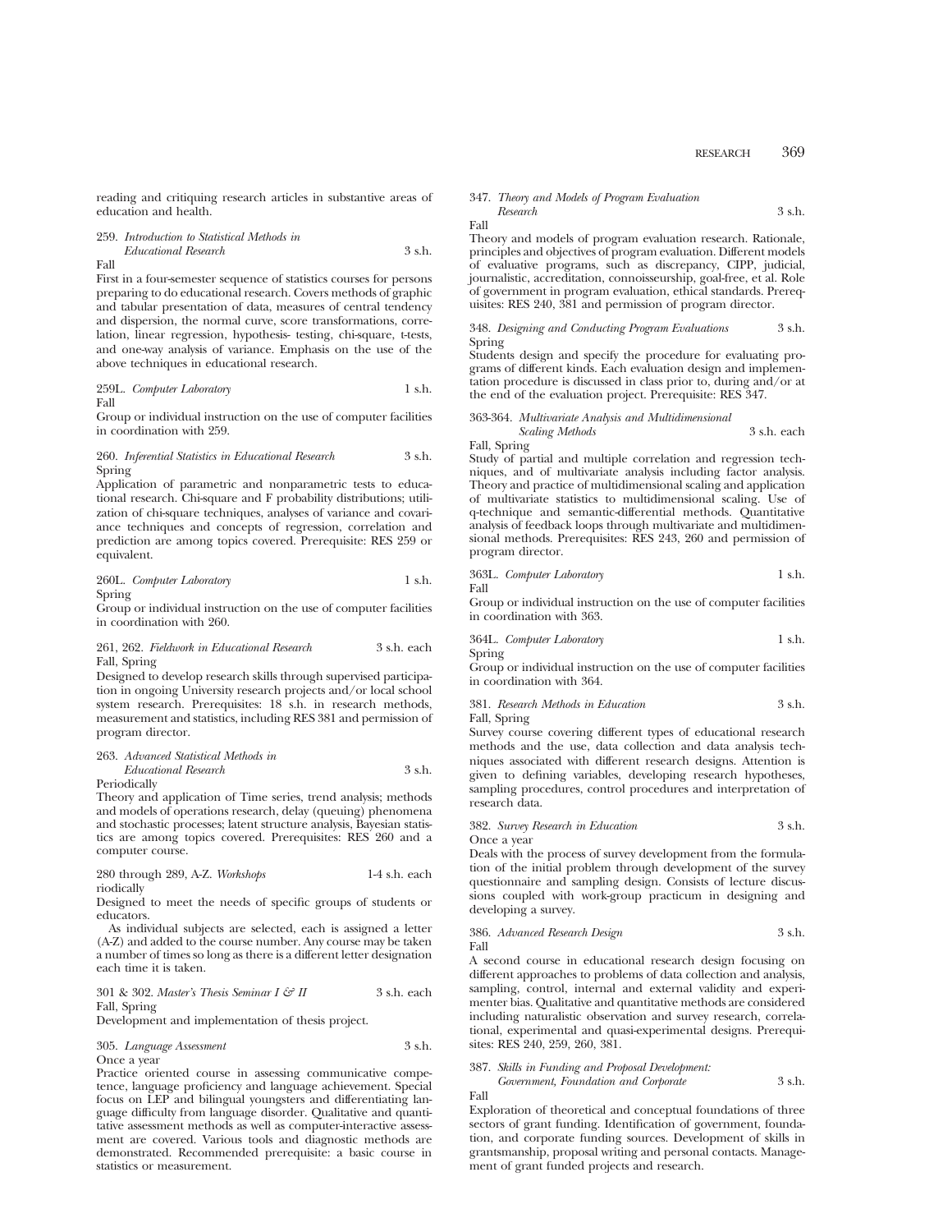reading and critiquing research articles in substantive areas of education and health.

259. *Introduction to Statistical Methods in Educational Research* 3 s.h.
Fall

First in a four-semester sequence of statistics courses for persons preparing to do educational research. Covers methods of graphic and tabular presentation of data, measures of central tendency and dispersion, the normal curve, score transformations, correlation, linear regression, hypothesis- testing, chi-square, t-tests, and one-way analysis of variance. Emphasis on the use of the above techniques in educational research.

259L. *Computer Laboratory* 1 s.h.
Fall

Group or individual instruction on the use of computer facilities in coordination with 259.

260. *Inferential Statistics in Educational Research* 3 s.h.
Spring

Application of parametric and nonparametric tests to educational research. Chi-square and F probability distributions; utilization of chi-square techniques, analyses of variance and covariance techniques and concepts of regression, correlation and prediction are among topics covered. Prerequisite: RES 259 or equivalent.

260L. *Computer Laboratory* 1 s.h.
Spring

Group or individual instruction on the use of computer facilities in coordination with 260.

261, 262. *Fieldwork in Educational Research* 3 s.h. each
Fall, Spring

Designed to develop research skills through supervised participation in ongoing University research projects and/or local school system research. Prerequisites: 18 s.h. in research methods, measurement and statistics, including RES 381 and permission of program director.

263. *Advanced Statistical Methods in Educational Research* 3 s.h.
Periodically

Theory and application of Time series, trend analysis; methods and models of operations research, delay (queuing) phenomena and stochastic processes; latent structure analysis, Bayesian statistics are among topics covered. Prerequisites: RES 260 and a computer course.

280 through 289, A-Z. *Workshops* 1-4 s.h. each
riodically

Designed to meet the needs of specific groups of students or educators.

As individual subjects are selected, each is assigned a letter (A-Z) and added to the course number. Any course may be taken a number of times so long as there is a different letter designation each time it is taken.

301 & 302. *Master's Thesis Seminar I & II* 3 s.h. each
Fall, Spring

Development and implementation of thesis project.

305. *Language Assessment* 3 s.h.
Once a year

Practice oriented course in assessing communicative competence, language proficiency and language achievement. Special focus on LEP and bilingual youngsters and differentiating language difficulty from language disorder. Qualitative and quantitative assessment methods as well as computer-interactive assessment are covered. Various tools and diagnostic methods are demonstrated. Recommended prerequisite: a basic course in statistics or measurement.

347. *Theory and Models of Program Evaluation Research* 3 s.h.
Fall

Theory and models of program evaluation research. Rationale, principles and objectives of program evaluation. Different models of evaluative programs, such as discrepancy, CIPP, judicial, journalistic, accreditation, connoisseurship, goal-free, et al. Role of government in program evaluation, ethical standards. Prerequisites: RES 240, 381 and permission of program director.

348. *Designing and Conducting Program Evaluations* 3 s.h.
Spring

Students design and specify the procedure for evaluating programs of different kinds. Each evaluation design and implementation procedure is discussed in class prior to, during and/or at the end of the evaluation project. Prerequisite: RES 347.

363-364. *Multivariate Analysis and Multidimensional Scaling Methods* 3 s.h. each
Fall, Spring

Study of partial and multiple correlation and regression techniques, and of multivariate analysis including factor analysis. Theory and practice of multidimensional scaling and application of multivariate statistics to multidimensional scaling. Use of q-technique and semantic-differential methods. Quantitative analysis of feedback loops through multivariate and multidimensional methods. Prerequisites: RES 243, 260 and permission of program director.

363L. *Computer Laboratory* 1 s.h.
Fall

Group or individual instruction on the use of computer facilities in coordination with 363.

364L. *Computer Laboratory* 1 s.h.
Spring

Group or individual instruction on the use of computer facilities in coordination with 364.

381. *Research Methods in Education* 3 s.h.
Fall, Spring

Survey course covering different types of educational research methods and the use, data collection and data analysis techniques associated with different research designs. Attention is given to defining variables, developing research hypotheses, sampling procedures, control procedures and interpretation of research data.

382. *Survey Research in Education* 3 s.h.
Once a year

Deals with the process of survey development from the formulation of the initial problem through development of the survey questionnaire and sampling design. Consists of lecture discussions coupled with work-group practicum in designing and developing a survey.

386. *Advanced Research Design* 3 s.h.
Fall

A second course in educational research design focusing on different approaches to problems of data collection and analysis, sampling, control, internal and external validity and experimenter bias. Qualitative and quantitative methods are considered including naturalistic observation and survey research, correlational, experimental and quasi-experimental designs. Prerequisites: RES 240, 259, 260, 381.

387. *Skills in Funding and Proposal Development: Government, Foundation and Corporate* 3 s.h.
Fall

Exploration of theoretical and conceptual foundations of three sectors of grant funding. Identification of government, foundation, and corporate funding sources. Development of skills in grantsmanship, proposal writing and personal contacts. Management of grant funded projects and research.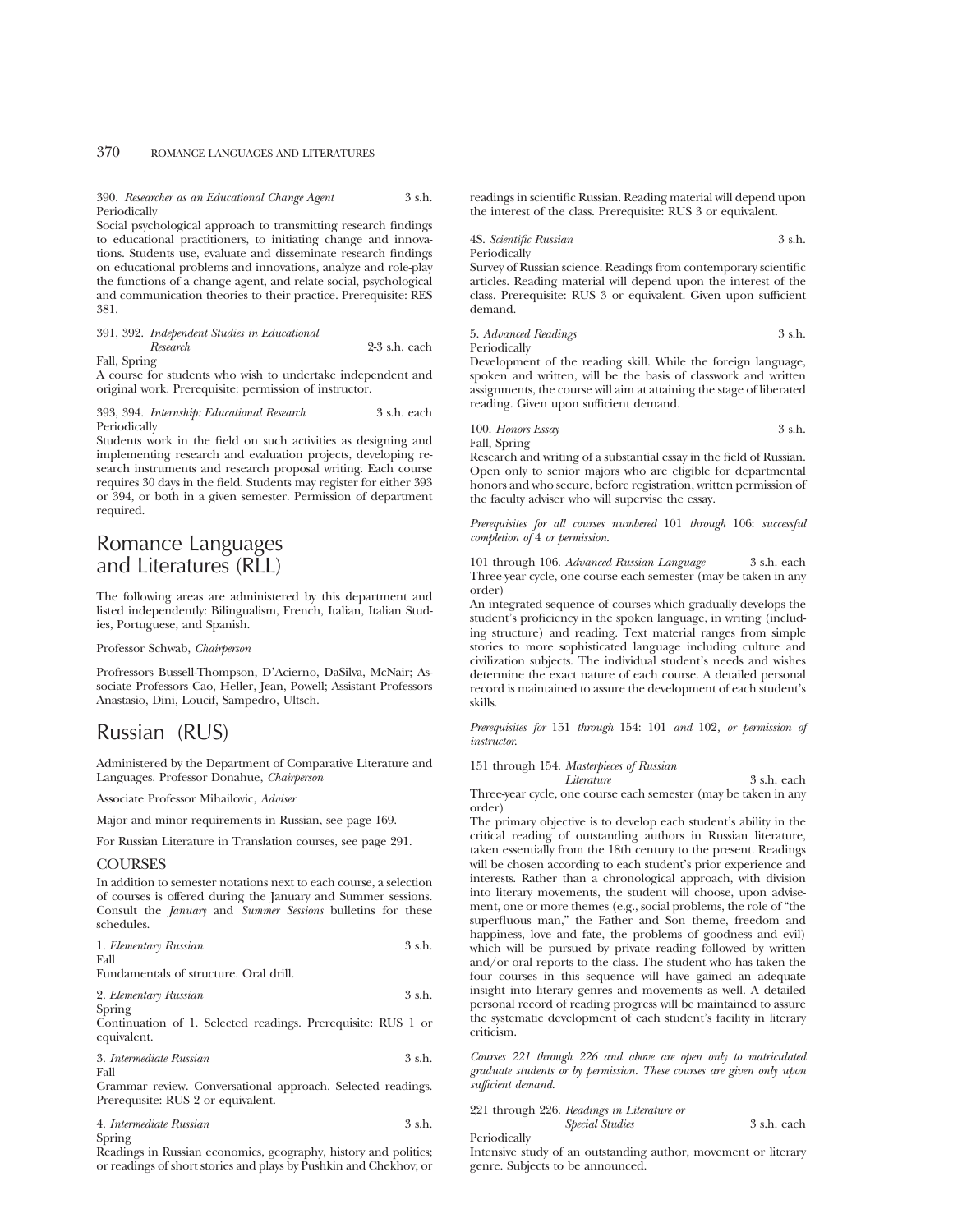390. *Researcher as an Educational Change Agent* 3 s.h.
Periodically

Social psychological approach to transmitting research findings to educational practitioners, to initiating change and innovations. Students use, evaluate and disseminate research findings on educational problems and innovations, analyze and role-play the functions of a change agent, and relate social, psychological and communication theories to their practice. Prerequisite: RES 381.

391, 392. *Independent Studies in Educational Research* 2-3 s.h. each
Fall, Spring

A course for students who wish to undertake independent and original work. Prerequisite: permission of instructor.

393, 394. *Internship: Educational Research* 3 s.h. each
Periodically

Students work in the field on such activities as designing and implementing research and evaluation projects, developing research instruments and research proposal writing. Each course requires 30 days in the field. Students may register for either 393 or 394, or both in a given semester. Permission of department required.

# Romance Languages and Literatures (RLL)

The following areas are administered by this department and listed independently: Bilingualism, French, Italian, Italian Studies, Portuguese, and Spanish.

Professor Schwab, *Chairperson*

Profressors Bussell-Thompson, D'Acierno, DaSilva, McNair; Associate Professors Cao, Heller, Jean, Powell; Assistant Professors Anastasio, Dini, Loucif, Sampedro, Ultsch.

# Russian (RUS)

Administered by the Department of Comparative Literature and Languages. Professor Donahue, *Chairperson*

Associate Professor Mihailovic, *Adviser*

Major and minor requirements in Russian, see page 169.

For Russian Literature in Translation courses, see page 291.

## COURSES

In addition to semester notations next to each course, a selection of courses is offered during the January and Summer sessions. Consult the *January* and *Summer Sessions* bulletins for these schedules.

1. *Elementary Russian* 3 s.h.
Fall

Fundamentals of structure. Oral drill.

2. *Elementary Russian* 3 s.h.
Spring

Continuation of 1. Selected readings. Prerequisite: RUS 1 or equivalent.

3. *Intermediate Russian* 3 s.h.
Fall

Grammar review. Conversational approach. Selected readings. Prerequisite: RUS 2 or equivalent.

4. *Intermediate Russian* 3 s.h.
Spring

Readings in Russian economics, geography, history and politics; or readings of short stories and plays by Pushkin and Chekhov; or readings in scientific Russian. Reading material will depend upon the interest of the class. Prerequisite: RUS 3 or equivalent.

4S. *Scientific Russian* 3 s.h.
Periodically

Survey of Russian science. Readings from contemporary scientific articles. Reading material will depend upon the interest of the class. Prerequisite: RUS 3 or equivalent. Given upon sufficient demand.

5. *Advanced Readings* 3 s.h.
Periodically

Development of the reading skill. While the foreign language, spoken and written, will be the basis of classwork and written assignments, the course will aim at attaining the stage of liberated reading. Given upon sufficient demand.

100. *Honors Essay* 3 s.h.
Fall, Spring

Research and writing of a substantial essay in the field of Russian. Open only to senior majors who are eligible for departmental honors and who secure, before registration, written permission of the faculty adviser who will supervise the essay.

*Prerequisites for all courses numbered* 101 *through* 106: *successful completion of* 4 *or permission.*

101 through 106. *Advanced Russian Language* 3 s.h. each
Three-year cycle, one course each semester (may be taken in any order)

An integrated sequence of courses which gradually develops the student's proficiency in the spoken language, in writing (including structure) and reading. Text material ranges from simple stories to more sophisticated language including culture and civilization subjects. The individual student's needs and wishes determine the exact nature of each course. A detailed personal record is maintained to assure the development of each student's skills.

*Prerequisites for* 151 *through* 154: 101 *and* 102*, or permission of instructor.*

151 through 154. *Masterpieces of Russian Literature* 3 s.h. each
Three-year cycle, one course each semester (may be taken in any order)

The primary objective is to develop each student's ability in the critical reading of outstanding authors in Russian literature, taken essentially from the 18th century to the present. Readings will be chosen according to each student's prior experience and interests. Rather than a chronological approach, with division into literary movements, the student will choose, upon advisement, one or more themes (e.g., social problems, the role of "the superfluous man," the Father and Son theme, freedom and happiness, love and fate, the problems of goodness and evil) which will be pursued by private reading followed by written and/or oral reports to the class. The student who has taken the four courses in this sequence will have gained an adequate insight into literary genres and movements as well. A detailed personal record of reading progress will be maintained to assure the systematic development of each student's facility in literary criticism.

*Courses 221 through 226 and above are open only to matriculated graduate students or by permission. These courses are given only upon sufficient demand.*

221 through 226. *Readings in Literature or Special Studies* 3 s.h. each
Periodically

Intensive study of an outstanding author, movement or literary genre. Subjects to be announced.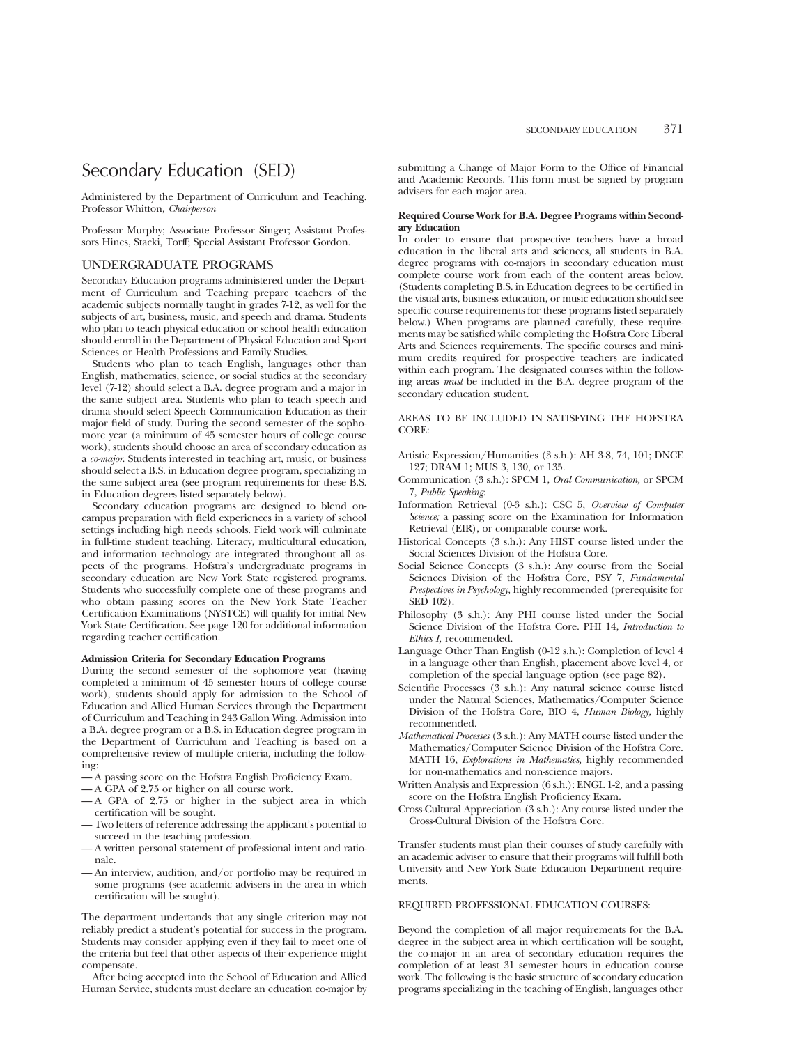# Secondary Education (SED)

Administered by the Department of Curriculum and Teaching. Professor Whitton, *Chairperson*

Professor Murphy; Associate Professor Singer; Assistant Professors Hines, Stacki, Torff; Special Assistant Professor Gordon.

## UNDERGRADUATE PROGRAMS

Secondary Education programs administered under the Department of Curriculum and Teaching prepare teachers of the academic subjects normally taught in grades 7-12, as well for the subjects of art, business, music, and speech and drama. Students who plan to teach physical education or school health education should enroll in the Department of Physical Education and Sport Sciences or Health Professions and Family Studies.

Students who plan to teach English, languages other than English, mathematics, science, or social studies at the secondary level (7-12) should select a B.A. degree program and a major in the same subject area. Students who plan to teach speech and drama should select Speech Communication Education as their major field of study. During the second semester of the sophomore year (a minimum of 45 semester hours of college course work), students should choose an area of secondary education as a *co-major*. Students interested in teaching art, music, or business should select a B.S. in Education degree program, specializing in the same subject area (see program requirements for these B.S. in Education degrees listed separately below).

Secondary education programs are designed to blend on-campus preparation with field experiences in a variety of school settings including high needs schools. Field work will culminate in full-time student teaching. Literacy, multicultural education, and information technology are integrated throughout all aspects of the programs. Hofstra's undergraduate programs in secondary education are New York State registered programs. Students who successfully complete one of these programs and who obtain passing scores on the New York State Teacher Certification Examinations (NYSTCE) will qualify for initial New York State Certification. See page 120 for additional information regarding teacher certification.

**Admission Criteria for Secondary Education Programs**

During the second semester of the sophomore year (having completed a minimum of 45 semester hours of college course work), students should apply for admission to the School of Education and Allied Human Services through the Department of Curriculum and Teaching in 243 Gallon Wing. Admission into a B.A. degree program or a B.S. in Education degree program in the Department of Curriculum and Teaching is based on a comprehensive review of multiple criteria, including the following:

- — A passing score on the Hofstra English Proficiency Exam.
- — A GPA of 2.75 or higher on all course work.
- — A GPA of 2.75 or higher in the subject area in which certification will be sought.
- — Two letters of reference addressing the applicant's potential to succeed in the teaching profession.
- — A written personal statement of professional intent and rationale.
- — An interview, audition, and/or portfolio may be required in some programs (see academic advisers in the area in which certification will be sought).

The department undertands that any single criterion may not reliably predict a student's potential for success in the program. Students may consider applying even if they fail to meet one of the criteria but feel that other aspects of their experience might compensate.

After being accepted into the School of Education and Allied Human Service, students must declare an education co-major by submitting a Change of Major Form to the Office of Financial and Academic Records. This form must be signed by program advisers for each major area.

**Required Course Work for B.A. Degree Programs within Secondary Education**

In order to ensure that prospective teachers have a broad education in the liberal arts and sciences, all students in B.A. degree programs with co-majors in secondary education must complete course work from each of the content areas below. (Students completing B.S. in Education degrees to be certified in the visual arts, business education, or music education should see specific course requirements for these programs listed separately below.) When programs are planned carefully, these requirements may be satisfied while completing the Hofstra Core Liberal Arts and Sciences requirements. The specific courses and minimum credits required for prospective teachers are indicated within each program. The designated courses within the following areas *must* be included in the B.A. degree program of the secondary education student.

AREAS TO BE INCLUDED IN SATISFYING THE HOFSTRA CORE:

- Artistic Expression/Humanities (3 s.h.): AH 3-8, 74, 101; DNCE 127; DRAM 1; MUS 3, 130, or 135.
- Communication (3 s.h.): SPCM 1, *Oral Communication,* or SPCM 7, *Public Speaking.*
- Information Retrieval (0-3 s.h.): CSC 5, *Overview of Computer Science;* a passing score on the Examination for Information Retrieval (EIR), or comparable course work.
- Historical Concepts (3 s.h.): Any HIST course listed under the Social Sciences Division of the Hofstra Core.
- Social Science Concepts (3 s.h.): Any course from the Social Sciences Division of the Hofstra Core, PSY 7, *Fundamental Prespectives in Psychology,* highly recommended (prerequisite for SED 102).
- Philosophy (3 s.h.): Any PHI course listed under the Social Science Division of the Hofstra Core. PHI 14, *Introduction to Ethics I,* recommended.
- Language Other Than English (0-12 s.h.): Completion of level 4 in a language other than English, placement above level 4, or completion of the special language option (see page 82).
- Scientific Processes (3 s.h.): Any natural science course listed under the Natural Sciences, Mathematics/Computer Science Division of the Hofstra Core, BIO 4, *Human Biology,* highly recommended.
- *Mathematical Processes* (3 s.h.): Any MATH course listed under the Mathematics/Computer Science Division of the Hofstra Core. MATH 16, *Explorations in Mathematics,* highly recommended for non-mathematics and non-science majors.
- Written Analysis and Expression (6 s.h.): ENGL 1-2, and a passing score on the Hofstra English Proficiency Exam.
- Cross-Cultural Appreciation (3 s.h.): Any course listed under the Cross-Cultural Division of the Hofstra Core.

Transfer students must plan their courses of study carefully with an academic adviser to ensure that their programs will fulfill both University and New York State Education Department requirements.

REQUIRED PROFESSIONAL EDUCATION COURSES:

Beyond the completion of all major requirements for the B.A. degree in the subject area in which certification will be sought, the co-major in an area of secondary education requires the completion of at least 31 semester hours in education course work. The following is the basic structure of secondary education programs specializing in the teaching of English, languages other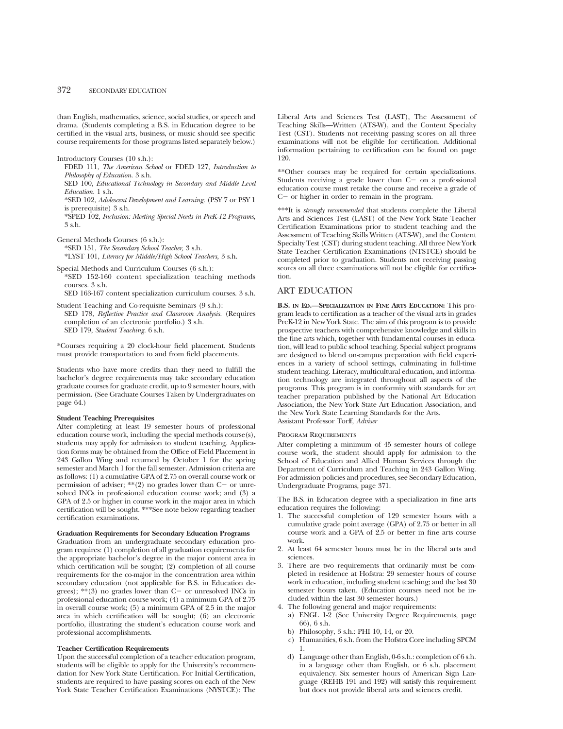than English, mathematics, science, social studies, or speech and drama. (Students completing a B.S. in Education degree to be certified in the visual arts, business, or music should see specific course requirements for those programs listed separately below.)

Introductory Courses (10 s.h.):
- FDED 111, *The American School* or FDED 127, *Introduction to Philosophy of Education.* 3 s.h.
- SED 100, *Educational Technology in Secondary and Middle Level Education.* 1 s.h.
- *SED 102, *Adolescent Development and Learning.* (PSY 7 or PSY 1 is prerequisite) 3 s.h.
- *SPED 102, *Inclusion: Meeting Special Needs in PreK-12 Programs,* 3 s.h.

General Methods Courses (6 s.h.):
- *SED 151, *The Secondary School Teacher,* 3 s.h.
- *LYST 101, *Literacy for Middle/High School Teachers,* 3 s.h.

Special Methods and Curriculum Courses (6 s.h.):
- *SED 152-160 content specialization teaching methods courses. 3 s.h.
- SED 163-167 content specialization curriculum courses. 3 s.h.

Student Teaching and Co-requisite Seminars (9 s.h.):
- SED 178, *Reflective Practice and Classroom Analysis.* (Requires completion of an electronic portfolio.) 3 s.h.
- SED 179, *Student Teaching.* 6 s.h.

*Courses requiring a 20 clock-hour field placement. Students must provide transportation to and from field placements.

Students who have more credits than they need to fulfill the bachelor's degree requirements may take secondary education graduate courses for graduate credit, up to 9 semester hours, with permission. (See Graduate Courses Taken by Undergraduates on page 64.)

**Student Teaching Prerequisites**

After completing at least 19 semester hours of professional education course work, including the special methods course(s), students may apply for admission to student teaching. Application forms may be obtained from the Office of Field Placement in 243 Gallon Wing and returned by October 1 for the spring semester and March 1 for the fall semester. Admission criteria are as follows: (1) a cumulative GPA of 2.75 on overall course work or permission of adviser; **(2) no grades lower than C− or unresolved INCs in professional education course work; and (3) a GPA of 2.5 or higher in course work in the major area in which certification will be sought. ***See note below regarding teacher certification examinations.

**Graduation Requirements for Secondary Education Programs**

Graduation from an undergraduate secondary education program requires: (1) completion of all graduation requirements for the appropriate bachelor's degree in the major content area in which certification will be sought; (2) completion of all course requirements for the co-major in the concentration area within secondary education (not applicable for B.S. in Education degrees); **(3) no grades lower than C− or unresolved INCs in professional education course work; (4) a minimum GPA of 2.75 in overall course work; (5) a minimum GPA of 2.5 in the major area in which certification will be sought; (6) an electronic portfolio, illustrating the student's education course work and professional accomplishments.

**Teacher Certification Requirements**

Upon the successful completion of a teacher education program, students will be eligible to apply for the University's recommendation for New York State Certification. For Initial Certification, students are required to have passing scores on each of the New York State Teacher Certification Examinations (NYSTCE): The Liberal Arts and Sciences Test (LAST), The Assessment of Teaching Skills—Written (ATS-W), and the Content Specialty Test (CST). Students not receiving passing scores on all three examinations will not be eligible for certification. Additional information pertaining to certification can be found on page 120.

**Other courses may be required for certain specializations. Students receiving a grade lower than C− on a professional education course must retake the course and receive a grade of C− or higher in order to remain in the program.

***It is *strongly recommended* that students complete the Liberal Arts and Sciences Test (LAST) of the New York State Teacher Certification Examinations prior to student teaching and the Assessment of Teaching Skills Written (ATS-W), and the Content Specialty Test (CST) during student teaching. All three New York State Teacher Certification Examinations (NTSTCE) should be completed prior to graduation. Students not receiving passing scores on all three examinations will not be eligible for certification.

## ART EDUCATION

**B.S. in Ed.—Specialization in Fine Arts Education:** This program leads to certification as a teacher of the visual arts in grades PreK-12 in New York State. The aim of this program is to provide prospective teachers with comprehensive knowledge and skills in the fine arts which, together with fundamental courses in education, will lead to public school teaching. Special subject programs are designed to blend on-campus preparation with field experiences in a variety of school settings, culminating in full-time student teaching. Literacy, multicultural education, and information technology are integrated throughout all aspects of the programs. This program is in conformity with standards for art teacher preparation published by the National Art Education Association, the New York State Art Education Association, and the New York State Learning Standards for the Arts.
Assistant Professor Torff, *Adviser*

### Program Requirements

After completing a minimum of 45 semester hours of college course work, the student should apply for admission to the School of Education and Allied Human Services through the Department of Curriculum and Teaching in 243 Gallon Wing. For admission policies and procedures, see Secondary Education, Undergraduate Programs, page 371.

The B.S. in Education degree with a specialization in fine arts education requires the following:

1. The successful completion of 129 semester hours with a cumulative grade point average (GPA) of 2.75 or better in all course work and a GPA of 2.5 or better in fine arts course work.
2. At least 64 semester hours must be in the liberal arts and sciences.
3. There are two requirements that ordinarily must be completed in residence at Hofstra: 29 semester hours of course work in education, including student teaching; and the last 30 semester hours taken. (Education courses need not be included within the last 30 semester hours.)
4. The following general and major requirements:
   a) ENGL 1-2 (See University Degree Requirements, page 66), 6 s.h.
   b) Philosophy, 3 s.h.: PHI 10, 14, or 20.
   c) Humanities, 6 s.h. from the Hofstra Core including SPCM 1.
   d) Language other than English, 0-6 s.h.: completion of 6 s.h. in a language other than English, or 6 s.h. placement equivalency. Six semester hours of American Sign Language (REHB 191 and 192) will satisfy this requirement but does not provide liberal arts and sciences credit.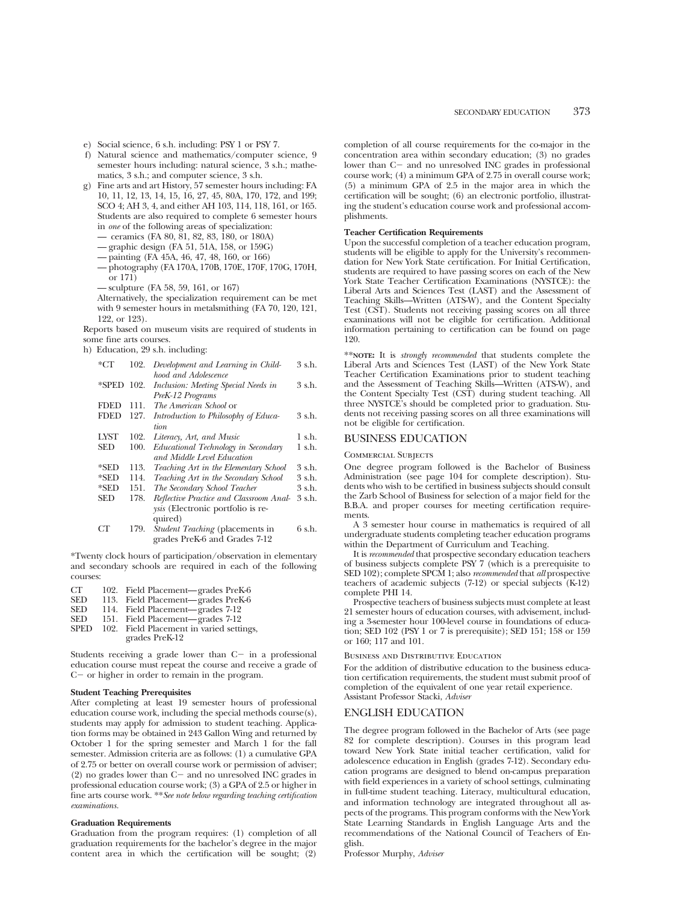e) Social science, 6 s.h. including: PSY 1 or PSY 7.

f) Natural science and mathematics/computer science, 9 semester hours including: natural science, 3 s.h.; mathematics, 3 s.h.; and computer science, 3 s.h.

g) Fine arts and art History, 57 semester hours including: FA 10, 11, 12, 13, 14, 15, 16, 27, 45, 80A, 170, 172, and 199; SCO 4; AH 3, 4, and either AH 103, 114, 118, 161, or 165. Students are also required to complete 6 semester hours in *one* of the following areas of specialization:
   - — ceramics (FA 80, 81, 82, 83, 180, or 180A)
   - — graphic design (FA 51, 51A, 158, or 159G)
   - — painting (FA 45A, 46, 47, 48, 160, or 166)
   - — photography (FA 170A, 170B, 170E, 170F, 170G, 170H, or 171)
   - — sculpture (FA 58, 59, 161, or 167)

   Alternatively, the specialization requirement can be met with 9 semester hours in metalsmithing (FA 70, 120, 121, 122, or 123).

Reports based on museum visits are required of students in some fine arts courses.

h) Education, 29 s.h. including:

| | | | |
|---|---|---|---|
| *CT | 102. | *Development and Learning in Childhood and Adolescence* | 3 s.h. |
| *SPED | 102. | *Inclusion: Meeting Special Needs in PreK-12 Programs* | 3 s.h. |
| FDED | 111. | *The American School* or | |
| FDED | 127. | *Introduction to Philosophy of Education* | 3 s.h. |
| LYST | 102. | *Literacy, Art, and Music* | 1 s.h. |
| SED | 100. | *Educational Technology in Secondary and Middle Level Education* | 1 s.h. |
| *SED | 113. | *Teaching Art in the Elementary School* | 3 s.h. |
| *SED | 114. | *Teaching Art in the Secondary School* | 3 s.h. |
| *SED | 151. | *The Secondary School Teacher* | 3 s.h. |
| SED | 178. | *Reflective Practice and Classroom Analysis* (Electronic portfolio is required) | 3 s.h. |
| CT | 179. | *Student Teaching* (placements in grades PreK-6 and Grades 7-12 | 6 s.h. |

*Twenty clock hours of participation/observation in elementary and secondary schools are required in each of the following courses:

| | | |
|---|---|---|
| CT | 102. | Field Placement—grades PreK-6 |
| SED | 113. | Field Placement—grades PreK-6 |
| SED | 114. | Field Placement—grades 7-12 |
| SED | 151. | Field Placement—grades 7-12 |
| SPED | 102. | Field Placement in varied settings, grades PreK-12 |

Students receiving a grade lower than C− in a professional education course must repeat the course and receive a grade of C− or higher in order to remain in the program.

**Student Teaching Prerequisites**

After completing at least 19 semester hours of professional education course work, including the special methods course(s), students may apply for admission to student teaching. Application forms may be obtained in 243 Gallon Wing and returned by October 1 for the spring semester and March 1 for the fall semester. Admission criteria are as follows: (1) a cumulative GPA of 2.75 or better on overall course work or permission of adviser; (2) no grades lower than C− and no unresolved INC grades in professional education course work; (3) a GPA of 2.5 or higher in fine arts course work. ***\*See note below regarding teaching certification examinations.*

**Graduation Requirements**

Graduation from the program requires: (1) completion of all graduation requirements for the bachelor's degree in the major content area in which the certification will be sought; (2) completion of all course requirements for the co-major in the concentration area within secondary education; (3) no grades lower than C− and no unresolved INC grades in professional course work; (4) a minimum GPA of 2.75 in overall course work; (5) a minimum GPA of 2.5 in the major area in which the certification will be sought; (6) an electronic portfolio, illustrating the student's education course work and professional accomplishments.

**Teacher Certification Requirements**

Upon the successful completion of a teacher education program, students will be eligible to apply for the University's recommendation for New York State certification. For Initial Certification, students are required to have passing scores on each of the New York State Teacher Certification Examinations (NYSTCE): the Liberal Arts and Sciences Test (LAST) and the Assessment of Teaching Skills—Written (ATS-W), and the Content Specialty Test (CST). Students not receiving passing scores on all three examinations will not be eligible for certification. Additional information pertaining to certification can be found on page 120.

**\*\*NOTE:** It is *strongly recommended* that students complete the Liberal Arts and Sciences Test (LAST) of the New York State Teacher Certification Examinations prior to student teaching and the Assessment of Teaching Skills—Written (ATS-W), and the Content Specialty Test (CST) during student teaching. All three NYSTCE's should be completed prior to graduation. Students not receiving passing scores on all three examinations will not be eligible for certification.

## BUSINESS EDUCATION

### Commercial Subjects

One degree program followed is the Bachelor of Business Administration (see page 104 for complete description). Students who wish to be certified in business subjects should consult the Zarb School of Business for selection of a major field for the B.B.A. and proper courses for meeting certification requirements.

A 3 semester hour course in mathematics is required of all undergraduate students completing teacher education programs within the Department of Curriculum and Teaching.

It is *recommended* that prospective secondary education teachers of business subjects complete PSY 7 (which is a prerequisite to SED 102); complete SPCM 1; also *recommended* that *all* prospective teachers of academic subjects (7-12) or special subjects (K-12) complete PHI 14.

Prospective teachers of business subjects must complete at least 21 semester hours of education courses, with advisement, including a 3-semester hour 100-level course in foundations of education; SED 102 (PSY 1 or 7 is prerequisite); SED 151; 158 or 159 or 160; 117 and 101.

### Business and Distributive Education

For the addition of distributive education to the business education certification requirements, the student must submit proof of completion of the equivalent of one year retail experience.

Assistant Professor Stacki, *Adviser*

## ENGLISH EDUCATION

The degree program followed in the Bachelor of Arts (see page 82 for complete description). Courses in this program lead toward New York State initial teacher certification, valid for adolescence education in English (grades 7-12). Secondary education programs are designed to blend on-campus preparation with field experiences in a variety of school settings, culminating in full-time student teaching. Literacy, multicultural education, and information technology are integrated throughout all aspects of the programs. This program conforms with the New York State Learning Standards in English Language Arts and the recommendations of the National Council of Teachers of English.

Professor Murphy, *Adviser*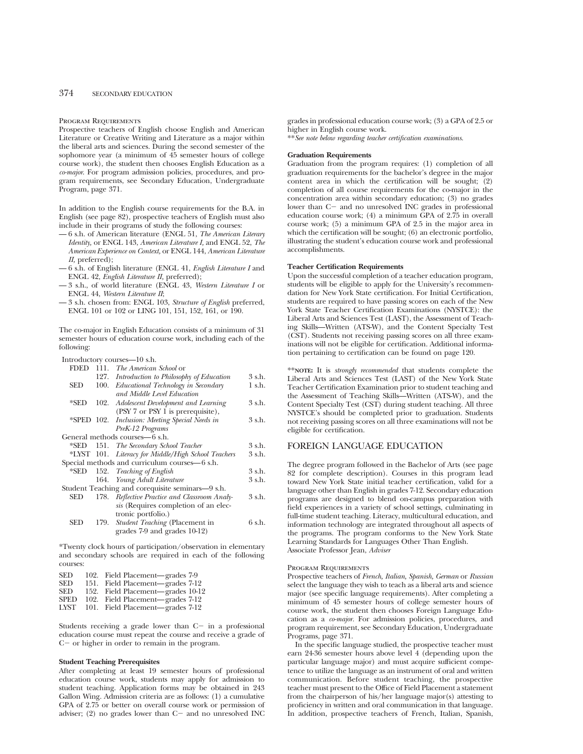#### Program Requirements

Prospective teachers of English choose English and American Literature or Creative Writing and Literature as a major within the liberal arts and sciences. During the second semester of the sophomore year (a minimum of 45 semester hours of college course work), the student then chooses English Education as a *co-major*. For program admission policies, procedures, and program requirements, see Secondary Education, Undergraduate Program, page 371.

In addition to the English course requirements for the B.A. in English (see page 82), prospective teachers of English must also include in their programs of study the following courses:

- — 6 s.h. of American literature (ENGL 51, *The American Literary Identity,* or ENGL 143, *American Literature I,* and ENGL 52, *The American Experience on Context,* or ENGL 144, *American Literature II,* preferred);
- — 6 s.h. of English literature (ENGL 41, *English Literature I* and ENGL 42, *English Literature II,* preferred);
- — 3 s.h., of world literature (ENGL 43, *Western Literature I* or ENGL 44, *Western Literature II*;
- — 3 s.h. chosen from: ENGL 103, *Structure of English* preferred, ENGL 101 or 102 or LING 101, 151, 152, 161, or 190.

The co-major in English Education consists of a minimum of 31 semester hours of education course work, including each of the following:

| | | | |
|---|---|---|---|
| Introductory courses—10 s.h. | | | |
| FDED | 111. | *The American School* or | |
| | 127. | *Introduction to Philosophy of Education* | 3 s.h. |
| SED | 100. | *Educational Technology in Secondary and Middle Level Education* | 1 s.h. |
| *SED | 102. | *Adolescent Development and Learning* (PSY 7 or PSY 1 is prerequisite), | 3 s.h. |
| *SPED | 102. | *Inclusion: Meeting Special Needs in PreK-12 Programs* | 3 s.h. |
| General methods courses—6 s.h. | | | |
| *SED | 151. | *The Secondary School Teacher* | 3 s.h. |
| *LYST | 101. | *Literacy for Middle/High School Teachers* | 3 s.h. |
| Special methods and curriculum courses—6 s.h. | | | |
| *SED | 152. | *Teaching of English* | 3 s.h. |
| | 164. | *Young Adult Literature* | 3 s.h. |
| Student Teaching and corequisite seminars—9 s.h. | | | |
| SED | 178. | *Reflective Practice and Classroom Analysis* (Requires completion of an electronic portfolio.) | 3 s.h. |
| SED | 179. | *Student Teaching* (Placement in grades 7-9 and grades 10-12) | 6 s.h. |

*Twenty clock hours of participation/observation in elementary and secondary schools are required in each of the following courses:

| | | |
|---|---|---|
| SED | 102. | Field Placement—grades 7-9 |
| SED | 151. | Field Placement—grades 7-12 |
| SED | 152. | Field Placement—grades 10-12 |
| SPED | 102. | Field Placement—grades 7-12 |
| LYST | 101. | Field Placement—grades 7-12 |

Students receiving a grade lower than C− in a professional education course must repeat the course and receive a grade of C− or higher in order to remain in the program.

**Student Teaching Prerequisites**

After completing at least 19 semester hours of professional education course work, students may apply for admission to student teaching. Application forms may be obtained in 243 Gallon Wing. Admission criteria are as follows: (1) a cumulative GPA of 2.75 or better on overall course work or permission of adviser; (2) no grades lower than C− and no unresolved INC grades in professional education course work; (3) a GPA of 2.5 or higher in English course work.

***See note below regarding teacher certification examinations.*

**Graduation Requirements**

Graduation from the program requires: (1) completion of all graduation requirements for the bachelor's degree in the major content area in which the certification will be sought; (2) completion of all course requirements for the co-major in the concentration area within secondary education; (3) no grades lower than C− and no unresolved INC grades in professional education course work; (4) a minimum GPA of 2.75 in overall course work; (5) a minimum GPA of 2.5 in the major area in which the certification will be sought; (6) an electronic portfolio, illustrating the student's education course work and professional accomplishments.

**Teacher Certification Requirements**

Upon the successful completion of a teacher education program, students will be eligible to apply for the University's recommendation for New York State certification. For Initial Certification, students are required to have passing scores on each of the New York State Teacher Certification Examinations (NYSTCE): the Liberal Arts and Sciences Test (LAST), the Assessment of Teaching Skills—Written (ATS-W), and the Content Specialty Test (CST). Students not receiving passing scores on all three examinations will not be eligible for certification. Additional information pertaining to certification can be found on page 120.

****NOTE:** It is *strongly recommended* that students complete the Liberal Arts and Sciences Test (LAST) of the New York State Teacher Certification Examination prior to student teaching and the Assessment of Teaching Skills—Written (ATS-W), and the Content Specialty Test (CST) during student teaching. All three NYSTCE's should be completed prior to graduation. Students not receiving passing scores on all three examinations will not be eligible for certification.

## FOREIGN LANGUAGE EDUCATION

The degree program followed in the Bachelor of Arts (see page 82 for complete description). Courses in this program lead toward New York State initial teacher certification, valid for a language other than English in grades 7-12. Secondary education programs are designed to blend on-campus preparation with field experiences in a variety of school settings, culminating in full-time student teaching. Literacy, multicultural education, and information technology are integrated throughout all aspects of the programs. The program conforms to the New York State Learning Standards for Languages Other Than English.
Associate Professor Jean, *Adviser*

#### Program Requirements

Prospective teachers of *French, Italian, Spanish, German* or *Russian* select the language they wish to teach as a liberal arts and science major (see specific language requirements). After completing a minimum of 45 semester hours of college semester hours of course work, the student then chooses Foreign Language Education as a *co-major*. For admission policies, procedures, and program requirement, see Secondary Education, Undergraduate Programs, page 371.

In the specific language studied, the prospective teacher must earn 24-36 semester hours above level 4 (depending upon the particular language major) and must acquire sufficient competence to utilize the language as an instrument of oral and written communication. Before student teaching, the prospective teacher must present to the Office of Field Placement a statement from the chairperson of his/her language major(s) attesting to proficiency in written and oral communication in that language. In addition, prospective teachers of French, Italian, Spanish,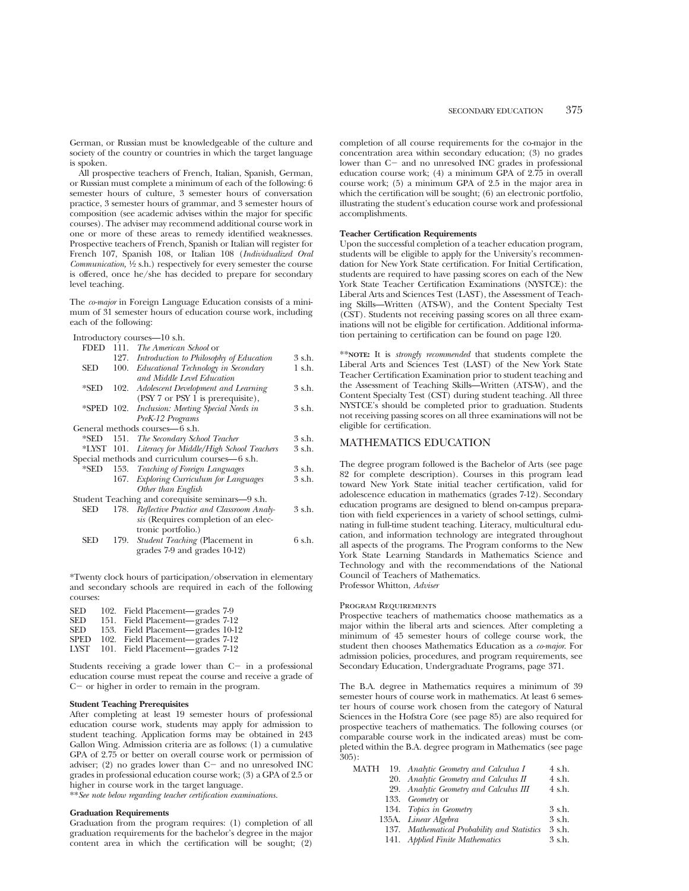German, or Russian must be knowledgeable of the culture and society of the country or countries in which the target language is spoken.

All prospective teachers of French, Italian, Spanish, German, or Russian must complete a minimum of each of the following: 6 semester hours of culture, 3 semester hours of conversation practice, 3 semester hours of grammar, and 3 semester hours of composition (see academic advises within the major for specific courses). The adviser may recommend additional course work in one or more of these areas to remedy identified weaknesses. Prospective teachers of French, Spanish or Italian will register for French 107, Spanish 108, or Italian 108 (*Individualized Oral Communication*, ½ s.h.) respectively for every semester the course is offered, once he/she has decided to prepare for secondary level teaching.

The *co-major* in Foreign Language Education consists of a minimum of 31 semester hours of education course work, including each of the following:

Introductory courses—10 s.h.

| | | | |
|---|---|---|---|
| FDED | 111. | *The American School* or | |
| | 127. | *Introduction to Philosophy of Education* | 3 s.h. |
| SED | 100. | *Educational Technology in Secondary and Middle Level Education* | 1 s.h. |
| *SED | 102. | *Adolescent Development and Learning* (PSY 7 or PSY 1 is prerequisite), | 3 s.h. |
| *SPED | 102. | *Inclusion: Meeting Special Needs in PreK-12 Programs* | 3 s.h. |

General methods courses—6 s.h.

| | | | |
|---|---|---|---|
| *SED | 151. | *The Secondary School Teacher* | 3 s.h. |
| *LYST | 101. | *Literacy for Middle/High School Teachers* | 3 s.h. |

Special methods and curriculum courses—6 s.h.

| | | | |
|---|---|---|---|
| *SED | 153. | *Teaching of Foreign Languages* | 3 s.h. |
| | 167. | *Exploring Curriculum for Languages Other than English* | 3 s.h. |

Student Teaching and corequisite seminars—9 s.h.

| | | | |
|---|---|---|---|
| SED | 178. | *Reflective Practice and Classroom Analysis* (Requires completion of an electronic portfolio.) | 3 s.h. |
| SED | 179. | *Student Teaching* (Placement in grades 7-9 and grades 10-12) | 6 s.h. |

*Twenty clock hours of participation/observation in elementary and secondary schools are required in each of the following courses:

| | | |
|---|---|---|
| SED | 102. | Field Placement—grades 7-9 |
| SED | 151. | Field Placement—grades 7-12 |
| SED | 153. | Field Placement—grades 10-12 |
| SPED | 102. | Field Placement—grades 7-12 |
| LYST | 101. | Field Placement—grades 7-12 |

Students receiving a grade lower than C− in a professional education course must repeat the course and receive a grade of C− or higher in order to remain in the program.

**Student Teaching Prerequisites**

After completing at least 19 semester hours of professional education course work, students may apply for admission to student teaching. Application forms may be obtained in 243 Gallon Wing. Admission criteria are as follows: (1) a cumulative GPA of 2.75 or better on overall course work or permission of adviser; (2) no grades lower than C− and no unresolved INC grades in professional education course work; (3) a GPA of 2.5 or higher in course work in the target language.

*\*\*See note below regarding teacher certification examinations.*

**Graduation Requirements**

Graduation from the program requires: (1) completion of all graduation requirements for the bachelor's degree in the major content area in which the certification will be sought; (2) completion of all course requirements for the co-major in the concentration area within secondary education; (3) no grades lower than C− and no unresolved INC grades in professional education course work; (4) a minimum GPA of 2.75 in overall course work; (5) a minimum GPA of 2.5 in the major area in which the certification will be sought; (6) an electronic portfolio, illustrating the student's education course work and professional accomplishments.

**Teacher Certification Requirements**

Upon the successful completion of a teacher education program, students will be eligible to apply for the University's recommendation for New York State certification. For Initial Certification, students are required to have passing scores on each of the New York State Teacher Certification Examinations (NYSTCE): the Liberal Arts and Sciences Test (LAST), the Assessment of Teaching Skills—Written (ATS-W), and the Content Specialty Test (CST). Students not receiving passing scores on all three examinations will not be eligible for certification. Additional information pertaining to certification can be found on page 120.

\*\***NOTE:** It is *strongly recommended* that students complete the Liberal Arts and Sciences Test (LAST) of the New York State Teacher Certification Examination prior to student teaching and the Assessment of Teaching Skills—Written (ATS-W), and the Content Specialty Test (CST) during student teaching. All three NYSTCE's should be completed prior to graduation. Students not receiving passing scores on all three examinations will not be eligible for certification.

## MATHEMATICS EDUCATION

The degree program followed is the Bachelor of Arts (see page 82 for complete description). Courses in this program lead toward New York State initial teacher certification, valid for adolescence education in mathematics (grades 7-12). Secondary education programs are designed to blend on-campus preparation with field experiences in a variety of school settings, culminating in full-time student teaching. Literacy, multicultural education, and information technology are integrated throughout all aspects of the programs. The Program conforms to the New York State Learning Standards in Mathematics Science and Technology and with the recommendations of the National Council of Teachers of Mathematics.

Professor Whitton, *Adviser*

PROGRAM REQUIREMENTS

Prospective teachers of mathematics choose mathematics as a major within the liberal arts and sciences. After completing a minimum of 45 semester hours of college course work, the student then chooses Mathematics Education as a *co-major*. For admission policies, procedures, and program requirements, see Secondary Education, Undergraduate Programs, page 371.

The B.A. degree in Mathematics requires a minimum of 39 semester hours of course work in mathematics. At least 6 semester hours of course work chosen from the category of Natural Sciences in the Hofstra Core (see page 85) are also required for prospective teachers of mathematics. The following courses (or comparable course work in the indicated areas) must be completed within the B.A. degree program in Mathematics (see page 305):

| | | | |
|---|---|---|---|
| MATH | 19. | *Analytic Geometry and Calculua I* | 4 s.h. |
| | 20. | *Analytic Geometry and Calculus II* | 4 s.h. |
| | 29. | *Analytic Geometry and Calculus III* | 4 s.h. |
| | 133. | *Geometry* or | |
| | 134. | *Topics in Geometry* | 3 s.h. |
| | 135A. | *Linear Algebra* | 3 s.h. |
| | 137. | *Mathematical Probability and Statistics* | 3 s.h. |
| | 141. | *Applied Finite Mathematics* | 3 s.h. |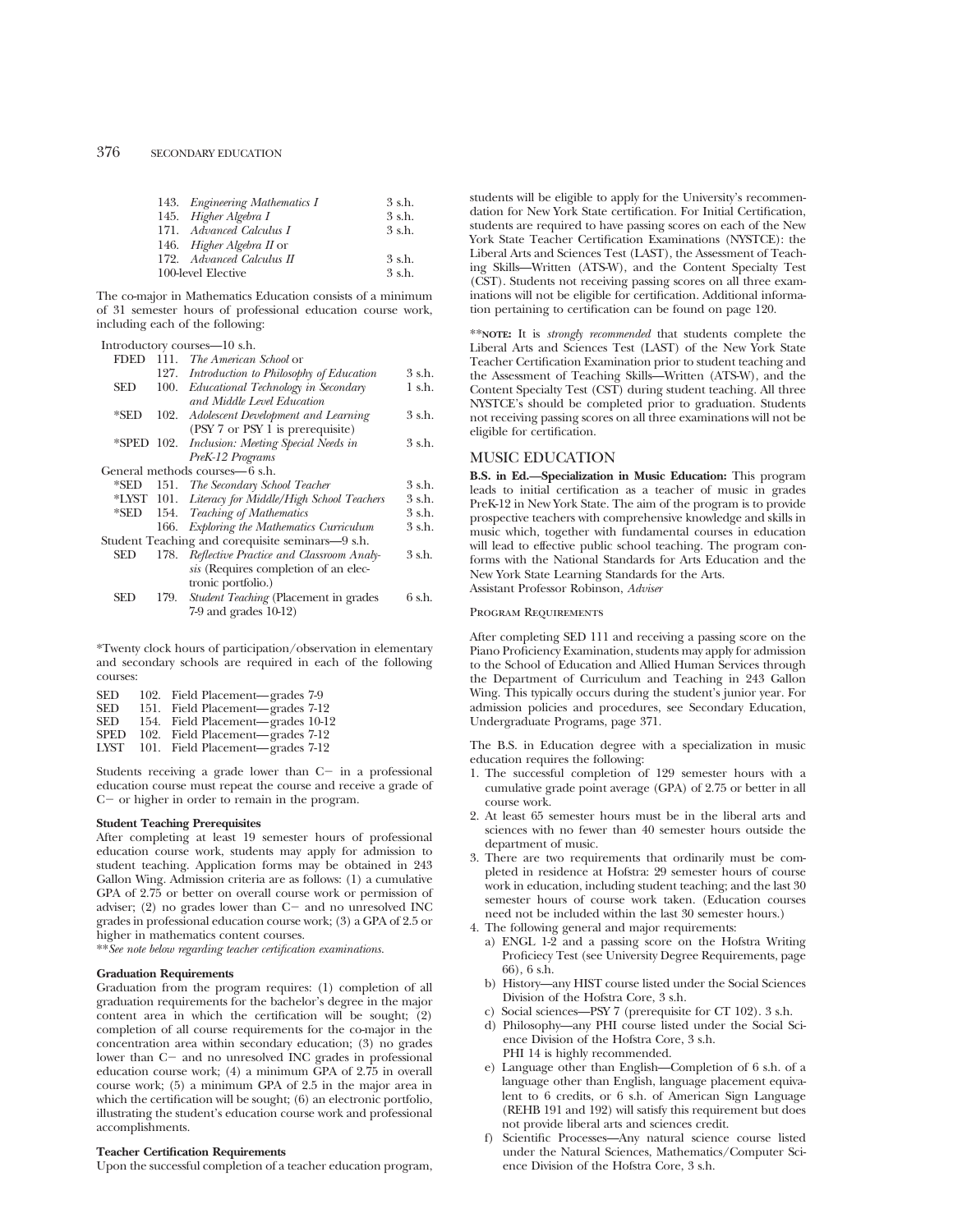| | | |
|---|---|---|
| 143. | *Engineering Mathematics I* | 3 s.h. |
| 145. | *Higher Algebra I* | 3 s.h. |
| 171. | *Advanced Calculus I* | 3 s.h. |
| 146. | *Higher Algebra II* or | |
| 172. | *Advanced Calculus II* | 3 s.h. |
| 100-level Elective | | 3 s.h. |

The co-major in Mathematics Education consists of a minimum of 31 semester hours of professional education course work, including each of the following:

Introductory courses—10 s.h.

| | | | |
|---|---|---|---|
| FDED | 111. | *The American School* or | |
| | 127. | *Introduction to Philosophy of Education* | 3 s.h. |
| SED | 100. | *Educational Technology in Secondary and Middle Level Education* | 1 s.h. |
| *SED | 102. | *Adolescent Development and Learning* (PSY 7 or PSY 1 is prerequisite) | 3 s.h. |
| *SPED | 102. | *Inclusion: Meeting Special Needs in PreK-12 Programs* | 3 s.h. |

General methods courses—6 s.h.

| | | | |
|---|---|---|---|
| *SED | 151. | *The Secondary School Teacher* | 3 s.h. |
| *LYST | 101. | *Literacy for Middle/High School Teachers* | 3 s.h. |
| *SED | 154. | *Teaching of Mathematics* | 3 s.h. |
| | 166. | *Exploring the Mathematics Curriculum* | 3 s.h. |

Student Teaching and corequisite seminars—9 s.h.

| | | | |
|---|---|---|---|
| SED | 178. | *Reflective Practice and Classroom Analysis* (Requires completion of an electronic portfolio.) | 3 s.h. |
| SED | 179. | *Student Teaching* (Placement in grades 7-9 and grades 10-12) | 6 s.h. |

*Twenty clock hours of participation/observation in elementary and secondary schools are required in each of the following courses:

| | | |
|---|---|---|
| SED | 102. | Field Placement—grades 7-9 |
| SED | 151. | Field Placement—grades 7-12 |
| SED | 154. | Field Placement—grades 10-12 |
| SPED | 102. | Field Placement—grades 7-12 |
| LYST | 101. | Field Placement—grades 7-12 |

Students receiving a grade lower than C− in a professional education course must repeat the course and receive a grade of C− or higher in order to remain in the program.

**Student Teaching Prerequisites**

After completing at least 19 semester hours of professional education course work, students may apply for admission to student teaching. Application forms may be obtained in 243 Gallon Wing. Admission criteria are as follows: (1) a cumulative GPA of 2.75 or better on overall course work or permission of adviser; (2) no grades lower than C− and no unresolved INC grades in professional education course work; (3) a GPA of 2.5 or higher in mathematics content courses.

***See note below regarding teacher certification examinations.*

**Graduation Requirements**

Graduation from the program requires: (1) completion of all graduation requirements for the bachelor's degree in the major content area in which the certification will be sought; (2) completion of all course requirements for the co-major in the concentration area within secondary education; (3) no grades lower than C− and no unresolved INC grades in professional education course work; (4) a minimum GPA of 2.75 in overall course work; (5) a minimum GPA of 2.5 in the major area in which the certification will be sought; (6) an electronic portfolio, illustrating the student's education course work and professional accomplishments.

**Teacher Certification Requirements**

Upon the successful completion of a teacher education program, students will be eligible to apply for the University's recommendation for New York State certification. For Initial Certification, students are required to have passing scores on each of the New York State Teacher Certification Examinations (NYSTCE): the Liberal Arts and Sciences Test (LAST), the Assessment of Teaching Skills—Written (ATS-W), and the Content Specialty Test (CST). Students not receiving passing scores on all three examinations will not be eligible for certification. Additional information pertaining to certification can be found on page 120.

**NOTE: It is *strongly recommended* that students complete the Liberal Arts and Sciences Test (LAST) of the New York State Teacher Certification Examination prior to student teaching and the Assessment of Teaching Skills—Written (ATS-W), and the Content Specialty Test (CST) during student teaching. All three NYSTCE's should be completed prior to graduation. Students not receiving passing scores on all three examinations will not be eligible for certification.

## MUSIC EDUCATION

**B.S. in Ed.—Specialization in Music Education:** This program leads to initial certification as a teacher of music in grades PreK-12 in New York State. The aim of the program is to provide prospective teachers with comprehensive knowledge and skills in music which, together with fundamental courses in education will lead to effective public school teaching. The program conforms with the National Standards for Arts Education and the New York State Learning Standards for the Arts.
Assistant Professor Robinson, *Adviser*

### Program Requirements

After completing SED 111 and receiving a passing score on the Piano Proficiency Examination, students may apply for admission to the School of Education and Allied Human Services through the Department of Curriculum and Teaching in 243 Gallon Wing. This typically occurs during the student's junior year. For admission policies and procedures, see Secondary Education, Undergraduate Programs, page 371.

The B.S. in Education degree with a specialization in music education requires the following:

1. The successful completion of 129 semester hours with a cumulative grade point average (GPA) of 2.75 or better in all course work.
2. At least 65 semester hours must be in the liberal arts and sciences with no fewer than 40 semester hours outside the department of music.
3. There are two requirements that ordinarily must be completed in residence at Hofstra: 29 semester hours of course work in education, including student teaching; and the last 30 semester hours of course work taken. (Education courses need not be included within the last 30 semester hours.)
4. The following general and major requirements:
   a) ENGL 1-2 and a passing score on the Hofstra Writing Proficiecy Test (see University Degree Requirements, page 66), 6 s.h.
   b) History—any HIST course listed under the Social Sciences Division of the Hofstra Core, 3 s.h.
   c) Social sciences—PSY 7 (prerequisite for CT 102). 3 s.h.
   d) Philosophy—any PHI course listed under the Social Science Division of the Hofstra Core, 3 s.h.
   PHI 14 is highly recommended.
   e) Language other than English—Completion of 6 s.h. of a language other than English, language placement equivalent to 6 credits, or 6 s.h. of American Sign Language (REHB 191 and 192) will satisfy this requirement but does not provide liberal arts and sciences credit.
   f) Scientific Processes—Any natural science course listed under the Natural Sciences, Mathematics/Computer Science Division of the Hofstra Core, 3 s.h.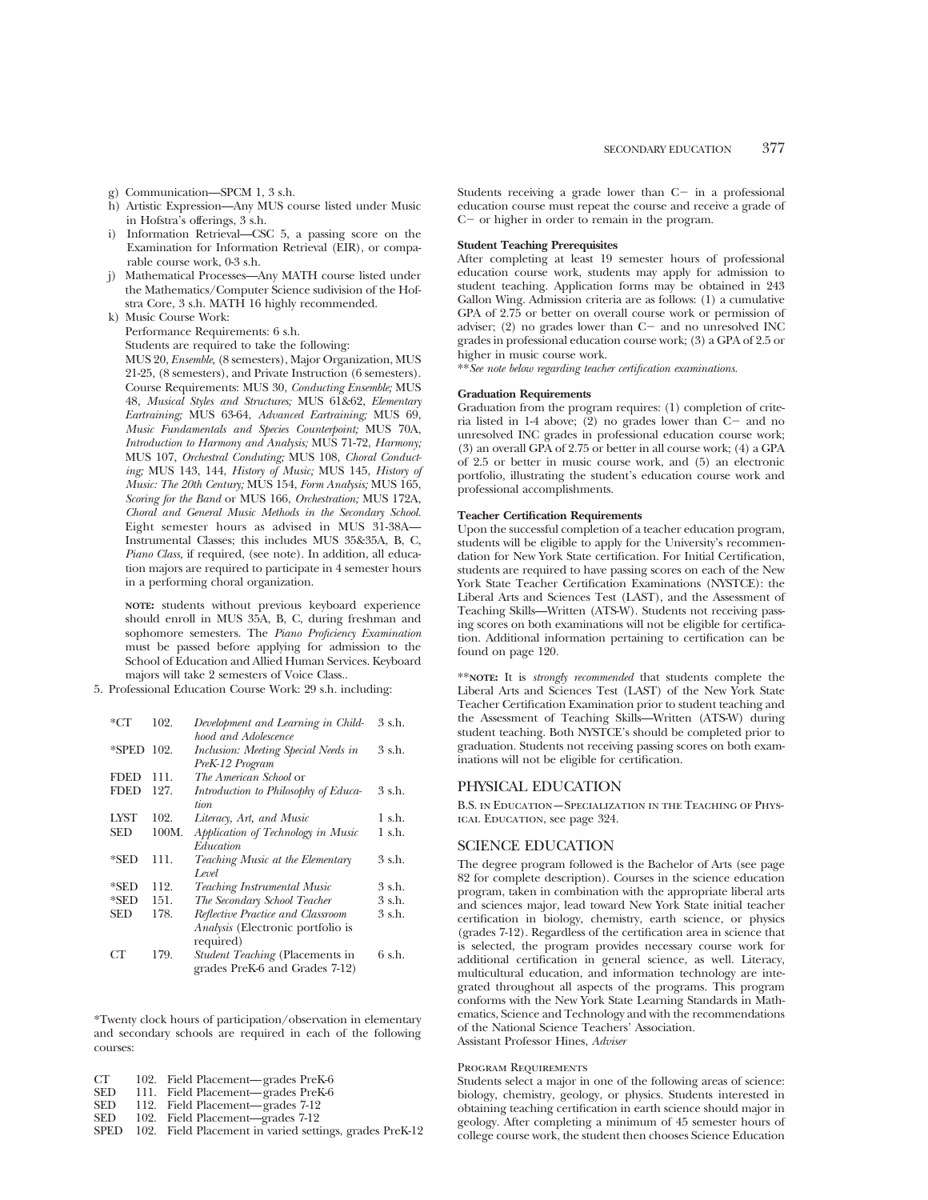g) Communication—SPCM 1, 3 s.h.
h) Artistic Expression—Any MUS course listed under Music in Hofstra's offerings, 3 s.h.
i) Information Retrieval—CSC 5, a passing score on the Examination for Information Retrieval (EIR), or comparable course work, 0-3 s.h.
j) Mathematical Processes—Any MATH course listed under the Mathematics/Computer Science sudivision of the Hofstra Core, 3 s.h. MATH 16 highly recommended.
k) Music Course Work:

   Performance Requirements: 6 s.h.

   Students are required to take the following:

   MUS 20, *Ensemble,* (8 semesters), Major Organization, MUS 21-25, (8 semesters), and Private Instruction (6 semesters). Course Requirements: MUS 30, *Conducting Ensemble;* MUS 48, *Musical Styles and Structures;* MUS 61&62, *Elementary Eartraining;* MUS 63-64, *Advanced Eartraining;* MUS 69, *Music Fundamentals and Species Counterpoint;* MUS 70A, *Introduction to Harmony and Analysis;* MUS 71-72, *Harmony;* MUS 107, *Orchestral Conduting;* MUS 108, *Choral Conducting;* MUS 143, 144, *History of Music;* MUS 145, *History of Music: The 20th Century;* MUS 154, *Form Analysis;* MUS 165, *Scoring for the Band* or MUS 166, *Orchestration;* MUS 172A, *Choral and General Music Methods in the Secondary School.* Eight semester hours as advised in MUS 31-38A—Instrumental Classes; this includes MUS 35&35A, B, C, *Piano Class,* if required, (see note). In addition, all education majors are required to participate in 4 semester hours in a performing choral organization.

   **NOTE:** students without previous keyboard experience should enroll in MUS 35A, B, C, during freshman and sophomore semesters. The *Piano Proficiency Examination* must be passed before applying for admission to the School of Education and Allied Human Services. Keyboard majors will take 2 semesters of Voice Class..

5. Professional Education Course Work: 29 s.h. including:

| | | | |
|---|---|---|---|
| *CT | 102. | *Development and Learning in Childhood and Adolescence* | 3 s.h. |
| *SPED | 102. | *Inclusion: Meeting Special Needs in PreK-12 Program* | 3 s.h. |
| FDED | 111. | *The American School* or | |
| FDED | 127. | *Introduction to Philosophy of Education* | 3 s.h. |
| LYST | 102. | *Literacy, Art, and Music* | 1 s.h. |
| SED | 100M. | *Application of Technology in Music Education* | 1 s.h. |
| *SED | 111. | *Teaching Music at the Elementary Level* | 3 s.h. |
| *SED | 112. | *Teaching Instrumental Music* | 3 s.h. |
| *SED | 151. | *The Secondary School Teacher* | 3 s.h. |
| SED | 178. | *Reflective Practice and Classroom Analysis* (Electronic portfolio is required) | 3 s.h. |
| CT | 179. | *Student Teaching* (Placements in grades PreK-6 and Grades 7-12) | 6 s.h. |

*Twenty clock hours of participation/observation in elementary and secondary schools are required in each of the following courses:

| | | |
|---|---|---|
| CT | 102. | Field Placement—grades PreK-6 |
| SED | 111. | Field Placement—grades PreK-6 |
| SED | 112. | Field Placement—grades 7-12 |
| SED | 102. | Field Placement—grades 7-12 |
| SPED | 102. | Field Placement in varied settings, grades PreK-12 |

Students receiving a grade lower than C− in a professional education course must repeat the course and receive a grade of C− or higher in order to remain in the program.

**Student Teaching Prerequisites**

After completing at least 19 semester hours of professional education course work, students may apply for admission to student teaching. Application forms may be obtained in 243 Gallon Wing. Admission criteria are as follows: (1) a cumulative GPA of 2.75 or better on overall course work or permission of adviser; (2) no grades lower than C− and no unresolved INC grades in professional education course work; (3) a GPA of 2.5 or higher in music course work.

***See note below regarding teacher certification examinations.*

**Graduation Requirements**

Graduation from the program requires: (1) completion of criteria listed in 1-4 above; (2) no grades lower than C− and no unresolved INC grades in professional education course work; (3) an overall GPA of 2.75 or better in all course work; (4) a GPA of 2.5 or better in music course work, and (5) an electronic portfolio, illustrating the student's education course work and professional accomplishments.

**Teacher Certification Requirements**

Upon the successful completion of a teacher education program, students will be eligible to apply for the University's recommendation for New York State certification. For Initial Certification, students are required to have passing scores on each of the New York State Teacher Certification Examinations (NYSTCE): the Liberal Arts and Sciences Test (LAST), and the Assessment of Teaching Skills—Written (ATS-W). Students not receiving passing scores on both examinations will not be eligible for certification. Additional information pertaining to certification can be found on page 120.

****NOTE:** It is *strongly recommended* that students complete the Liberal Arts and Sciences Test (LAST) of the New York State Teacher Certification Examination prior to student teaching and the Assessment of Teaching Skills—Written (ATS-W) during student teaching. Both NYSTCE's should be completed prior to graduation. Students not receiving passing scores on both examinations will not be eligible for certification.

## PHYSICAL EDUCATION

B.S. in Education—Specialization in the Teaching of Physical Education, see page 324.

## SCIENCE EDUCATION

The degree program followed is the Bachelor of Arts (see page 82 for complete description). Courses in the science education program, taken in combination with the appropriate liberal arts and sciences major, lead toward New York State initial teacher certification in biology, chemistry, earth science, or physics (grades 7-12). Regardless of the certification area in science that is selected, the program provides necessary course work for additional certification in general science, as well. Literacy, multicultural education, and information technology are integrated throughout all aspects of the programs. This program conforms with the New York State Learning Standards in Mathematics, Science and Technology and with the recommendations of the National Science Teachers' Association.

Assistant Professor Hines, *Adviser*

**Program Requirements**

Students select a major in one of the following areas of science: biology, chemistry, geology, or physics. Students interested in obtaining teaching certification in earth science should major in geology. After completing a minimum of 45 semester hours of college course work, the student then chooses Science Education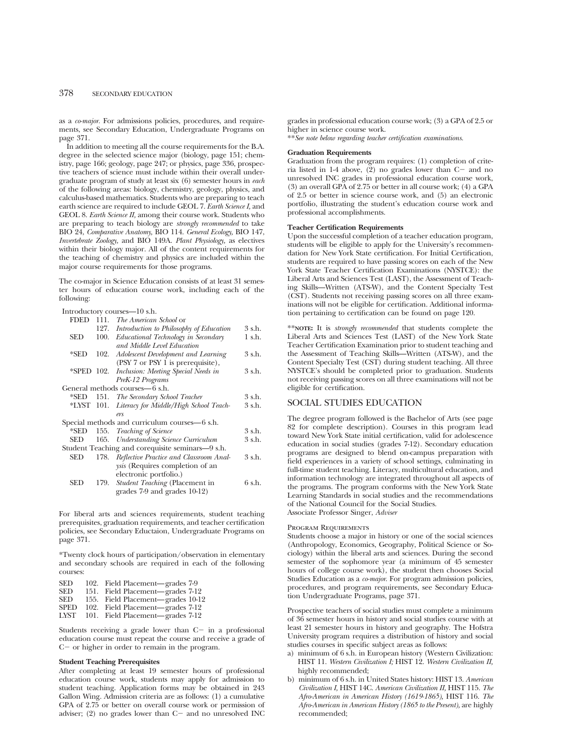as a *co-major*. For admissions policies, procedures, and requirements, see Secondary Education, Undergraduate Programs on page 371.

In addition to meeting all the course requirements for the B.A. degree in the selected science major (biology, page 151; chemistry, page 166; geology, page 247; or physics, page 336, prospective teachers of science must include within their overall undergraduate program of study at least six (6) semester hours in *each* of the following areas: biology, chemistry, geology, physics, and calculus-based mathematics. Students who are preparing to teach earth science are required to include GEOL 7. *Earth Science I,* and GEOL 8. *Earth Science II,* among their course work. Students who are preparing to teach biology are *strongly recommended* to take BIO 24, *Comparative Anatomy,* BIO 114. *General Ecology,* BIO 147, *Invertebrate Zoology,* and BIO 149A. *Plant Physiology,* as electives within their biology major. All of the content requirements for the teaching of chemistry and physics are included within the major course requirements for those programs.

The co-major in Science Education consists of at least 31 semester hours of education course work, including each of the following:

Introductory courses—10 s.h.

| | | | |
|---|---|---|---|
| FDED | 111. | *The American School* or | |
| | 127. | *Introduction to Philosophy of Education* | 3 s.h. |
| SED | 100. | *Educational Technology in Secondary and Middle Level Education* | 1 s.h. |
| *SED | 102. | *Adolescent Development and Learning* (PSY 7 or PSY 1 is prerequisite), | 3 s.h. |
| *SPED | 102. | *Inclusion: Meeting Special Needs in PreK-12 Programs* | 3 s.h. |

General methods courses—6 s.h.

| | | | |
|---|---|---|---|
| *SED | 151. | *The Secondary School Teacher* | 3 s.h. |
| *LYST | 101. | *Literacy for Middle/High School Teachers* | 3 s.h. |

Special methods and curriculum courses—6 s.h.

| | | | |
|---|---|---|---|
| *SED | 155. | *Teaching of Science* | 3 s.h. |
| SED | 165. | *Understanding Science Curriculum* | 3 s.h. |

Student Teaching and corequisite seminars—9 s.h.

| | | | |
|---|---|---|---|
| SED | 178. | *Reflective Practice and Classroom Analysis* (Requires completion of an electronic portfolio.) | 3 s.h. |
| SED | 179. | *Student Teaching* (Placement in grades 7-9 and grades 10-12) | 6 s.h. |

For liberal arts and sciences requirements, student teaching prerequisites, graduation requirements, and teacher certification policies, see Secondary Eductaion, Undergraduate Programs on page 371.

*Twenty clock hours of participation/observation in elementary and secondary schools are required in each of the following courses:

| | | |
|---|---|---|
| SED | 102. | Field Placement—grades 7-9 |
| SED | 151. | Field Placement—grades 7-12 |
| SED | 155. | Field Placement—grades 10-12 |
| SPED | 102. | Field Placement—grades 7-12 |
| LYST | 101. | Field Placement—grades 7-12 |

Students receiving a grade lower than C− in a professional education course must repeat the course and receive a grade of C− or higher in order to remain in the program.

**Student Teaching Prerequisites**

After completing at least 19 semester hours of professional education course work, students may apply for admission to student teaching. Application forms may be obtained in 243 Gallon Wing. Admission criteria are as follows: (1) a cumulative GPA of 2.75 or better on overall course work or permission of adviser; (2) no grades lower than C− and no unresolved INC grades in professional education course work; (3) a GPA of 2.5 or higher in science course work.

***See note below regarding teacher certification examinations.*

**Graduation Requirements**

Graduation from the program requires: (1) completion of criteria listed in 1-4 above, (2) no grades lower than C− and no unresolved INC grades in professional education course work, (3) an overall GPA of 2.75 or better in all course work; (4) a GPA of 2.5 or better in science course work, and (5) an electronic portfolio, illustrating the student's education course work and professional accomplishments.

**Teacher Certification Requirements**

Upon the successful completion of a teacher education program, students will be eligible to apply for the University's recommendation for New York State certification. For Initial Certification, students are required to have passing scores on each of the New York State Teacher Certification Examinations (NYSTCE): the Liberal Arts and Sciences Test (LAST), the Assessment of Teaching Skills—Written (ATS-W), and the Content Specialty Test (CST). Students not receiving passing scores on all three examinations will not be eligible for certification. Additional information pertaining to certification can be found on page 120.

**NOTE: It is *strongly recommended* that students complete the Liberal Arts and Sciences Test (LAST) of the New York State Teacher Certification Examination prior to student teaching and the Assessment of Teaching Skills—Written (ATS-W), and the Content Specialty Test (CST) during student teaching. All three NYSTCE's should be completed prior to graduation. Students not receiving passing scores on all three examinations will not be eligible for certification.

## SOCIAL STUDIES EDUCATION

The degree program followed is the Bachelor of Arts (see page 82 for complete description). Courses in this program lead toward New York State initial certification, valid for adolescence education in social studies (grades 7-12). Secondary education programs are designed to blend on-campus preparation with field experiences in a variety of school settings, culminating in full-time student teaching. Literacy, multicultural education, and information technology are integrated throughout all aspects of the programs. The program conforms with the New York State Learning Standards in social studies and the recommendations of the National Council for the Social Studies.
Associate Professor Singer, *Adviser*

PROGRAM REQUIREMENTS

Students choose a major in history or one of the social sciences (Anthropology, Economics, Geography, Political Science or Sociology) within the liberal arts and sciences. During the second semester of the sophomore year (a minimum of 45 semester hours of college course work), the student then chooses Social Studies Education as a *co-major*. For program admission policies, procedures, and program requirements, see Secondary Education Undergraduate Programs, page 371.

Prospective teachers of social studies must complete a minimum of 36 semester hours in history and social studies course with at least 21 semester hours in history and geography. The Hofstra University program requires a distribution of history and social studies courses in specific subject areas as follows:

a) minimum of 6 s.h. in European history (Western Civilization: HIST 11. *Western Civilization I;* HIST 12. *Western Civilization II,* highly recommended;
b) minimum of 6 s.h. in United States history: HIST 13. *American Civilization I,* HIST 14C. *American Civilization II,* HIST 115. *The Afro-American in American History (1619-1865),* HIST 116. *The Afro-American in American History (1865 to the Present),* are highly recommended;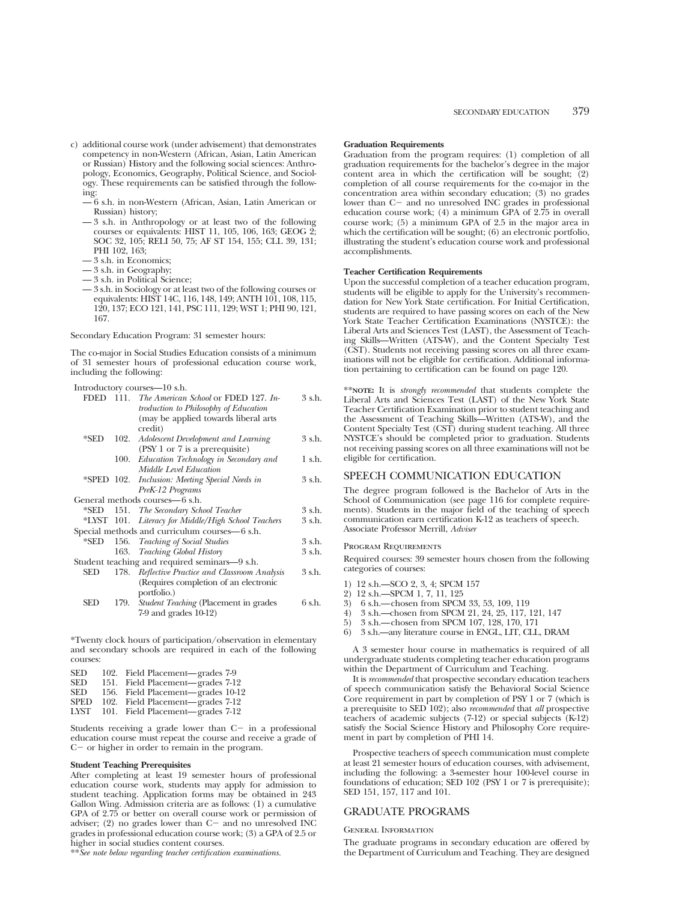c) additional course work (under advisement) that demonstrates competency in non-Western (African, Asian, Latin American or Russian) History and the following social sciences: Anthropology, Economics, Geography, Political Science, and Sociology. These requirements can be satisfied through the following:
   - — 6 s.h. in non-Western (African, Asian, Latin American or Russian) history;
   - — 3 s.h. in Anthropology or at least two of the following courses or equivalents: HIST 11, 105, 106, 163; GEOG 2; SOC 32, 105; RELI 50, 75; AF ST 154, 155; CLL 39, 131; PHI 102, 163;
   - — 3 s.h. in Economics;
   - — 3 s.h. in Geography;
   - — 3 s.h. in Political Science;
   - — 3 s.h. in Sociology or at least two of the following courses or equivalents: HIST 14C, 116, 148, 149; ANTH 101, 108, 115, 120, 137; ECO 121, 141, PSC 111, 129; WST 1; PHI 90, 121, 167.

Secondary Education Program: 31 semester hours:

The co-major in Social Studies Education consists of a minimum of 31 semester hours of professional education course work, including the following:

| | | | |
|---|---|---|---|
| Introductory courses—10 s.h. | | | |
| FDED | 111. | *The American School* or FDED 127. *Introduction to Philosophy of Education* (may be applied towards liberal arts credit) | 3 s.h. |
| *SED | 102. | *Adolescent Development and Learning* (PSY 1 or 7 is a prerequisite) | 3 s.h. |
| | 100. | *Education Technology in Secondary and Middle Level Education* | 1 s.h. |
| *SPED | 102. | *Inclusion: Meeting Special Needs in PreK-12 Programs* | 3 s.h. |
| General methods courses—6 s.h. | | | |
| *SED | 151. | *The Secondary School Teacher* | 3 s.h. |
| *LYST | 101. | *Literacy for Middle/High School Teachers* | 3 s.h. |
| Special methods and curriculum courses—6 s.h. | | | |
| *SED | 156. | *Teaching of Social Studies* | 3 s.h. |
| | 163. | *Teaching Global History* | 3 s.h. |
| Student teaching and required seminars—9 s.h. | | | |
| SED | 178. | *Reflective Practice and Classroom Analysis* (Requires completion of an electronic portfolio.) | 3 s.h. |
| SED | 179. | *Student Teaching* (Placement in grades 7-9 and grades 10-12) | 6 s.h. |

*Twenty clock hours of participation/observation in elementary and secondary schools are required in each of the following courses:

| | | |
|---|---|---|
| SED | 102. | Field Placement—grades 7-9 |
| SED | 151. | Field Placement—grades 7-12 |
| SED | 156. | Field Placement—grades 10-12 |
| SPED | 102. | Field Placement—grades 7-12 |
| LYST | 101. | Field Placement—grades 7-12 |

Students receiving a grade lower than C− in a professional education course must repeat the course and receive a grade of C− or higher in order to remain in the program.

**Student Teaching Prerequisites**

After completing at least 19 semester hours of professional education course work, students may apply for admission to student teaching. Application forms may be obtained in 243 Gallon Wing. Admission criteria are as follows: (1) a cumulative GPA of 2.75 or better on overall course work or permission of adviser; (2) no grades lower than C− and no unresolved INC grades in professional education course work; (3) a GPA of 2.5 or higher in social studies content courses.

***See note below regarding teacher certification examinations.*

**Graduation Requirements**

Graduation from the program requires: (1) completion of all graduation requirements for the bachelor's degree in the major content area in which the certification will be sought; (2) completion of all course requirements for the co-major in the concentration area within secondary education; (3) no grades lower than C− and no unresolved INC grades in professional education course work; (4) a minimum GPA of 2.75 in overall course work; (5) a minimum GPA of 2.5 in the major area in which the certification will be sought; (6) an electronic portfolio, illustrating the student's education course work and professional accomplishments.

**Teacher Certification Requirements**

Upon the successful completion of a teacher education program, students will be eligible to apply for the University's recommendation for New York State certification. For Initial Certification, students are required to have passing scores on each of the New York State Teacher Certification Examinations (NYSTCE): the Liberal Arts and Sciences Test (LAST), the Assessment of Teaching Skills—Written (ATS-W), and the Content Specialty Test (CST). Students not receiving passing scores on all three examinations will not be eligible for certification. Additional information pertaining to certification can be found on page 120.

****NOTE:** It is *strongly recommended* that students complete the Liberal Arts and Sciences Test (LAST) of the New York State Teacher Certification Examination prior to student teaching and the Assessment of Teaching Skills—Written (ATS-W), and the Content Specialty Test (CST) during student teaching. All three NYSTCE's should be completed prior to graduation. Students not receiving passing scores on all three examinations will not be eligible for certification.

## SPEECH COMMUNICATION EDUCATION

The degree program followed is the Bachelor of Arts in the School of Communication (see page 116 for complete requirements). Students in the major field of the teaching of speech communication earn certification K-12 as teachers of speech. Associate Professor Merrill, *Adviser*

### Program Requirements

Required courses: 39 semester hours chosen from the following categories of courses:

1) 12 s.h.—SCO 2, 3, 4; SPCM 157
2) 12 s.h.—SPCM 1, 7, 11, 125
3) 6 s.h.—chosen from SPCM 33, 53, 109, 119
4) 3 s.h.—chosen from SPCM 21, 24, 25, 117, 121, 147
5) 3 s.h.—chosen from SPCM 107, 128, 170, 171
6) 3 s.h.—any literature course in ENGL, LIT, CLL, DRAM

A 3 semester hour course in mathematics is required of all undergraduate students completing teacher education programs within the Department of Curriculum and Teaching.

It is *recommended* that prospective secondary education teachers of speech communication satisfy the Behavioral Social Science Core requirement in part by completion of PSY 1 or 7 (which is a prerequisite to SED 102); also *recommended* that *all* prospective teachers of academic subjects (7-12) or special subjects (K-12) satisfy the Social Science History and Philosophy Core requirement in part by completion of PHI 14.

Prospective teachers of speech communication must complete at least 21 semester hours of education courses, with advisement, including the following: a 3-semester hour 100-level course in foundations of education; SED 102 (PSY 1 or 7 is prerequisite); SED 151, 157, 117 and 101.

## GRADUATE PROGRAMS

### General Information

The graduate programs in secondary education are offered by the Department of Curriculum and Teaching. They are designed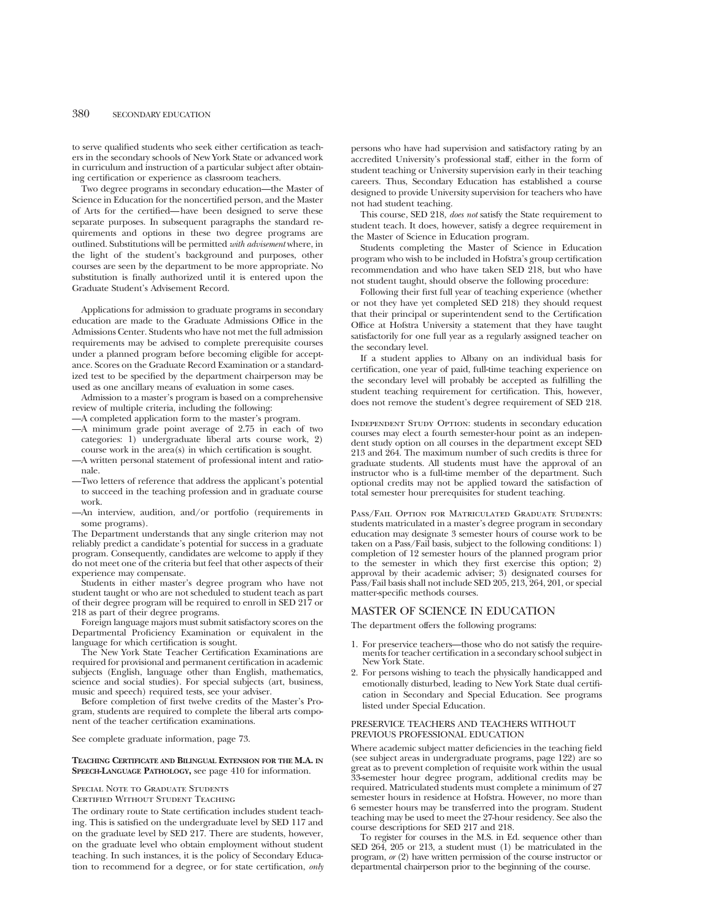to serve qualified students who seek either certification as teachers in the secondary schools of New York State or advanced work in curriculum and instruction of a particular subject after obtaining certification or experience as classroom teachers.

Two degree programs in secondary education—the Master of Science in Education for the noncertified person, and the Master of Arts for the certified—have been designed to serve these separate purposes. In subsequent paragraphs the standard requirements and options in these two degree programs are outlined. Substitutions will be permitted *with advisement* where, in the light of the student's background and purposes, other courses are seen by the department to be more appropriate. No substitution is finally authorized until it is entered upon the Graduate Student's Advisement Record.

Applications for admission to graduate programs in secondary education are made to the Graduate Admissions Office in the Admissions Center. Students who have not met the full admission requirements may be advised to complete prerequisite courses under a planned program before becoming eligible for acceptance. Scores on the Graduate Record Examination or a standardized test to be specified by the department chairperson may be used as one ancillary means of evaluation in some cases.

Admission to a master's program is based on a comprehensive review of multiple criteria, including the following:

—A completed application form to the master's program.
—A minimum grade point average of 2.75 in each of two categories: 1) undergraduate liberal arts course work, 2) course work in the area(s) in which certification is sought.
—A written personal statement of professional intent and rationale.
—Two letters of reference that address the applicant's potential to succeed in the teaching profession and in graduate course work.
—An interview, audition, and/or portfolio (requirements in some programs).

The Department understands that any single criterion may not reliably predict a candidate's potential for success in a graduate program. Consequently, candidates are welcome to apply if they do not meet one of the criteria but feel that other aspects of their experience may compensate.

Students in either master's degree program who have not student taught or who are not scheduled to student teach as part of their degree program will be required to enroll in SED 217 or 218 as part of their degree programs.

Foreign language majors must submit satisfactory scores on the Departmental Proficiency Examination or equivalent in the language for which certification is sought.

The New York State Teacher Certification Examinations are required for provisional and permanent certification in academic subjects (English, language other than English, mathematics, science and social studies). For special subjects (art, business, music and speech) required tests, see your adviser.

Before completion of first twelve credits of the Master's Program, students are required to complete the liberal arts component of the teacher certification examinations.

See complete graduate information, page 73.

**Teaching Certificate and Bilingual Extension for the M.A. in Speech-Language Pathology,** see page 410 for information.

Special Note to Graduate Students
Certified Without Student Teaching

The ordinary route to State certification includes student teaching. This is satisfied on the undergraduate level by SED 117 and on the graduate level by SED 217. There are students, however, on the graduate level who obtain employment without student teaching. In such instances, it is the policy of Secondary Education to recommend for a degree, or for state certification, *only* persons who have had supervision and satisfactory rating by an accredited University's professional staff, either in the form of student teaching or University supervision early in their teaching careers. Thus, Secondary Education has established a course designed to provide University supervision for teachers who have not had student teaching.

This course, SED 218, *does not* satisfy the State requirement to student teach. It does, however, satisfy a degree requirement in the Master of Science in Education program.

Students completing the Master of Science in Education program who wish to be included in Hofstra's group certification recommendation and who have taken SED 218, but who have not student taught, should observe the following procedure:

Following their first full year of teaching experience (whether or not they have yet completed SED 218) they should request that their principal or superintendent send to the Certification Office at Hofstra University a statement that they have taught satisfactorily for one full year as a regularly assigned teacher on the secondary level.

If a student applies to Albany on an individual basis for certification, one year of paid, full-time teaching experience on the secondary level will probably be accepted as fulfilling the student teaching requirement for certification. This, however, does not remove the student's degree requirement of SED 218.

Independent Study Option: students in secondary education courses may elect a fourth semester-hour point as an independent study option on all courses in the department except SED 213 and 264. The maximum number of such credits is three for graduate students. All students must have the approval of an instructor who is a full-time member of the department. Such optional credits may not be applied toward the satisfaction of total semester hour prerequisites for student teaching.

Pass/Fail Option for Matriculated Graduate Students: students matriculated in a master's degree program in secondary education may designate 3 semester hours of course work to be taken on a Pass/Fail basis, subject to the following conditions: 1) completion of 12 semester hours of the planned program prior to the semester in which they first exercise this option; 2) approval by their academic adviser; 3) designated courses for Pass/Fail basis shall not include SED 205, 213, 264, 201, or special matter-specific methods courses.

## MASTER OF SCIENCE IN EDUCATION

The department offers the following programs:

1. For preservice teachers—those who do not satisfy the requirements for teacher certification in a secondary school subject in New York State.
2. For persons wishing to teach the physically handicapped and emotionally disturbed, leading to New York State dual certification in Secondary and Special Education. See programs listed under Special Education.

### PRESERVICE TEACHERS AND TEACHERS WITHOUT PREVIOUS PROFESSIONAL EDUCATION

Where academic subject matter deficiencies in the teaching field (see subject areas in undergraduate programs, page 122) are so great as to prevent completion of requisite work within the usual 33-semester hour degree program, additional credits may be required. Matriculated students must complete a minimum of 27 semester hours in residence at Hofstra. However, no more than 6 semester hours may be transferred into the program. Student teaching may be used to meet the 27-hour residency. See also the course descriptions for SED 217 and 218.

To register for courses in the M.S. in Ed. sequence other than SED 264, 205 or 213, a student must (1) be matriculated in the program, *or* (2) have written permission of the course instructor or departmental chairperson prior to the beginning of the course.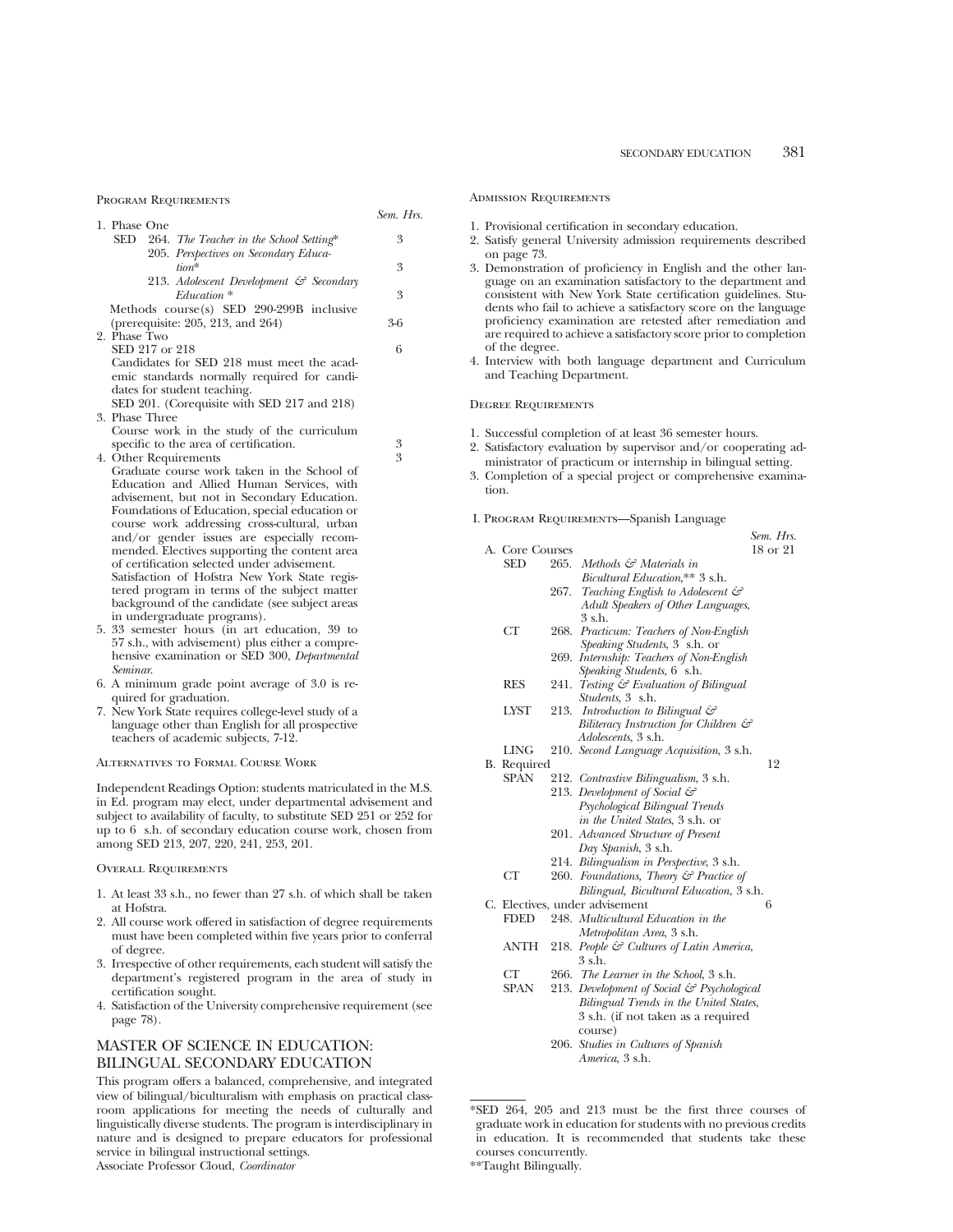Program Requirements

| | Sem. Hrs. |
|---|---|
| 1. Phase One | |
| SED 264. *The Teacher in the School Setting** | 3 |
| 205. *Perspectives on Secondary Education** | 3 |
| 213. *Adolescent Development & Secondary Education** | 3 |
| Methods course(s) SED 290-299B inclusive (prerequisite: 205, 213, and 264) | 3-6 |
| 2. Phase Two | |
| SED 217 or 218 | 6 |
| Candidates for SED 218 must meet the academic standards normally required for candidates for student teaching. | |
| SED 201. (Corequisite with SED 217 and 218) | |
| 3. Phase Three | |
| Course work in the study of the curriculum specific to the area of certification. | 3 |
| 4. Other Requirements | 3 |

Graduate course work taken in the School of Education and Allied Human Services, with advisement, but not in Secondary Education. Foundations of Education, special education or course work addressing cross-cultural, urban and/or gender issues are especially recommended. Electives supporting the content area of certification selected under advisement. Satisfaction of Hofstra New York State registered program in terms of the subject matter background of the candidate (see subject areas in undergraduate programs).

5. 33 semester hours (in art education, 39 to 57 s.h., with advisement) plus either a comprehensive examination or SED 300, *Departmental Seminar.*
6. A minimum grade point average of 3.0 is required for graduation.
7. New York State requires college-level study of a language other than English for all prospective teachers of academic subjects, 7-12.

Alternatives to Formal Course Work

Independent Readings Option: students matriculated in the M.S. in Ed. program may elect, under departmental advisement and subject to availability of faculty, to substitute SED 251 or 252 for up to 6 s.h. of secondary education course work, chosen from among SED 213, 207, 220, 241, 253, 201.

Overall Requirements

1. At least 33 s.h., no fewer than 27 s.h. of which shall be taken at Hofstra.
2. All course work offered in satisfaction of degree requirements must have been completed within five years prior to conferral of degree.
3. Irrespective of other requirements, each student will satisfy the department's registered program in the area of study in certification sought.
4. Satisfaction of the University comprehensive requirement (see page 78).

## MASTER OF SCIENCE IN EDUCATION: BILINGUAL SECONDARY EDUCATION

This program offers a balanced, comprehensive, and integrated view of bilingual/biculturalism with emphasis on practical classroom applications for meeting the needs of culturally and linguistically diverse students. The program is interdisciplinary in nature and is designed to prepare educators for professional service in bilingual instructional settings.
Associate Professor Cloud, *Coordinator*

Admission Requirements

1. Provisional certification in secondary education.
2. Satisfy general University admission requirements described on page 73.
3. Demonstration of proficiency in English and the other language on an examination satisfactory to the department and consistent with New York State certification guidelines. Students who fail to achieve a satisfactory score on the language proficiency examination are retested after remediation and are required to achieve a satisfactory score prior to completion of the degree.
4. Interview with both language department and Curriculum and Teaching Department.

Degree Requirements

1. Successful completion of at least 36 semester hours.
2. Satisfactory evaluation by supervisor and/or cooperating administrator of practicum or internship in bilingual setting.
3. Completion of a special project or comprehensive examination.

I. Program Requirements—Spanish Language

| | Sem. Hrs. |
|---|---|
| A. Core Courses | 18 or 21 |
| SED 265. *Methods & Materials in Bicultural Education,*** 3 s.h. | |
| 267. *Teaching English to Adolescent & Adult Speakers of Other Languages,* 3 s.h. | |
| CT 268. *Practicum: Teachers of Non-English Speaking Students,* 3 s.h. or | |
| 269. *Internship: Teachers of Non-English Speaking Students,* 6 s.h. | |
| RES 241. *Testing & Evaluation of Bilingual Students,* 3 s.h. | |
| LYST 213. *Introduction to Bilingual & Biliteracy Instruction for Children & Adolescents,* 3 s.h. | |
| LING 210. *Second Language Acquisition,* 3 s.h. | |
| B. Required | 12 |
| SPAN 212. *Contrastive Bilingualism,* 3 s.h. | |
| 213. *Development of Social & Psychological Bilingual Trends in the United States,* 3 s.h. or | |
| 201. *Advanced Structure of Present Day Spanish,* 3 s.h. | |
| 214. *Bilingualism in Perspective,* 3 s.h. | |
| CT 260. *Foundations, Theory & Practice of Bilingual, Bicultural Education,* 3 s.h. | |
| C. Electives, under advisement | 6 |
| FDED 248. *Multicultural Education in the Metropolitan Area,* 3 s.h. | |
| ANTH 218. *People & Cultures of Latin America,* 3 s.h. | |
| CT 266. *The Learner in the School,* 3 s.h. | |
| SPAN 213. *Development of Social & Psychological Bilingual Trends in the United States,* 3 s.h. (if not taken as a required course) | |
| 206. *Studies in Cultures of Spanish America,* 3 s.h. | |

*SED 264, 205 and 213 must be the first three courses of graduate work in education for students with no previous credits in education. It is recommended that students take these courses concurrently.

**Taught Bilingually.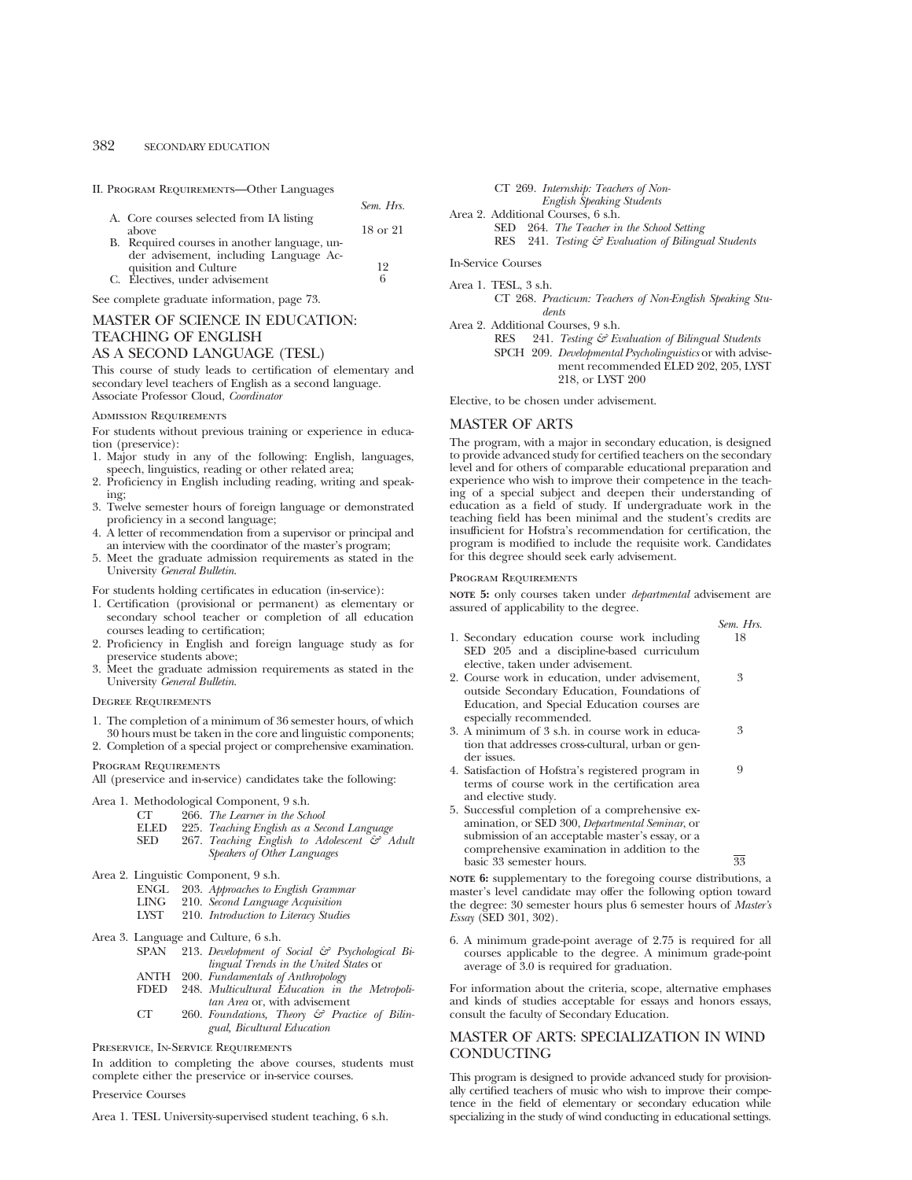II. Program Requirements—Other Languages

| | Sem. Hrs. |
|---|---|
| A. Core courses selected from IA listing above | 18 or 21 |
| B. Required courses in another language, under advisement, including Language Acquisition and Culture | 12 |
| C. Electives, under advisement | 6 |

See complete graduate information, page 73.

## MASTER OF SCIENCE IN EDUCATION: TEACHING OF ENGLISH AS A SECOND LANGUAGE (TESL)

This course of study leads to certification of elementary and secondary level teachers of English as a second language.
Associate Professor Cloud, *Coordinator*

### Admission Requirements

For students without previous training or experience in education (preservice):

1. Major study in any of the following: English, languages, speech, linguistics, reading or other related area;
2. Proficiency in English including reading, writing and speaking;
3. Twelve semester hours of foreign language or demonstrated proficiency in a second language;
4. A letter of recommendation from a supervisor or principal and an interview with the coordinator of the master's program;
5. Meet the graduate admission requirements as stated in the University *General Bulletin*.

For students holding certificates in education (in-service):

1. Certification (provisional or permanent) as elementary or secondary school teacher or completion of all education courses leading to certification;
2. Proficiency in English and foreign language study as for preservice students above;
3. Meet the graduate admission requirements as stated in the University *General Bulletin*.

### Degree Requirements

1. The completion of a minimum of 36 semester hours, of which 30 hours must be taken in the core and linguistic components;
2. Completion of a special project or comprehensive examination.

### Program Requirements

All (preservice and in-service) candidates take the following:

Area 1. Methodological Component, 9 s.h.
- CT 266. *The Learner in the School*
- ELED 225. *Teaching English as a Second Language*
- SED 267. *Teaching English to Adolescent & Adult Speakers of Other Languages*

Area 2. Linguistic Component, 9 s.h.
- ENGL 203. *Approaches to English Grammar*
- LING 210. *Second Language Acquisition*
- LYST 210. *Introduction to Literacy Studies*

Area 3. Language and Culture, 6 s.h.
- SPAN 213. *Development of Social & Psychological Bilingual Trends in the United States* or
- ANTH 200. *Fundamentals of Anthropology*
- FDED 248. *Multicultural Education in the Metropolitan Area* or, with advisement
- CT 260. *Foundations, Theory & Practice of Bilingual, Bicultural Education*

### Preservice, In-Service Requirements

In addition to completing the above courses, students must complete either the preservice or in-service courses.

Preservice Courses

Area 1. TESL University-supervised student teaching, 6 s.h.
- CT 269. *Internship: Teachers of Non-English Speaking Students*

Area 2. Additional Courses, 6 s.h.
- SED 264. *The Teacher in the School Setting*
- RES 241. *Testing & Evaluation of Bilingual Students*

In-Service Courses

Area 1. TESL, 3 s.h.
- CT 268. *Practicum: Teachers of Non-English Speaking Students*

Area 2. Additional Courses, 9 s.h.
- RES 241. *Testing & Evaluation of Bilingual Students*
- SPCH 209. *Developmental Psycholinguistics* or with advisement recommended ELED 202, 205, LYST 218, or LYST 200

Elective, to be chosen under advisement.

## MASTER OF ARTS

The program, with a major in secondary education, is designed to provide advanced study for certified teachers on the secondary level and for others of comparable educational preparation and experience who wish to improve their competence in the teaching of a special subject and deepen their understanding of education as a field of study. If undergraduate work in the teaching field has been minimal and the student's credits are insufficient for Hofstra's recommendation for certification, the program is modified to include the requisite work. Candidates for this degree should seek early advisement.

### Program Requirements

**NOTE 5:** only courses taken under *departmental* advisement are assured of applicability to the degree.

| | Sem. Hrs. |
|---|---|
| 1. Secondary education course work including SED 205 and a discipline-based curriculum elective, taken under advisement. | 18 |
| 2. Course work in education, under advisement, outside Secondary Education, Foundations of Education, and Special Education courses are especially recommended. | 3 |
| 3. A minimum of 3 s.h. in course work in education that addresses cross-cultural, urban or gender issues. | 3 |
| 4. Satisfaction of Hofstra's registered program in terms of course work in the certification area and elective study. | 9 |
| 5. Successful completion of a comprehensive examination, or SED 300, *Departmental Seminar*, or submission of an acceptable master's essay, or a comprehensive examination in addition to the basic 33 semester hours. | 33 |

**NOTE 6:** supplementary to the foregoing course distributions, a master's level candidate may offer the following option toward the degree: 30 semester hours plus 6 semester hours of *Master's Essay* (SED 301, 302).

6. A minimum grade-point average of 2.75 is required for all courses applicable to the degree. A minimum grade-point average of 3.0 is required for graduation.

For information about the criteria, scope, alternative emphases and kinds of studies acceptable for essays and honors essays, consult the faculty of Secondary Education.

## MASTER OF ARTS: SPECIALIZATION IN WIND CONDUCTING

This program is designed to provide advanced study for provisionally certified teachers of music who wish to improve their competence in the field of elementary or secondary education while specializing in the study of wind conducting in educational settings.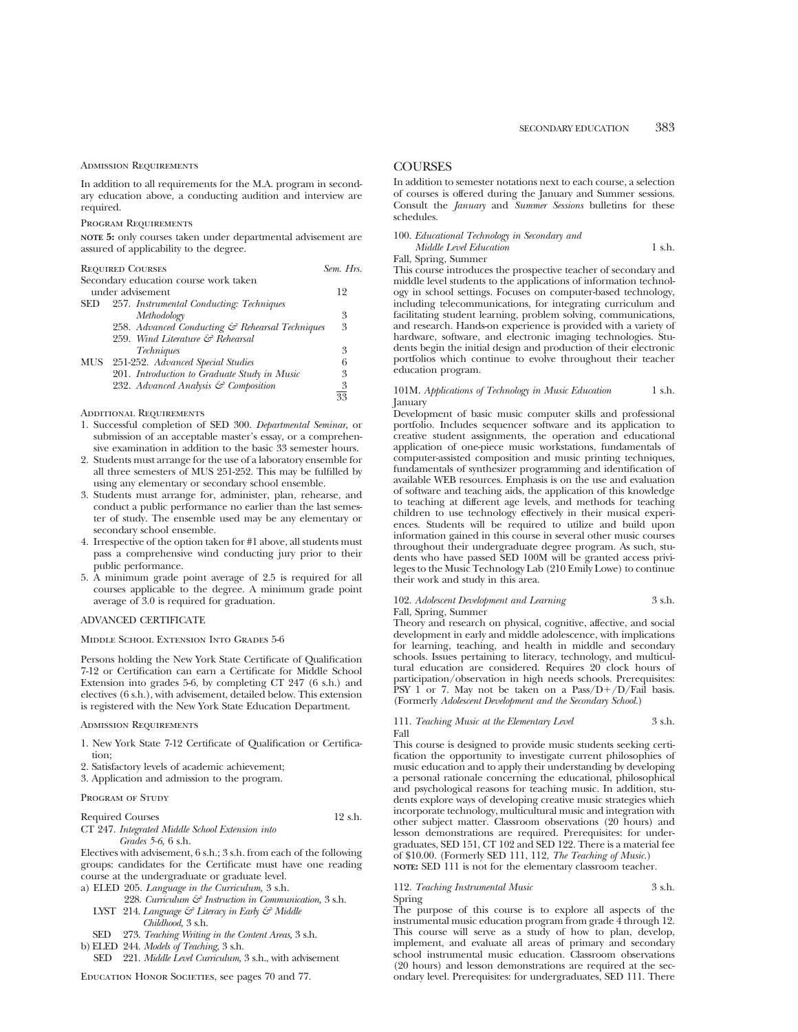Admission Requirements

In addition to all requirements for the M.A. program in secondary education above, a conducting audition and interview are required.

Program Requirements

**NOTE 5:** only courses taken under departmental advisement are assured of applicability to the degree.

| Required Courses | | Sem. Hrs. |
|---|---|---|
| Secondary education course work taken under advisement | | 12 |
| SED | 257. *Instrumental Conducting: Techniques Methodology* | 3 |
| | 258. *Advanced Conducting & Rehearsal Techniques* | 3 |
| | 259. *Wind Literature & Rehearsal Techniques* | 3 |
| MUS | 251-252. *Advanced Special Studies* | 6 |
| | 201. *Introduction to Graduate Study in Music* | 3 |
| | 232. *Advanced Analysis & Composition* | 3 |
| | | 33 |

Additional Requirements

1. Successful completion of SED 300. *Departmental Seminar,* or submission of an acceptable master's essay, or a comprehensive examination in addition to the basic 33 semester hours.
2. Students must arrange for the use of a laboratory ensemble for all three semesters of MUS 251-252. This may be fulfilled by using any elementary or secondary school ensemble.
3. Students must arrange for, administer, plan, rehearse, and conduct a public performance no earlier than the last semester of study. The ensemble used may be any elementary or secondary school ensemble.
4. Irrespective of the option taken for #1 above, all students must pass a comprehensive wind conducting jury prior to their public performance.
5. A minimum grade point average of 2.5 is required for all courses applicable to the degree. A minimum grade point average of 3.0 is required for graduation.

## ADVANCED CERTIFICATE

Middle School Extension Into Grades 5-6

Persons holding the New York State Certificate of Qualification 7-12 or Certification can earn a Certificate for Middle School Extension into grades 5-6, by completing CT 247 (6 s.h.) and electives (6 s.h.), with advisement, detailed below. This extension is registered with the New York State Education Department.

Admission Requirements

1. New York State 7-12 Certificate of Qualification or Certification;
2. Satisfactory levels of academic achievement;
3. Application and admission to the program.

Program of Study

Required Courses 12 s.h.

CT 247. *Integrated Middle School Extension into Grades 5-6,* 6 s.h.

Electives with advisement, 6 s.h.; 3 s.h. from each of the following groups: candidates for the Certificate must have one reading course at the undergraduate or graduate level.

a) ELED 205. *Language in the Curriculum,* 3 s.h.
   228. *Curriculum & Instruction in Communication,* 3 s.h.
   LYST 214. *Language & Literacy in Early & Middle Childhood,* 3 s.h.
   SED 273. *Teaching Writing in the Content Areas,* 3 s.h.
b) ELED 244. *Models of Teaching,* 3 s.h.
   SED 221. *Middle Level Curriculum,* 3 s.h., with advisement

Education Honor Societies, see pages 70 and 77.

## COURSES

In addition to semester notations next to each course, a selection of courses is offered during the January and Summer sessions. Consult the *January* and *Summer Sessions* bulletins for these schedules.

100. *Educational Technology in Secondary and Middle Level Education* 1 s.h.
Fall, Spring, Summer
This course introduces the prospective teacher of secondary and middle level students to the applications of information technology in school settings. Focuses on computer-based technology, including telecommunications, for integrating curriculum and facilitating student learning, problem solving, communications, and research. Hands-on experience is provided with a variety of hardware, software, and electronic imaging technologies. Students begin the initial design and production of their electronic portfolios which continue to evolve throughout their teacher education program.

101M. *Applications of Technology in Music Education* 1 s.h.
January
Development of basic music computer skills and professional portfolio. Includes sequencer software and its application to creative student assignments, the operation and educational application of one-piece music workstations, fundamentals of computer-assisted composition and music printing techniques, fundamentals of synthesizer programming and identification of available WEB resources. Emphasis is on the use and evaluation of software and teaching aids, the application of this knowledge to teaching at different age levels, and methods for teaching children to use technology effectively in their musical experiences. Students will be required to utilize and build upon information gained in this course in several other music courses throughout their undergraduate degree program. As such, students who have passed SED 100M will be granted access privileges to the Music Technology Lab (210 Emily Lowe) to continue their work and study in this area.

102. *Adolescent Development and Learning* 3 s.h.
Fall, Spring, Summer
Theory and research on physical, cognitive, affective, and social development in early and middle adolescence, with implications for learning, teaching, and health in middle and secondary schools. Issues pertaining to literacy, technology, and multicultural education are considered. Requires 20 clock hours of participation/observation in high needs schools. Prerequisites: PSY 1 or 7. May not be taken on a Pass/D+/D/Fail basis. (Formerly *Adolescent Development and the Secondary School.*)

111. *Teaching Music at the Elementary Level* 3 s.h.
Fall
This course is designed to provide music students seeking certification the opportunity to investigate current philosophies of music education and to apply their understanding by developing a personal rationale concerning the educational, philosophical and psychological reasons for teaching music. In addition, students explore ways of developing creative music strategies whieh incorporate technology, multicultural music and integration with other subject matter. Classroom observations (20 hours) and lesson demonstrations are required. Prerequisites: for undergraduates, SED 151, CT 102 and SED 122. There is a material fee of $10.00. (Formerly SED 111, 112, *The Teaching of Music.*)
**NOTE:** SED 111 is not for the elementary classroom teacher.

112. *Teaching Instrumental Music* 3 s.h.
Spring
The purpose of this course is to explore all aspects of the instrumental music education program from grade 4 through 12. This course will serve as a study of how to plan, develop, implement, and evaluate all areas of primary and secondary school instrumental music education. Classroom observations (20 hours) and lesson demonstrations are required at the secondary level. Prerequisites: for undergraduates, SED 111. There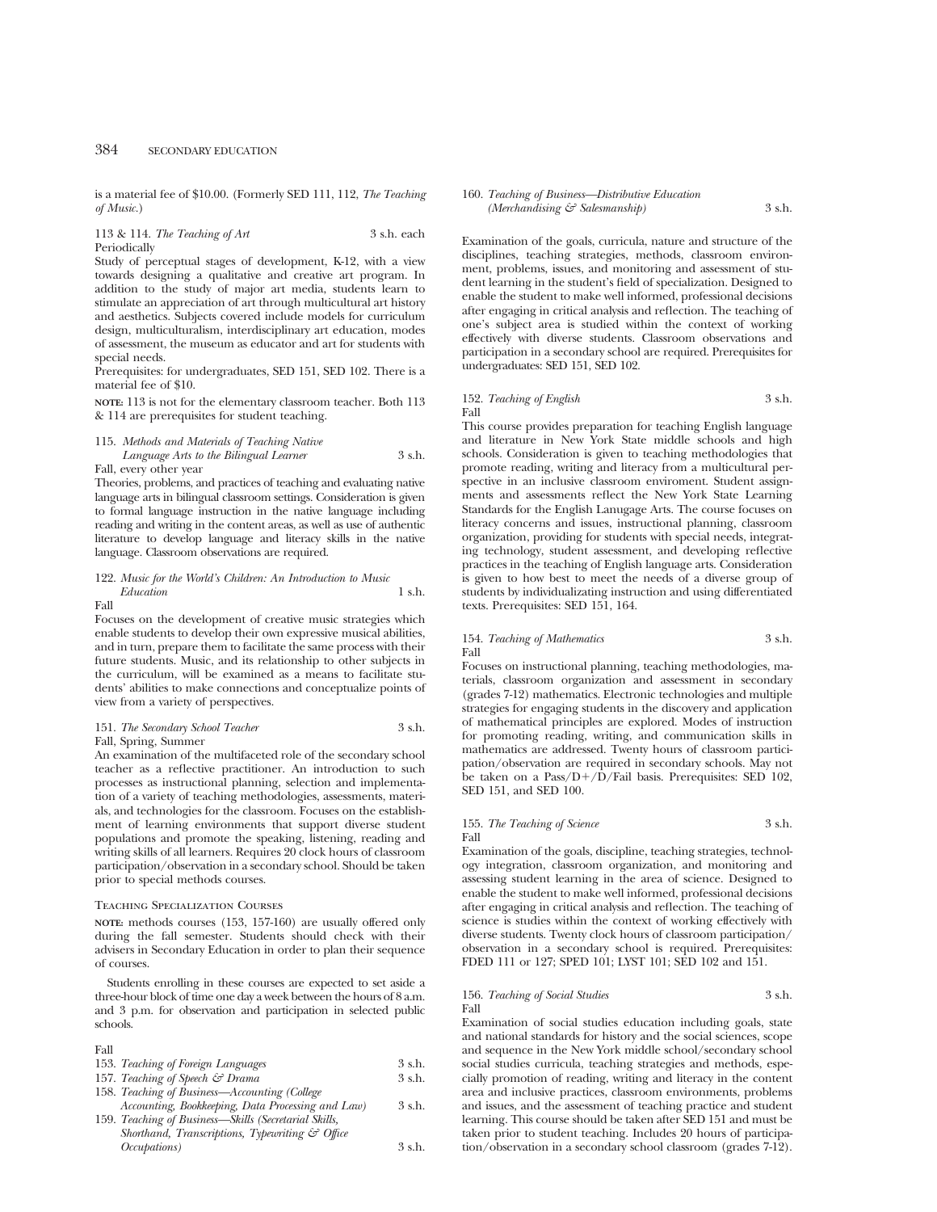is a material fee of $10.00. (Formerly SED 111, 112, *The Teaching of Music.*)

113 & 114. *The Teaching of Art* 3 s.h. each
Periodically
Study of perceptual stages of development, K-12, with a view towards designing a qualitative and creative art program. In addition to the study of major art media, students learn to stimulate an appreciation of art through multicultural art history and aesthetics. Subjects covered include models for curriculum design, multiculturalism, interdisciplinary art education, modes of assessment, the museum as educator and art for students with special needs.
Prerequisites: for undergraduates, SED 151, SED 102. There is a material fee of $10.

**NOTE:** 113 is not for the elementary classroom teacher. Both 113 & 114 are prerequisites for student teaching.

115. *Methods and Materials of Teaching Native Language Arts to the Bilingual Learner* 3 s.h.
Fall, every other year
Theories, problems, and practices of teaching and evaluating native language arts in bilingual classroom settings. Consideration is given to formal language instruction in the native language including reading and writing in the content areas, as well as use of authentic literature to develop language and literacy skills in the native language. Classroom observations are required.

122. *Music for the World's Children: An Introduction to Music Education* 1 s.h.
Fall
Focuses on the development of creative music strategies which enable students to develop their own expressive musical abilities, and in turn, prepare them to facilitate the same process with their future students. Music, and its relationship to other subjects in the curriculum, will be examined as a means to facilitate students' abilities to make connections and conceptualize points of view from a variety of perspectives.

151. *The Secondary School Teacher* 3 s.h.
Fall, Spring, Summer
An examination of the multifaceted role of the secondary school teacher as a reflective practitioner. An introduction to such processes as instructional planning, selection and implementation of a variety of teaching methodologies, assessments, materials, and technologies for the classroom. Focuses on the establishment of learning environments that support diverse student populations and promote the speaking, listening, reading and writing skills of all learners. Requires 20 clock hours of classroom participation/observation in a secondary school. Should be taken prior to special methods courses.

## Teaching Specialization Courses

**NOTE:** methods courses (153, 157-160) are usually offered only during the fall semester. Students should check with their advisers in Secondary Education in order to plan their sequence of courses.

Students enrolling in these courses are expected to set aside a three-hour block of time one day a week between the hours of 8 a.m. and 3 p.m. for observation and participation in selected public schools.

Fall
153. *Teaching of Foreign Languages* 3 s.h.
157. *Teaching of Speech & Drama* 3 s.h.
158. *Teaching of Business—Accounting (College Accounting, Bookkeeping, Data Processing and Law)* 3 s.h.
159. *Teaching of Business—Skills (Secretarial Skills, Shorthand, Transcriptions, Typewriting & Office Occupations)* 3 s.h.
160. *Teaching of Business—Distributive Education (Merchandising & Salesmanship)* 3 s.h.

Examination of the goals, curricula, nature and structure of the disciplines, teaching strategies, methods, classroom environment, problems, issues, and monitoring and assessment of student learning in the student's field of specialization. Designed to enable the student to make well informed, professional decisions after engaging in critical analysis and reflection. The teaching of one's subject area is studied within the context of working effectively with diverse students. Classroom observations and participation in a secondary school are required. Prerequisites for undergraduates: SED 151, SED 102.

152. *Teaching of English* 3 s.h.
Fall
This course provides preparation for teaching English language and literature in New York State middle schools and high schools. Consideration is given to teaching methodologies that promote reading, writing and literacy from a multicultural perspective in an inclusive classroom enviroment. Student assignments and assessments reflect the New York State Learning Standards for the English Lanugage Arts. The course focuses on literacy concerns and issues, instructional planning, classroom organization, providing for students with special needs, integrating technology, student assessment, and developing reflective practices in the teaching of English language arts. Consideration is given to how best to meet the needs of a diverse group of students by individualizating instruction and using differentiated texts. Prerequisites: SED 151, 164.

154. *Teaching of Mathematics* 3 s.h.
Fall
Focuses on instructional planning, teaching methodologies, materials, classroom organization and assessment in secondary (grades 7-12) mathematics. Electronic technologies and multiple strategies for engaging students in the discovery and application of mathematical principles are explored. Modes of instruction for promoting reading, writing, and communication skills in mathematics are addressed. Twenty hours of classroom participation/observation are required in secondary schools. May not be taken on a Pass/D+/D/Fail basis. Prerequisites: SED 102, SED 151, and SED 100.

155. *The Teaching of Science* 3 s.h.
Fall
Examination of the goals, discipline, teaching strategies, technology integration, classroom organization, and monitoring and assessing student learning in the area of science. Designed to enable the student to make well informed, professional decisions after engaging in critical analysis and reflection. The teaching of science is studies within the context of working effectively with diverse students. Twenty clock hours of classroom participation/observation in a secondary school is required. Prerequisites: FDED 111 or 127; SPED 101; LYST 101; SED 102 and 151.

156. *Teaching of Social Studies* 3 s.h.
Fall
Examination of social studies education including goals, state and national standards for history and the social sciences, scope and sequence in the New York middle school/secondary school social studies curricula, teaching strategies and methods, especially promotion of reading, writing and literacy in the content area and inclusive practices, classroom environments, problems and issues, and the assessment of teaching practice and student learning. This course should be taken after SED 151 and must be taken prior to student teaching. Includes 20 hours of participation/observation in a secondary school classroom (grades 7-12).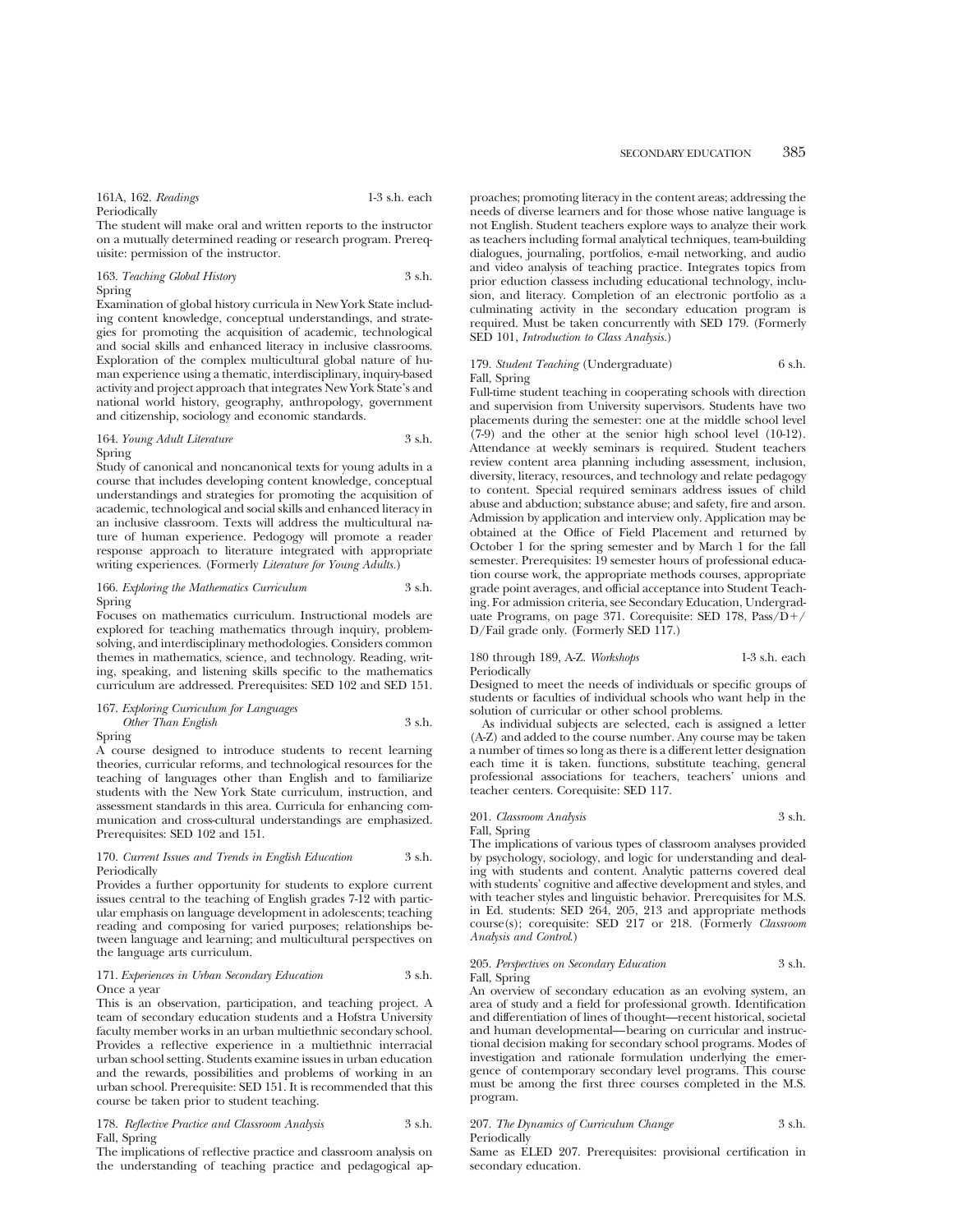161A, 162. *Readings* 1-3 s.h. each
Periodically
The student will make oral and written reports to the instructor on a mutually determined reading or research program. Prerequisite: permission of the instructor.

163. *Teaching Global History* 3 s.h.
Spring
Examination of global history curricula in New York State including content knowledge, conceptual understandings, and strategies for promoting the acquisition of academic, technological and social skills and enhanced literacy in inclusive classrooms. Exploration of the complex multicultural global nature of human experience using a thematic, interdisciplinary, inquiry-based activity and project approach that integrates New York State's and national world history, geography, anthropology, government and citizenship, sociology and economic standards.

164. *Young Adult Literature* 3 s.h.
Spring
Study of canonical and noncanonical texts for young adults in a course that includes developing content knowledge, conceptual understandings and strategies for promoting the acquisition of academic, technological and social skills and enhanced literacy in an inclusive classroom. Texts will address the multicultural nature of human experience. Pedogogy will promote a reader response approach to literature integrated with appropriate writing experiences. (Formerly *Literature for Young Adults.*)

166. *Exploring the Mathematics Curriculum* 3 s.h.
Spring
Focuses on mathematics curriculum. Instructional models are explored for teaching mathematics through inquiry, problem-solving, and interdisciplinary methodologies. Considers common themes in mathematics, science, and technology. Reading, writing, speaking, and listening skills specific to the mathematics curriculum are addressed. Prerequisites: SED 102 and SED 151.

167. *Exploring Curriculum for Languages Other Than English* 3 s.h.
Spring
A course designed to introduce students to recent learning theories, curricular reforms, and technological resources for the teaching of languages other than English and to familiarize students with the New York State curriculum, instruction, and assessment standards in this area. Curricula for enhancing communication and cross-cultural understandings are emphasized. Prerequisites: SED 102 and 151.

170. *Current Issues and Trends in English Education* 3 s.h.
Periodically
Provides a further opportunity for students to explore current issues central to the teaching of English grades 7-12 with particular emphasis on language development in adolescents; teaching reading and composing for varied purposes; relationships between language and learning; and multicultural perspectives on the language arts curriculum.

171. *Experiences in Urban Secondary Education* 3 s.h.
Once a year
This is an observation, participation, and teaching project. A team of secondary education students and a Hofstra University faculty member works in an urban multiethnic secondary school. Provides a reflective experience in a multiethnic interracial urban school setting. Students examine issues in urban education and the rewards, possibilities and problems of working in an urban school. Prerequisite: SED 151. It is recommended that this course be taken prior to student teaching.

178. *Reflective Practice and Classroom Analysis* 3 s.h.
Fall, Spring
The implications of reflective practice and classroom analysis on the understanding of teaching practice and pedagogical approaches; promoting literacy in the content areas; addressing the needs of diverse learners and for those whose native language is not English. Student teachers explore ways to analyze their work as teachers including formal analytical techniques, team-building dialogues, journaling, portfolios, e-mail networking, and audio and video analysis of teaching practice. Integrates topics from prior eduction classess including educational technology, inclusion, and literacy. Completion of an electronic portfolio as a culminating activity in the secondary education program is required. Must be taken concurrently with SED 179. (Formerly SED 101, *Introduction to Class Analysis.*)

179. *Student Teaching* (Undergraduate) 6 s.h.
Fall, Spring
Full-time student teaching in cooperating schools with direction and supervision from University supervisors. Students have two placements during the semester: one at the middle school level (7-9) and the other at the senior high school level (10-12). Attendance at weekly seminars is required. Student teachers review content area planning including assessment, inclusion, diversity, literacy, resources, and technology and relate pedagogy to content. Special required seminars address issues of child abuse and abduction; substance abuse; and safety, fire and arson. Admission by application and interview only. Application may be obtained at the Office of Field Placement and returned by October 1 for the spring semester and by March 1 for the fall semester. Prerequisites: 19 semester hours of professional education course work, the appropriate methods courses, appropriate grade point averages, and official acceptance into Student Teaching. For admission criteria, see Secondary Education, Undergraduate Programs, on page 371. Corequisite: SED 178, Pass/D+/D/Fail grade only. (Formerly SED 117.)

180 through 189, A-Z. *Workshops* 1-3 s.h. each
Periodically
Designed to meet the needs of individuals or specific groups of students or faculties of individual schools who want help in the solution of curricular or other school problems.

As individual subjects are selected, each is assigned a letter (A-Z) and added to the course number. Any course may be taken a number of times so long as there is a different letter designation each time it is taken. functions, substitute teaching, general professional associations for teachers, teachers' unions and teacher centers. Corequisite: SED 117.

201. *Classroom Analysis* 3 s.h.
Fall, Spring
The implications of various types of classroom analyses provided by psychology, sociology, and logic for understanding and dealing with students and content. Analytic patterns covered deal with students' cognitive and affective development and styles, and with teacher styles and linguistic behavior. Prerequisites for M.S. in Ed. students: SED 264, 205, 213 and appropriate methods course(s); corequisite: SED 217 or 218. (Formerly *Classroom Analysis and Control.*)

205. *Perspectives on Secondary Education* 3 s.h.
Fall, Spring
An overview of secondary education as an evolving system, an area of study and a field for professional growth. Identification and differentiation of lines of thought—recent historical, societal and human developmental—bearing on curricular and instructional decision making for secondary school programs. Modes of investigation and rationale formulation underlying the emergence of contemporary secondary level programs. This course must be among the first three courses completed in the M.S. program.

207. *The Dynamics of Curriculum Change* 3 s.h.
Periodically
Same as ELED 207. Prerequisites: provisional certification in secondary education.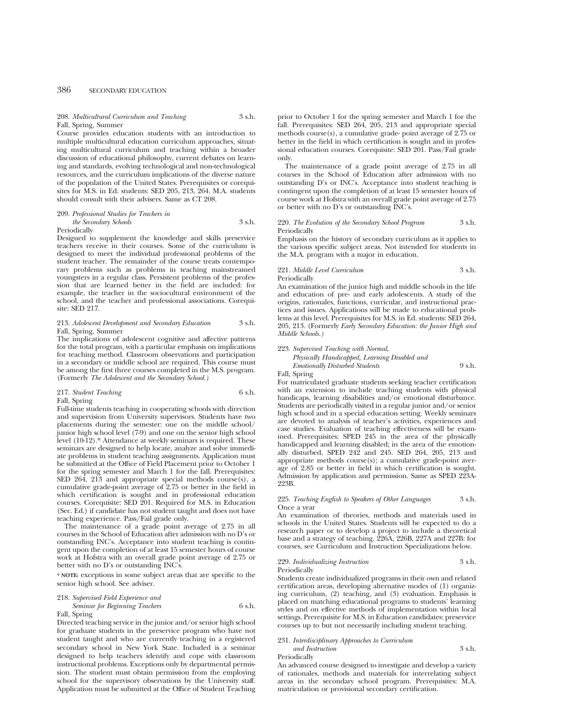208. *Multicultural Curriculum and Teaching* 3 s.h.
Fall, Spring, Summer

Course provides education students with an introduction to multiple multicultural education curriculum approaches, situating multicultural curriculum and teaching within a broader discussion of educational philosophy, current debates on learning and standards, evolving technological and non-technological resources, and the curriculum implications of the diverse nature of the population of the United States. Prerequisites or corequisites for M.S. in Ed. students: SED 205, 213, 264. M.A. students should consult with their advisers. Same as CT 208.

209. *Professional Studies for Teachers in the Secondary Schools* 3 s.h.
Periodically

Designed to supplement the knowledge and skills preservice teachers receive in their courses. Some of the curriculum is designed to meet the individual professional problems of the student teacher. The remainder of the course treats contemporary problems such as problems in teaching mainstreamed youngsters in a regular class. Persistent problems of the profession that are learned better in the field are included: for example, the teacher in the sociocultural environment of the school, and the teacher and professional associations. Corequisite: SED 217.

213. *Adolescent Development and Secondary Education* 3 s.h.
Fall, Spring, Summer

The implications of adolescent cognitive and affective patterns for the total program, with a particular emphasis on implications for teaching method. Classroom observations and participation in a secondary or middle school are required. This course must be among the first three courses completed in the M.S. program. (Formerly *The Adolescent and the Secondary School.*)

217. *Student Teaching* 6 s.h.
Fall, Spring

Full-time students teaching in cooperating schools with direction and supervision from University supervisors. Students have two placements during the semester: one on the middle school/junior high school level (7-9) and one on the senior high school level (10-12).* Attendance at weekly seminars is required. These seminars are designed to help locate, analyze and solve immediate problems in student teaching assignments. Application must be submitted at the Office of Field Placement prior to October 1 for the spring semester and March 1 for the fall. Prerequisites: SED 264, 213 and appropriate special methods course(s), a cumulative grade-point average of 2.75 or better in the field in which certification is sought and in professional education courses. Corequisite: SED 201. Required for M.S. in Education (Sec. Ed.) if candidate has not student taught and does not have teaching experience. Pass/Fail grade only.

The maintenance of a grade point average of 2.75 in all courses in the School of Education after admission with no D's or outstanding INC's. Acceptance into student teaching is contingent upon the completion of at least 15 semester hours of course work at Hofstra with an overall grade point average of 2.75 or better with no D's or outstanding INC's.

* **NOTE:** exceptions in some subject areas that are specific to the senior high school. See adviser.

218. *Supervised Field Experience and Seminar for Beginning Teachers* 6 s.h.
Fall, Spring

Directed teaching service in the junior and/or senior high school for graduate students in the preservice program who have not student taught and who are currently teaching in a registered secondary school in New York State. Included is a seminar designed to help teachers identify and cope with classroom instructional problems. Exceptions only by departmental permission. The student must obtain permission from the employing school for the supervisory observations by the University staff. Application must be submitted at the Office of Student Teaching prior to October 1 for the spring semester and March 1 for the fall. Prerequisites: SED 264, 205, 213 and appropriate special methods course(s), a cumulative grade- point average of 2.75 or better in the field in which certification is sought and in professional education courses. Corequisite: SED 201. Pass/Fail grade only.

The maintenance of a grade point average of 2.75 in all courses in the School of Education after admission with no outstanding D's or INC's. Acceptance into student teaching is contingent upon the completion of at least 15 semester hours of course work at Hofstra with an overall grade point average of 2.75 or better with no D's or outstanding INC's.

220. *The Evolution of the Secondary School Program* 3 s.h.
Periodically

Emphasis on the history of secondary curriculum as it applies to the various specific subject areas. Not intended for students in the M.A. program with a major in education.

221. *Middle Level Curriculum* 3 s.h.
Periodically

An examination of the junior high and middle schools in the life and education of pre- and early adolescents. A study of the origins, rationales, functions, curricular, and instructional practices and issues. Applications will be made to educational problems at this level. Prerequisites for M.S. in Ed. students: SED 264, 205, 213. (Formerly *Early Secondary Education: the Junior High and Middle Schools.*)

223. *Supervised Teaching with Normal, Physically Handicapped, Learning Disabled and Emotionally Disturbed Students* 9 s.h.
Fall, Spring

For matriculated graduate students seeking teacher certification with an extension to include teaching students with physical handicaps, learning disabilities and/or emotional disturbance. Students are periodically visited in a regular junior and/or senior high school and in a special education setting. Weekly seminars are devoted to analysis of teacher's activities, experiences and case studies. Evaluation of teaching effectiveness will be examined. Prerequisites: SPED 245 in the area of the physically handicapped and learning disabled; in the area of the emotionally disturbed, SPED 242 and 245. SED 264, 205, 213 and appropriate methods course(s); a cumulative grade-point average of 2.85 or better in field in which certification is sought. Admission by application and permission. Same as SPED 223A-223B.

225. *Teaching English to Speakers of Other Languages* 3 s.h.
Once a year

An examination of theories, methods and materials used in schools in the United States. Students will be expected to do a research paper or to develop a project to include a theoretical base and a strategy of teaching. 226A, 226B, 227A and 227B: for courses, see Curriculum and Instruction Specializations below.

229. *Individualizing Instruction* 3 s.h.
Periodically

Students create individualized programs in their own and related certification areas, developing alternative modes of (1) organizing curriculum, (2) teaching, and (3) evaluation. Emphasis is placed on matching educational programs to students' learning styles and on effective methods of implementation within local settings. Prerequisite for M.S. in Education candidates: preservice courses up to but not necessarily including student teaching.

231. *Interdisciplinary Approaches to Curriculum and Instruction* 3 s.h.
Periodically

An advanced course designed to investigate and develop a variety of rationales, methods and materials for interrelating subject areas in the secondary school program. Prerequisites: M.A. matriculation or provisional secondary certification.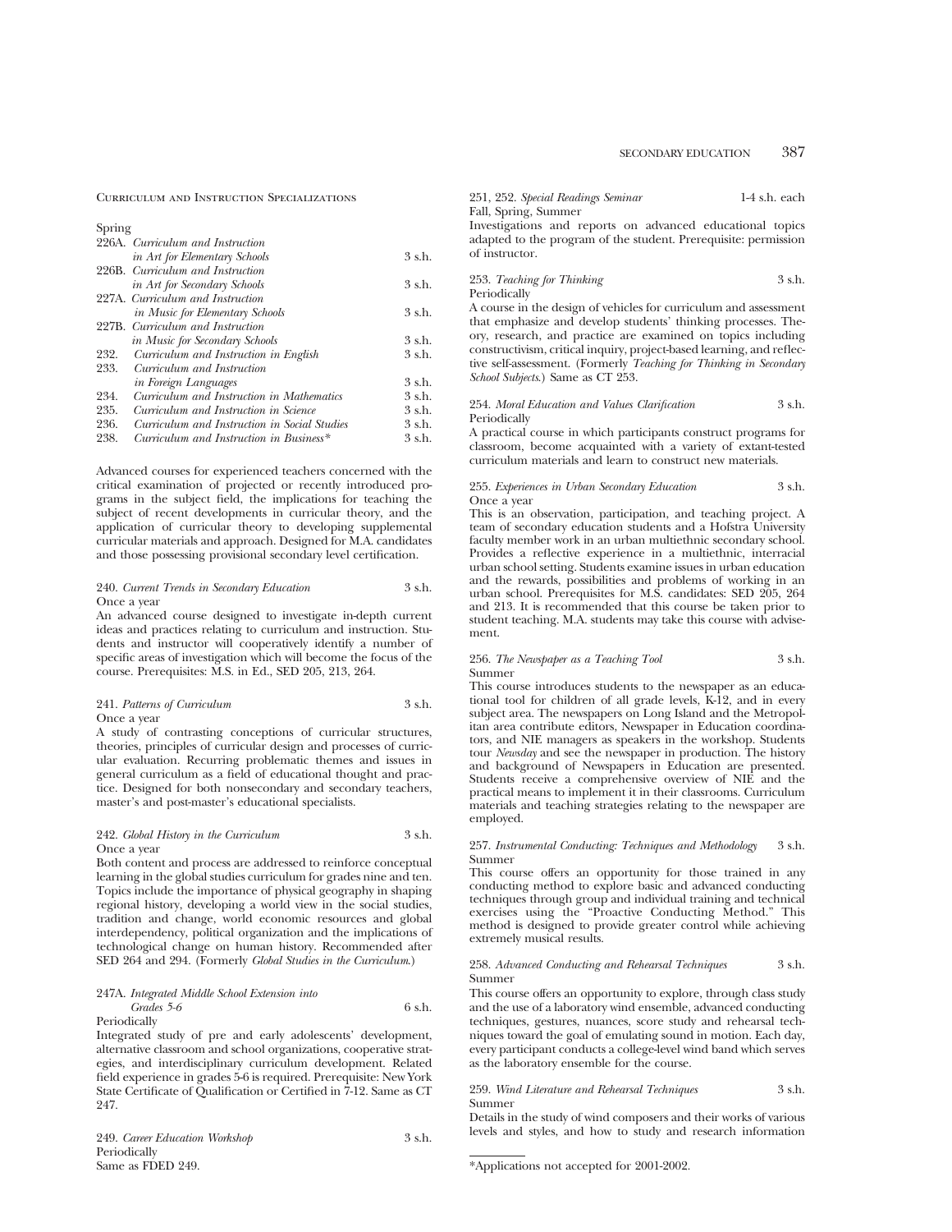Curriculum and Instruction Specializations

Spring

| | | |
|---|---|---|
| 226A. | *Curriculum and Instruction in Art for Elementary Schools* | 3 s.h. |
| 226B. | *Curriculum and Instruction in Art for Secondary Schools* | 3 s.h. |
| 227A. | *Curriculum and Instruction in Music for Elementary Schools* | 3 s.h. |
| 227B. | *Curriculum and Instruction in Music for Secondary Schools* | 3 s.h. |
| 232. | *Curriculum and Instruction in English* | 3 s.h. |
| 233. | *Curriculum and Instruction in Foreign Languages* | 3 s.h. |
| 234. | *Curriculum and Instruction in Mathematics* | 3 s.h. |
| 235. | *Curriculum and Instruction in Science* | 3 s.h. |
| 236. | *Curriculum and Instruction in Social Studies* | 3 s.h. |
| 238. | *Curriculum and Instruction in Business** | 3 s.h. |

Advanced courses for experienced teachers concerned with the critical examination of projected or recently introduced programs in the subject field, the implications for teaching the subject of recent developments in curricular theory, and the application of curricular theory to developing supplemental curricular materials and approach. Designed for M.A. candidates and those possessing provisional secondary level certification.

240. *Current Trends in Secondary Education* 3 s.h.
Once a year
An advanced course designed to investigate in-depth current ideas and practices relating to curriculum and instruction. Students and instructor will cooperatively identify a number of specific areas of investigation which will become the focus of the course. Prerequisites: M.S. in Ed., SED 205, 213, 264.

241. *Patterns of Curriculum* 3 s.h.
Once a year
A study of contrasting conceptions of curricular structures, theories, principles of curricular design and processes of curricular evaluation. Recurring problematic themes and issues in general curriculum as a field of educational thought and practice. Designed for both nonsecondary and secondary teachers, master's and post-master's educational specialists.

242. *Global History in the Curriculum* 3 s.h.
Once a year
Both content and process are addressed to reinforce conceptual learning in the global studies curriculum for grades nine and ten. Topics include the importance of physical geography in shaping regional history, developing a world view in the social studies, tradition and change, world economic resources and global interdependency, political organization and the implications of technological change on human history. Recommended after SED 264 and 294. (Formerly *Global Studies in the Curriculum*.)

247A. *Integrated Middle School Extension into Grades 5-6* 6 s.h.
Periodically
Integrated study of pre and early adolescents' development, alternative classroom and school organizations, cooperative strategies, and interdisciplinary curriculum development. Related field experience in grades 5-6 is required. Prerequisite: New York State Certificate of Qualification or Certified in 7-12. Same as CT 247.

249. *Career Education Workshop* 3 s.h.
Periodically
Same as FDED 249.

251, 252. *Special Readings Seminar* 1-4 s.h. each
Fall, Spring, Summer
Investigations and reports on advanced educational topics adapted to the program of the student. Prerequisite: permission of instructor.

253. *Teaching for Thinking* 3 s.h.
Periodically
A course in the design of vehicles for curriculum and assessment that emphasize and develop students' thinking processes. Theory, research, and practice are examined on topics including constructivism, critical inquiry, project-based learning, and reflective self-assessment. (Formerly *Teaching for Thinking in Secondary School Subjects*.) Same as CT 253.

254. *Moral Education and Values Clarification* 3 s.h.
Periodically
A practical course in which participants construct programs for classroom, become acquainted with a variety of extant-tested curriculum materials and learn to construct new materials.

255. *Experiences in Urban Secondary Education* 3 s.h.
Once a year
This is an observation, participation, and teaching project. A team of secondary education students and a Hofstra University faculty member work in an urban multiethnic secondary school. Provides a reflective experience in a multiethnic, interracial urban school setting. Students examine issues in urban education and the rewards, possibilities and problems of working in an urban school. Prerequisites for M.S. candidates: SED 205, 264 and 213. It is recommended that this course be taken prior to student teaching. M.A. students may take this course with advisement.

256. *The Newspaper as a Teaching Tool* 3 s.h.
Summer
This course introduces students to the newspaper as an educational tool for children of all grade levels, K-12, and in every subject area. The newspapers on Long Island and the Metropolitan area contribute editors, Newspaper in Education coordinators, and NIE managers as speakers in the workshop. Students tour *Newsday* and see the newspaper in production. The history and background of Newspapers in Education are presented. Students receive a comprehensive overview of NIE and the practical means to implement it in their classrooms. Curriculum materials and teaching strategies relating to the newspaper are employed.

257. *Instrumental Conducting: Techniques and Methodology* 3 s.h.
Summer
This course offers an opportunity for those trained in any conducting method to explore basic and advanced conducting techniques through group and individual training and technical exercises using the "Proactive Conducting Method." This method is designed to provide greater control while achieving extremely musical results.

258. *Advanced Conducting and Rehearsal Techniques* 3 s.h.
Summer
This course offers an opportunity to explore, through class study and the use of a laboratory wind ensemble, advanced conducting techniques, gestures, nuances, score study and rehearsal techniques toward the goal of emulating sound in motion. Each day, every participant conducts a college-level wind band which serves as the laboratory ensemble for the course.

259. *Wind Literature and Rehearsal Techniques* 3 s.h.
Summer
Details in the study of wind composers and their works of various levels and styles, and how to study and research information

*Applications not accepted for 2001-2002.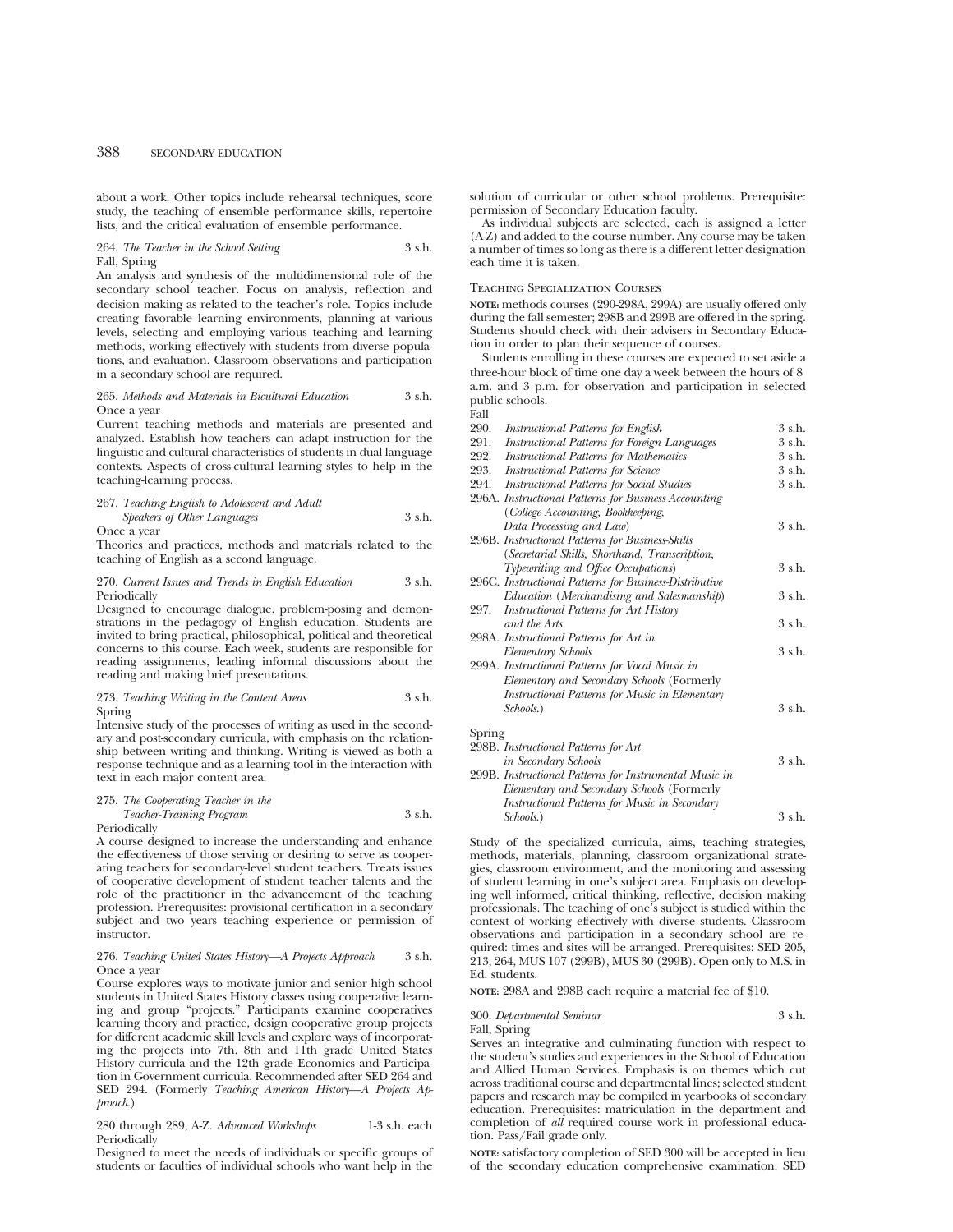about a work. Other topics include rehearsal techniques, score study, the teaching of ensemble performance skills, repertoire lists, and the critical evaluation of ensemble performance.

264. *The Teacher in the School Setting* 3 s.h.
Fall, Spring
An analysis and synthesis of the multidimensional role of the secondary school teacher. Focus on analysis, reflection and decision making as related to the teacher's role. Topics include creating favorable learning environments, planning at various levels, selecting and employing various teaching and learning methods, working effectively with students from diverse populations, and evaluation. Classroom observations and participation in a secondary school are required.

265. *Methods and Materials in Bicultural Education* 3 s.h.
Once a year
Current teaching methods and materials are presented and analyzed. Establish how teachers can adapt instruction for the linguistic and cultural characteristics of students in dual language contexts. Aspects of cross-cultural learning styles to help in the teaching-learning process.

267. *Teaching English to Adolescent and Adult Speakers of Other Languages* 3 s.h.
Once a year
Theories and practices, methods and materials related to the teaching of English as a second language.

270. *Current Issues and Trends in English Education* 3 s.h.
Periodically
Designed to encourage dialogue, problem-posing and demonstrations in the pedagogy of English education. Students are invited to bring practical, philosophical, political and theoretical concerns to this course. Each week, students are responsible for reading assignments, leading informal discussions about the reading and making brief presentations.

273. *Teaching Writing in the Content Areas* 3 s.h.
Spring
Intensive study of the processes of writing as used in the secondary and post-secondary curricula, with emphasis on the relationship between writing and thinking. Writing is viewed as both a response technique and as a learning tool in the interaction with text in each major content area.

275. *The Cooperating Teacher in the Teacher-Training Program* 3 s.h.
Periodically
A course designed to increase the understanding and enhance the effectiveness of those serving or desiring to serve as cooperating teachers for secondary-level student teachers. Treats issues of cooperative development of student teacher talents and the role of the practitioner in the advancement of the teaching profession. Prerequisites: provisional certification in a secondary subject and two years teaching experience or permission of instructor.

276. *Teaching United States History—A Projects Approach* 3 s.h.
Once a year
Course explores ways to motivate junior and senior high school students in United States History classes using cooperative learning and group "projects." Participants examine cooperatives learning theory and practice, design cooperative group projects for different academic skill levels and explore ways of incorporating the projects into 7th, 8th and 11th grade United States History curricula and the 12th grade Economics and Participation in Government curricula. Recommended after SED 264 and SED 294. (Formerly *Teaching American History—A Projects Approach.*)

280 through 289, A-Z. *Advanced Workshops* 1-3 s.h. each
Periodically
Designed to meet the needs of individuals or specific groups of students or faculties of individual schools who want help in the solution of curricular or other school problems. Prerequisite: permission of Secondary Education faculty.

As individual subjects are selected, each is assigned a letter (A-Z) and added to the course number. Any course may be taken a number of times so long as there is a different letter designation each time it is taken.

### Teaching Specialization Courses

**NOTE:** methods courses (290-298A, 299A) are usually offered only during the fall semester; 298B and 299B are offered in the spring. Students should check with their advisers in Secondary Education in order to plan their sequence of courses.

Students enrolling in these courses are expected to set aside a three-hour block of time one day a week between the hours of 8 a.m. and 3 p.m. for observation and participation in selected public schools.

Fall

| | | |
|---|---|---|
| 290. | *Instructional Patterns for English* | 3 s.h. |
| 291. | *Instructional Patterns for Foreign Languages* | 3 s.h. |
| 292. | *Instructional Patterns for Mathematics* | 3 s.h. |
| 293. | *Instructional Patterns for Science* | 3 s.h. |
| 294. | *Instructional Patterns for Social Studies* | 3 s.h. |
| 296A. | *Instructional Patterns for Business-Accounting (College Accounting, Bookkeeping, Data Processing and Law)* | 3 s.h. |
| 296B. | *Instructional Patterns for Business-Skills (Secretarial Skills, Shorthand, Transcription, Typewriting and Office Occupations)* | 3 s.h. |
| 296C. | *Instructional Patterns for Business-Distributive Education (Merchandising and Salesmanship)* | 3 s.h. |
| 297. | *Instructional Patterns for Art History and the Arts* | 3 s.h. |
| 298A. | *Instructional Patterns for Art in Elementary Schools* | 3 s.h. |
| 299A. | *Instructional Patterns for Vocal Music in Elementary and Secondary Schools* (Formerly *Instructional Patterns for Music in Elementary Schools.*) | 3 s.h. |

Spring

| | | |
|---|---|---|
| 298B. | *Instructional Patterns for Art in Secondary Schools* | 3 s.h. |
| 299B. | *Instructional Patterns for Instrumental Music in Elementary and Secondary Schools* (Formerly *Instructional Patterns for Music in Secondary Schools.*) | 3 s.h. |

Study of the specialized curricula, aims, teaching strategies, methods, materials, planning, classroom organizational strategies, classroom environment, and the monitoring and assessing of student learning in one's subject area. Emphasis on developing well informed, critical thinking, reflective, decision making professionals. The teaching of one's subject is studied within the context of working effectively with diverse students. Classroom observations and participation in a secondary school are required: times and sites will be arranged. Prerequisites: SED 205, 213, 264, MUS 107 (299B), MUS 30 (299B). Open only to M.S. in Ed. students.

**NOTE:** 298A and 298B each require a material fee of $10.

300. *Departmental Seminar* 3 s.h.
Fall, Spring
Serves an integrative and culminating function with respect to the student's studies and experiences in the School of Education and Allied Human Services. Emphasis is on themes which cut across traditional course and departmental lines; selected student papers and research may be compiled in yearbooks of secondary education. Prerequisites: matriculation in the department and completion of *all* required course work in professional education. Pass/Fail grade only.

**NOTE:** satisfactory completion of SED 300 will be accepted in lieu of the secondary education comprehensive examination. SED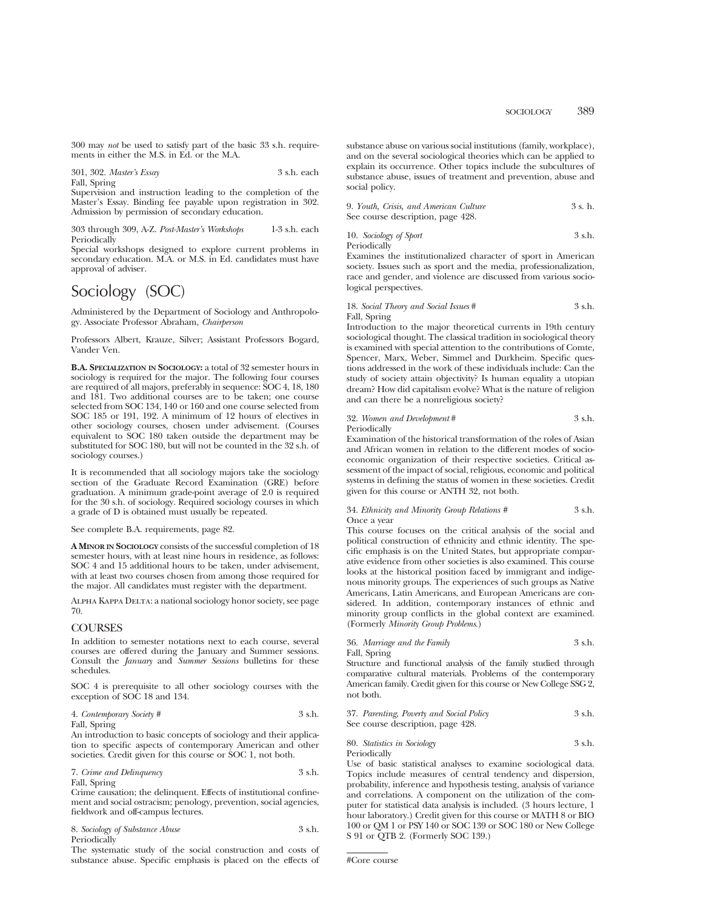300 may *not* be used to satisfy part of the basic 33 s.h. requirements in either the M.S. in Ed. or the M.A.

301, 302. *Master's Essay* 3 s.h. each
Fall, Spring
Supervision and instruction leading to the completion of the Master's Essay. Binding fee payable upon registration in 302. Admission by permission of secondary education.

303 through 309, A-Z. *Post-Master's Workshops* 1-3 s.h. each
Periodically
Special workshops designed to explore current problems in secondary education. M.A. or M.S. in Ed. candidates must have approval of adviser.

# Sociology (SOC)

Administered by the Department of Sociology and Anthropology. Associate Professor Abraham, *Chairperson*

Professors Albert, Krauze, Silver; Assistant Professors Bogard, Vander Ven.

**B.A. Specialization in Sociology:** a total of 32 semester hours in sociology is required for the major. The following four courses are required of all majors, preferably in sequence: SOC 4, 18, 180 and 181. Two additional courses are to be taken; one course selected from SOC 134, 140 or 160 and one course selected from SOC 185 or 191, 192. A minimum of 12 hours of electives in other sociology courses, chosen under advisement. (Courses equivalent to SOC 180 taken outside the department may be substituted for SOC 180, but will not be counted in the 32 s.h. of sociology courses.)

It is recommended that all sociology majors take the sociology section of the Graduate Record Examination (GRE) before graduation. A minimum grade-point average of 2.0 is required for the 30 s.h. of sociology. Required sociology courses in which a grade of D is obtained must usually be repeated.

See complete B.A. requirements, page 82.

**A Minor in Sociology** consists of the successful completion of 18 semester hours, with at least nine hours in residence, as follows: SOC 4 and 15 additional hours to be taken, under advisement, with at least two courses chosen from among those required for the major. All candidates must register with the department.

Alpha Kappa Delta: a national sociology honor society, see page 70.

## COURSES

In addition to semester notations next to each course, several courses are offered during the January and Summer sessions. Consult the *January* and *Summer Sessions* bulletins for these schedules.

SOC 4 is prerequisite to all other sociology courses with the exception of SOC 18 and 134.

4. *Contemporary Society #* 3 s.h.
Fall, Spring
An introduction to basic concepts of sociology and their application to specific aspects of contemporary American and other societies. Credit given for this course or SOC 1, not both.

7. *Crime and Delinquency* 3 s.h.
Fall, Spring
Crime causation; the delinquent. Effects of institutional confinement and social ostracism; penology, prevention, social agencies, fieldwork and off-campus lectures.

8. *Sociology of Substance Abuse* 3 s.h.
Periodically
The systematic study of the social construction and costs of substance abuse. Specific emphasis is placed on the effects of substance abuse on various social institutions (family, workplace), and on the several sociological theories which can be applied to explain its occurrence. Other topics include the subcultures of substance abuse, issues of treatment and prevention, abuse and social policy.

9. *Youth, Crisis, and American Culture* 3 s. h.
See course description, page 428.

10. *Sociology of Sport* 3 s.h.
Periodically
Examines the institutionalized character of sport in American society. Issues such as sport and the media, professionalization, race and gender, and violence are discussed from various sociological perspectives.

18. *Social Theory and Social Issues #* 3 s.h.
Fall, Spring
Introduction to the major theoretical currents in 19th century sociological thought. The classical tradition in sociological theory is examined with special attention to the contributions of Comte, Spencer, Marx, Weber, Simmel and Durkheim. Specific questions addressed in the work of these individuals include: Can the study of society attain objectivity? Is human equality a utopian dream? How did capitalism evolve? What is the nature of religion and can there be a nonreligious society?

32. *Women and Development #* 3 s.h.
Periodically
Examination of the historical transformation of the roles of Asian and African women in relation to the different modes of socioeconomic organization of their respective societies. Critical assessment of the impact of social, religious, economic and political systems in defining the status of women in these societies. Credit given for this course or ANTH 32, not both.

34. *Ethnicity and Minority Group Relations #* 3 s.h.
Once a year
This course focuses on the critical analysis of the social and political construction of ethnicity and ethnic identity. The specific emphasis is on the United States, but appropriate comparative evidence from other societies is also examined. This course looks at the historical position faced by immigrant and indigenous minority groups. The experiences of such groups as Native Americans, Latin Americans, and European Americans are considered. In addition, contemporary instances of ethnic and minority group conflicts in the global context are examined. (Formerly *Minority Group Problems*.)

36. *Marriage and the Family* 3 s.h.
Fall, Spring
Structure and functional analysis of the family studied through comparative cultural materials. Problems of the contemporary American family. Credit given for this course or New College SSG 2, not both.

37. *Parenting, Poverty and Social Policy* 3 s.h.
See course description, page 428.

80. *Statistics in Sociology* 3 s.h.
Periodically
Use of basic statistical analyses to examine sociological data. Topics include measures of central tendency and dispersion, probability, inference and hypothesis testing, analysis of variance and correlations. A component on the utilization of the computer for statistical data analysis is included. (3 hours lecture, 1 hour laboratory.) Credit given for this course or MATH 8 or BIO 100 or QM 1 or PSY 140 or SOC 139 or SOC 180 or New College S 91 or QTB 2. (Formerly SOC 139.)

#Core course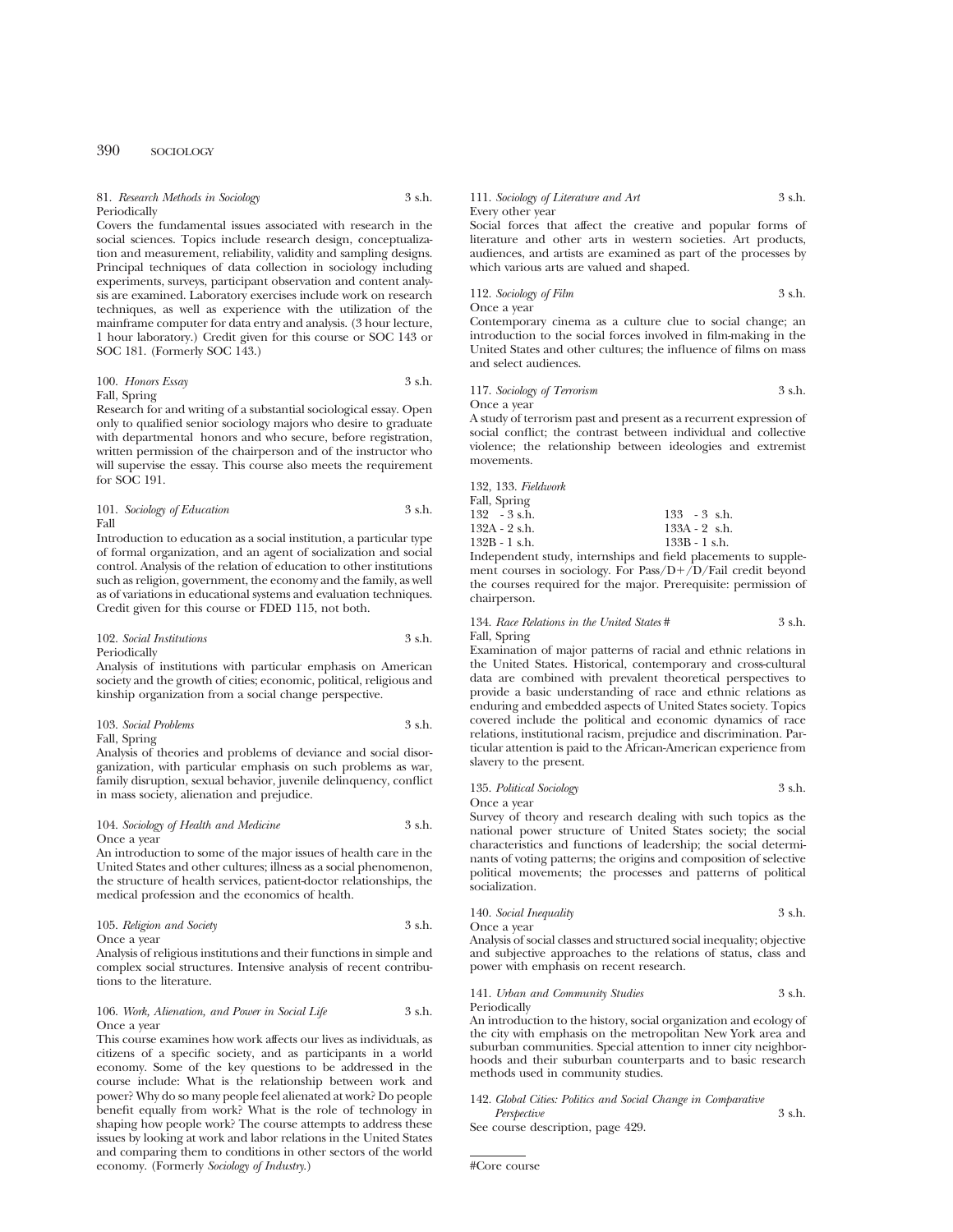81. *Research Methods in Sociology* 3 s.h.
Periodically
Covers the fundamental issues associated with research in the social sciences. Topics include research design, conceptualization and measurement, reliability, validity and sampling designs. Principal techniques of data collection in sociology including experiments, surveys, participant observation and content analysis are examined. Laboratory exercises include work on research techniques, as well as experience with the utilization of the mainframe computer for data entry and analysis. (3 hour lecture, 1 hour laboratory.) Credit given for this course or SOC 143 or SOC 181. (Formerly SOC 143.)

100. *Honors Essay* 3 s.h.
Fall, Spring
Research for and writing of a substantial sociological essay. Open only to qualified senior sociology majors who desire to graduate with departmental honors and who secure, before registration, written permission of the chairperson and of the instructor who will supervise the essay. This course also meets the requirement for SOC 191.

101. *Sociology of Education* 3 s.h.
Fall
Introduction to education as a social institution, a particular type of formal organization, and an agent of socialization and social control. Analysis of the relation of education to other institutions such as religion, government, the economy and the family, as well as of variations in educational systems and evaluation techniques. Credit given for this course or FDED 115, not both.

102. *Social Institutions* 3 s.h.
Periodically
Analysis of institutions with particular emphasis on American society and the growth of cities; economic, political, religious and kinship organization from a social change perspective.

103. *Social Problems* 3 s.h.
Fall, Spring
Analysis of theories and problems of deviance and social disorganization, with particular emphasis on such problems as war, family disruption, sexual behavior, juvenile delinquency, conflict in mass society, alienation and prejudice.

104. *Sociology of Health and Medicine* 3 s.h.
Once a year
An introduction to some of the major issues of health care in the United States and other cultures; illness as a social phenomenon, the structure of health services, patient-doctor relationships, the medical profession and the economics of health.

105. *Religion and Society* 3 s.h.
Once a year
Analysis of religious institutions and their functions in simple and complex social structures. Intensive analysis of recent contributions to the literature.

106. *Work, Alienation, and Power in Social Life* 3 s.h.
Once a year
This course examines how work affects our lives as individuals, as citizens of a specific society, and as participants in a world economy. Some of the key questions to be addressed in the course include: What is the relationship between work and power? Why do so many people feel alienated at work? Do people benefit equally from work? What is the role of technology in shaping how people work? The course attempts to address these issues by looking at work and labor relations in the United States and comparing them to conditions in other sectors of the world economy. (Formerly *Sociology of Industry.*)

111. *Sociology of Literature and Art* 3 s.h.
Every other year
Social forces that affect the creative and popular forms of literature and other arts in western societies. Art products, audiences, and artists are examined as part of the processes by which various arts are valued and shaped.

112. *Sociology of Film* 3 s.h.
Once a year
Contemporary cinema as a culture clue to social change; an introduction to the social forces involved in film-making in the United States and other cultures; the influence of films on mass and select audiences.

117. *Sociology of Terrorism* 3 s.h.
Once a year
A study of terrorism past and present as a recurrent expression of social conflict; the contrast between individual and collective violence; the relationship between ideologies and extremist movements.

132, 133. *Fieldwork*
Fall, Spring

| | |
|---|---|
| 132 - 3 s.h. | 133 - 3 s.h. |
| 132A - 2 s.h. | 133A - 2 s.h. |
| 132B - 1 s.h. | 133B - 1 s.h. |

Independent study, internships and field placements to supplement courses in sociology. For Pass/D+/D/Fail credit beyond the courses required for the major. Prerequisite: permission of chairperson.

134. *Race Relations in the United States* # 3 s.h.
Fall, Spring
Examination of major patterns of racial and ethnic relations in the United States. Historical, contemporary and cross-cultural data are combined with prevalent theoretical perspectives to provide a basic understanding of race and ethnic relations as enduring and embedded aspects of United States society. Topics covered include the political and economic dynamics of race relations, institutional racism, prejudice and discrimination. Particular attention is paid to the African-American experience from slavery to the present.

135. *Political Sociology* 3 s.h.
Once a year
Survey of theory and research dealing with such topics as the national power structure of United States society; the social characteristics and functions of leadership; the social determinants of voting patterns; the origins and composition of selective political movements; the processes and patterns of political socialization.

140. *Social Inequality* 3 s.h.
Once a year
Analysis of social classes and structured social inequality; objective and subjective approaches to the relations of status, class and power with emphasis on recent research.

141. *Urban and Community Studies* 3 s.h.
Periodically
An introduction to the history, social organization and ecology of the city with emphasis on the metropolitan New York area and suburban communities. Special attention to inner city neighborhoods and their suburban counterparts and to basic research methods used in community studies.

142. *Global Cities: Politics and Social Change in Comparative Perspective* 3 s.h.
See course description, page 429.

#Core course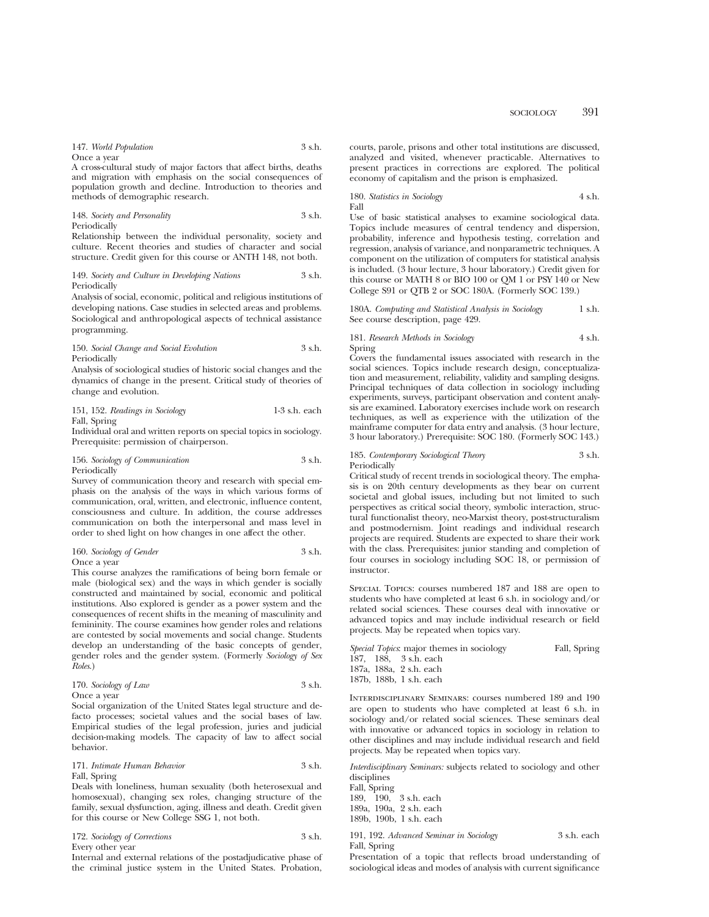147. *World Population* 3 s.h.
Once a year
A cross-cultural study of major factors that affect births, deaths and migration with emphasis on the social consequences of population growth and decline. Introduction to theories and methods of demographic research.

148. *Society and Personality* 3 s.h.
Periodically
Relationship between the individual personality, society and culture. Recent theories and studies of character and social structure. Credit given for this course or ANTH 148, not both.

149. *Society and Culture in Developing Nations* 3 s.h.
Periodically
Analysis of social, economic, political and religious institutions of developing nations. Case studies in selected areas and problems. Sociological and anthropological aspects of technical assistance programming.

150. *Social Change and Social Evolution* 3 s.h.
Periodically
Analysis of sociological studies of historic social changes and the dynamics of change in the present. Critical study of theories of change and evolution.

151, 152. *Readings in Sociology* 1-3 s.h. each
Fall, Spring
Individual oral and written reports on special topics in sociology. Prerequisite: permission of chairperson.

156. *Sociology of Communication* 3 s.h.
Periodically
Survey of communication theory and research with special emphasis on the analysis of the ways in which various forms of communication, oral, written, and electronic, influence content, consciousness and culture. In addition, the course addresses communication on both the interpersonal and mass level in order to shed light on how changes in one affect the other.

160. *Sociology of Gender* 3 s.h.
Once a year
This course analyzes the ramifications of being born female or male (biological sex) and the ways in which gender is socially constructed and maintained by social, economic and political institutions. Also explored is gender as a power system and the consequences of recent shifts in the meaning of masculinity and femininity. The course examines how gender roles and relations are contested by social movements and social change. Students develop an understanding of the basic concepts of gender, gender roles and the gender system. (Formerly *Sociology of Sex Roles.*)

170. *Sociology of Law* 3 s.h.
Once a year
Social organization of the United States legal structure and defacto processes; societal values and the social bases of law. Empirical studies of the legal profession, juries and judicial decision-making models. The capacity of law to affect social behavior.

171. *Intimate Human Behavior* 3 s.h.
Fall, Spring
Deals with loneliness, human sexuality (both heterosexual and homosexual), changing sex roles, changing structure of the family, sexual dysfunction, aging, illness and death. Credit given for this course or New College SSG 1, not both.

172. *Sociology of Corrections* 3 s.h.
Every other year
Internal and external relations of the postadjudicative phase of the criminal justice system in the United States. Probation, courts, parole, prisons and other total institutions are discussed, analyzed and visited, whenever practicable. Alternatives to present practices in corrections are explored. The political economy of capitalism and the prison is emphasized.

180. *Statistics in Sociology* 4 s.h.
Fall
Use of basic statistical analyses to examine sociological data. Topics include measures of central tendency and dispersion, probability, inference and hypothesis testing, correlation and regression, analysis of variance, and nonparametric techniques. A component on the utilization of computers for statistical analysis is included. (3 hour lecture, 3 hour laboratory.) Credit given for this course or MATH 8 or BIO 100 or QM 1 or PSY 140 or New College S91 or QTB 2 or SOC 180A. (Formerly SOC 139.)

180A. *Computing and Statistical Analysis in Sociology* 1 s.h.
See course description, page 429.

181. *Research Methods in Sociology* 4 s.h.
Spring
Covers the fundamental issues associated with research in the social sciences. Topics include research design, conceptualization and measurement, reliability, validity and sampling designs. Principal techniques of data collection in sociology including experiments, surveys, participant observation and content analysis are examined. Laboratory exercises include work on research techniques, as well as experience with the utilization of the mainframe computer for data entry and analysis. (3 hour lecture, 3 hour laboratory.) Prerequisite: SOC 180. (Formerly SOC 143.)

185. *Contemporary Sociological Theory* 3 s.h.
Periodically
Critical study of recent trends in sociological theory. The emphasis is on 20th century developments as they bear on current societal and global issues, including but not limited to such perspectives as critical social theory, symbolic interaction, structural functionalist theory, neo-Marxist theory, post-structuralism and postmodernism. Joint readings and individual research projects are required. Students are expected to share their work with the class. Prerequisites: junior standing and completion of four courses in sociology including SOC 18, or permission of instructor.

Special Topics: courses numbered 187 and 188 are open to students who have completed at least 6 s.h. in sociology and/or related social sciences. These courses deal with innovative or advanced topics and may include individual research or field projects. May be repeated when topics vary.

*Special Topics*: major themes in sociology Fall, Spring
187, 188, 3 s.h. each
187a, 188a, 2 s.h. each
187b, 188b, 1 s.h. each

Interdisciplinary Seminars: courses numbered 189 and 190 are open to students who have completed at least 6 s.h. in sociology and/or related social sciences. These seminars deal with innovative or advanced topics in sociology in relation to other disciplines and may include individual research and field projects. May be repeated when topics vary.

*Interdisciplinary Seminars:* subjects related to sociology and other disciplines
Fall, Spring
189, 190, 3 s.h. each
189a, 190a, 2 s.h. each
189b, 190b, 1 s.h. each

191, 192. *Advanced Seminar in Sociology* 3 s.h. each
Fall, Spring
Presentation of a topic that reflects broad understanding of sociological ideas and modes of analysis with current significance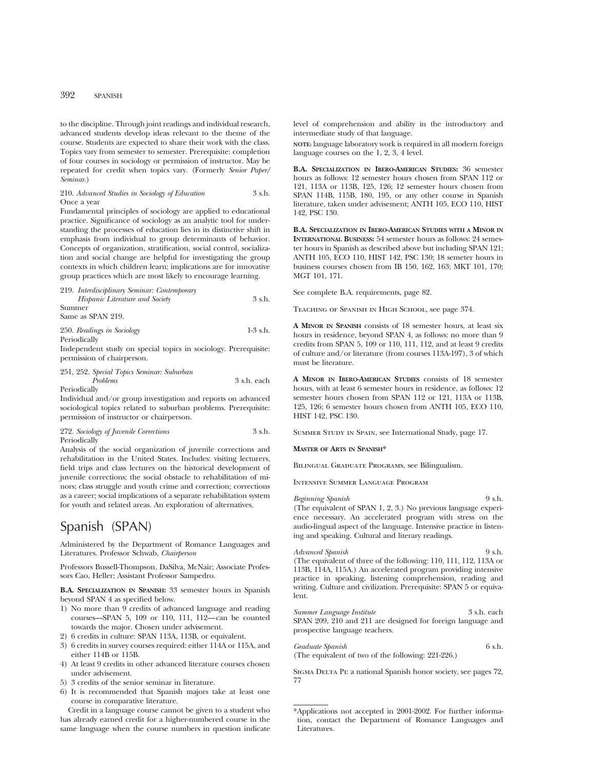to the discipline. Through joint readings and individual research, advanced students develop ideas relevant to the theme of the course. Students are expected to share their work with the class. Topics vary from semester to semester. Prerequisite: completion of four courses in sociology or permission of instructor. May be repeated for credit when topics vary. (Formerly *Senior Paper/Seminar.*)

210. *Advanced Studies in Sociology of Education* 3 s.h.
Once a year
Fundamental principles of sociology are applied to educational practice. Significance of sociology as an analytic tool for understanding the processes of education lies in its distinctive shift in emphasis from individual to group determinants of behavior. Concepts of organization, stratification, social control, socialization and social change are helpful for investigating the group contexts in which children learn; implications are for innovative group practices which are most likely to encourage learning.

219. *Interdisciplinary Seminar: Contemporary Hispanic Literature and Society* 3 s.h.
Summer
Same as SPAN 219.

250. *Readings in Sociology* 1-3 s.h.
Periodically
Independent study on special topics in sociology. Prerequisite: permission of chairperson.

251, 252. *Special Topics Seminar: Suburban Problems* 3 s.h. each
Periodically
Individual and/or group investigation and reports on advanced sociological topics related to suburban problems. Prerequisite: permission of instructor or chairperson.

272. *Sociology of Juvenile Corrections* 3 s.h.
Periodically
Analysis of the social organization of juvenile corrections and rehabilitation in the United States. Includes: visiting lecturers, field trips and class lectures on the historical development of juvenile corrections; the social obstacle to rehabilitation of minors; class struggle and youth crime and correction; corrections as a career; social implications of a separate rehabilitation system for youth and related areas. An exploration of alternatives.

# Spanish (SPAN)

Administered by the Department of Romance Languages and Literatures. Professor Schwab, *Chairperson*

Professors Bussell-Thompson, DaSilva, McNair; Associate Professors Cao, Heller; Assistant Professor Sampedro.

**B.A. Specialization in Spanish:** 33 semester hours in Spanish beyond SPAN 4 as specified below.

1) No more than 9 credits of advanced language and reading courses—SPAN 5, 109 or 110, 111, 112—can be counted towards the major. Chosen under advisement.
2) 6 credits in culture: SPAN 113A, 113B, or equivalent.
3) 6 credits in survey courses required: either 114A or 115A, and either 114B or 115B.
4) At least 9 credits in other advanced literature courses chosen under advisement.
5) 3 credits of the senior seminar in literature.
6) It is recommended that Spanish majors take at least one course in comparative literature.

Credit in a language course cannot be given to a student who has already earned credit for a higher-numbered course in the same language when the course numbers in question indicate level of comprehension and ability in the introductory and intermediate study of that language.

**note:** language laboratory work is required in all modern foreign language courses on the 1, 2, 3, 4 level.

**B.A. Specialization in Ibero-American Studies:** 36 semester hours as follows: 12 semester hours chosen from SPAN 112 or 121, 113A or 113B, 125, 126; 12 semester hours chosen from SPAN 114B, 115B, 180, 195, or any other course in Spanish literature, taken under advisement; ANTH 105, ECO 110, HIST 142, PSC 130.

**B.A. Specialization in Ibero-American Studies with a Minor in International Business:** 54 semester hours as follows: 24 semester hours in Spanish as described above but including SPAN 121; ANTH 105, ECO 110, HIST 142, PSC 130; 18 semeter hours in business courses chosen from IB 150, 162, 163; MKT 101, 170; MGT 101, 171.

See complete B.A. requirements, page 82.

Teaching of Spanish in High School, see page 374.

**A Minor in Spanish** consists of 18 semester hours, at least six hours in residence, beyond SPAN 4, as follows: no more than 9 credits from SPAN 5, 109 or 110, 111, 112, and at least 9 credits of culture and/or literature (from courses 113A-197), 3 of which must be literature.

**A Minor in Ibero-American Studies** consists of 18 semester hours, with at least 6 semester hours in residence, as follows: 12 semester hours chosen from SPAN 112 or 121, 113A or 113B, 125, 126; 6 semester hours chosen from ANTH 105, ECO 110, HIST 142, PSC 130.

Summer Study in Spain, see International Study, page 17.

**Master of Arts in Spanish***

Bilingual Graduate Programs, see Bilingualism.

Intensive Summer Language Program

*Beginning Spanish* 9 s.h.
(The equivalent of SPAN 1, 2, 3.) No previous language experience necessary. An accelerated program with stress on the audio-lingual aspect of the language. Intensive practice in listening and speaking. Cultural and literary readings.

*Advanced Spanish* 9 s.h.
(The equivalent of three of the following: 110, 111, 112, 113A or 113B, 114A, 115A.) An accelerated program providing intensive practice in speaking, listening comprehension, reading and writing. Culture and civilization. Prerequisite: SPAN 5 or equivalent.

*Summer Language Institute* 3 s.h. each
SPAN 209, 210 and 211 are designed for foreign language and prospective language teachers.

*Graduate Spanish* 6 s.h.
(The equivalent of two of the following: 221-226.)

Sigma Delta Pi: a national Spanish honor society, see pages 72, 77

*Applications not accepted in 2001-2002. For further information, contact the Department of Romance Languages and Literatures.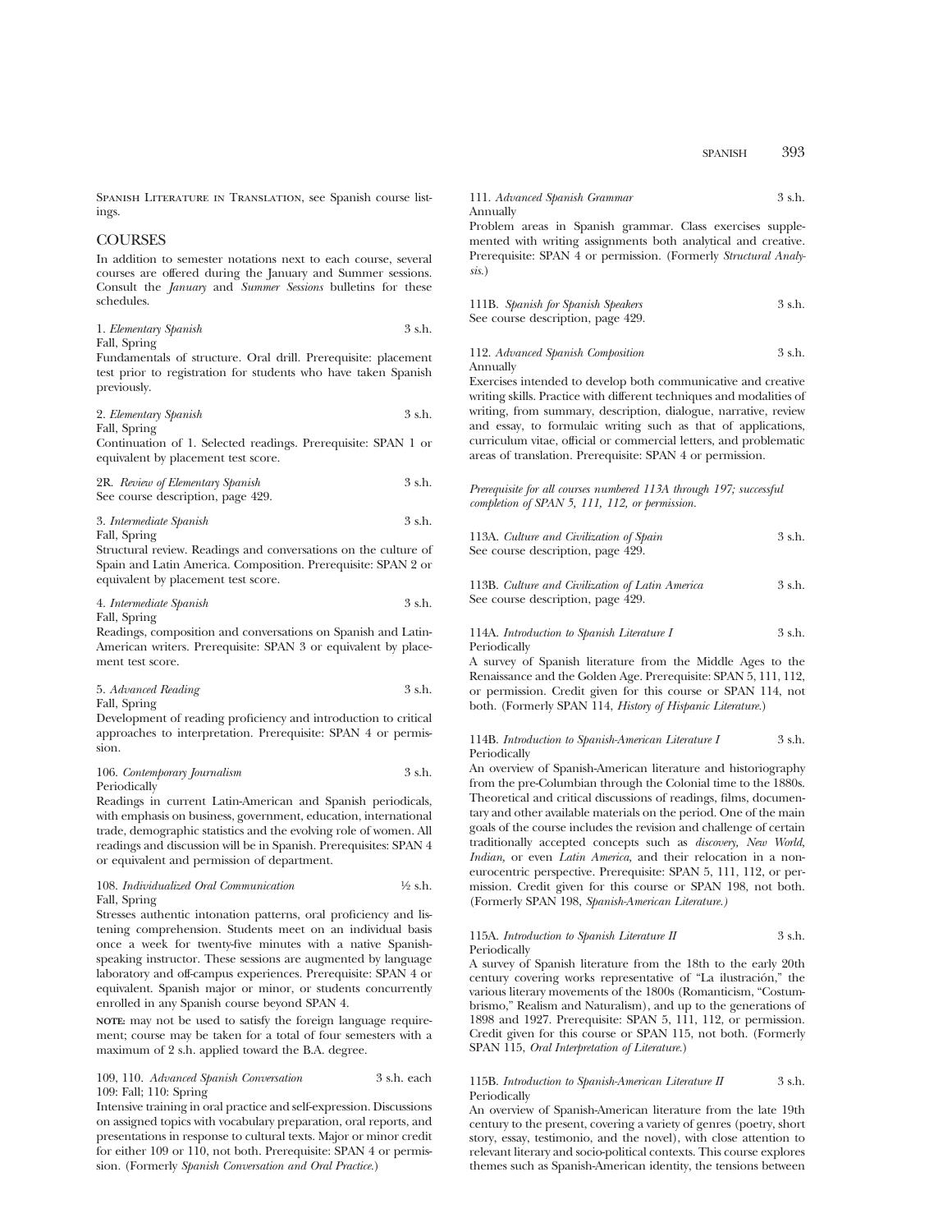Spanish Literature in Translation, see Spanish course listings.

## COURSES

In addition to semester notations next to each course, several courses are offered during the January and Summer sessions. Consult the *January* and *Summer Sessions* bulletins for these schedules.

1. *Elementary Spanish* 3 s.h.
Fall, Spring
Fundamentals of structure. Oral drill. Prerequisite: placement test prior to registration for students who have taken Spanish previously.

2. *Elementary Spanish* 3 s.h.
Fall, Spring
Continuation of 1. Selected readings. Prerequisite: SPAN 1 or equivalent by placement test score.

2R. *Review of Elementary Spanish* 3 s.h.
See course description, page 429.

3. *Intermediate Spanish* 3 s.h.
Fall, Spring
Structural review. Readings and conversations on the culture of Spain and Latin America. Composition. Prerequisite: SPAN 2 or equivalent by placement test score.

4. *Intermediate Spanish* 3 s.h.
Fall, Spring
Readings, composition and conversations on Spanish and Latin-American writers. Prerequisite: SPAN 3 or equivalent by placement test score.

5. *Advanced Reading* 3 s.h.
Fall, Spring
Development of reading proficiency and introduction to critical approaches to interpretation. Prerequisite: SPAN 4 or permission.

106. *Contemporary Journalism* 3 s.h.
Periodically
Readings in current Latin-American and Spanish periodicals, with emphasis on business, government, education, international trade, demographic statistics and the evolving role of women. All readings and discussion will be in Spanish. Prerequisites: SPAN 4 or equivalent and permission of department.

108. *Individualized Oral Communication* ½ s.h.
Fall, Spring
Stresses authentic intonation patterns, oral proficiency and listening comprehension. Students meet on an individual basis once a week for twenty-five minutes with a native Spanish-speaking instructor. These sessions are augmented by language laboratory and off-campus experiences. Prerequisite: SPAN 4 or equivalent. Spanish major or minor, or students concurrently enrolled in any Spanish course beyond SPAN 4.

**note:** may not be used to satisfy the foreign language requirement; course may be taken for a total of four semesters with a maximum of 2 s.h. applied toward the B.A. degree.

109, 110. *Advanced Spanish Conversation* 3 s.h. each
109: Fall; 110: Spring
Intensive training in oral practice and self-expression. Discussions on assigned topics with vocabulary preparation, oral reports, and presentations in response to cultural texts. Major or minor credit for either 109 or 110, not both. Prerequisite: SPAN 4 or permission. (Formerly *Spanish Conversation and Oral Practice.*)

111. *Advanced Spanish Grammar* 3 s.h.
Annually
Problem areas in Spanish grammar. Class exercises supplemented with writing assignments both analytical and creative. Prerequisite: SPAN 4 or permission. (Formerly *Structural Analysis.*)

111B. *Spanish for Spanish Speakers* 3 s.h.
See course description, page 429.

112. *Advanced Spanish Composition* 3 s.h.
Annually
Exercises intended to develop both communicative and creative writing skills. Practice with different techniques and modalities of writing, from summary, description, dialogue, narrative, review and essay, to formulaic writing such as that of applications, curriculum vitae, official or commercial letters, and problematic areas of translation. Prerequisite: SPAN 4 or permission.

*Prerequisite for all courses numbered 113A through 197; successful completion of SPAN 5, 111, 112, or permission.*

113A. *Culture and Civilization of Spain* 3 s.h.
See course description, page 429.

113B. *Culture and Civilization of Latin America* 3 s.h.
See course description, page 429.

114A. *Introduction to Spanish Literature I* 3 s.h.
Periodically
A survey of Spanish literature from the Middle Ages to the Renaissance and the Golden Age. Prerequisite: SPAN 5, 111, 112, or permission. Credit given for this course or SPAN 114, not both. (Formerly SPAN 114, *History of Hispanic Literature.*)

114B. *Introduction to Spanish-American Literature I* 3 s.h.
Periodically
An overview of Spanish-American literature and historiography from the pre-Columbian through the Colonial time to the 1880s. Theoretical and critical discussions of readings, films, documentary and other available materials on the period. One of the main goals of the course includes the revision and challenge of certain traditionally accepted concepts such as *discovery, New World, Indian,* or even *Latin America,* and their relocation in a non-eurocentric perspective. Prerequisite: SPAN 5, 111, 112, or permission. Credit given for this course or SPAN 198, not both. (Formerly SPAN 198, *Spanish-American Literature.)*

115A. *Introduction to Spanish Literature II* 3 s.h.
Periodically
A survey of Spanish literature from the 18th to the early 20th century covering works representative of "La ilustración," the various literary movements of the 1800s (Romanticism, "Costumbrismo," Realism and Naturalism), and up to the generations of 1898 and 1927. Prerequisite: SPAN 5, 111, 112, or permission. Credit given for this course or SPAN 115, not both. (Formerly SPAN 115, *Oral Interpretation of Literature.*)

115B. *Introduction to Spanish-American Literature II* 3 s.h.
Periodically
An overview of Spanish-American literature from the late 19th century to the present, covering a variety of genres (poetry, short story, essay, testimonio, and the novel), with close attention to relevant literary and socio-political contexts. This course explores themes such as Spanish-American identity, the tensions between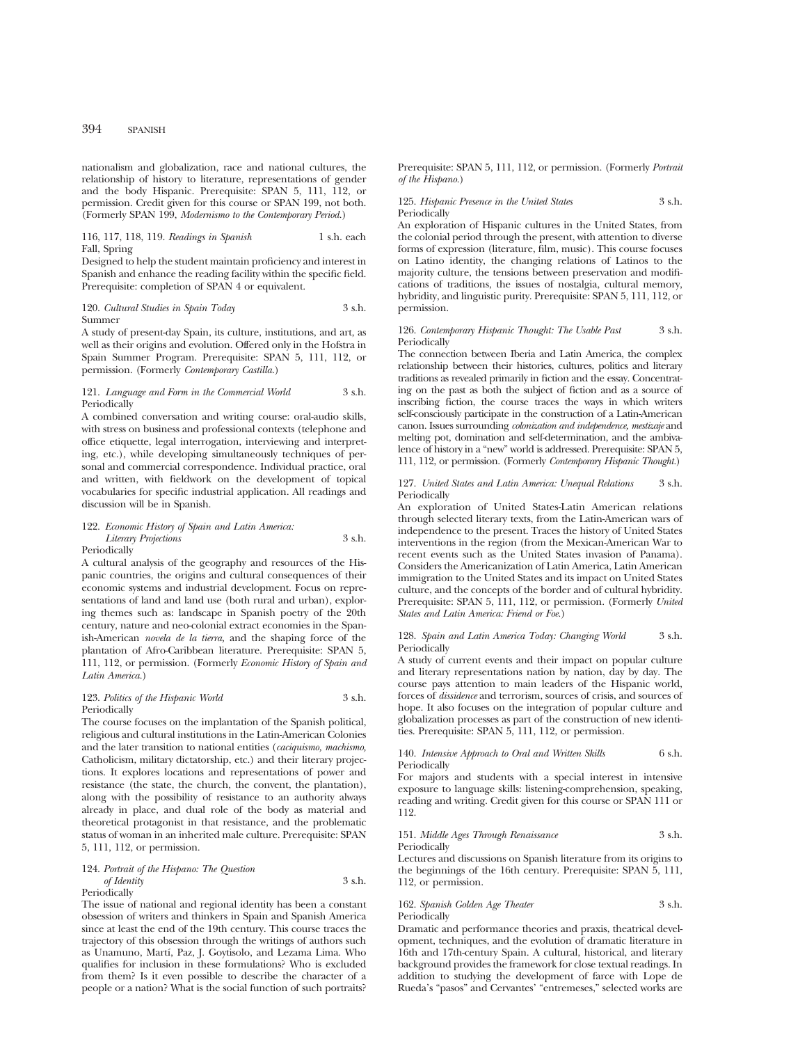nationalism and globalization, race and national cultures, the relationship of history to literature, representations of gender and the body Hispanic. Prerequisite: SPAN 5, 111, 112, or permission. Credit given for this course or SPAN 199, not both. (Formerly SPAN 199, *Modernismo to the Contemporary Period.*)

116, 117, 118, 119. *Readings in Spanish* 1 s.h. each
Fall, Spring
Designed to help the student maintain proficiency and interest in Spanish and enhance the reading facility within the specific field. Prerequisite: completion of SPAN 4 or equivalent.

120. *Cultural Studies in Spain Today* 3 s.h.
Summer
A study of present-day Spain, its culture, institutions, and art, as well as their origins and evolution. Offered only in the Hofstra in Spain Summer Program. Prerequisite: SPAN 5, 111, 112, or permission. (Formerly *Contemporary Castilla.*)

121. *Language and Form in the Commercial World* 3 s.h.
Periodically
A combined conversation and writing course: oral-audio skills, with stress on business and professional contexts (telephone and office etiquette, legal interrogation, interviewing and interpreting, etc.), while developing simultaneously techniques of personal and commercial correspondence. Individual practice, oral and written, with fieldwork on the development of topical vocabularies for specific industrial application. All readings and discussion will be in Spanish.

122. *Economic History of Spain and Latin America: Literary Projections* 3 s.h.
Periodically
A cultural analysis of the geography and resources of the Hispanic countries, the origins and cultural consequences of their economic systems and industrial development. Focus on representations of land and land use (both rural and urban), exploring themes such as: landscape in Spanish poetry of the 20th century, nature and neo-colonial extract economies in the Spanish-American *novela de la tierra*, and the shaping force of the plantation of Afro-Caribbean literature. Prerequisite: SPAN 5, 111, 112, or permission. (Formerly *Economic History of Spain and Latin America.*)

123. *Politics of the Hispanic World* 3 s.h.
Periodically
The course focuses on the implantation of the Spanish political, religious and cultural institutions in the Latin-American Colonies and the later transition to national entities (*caciquismo, machismo,* Catholicism, military dictatorship, etc.) and their literary projections. It explores locations and representations of power and resistance (the state, the church, the convent, the plantation), along with the possibility of resistance to an authority always already in place, and dual role of the body as material and theoretical protagonist in that resistance, and the problematic status of woman in an inherited male culture. Prerequisite: SPAN 5, 111, 112, or permission.

124. *Portrait of the Hispano: The Question of Identity* 3 s.h.
Periodically
The issue of national and regional identity has been a constant obsession of writers and thinkers in Spain and Spanish America since at least the end of the 19th century. This course traces the trajectory of this obsession through the writings of authors such as Unamuno, Martí, Paz, J. Goytisolo, and Lezama Lima. Who qualifies for inclusion in these formulations? Who is excluded from them? Is it even possible to describe the character of a people or a nation? What is the social function of such portraits? Prerequisite: SPAN 5, 111, 112, or permission. (Formerly *Portrait of the Hispano.*)

125. *Hispanic Presence in the United States* 3 s.h.
Periodically
An exploration of Hispanic cultures in the United States, from the colonial period through the present, with attention to diverse forms of expression (literature, film, music). This course focuses on Latino identity, the changing relations of Latinos to the majority culture, the tensions between preservation and modifications of traditions, the issues of nostalgia, cultural memory, hybridity, and linguistic purity. Prerequisite: SPAN 5, 111, 112, or permission.

126. *Contemporary Hispanic Thought: The Usable Past* 3 s.h.
Periodically
The connection between Iberia and Latin America, the complex relationship between their histories, cultures, politics and literary traditions as revealed primarily in fiction and the essay. Concentrating on the past as both the subject of fiction and as a source of inscribing fiction, the course traces the ways in which writers self-consciously participate in the construction of a Latin-American canon. Issues surrounding *colonization and independence, mestizaje* and melting pot, domination and self-determination, and the ambivalence of history in a "new" world is addressed. Prerequisite: SPAN 5, 111, 112, or permission. (Formerly *Contemporary Hispanic Thought.*)

127. *United States and Latin America: Unequal Relations* 3 s.h.
Periodically
An exploration of United States-Latin American relations through selected literary texts, from the Latin-American wars of independence to the present. Traces the history of United States interventions in the region (from the Mexican-American War to recent events such as the United States invasion of Panama). Considers the Americanization of Latin America, Latin American immigration to the United States and its impact on United States culture, and the concepts of the border and of cultural hybridity. Prerequisite: SPAN 5, 111, 112, or permission. (Formerly *United States and Latin America: Friend or Foe.*)

128. *Spain and Latin America Today: Changing World* 3 s.h.
Periodically
A study of current events and their impact on popular culture and literary representations nation by nation, day by day. The course pays attention to main leaders of the Hispanic world, forces of *dissidence* and terrorism, sources of crisis, and sources of hope. It also focuses on the integration of popular culture and globalization processes as part of the construction of new identities. Prerequisite: SPAN 5, 111, 112, or permission.

140. *Intensive Approach to Oral and Written Skills* 6 s.h.
Periodically
For majors and students with a special interest in intensive exposure to language skills: listening-comprehension, speaking, reading and writing. Credit given for this course or SPAN 111 or 112.

151. *Middle Ages Through Renaissance* 3 s.h.
Periodically
Lectures and discussions on Spanish literature from its origins to the beginnings of the 16th century. Prerequisite: SPAN 5, 111, 112, or permission.

162. *Spanish Golden Age Theater* 3 s.h.
Periodically
Dramatic and performance theories and praxis, theatrical development, techniques, and the evolution of dramatic literature in 16th and 17th-century Spain. A cultural, historical, and literary background provides the framework for close textual readings. In addition to studying the development of farce with Lope de Rueda's "pasos" and Cervantes' "entremeses," selected works are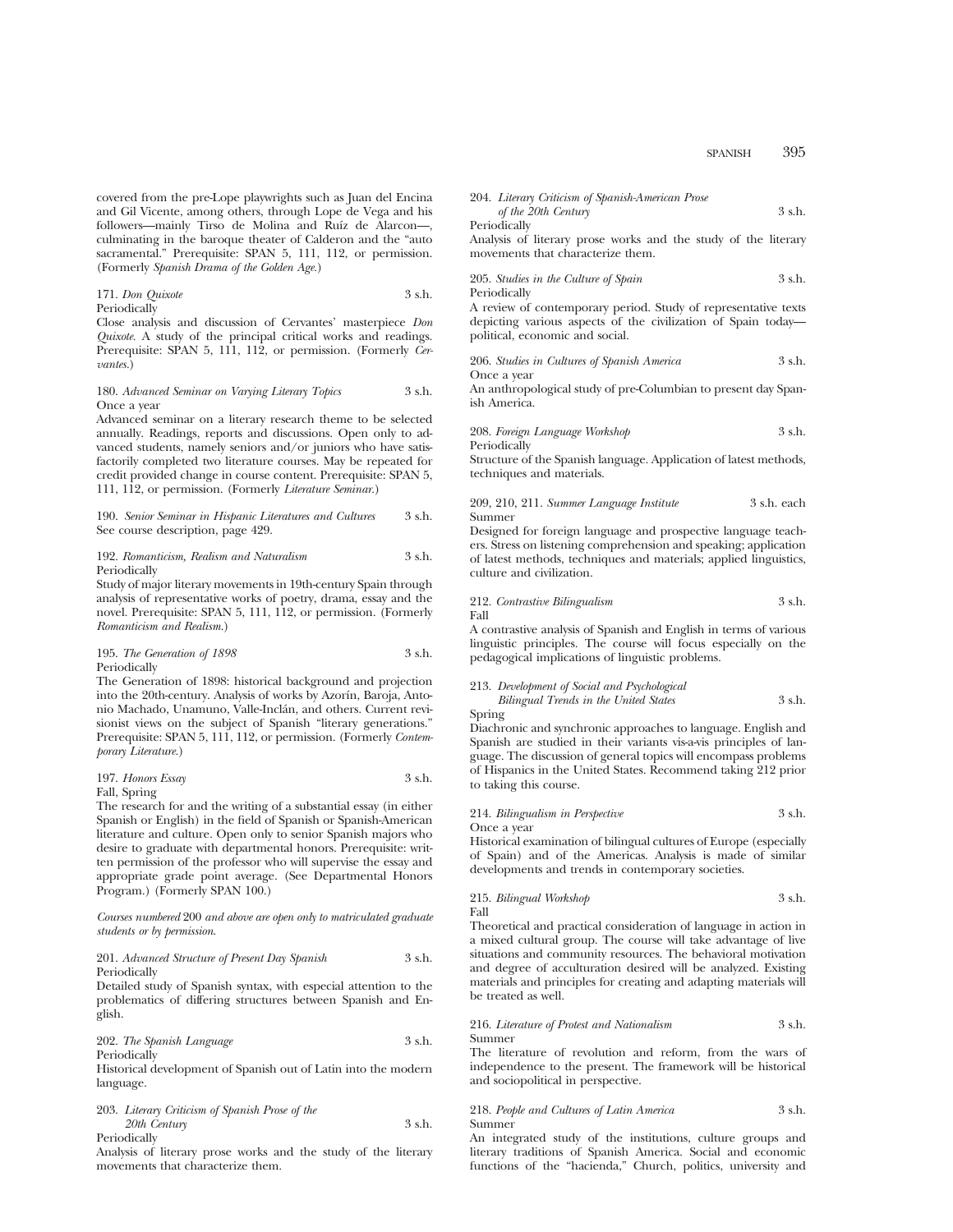covered from the pre-Lope playwrights such as Juan del Encina and Gil Vicente, among others, through Lope de Vega and his followers—mainly Tirso de Molina and Ruíz de Alarcon—, culminating in the baroque theater of Calderon and the "auto sacramental." Prerequisite: SPAN 5, 111, 112, or permission. (Formerly *Spanish Drama of the Golden Age.*)

171. *Don Quixote* 3 s.h.
Periodically
Close analysis and discussion of Cervantes' masterpiece *Don Quixote*. A study of the principal critical works and readings. Prerequisite: SPAN 5, 111, 112, or permission. (Formerly *Cervantes.*)

180. *Advanced Seminar on Varying Literary Topics* 3 s.h.
Once a year
Advanced seminar on a literary research theme to be selected annually. Readings, reports and discussions. Open only to advanced students, namely seniors and/or juniors who have satisfactorily completed two literature courses. May be repeated for credit provided change in course content. Prerequisite: SPAN 5, 111, 112, or permission. (Formerly *Literature Seminar.*)

190. *Senior Seminar in Hispanic Literatures and Cultures* 3 s.h.
See course description, page 429.

192. *Romanticism, Realism and Naturalism* 3 s.h.
Periodically
Study of major literary movements in 19th-century Spain through analysis of representative works of poetry, drama, essay and the novel. Prerequisite: SPAN 5, 111, 112, or permission. (Formerly *Romanticism and Realism.*)

195. *The Generation of 1898* 3 s.h.
Periodically
The Generation of 1898: historical background and projection into the 20th-century. Analysis of works by Azorín, Baroja, Antonio Machado, Unamuno, Valle-Inclán, and others. Current revisionist views on the subject of Spanish "literary generations." Prerequisite: SPAN 5, 111, 112, or permission. (Formerly *Contemporary Literature.*)

197. *Honors Essay* 3 s.h.
Fall, Spring
The research for and the writing of a substantial essay (in either Spanish or English) in the field of Spanish or Spanish-American literature and culture. Open only to senior Spanish majors who desire to graduate with departmental honors. Prerequisite: written permission of the professor who will supervise the essay and appropriate grade point average. (See Departmental Honors Program.) (Formerly SPAN 100.)

*Courses numbered* 200 *and above are open only to matriculated graduate students or by permission.*

201. *Advanced Structure of Present Day Spanish* 3 s.h.
Periodically
Detailed study of Spanish syntax, with especial attention to the problematics of differing structures between Spanish and English.

202. *The Spanish Language* 3 s.h.
Periodically
Historical development of Spanish out of Latin into the modern language.

203. *Literary Criticism of Spanish Prose of the 20th Century* 3 s.h.
Periodically
Analysis of literary prose works and the study of the literary movements that characterize them.

204. *Literary Criticism of Spanish-American Prose of the 20th Century* 3 s.h.
Periodically
Analysis of literary prose works and the study of the literary movements that characterize them.

205. *Studies in the Culture of Spain* 3 s.h.
Periodically
A review of contemporary period. Study of representative texts depicting various aspects of the civilization of Spain today—political, economic and social.

206. *Studies in Cultures of Spanish America* 3 s.h.
Once a year
An anthropological study of pre-Columbian to present day Spanish America.

208. *Foreign Language Workshop* 3 s.h.
Periodically
Structure of the Spanish language. Application of latest methods, techniques and materials.

209, 210, 211. *Summer Language Institute* 3 s.h. each
Summer
Designed for foreign language and prospective language teachers. Stress on listening comprehension and speaking; application of latest methods, techniques and materials; applied linguistics, culture and civilization.

212. *Contrastive Bilingualism* 3 s.h.
Fall
A contrastive analysis of Spanish and English in terms of various linguistic principles. The course will focus especially on the pedagogical implications of linguistic problems.

213. *Development of Social and Psychological Bilingual Trends in the United States* 3 s.h.
Spring
Diachronic and synchronic approaches to language. English and Spanish are studied in their variants vis-a-vis principles of language. The discussion of general topics will encompass problems of Hispanics in the United States. Recommend taking 212 prior to taking this course.

214. *Bilingualism in Perspective* 3 s.h.
Once a year
Historical examination of bilingual cultures of Europe (especially of Spain) and of the Americas. Analysis is made of similar developments and trends in contemporary societies.

215. *Bilingual Workshop* 3 s.h.
Fall
Theoretical and practical consideration of language in action in a mixed cultural group. The course will take advantage of live situations and community resources. The behavioral motivation and degree of acculturation desired will be analyzed. Existing materials and principles for creating and adapting materials will be treated as well.

216. *Literature of Protest and Nationalism* 3 s.h.
Summer
The literature of revolution and reform, from the wars of independence to the present. The framework will be historical and sociopolitical in perspective.

218. *People and Cultures of Latin America* 3 s.h.
Summer
An integrated study of the institutions, culture groups and literary traditions of Spanish America. Social and economic functions of the "hacienda," Church, politics, university and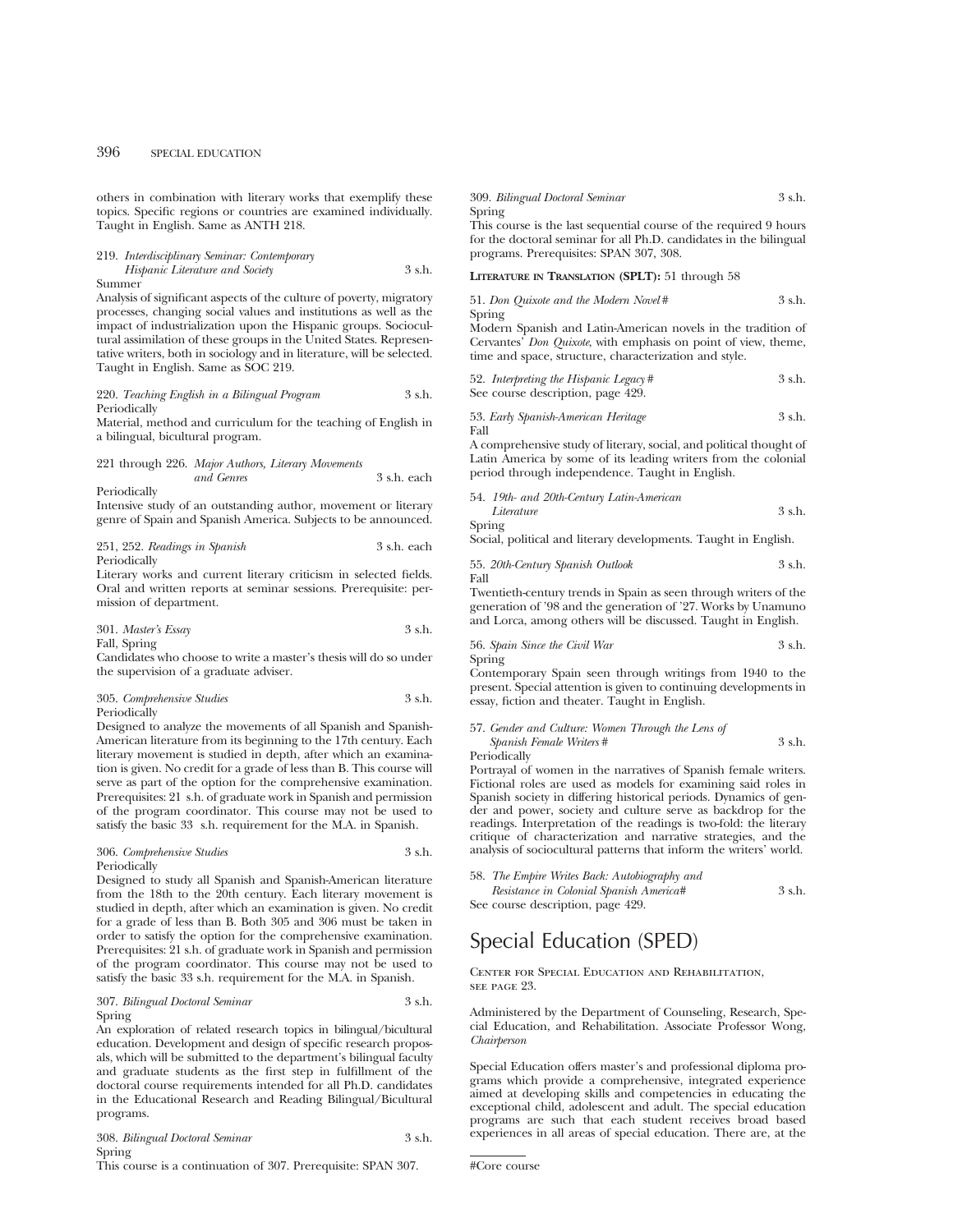others in combination with literary works that exemplify these topics. Specific regions or countries are examined individually. Taught in English. Same as ANTH 218.

219. *Interdisciplinary Seminar: Contemporary Hispanic Literature and Society* 3 s.h.
Summer
Analysis of significant aspects of the culture of poverty, migratory processes, changing social values and institutions as well as the impact of industrialization upon the Hispanic groups. Sociocultural assimilation of these groups in the United States. Representative writers, both in sociology and in literature, will be selected. Taught in English. Same as SOC 219.

220. *Teaching English in a Bilingual Program* 3 s.h.
Periodically
Material, method and curriculum for the teaching of English in a bilingual, bicultural program.

221 through 226. *Major Authors, Literary Movements and Genres* 3 s.h. each
Periodically
Intensive study of an outstanding author, movement or literary genre of Spain and Spanish America. Subjects to be announced.

251, 252. *Readings in Spanish* 3 s.h. each
Periodically
Literary works and current literary criticism in selected fields. Oral and written reports at seminar sessions. Prerequisite: permission of department.

301. *Master's Essay* 3 s.h.
Fall, Spring
Candidates who choose to write a master's thesis will do so under the supervision of a graduate adviser.

305. *Comprehensive Studies* 3 s.h.
Periodically
Designed to analyze the movements of all Spanish and Spanish-American literature from its beginning to the 17th century. Each literary movement is studied in depth, after which an examination is given. No credit for a grade of less than B. This course will serve as part of the option for the comprehensive examination. Prerequisites: 21 s.h. of graduate work in Spanish and permission of the program coordinator. This course may not be used to satisfy the basic 33 s.h. requirement for the M.A. in Spanish.

306. *Comprehensive Studies* 3 s.h.
Periodically
Designed to study all Spanish and Spanish-American literature from the 18th to the 20th century. Each literary movement is studied in depth, after which an examination is given. No credit for a grade of less than B. Both 305 and 306 must be taken in order to satisfy the option for the comprehensive examination. Prerequisites: 21 s.h. of graduate work in Spanish and permission of the program coordinator. This course may not be used to satisfy the basic 33 s.h. requirement for the M.A. in Spanish.

307. *Bilingual Doctoral Seminar* 3 s.h.
Spring
An exploration of related research topics in bilingual/bicultural education. Development and design of specific research proposals, which will be submitted to the department's bilingual faculty and graduate students as the first step in fulfillment of the doctoral course requirements intended for all Ph.D. candidates in the Educational Research and Reading Bilingual/Bicultural programs.

308. *Bilingual Doctoral Seminar* 3 s.h.
Spring
This course is a continuation of 307. Prerequisite: SPAN 307.

309. *Bilingual Doctoral Seminar* 3 s.h.
Spring
This course is the last sequential course of the required 9 hours for the doctoral seminar for all Ph.D. candidates in the bilingual programs. Prerequisites: SPAN 307, 308.

**Literature in Translation (SPLT):** 51 through 58

51. *Don Quixote and the Modern Novel* # 3 s.h.
Spring
Modern Spanish and Latin-American novels in the tradition of Cervantes' *Don Quixote*, with emphasis on point of view, theme, time and space, structure, characterization and style.

52. *Interpreting the Hispanic Legacy* # 3 s.h.
See course description, page 429.

53. *Early Spanish-American Heritage* 3 s.h.
Fall
A comprehensive study of literary, social, and political thought of Latin America by some of its leading writers from the colonial period through independence. Taught in English.

54. *19th- and 20th-Century Latin-American Literature* 3 s.h.
Spring
Social, political and literary developments. Taught in English.

55. *20th-Century Spanish Outlook* 3 s.h.
Fall
Twentieth-century trends in Spain as seen through writers of the generation of '98 and the generation of '27. Works by Unamuno and Lorca, among others will be discussed. Taught in English.

56. *Spain Since the Civil War* 3 s.h.
Spring
Contemporary Spain seen through writings from 1940 to the present. Special attention is given to continuing developments in essay, fiction and theater. Taught in English.

57. *Gender and Culture: Women Through the Lens of Spanish Female Writers* # 3 s.h.
Periodically
Portrayal of women in the narratives of Spanish female writers. Fictional roles are used as models for examining said roles in Spanish society in differing historical periods. Dynamics of gender and power, society and culture serve as backdrop for the readings. Interpretation of the readings is two-fold: the literary critique of characterization and narrative strategies, and the analysis of sociocultural patterns that inform the writers' world.

58. *The Empire Writes Back: Autobiography and Resistance in Colonial Spanish America*# 3 s.h.
See course description, page 429.

# Special Education (SPED)

Center for Special Education and Rehabilitation, see page 23.

Administered by the Department of Counseling, Research, Special Education, and Rehabilitation. Associate Professor Wong, *Chairperson*

Special Education offers master's and professional diploma programs which provide a comprehensive, integrated experience aimed at developing skills and competencies in educating the exceptional child, adolescent and adult. The special education programs are such that each student receives broad based experiences in all areas of special education. There are, at the

#Core course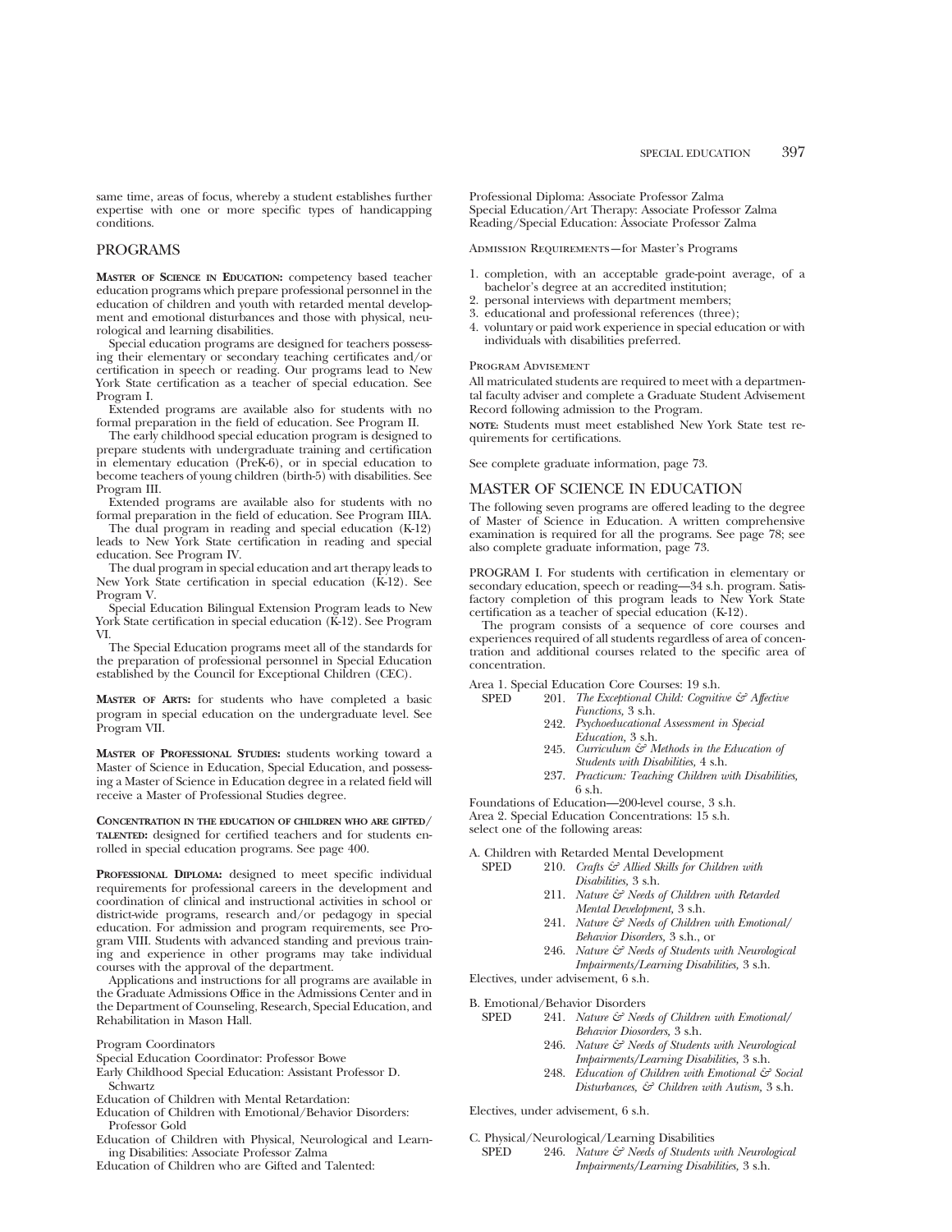same time, areas of focus, whereby a student establishes further expertise with one or more specific types of handicapping conditions.

## PROGRAMS

**Master of Science in Education:** competency based teacher education programs which prepare professional personnel in the education of children and youth with retarded mental development and emotional disturbances and those with physical, neurological and learning disabilities.

Special education programs are designed for teachers possessing their elementary or secondary teaching certificates and/or certification in speech or reading. Our programs lead to New York State certification as a teacher of special education. See Program I.

Extended programs are available also for students with no formal preparation in the field of education. See Program II.

The early childhood special education program is designed to prepare students with undergraduate training and certification in elementary education (PreK-6), or in special education to become teachers of young children (birth-5) with disabilities. See Program III.

Extended programs are available also for students with no formal preparation in the field of education. See Program IIIA.

The dual program in reading and special education (K-12) leads to New York State certification in reading and special education. See Program IV.

The dual program in special education and art therapy leads to New York State certification in special education (K-12). See Program V.

Special Education Bilingual Extension Program leads to New York State certification in special education (K-12). See Program VI.

The Special Education programs meet all of the standards for the preparation of professional personnel in Special Education established by the Council for Exceptional Children (CEC).

**Master of Arts:** for students who have completed a basic program in special education on the undergraduate level. See Program VII.

**Master of Professional Studies:** students working toward a Master of Science in Education, Special Education, and possessing a Master of Science in Education degree in a related field will receive a Master of Professional Studies degree.

**Concentration in the education of children who are gifted/talented:** designed for certified teachers and for students enrolled in special education programs. See page 400.

**Professional Diploma:** designed to meet specific individual requirements for professional careers in the development and coordination of clinical and instructional activities in school or district-wide programs, research and/or pedagogy in special education. For admission and program requirements, see Program VIII. Students with advanced standing and previous training and experience in other programs may take individual courses with the approval of the department.

Applications and instructions for all programs are available in the Graduate Admissions Office in the Admissions Center and in the Department of Counseling, Research, Special Education, and Rehabilitation in Mason Hall.

Program Coordinators

Special Education Coordinator: Professor Bowe

Early Childhood Special Education: Assistant Professor D. Schwartz

Education of Children with Mental Retardation:

Education of Children with Emotional/Behavior Disorders: Professor Gold

Education of Children with Physical, Neurological and Learning Disabilities: Associate Professor Zalma

Education of Children who are Gifted and Talented:

Professional Diploma: Associate Professor Zalma

Special Education/Art Therapy: Associate Professor Zalma

Reading/Special Education: Associate Professor Zalma

Admission Requirements—for Master's Programs

1. completion, with an acceptable grade-point average, of a bachelor's degree at an accredited institution;
2. personal interviews with department members;
3. educational and professional references (three);
4. voluntary or paid work experience in special education or with individuals with disabilities preferred.

Program Advisement

All matriculated students are required to meet with a departmental faculty adviser and complete a Graduate Student Advisement Record following admission to the Program.

**note:** Students must meet established New York State test requirements for certifications.

See complete graduate information, page 73.

## MASTER OF SCIENCE IN EDUCATION

The following seven programs are offered leading to the degree of Master of Science in Education. A written comprehensive examination is required for all the programs. See page 78; see also complete graduate information, page 73.

PROGRAM I. For students with certification in elementary or secondary education, speech or reading—34 s.h. program. Satisfactory completion of this program leads to New York State certification as a teacher of special education (K-12).

The program consists of a sequence of core courses and experiences required of all students regardless of area of concentration and additional courses related to the specific area of concentration.

Area 1. Special Education Core Courses: 19 s.h.

SPED 201. *The Exceptional Child: Cognitive & Affective Functions,* 3 s.h.
242. *Psychoeducational Assessment in Special Education,* 3 s.h.
245. *Curriculum & Methods in the Education of Students with Disabilities,* 4 s.h.
237. *Practicum: Teaching Children with Disabilities,* 6 s.h.

Foundations of Education—200-level course, 3 s.h.

Area 2. Special Education Concentrations: 15 s.h. select one of the following areas:

A. Children with Retarded Mental Development

SPED 210. *Crafts & Allied Skills for Children with Disabilities,* 3 s.h.
211. *Nature & Needs of Children with Retarded Mental Development,* 3 s.h.
241. *Nature & Needs of Children with Emotional/Behavior Disorders,* 3 s.h., or
246. *Nature & Needs of Students with Neurological Impairments/Learning Disabilities,* 3 s.h.

Electives, under advisement, 6 s.h.

B. Emotional/Behavior Disorders

SPED 241. *Nature & Needs of Children with Emotional/Behavior Diosorders,* 3 s.h.
246. *Nature & Needs of Students with Neurological Impairments/Learning Disabilities,* 3 s.h.
248. *Education of Children with Emotional & Social Disturbances, & Children with Autism,* 3 s.h.

Electives, under advisement, 6 s.h.

C. Physical/Neurological/Learning Disabilities

SPED 246. *Nature & Needs of Students with Neurological Impairments/Learning Disabilities,* 3 s.h.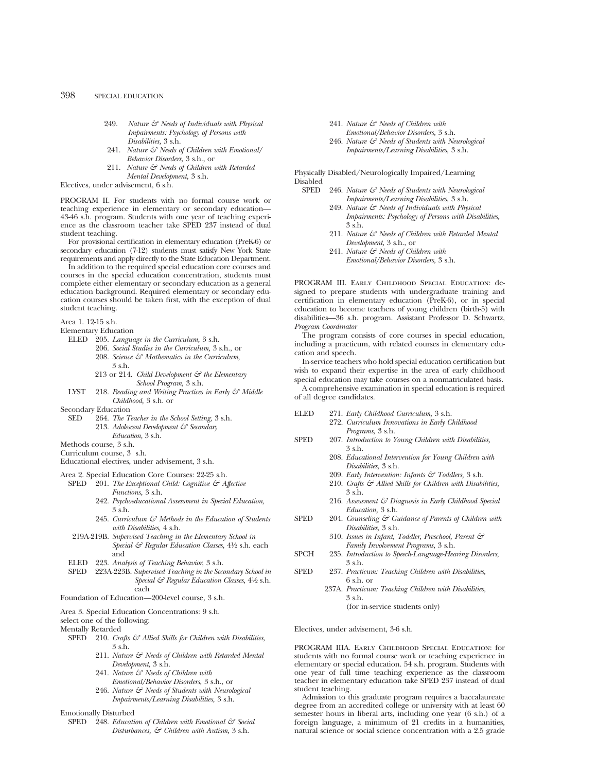249. *Nature & Needs of Individuals with Physical Impairments: Psychology of Persons with Disabilities,* 3 s.h.
241. *Nature & Needs of Children with Emotional/Behavior Disorders,* 3 s.h., or
211. *Nature & Needs of Children with Retarded Mental Development,* 3 s.h.

Electives, under advisement, 6 s.h.

PROGRAM II. For students with no formal course work or teaching experience in elementary or secondary education—43-46 s.h. program. Students with one year of teaching experience as the classroom teacher take SPED 237 instead of dual student teaching.

For provisional certification in elementary education (PreK-6) or secondary education (7-12) students must satisfy New York State requirements and apply directly to the State Education Department.

In addition to the required special education core courses and courses in the special education concentration, students must complete either elementary or secondary education as a general education background. Required elementary or secondary education courses should be taken first, with the exception of dual student teaching.

Area 1. 12-15 s.h.

Elementary Education

ELED 205. *Language in the Curriculum,* 3 s.h.
206. *Social Studies in the Curriculum,* 3 s.h., or
208. *Science & Mathematics in the Curriculum,* 3 s.h.
213 or 214. *Child Development & the Elementary School Program,* 3 s.h.

LYST 218. *Reading and Writing Practices in Early & Middle Childhood,* 3 s.h. or

Secondary Education

SED 264. *The Teacher in the School Setting,* 3 s.h.
213. *Adolescent Development & Secondary Education,* 3 s.h.

Methods course, 3 s.h.

Curriculum course, 3 s.h.

Educational electives, under advisement, 3 s.h.

Area 2. Special Education Core Courses: 22-25 s.h.

SPED 201. *The Exceptional Child: Cognitive & Affective Functions,* 3 s.h.
242. *Psychoeducational Assessment in Special Education,* 3 s.h.
245. *Curriculum & Methods in the Education of Students with Disabilities,* 4 s.h.
219A-219B. *Supervised Teaching in the Elementary School in Special & Regular Education Classes,* 4½ s.h. each and

ELED 223. *Analysis of Teaching Behavior,* 3 s.h.

SPED 223A-223B. *Supervised Teaching in the Secondary School in Special & Regular Education Classes,* 4½ s.h. each

Foundation of Education—200-level course, 3 s.h.

Area 3. Special Education Concentrations: 9 s.h.

select one of the following:

Mentally Retarded

SPED 210. *Crafts & Allied Skills for Children with Disabilities,* 3 s.h.
211. *Nature & Needs of Children with Retarded Mental Development,* 3 s.h.
241. *Nature & Needs of Children with Emotional/Behavior Disorders,* 3 s.h., or
246. *Nature & Needs of Students with Neurological Impairments/Learning Disabilities,* 3 s.h.

Emotionally Disturbed

SPED 248. *Education of Children with Emotional & Social Disturbances, & Children with Autism,* 3 s.h.
241. *Nature & Needs of Children with Emotional/Behavior Disorders,* 3 s.h.
246. *Nature & Needs of Students with Neurological Impairments/Learning Disabilities,* 3 s.h.

Physically Disabled/Neurologically Impaired/Learning Disabled

SPED 246. *Nature & Needs of Students with Neurological Impairments/Learning Disabilities,* 3 s.h.
249. *Nature & Needs of Individuals with Physical Impairments: Psychology of Persons with Disabilities,* 3 s.h.
211. *Nature & Needs of Children with Retarded Mental Development,* 3 s.h., or
241. *Nature & Needs of Children with Emotional/Behavior Disorders,* 3 s.h.

PROGRAM III. Early Childhood Special Education: designed to prepare students with undergraduate training and certification in elementary education (PreK-6), or in special education to become teachers of young children (birth-5) with disabilities—36 s.h. program. Assistant Professor D. Schwartz, *Program Coordinator*

The program consists of core courses in special education, including a practicum, with related courses in elementary education and speech.

In-service teachers who hold special education certification but wish to expand their expertise in the area of early childhood special education may take courses on a nonmatriculated basis.

A comprehensive examination in special education is required of all degree candidates.

ELED 271. *Early Childhood Curriculum,* 3 s.h.
272. *Curriculum Innovations in Early Childhood Programs,* 3 s.h.

SPED 207. *Introduction to Young Children with Disabilities,* 3 s.h.
208. *Educational Intervention for Young Children with Disabilities,* 3 s.h.
209. *Early Intervention: Infants & Toddlers,* 3 s.h.
210. *Crafts & Allied Skills for Children with Disabilities,* 3 s.h.
216. *Assessment & Diagnosis in Early Childhood Special Education,* 3 s.h.

SPED 204. *Counseling & Guidance of Parents of Children with Disabilities,* 3 s.h.
310. *Issues in Infant, Toddler, Preschool, Parent & Family Involvement Programs,* 3 s.h.

SPCH 235. *Introduction to Speech-Language-Hearing Disorders,* 3 s.h.

SPED 237. *Practicum: Teaching Children with Disabilities,* 6 s.h. or
237A. *Practicum: Teaching Children with Disabilities,* 3 s.h. (for in-service students only)

Electives, under advisement, 3-6 s.h.

PROGRAM IIIA. Early Childhood Special Education: for students with no formal course work or teaching experience in elementary or special education. 54 s.h. program. Students with one year of full time teaching experience as the classroom teacher in elementary education take SPED 237 instead of dual student teaching.

Admission to this graduate program requires a baccalaureate degree from an accredited college or university with at least 60 semester hours in liberal arts, including one year (6 s.h.) of a foreign language, a minimum of 21 credits in a humanities, natural science or social science concentration with a 2.5 grade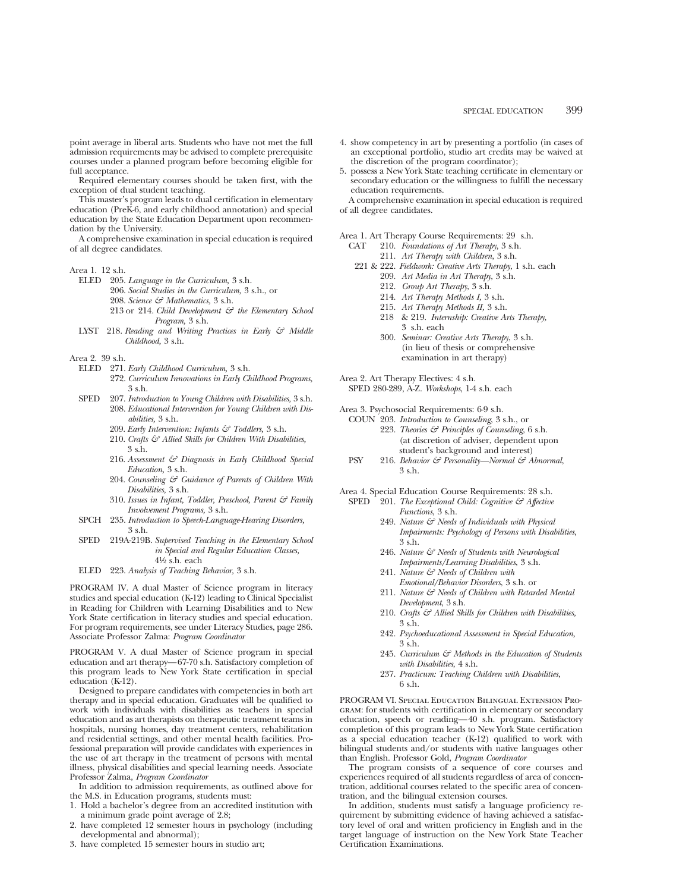point average in liberal arts. Students who have not met the full admission requirements may be advised to complete prerequisite courses under a planned program before becoming eligible for full acceptance.

Required elementary courses should be taken first, with the exception of dual student teaching.

This master's program leads to dual certification in elementary education (PreK-6, and early childhood annotation) and special education by the State Education Department upon recommendation by the University.

A comprehensive examination in special education is required of all degree candidates.

Area 1. 12 s.h.

- ELED 205. *Language in the Curriculum,* 3 s.h.
  - 206. *Social Studies in the Curriculum,* 3 s.h., or
  - 208. *Science & Mathematics,* 3 s.h.
  - 213 or 214. *Child Development & the Elementary School Program,* 3 s.h.
- LYST 218. *Reading and Writing Practices in Early & Middle Childhood,* 3 s.h.

Area 2. 39 s.h.

- ELED 271. *Early Childhood Curriculum,* 3 s.h.
  - 272. *Curriculum Innovations in Early Childhood Programs,* 3 s.h.
- SPED 207. *Introduction to Young Children with Disabilities,* 3 s.h.
  - 208. *Educational Intervention for Young Children with Disabilities,* 3 s.h.
  - 209. *Early Intervention: Infants & Toddlers,* 3 s.h.
  - 210. *Crafts & Allied Skills for Children With Disabilities,* 3 s.h.
  - 216. *Assessment & Diagnosis in Early Childhood Special Education,* 3 s.h.
  - 204. *Counseling & Guidance of Parents of Children With Disabilities,* 3 s.h.
  - 310. *Issues in Infant, Toddler, Preschool, Parent & Family Involvement Programs,* 3 s.h.
- SPCH 235. *Introduction to Speech-Language-Hearing Disorders,* 3 s.h.
- SPED 219A-219B. *Supervised Teaching in the Elementary School in Special and Regular Education Classes,* 4½ s.h. each
- ELED 223. *Analysis of Teaching Behavior,* 3 s.h.

PROGRAM IV. A dual Master of Science program in literacy studies and special education (K-12) leading to Clinical Specialist in Reading for Children with Learning Disabilities and to New York State certification in literacy studies and special education. For program requirements, see under Literacy Studies, page 286. Associate Professor Zalma: *Program Coordinator*

PROGRAM V. A dual Master of Science program in special education and art therapy—67-70 s.h. Satisfactory completion of this program leads to New York State certification in special education (K-12).

Designed to prepare candidates with competencies in both art therapy and in special education. Graduates will be qualified to work with individuals with disabilities as teachers in special education and as art therapists on therapeutic treatment teams in hospitals, nursing homes, day treatment centers, rehabilitation and residential settings, and other mental health facilities. Professional preparation will provide candidates with experiences in the use of art therapy in the treatment of persons with mental illness, physical disabilities and special learning needs. Associate Professor Zalma, *Program Coordinator*

In addition to admission requirements, as outlined above for the M.S. in Education programs, students must:

1. Hold a bachelor's degree from an accredited institution with a minimum grade point average of 2.8;
2. have completed 12 semester hours in psychology (including developmental and abnormal);
3. have completed 15 semester hours in studio art;
4. show competency in art by presenting a portfolio (in cases of an exceptional portfolio, studio art credits may be waived at the discretion of the program coordinator);
5. possess a New York State teaching certificate in elementary or secondary education or the willingness to fulfill the necessary education requirements.

A comprehensive examination in special education is required of all degree candidates.

Area 1. Art Therapy Course Requirements: 29 s.h.

- CAT 210. *Foundations of Art Therapy*, 3 s.h.
  - 211. *Art Therapy with Children*, 3 s.h.
  - 221 & 222. *Fieldwork: Creative Arts Therapy*, 1 s.h. each
  - 209. *Art Media in Art Therapy*, 3 s.h.
  - 212. *Group Art Therapy*, 3 s.h.
  - 214. *Art Therapy Methods I*, 3 s.h.
  - 215. *Art Therapy Methods II,* 3 s.h.
  - 218 & 219. *Internship: Creative Arts Therapy,* 3 s.h. each
  - 300. *Seminar: Creative Arts Therapy*, 3 s.h. (in lieu of thesis or comprehensive examination in art therapy)

Area 2. Art Therapy Electives: 4 s.h.

- SPED 280-289, A-Z. *Workshops*, 1-4 s.h. each

Area 3. Psychosocial Requirements: 6-9 s.h.

- COUN 203. *Introduction to Counseling*, 3 s.h., or
  - 223. *Theories & Principles of Counseling*, 6 s.h. (at discretion of adviser, dependent upon student's background and interest)
- PSY 216. *Behavior & Personality—Normal & Abnormal*, 3 s.h.

Area 4. Special Education Course Requirements: 28 s.h.

- SPED 201. *The Exceptional Child: Cognitive & Affective Functions*, 3 s.h.
  - 249. *Nature & Needs of Individuals with Physical Impairments: Psychology of Persons with Disabilities*, 3 s.h.
  - 246. *Nature & Needs of Students with Neurological Impairments/Learning Disabilities*, 3 s.h.
  - 241. *Nature & Needs of Children with Emotional/Behavior Disorders*, 3 s.h. or
  - 211. *Nature & Needs of Children with Retarded Mental Development*, 3 s.h.
  - 210. *Crafts & Allied Skills for Children with Disabilities,* 3 s.h.
  - 242. *Psychoeducational Assessment in Special Education,* 3 s.h.
  - 245. *Curriculum & Methods in the Education of Students with Disabilities*, 4 s.h.
  - 237. *Practicum: Teaching Children with Disabilities*, 6 s.h.

PROGRAM VI. Special Education Bilingual Extension Program: for students with certification in elementary or secondary education, speech or reading—40 s.h. program. Satisfactory completion of this program leads to New York State certification as a special education teacher (K-12) qualified to work with bilingual students and/or students with native languages other than English. Professor Gold, *Program Coordinator*

The program consists of a sequence of core courses and experiences required of all students regardless of area of concentration, additional courses related to the specific area of concentration, and the bilingual extension courses.

In addition, students must satisfy a language proficiency requirement by submitting evidence of having achieved a satisfactory level of oral and written proficiency in English and in the target language of instruction on the New York State Teacher Certification Examinations.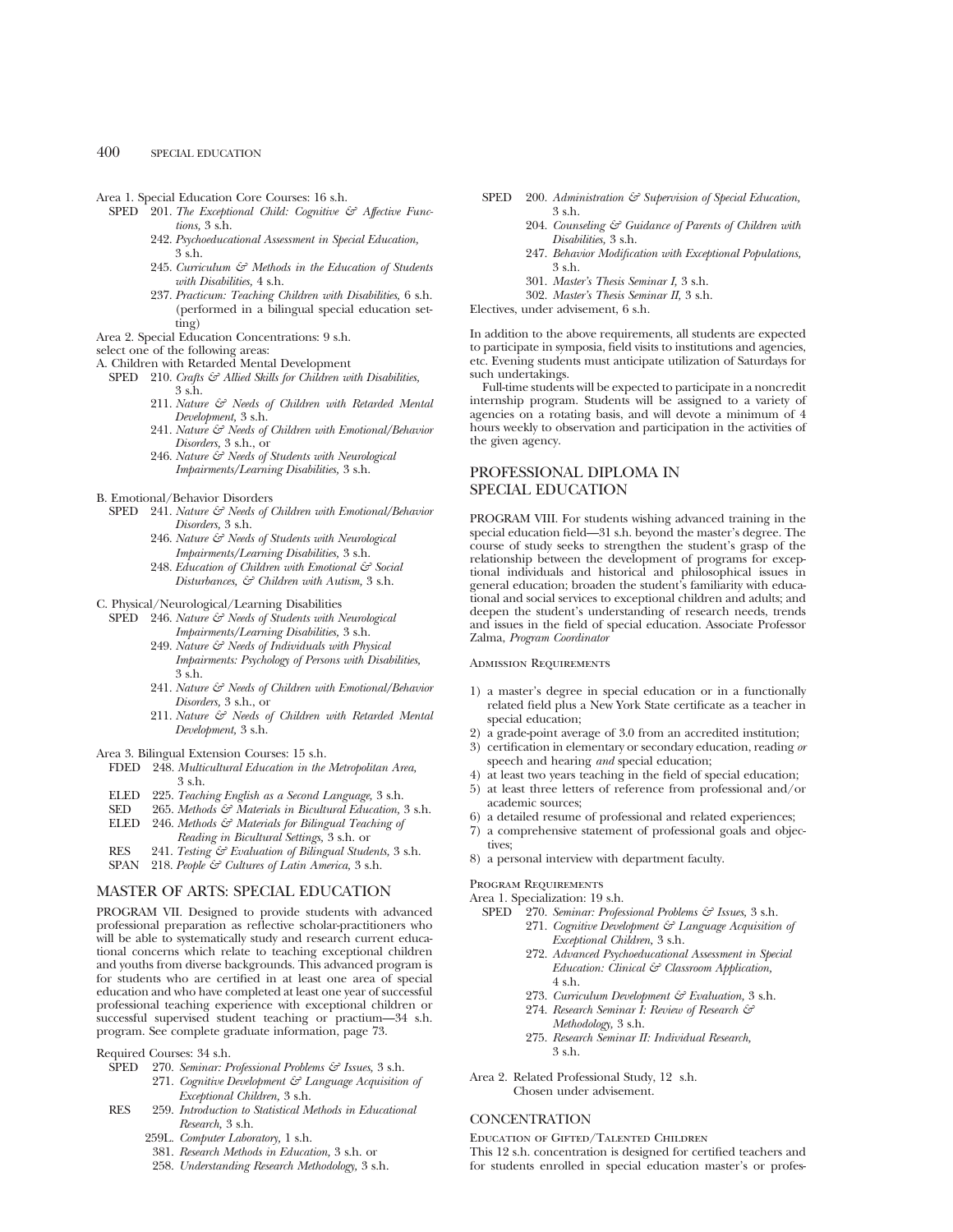Area 1. Special Education Core Courses: 16 s.h.

- SPED 201. *The Exceptional Child: Cognitive & Affective Functions,* 3 s.h.
- 242. *Psychoeducational Assessment in Special Education,* 3 s.h.
- 245. *Curriculum & Methods in the Education of Students with Disabilities,* 4 s.h.
- 237. *Practicum: Teaching Children with Disabilities,* 6 s.h. (performed in a bilingual special education setting)

Area 2. Special Education Concentrations: 9 s.h.
select one of the following areas:

A. Children with Retarded Mental Development

- SPED 210. *Crafts & Allied Skills for Children with Disabilities,* 3 s.h.
- 211. *Nature & Needs of Children with Retarded Mental Development,* 3 s.h.
- 241. *Nature & Needs of Children with Emotional/Behavior Disorders,* 3 s.h., or
- 246. *Nature & Needs of Students with Neurological Impairments/Learning Disabilities,* 3 s.h.

B. Emotional/Behavior Disorders

- SPED 241. *Nature & Needs of Children with Emotional/Behavior Disorders,* 3 s.h.
- 246. *Nature & Needs of Students with Neurological Impairments/Learning Disabilities,* 3 s.h.
- 248. *Education of Children with Emotional & Social Disturbances, & Children with Autism,* 3 s.h.

C. Physical/Neurological/Learning Disabilities

- SPED 246. *Nature & Needs of Students with Neurological Impairments/Learning Disabilities,* 3 s.h.
- 249. *Nature & Needs of Individuals with Physical Impairments: Psychology of Persons with Disabilities,* 3 s.h.
- 241. *Nature & Needs of Children with Emotional/Behavior Disorders,* 3 s.h., or
- 211. *Nature & Needs of Children with Retarded Mental Development,* 3 s.h.

Area 3. Bilingual Extension Courses: 15 s.h.

- FDED 248. *Multicultural Education in the Metropolitan Area,* 3 s.h.
- ELED 225. *Teaching English as a Second Language,* 3 s.h.
- SED 265. *Methods & Materials in Bicultural Education,* 3 s.h.
- ELED 246. *Methods & Materials for Bilingual Teaching of Reading in Bicultural Settings,* 3 s.h. or
- RES 241. *Testing & Evaluation of Bilingual Students,* 3 s.h.
- SPAN 218. *People & Cultures of Latin America,* 3 s.h.

## MASTER OF ARTS: SPECIAL EDUCATION

PROGRAM VII. Designed to provide students with advanced professional preparation as reflective scholar-practitioners who will be able to systematically study and research current educational concerns which relate to teaching exceptional children and youths from diverse backgrounds. This advanced program is for students who are certified in at least one area of special education and who have completed at least one year of successful professional teaching experience with exceptional children or successful supervised student teaching or practium—34 s.h. program. See complete graduate information, page 73.

Required Courses: 34 s.h.

- SPED 270. *Seminar: Professional Problems & Issues,* 3 s.h.
- 271. *Cognitive Development & Language Acquisition of Exceptional Children,* 3 s.h.
- RES 259. *Introduction to Statistical Methods in Educational Research,* 3 s.h.
- 259L. *Computer Laboratory,* 1 s.h.
- 381. *Research Methods in Education,* 3 s.h. or
- 258. *Understanding Research Methodology,* 3 s.h.
- SPED 200. *Administration & Supervision of Special Education,* 3 s.h.
- 204. *Counseling & Guidance of Parents of Children with Disabilities,* 3 s.h.
- 247. *Behavior Modification with Exceptional Populations,* 3 s.h.
- 301. *Master's Thesis Seminar I,* 3 s.h.
- 302. *Master's Thesis Seminar II,* 3 s.h.

Electives, under advisement, 6 s.h.

In addition to the above requirements, all students are expected to participate in symposia, field visits to institutions and agencies, etc. Evening students must anticipate utilization of Saturdays for such undertakings.

Full-time students will be expected to participate in a noncredit internship program. Students will be assigned to a variety of agencies on a rotating basis, and will devote a minimum of 4 hours weekly to observation and participation in the activities of the given agency.

## PROFESSIONAL DIPLOMA IN SPECIAL EDUCATION

PROGRAM VIII. For students wishing advanced training in the special education field—31 s.h. beyond the master's degree. The course of study seeks to strengthen the student's grasp of the relationship between the development of programs for exceptional individuals and historical and philosophical issues in general education; broaden the student's familiarity with educational and social services to exceptional children and adults; and deepen the student's understanding of research needs, trends and issues in the field of special education. Associate Professor Zalma, *Program Coordinator*

### Admission Requirements

1) a master's degree in special education or in a functionally related field plus a New York State certificate as a teacher in special education;
2) a grade-point average of 3.0 from an accredited institution;
3) certification in elementary or secondary education, reading *or* speech and hearing *and* special education;
4) at least two years teaching in the field of special education;
5) at least three letters of reference from professional and/or academic sources;
6) a detailed resume of professional and related experiences;
7) a comprehensive statement of professional goals and objectives;
8) a personal interview with department faculty.

### Program Requirements

Area 1. Specialization: 19 s.h.

- SPED 270. *Seminar: Professional Problems & Issues,* 3 s.h.
- 271. *Cognitive Development & Language Acquisition of Exceptional Children,* 3 s.h.
- 272. *Advanced Psychoeducational Assessment in Special Education: Clinical & Classroom Application,* 4 s.h.
- 273. *Curriculum Development & Evaluation,* 3 s.h.
- 274. *Research Seminar I: Review of Research & Methodology,* 3 s.h.
- 275. *Research Seminar II: Individual Research,* 3 s.h.

Area 2. Related Professional Study, 12 s.h.
Chosen under advisement.

## CONCENTRATION

### Education of Gifted/Talented Children

This 12 s.h. concentration is designed for certified teachers and for students enrolled in special education master's or profes-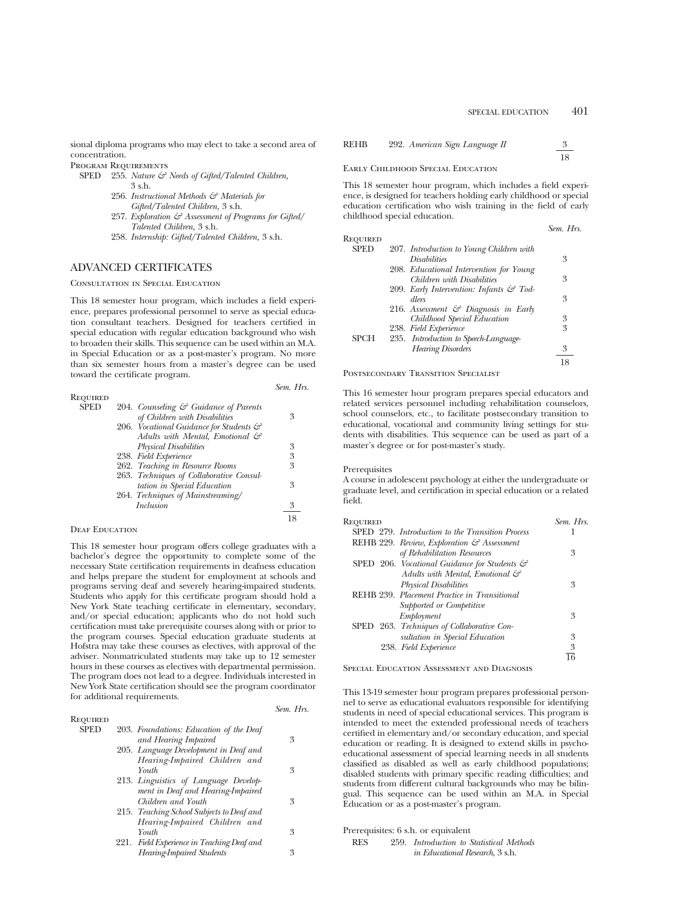sional diploma programs who may elect to take a second area of concentration.

Program Requirements

SPED 255. *Nature & Needs of Gifted/Talented Children,* 3 s.h.
256. *Instructional Methods & Materials for Gifted/Talented Children,* 3 s.h.
257. *Exploration & Assessment of Programs for Gifted/Talented Children,* 3 s.h.
258. *Internship: Gifted/Talented Children,* 3 s.h.

## ADVANCED CERTIFICATES

### Consultation in Special Education

This 18 semester hour program, which includes a field experience, prepares professional personnel to serve as special education consultant teachers. Designed for teachers certified in special education with regular education background who wish to broaden their skills. This sequence can be used within an M.A. in Special Education or as a post-master's program. No more than six semester hours from a master's degree can be used toward the certificate program.

| Required | | Sem. Hrs. |
|---|---|---|
| SPED | 204. *Counseling & Guidance of Parents of Children with Disabilities* | 3 |
| | 206. *Vocational Guidance for Students & Adults with Mental, Emotional & Physical Disabilities* | 3 |
| | 238. *Field Experience* | 3 |
| | 262. *Teaching in Resource Rooms* | 3 |
| | 263. *Techniques of Collaborative Consultation in Special Education* | 3 |
| | 264. *Techniques of Mainstreaming/Inclusion* | 3 |
| | | 18 |

### Deaf Education

This 18 semester hour program offers college graduates with a bachelor's degree the opportunity to complete some of the necessary State certification requirements in deafness education and helps prepare the student for employment at schools and programs serving deaf and severely hearing-impaired students. Students who apply for this certificate program should hold a New York State teaching certificate in elementary, secondary, and/or special education; applicants who do not hold such certification must take prerequisite courses along with or prior to the program courses. Special education graduate students at Hofstra may take these courses as electives, with approval of the adviser. Nonmatriculated students may take up to 12 semester hours in these courses as electives with departmental permission. The program does not lead to a degree. Individuals interested in New York State certification should see the program coordinator for additional requirements.

| Required | | Sem. Hrs. |
|---|---|---|
| SPED | 203. *Foundations: Education of the Deaf and Hearing Impaired* | 3 |
| | 205. *Language Development in Deaf and Hearing-Impaired Children and Youth* | 3 |
| | 213. *Linguistics of Language Development in Deaf and Hearing-Impaired Children and Youth* | 3 |
| | 215. *Teaching School Subjects to Deaf and Hearing-Impaired Children and Youth* | 3 |
| | 221. *Field Experience in Teaching Deaf and Hearing-Impaired Students* | 3 |
| REHB | 292. *American Sign Language II* | 3 |
| | | 18 |

### Early Childhood Special Education

This 18 semester hour program, which includes a field experience, is designed for teachers holding early childhood or special education certification who wish training in the field of early childhood special education.

| Required | | Sem. Hrs. |
|---|---|---|
| SPED | 207. *Introduction to Young Children with Disabilities* | 3 |
| | 208. *Educational Intervention for Young Children with Disabilities* | 3 |
| | 209. *Early Intervention: Infants & Toddlers* | 3 |
| | 216. *Assessment & Diagnosis in Early Childhood Special Education* | 3 |
| | 238. *Field Experience* | 3 |
| SPCH | 235. *Introduction to Speech-Language-Hearing Disorders* | 3 |
| | | 18 |

### Postsecondary Transition Specialist

This 16 semester hour program prepares special educators and related services personnel including rehabilitation counselors, school counselors, etc., to facilitate postsecondary transition to educational, vocational and community living settings for students with disabilities. This sequence can be used as part of a master's degree or for post-master's study.

Prerequisites

A course in adolescent psychology at either the undergraduate or graduate level, and certification in special education or a related field.

| Required | Sem. Hrs. |
|---|---|
| SPED 279. *Introduction to the Transition Process* | 1 |
| REHB 229. *Review, Exploration & Assessment of Rehabilitation Resources* | 3 |
| SPED 206. *Vocational Guidance for Students & Adults with Mental, Emotional & Physical Disabilities* | 3 |
| REHB 239. *Placement Practice in Transitional Supported or Competitive Employment* | 3 |
| SPED 263. *Techniques of Collaborative Consultation in Special Education* | 3 |
| 238. *Field Experience* | 3 |
| | 16 |

### Special Education Assessment and Diagnosis

This 13-19 semester hour program prepares professional personnel to serve as educational evaluators responsible for identifying students in need of special educational services. This program is intended to meet the extended professional needs of teachers certified in elementary and/or secondary education, and special education or reading. It is designed to extend skills in psychoeducational assessment of special learning needs in all students classified as disabled as well as early childhood populations; disabled students with primary specific reading difficulties; and students from different cultural backgrounds who may be bilingual. This sequence can be used within an M.A. in Special Education or as a post-master's program.

Prerequisites: 6 s.h. or equivalent

RES 259. *Introduction to Statistical Methods in Educational Research,* 3 s.h.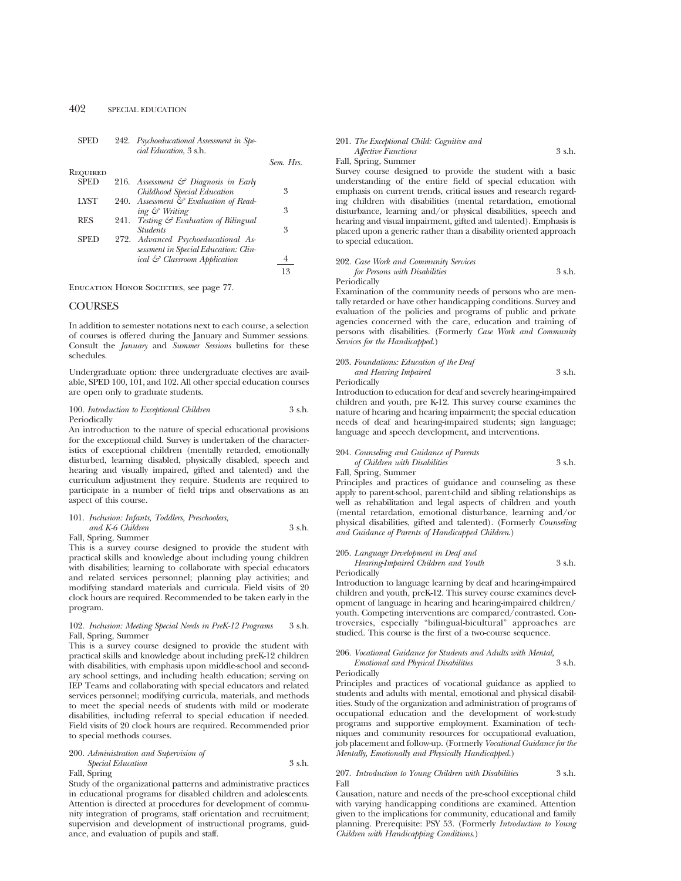SPED 242. *Psychoeducational Assessment in Special Education*, 3 s.h.

| | | | Sem. Hrs. |
|---|---|---|---|
| **Required** | | | |
| SPED | 216. | *Assessment & Diagnosis in Early Childhood Special Education* | 3 |
| LYST | 240. | *Assessment & Evaluation of Reading & Writing* | 3 |
| RES | 241. | *Testing & Evaluation of Bilingual Students* | 3 |
| SPED | 272. | *Advanced Psychoeducational Assessment in Special Education: Clinical & Classroom Application* | 4 |
| | | | 13 |

Education Honor Societies, see page 77.

## COURSES

In addition to semester notations next to each course, a selection of courses is offered during the January and Summer sessions. Consult the *January* and *Summer Sessions* bulletins for these schedules.

Undergraduate option: three undergraduate electives are available, SPED 100, 101, and 102. All other special education courses are open only to graduate students.

**100.** *Introduction to Exceptional Children* 3 s.h.
Periodically

An introduction to the nature of special educational provisions for the exceptional child. Survey is undertaken of the characteristics of exceptional children (mentally retarded, emotionally disturbed, learning disabled, physically disabled, speech and hearing and visually impaired, gifted and talented) and the curriculum adjustment they require. Students are required to participate in a number of field trips and observations as an aspect of this course.

**101.** *Inclusion: Infants, Toddlers, Preschoolers, and K-6 Children* 3 s.h.
Fall, Spring, Summer

This is a survey course designed to provide the student with practical skills and knowledge about including young children with disabilities; learning to collaborate with special educators and related services personnel; planning play activities; and modifying standard materials and curricula. Field visits of 20 clock hours are required. Recommended to be taken early in the program.

**102.** *Inclusion: Meeting Special Needs in PreK-12 Programs* 3 s.h.
Fall, Spring, Summer

This is a survey course designed to provide the student with practical skills and knowledge about including preK-12 children with disabilities, with emphasis upon middle-school and secondary school settings, and including health education; serving on IEP Teams and collaborating with special educators and related services personnel; modifying curricula, materials, and methods to meet the special needs of students with mild or moderate disabilities, including referral to special education if needed. Field visits of 20 clock hours are required. Recommended prior to special methods courses.

**200.** *Administration and Supervision of Special Education* 3 s.h.
Fall, Spring

Study of the organizational patterns and administrative practices in educational programs for disabled children and adolescents. Attention is directed at procedures for development of community integration of programs, staff orientation and recruitment; supervision and development of instructional programs, guidance, and evaluation of pupils and staff.

**201.** *The Exceptional Child: Cognitive and Affective Functions* 3 s.h.
Fall, Spring, Summer

Survey course designed to provide the student with a basic understanding of the entire field of special education with emphasis on current trends, critical issues and research regarding children with disabilities (mental retardation, emotional disturbance, learning and/or physical disabilities, speech and hearing and visual impairment, gifted and talented). Emphasis is placed upon a generic rather than a disability oriented approach to special education.

**202.** *Case Work and Community Services for Persons with Disabilities* 3 s.h.
Periodically

Examination of the community needs of persons who are mentally retarded or have other handicapping conditions. Survey and evaluation of the policies and programs of public and private agencies concerned with the care, education and training of persons with disabilities. (Formerly *Case Work and Community Services for the Handicapped.*)

**203.** *Foundations: Education of the Deaf and Hearing Impaired* 3 s.h.
Periodically

Introduction to education for deaf and severely hearing-impaired children and youth, pre K-12. This survey course examines the nature of hearing and hearing impairment; the special education needs of deaf and hearing-impaired students; sign language; language and speech development, and interventions.

**204.** *Counseling and Guidance of Parents of Children with Disabilities* 3 s.h.
Fall, Spring, Summer

Principles and practices of guidance and counseling as these apply to parent-school, parent-child and sibling relationships as well as rehabilitation and legal aspects of children and youth (mental retardation, emotional disturbance, learning and/or physical disabilities, gifted and talented). (Formerly *Counseling and Guidance of Parents of Handicapped Children.*)

**205.** *Language Development in Deaf and Hearing-Impaired Children and Youth* 3 s.h.
Periodically

Introduction to language learning by deaf and hearing-impaired children and youth, preK-12. This survey course examines development of language in hearing and hearing-impaired children/youth. Competing interventions are compared/contrasted. Controversies, especially "bilingual-bicultural" approaches are studied. This course is the first of a two-course sequence.

**206.** *Vocational Guidance for Students and Adults with Mental, Emotional and Physical Disabilities* 3 s.h.
Periodically

Principles and practices of vocational guidance as applied to students and adults with mental, emotional and physical disabilities. Study of the organization and administration of programs of occupational education and the development of work-study programs and supportive employment. Examination of techniques and community resources for occupational evaluation, job placement and follow-up. (Formerly *Vocational Guidance for the Mentally, Emotionally and Physically Handicapped.*)

**207.** *Introduction to Young Children with Disabilities* 3 s.h.
Fall

Causation, nature and needs of the pre-school exceptional child with varying handicapping conditions are examined. Attention given to the implications for community, educational and family planning. Prerequisite: PSY 53. (Formerly *Introduction to Young Children with Handicapping Conditions.*)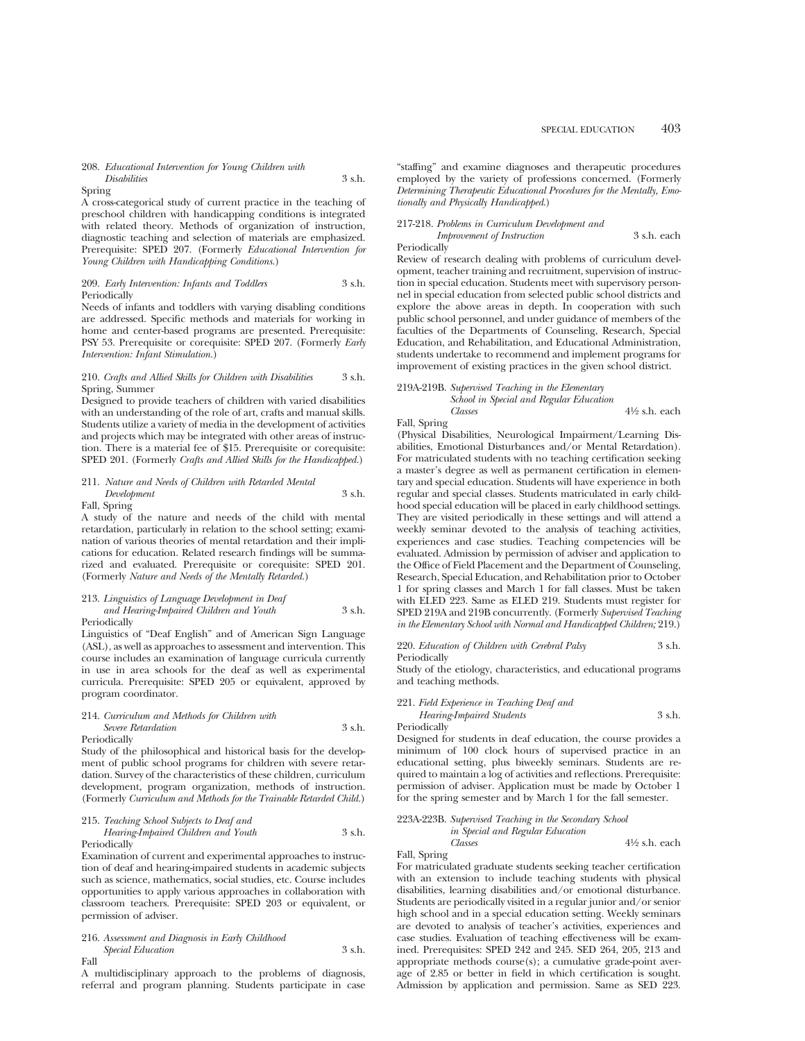208. *Educational Intervention for Young Children with Disabilities* 3 s.h.
Spring

A cross-categorical study of current practice in the teaching of preschool children with handicapping conditions is integrated with related theory. Methods of organization of instruction, diagnostic teaching and selection of materials are emphasized. Prerequisite: SPED 207. (Formerly *Educational Intervention for Young Children with Handicapping Conditions.*)

209. *Early Intervention: Infants and Toddlers* 3 s.h.
Periodically

Needs of infants and toddlers with varying disabling conditions are addressed. Specific methods and materials for working in home and center-based programs are presented. Prerequisite: PSY 53. Prerequisite or corequisite: SPED 207. (Formerly *Early Intervention: Infant Stimulation.*)

210. *Crafts and Allied Skills for Children with Disabilities* 3 s.h.
Spring, Summer

Designed to provide teachers of children with varied disabilities with an understanding of the role of art, crafts and manual skills. Students utilize a variety of media in the development of activities and projects which may be integrated with other areas of instruction. There is a material fee of $15. Prerequisite or corequisite: SPED 201. (Formerly *Crafts and Allied Skills for the Handicapped.*)

211. *Nature and Needs of Children with Retarded Mental Development* 3 s.h.
Fall, Spring

A study of the nature and needs of the child with mental retardation, particularly in relation to the school setting; examination of various theories of mental retardation and their implications for education. Related research findings will be summarized and evaluated. Prerequisite or corequisite: SPED 201. (Formerly *Nature and Needs of the Mentally Retarded.*)

213. *Linguistics of Language Development in Deaf and Hearing-Impaired Children and Youth* 3 s.h.
Periodically

Linguistics of "Deaf English" and of American Sign Language (ASL), as well as approaches to assessment and intervention. This course includes an examination of language curricula currently in use in area schools for the deaf as well as experimental curricula. Prerequisite: SPED 205 or equivalent, approved by program coordinator.

214. *Curriculum and Methods for Children with Severe Retardation* 3 s.h.
Periodically

Study of the philosophical and historical basis for the development of public school programs for children with severe retardation. Survey of the characteristics of these children, curriculum development, program organization, methods of instruction. (Formerly *Curriculum and Methods for the Trainable Retarded Child.*)

215. *Teaching School Subjects to Deaf and Hearing-Impaired Children and Youth* 3 s.h.
Periodically

Examination of current and experimental approaches to instruction of deaf and hearing-impaired students in academic subjects such as science, mathematics, social studies, etc. Course includes opportunities to apply various approaches in collaboration with classroom teachers. Prerequisite: SPED 203 or equivalent, or permission of adviser.

216. *Assessment and Diagnosis in Early Childhood Special Education* 3 s.h.
Fall

A multidisciplinary approach to the problems of diagnosis, referral and program planning. Students participate in case "staffing" and examine diagnoses and therapeutic procedures employed by the variety of professions concerned. (Formerly *Determining Therapeutic Educational Procedures for the Mentally, Emotionally and Physically Handicapped.*)

217-218. *Problems in Curriculum Development and Improvement of Instruction* 3 s.h. each
Periodically

Review of research dealing with problems of curriculum development, teacher training and recruitment, supervision of instruction in special education. Students meet with supervisory personnel in special education from selected public school districts and explore the above areas in depth. In cooperation with such public school personnel, and under guidance of members of the faculties of the Departments of Counseling, Research, Special Education, and Rehabilitation, and Educational Administration, students undertake to recommend and implement programs for improvement of existing practices in the given school district.

219A-219B. *Supervised Teaching in the Elementary School in Special and Regular Education Classes* 4½ s.h. each
Fall, Spring

(Physical Disabilities, Neurological Impairment/Learning Disabilities, Emotional Disturbances and/or Mental Retardation). For matriculated students with no teaching certification seeking a master's degree as well as permanent certification in elementary and special education. Students will have experience in both regular and special classes. Students matriculated in early childhood special education will be placed in early childhood settings. They are visited periodically in these settings and will attend a weekly seminar devoted to the analysis of teaching activities, experiences and case studies. Teaching competencies will be evaluated. Admission by permission of adviser and application to the Office of Field Placement and the Department of Counseling, Research, Special Education, and Rehabilitation prior to October 1 for spring classes and March 1 for fall classes. Must be taken with ELED 223. Same as ELED 219. Students must register for SPED 219A and 219B concurrently. (Formerly *Supervised Teaching in the Elementary School with Normal and Handicapped Children;* 219.)

220. *Education of Children with Cerebral Palsy* 3 s.h.
Periodically

Study of the etiology, characteristics, and educational programs and teaching methods.

221. *Field Experience in Teaching Deaf and Hearing-Impaired Students* 3 s.h.
Periodically

Designed for students in deaf education, the course provides a minimum of 100 clock hours of supervised practice in an educational setting, plus biweekly seminars. Students are required to maintain a log of activities and reflections. Prerequisite: permission of adviser. Application must be made by October 1 for the spring semester and by March 1 for the fall semester.

223A-223B. *Supervised Teaching in the Secondary School in Special and Regular Education Classes* 4½ s.h. each
Fall, Spring

For matriculated graduate students seeking teacher certification with an extension to include teaching students with physical disabilities, learning disabilities and/or emotional disturbance. Students are periodically visited in a regular junior and/or senior high school and in a special education setting. Weekly seminars are devoted to analysis of teacher's activities, experiences and case studies. Evaluation of teaching effectiveness will be examined. Prerequisites: SPED 242 and 245. SED 264, 205, 213 and appropriate methods course(s); a cumulative grade-point average of 2.85 or better in field in which certification is sought. Admission by application and permission. Same as SED 223.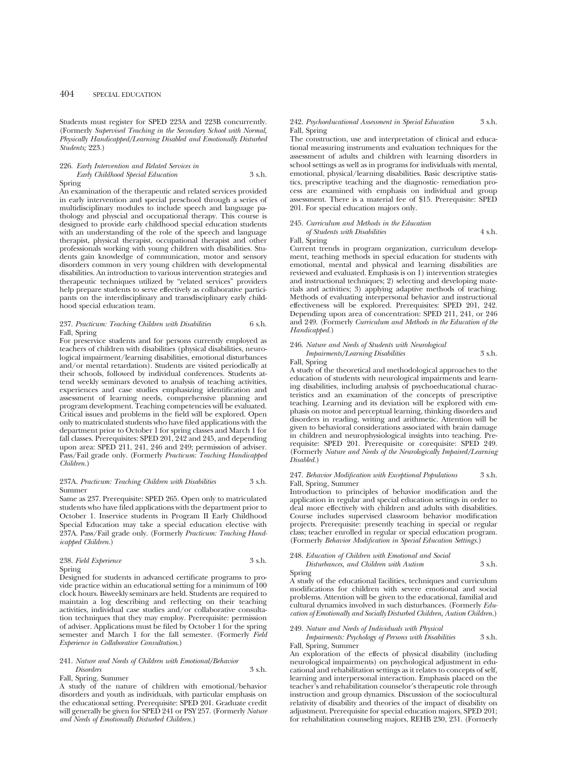Students must register for SPED 223A and 223B concurrently. (Formerly *Supervised Teaching in the Secondary School with Normal, Physically Handicapped/Learning Disabled and Emotionally Disturbed Students;* 223.)

226. *Early Intervention and Related Services in Early Childhood Special Education* 3 s.h.
Spring

An examination of the therapeutic and related services provided in early intervention and special preschool through a series of multidisciplinary modules to include speech and language pathology and physcial and occupational therapy. This course is designed to provide early childhood special education students with an understanding of the role of the speech and language therapist, physical therapist, occupational therapist and other professionals working with young children with disabilities. Students gain knowledge of communication, motor and sensory disorders common in very young children with developmental disabilities. An introduction to various intervention strategies and therapeutic techniques utilized by "related services" providers help prepare students to serve effectively as collaborative participants on the interdisciplinary and transdisciplinary early childhood special education team.

237. *Practicum: Teaching Children with Disabilities* 6 s.h.
Fall, Spring

For preservice students and for persons currently employed as teachers of children with disabilities (physical disabilities, neurological impairment/learning disabilities, emotional disturbances and/or mental retardation). Students are visited periodically at their schools, followed by individual conferences. Students attend weekly seminars devoted to analysis of teaching activities, experiences and case studies emphasizing identification and assessment of learning needs, comprehensive planning and program development. Teaching competencies will be evaluated. Critical issues and problems in the field will be explored. Open only to matriculated students who have filed applications with the department prior to October 1 for spring classes and March 1 for fall classes. Prerequisites: SPED 201, 242 and 245, and depending upon area: SPED 211, 241, 246 and 249; permission of adviser. Pass/Fail grade only. (Formerly *Practicum: Teaching Handicapped Children.*)

237A. *Practicum: Teaching Children with Disabilities* 3 s.h.
Summer

Same as 237. Prerequisite: SPED 265. Open only to matriculated students who have filed applications with the department prior to October 1. Inservice students in Program II Early Childhood Special Education may take a special education elective with 237A. Pass/Fail grade only. (Formerly *Practicum: Teaching Handicapped Children.*)

238. *Field Experience* 3 s.h.
Spring

Designed for students in advanced certificate programs to provide practice within an educational setting for a minimum of 100 clock hours. Biweekly seminars are held. Students are required to maintain a log describing and reflecting on their teaching activities, individual case studies and/or collaborative consultation techniques that they may employ. Prerequisite: permission of adviser. Applications must be filed by October 1 for the spring semester and March 1 for the fall semester. (Formerly *Field Experience in Collaborative Consultation.*)

241. *Nature and Needs of Children with Emotional/Behavior Disorders* 3 s.h.
Fall, Spring, Summer

A study of the nature of children with emotional/behavior disorders and youth as individuals, with particular emphasis on the educational setting. Prerequisite: SPED 201. Graduate credit will generally be given for SPED 241 or PSY 257. (Formerly *Nature and Needs of Emotionally Disturbed Children.*)

242. *Psychoeducational Assessment in Special Education* 3 s.h.
Fall, Spring

The construction, use and interpretation of clinical and educational measuring instruments and evaluation techniques for the assessment of adults and children with learning disorders in school settings as well as in programs for individuals with mental, emotional, physical/learning disabilities. Basic descriptive statistics, prescriptive teaching and the diagnostic- remediation process are examined with emphasis on individual and group assessment. There is a material fee of $15. Prerequisite: SPED 201. For special education majors only.

245. *Curriculum and Methods in the Education of Students with Disabilities* 4 s.h.
Fall, Spring

Current trends in program organization, curriculum development, teaching methods in special education for students with emotional, mental and physical and learning disabilities are reviewed and evaluated. Emphasis is on 1) intervention strategies and instructional techniques; 2) selecting and developing materials and activities; 3) applying adaptive methods of teaching. Methods of evaluating interpersonal behavior and instructional effectiveness will be explored. Prerequisites: SPED 201, 242. Depending upon area of concentration: SPED 211, 241, or 246 and 249. (Formerly *Curriculum and Methods in the Education of the Handicapped.*)

246. *Nature and Needs of Students with Neurological Impairments/Learning Disabilities* 3 s.h.
Fall, Spring

A study of the theoretical and methodological approaches to the education of students with neurological impairments and learning disabilities, including analysis of psychoeducational characteristics and an examination of the concepts of prescriptive teaching. Learning and its deviation will be explored with emphasis on motor and perceptual learning, thinking disorders and disorders in reading, writing and arithmetic. Attention will be given to behavioral considerations associated with brain damage in children and neurophysiological insights into teaching. Prerequisite: SPED 201. Prerequisite or corequisite: SPED 249. (Formerly *Nature and Needs of the Neurologically Impaired/Learning Disabled.*)

247. *Behavior Modification with Exceptional Populations* 3 s.h.
Fall, Spring, Summer

Introduction to principles of behavior modification and the application in regular and special education settings in order to deal more effectively with children and adults with disabilities. Course includes supervised classroom behavior modification projects. Prerequisite: presently teaching in special or regular class; teacher enrolled in regular or special education program. (Formerly *Behavior Modification in Special Education Settings.*)

248. *Education of Children with Emotional and Social Disturbances, and Children with Autism* 3 s.h.
Spring

A study of the educational facilities, techniques and curriculum modifications for children with severe emotional and social problems. Attention will be given to the educational, familial and cultural dynamics involved in such disturbances. (Formerly *Education of Emotionally and Socially Disturbed Children, Autism Children.*)

249. *Nature and Needs of Individuals with Physical Impairments: Psychology of Persons with Disabilities* 3 s.h.
Fall, Spring, Summer

An exploration of the effects of physical disability (including neurological impairments) on psychological adjustment in educational and rehabilitation settings as it relates to concepts of self, learning and interpersonal interaction. Emphasis placed on the teacher's and rehabilitation counselor's therapeutic role through instruction and group dynamics. Discussion of the sociocultural relativity of disability and theories of the impact of disability on adjustment. Prerequisite for special education majors, SPED 201; for rehabilitation counseling majors, REHB 230, 231. (Formerly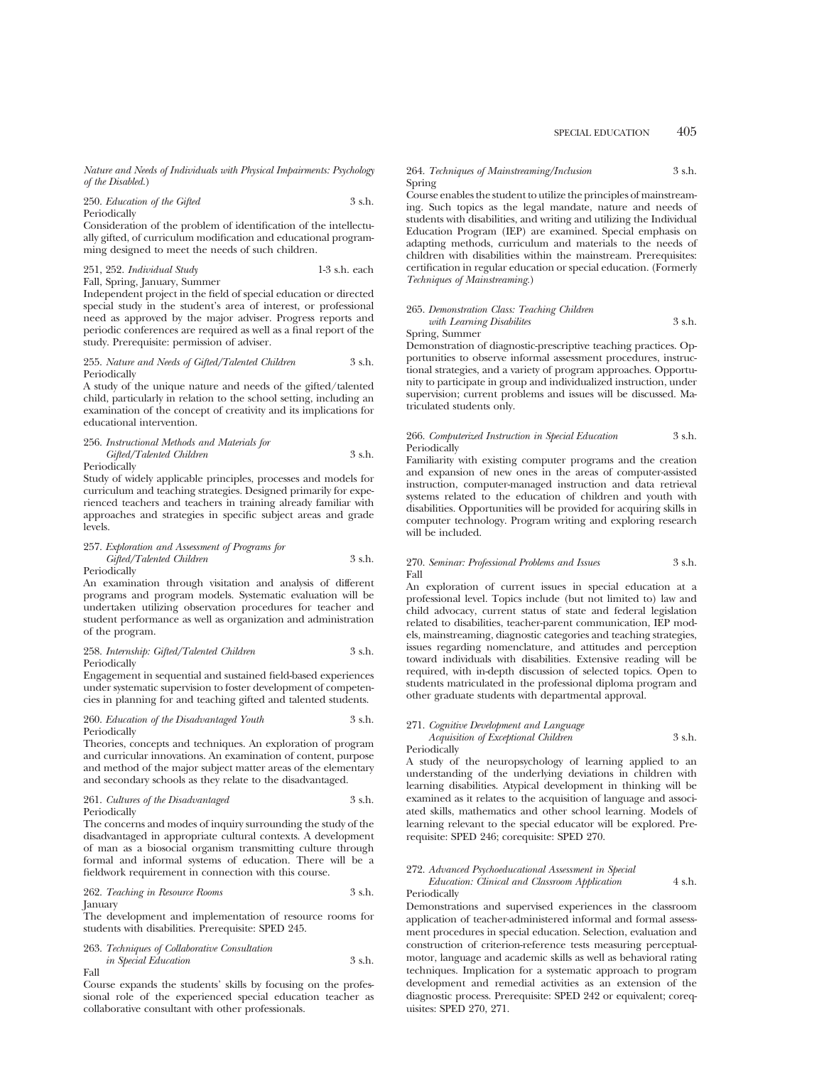*Nature and Needs of Individuals with Physical Impairments: Psychology of the Disabled.*)

250. *Education of the Gifted* 3 s.h.
Periodically
Consideration of the problem of identification of the intellectually gifted, of curriculum modification and educational programming designed to meet the needs of such children.

251, 252. *Individual Study* 1-3 s.h. each
Fall, Spring, January, Summer
Independent project in the field of special education or directed special study in the student's area of interest, or professional need as approved by the major adviser. Progress reports and periodic conferences are required as well as a final report of the study. Prerequisite: permission of adviser.

255. *Nature and Needs of Gifted/Talented Children* 3 s.h.
Periodically
A study of the unique nature and needs of the gifted/talented child, particularly in relation to the school setting, including an examination of the concept of creativity and its implications for educational intervention.

256. *Instructional Methods and Materials for Gifted/Talented Children* 3 s.h.
Periodically
Study of widely applicable principles, processes and models for curriculum and teaching strategies. Designed primarily for experienced teachers and teachers in training already familiar with approaches and strategies in specific subject areas and grade levels.

257. *Exploration and Assessment of Programs for Gifted/Talented Children* 3 s.h.
Periodically
An examination through visitation and analysis of different programs and program models. Systematic evaluation will be undertaken utilizing observation procedures for teacher and student performance as well as organization and administration of the program.

258. *Internship: Gifted/Talented Children* 3 s.h.
Periodically
Engagement in sequential and sustained field-based experiences under systematic supervision to foster development of competencies in planning for and teaching gifted and talented students.

260. *Education of the Disadvantaged Youth* 3 s.h.
Periodically
Theories, concepts and techniques. An exploration of program and curricular innovations. An examination of content, purpose and method of the major subject matter areas of the elementary and secondary schools as they relate to the disadvantaged.

261. *Cultures of the Disadvantaged* 3 s.h.
Periodically
The concerns and modes of inquiry surrounding the study of the disadvantaged in appropriate cultural contexts. A development of man as a biosocial organism transmitting culture through formal and informal systems of education. There will be a fieldwork requirement in connection with this course.

262. *Teaching in Resource Rooms* 3 s.h.
January
The development and implementation of resource rooms for students with disabilities. Prerequisite: SPED 245.

263. *Techniques of Collaborative Consultation in Special Education* 3 s.h.
Fall
Course expands the students' skills by focusing on the professional role of the experienced special education teacher as collaborative consultant with other professionals.

264. *Techniques of Mainstreaming/Inclusion* 3 s.h.
Spring
Course enables the student to utilize the principles of mainstreaming. Such topics as the legal mandate, nature and needs of students with disabilities, and writing and utilizing the Individual Education Program (IEP) are examined. Special emphasis on adapting methods, curriculum and materials to the needs of children with disabilities within the mainstream. Prerequisites: certification in regular education or special education. (Formerly *Techniques of Mainstreaming.*)

265. *Demonstration Class: Teaching Children with Learning Disabilites* 3 s.h.
Spring, Summer
Demonstration of diagnostic-prescriptive teaching practices. Opportunities to observe informal assessment procedures, instructional strategies, and a variety of program approaches. Opportunity to participate in group and individualized instruction, under supervision; current problems and issues will be discussed. Matriculated students only.

266. *Computerized Instruction in Special Education* 3 s.h.
Periodically
Familiarity with existing computer programs and the creation and expansion of new ones in the areas of computer-assisted instruction, computer-managed instruction and data retrieval systems related to the education of children and youth with disabilities. Opportunities will be provided for acquiring skills in computer technology. Program writing and exploring research will be included.

270. *Seminar: Professional Problems and Issues* 3 s.h.
Fall
An exploration of current issues in special education at a professional level. Topics include (but not limited to) law and child advocacy, current status of state and federal legislation related to disabilities, teacher-parent communication, IEP models, mainstreaming, diagnostic categories and teaching strategies, issues regarding nomenclature, and attitudes and perception toward individuals with disabilities. Extensive reading will be required, with in-depth discussion of selected topics. Open to students matriculated in the professional diploma program and other graduate students with departmental approval.

271. *Cognitive Development and Language Acquisition of Exceptional Children* 3 s.h.
Periodically
A study of the neuropsychology of learning applied to an understanding of the underlying deviations in children with learning disabilities. Atypical development in thinking will be examined as it relates to the acquisition of language and associated skills, mathematics and other school learning. Models of learning relevant to the special educator will be explored. Prerequisite: SPED 246; corequisite: SPED 270.

272. *Advanced Psychoeducational Assessment in Special Education: Clinical and Classroom Application* 4 s.h.
Periodically
Demonstrations and supervised experiences in the classroom application of teacher-administered informal and formal assessment procedures in special education. Selection, evaluation and construction of criterion-reference tests measuring perceptual-motor, language and academic skills as well as behavioral rating techniques. Implication for a systematic approach to program development and remedial activities as an extension of the diagnostic process. Prerequisite: SPED 242 or equivalent; corequisites: SPED 270, 271.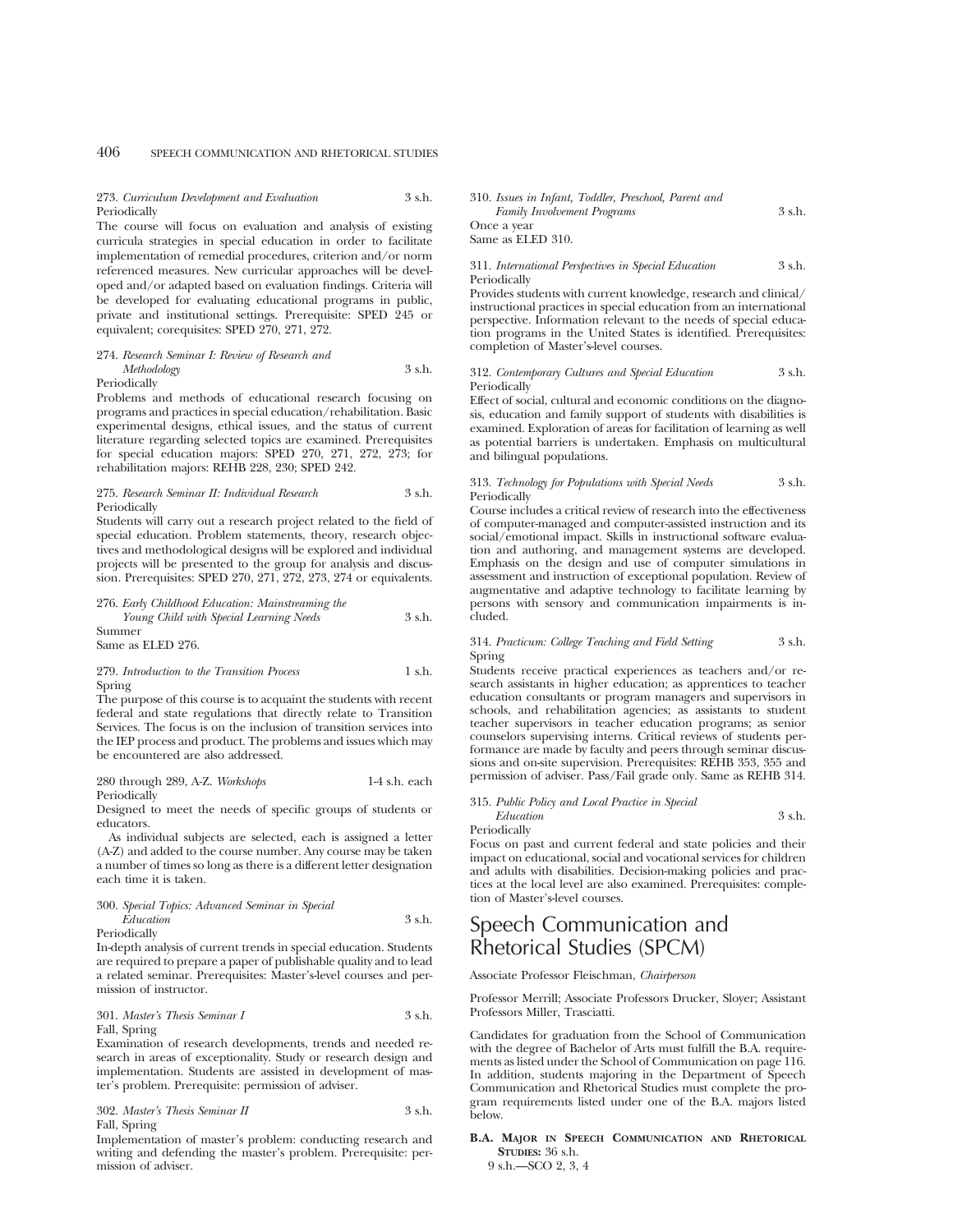273. *Curriculum Development and Evaluation* 3 s.h.
Periodically
The course will focus on evaluation and analysis of existing curricula strategies in special education in order to facilitate implementation of remedial procedures, criterion and/or norm referenced measures. New curricular approaches will be developed and/or adapted based on evaluation findings. Criteria will be developed for evaluating educational programs in public, private and institutional settings. Prerequisite: SPED 245 or equivalent; corequisites: SPED 270, 271, 272.

274. *Research Seminar I: Review of Research and Methodology* 3 s.h.
Periodically
Problems and methods of educational research focusing on programs and practices in special education/rehabilitation. Basic experimental designs, ethical issues, and the status of current literature regarding selected topics are examined. Prerequisites for special education majors: SPED 270, 271, 272, 273; for rehabilitation majors: REHB 228, 230; SPED 242.

275. *Research Seminar II: Individual Research* 3 s.h.
Periodically
Students will carry out a research project related to the field of special education. Problem statements, theory, research objectives and methodological designs will be explored and individual projects will be presented to the group for analysis and discussion. Prerequisites: SPED 270, 271, 272, 273, 274 or equivalents.

276. *Early Childhood Education: Mainstreaming the Young Child with Special Learning Needs* 3 s.h.
Summer
Same as ELED 276.

279. *Introduction to the Transition Process* 1 s.h.
Spring
The purpose of this course is to acquaint the students with recent federal and state regulations that directly relate to Transition Services. The focus is on the inclusion of transition services into the IEP process and product. The problems and issues which may be encountered are also addressed.

280 through 289, A-Z. *Workshops* 1-4 s.h. each
Periodically
Designed to meet the needs of specific groups of students or educators.

As individual subjects are selected, each is assigned a letter (A-Z) and added to the course number. Any course may be taken a number of times so long as there is a different letter designation each time it is taken.

300. *Special Topics: Advanced Seminar in Special Education* 3 s.h.
Periodically
In-depth analysis of current trends in special education. Students are required to prepare a paper of publishable quality and to lead a related seminar. Prerequisites: Master's-level courses and permission of instructor.

301. *Master's Thesis Seminar I* 3 s.h.
Fall, Spring
Examination of research developments, trends and needed research in areas of exceptionality. Study or research design and implementation. Students are assisted in development of master's problem. Prerequisite: permission of adviser.

302. *Master's Thesis Seminar II* 3 s.h.
Fall, Spring
Implementation of master's problem: conducting research and writing and defending the master's problem. Prerequisite: permission of adviser.

310. *Issues in Infant, Toddler, Preschool, Parent and Family Involvement Programs* 3 s.h.
Once a year
Same as ELED 310.

311. *International Perspectives in Special Education* 3 s.h.
Periodically
Provides students with current knowledge, research and clinical/instructional practices in special education from an international perspective. Information relevant to the needs of special education programs in the United States is identified. Prerequisites: completion of Master's-level courses.

312. *Contemporary Cultures and Special Education* 3 s.h.
Periodically
Effect of social, cultural and economic conditions on the diagnosis, education and family support of students with disabilities is examined. Exploration of areas for facilitation of learning as well as potential barriers is undertaken. Emphasis on multicultural and bilingual populations.

313. *Technology for Populations with Special Needs* 3 s.h.
Periodically
Course includes a critical review of research into the effectiveness of computer-managed and computer-assisted instruction and its social/emotional impact. Skills in instructional software evaluation and authoring, and management systems are developed. Emphasis on the design and use of computer simulations in assessment and instruction of exceptional population. Review of augmentative and adaptive technology to facilitate learning by persons with sensory and communication impairments is included.

314. *Practicum: College Teaching and Field Setting* 3 s.h.
Spring
Students receive practical experiences as teachers and/or research assistants in higher education; as apprentices to teacher education consultants or program managers and supervisors in schools, and rehabilitation agencies; as assistants to student teacher supervisors in teacher education programs; as senior counselors supervising interns. Critical reviews of students performance are made by faculty and peers through seminar discussions and on-site supervision. Prerequisites: REHB 353, 355 and permission of adviser. Pass/Fail grade only. Same as REHB 314.

315. *Public Policy and Local Practice in Special Education* 3 s.h.
Periodically
Focus on past and current federal and state policies and their impact on educational, social and vocational services for children and adults with disabilities. Decision-making policies and practices at the local level are also examined. Prerequisites: completion of Master's-level courses.

# Speech Communication and Rhetorical Studies (SPCM)

Associate Professor Fleischman, *Chairperson*

Professor Merrill; Associate Professors Drucker, Sloyer; Assistant Professors Miller, Trasciatti.

Candidates for graduation from the School of Communication with the degree of Bachelor of Arts must fulfill the B.A. requirements as listed under the School of Communication on page 116. In addition, students majoring in the Department of Speech Communication and Rhetorical Studies must complete the program requirements listed under one of the B.A. majors listed below.

**B.A. Major in Speech Communication and Rhetorical Studies:** 36 s.h.
9 s.h.—SCO 2, 3, 4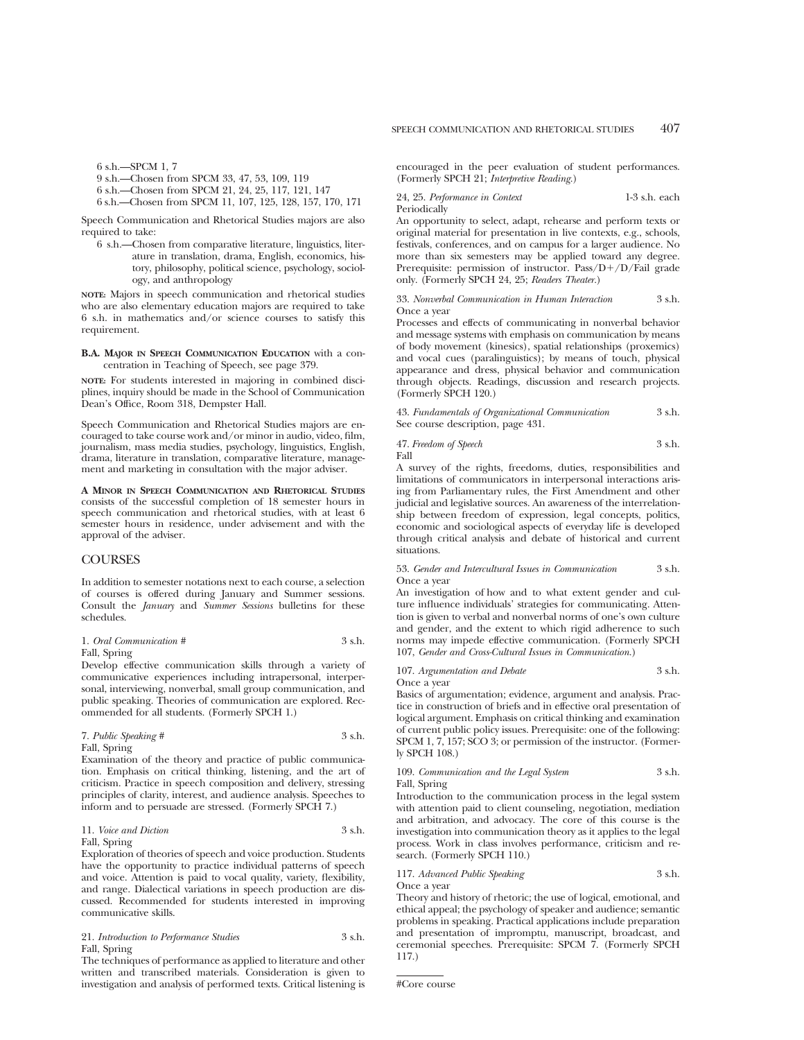6 s.h.—SPCM 1, 7

9 s.h.—Chosen from SPCM 33, 47, 53, 109, 119

6 s.h.—Chosen from SPCM 21, 24, 25, 117, 121, 147

6 s.h.—Chosen from SPCM 11, 107, 125, 128, 157, 170, 171

Speech Communication and Rhetorical Studies majors are also required to take:

6 s.h.—Chosen from comparative literature, linguistics, literature in translation, drama, English, economics, history, philosophy, political science, psychology, sociology, and anthropology

**NOTE:** Majors in speech communication and rhetorical studies who are also elementary education majors are required to take 6 s.h. in mathematics and/or science courses to satisfy this requirement.

**B.A. MAJOR IN SPEECH COMMUNICATION EDUCATION** with a concentration in Teaching of Speech, see page 379.

**NOTE:** For students interested in majoring in combined disciplines, inquiry should be made in the School of Communication Dean's Office, Room 318, Dempster Hall.

Speech Communication and Rhetorical Studies majors are encouraged to take course work and/or minor in audio, video, film, journalism, mass media studies, psychology, linguistics, English, drama, literature in translation, comparative literature, management and marketing in consultation with the major adviser.

**A MINOR IN SPEECH COMMUNICATION AND RHETORICAL STUDIES** consists of the successful completion of 18 semester hours in speech communication and rhetorical studies, with at least 6 semester hours in residence, under advisement and with the approval of the adviser.

## COURSES

In addition to semester notations next to each course, a selection of courses is offered during January and Summer sessions. Consult the *January* and *Summer Sessions* bulletins for these schedules.

1. *Oral Communication #* — 3 s.h.
Fall, Spring
Develop effective communication skills through a variety of communicative experiences including intrapersonal, interpersonal, interviewing, nonverbal, small group communication, and public speaking. Theories of communication are explored. Recommended for all students. (Formerly SPCH 1.)

7. *Public Speaking #* — 3 s.h.
Fall, Spring
Examination of the theory and practice of public communication. Emphasis on critical thinking, listening, and the art of criticism. Practice in speech composition and delivery, stressing principles of clarity, interest, and audience analysis. Speeches to inform and to persuade are stressed. (Formerly SPCH 7.)

11. *Voice and Diction* — 3 s.h.
Fall, Spring
Exploration of theories of speech and voice production. Students have the opportunity to practice individual patterns of speech and voice. Attention is paid to vocal quality, variety, flexibility, and range. Dialectical variations in speech production are discussed. Recommended for students interested in improving communicative skills.

21. *Introduction to Performance Studies* — 3 s.h.
Fall, Spring
The techniques of performance as applied to literature and other written and transcribed materials. Consideration is given to investigation and analysis of performed texts. Critical listening is encouraged in the peer evaluation of student performances. (Formerly SPCH 21; *Interpretive Reading*.)

24, 25. *Performance in Context* — 1-3 s.h. each
Periodically
An opportunity to select, adapt, rehearse and perform texts or original material for presentation in live contexts, e.g., schools, festivals, conferences, and on campus for a larger audience. No more than six semesters may be applied toward any degree. Prerequisite: permission of instructor. Pass/D+/D/Fail grade only. (Formerly SPCH 24, 25; *Readers Theater*.)

33. *Nonverbal Communication in Human Interaction* — 3 s.h.
Once a year
Processes and effects of communicating in nonverbal behavior and message systems with emphasis on communication by means of body movement (kinesics), spatial relationships (proxemics) and vocal cues (paralinguistics); by means of touch, physical appearance and dress, physical behavior and communication through objects. Readings, discussion and research projects. (Formerly SPCH 120.)

43. *Fundamentals of Organizational Communication* — 3 s.h.
See course description, page 431.

47. *Freedom of Speech* — 3 s.h.
Fall
A survey of the rights, freedoms, duties, responsibilities and limitations of communicators in interpersonal interactions arising from Parliamentary rules, the First Amendment and other judicial and legislative sources. An awareness of the interrelationship between freedom of expression, legal concepts, politics, economic and sociological aspects of everyday life is developed through critical analysis and debate of historical and current situations.

53. *Gender and Intercultural Issues in Communication* — 3 s.h.
Once a year
An investigation of how and to what extent gender and culture influence individuals' strategies for communicating. Attention is given to verbal and nonverbal norms of one's own culture and gender, and the extent to which rigid adherence to such norms may impede effective communication. (Formerly SPCH 107, *Gender and Cross-Cultural Issues in Communication*.)

107. *Argumentation and Debate* — 3 s.h.
Once a year
Basics of argumentation; evidence, argument and analysis. Practice in construction of briefs and in effective oral presentation of logical argument. Emphasis on critical thinking and examination of current public policy issues. Prerequisite: one of the following: SPCM 1, 7, 157; SCO 3; or permission of the instructor. (Formerly SPCH 108.)

109. *Communication and the Legal System* — 3 s.h.
Fall, Spring
Introduction to the communication process in the legal system with attention paid to client counseling, negotiation, mediation and arbitration, and advocacy. The core of this course is the investigation into communication theory as it applies to the legal process. Work in class involves performance, criticism and research. (Formerly SPCH 110.)

117. *Advanced Public Speaking* — 3 s.h.
Once a year
Theory and history of rhetoric; the use of logical, emotional, and ethical appeal; the psychology of speaker and audience; semantic problems in speaking. Practical applications include preparation and presentation of impromptu, manuscript, broadcast, and ceremonial speeches. Prerequisite: SPCM 7. (Formerly SPCH 117.)

#Core course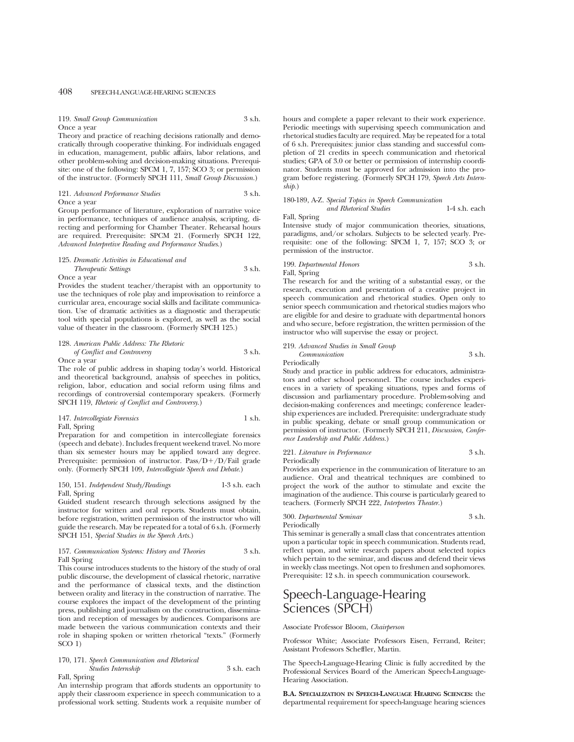119. *Small Group Communication* 3 s.h.
Once a year
Theory and practice of reaching decisions rationally and democratically through cooperative thinking. For individuals engaged in education, management, public affairs, labor relations, and other problem-solving and decision-making situations. Prerequisite: one of the following: SPCM 1, 7, 157; SCO 3; or permission of the instructor. (Formerly SPCH 111, *Small Group Discussion.*)

121. *Advanced Performance Studies* 3 s.h.
Once a year
Group performance of literature, exploration of narrative voice in performance, techniques of audience analysis, scripting, directing and performing for Chamber Theater. Rehearsal hours are required. Prerequisite: SPCM 21. (Formerly SPCH 122, *Advanced Interpretive Reading and Performance Studies.*)

125. *Dramatic Activities in Educational and Therapeutic Settings* 3 s.h.
Once a year
Provides the student teacher/therapist with an opportunity to use the techniques of role play and improvisation to reinforce a curricular area, encourage social skills and facilitate communication. Use of dramatic activities as a diagnostic and therapeutic tool with special populations is explored, as well as the social value of theater in the classroom. (Formerly SPCH 125.)

128. *American Public Address: The Rhetoric of Conflict and Controversy* 3 s.h.
Once a year
The role of public address in shaping today's world. Historical and theoretical background, analysis of speeches in politics, religion, labor, education and social reform using films and recordings of controversial contemporary speakers. (Formerly SPCH 119, *Rhetoric of Conflict and Controversy.*)

147. *Intercollegiate Forensics* 1 s.h.
Fall, Spring
Preparation for and competition in intercollegiate forensics (speech and debate). Includes frequent weekend travel. No more than six semester hours may be applied toward any degree. Prerequisite: permission of instructor. Pass/D+/D/Fail grade only. (Formerly SPCH 109, *Intercollegiate Speech and Debate.*)

150, 151. *Independent Study/Readings* 1-3 s.h. each
Fall, Spring
Guided student research through selections assigned by the instructor for written and oral reports. Students must obtain, before registration, written permission of the instructor who will guide the research. May be repeated for a total of 6 s.h. (Formerly SPCH 151, *Special Studies in the Speech Arts.*)

157. *Communication Systems: History and Theories* 3 s.h.
Fall Spring
This course introduces students to the history of the study of oral public discourse, the development of classical rhetoric, narrative and the performance of classical texts, and the distinction between orality and literacy in the construction of narrative. The course explores the impact of the development of the printing press, publishing and journalism on the construction, dissemination and reception of messages by audiences. Comparisons are made between the various communication contexts and their role in shaping spoken or written rhetorical "texts." (Formerly SCO 1)

170, 171. *Speech Communication and Rhetorical Studies Internship* 3 s.h. each
Fall, Spring
An internship program that affords students an opportunity to apply their classroom experience in speech communication to a professional work setting. Students work a requisite number of hours and complete a paper relevant to their work experience. Periodic meetings with supervising speech communication and rhetorical studies faculty are required. May be repeated for a total of 6 s.h. Prerequisites: junior class standing and successful completion of 21 credits in speech communication and rhetorical studies; GPA of 3.0 or better or permission of internship coordinator. Students must be approved for admission into the program before registering. (Formerly SPCH 179, *Speech Arts Internship.*)

180-189, A-Z. *Special Topics in Speech Communication and Rhetorical Studies* 1-4 s.h. each
Fall, Spring
Intensive study of major communication theories, situations, paradigms, and/or scholars. Subjects to be selected yearly. Prerequisite: one of the following: SPCM 1, 7, 157; SCO 3; or permission of the instructor.

199. *Departmental Honors* 3 s.h.
Fall, Spring
The research for and the writing of a substantial essay, or the research, execution and presentation of a creative project in speech communication and rhetorical studies. Open only to senior speech communication and rhetorical studies majors who are eligible for and desire to graduate with departmental honors and who secure, before registration, the written permission of the instructor who will supervise the essay or project.

219. *Advanced Studies in Small Group Communication* 3 s.h.
Periodically
Study and practice in public address for educators, administrators and other school personnel. The course includes experiences in a variety of speaking situations, types and forms of discussion and parliamentary procedure. Problem-solving and decision-making conferences and meetings; conference leadership experiences are included. Prerequisite: undergraduate study in public speaking, debate or small group communication or permission of instructor. (Formerly SPCH 211, *Discussion, Conference Leadership and Public Address.*)

221. *Literature in Performance* 3 s.h.
Periodically
Provides an experience in the communication of literature to an audience. Oral and theatrical techniques are combined to project the work of the author to stimulate and excite the imagination of the audience. This course is particularly geared to teachers. (Formerly SPCH 222, *Interpreters Theater.*)

300. *Departmental Seminar* 3 s.h.
Periodically
This seminar is generally a small class that concentrates attention upon a particular topic in speech communication. Students read, reflect upon, and write research papers about selected topics which pertain to the seminar, and discuss and defend their views in weekly class meetings. Not open to freshmen and sophomores. Prerequisite: 12 s.h. in speech communication coursework.

# Speech-Language-Hearing Sciences (SPCH)

Associate Professor Bloom, *Chairperson*

Professor White; Associate Professors Eisen, Ferrand, Reiter; Assistant Professors Scheffler, Martin.

The Speech-Language-Hearing Clinic is fully accredited by the Professional Services Board of the American Speech-Language-Hearing Association.

**B.A. Specialization in Speech-Language Hearing Sciences:** the departmental requirement for speech-language hearing sciences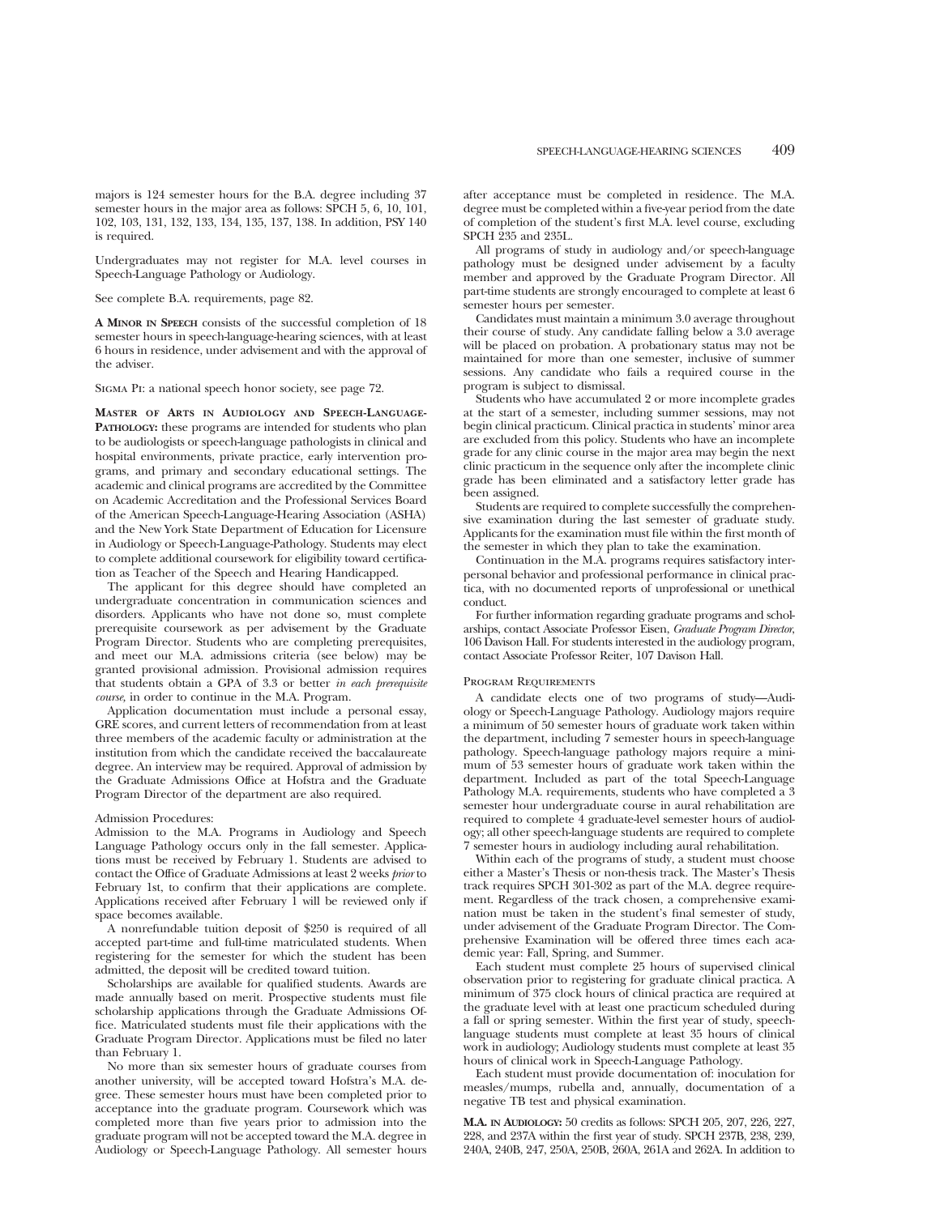majors is 124 semester hours for the B.A. degree including 37 semester hours in the major area as follows: SPCH 5, 6, 10, 101, 102, 103, 131, 132, 133, 134, 135, 137, 138. In addition, PSY 140 is required.

Undergraduates may not register for M.A. level courses in Speech-Language Pathology or Audiology.

See complete B.A. requirements, page 82.

**A Minor in Speech** consists of the successful completion of 18 semester hours in speech-language-hearing sciences, with at least 6 hours in residence, under advisement and with the approval of the adviser.

Sigma Pi: a national speech honor society, see page 72.

**Master of Arts in Audiology and Speech-Language-Pathology:** these programs are intended for students who plan to be audiologists or speech-language pathologists in clinical and hospital environments, private practice, early intervention programs, and primary and secondary educational settings. The academic and clinical programs are accredited by the Committee on Academic Accreditation and the Professional Services Board of the American Speech-Language-Hearing Association (ASHA) and the New York State Department of Education for Licensure in Audiology or Speech-Language-Pathology. Students may elect to complete additional coursework for eligibility toward certification as Teacher of the Speech and Hearing Handicapped.

The applicant for this degree should have completed an undergraduate concentration in communication sciences and disorders. Applicants who have not done so, must complete prerequisite coursework as per advisement by the Graduate Program Director. Students who are completing prerequisites, and meet our M.A. admissions criteria (see below) may be granted provisional admission. Provisional admission requires that students obtain a GPA of 3.3 or better *in each prerequisite course*, in order to continue in the M.A. Program.

Application documentation must include a personal essay, GRE scores, and current letters of recommendation from at least three members of the academic faculty or administration at the institution from which the candidate received the baccalaureate degree. An interview may be required. Approval of admission by the Graduate Admissions Office at Hofstra and the Graduate Program Director of the department are also required.

Admission Procedures:

Admission to the M.A. Programs in Audiology and Speech Language Pathology occurs only in the fall semester. Applications must be received by February 1. Students are advised to contact the Office of Graduate Admissions at least 2 weeks *prior* to February 1st, to confirm that their applications are complete. Applications received after February 1 will be reviewed only if space becomes available.

A nonrefundable tuition deposit of $250 is required of all accepted part-time and full-time matriculated students. When registering for the semester for which the student has been admitted, the deposit will be credited toward tuition.

Scholarships are available for qualified students. Awards are made annually based on merit. Prospective students must file scholarship applications through the Graduate Admissions Office. Matriculated students must file their applications with the Graduate Program Director. Applications must be filed no later than February 1.

No more than six semester hours of graduate courses from another university, will be accepted toward Hofstra's M.A. degree. These semester hours must have been completed prior to acceptance into the graduate program. Coursework which was completed more than five years prior to admission into the graduate program will not be accepted toward the M.A. degree in Audiology or Speech-Language Pathology. All semester hours after acceptance must be completed in residence. The M.A. degree must be completed within a five-year period from the date of completion of the student's first M.A. level course, excluding SPCH 235 and 235L.

All programs of study in audiology and/or speech-language pathology must be designed under advisement by a faculty member and approved by the Graduate Program Director. All part-time students are strongly encouraged to complete at least 6 semester hours per semester.

Candidates must maintain a minimum 3.0 average throughout their course of study. Any candidate falling below a 3.0 average will be placed on probation. A probationary status may not be maintained for more than one semester, inclusive of summer sessions. Any candidate who fails a required course in the program is subject to dismissal.

Students who have accumulated 2 or more incomplete grades at the start of a semester, including summer sessions, may not begin clinical practicum. Clinical practica in students' minor area are excluded from this policy. Students who have an incomplete grade for any clinic course in the major area may begin the next clinic practicum in the sequence only after the incomplete clinic grade has been eliminated and a satisfactory letter grade has been assigned.

Students are required to complete successfully the comprehensive examination during the last semester of graduate study. Applicants for the examination must file within the first month of the semester in which they plan to take the examination.

Continuation in the M.A. programs requires satisfactory interpersonal behavior and professional performance in clinical practica, with no documented reports of unprofessional or unethical conduct.

For further information regarding graduate programs and scholarships, contact Associate Professor Eisen, *Graduate Program Director*, 106 Davison Hall. For students interested in the audiology program, contact Associate Professor Reiter, 107 Davison Hall.

Program Requirements

A candidate elects one of two programs of study—Audiology or Speech-Language Pathology. Audiology majors require a minimum of 50 semester hours of graduate work taken within the department, including 7 semester hours in speech-language pathology. Speech-language pathology majors require a minimum of 53 semester hours of graduate work taken within the department. Included as part of the total Speech-Language Pathology M.A. requirements, students who have completed a 3 semester hour undergraduate course in aural rehabilitation are required to complete 4 graduate-level semester hours of audiology; all other speech-language students are required to complete 7 semester hours in audiology including aural rehabilitation.

Within each of the programs of study, a student must choose either a Master's Thesis or non-thesis track. The Master's Thesis track requires SPCH 301-302 as part of the M.A. degree requirement. Regardless of the track chosen, a comprehensive examination must be taken in the student's final semester of study, under advisement of the Graduate Program Director. The Comprehensive Examination will be offered three times each academic year: Fall, Spring, and Summer.

Each student must complete 25 hours of supervised clinical observation prior to registering for graduate clinical practica. A minimum of 375 clock hours of clinical practica are required at the graduate level with at least one practicum scheduled during a fall or spring semester. Within the first year of study, speech-language students must complete at least 35 hours of clinical work in audiology; Audiology students must complete at least 35 hours of clinical work in Speech-Language Pathology.

Each student must provide documentation of: inoculation for measles/mumps, rubella and, annually, documentation of a negative TB test and physical examination.

**M.A. in Audiology:** 50 credits as follows: SPCH 205, 207, 226, 227, 228, and 237A within the first year of study. SPCH 237B, 238, 239, 240A, 240B, 247, 250A, 250B, 260A, 261A and 262A. In addition to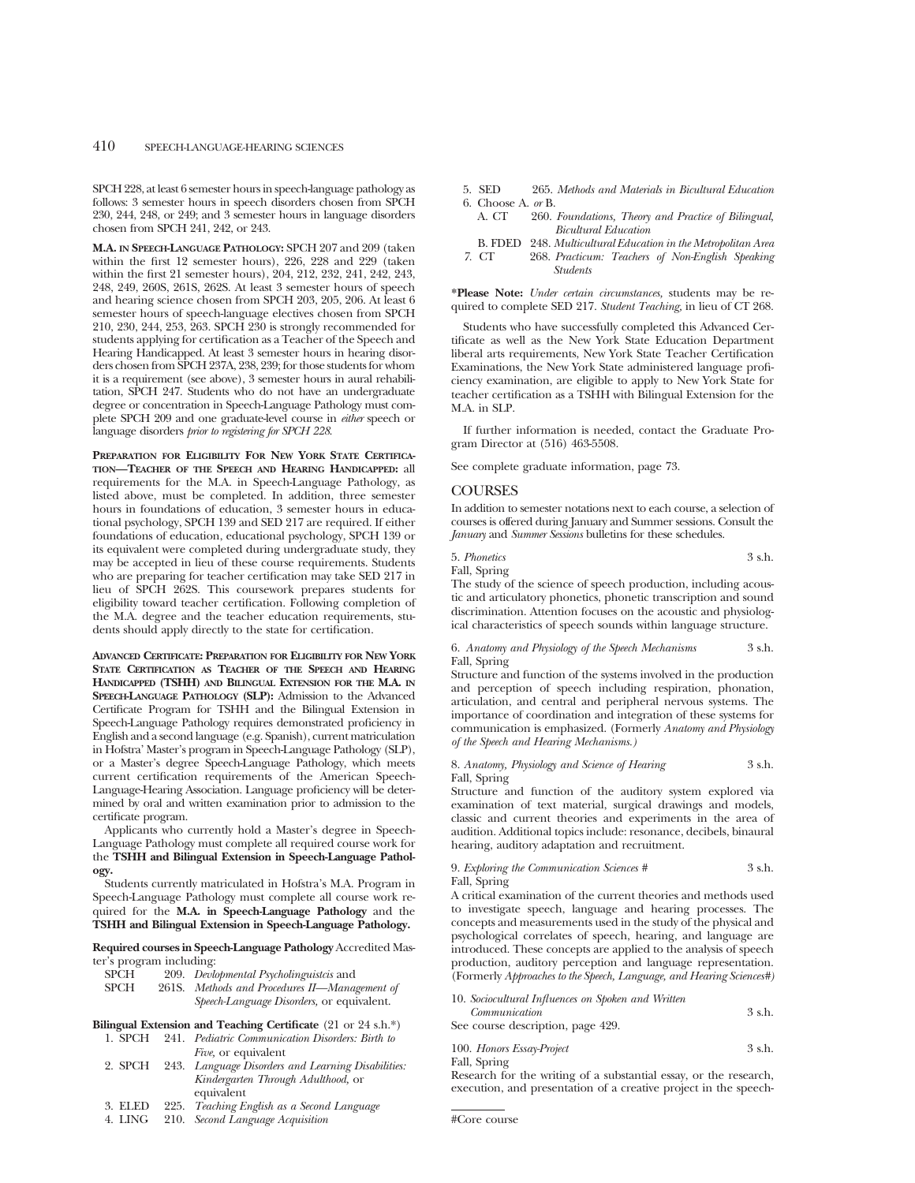SPCH 228, at least 6 semester hours in speech-language pathology as follows: 3 semester hours in speech disorders chosen from SPCH 230, 244, 248, or 249; and 3 semester hours in language disorders chosen from SPCH 241, 242, or 243.

**M.A. in Speech-Language Pathology:** SPCH 207 and 209 (taken within the first 12 semester hours), 226, 228 and 229 (taken within the first 21 semester hours), 204, 212, 232, 241, 242, 243, 248, 249, 260S, 261S, 262S. At least 3 semester hours of speech and hearing science chosen from SPCH 203, 205, 206. At least 6 semester hours of speech-language electives chosen from SPCH 210, 230, 244, 253, 263. SPCH 230 is strongly recommended for students applying for certification as a Teacher of the Speech and Hearing Handicapped. At least 3 semester hours in hearing disorders chosen from SPCH 237A, 238, 239; for those students for whom it is a requirement (see above), 3 semester hours in aural rehabilitation, SPCH 247. Students who do not have an undergraduate degree or concentration in Speech-Language Pathology must complete SPCH 209 and one graduate-level course in *either* speech or language disorders *prior to registering for SPCH 228.*

**Preparation for Eligibility For New York State Certification—Teacher of the Speech and Hearing Handicapped:** all requirements for the M.A. in Speech-Language Pathology, as listed above, must be completed. In addition, three semester hours in foundations of education, 3 semester hours in educational psychology, SPCH 139 and SED 217 are required. If either foundations of education, educational psychology, SPCH 139 or its equivalent were completed during undergraduate study, they may be accepted in lieu of these course requirements. Students who are preparing for teacher certification may take SED 217 in lieu of SPCH 262S. This coursework prepares students for eligibility toward teacher certification. Following completion of the M.A. degree and the teacher education requirements, students should apply directly to the state for certification.

**Advanced Certificate: Preparation for Eligibility for New York State Certification as Teacher of the Speech and Hearing Handicapped (TSHH) and Bilingual Extension for the M.A. in Speech-Language Pathology (SLP):** Admission to the Advanced Certificate Program for TSHH and the Bilingual Extension in Speech-Language Pathology requires demonstrated proficiency in English and a second language (e.g. Spanish), current matriculation in Hofstra' Master's program in Speech-Language Pathology (SLP), or a Master's degree Speech-Language Pathology, which meets current certification requirements of the American Speech-Language-Hearing Association. Language proficiency will be determined by oral and written examination prior to admission to the certificate program.

Applicants who currently hold a Master's degree in Speech-Language Pathology must complete all required course work for the **TSHH and Bilingual Extension in Speech-Language Pathology.**

Students currently matriculated in Hofstra's M.A. Program in Speech-Language Pathology must complete all course work required for the **M.A. in Speech-Language Pathology** and the **TSHH and Bilingual Extension in Speech-Language Pathology.**

**Required courses in Speech-Language Pathology** Accredited Master's program including:

SPCH 209. *Devlopmental Psycholinguistcis* and
SPCH 261S. *Methods and Procedures II—Management of Speech-Language Disorders,* or equivalent.

**Bilingual Extension and Teaching Certificate** (21 or 24 s.h.*)

1. SPCH 241. *Pediatric Communication Disorders: Birth to Five,* or equivalent
2. SPCH 243. *Language Disorders and Learning Disabilities: Kindergarten Through Adulthood,* or equivalent
3. ELED 225. *Teaching English as a Second Language*
4. LING 210. *Second Language Acquisition*
5. SED 265. *Methods and Materials in Bicultural Education*
6. Choose A. *or* B.
   A. CT 260. *Foundations, Theory and Practice of Bilingual, Bicultural Education*
   B. FDED 248. *Multicultural Education in the Metropolitan Area*
7. CT 268. *Practicum: Teachers of Non-English Speaking Students*

***Please Note:** *Under certain circumstances,* students may be required to complete SED 217. *Student Teaching,* in lieu of CT 268.

Students who have successfully completed this Advanced Certificate as well as the New York State Education Department liberal arts requirements, New York State Teacher Certification Examinations, the New York State administered language proficiency examination, are eligible to apply to New York State for teacher certification as a TSHH with Bilingual Extension for the M.A. in SLP.

If further information is needed, contact the Graduate Program Director at (516) 463-5508.

See complete graduate information, page 73.

## COURSES

In addition to semester notations next to each course, a selection of courses is offered during January and Summer sessions. Consult the *January* and *Summer Sessions* bulletins for these schedules.

5. *Phonetics* 3 s.h.
Fall, Spring
The study of the science of speech production, including acoustic and articulatory phonetics, phonetic transcription and sound discrimination. Attention focuses on the acoustic and physiological characteristics of speech sounds within language structure.

6. *Anatomy and Physiology of the Speech Mechanisms* 3 s.h.
Fall, Spring
Structure and function of the systems involved in the production and perception of speech including respiration, phonation, articulation, and central and peripheral nervous systems. The importance of coordination and integration of these systems for communication is emphasized. (Formerly *Anatomy and Physiology of the Speech and Hearing Mechanisms.)*

8. *Anatomy, Physiology and Science of Hearing* 3 s.h.
Fall, Spring
Structure and function of the auditory system explored via examination of text material, surgical drawings and models, classic and current theories and experiments in the area of audition. Additional topics include: resonance, decibels, binaural hearing, auditory adaptation and recruitment.

9. *Exploring the Communication Sciences #* 3 s.h.
Fall, Spring
A critical examination of the current theories and methods used to investigate speech, language and hearing processes. The concepts and measurements used in the study of the physical and psychological correlates of speech, hearing, and language are introduced. These concepts are applied to the analysis of speech production, auditory perception and language representation. (Formerly *Approaches to the Speech, Language, and Hearing Sciences#)*

10. *Sociocultural Influences on Spoken and Written Communication* 3 s.h.
See course description, page 429.

100. *Honors Essay-Project* 3 s.h.
Fall, Spring
Research for the writing of a substantial essay, or the research, execution, and presentation of a creative project in the speech-

#Core course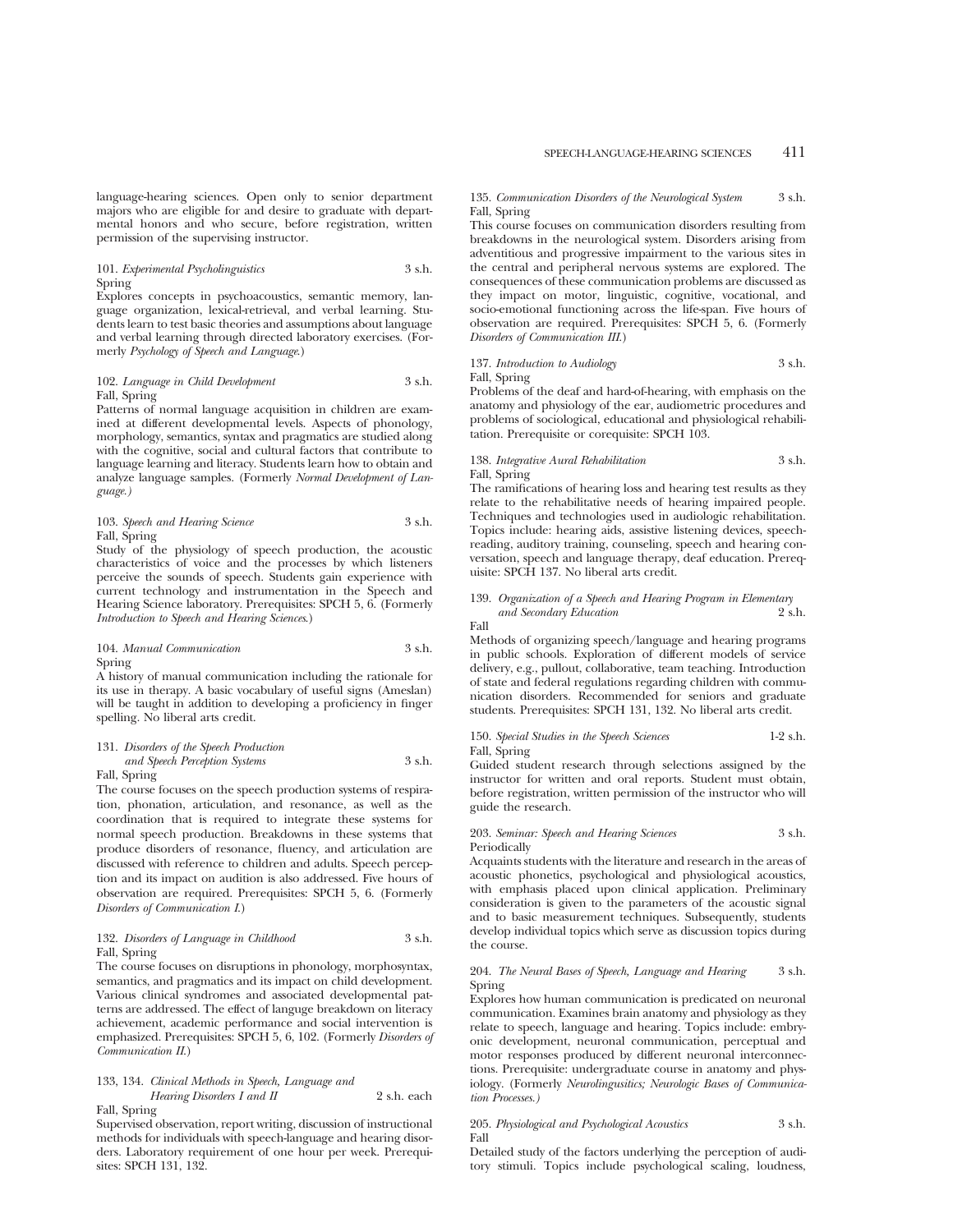language-hearing sciences. Open only to senior department majors who are eligible for and desire to graduate with departmental honors and who secure, before registration, written permission of the supervising instructor.

101. *Experimental Psycholinguistics* 3 s.h.
Spring
Explores concepts in psychoacoustics, semantic memory, language organization, lexical-retrieval, and verbal learning. Students learn to test basic theories and assumptions about language and verbal learning through directed laboratory exercises. (Formerly *Psychology of Speech and Language.*)

102. *Language in Child Development* 3 s.h.
Fall, Spring
Patterns of normal language acquisition in children are examined at different developmental levels. Aspects of phonology, morphology, semantics, syntax and pragmatics are studied along with the cognitive, social and cultural factors that contribute to language learning and literacy. Students learn how to obtain and analyze language samples. (Formerly *Normal Development of Language.)*

103. *Speech and Hearing Science* 3 s.h.
Fall, Spring
Study of the physiology of speech production, the acoustic characteristics of voice and the processes by which listeners perceive the sounds of speech. Students gain experience with current technology and instrumentation in the Speech and Hearing Science laboratory. Prerequisites: SPCH 5, 6. (Formerly *Introduction to Speech and Hearing Sciences.*)

104. *Manual Communication* 3 s.h.
Spring
A history of manual communication including the rationale for its use in therapy. A basic vocabulary of useful signs (Ameslan) will be taught in addition to developing a proficiency in finger spelling. No liberal arts credit.

131. *Disorders of the Speech Production and Speech Perception Systems* 3 s.h.
Fall, Spring
The course focuses on the speech production systems of respiration, phonation, articulation, and resonance, as well as the coordination that is required to integrate these systems for normal speech production. Breakdowns in these systems that produce disorders of resonance, fluency, and articulation are discussed with reference to children and adults. Speech perception and its impact on audition is also addressed. Five hours of observation are required. Prerequisites: SPCH 5, 6. (Formerly *Disorders of Communication I.*)

132. *Disorders of Language in Childhood* 3 s.h.
Fall, Spring
The course focuses on disruptions in phonology, morphosyntax, semantics, and pragmatics and its impact on child development. Various clinical syndromes and associated developmental patterns are addressed. The effect of languge breakdown on literacy achievement, academic performance and social intervention is emphasized. Prerequisites: SPCH 5, 6, 102. (Formerly *Disorders of Communication II.*)

133, 134. *Clinical Methods in Speech, Language and Hearing Disorders I and II* 2 s.h. each
Fall, Spring
Supervised observation, report writing, discussion of instructional methods for individuals with speech-language and hearing disorders. Laboratory requirement of one hour per week. Prerequisites: SPCH 131, 132.

135. *Communication Disorders of the Neurological System* 3 s.h.
Fall, Spring
This course focuses on communication disorders resulting from breakdowns in the neurological system. Disorders arising from adventitious and progressive impairment to the various sites in the central and peripheral nervous systems are explored. The consequences of these communication problems are discussed as they impact on motor, linguistic, cognitive, vocational, and socio-emotional functioning across the life-span. Five hours of observation are required. Prerequisites: SPCH 5, 6. (Formerly *Disorders of Communication III.*)

137. *Introduction to Audiology* 3 s.h.
Fall, Spring
Problems of the deaf and hard-of-hearing, with emphasis on the anatomy and physiology of the ear, audiometric procedures and problems of sociological, educational and physiological rehabilitation. Prerequisite or corequisite: SPCH 103.

138. *Integrative Aural Rehabilitation* 3 s.h.
Fall, Spring
The ramifications of hearing loss and hearing test results as they relate to the rehabilitative needs of hearing impaired people. Techniques and technologies used in audiologic rehabilitation. Topics include: hearing aids, assistive listening devices, speechreading, auditory training, counseling, speech and hearing conversation, speech and language therapy, deaf education. Prerequisite: SPCH 137. No liberal arts credit.

139. *Organization of a Speech and Hearing Program in Elementary and Secondary Education* 2 s.h.
Fall
Methods of organizing speech/language and hearing programs in public schools. Exploration of different models of service delivery, e.g., pullout, collaborative, team teaching. Introduction of state and federal regulations regarding children with communication disorders. Recommended for seniors and graduate students. Prerequisites: SPCH 131, 132. No liberal arts credit.

150. *Special Studies in the Speech Sciences* 1-2 s.h.
Fall, Spring
Guided student research through selections assigned by the instructor for written and oral reports. Student must obtain, before registration, written permission of the instructor who will guide the research.

203. *Seminar: Speech and Hearing Sciences* 3 s.h.
Periodically
Acquaints students with the literature and research in the areas of acoustic phonetics, psychological and physiological acoustics, with emphasis placed upon clinical application. Preliminary consideration is given to the parameters of the acoustic signal and to basic measurement techniques. Subsequently, students develop individual topics which serve as discussion topics during the course.

204. *The Neural Bases of Speech, Language and Hearing* 3 s.h.
Spring
Explores how human communication is predicated on neuronal communication. Examines brain anatomy and physiology as they relate to speech, language and hearing. Topics include: embryonic development, neuronal communication, perceptual and motor responses produced by different neuronal interconnections. Prerequisite: undergraduate course in anatomy and physiology. (Formerly *Neurolingusitics; Neurologic Bases of Communication Processes.)*

205. *Physiological and Psychological Acoustics* 3 s.h.
Fall
Detailed study of the factors underlying the perception of auditory stimuli. Topics include psychological scaling, loudness,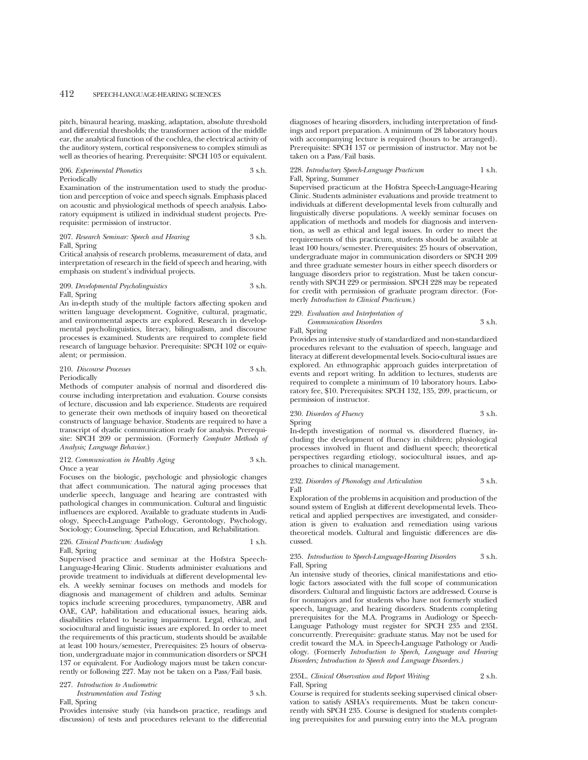pitch, binaural hearing, masking, adaptation, absolute threshold and differential thresholds; the transformer action of the middle ear, the analytical function of the cochlea, the electrical activity of the auditory system, cortical responsiveness to complex stimuli as well as theories of hearing. Prerequisite: SPCH 103 or equivalent.

206. *Experimental Phonetics* 3 s.h.
Periodically

Examination of the instrumentation used to study the production and perception of voice and speech signals. Emphasis placed on acoustic and physiological methods of speech analysis. Laboratory equipment is utilized in individual student projects. Prerequisite: permission of instructor.

207. *Research Seminar: Speech and Hearing* 3 s.h.
Fall, Spring

Critical analysis of research problems, measurement of data, and interpretation of research in the field of speech and hearing, with emphasis on student's individual projects.

209. *Developmental Psycholinguistics* 3 s.h.
Fall, Spring

An in-depth study of the multiple factors affecting spoken and written language development. Cognitive, cultural, pragmatic, and environmental aspects are explored. Research in developmental psycholinguistics, literacy, bilingualism, and discourse processes is examined. Students are required to complete field research of language behavior. Prerequisite: SPCH 102 or equivalent; or permission.

210. *Discourse Processes* 3 s.h.
Periodically

Methods of computer analysis of normal and disordered discourse including interpretation and evaluation. Course consists of lecture, discussion and lab experience. Students are required to generate their own methods of inquiry based on theoretical constructs of language behavior. Students are required to have a transcript of dyadic communication ready for analysis. Prerequisite: SPCH 209 or permission. (Formerly *Computer Methods of Analysis; Language Behavior.*)

212. *Communication in Healthy Aging* 3 s.h.
Once a year

Focuses on the biologic, psychologic and physiologic changes that affect communication. The natural aging processes that underlie speech, language and hearing are contrasted with pathological changes in communication. Cultural and linguistic influences are explored. Available to graduate students in Audiology, Speech-Language Pathology, Gerontology, Psychology, Sociology; Counseling, Special Education, and Rehabilitation.

226. *Clinical Practicum: Audiology* 1 s.h.
Fall, Spring

Supervised practice and seminar at the Hofstra Speech-Language-Hearing Clinic. Students administer evaluations and provide treatment to individuals at different developmental levels. A weekly seminar focuses on methods and models for diagnosis and management of children and adults. Seminar topics include screening procedures, tympanometry, ABR and OAE, CAP, habilitation and educational issues, hearing aids, disabilities related to hearing impairment. Legal, ethical, and sociocultural and linguistic issues are explored. In order to meet the requirements of this practicum, students should be available at least 100 hours/semester, Prerequisites: 25 hours of observation, undergraduate major in communication disorders or SPCH 137 or equivalent. For Audiology majors must be taken concurrently or following 227. May not be taken on a Pass/Fail basis.

227. *Introduction to Audiometric Instrumentation and Testing* 3 s.h.
Fall, Spring

Provides intensive study (via hands-on practice, readings and discussion) of tests and procedures relevant to the differential diagnoses of hearing disorders, including interpretation of findings and report preparation. A minimum of 28 laboratory hours with accompanying lecture is required (hours to be arranged). Prerequisite: SPCH 137 or permission of instructor. May not be taken on a Pass/Fail basis.

228. *Introductory Speech-Language Practicum* 1 s.h.
Fall, Spring, Summer

Supervised practicum at the Hofstra Speech-Language-Hearing Clinic. Students administer evaluations and provide treatment to individuals at different developmental levels from culturally and linguistically diverse populations. A weekly seminar focuses on application of methods and models for diagnosis and intervention, as well as ethical and legal issues. In order to meet the requirements of this practicum, students should be available at least 100 hours/semester. Prerequisites: 25 hours of observation, undergraduate major in communication disorders or SPCH 209 and three graduate semester hours in either speech disorders or language disorders prior to registration. Must be taken concurrently with SPCH 229 or permission. SPCH 228 may be repeated for credit with permission of graduate program director. (Formerly *Introduction to Clinical Practicum.*)

229. *Evaluation and Interpretation of Communication Disorders* 3 s.h.
Fall, Spring

Provides an intensive study of standardized and non-standardized procedures relevant to the evaluation of speech, language and literacy at different developmental levels. Socio-cultural issues are explored. An ethnographic approach guides interpretation of events and report writing. In addition to lectures, students are required to complete a minimum of 10 laboratory hours. Laboratory fee, $10. Prerequisites: SPCH 132, 135, 209, practicum, or permission of instructor.

230. *Disorders of Fluency* 3 s.h.
Spring

In-depth investigation of normal vs. disordered fluency, including the development of fluency in children; physiological processes involved in fluent and disfluent speech; theoretical perspectives regarding etiology, sociocultural issues, and approaches to clinical management.

232. *Disorders of Phonology and Articulation* 3 s.h.
Fall

Exploration of the problems in acquisition and production of the sound system of English at different developmental levels. Theoretical and applied perspectives are investigated, and consideration is given to evaluation and remediation using various theoretical models. Cultural and linguistic differences are discussed.

235. *Introduction to Speech-Language-Hearing Disorders* 3 s.h.
Fall, Spring

An intensive study of theories, clinical manifestations and etiologic factors associated with the full scope of communication disorders. Cultural and linguistic factors are addressed. Course is for nonmajors and for students who have not formerly studied speech, language, and hearing disorders. Students completing prerequisites for the M.A. Programs in Audiology or Speech-Language Pathology must register for SPCH 235 and 235L concurrently. Prerequisite: graduate status. May not be used for credit toward the M.A. in Speech-Language Pathology or Audiology. (Formerly *Introduction to Speech, Language and Hearing Disorders; Introduction to Speech and Language Disorders.)*

235L. *Clinical Observation and Report Writing* 2 s.h.
Fall, Spring

Course is required for students seeking supervised clinical observation to satisfy ASHA's requirements. Must be taken concurrently with SPCH 235. Course is designed for students completing prerequisites for and pursuing entry into the M.A. program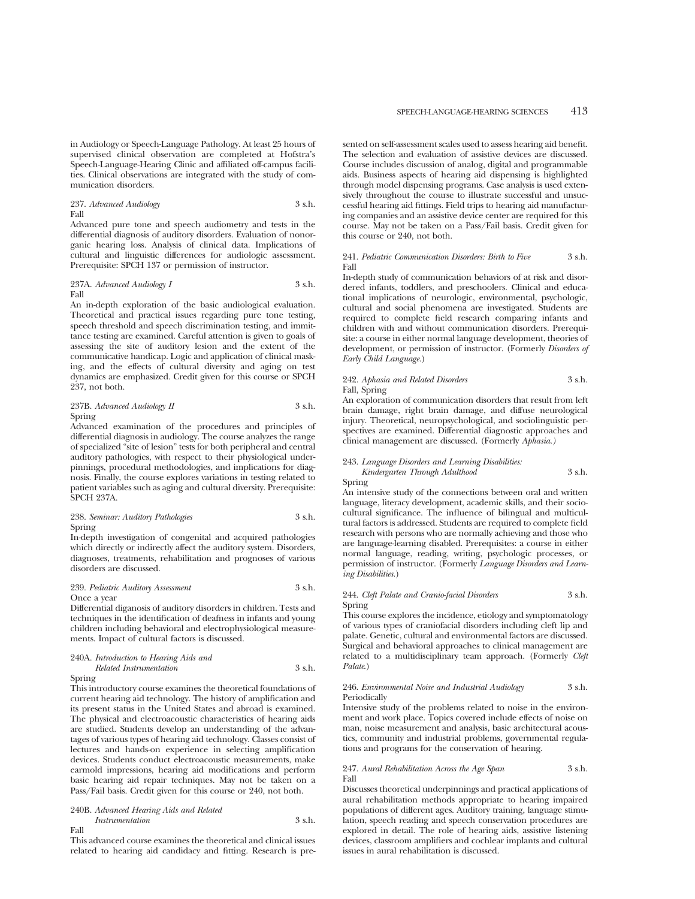in Audiology or Speech-Language Pathology. At least 25 hours of supervised clinical observation are completed at Hofstra's Speech-Language-Hearing Clinic and affiliated off-campus facilities. Clinical observations are integrated with the study of communication disorders.

237. *Advanced Audiology* 3 s.h.
Fall

Advanced pure tone and speech audiometry and tests in the differential diagnosis of auditory disorders. Evaluation of nonorganic hearing loss. Analysis of clinical data. Implications of cultural and linguistic differences for audiologic assessment. Prerequisite: SPCH 137 or permission of instructor.

237A. *Advanced Audiology I* 3 s.h.
Fall

An in-depth exploration of the basic audiological evaluation. Theoretical and practical issues regarding pure tone testing, speech threshold and speech discrimination testing, and immittance testing are examined. Careful attention is given to goals of assessing the site of auditory lesion and the extent of the communicative handicap. Logic and application of clinical masking, and the effects of cultural diversity and aging on test dynamics are emphasized. Credit given for this course or SPCH 237, not both.

237B. *Advanced Audiology II* 3 s.h.
Spring

Advanced examination of the procedures and principles of differential diagnosis in audiology. The course analyzes the range of specialized "site of lesion" tests for both peripheral and central auditory pathologies, with respect to their physiological underpinnings, procedural methodologies, and implications for diagnosis. Finally, the course explores variations in testing related to patient variables such as aging and cultural diversity. Prerequisite: SPCH 237A.

238. *Seminar: Auditory Pathologies* 3 s.h.
Spring

In-depth investigation of congenital and acquired pathologies which directly or indirectly affect the auditory system. Disorders, diagnoses, treatments, rehabilitation and prognoses of various disorders are discussed.

239. *Pediatric Auditory Assessment* 3 s.h.
Once a year

Differential diganosis of auditory disorders in children. Tests and techniques in the identification of deafness in infants and young children including behavioral and electrophysiological measurements. Impact of cultural factors is discussed.

240A. *Introduction to Hearing Aids and Related Instrumentation* 3 s.h.
Spring

This introductory course examines the theoretical foundations of current hearing aid technology. The history of amplification and its present status in the United States and abroad is examined. The physical and electroacoustic characteristics of hearing aids are studied. Students develop an understanding of the advantages of various types of hearing aid technology. Classes consist of lectures and hands-on experience in selecting amplification devices. Students conduct electroacoustic measurements, make earmold impressions, hearing aid modifications and perform basic hearing aid repair techniques. May not be taken on a Pass/Fail basis. Credit given for this course or 240, not both.

240B. *Advanced Hearing Aids and Related Instrumentation* 3 s.h.
Fall

This advanced course examines the theoretical and clinical issues related to hearing aid candidacy and fitting. Research is presented on self-assessment scales used to assess hearing aid benefit. The selection and evaluation of assistive devices are discussed. Course includes discussion of analog, digital and programmable aids. Business aspects of hearing aid dispensing is highlighted through model dispensing programs. Case analysis is used extensively throughout the course to illustrate successful and unsuccessful hearing aid fittings. Field trips to hearing aid manufacturing companies and an assistive device center are required for this course. May not be taken on a Pass/Fail basis. Credit given for this course or 240, not both.

241. *Pediatric Communication Disorders: Birth to Five* 3 s.h.
Fall

In-depth study of communication behaviors of at risk and disordered infants, toddlers, and preschoolers. Clinical and educational implications of neurologic, environmental, psychologic, cultural and social phenomena are investigated. Students are required to complete field research comparing infants and children with and without communication disorders. Prerequisite: a course in either normal language development, theories of development, or permission of instructor. (Formerly *Disorders of Early Child Language.*)

242. *Aphasia and Related Disorders* 3 s.h.
Fall, Spring

An exploration of communication disorders that result from left brain damage, right brain damage, and diffuse neurological injury. Theoretical, neuropsychological, and sociolinguistic perspectives are examined. Differential diagnostic approaches and clinical management are discussed. (Formerly *Aphasia.)*

243. *Language Disorders and Learning Disabilities: Kindergarten Through Adulthood* 3 s.h.
Spring

An intensive study of the connections between oral and written language, literacy development, academic skills, and their sociocultural significance. The influence of bilingual and multicultural factors is addressed. Students are required to complete field research with persons who are normally achieving and those who are language-learning disabled. Prerequisites: a course in either normal language, reading, writing, psychologic processes, or permission of instructor. (Formerly *Language Disorders and Learning Disabilities.*)

244. *Cleft Palate and Cranio-facial Disorders* 3 s.h.
Spring

This course explores the incidence, etiology and symptomatology of various types of craniofacial disorders including cleft lip and palate. Genetic, cultural and environmental factors are discussed. Surgical and behavioral approaches to clinical management are related to a multidisciplinary team approach. (Formerly *Cleft Palate.*)

246. *Environmental Noise and Industrial Audiology* 3 s.h.
Periodically

Intensive study of the problems related to noise in the environment and work place. Topics covered include effects of noise on man, noise measurement and analysis, basic architectural acoustics, community and industrial problems, governmental regulations and programs for the conservation of hearing.

247. *Aural Rehabilitation Across the Age Span* 3 s.h.
Fall

Discusses theoretical underpinnings and practical applications of aural rehabilitation methods appropriate to hearing impaired populations of different ages. Auditory training, language stimulation, speech reading and speech conservation procedures are explored in detail. The role of hearing aids, assistive listening devices, classroom amplifiers and cochlear implants and cultural issues in aural rehabilitation is discussed.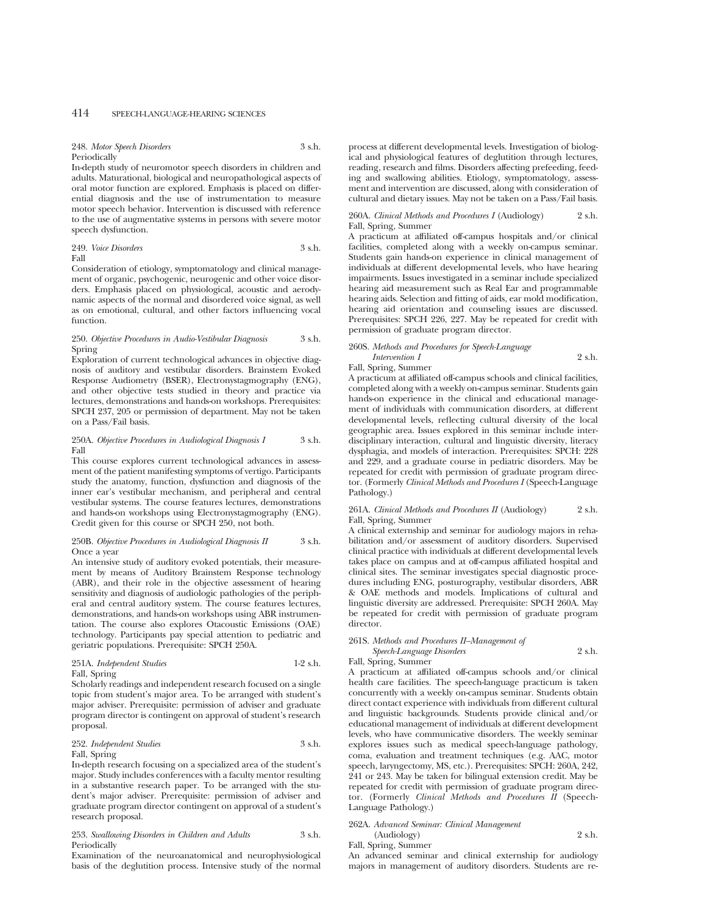248. *Motor Speech Disorders* 3 s.h.
Periodically

In-depth study of neuromotor speech disorders in children and adults. Maturational, biological and neuropathological aspects of oral motor function are explored. Emphasis is placed on differential diagnosis and the use of instrumentation to measure motor speech behavior. Intervention is discussed with reference to the use of augmentative systems in persons with severe motor speech dysfunction.

249. *Voice Disorders* 3 s.h.
Fall

Consideration of etiology, symptomatology and clinical management of organic, psychogenic, neurogenic and other voice disorders. Emphasis placed on physiological, acoustic and aerodynamic aspects of the normal and disordered voice signal, as well as on emotional, cultural, and other factors influencing vocal function.

250. *Objective Procedures in Audio-Vestibular Diagnosis* 3 s.h.
Spring

Exploration of current technological advances in objective diagnosis of auditory and vestibular disorders. Brainstem Evoked Response Audiometry (BSER), Electronystagmography (ENG), and other objective tests studied in theory and practice via lectures, demonstrations and hands-on workshops. Prerequisites: SPCH 237, 205 or permission of department. May not be taken on a Pass/Fail basis.

250A. *Objective Procedures in Audiological Diagnosis I* 3 s.h.
Fall

This course explores current technological advances in assessment of the patient manifesting symptoms of vertigo. Participants study the anatomy, function, dysfunction and diagnosis of the inner ear's vestibular mechanism, and peripheral and central vestibular systems. The course features lectures, demonstrations and hands-on workshops using Electronystagmography (ENG). Credit given for this course or SPCH 250, not both.

250B. *Objective Procedures in Audiological Diagnosis II* 3 s.h.
Once a year

An intensive study of auditory evoked potentials, their measurement by means of Auditory Brainstem Response technology (ABR), and their role in the objective assessment of hearing sensitivity and diagnosis of audiologic pathologies of the peripheral and central auditory system. The course features lectures, demonstrations, and hands-on workshops using ABR instrumentation. The course also explores Otacoustic Emissions (OAE) technology. Participants pay special attention to pediatric and geriatric populations. Prerequisite: SPCH 250A.

251A. *Independent Studies* 1-2 s.h.
Fall, Spring

Scholarly readings and independent research focused on a single topic from student's major area. To be arranged with student's major adviser. Prerequisite: permission of adviser and graduate program director is contingent on approval of student's research proposal.

252. *Independent Studies* 3 s.h.
Fall, Spring

In-depth research focusing on a specialized area of the student's major. Study includes conferences with a faculty mentor resulting in a substantive research paper. To be arranged with the student's major adviser. Prerequisite: permission of adviser and graduate program director contingent on approval of a student's research proposal.

253. *Swallowing Disorders in Children and Adults* 3 s.h.
Periodically

Examination of the neuroanatomical and neurophysiological basis of the deglutition process. Intensive study of the normal process at different developmental levels. Investigation of biological and physiological features of deglutition through lectures, reading, research and films. Disorders affecting prefeeding, feeding and swallowing abilities. Etiology, symptomatology, assessment and intervention are discussed, along with consideration of cultural and dietary issues. May not be taken on a Pass/Fail basis.

260A. *Clinical Methods and Procedures I* (Audiology) 2 s.h.
Fall, Spring, Summer

A practicum at affiliated off-campus hospitals and/or clinical facilities, completed along with a weekly on-campus seminar. Students gain hands-on experience in clinical management of individuals at different developmental levels, who have hearing impairments. Issues investigated in a seminar include specialized hearing aid measurement such as Real Ear and programmable hearing aids. Selection and fitting of aids, ear mold modification, hearing aid orientation and counseling issues are discussed. Prerequisites: SPCH 226, 227. May be repeated for credit with permission of graduate program director.

260S. *Methods and Procedures for Speech-Language Intervention I* 2 s.h.
Fall, Spring, Summer

A practicum at affiliated off-campus schools and clinical facilities, completed along with a weekly on-campus seminar. Students gain hands-on experience in the clinical and educational management of individuals with communication disorders, at different developmental levels, reflecting cultural diversity of the local geographic area. Issues explored in this seminar include interdisciplinary interaction, cultural and linguistic diversity, literacy dysphagia, and models of interaction. Prerequisites: SPCH: 228 and 229, and a graduate course in pediatric disorders. May be repeated for credit with permission of graduate program director. (Formerly *Clinical Methods and Procedures I* (Speech-Language Pathology.)

261A. *Clinical Methods and Procedures II* (Audiology) 2 s.h.
Fall, Spring, Summer

A clinical externship and seminar for audiology majors in rehabilitation and/or assessment of auditory disorders. Supervised clinical practice with individuals at different developmental levels takes place on campus and at off-campus affiliated hospital and clinical sites. The seminar investigates special diagnostic procedures including ENG, posturography, vestibular disorders, ABR & OAE methods and models. Implications of cultural and linguistic diversity are addressed. Prerequisite: SPCH 260A. May be repeated for credit with permission of graduate program director.

261S. *Methods and Procedures II–Management of Speech-Language Disorders* 2 s.h.
Fall, Spring, Summer

A practicum at affiliated off-campus schools and/or clinical health care facilities. The speech-language practicum is taken concurrently with a weekly on-campus seminar. Students obtain direct contact experience with individuals from different cultural and linguistic backgrounds. Students provide clinical and/or educational management of individuals at different development levels, who have communicative disorders. The weekly seminar explores issues such as medical speech-language pathology, coma, evaluation and treatment techniques (e.g. AAC, motor speech, laryngectomy, MS, etc.). Prerequisites: SPCH: 260A, 242, 241 or 243. May be taken for bilingual extension credit. May be repeated for credit with permission of graduate program director. (Formerly *Clinical Methods and Procedures II* (Speech-Language Pathology.)

262A. *Advanced Seminar: Clinical Management* (Audiology) 2 s.h.
Fall, Spring, Summer

An advanced seminar and clinical externship for audiology majors in management of auditory disorders. Students are re-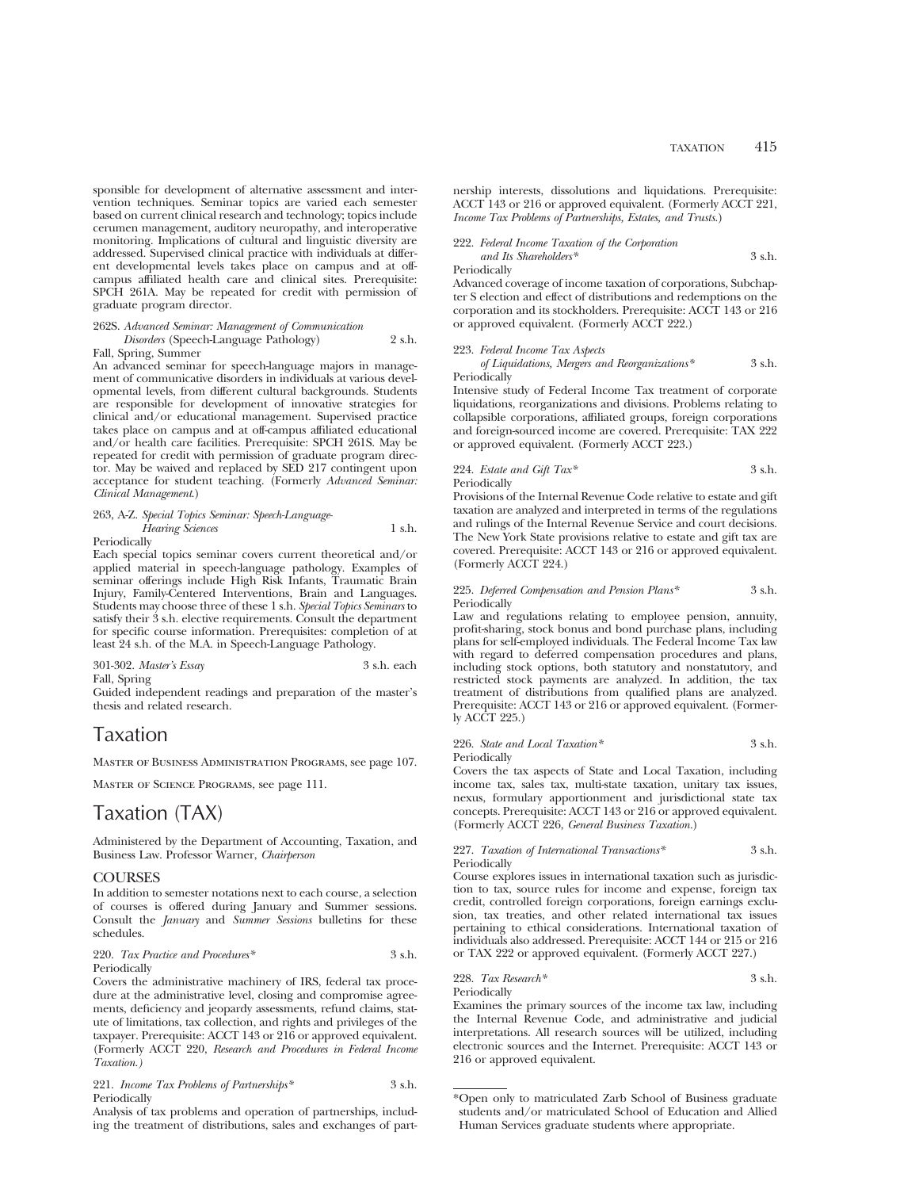sponsible for development of alternative assessment and intervention techniques. Seminar topics are varied each semester based on current clinical research and technology; topics include cerumen management, auditory neuropathy, and interoperative monitoring. Implications of cultural and linguistic diversity are addressed. Supervised clinical practice with individuals at different developmental levels takes place on campus and at off-campus affiliated health care and clinical sites. Prerequisite: SPCH 261A. May be repeated for credit with permission of graduate program director.

262S. *Advanced Seminar: Management of Communication Disorders* (Speech-Language Pathology) 2 s.h.
Fall, Spring, Summer
An advanced seminar for speech-language majors in management of communicative disorders in individuals at various developmental levels, from different cultural backgrounds. Students are responsible for development of innovative strategies for clinical and/or educational management. Supervised practice takes place on campus and at off-campus affiliated educational and/or health care facilities. Prerequisite: SPCH 261S. May be repeated for credit with permission of graduate program director. May be waived and replaced by SED 217 contingent upon acceptance for student teaching. (Formerly *Advanced Seminar: Clinical Management*.)

263, A-Z. *Special Topics Seminar: Speech-Language-Hearing Sciences* 1 s.h.
Periodically
Each special topics seminar covers current theoretical and/or applied material in speech-language pathology. Examples of seminar offerings include High Risk Infants, Traumatic Brain Injury, Family-Centered Interventions, Brain and Languages. Students may choose three of these 1 s.h. *Special Topics Seminars* to satisfy their 3 s.h. elective requirements. Consult the department for specific course information. Prerequisites: completion of at least 24 s.h. of the M.A. in Speech-Language Pathology.

301-302. *Master's Essay* 3 s.h. each
Fall, Spring
Guided independent readings and preparation of the master's thesis and related research.

# Taxation

Master of Business Administration Programs, see page 107.

Master of Science Programs, see page 111.

# Taxation (TAX)

Administered by the Department of Accounting, Taxation, and Business Law. Professor Warner, *Chairperson*

## COURSES

In addition to semester notations next to each course, a selection of courses is offered during January and Summer sessions. Consult the *January* and *Summer Sessions* bulletins for these schedules.

220. *Tax Practice and Procedures** 3 s.h.
Periodically
Covers the administrative machinery of IRS, federal tax procedure at the administrative level, closing and compromise agreements, deficiency and jeopardy assessments, refund claims, statute of limitations, tax collection, and rights and privileges of the taxpayer. Prerequisite: ACCT 143 or 216 or approved equivalent. (Formerly ACCT 220, *Research and Procedures in Federal Income Taxation.*)

221. *Income Tax Problems of Partnerships** 3 s.h.
Periodically
Analysis of tax problems and operation of partnerships, including the treatment of distributions, sales and exchanges of partnership interests, dissolutions and liquidations. Prerequisite: ACCT 143 or 216 or approved equivalent. (Formerly ACCT 221, *Income Tax Problems of Partnerships, Estates, and Trusts.*)

222. *Federal Income Taxation of the Corporation and Its Shareholders** 3 s.h.
Periodically
Advanced coverage of income taxation of corporations, Subchapter S election and effect of distributions and redemptions on the corporation and its stockholders. Prerequisite: ACCT 143 or 216 or approved equivalent. (Formerly ACCT 222.)

223. *Federal Income Tax Aspects of Liquidations, Mergers and Reorganizations** 3 s.h.
Periodically
Intensive study of Federal Income Tax treatment of corporate liquidations, reorganizations and divisions. Problems relating to collapsible corporations, affiliated groups, foreign corporations and foreign-sourced income are covered. Prerequisite: TAX 222 or approved equivalent. (Formerly ACCT 223.)

224. *Estate and Gift Tax** 3 s.h.
Periodically
Provisions of the Internal Revenue Code relative to estate and gift taxation are analyzed and interpreted in terms of the regulations and rulings of the Internal Revenue Service and court decisions. The New York State provisions relative to estate and gift tax are covered. Prerequisite: ACCT 143 or 216 or approved equivalent. (Formerly ACCT 224.)

225. *Deferred Compensation and Pension Plans** 3 s.h.
Periodically
Law and regulations relating to employee pension, annuity, profit-sharing, stock bonus and bond purchase plans, including plans for self-employed individuals. The Federal Income Tax law with regard to deferred compensation procedures and plans, including stock options, both statutory and nonstatutory, and restricted stock payments are analyzed. In addition, the tax treatment of distributions from qualified plans are analyzed. Prerequisite: ACCT 143 or 216 or approved equivalent. (Formerly ACCT 225.)

226. *State and Local Taxation** 3 s.h.
Periodically
Covers the tax aspects of State and Local Taxation, including income tax, sales tax, multi-state taxation, unitary tax issues, nexus, formulary apportionment and jurisdictional state tax concepts. Prerequisite: ACCT 143 or 216 or approved equivalent. (Formerly ACCT 226, *General Business Taxation.*)

227. *Taxation of International Transactions** 3 s.h.
Periodically
Course explores issues in international taxation such as jurisdiction to tax, source rules for income and expense, foreign tax credit, controlled foreign corporations, foreign earnings exclusion, tax treaties, and other related international tax issues pertaining to ethical considerations. International taxation of individuals also addressed. Prerequisite: ACCT 144 or 215 or 216 or TAX 222 or approved equivalent. (Formerly ACCT 227.)

228. *Tax Research** 3 s.h.
Periodically
Examines the primary sources of the income tax law, including the Internal Revenue Code, and administrative and judicial interpretations. All research sources will be utilized, including electronic sources and the Internet. Prerequisite: ACCT 143 or 216 or approved equivalent.

*Open only to matriculated Zarb School of Business graduate students and/or matriculated School of Education and Allied Human Services graduate students where appropriate.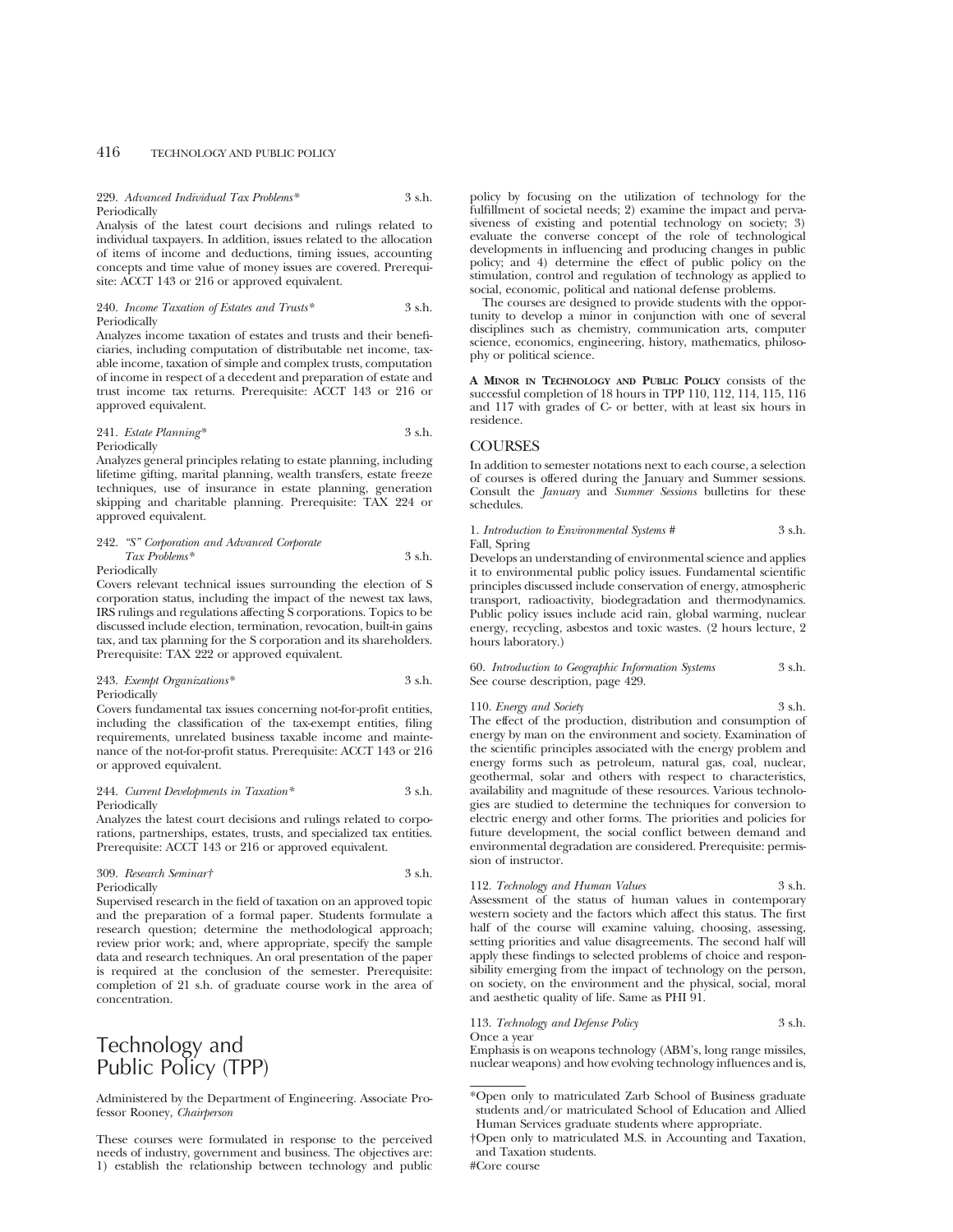229. *Advanced Individual Tax Problems** 3 s.h.
Periodically
Analysis of the latest court decisions and rulings related to individual taxpayers. In addition, issues related to the allocation of items of income and deductions, timing issues, accounting concepts and time value of money issues are covered. Prerequisite: ACCT 143 or 216 or approved equivalent.

240. *Income Taxation of Estates and Trusts** 3 s.h.
Periodically
Analyzes income taxation of estates and trusts and their beneficiaries, including computation of distributable net income, taxable income, taxation of simple and complex trusts, computation of income in respect of a decedent and preparation of estate and trust income tax returns. Prerequisite: ACCT 143 or 216 or approved equivalent.

241. *Estate Planning** 3 s.h.
Periodically
Analyzes general principles relating to estate planning, including lifetime gifting, marital planning, wealth transfers, estate freeze techniques, use of insurance in estate planning, generation skipping and charitable planning. Prerequisite: TAX 224 or approved equivalent.

242. *"S" Corporation and Advanced Corporate Tax Problems** 3 s.h.
Periodically
Covers relevant technical issues surrounding the election of S corporation status, including the impact of the newest tax laws, IRS rulings and regulations affecting S corporations. Topics to be discussed include election, termination, revocation, built-in gains tax, and tax planning for the S corporation and its shareholders. Prerequisite: TAX 222 or approved equivalent.

243. *Exempt Organizations** 3 s.h.
Periodically
Covers fundamental tax issues concerning not-for-profit entities, including the classification of the tax-exempt entities, filing requirements, unrelated business taxable income and maintenance of the not-for-profit status. Prerequisite: ACCT 143 or 216 or approved equivalent.

244. *Current Developments in Taxation** 3 s.h.
Periodically
Analyzes the latest court decisions and rulings related to corporations, partnerships, estates, trusts, and specialized tax entities. Prerequisite: ACCT 143 or 216 or approved equivalent.

309. *Research Seminar†* 3 s.h.
Periodically
Supervised research in the field of taxation on an approved topic and the preparation of a formal paper. Students formulate a research question; determine the methodological approach; review prior work; and, where appropriate, specify the sample data and research techniques. An oral presentation of the paper is required at the conclusion of the semester. Prerequisite: completion of 21 s.h. of graduate course work in the area of concentration.

# Technology and Public Policy (TPP)

Administered by the Department of Engineering. Associate Professor Rooney, *Chairperson*

These courses were formulated in response to the perceived needs of industry, government and business. The objectives are: 1) establish the relationship between technology and public policy by focusing on the utilization of technology for the fulfillment of societal needs; 2) examine the impact and pervasiveness of existing and potential technology on society; 3) evaluate the converse concept of the role of technological developments in influencing and producing changes in public policy; and 4) determine the effect of public policy on the stimulation, control and regulation of technology as applied to social, economic, political and national defense problems.

The courses are designed to provide students with the opportunity to develop a minor in conjunction with one of several disciplines such as chemistry, communication arts, computer science, economics, engineering, history, mathematics, philosophy or political science.

**A MINOR IN TECHNOLOGY AND PUBLIC POLICY** consists of the successful completion of 18 hours in TPP 110, 112, 114, 115, 116 and 117 with grades of C- or better, with at least six hours in residence.

## COURSES

In addition to semester notations next to each course, a selection of courses is offered during the January and Summer sessions. Consult the *January* and *Summer Sessions* bulletins for these schedules.

1. *Introduction to Environmental Systems #* 3 s.h.
Fall, Spring
Develops an understanding of environmental science and applies it to environmental public policy issues. Fundamental scientific principles discussed include conservation of energy, atmospheric transport, radioactivity, biodegradation and thermodynamics. Public policy issues include acid rain, global warming, nuclear energy, recycling, asbestos and toxic wastes. (2 hours lecture, 2 hours laboratory.)

60. *Introduction to Geographic Information Systems* 3 s.h.
See course description, page 429.

110. *Energy and Society* 3 s.h.
The effect of the production, distribution and consumption of energy by man on the environment and society. Examination of the scientific principles associated with the energy problem and energy forms such as petroleum, natural gas, coal, nuclear, geothermal, solar and others with respect to characteristics, availability and magnitude of these resources. Various technologies are studied to determine the techniques for conversion to electric energy and other forms. The priorities and policies for future development, the social conflict between demand and environmental degradation are considered. Prerequisite: permission of instructor.

112. *Technology and Human Values* 3 s.h.
Assessment of the status of human values in contemporary western society and the factors which affect this status. The first half of the course will examine valuing, choosing, assessing, setting priorities and value disagreements. The second half will apply these findings to selected problems of choice and responsibility emerging from the impact of technology on the person, on society, on the environment and the physical, social, moral and aesthetic quality of life. Same as PHI 91.

113. *Technology and Defense Policy* 3 s.h.
Once a year
Emphasis is on weapons technology (ABM's, long range missiles, nuclear weapons) and how evolving technology influences and is,

*Open only to matriculated Zarb School of Business graduate students and/or matriculated School of Education and Allied Human Services graduate students where appropriate.

†Open only to matriculated M.S. in Accounting and Taxation, and Taxation students.

#Core course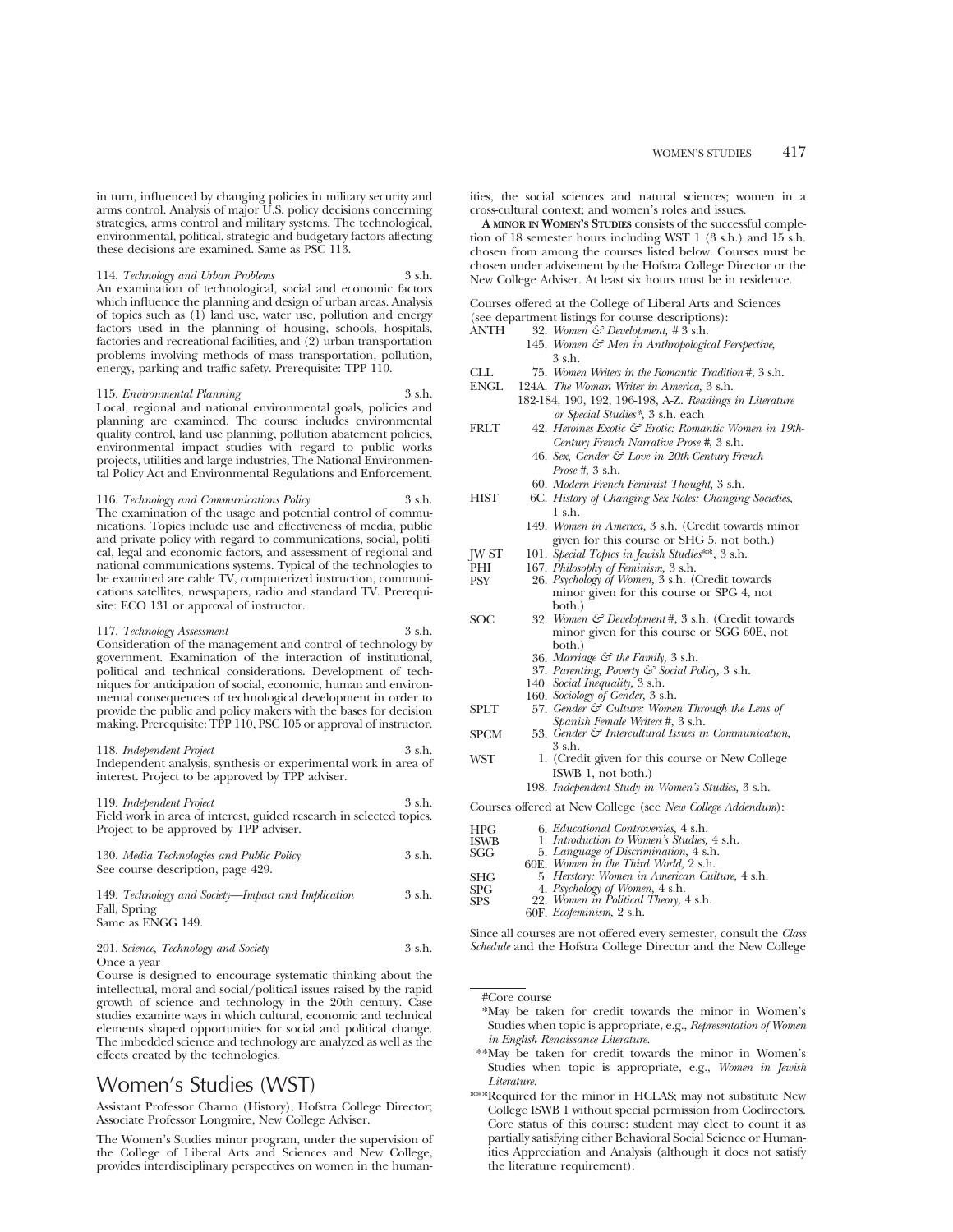in turn, influenced by changing policies in military security and arms control. Analysis of major U.S. policy decisions concerning strategies, arms control and military systems. The technological, environmental, political, strategic and budgetary factors affecting these decisions are examined. Same as PSC 113.

114. *Technology and Urban Problems* 3 s.h.
An examination of technological, social and economic factors which influence the planning and design of urban areas. Analysis of topics such as (1) land use, water use, pollution and energy factors used in the planning of housing, schools, hospitals, factories and recreational facilities, and (2) urban transportation problems involving methods of mass transportation, pollution, energy, parking and traffic safety. Prerequisite: TPP 110.

115. *Environmental Planning* 3 s.h.
Local, regional and national environmental goals, policies and planning are examined. The course includes environmental quality control, land use planning, pollution abatement policies, environmental impact studies with regard to public works projects, utilities and large industries, The National Environmental Policy Act and Environmental Regulations and Enforcement.

116. *Technology and Communications Policy* 3 s.h.
The examination of the usage and potential control of communications. Topics include use and effectiveness of media, public and private policy with regard to communications, social, political, legal and economic factors, and assessment of regional and national communications systems. Typical of the technologies to be examined are cable TV, computerized instruction, communications satellites, newspapers, radio and standard TV. Prerequisite: ECO 131 or approval of instructor.

117. *Technology Assessment* 3 s.h.
Consideration of the management and control of technology by government. Examination of the interaction of institutional, political and technical considerations. Development of techniques for anticipation of social, economic, human and environmental consequences of technological development in order to provide the public and policy makers with the bases for decision making. Prerequisite: TPP 110, PSC 105 or approval of instructor.

118. *Independent Project* 3 s.h.
Independent analysis, synthesis or experimental work in area of interest. Project to be approved by TPP adviser.

119. *Independent Project* 3 s.h.
Field work in area of interest, guided research in selected topics. Project to be approved by TPP adviser.

130. *Media Technologies and Public Policy* 3 s.h.
See course description, page 429.

149. *Technology and Society—Impact and Implication* 3 s.h.
Fall, Spring
Same as ENGG 149.

201. *Science, Technology and Society* 3 s.h.
Once a year
Course is designed to encourage systematic thinking about the intellectual, moral and social/political issues raised by the rapid growth of science and technology in the 20th century. Case studies examine ways in which cultural, economic and technical elements shaped opportunities for social and political change. The imbedded science and technology are analyzed as well as the effects created by the technologies.

# Women's Studies (WST)

Assistant Professor Charno (History), Hofstra College Director; Associate Professor Longmire, New College Adviser.

The Women's Studies minor program, under the supervision of the College of Liberal Arts and Sciences and New College, provides interdisciplinary perspectives on women in the humanities, the social sciences and natural sciences; women in a cross-cultural context; and women's roles and issues.

**A MINOR IN WOMEN'S STUDIES** consists of the successful completion of 18 semester hours including WST 1 (3 s.h.) and 15 s.h. chosen from among the courses listed below. Courses must be chosen under advisement by the Hofstra College Director or the New College Adviser. At least six hours must be in residence.

Courses offered at the College of Liberal Arts and Sciences (see department listings for course descriptions):

- ANTH 32. *Women & Development,* # 3 s.h.
  - 145. *Women & Men in Anthropological Perspective,* 3 s.h.
- CLL 75. *Women Writers in the Romantic Tradition* #, 3 s.h.
- ENGL 124A. *The Woman Writer in America,* 3 s.h.
  - 182-184, 190, 192, 196-198, A-Z. *Readings in Literature or Special Studies*\*, 3 s.h. each
- FRLT 42. *Heroines Exotic & Erotic: Romantic Women in 19th-Century French Narrative Prose* #, 3 s.h.
  - 46. *Sex, Gender & Love in 20th-Century French Prose* #, 3 s.h.
  - 60. *Modern French Feminist Thought,* 3 s.h.
- HIST 6C. *History of Changing Sex Roles: Changing Societies,* 1 s.h.
  - 149. *Women in America,* 3 s.h. (Credit towards minor given for this course or SHG 5, not both.)
- JW ST 101. *Special Topics in Jewish Studies*\*\*, 3 s.h.
- PHI 167. *Philosophy of Feminism,* 3 s.h.
- PSY 26. *Psychology of Women,* 3 s.h. (Credit towards minor given for this course or SPG 4, not both.)
- SOC 32. *Women & Development* #, 3 s.h. (Credit towards minor given for this course or SGG 60E, not both.)
  - 36. *Marriage & the Family,* 3 s.h.
  - 37. *Parenting, Poverty & Social Policy,* 3 s.h.
  - 140. *Social Inequality,* 3 s.h.
  - 160. *Sociology of Gender,* 3 s.h.
- SPLT 57. *Gender & Culture: Women Through the Lens of Spanish Female Writers* #, 3 s.h.
- SPCM 53. *Gender & Intercultural Issues in Communication,* 3 s.h.
- WST 1. (Credit given for this course or New College ISWB 1, not both.)
  - 198. *Independent Study in Women's Studies,* 3 s.h.

Courses offered at New College (see *New College Addendum*):

- HPG 6. *Educational Controversies,* 4 s.h.
- ISWB 1. *Introduction to Women's Studies,* 4 s.h.
- SGG 5. *Language of Discrimination,* 4 s.h.
  - 60E. *Women in the Third World,* 2 s.h.
- SHG 5. *Herstory: Women in American Culture,* 4 s.h.
- SPG 4. *Psychology of Women,* 4 s.h.
- SPS 22. *Women in Political Theory,* 4 s.h.
  - 60F. *Ecofeminism,* 2 s.h.

Since all courses are not offered every semester, consult the *Class Schedule* and the Hofstra College Director and the New College

---

#Core course

\*May be taken for credit towards the minor in Women's Studies when topic is appropriate, e.g., *Representation of Women in English Renaissance Literature.*

\*\*May be taken for credit towards the minor in Women's Studies when topic is appropriate, e.g., *Women in Jewish Literature.*

\*\*\*Required for the minor in HCLAS; may not substitute New College ISWB 1 without special permission from Codirectors. Core status of this course: student may elect to count it as partially satisfying either Behavioral Social Science or Humanities Appreciation and Analysis (although it does not satisfy the literature requirement).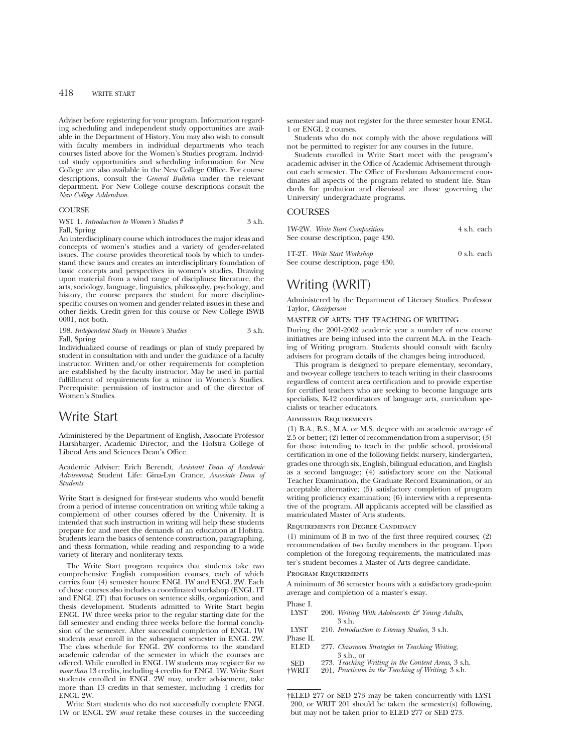Adviser before registering for your program. Information regarding scheduling and independent study opportunities are available in the Department of History. You may also wish to consult with faculty members in individual departments who teach courses listed above for the Women's Studies program. Individual study opportunities and scheduling information for New College are also available in the New College Office. For course descriptions, consult the *General Bulletin* under the relevant department. For New College course descriptions consult the *New College Addendum.*

### COURSE

WST 1. *Introduction to Women's Studies* # — 3 s.h.
Fall, Spring
An interdisciplinary course which introduces the major ideas and concepts of women's studies and a variety of gender-related issues. The course provides theoretical tools by which to understand these issues and creates an interdisciplinary foundation of basic concepts and perspectives in women's studies. Drawing upon material from a wind range of disciplines: literature, the arts, sociology, language, linguistics, philosophy, psychology, and history, the course prepares the student for more discipline-specific courses on women and gender-related issues in these and other fields. Credit given for this course or New College ISWB 0001, not both.

198. *Independent Study in Women's Studies* — 3 s.h.
Fall, Spring
Individualized course of readings or plan of study prepared by student in consultation with and under the guidance of a faculty instructor. Written and/or other requirements for completion are established by the faculty instructor. May be used in partial fulfillment of requirements for a minor in Women's Studies. Prerequisite: permission of instructor and of the director of Women's Studies.

# Write Start

Administered by the Department of English, Associate Professor Harshbarger, Academic Director, and the Hofstra College of Liberal Arts and Sciences Dean's Office.

Academic Adviser: Erich Berendt, *Assistant Dean of Academic Advisement*; Student Life: Gina-Lyn Crance, *Associate Dean of Students*

Write Start is designed for first-year students who would benefit from a period of intense concentration on writing while taking a complement of other courses offered by the University. It is intended that such instruction in writing will help these students prepare for and meet the demands of an education at Hofstra. Students learn the basics of sentence construction, paragraphing, and thesis formation, while reading and responding to a wide variety of literary and nonliterary texts.

The Write Start program requires that students take two comprehensive English composition courses, each of which carries four (4) semester hours: ENGL 1W and ENGL 2W. Each of these courses also includes a coordinated workshop (ENGL 1T and ENGL 2T) that focuses on sentence skills, organization, and thesis development. Students admitted to Write Start begin ENGL 1W three weeks prior to the regular starting date for the fall semester and ending three weeks before the formal conclusion of the semester. After successful completion of ENGL 1W students *must* enroll in the subsequent semester in ENGL 2W. The class schedule for ENGL 2W conforms to the standard academic calendar of the semester in which the courses are offered. While enrolled in ENGL 1W students may register for *no more than* 13 credits, including 4 credits for ENGL 1W. Write Start students enrolled in ENGL 2W may, under advisement, take more than 13 credits in that semester, including 4 credits for ENGL 2W.

Write Start students who do not successfully complete ENGL 1W or ENGL 2W *must* retake these courses in the succeeding semester and may not register for the three semester hour ENGL 1 or ENGL 2 courses.

Students who do not comply with the above regulations will not be permitted to register for any courses in the future.

Students enrolled in Write Start meet with the program's academic adviser in the Office of Academic Advisement throughout each semester. The Office of Freshman Advancement coordinates all aspects of the program related to student life. Standards for probation and dismissal are those governing the University' undergraduate programs.

### COURSES

1W-2W. *Write Start Composition* — 4 s.h. each
See course description, page 430.

1T-2T. *Write Start Workshop* — 0 s.h. each
See course description, page 430.

# Writing (WRIT)

Administered by the Department of Literacy Studies. Professor Taylor, *Chairperson*

### MASTER OF ARTS: THE TEACHING OF WRITING

During the 2001-2002 academic year a number of new course initiatives are being infused into the current M.A. in the Teaching of Writing program. Students should consult with faculty advisers for program details of the changes being introduced.

This program is designed to prepare elementary, secondary, and two-year college teachers to teach writing in their classrooms regardless of content area certification and to provide expertise for certified teachers who are seeking to become language arts specialists, K-12 coordinators of language arts, curriculum specialists or teacher educators.

#### Admission Requirements

(1) B.A., B.S., M.A. or M.S. degree with an academic average of 2.5 or better; (2) letter of recommendation from a supervisor; (3) for those intending to teach in the public school, provisional certification in one of the following fields: nursery, kindergarten, grades one through six, English, bilingual education, and English as a second language; (4) satisfactory score on the National Teacher Examination, the Graduate Record Examination, or an acceptable alternative; (5) satisfactory completion of program writing proficiency examination; (6) interview with a representative of the program. All applicants accepted will be classified as matriculated Master of Arts students.

#### Requirements for Degree Candidacy

(1) minimum of B in two of the first three required courses; (2) recommendation of two faculty members in the program. Upon completion of the foregoing requirements, the matriculated master's student becomes a Master of Arts degree candidate.

#### Program Requirements

A minimum of 36 semester hours with a satisfactory grade-point average and completion of a master's essay.

Phase I.
- LYST 200. *Writing With Adolescents & Young Adults,* 3 s.h.
- LYST 210. *Introduction to Literacy Studies,* 3 s.h.

Phase II.
- ELED 277. *Classroom Strategies in Teaching Writing,* 3 s.h., or
- SED 273. *Teaching Writing in the Content Areas,* 3 s.h.
- †WRIT 201. *Practicum in the Teaching of Writing,* 3 s.h.

---

†ELED 277 or SED 273 may be taken concurrently with LYST 200, or WRIT 201 should be taken the semester(s) following, but may not be taken prior to ELED 277 or SED 273.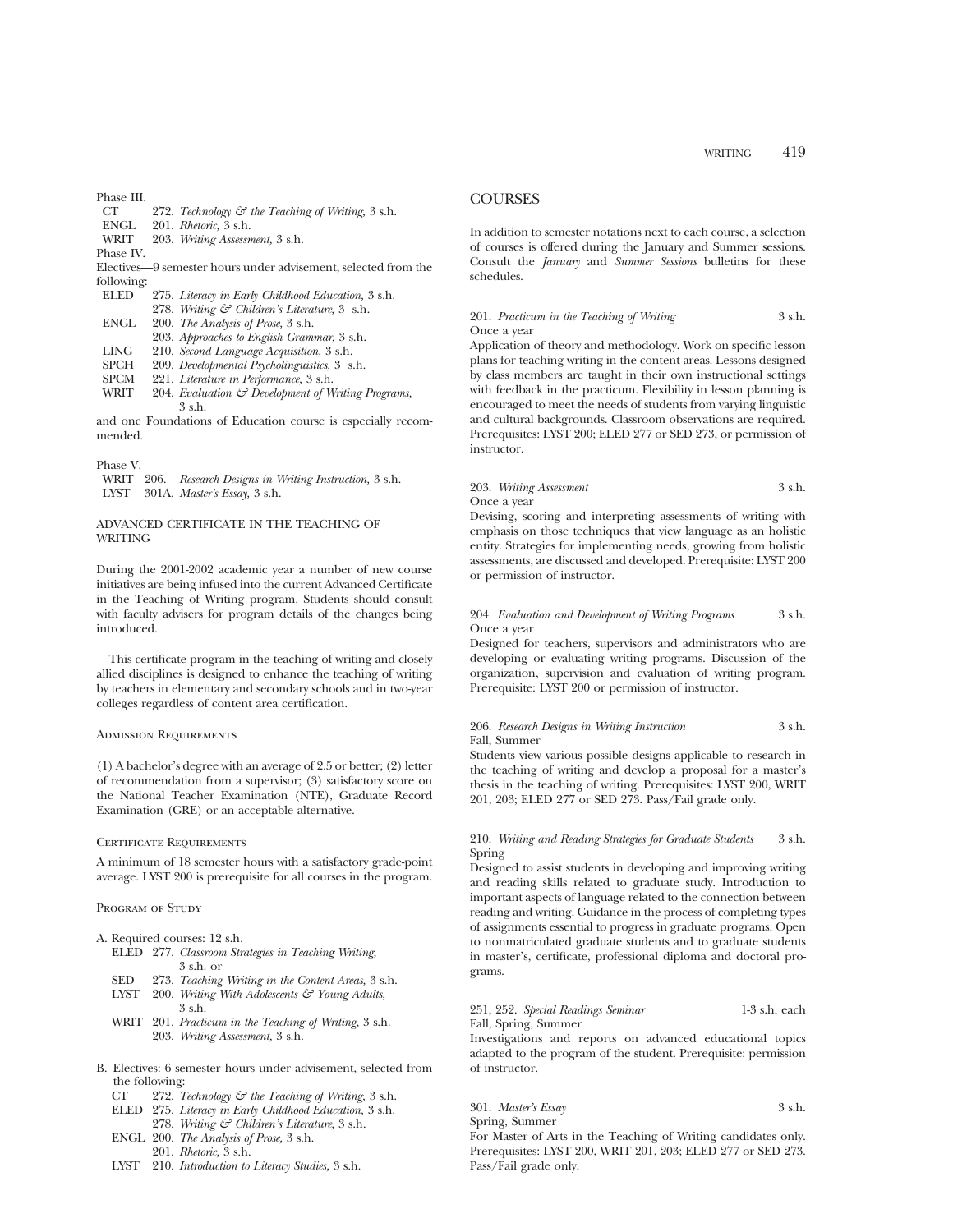Phase III.

- CT 272. *Technology & the Teaching of Writing,* 3 s.h.
- ENGL 201. *Rhetoric,* 3 s.h.
- WRIT 203. *Writing Assessment,* 3 s.h.

Phase IV.

Electives—9 semester hours under advisement, selected from the following:

- ELED 275. *Literacy in Early Childhood Education,* 3 s.h.
- 278. *Writing & Children's Literature,* 3 s.h.
- ENGL 200. *The Analysis of Prose,* 3 s.h.
- 203. *Approaches to English Grammar,* 3 s.h.
- LING 210. *Second Language Acquisition,* 3 s.h.
- SPCH 209. *Developmental Psycholinguistics,* 3 s.h.
- SPCM 221. *Literature in Performance,* 3 s.h.
- WRIT 204. *Evaluation & Development of Writing Programs,* 3 s.h.

and one Foundations of Education course is especially recommended.

Phase V.

- WRIT 206. *Research Designs in Writing Instruction,* 3 s.h.
- LYST 301A. *Master's Essay,* 3 s.h.

## ADVANCED CERTIFICATE IN THE TEACHING OF WRITING

During the 2001-2002 academic year a number of new course initiatives are being infused into the current Advanced Certificate in the Teaching of Writing program. Students should consult with faculty advisers for program details of the changes being introduced.

This certificate program in the teaching of writing and closely allied disciplines is designed to enhance the teaching of writing by teachers in elementary and secondary schools and in two-year colleges regardless of content area certification.

### Admission Requirements

(1) A bachelor's degree with an average of 2.5 or better; (2) letter of recommendation from a supervisor; (3) satisfactory score on the National Teacher Examination (NTE), Graduate Record Examination (GRE) or an acceptable alternative.

### Certificate Requirements

A minimum of 18 semester hours with a satisfactory grade-point average. LYST 200 is prerequisite for all courses in the program.

### Program of Study

A. Required courses: 12 s.h.

- ELED 277. *Classroom Strategies in Teaching Writing,* 3 s.h. or
- SED 273. *Teaching Writing in the Content Areas,* 3 s.h.
- LYST 200. *Writing With Adolescents & Young Adults,* 3 s.h.
- WRIT 201. *Practicum in the Teaching of Writing,* 3 s.h.
- 203. *Writing Assessment,* 3 s.h.

B. Electives: 6 semester hours under advisement, selected from the following:

- CT 272. *Technology & the Teaching of Writing,* 3 s.h.
- ELED 275. *Literacy in Early Childhood Education,* 3 s.h.
- 278. *Writing & Children's Literature,* 3 s.h.
- ENGL 200. *The Analysis of Prose,* 3 s.h.
- 201. *Rhetoric,* 3 s.h.
- LYST 210. *Introduction to Literacy Studies,* 3 s.h.

## COURSES

In addition to semester notations next to each course, a selection of courses is offered during the January and Summer sessions. Consult the *January* and *Summer Sessions* bulletins for these schedules.

201. *Practicum in the Teaching of Writing* 3 s.h.
Once a year
Application of theory and methodology. Work on specific lesson plans for teaching writing in the content areas. Lessons designed by class members are taught in their own instructional settings with feedback in the practicum. Flexibility in lesson planning is encouraged to meet the needs of students from varying linguistic and cultural backgrounds. Classroom observations are required. Prerequisites: LYST 200; ELED 277 or SED 273, or permission of instructor.

203. *Writing Assessment* 3 s.h.
Once a year
Devising, scoring and interpreting assessments of writing with emphasis on those techniques that view language as an holistic entity. Strategies for implementing needs, growing from holistic assessments, are discussed and developed. Prerequisite: LYST 200 or permission of instructor.

204. *Evaluation and Development of Writing Programs* 3 s.h.
Once a year
Designed for teachers, supervisors and administrators who are developing or evaluating writing programs. Discussion of the organization, supervision and evaluation of writing program. Prerequisite: LYST 200 or permission of instructor.

206. *Research Designs in Writing Instruction* 3 s.h.
Fall, Summer
Students view various possible designs applicable to research in the teaching of writing and develop a proposal for a master's thesis in the teaching of writing. Prerequisites: LYST 200, WRIT 201, 203; ELED 277 or SED 273. Pass/Fail grade only.

210. *Writing and Reading Strategies for Graduate Students* 3 s.h.
Spring
Designed to assist students in developing and improving writing and reading skills related to graduate study. Introduction to important aspects of language related to the connection between reading and writing. Guidance in the process of completing types of assignments essential to progress in graduate programs. Open to nonmatriculated graduate students and to graduate students in master's, certificate, professional diploma and doctoral programs.

251, 252. *Special Readings Seminar* 1-3 s.h. each
Fall, Spring, Summer
Investigations and reports on advanced educational topics adapted to the program of the student. Prerequisite: permission of instructor.

301. *Master's Essay* 3 s.h.
Spring, Summer
For Master of Arts in the Teaching of Writing candidates only. Prerequisites: LYST 200, WRIT 201, 203; ELED 277 or SED 273. Pass/Fail grade only.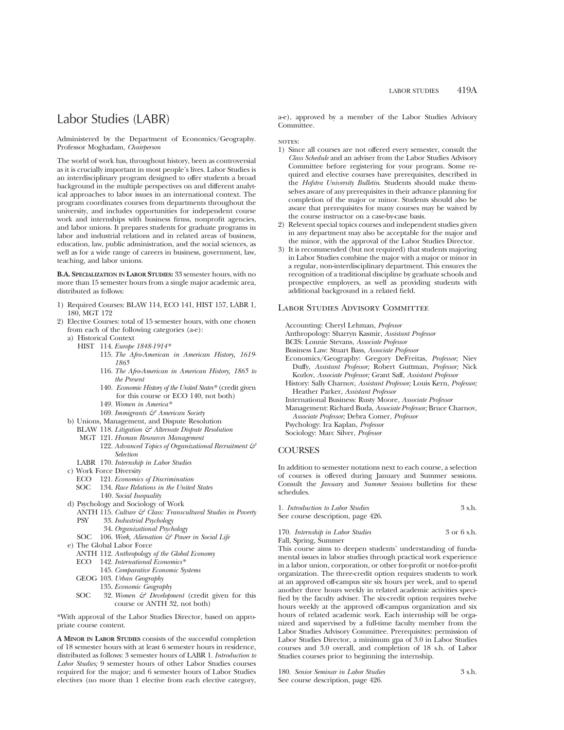# Labor Studies (LABR)

Administered by the Department of Economics/Geography. Professor Moghadam, *Chairperson*

The world of work has, throughout history, been as controversial as it is crucially important in most people's lives. Labor Studies is an interdisciplinary program designed to offer students a broad background in the multiple perspectives on and different analytical approaches to labor issues in an international context. The program coordinates courses from departments throughout the university, and includes opportunities for independent course work and internships with business firms, nonprofit agencies, and labor unions. It prepares students for graduate programs in labor and industrial relations and in related areas of business, education, law, public administration, and the social sciences, as well as for a wide range of careers in business, government, law, teaching, and labor unions.

**B.A. Specialization in Labor Studies:** 33 semester hours, with no more than 15 semester hours from a single major academic area, distributed as follows:

1) Required Courses: BLAW 114, ECO 141, HIST 157, LABR 1, 180, MGT 172
2) Elective Courses: total of 15 semester hours, with one chosen from each of the following categories (a-e):
   a) Historical Context
      - HIST 114. *Europe 1848-1914**
      - 115. *The Afro-American in American History, 1619-1865*
      - 116. *The Afro-American in American History, 1865 to the Present*
      - 140. *Economic History of the United States** (credit given for this course or ECO 140, not both)
      - 149. *Women in America**
      - 169. *Immigrants & American Society*
   b) Unions, Management, and Dispute Resolution
      - BLAW 118. *Litigation & Alternate Dispute Resolution*
      - MGT 121. *Human Resources Management*
      - 122. *Advanced Topics of Organizational Recruitment & Selection*
      - LABR 170. *Internship in Labor Studies*
   c) Work Force Diversity
      - ECO 121. *Economics of Discrimination*
      - SOC 134. *Race Relations in the United States*
      - 140. *Social Inequality*
   d) Psychology and Sociology of Work
      - ANTH 115. *Culture & Class: Transcultural Studies in Poverty*
      - PSY 33. *Industrial Psychology*
      - 34. *Organizational Psychology*
      - SOC 106. *Work, Alienation & Power in Social Life*
   e) The Global Labor Force
      - ANTH 112. *Anthropology of the Global Economy*
      - ECO 142. *International Economics**
      - 145. *Comparative Economic Systems*
      - GEOG 103. *Urban Geography*
      - 135. *Economic Geography*
      - SOC 32. *Women & Development* (credit given for this course or ANTH 32, not both)

*With approval of the Labor Studies Director, based on appropriate course content.

**A Minor in Labor Studies** consists of the successful completion of 18 semester hours with at least 6 semester hours in residence, distributed as follows: 3 semester hours of LABR 1. *Introduction to Labor Studies;* 9 semester hours of other Labor Studies courses required for the major; and 6 semester hours of Labor Studies electives (no more than 1 elective from each elective category, a-e), approved by a member of the Labor Studies Advisory Committee.

NOTES:

1) Since all courses are not offered every semester, consult the *Class Schedule* and an adviser from the Labor Studies Advisory Committee before registering for your program. Some required and elective courses have prerequisites, described in the *Hofstra University Bulletin*. Students should make themselves aware of any prerequisites in their advance planning for completion of the major or minor. Students should also be aware that prerequisites for many courses may be waived by the course instructor on a case-by-case basis.
2) Relevent special topics courses and independent studies given in any department may also be acceptable for the major and the minor, with the approval of the Labor Studies Director.
3) It is recommended (but not required) that students majoring in Labor Studies combine the major with a major or minor in a regular, non-interdisciplinary department. This ensures the recognition of a traditional discipline by graduate schools and prospective employers, as well as providing students with additional background in a related field.

## Labor Studies Advisory Committee

Accounting: Cheryl Lehman, *Professor*
Anthropology: Sharryn Kasmir, *Assistant Professor*
BCIS: Lonnie Stevans, *Associate Professor*
Business Law: Stuart Bass, *Associate Professor*
Economics/Geography: Gregory DeFreitas, *Professor;* Niev Duffy, *Assistant Professor;* Robert Guttman, *Professor;* Nick Kozlov, *Associate Professor;* Grant Saff, *Assistant Professor*
History: Sally Charnov, *Assistant Professor;* Louis Kern, *Professor;* Heather Parker, *Assistant Professor*
International Business: Rusty Moore, *Associate Professor*
Management: Richard Buda, *Associate Professor;* Bruce Charnov, *Associate Professor;* Debra Comer, *Professor*
Psychology: Ira Kaplan, *Professor*
Sociology: Marc Silver, *Professor*

## COURSES

In addition to semester notations next to each course, a selection of courses is offered during January and Summer sessions. Consult the *January* and *Summer Sessions* bulletins for these schedules.

1. *Introduction to Labor Studies* 3 s.h.
See course description, page 426.

170. *Internship in Labor Studies* 3 or 6 s.h.
Fall, Spring, Summer
This course aims to deepen students' understanding of fundamental issues in labor studies through practical work experience in a labor union, corporation, or other for-profit or not-for-profit organization. The three-credit option requires students to work at an approved off-campus site six hours per week, and to spend another three hours weekly in related academic activities specified by the faculty adviser. The six-credit option requires twelve hours weekly at the approved off-campus organization and six hours of related academic work. Each internship will be organized and supervised by a full-time faculty member from the Labor Studies Advisory Committee. Prerequisites: permission of Labor Studies Director, a minimum gpa of 3.0 in Labor Studies courses and 3.0 overall, and completion of 18 s.h. of Labor Studies courses prior to beginning the internship.

180. *Senior Seminar in Labor Studies* 3 s.h.
See course description, page 426.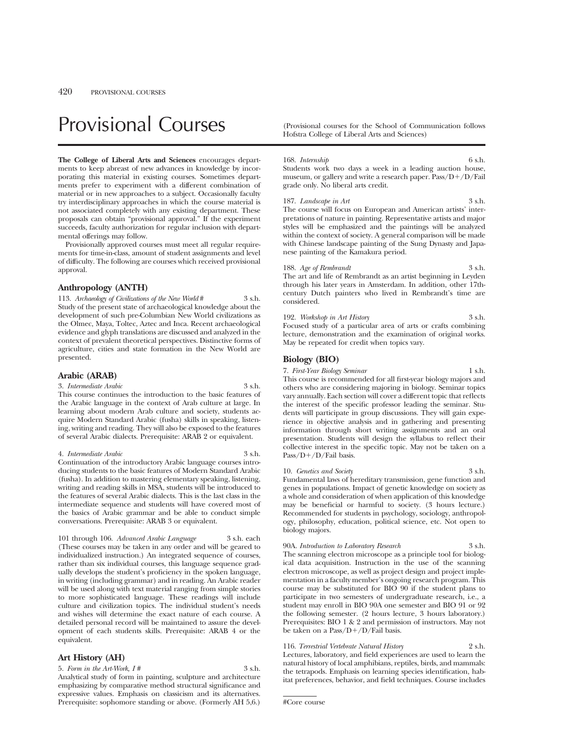# Provisional Courses

(Provisional courses for the School of Communication follows Hofstra College of Liberal Arts and Sciences)

**The College of Liberal Arts and Sciences** encourages departments to keep abreast of new advances in knowledge by incorporating this material in existing courses. Sometimes departments prefer to experiment with a different combination of material or in new approaches to a subject. Occasionally faculty try interdisciplinary approaches in which the course material is not associated completely with any existing department. These proposals can obtain "provisional approval." If the experiment succeeds, faculty authorization for regular inclusion with departmental offerings may follow.

Provisionally approved courses must meet all regular requirements for time-in-class, amount of student assignments and level of difficulty. The following are courses which received provisional approval.

## Anthropology (ANTH)

113. *Archaeology of Civilizations of the New World* # — 3 s.h.
Study of the present state of archaeological knowledge about the development of such pre-Columbian New World civilizations as the Olmec, Maya, Toltec, Aztec and Inca. Recent archaeological evidence and glyph translations are discussed and analyzed in the context of prevalent theoretical perspectives. Distinctive forms of agriculture, cities and state formation in the New World are presented.

## Arabic (ARAB)

3. *Intermediate Arabic* — 3 s.h.
This course continues the introduction to the basic features of the Arabic language in the context of Arab culture at large. In learning about modern Arab culture and society, students acquire Modern Standard Arabic (fusha) skills in speaking, listening, writing and reading. They will also be exposed to the features of several Arabic dialects. Prerequisite: ARAB 2 or equivalent.

4. *Intermediate Arabic* — 3 s.h.
Continuation of the introductory Arabic language courses introducing students to the basic features of Modern Standard Arabic (fusha). In addition to mastering elementary speaking, listening, writing and reading skills in MSA, students will be introduced to the features of several Arabic dialects. This is the last class in the intermediate sequence and students will have covered most of the basics of Arabic grammar and be able to conduct simple conversations. Prerequisite: ARAB 3 or equivalent.

101 through 106. *Advanced Arabic Language* — 3 s.h. each
(These courses may be taken in any order and will be geared to individualized instruction.) An integrated sequence of courses, rather than six individual courses, this language sequence gradually develops the student's proficiency in the spoken language, in writing (including grammar) and in reading. An Arabic reader will be used along with text material ranging from simple stories to more sophisticated language. These readings will include culture and civilization topics. The individual student's needs and wishes will determine the exact nature of each course. A detailed personal record will be maintained to assure the development of each students skills. Prerequisite: ARAB 4 or the equivalent.

## Art History (AH)

5. *Form in the Art-Work, I* # — 3 s.h.
Analytical study of form in painting, sculpture and architecture emphasizing by comparative method structural significance and expressive values. Emphasis on classicism and its alternatives. Prerequisite: sophomore standing or above. (Formerly AH 5,6.)

168. *Internship* — 6 s.h.
Students work two days a week in a leading auction house, museum, or gallery and write a research paper. Pass/D+/D/Fail grade only. No liberal arts credit.

187. *Landscape in Art* — 3 s.h.
The course will focus on European and American artists' interpretations of nature in painting. Representative artists and major styles will be emphasized and the paintings will be analyzed within the context of society. A general comparison will be made with Chinese landscape painting of the Sung Dynasty and Japanese painting of the Kamakura period.

188. *Age of Rembrandt* — 3 s.h.
The art and life of Rembrandt as an artist beginning in Leyden through his later years in Amsterdam. In addition, other 17th-century Dutch painters who lived in Rembrandt's time are considered.

192. *Workshop in Art History* — 3 s.h.
Focused study of a particular area of arts or crafts combining lecture, demonstration and the examination of original works. May be repeated for credit when topics vary.

## Biology (BIO)

7. *First-Year Biology Seminar* — 1 s.h.
This course is recommended for all first-year biology majors and others who are considering majoring in biology. Seminar topics vary annually. Each section will cover a different topic that reflects the interest of the specific professor leading the seminar. Students will participate in group discussions. They will gain experience in objective analysis and in gathering and presenting information through short writing assignments and an oral presentation. Students will design the syllabus to reflect their collective interest in the specific topic. May not be taken on a Pass/D+/D/Fail basis.

10. *Genetics and Society* — 3 s.h.
Fundamental laws of hereditary transmission, gene function and genes in populations. Impact of genetic knowledge on society as a whole and consideration of when application of this knowledge may be beneficial or harmful to society. (3 hours lecture.) Recommended for students in psychology, sociology, anthropology, philosophy, education, political science, etc. Not open to biology majors.

90A. *Introduction to Laboratory Research* — 3 s.h.
The scanning electron microscope as a principle tool for biological data acquisition. Instruction in the use of the scanning electron microscope, as well as project design and project implementation in a faculty member's ongoing research program. This course may be substituted for BIO 90 if the student plans to participate in two semesters of undergraduate research, i.e., a student may enroll in BIO 90A one semester and BIO 91 or 92 the following semester. (2 hours lecture, 3 hours laboratory.) Prerequisites: BIO 1 & 2 and permission of instructors. May not be taken on a Pass/D+/D/Fail basis.

116. *Terrestrial Vertebrate Natural History* — 2 s.h.
Lectures, laboratory, and field experiences are used to learn the natural history of local amphibians, reptiles, birds, and mammals: the tetrapods. Emphasis on learning species identification, habitat preferences, behavior, and field techniques. Course includes

#Core course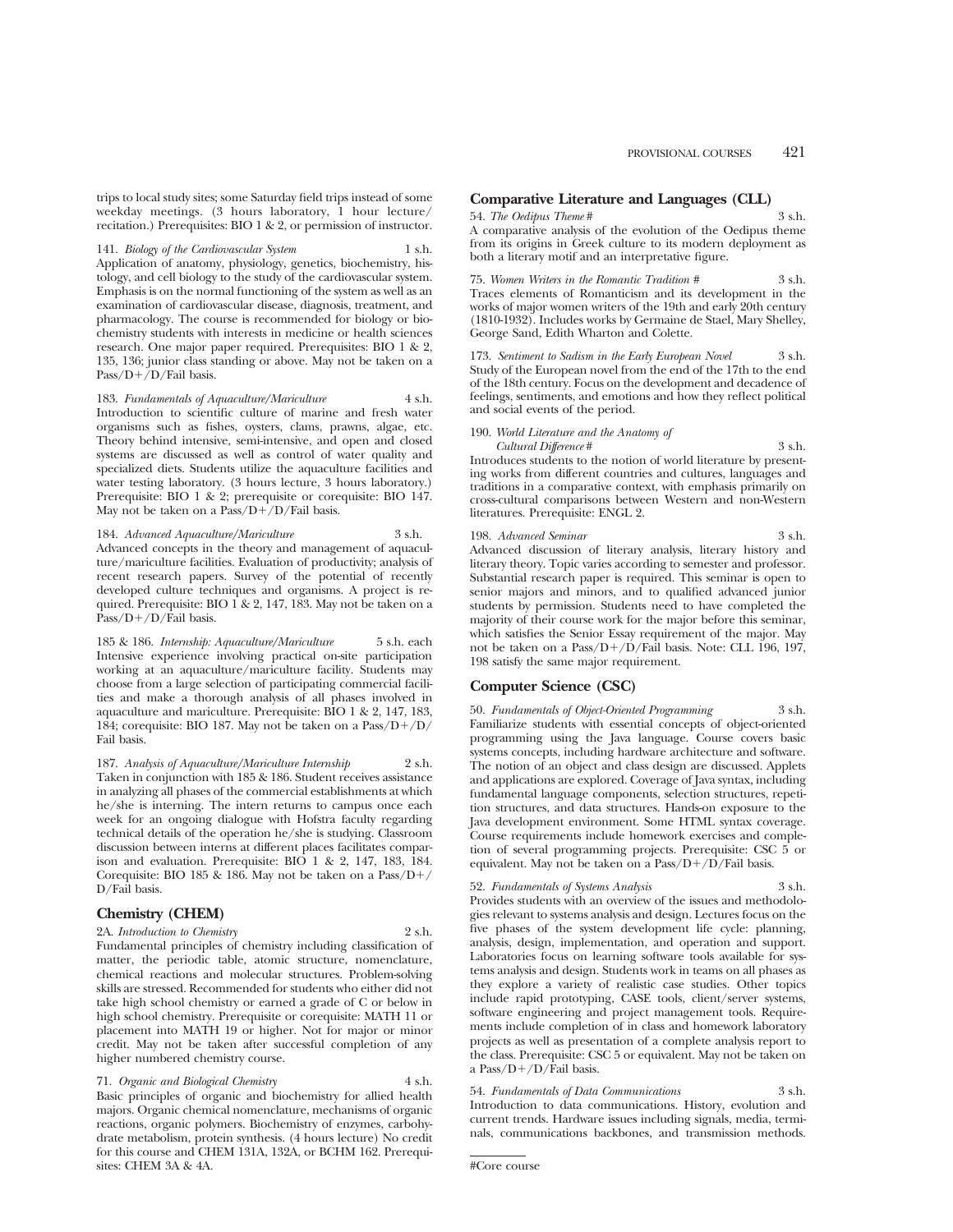trips to local study sites; some Saturday field trips instead of some weekday meetings. (3 hours laboratory, 1 hour lecture/recitation.) Prerequisites: BIO 1 & 2, or permission of instructor.

141. *Biology of the Cardiovascular System* 1 s.h.
Application of anatomy, physiology, genetics, biochemistry, histology, and cell biology to the study of the cardiovascular system. Emphasis is on the normal functioning of the system as well as an examination of cardiovascular disease, diagnosis, treatment, and pharmacology. The course is recommended for biology or biochemistry students with interests in medicine or health sciences research. One major paper required. Prerequisites: BIO 1 & 2, 135, 136; junior class standing or above. May not be taken on a Pass/D+/D/Fail basis.

183. *Fundamentals of Aquaculture/Mariculture* 4 s.h.
Introduction to scientific culture of marine and fresh water organisms such as fishes, oysters, clams, prawns, algae, etc. Theory behind intensive, semi-intensive, and open and closed systems are discussed as well as control of water quality and specialized diets. Students utilize the aquaculture facilities and water testing laboratory. (3 hours lecture, 3 hours laboratory.) Prerequisite: BIO 1 & 2; prerequisite or corequisite: BIO 147. May not be taken on a Pass/D+/D/Fail basis.

184. *Advanced Aquaculture/Mariculture* 3 s.h.
Advanced concepts in the theory and management of aquaculture/mariculture facilities. Evaluation of productivity; analysis of recent research papers. Survey of the potential of recently developed culture techniques and organisms. A project is required. Prerequisite: BIO 1 & 2, 147, 183. May not be taken on a Pass/D+/D/Fail basis.

185 & 186. *Internship: Aquaculture/Mariculture* 5 s.h. each
Intensive experience involving practical on-site participation working at an aquaculture/mariculture facility. Students may choose from a large selection of participating commercial facilities and make a thorough analysis of all phases involved in aquaculture and mariculture. Prerequisite: BIO 1 & 2, 147, 183, 184; corequisite: BIO 187. May not be taken on a Pass/D+/D/Fail basis.

187. *Analysis of Aquaculture/Mariculture Internship* 2 s.h.
Taken in conjunction with 185 & 186. Student receives assistance in analyzing all phases of the commercial establishments at which he/she is interning. The intern returns to campus once each week for an ongoing dialogue with Hofstra faculty regarding technical details of the operation he/she is studying. Classroom discussion between interns at different places facilitates comparison and evaluation. Prerequisite: BIO 1 & 2, 147, 183, 184. Corequisite: BIO 185 & 186. May not be taken on a Pass/D+/D/Fail basis.

## Chemistry (CHEM)

2A. *Introduction to Chemistry* 2 s.h.
Fundamental principles of chemistry including classification of matter, the periodic table, atomic structure, nomenclature, chemical reactions and molecular structures. Problem-solving skills are stressed. Recommended for students who either did not take high school chemistry or earned a grade of C or below in high school chemistry. Prerequisite or corequisite: MATH 11 or placement into MATH 19 or higher. Not for major or minor credit. May not be taken after successful completion of any higher numbered chemistry course.

71. *Organic and Biological Chemistry* 4 s.h.
Basic principles of organic and biochemistry for allied health majors. Organic chemical nomenclature, mechanisms of organic reactions, organic polymers. Biochemistry of enzymes, carbohydrate metabolism, protein synthesis. (4 hours lecture) No credit for this course and CHEM 131A, 132A, or BCHM 162. Prerequisites: CHEM 3A & 4A.

## Comparative Literature and Languages (CLL)

54. *The Oedipus Theme* # 3 s.h.
A comparative analysis of the evolution of the Oedipus theme from its origins in Greek culture to its modern deployment as both a literary motif and an interpretative figure.

75. *Women Writers in the Romantic Tradition* # 3 s.h.
Traces elements of Romanticism and its development in the works of major women writers of the 19th and early 20th century (1810-1932). Includes works by Germaine de Stael, Mary Shelley, George Sand, Edith Wharton and Colette.

173. *Sentiment to Sadism in the Early European Novel* 3 s.h.
Study of the European novel from the end of the 17th to the end of the 18th century. Focus on the development and decadence of feelings, sentiments, and emotions and how they reflect political and social events of the period.

190. *World Literature and the Anatomy of Cultural Difference* # 3 s.h.
Introduces students to the notion of world literature by presenting works from different countries and cultures, languages and traditions in a comparative context, with emphasis primarily on cross-cultural comparisons between Western and non-Western literatures. Prerequisite: ENGL 2.

198. *Advanced Seminar* 3 s.h.
Advanced discussion of literary analysis, literary history and literary theory. Topic varies according to semester and professor. Substantial research paper is required. This seminar is open to senior majors and minors, and to qualified advanced junior students by permission. Students need to have completed the majority of their course work for the major before this seminar, which satisfies the Senior Essay requirement of the major. May not be taken on a Pass/D+/D/Fail basis. Note: CLL 196, 197, 198 satisfy the same major requirement.

## Computer Science (CSC)

50. *Fundamentals of Object-Oriented Programming* 3 s.h.
Familiarize students with essential concepts of object-oriented programming using the Java language. Course covers basic systems concepts, including hardware architecture and software. The notion of an object and class design are discussed. Applets and applications are explored. Coverage of Java syntax, including fundamental language components, selection structures, repetition structures, and data structures. Hands-on exposure to the Java development environment. Some HTML syntax coverage. Course requirements include homework exercises and completion of several programming projects. Prerequisite: CSC 5 or equivalent. May not be taken on a Pass/D+/D/Fail basis.

52. *Fundamentals of Systems Analysis* 3 s.h.
Provides students with an overview of the issues and methodologies relevant to systems analysis and design. Lectures focus on the five phases of the system development life cycle: planning, analysis, design, implementation, and operation and support. Laboratories focus on learning software tools available for systems analysis and design. Students work in teams on all phases as they explore a variety of realistic case studies. Other topics include rapid prototyping, CASE tools, client/server systems, software engineering and project management tools. Requirements include completion of in class and homework laboratory projects as well as presentation of a complete analysis report to the class. Prerequisite: CSC 5 or equivalent. May not be taken on a Pass/D+/D/Fail basis.

54. *Fundamentals of Data Communications* 3 s.h.
Introduction to data communications. History, evolution and current trends. Hardware issues including signals, media, terminals, communications backbones, and transmission methods.

#Core course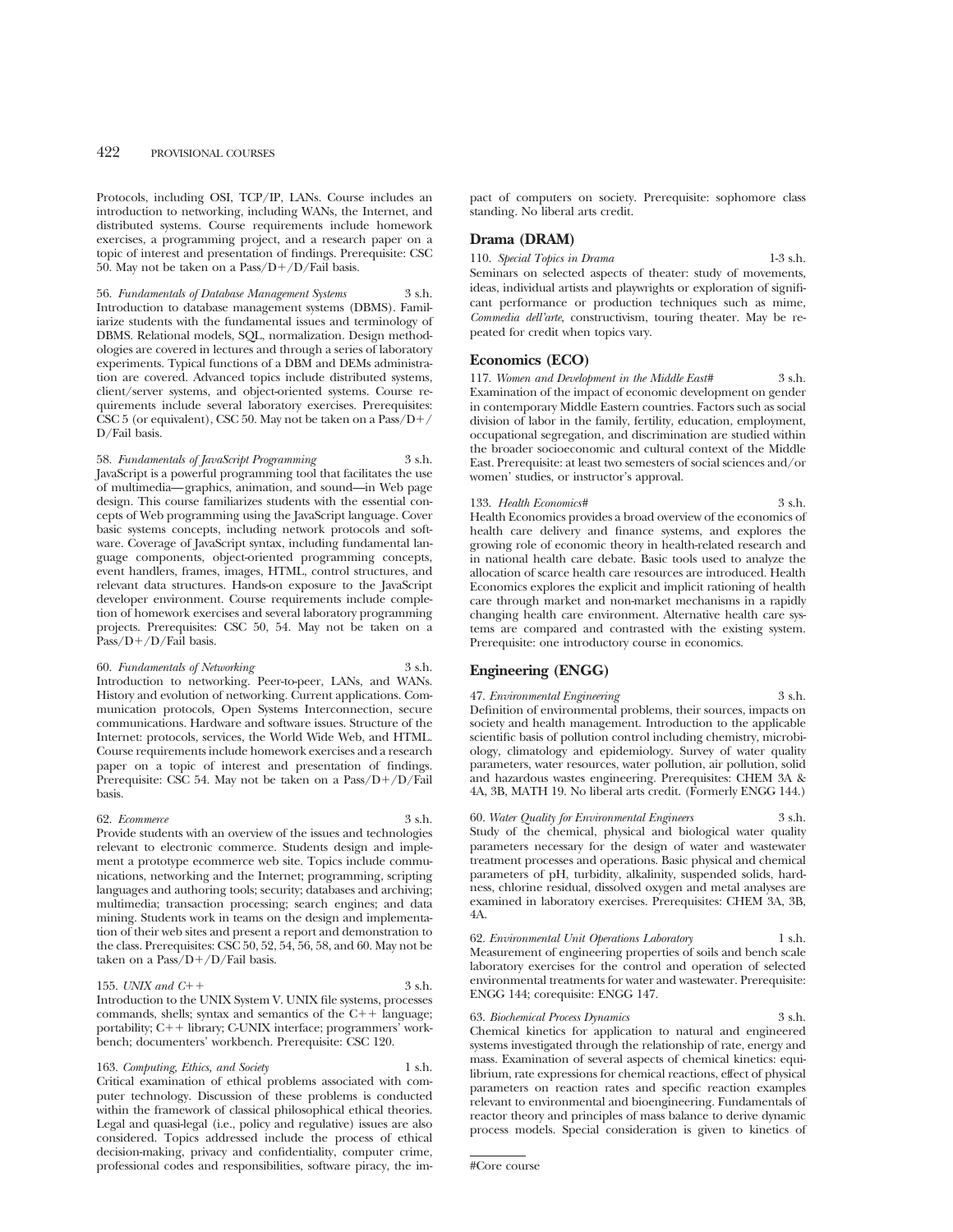Protocols, including OSI, TCP/IP, LANs. Course includes an introduction to networking, including WANs, the Internet, and distributed systems. Course requirements include homework exercises, a programming project, and a research paper on a topic of interest and presentation of findings. Prerequisite: CSC 50. May not be taken on a Pass/D+/D/Fail basis.

56. *Fundamentals of Database Management Systems* 3 s.h.
Introduction to database management systems (DBMS). Familiarize students with the fundamental issues and terminology of DBMS. Relational models, SQL, normalization. Design methodologies are covered in lectures and through a series of laboratory experiments. Typical functions of a DBM and DEMs administration are covered. Advanced topics include distributed systems, client/server systems, and object-oriented systems. Course requirements include several laboratory exercises. Prerequisites: CSC 5 (or equivalent), CSC 50. May not be taken on a Pass/D+/D/Fail basis.

58. *Fundamentals of JavaScript Programming* 3 s.h.
JavaScript is a powerful programming tool that facilitates the use of multimedia—graphics, animation, and sound—in Web page design. This course familiarizes students with the essential concepts of Web programming using the JavaScript language. Cover basic systems concepts, including network protocols and software. Coverage of JavaScript syntax, including fundamental language components, object-oriented programming concepts, event handlers, frames, images, HTML, control structures, and relevant data structures. Hands-on exposure to the JavaScript developer environment. Course requirements include completion of homework exercises and several laboratory programming projects. Prerequisites: CSC 50, 54. May not be taken on a Pass/D+/D/Fail basis.

60. *Fundamentals of Networking* 3 s.h.
Introduction to networking. Peer-to-peer, LANs, and WANs. History and evolution of networking. Current applications. Communication protocols, Open Systems Interconnection, secure communications. Hardware and software issues. Structure of the Internet: protocols, services, the World Wide Web, and HTML. Course requirements include homework exercises and a research paper on a topic of interest and presentation of findings. Prerequisite: CSC 54. May not be taken on a Pass/D+/D/Fail basis.

62. *Ecommerce* 3 s.h.
Provide students with an overview of the issues and technologies relevant to electronic commerce. Students design and implement a prototype ecommerce web site. Topics include communications, networking and the Internet; programming, scripting languages and authoring tools; security; databases and archiving; multimedia; transaction processing; search engines; and data mining. Students work in teams on the design and implementation of their web sites and present a report and demonstration to the class. Prerequisites: CSC 50, 52, 54, 56, 58, and 60. May not be taken on a Pass/D+/D/Fail basis.

155. *UNIX and C++* 3 s.h.
Introduction to the UNIX System V. UNIX file systems, processes commands, shells; syntax and semantics of the C++ language; portability; C++ library; C-UNIX interface; programmers' workbench; documenters' workbench. Prerequisite: CSC 120.

163. *Computing, Ethics, and Society* 1 s.h.
Critical examination of ethical problems associated with computer technology. Discussion of these problems is conducted within the framework of classical philosophical ethical theories. Legal and quasi-legal (i.e., policy and regulative) issues are also considered. Topics addressed include the process of ethical decision-making, privacy and confidentiality, computer crime, professional codes and responsibilities, software piracy, the impact of computers on society. Prerequisite: sophomore class standing. No liberal arts credit.

## Drama (DRAM)

110. *Special Topics in Drama* 1-3 s.h.
Seminars on selected aspects of theater: study of movements, ideas, individual artists and playwrights or exploration of significant performance or production techniques such as mime, *Commedia dell'arte*, constructivism, touring theater. May be repeated for credit when topics vary.

## Economics (ECO)

117. *Women and Development in the Middle East#* 3 s.h.
Examination of the impact of economic development on gender in contemporary Middle Eastern countries. Factors such as social division of labor in the family, fertility, education, employment, occupational segregation, and discrimination are studied within the broader socioeconomic and cultural context of the Middle East. Prerequisite: at least two semesters of social sciences and/or women' studies, or instructor's approval.

133. *Health Economics#* 3 s.h.
Health Economics provides a broad overview of the economics of health care delivery and finance systems, and explores the growing role of economic theory in health-related research and in national health care debate. Basic tools used to analyze the allocation of scarce health care resources are introduced. Health Economics explores the explicit and implicit rationing of health care through market and non-market mechanisms in a rapidly changing health care environment. Alternative health care systems are compared and contrasted with the existing system. Prerequisite: one introductory course in economics.

## Engineering (ENGG)

47. *Environmental Engineering* 3 s.h.
Definition of environmental problems, their sources, impacts on society and health management. Introduction to the applicable scientific basis of pollution control including chemistry, microbiology, climatology and epidemiology. Survey of water quality parameters, water resources, water pollution, air pollution, solid and hazardous wastes engineering. Prerequisites: CHEM 3A & 4A, 3B, MATH 19. No liberal arts credit. (Formerly ENGG 144.)

60. *Water Quality for Environmental Engineers* 3 s.h.
Study of the chemical, physical and biological water quality parameters necessary for the design of water and wastewater treatment processes and operations. Basic physical and chemical parameters of pH, turbidity, alkalinity, suspended solids, hardness, chlorine residual, dissolved oxygen and metal analyses are examined in laboratory exercises. Prerequisites: CHEM 3A, 3B, 4A.

62. *Environmental Unit Operations Laboratory* 1 s.h.
Measurement of engineering properties of soils and bench scale laboratory exercises for the control and operation of selected environmental treatments for water and wastewater. Prerequisite: ENGG 144; corequisite: ENGG 147.

63. *Biochemical Process Dynamics* 3 s.h.
Chemical kinetics for application to natural and engineered systems investigated through the relationship of rate, energy and mass. Examination of several aspects of chemical kinetics: equilibrium, rate expressions for chemical reactions, effect of physical parameters on reaction rates and specific reaction examples relevant to environmental and bioengineering. Fundamentals of reactor theory and principles of mass balance to derive dynamic process models. Special consideration is given to kinetics of

#Core course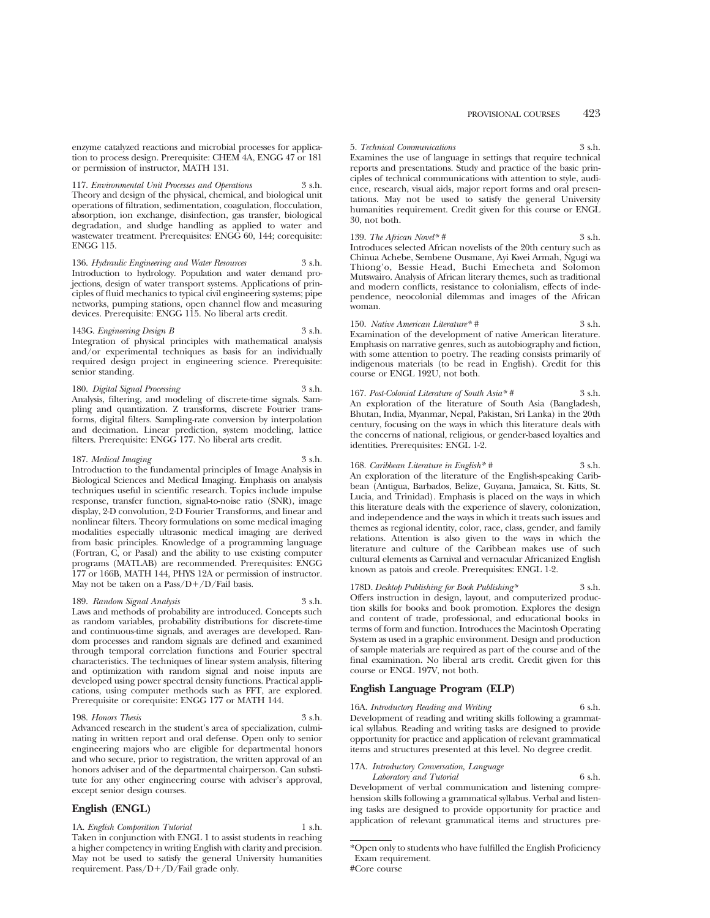enzyme catalyzed reactions and microbial processes for application to process design. Prerequisite: CHEM 4A, ENGG 47 or 181 or permission of instructor, MATH 131.

117. *Environmental Unit Processes and Operations* 3 s.h.
Theory and design of the physical, chemical, and biological unit operations of filtration, sedimentation, coagulation, flocculation, absorption, ion exchange, disinfection, gas transfer, biological degradation, and sludge handling as applied to water and wastewater treatment. Prerequisites: ENGG 60, 144; corequisite: ENGG 115.

136. *Hydraulic Engineering and Water Resources* 3 s.h.
Introduction to hydrology. Population and water demand projections, design of water transport systems. Applications of principles of fluid mechanics to typical civil engineering systems; pipe networks, pumping stations, open channel flow and measuring devices. Prerequisite: ENGG 115. No liberal arts credit.

143G. *Engineering Design B* 3 s.h.
Integration of physical principles with mathematical analysis and/or experimental techniques as basis for an individually required design project in engineering science. Prerequisite: senior standing.

180. *Digital Signal Processing* 3 s.h.
Analysis, filtering, and modeling of discrete-time signals. Sampling and quantization. Z transforms, discrete Fourier transforms, digital filters. Sampling-rate conversion by interpolation and decimation. Linear prediction, system modeling, lattice filters. Prerequisite: ENGG 177. No liberal arts credit.

187. *Medical Imaging* 3 s.h.
Introduction to the fundamental principles of Image Analysis in Biological Sciences and Medical Imaging. Emphasis on analysis techniques useful in scientific research. Topics include impulse response, transfer function, signal-to-noise ratio (SNR), image display, 2-D convolution, 2-D Fourier Transforms, and linear and nonlinear filters. Theory formulations on some medical imaging modalities especially ultrasonic medical imaging are derived from basic principles. Knowledge of a programming language (Fortran, C, or Pasal) and the ability to use existing computer programs (MATLAB) are recommended. Prerequisites: ENGG 177 or 166B, MATH 144, PHYS 12A or permission of instructor. May not be taken on a Pass/D+/D/Fail basis.

189. *Random Signal Analysis* 3 s.h.
Laws and methods of probability are introduced. Concepts such as random variables, probability distributions for discrete-time and continuous-time signals, and averages are developed. Random processes and random signals are defined and examined through temporal correlation functions and Fourier spectral characteristics. The techniques of linear system analysis, filtering and optimization with random signal and noise inputs are developed using power spectral density functions. Practical applications, using computer methods such as FFT, are explored. Prerequisite or corequisite: ENGG 177 or MATH 144.

198. *Honors Thesis* 3 s.h.
Advanced research in the student's area of specialization, culminating in written report and oral defense. Open only to senior engineering majors who are eligible for departmental honors and who secure, prior to registration, the written approval of an honors adviser and of the departmental chairperson. Can substitute for any other engineering course with adviser's approval, except senior design courses.

## English (ENGL)

1A. *English Composition Tutorial* 1 s.h.
Taken in conjunction with ENGL 1 to assist students in reaching a higher competency in writing English with clarity and precision. May not be used to satisfy the general University humanities requirement. Pass/D+/D/Fail grade only.

5. *Technical Communications* 3 s.h.
Examines the use of language in settings that require technical reports and presentations. Study and practice of the basic principles of technical communications with attention to style, audience, research, visual aids, major report forms and oral presentations. May not be used to satisfy the general University humanities requirement. Credit given for this course or ENGL 30, not both.

139. *The African Novel** # 3 s.h.
Introduces selected African novelists of the 20th century such as Chinua Achebe, Sembene Ousmane, Ayi Kwei Armah, Ngugi wa Thiong'o, Bessie Head, Buchi Emecheta and Solomon Mutswairo. Analysis of African literary themes, such as traditional and modern conflicts, resistance to colonialism, effects of independence, neocolonial dilemmas and images of the African woman.

150. *Native American Literature** # 3 s.h.
Examination of the development of native American literature. Emphasis on narrative genres, such as autobiography and fiction, with some attention to poetry. The reading consists primarily of indigenous materials (to be read in English). Credit for this course or ENGL 192U, not both.

167. *Post-Colonial Literature of South Asia** # 3 s.h.
An exploration of the literature of South Asia (Bangladesh, Bhutan, India, Myanmar, Nepal, Pakistan, Sri Lanka) in the 20th century, focusing on the ways in which this literature deals with the concerns of national, religious, or gender-based loyalties and identities. Prerequisites: ENGL 1-2.

168. *Caribbean Literature in English** # 3 s.h.
An exploration of the literature of the English-speaking Caribbean (Antigua, Barbados, Belize, Guyana, Jamaica, St. Kitts, St. Lucia, and Trinidad). Emphasis is placed on the ways in which this literature deals with the experience of slavery, colonization, and independence and the ways in which it treats such issues and themes as regional identity, color, race, class, gender, and family relations. Attention is also given to the ways in which the literature and culture of the Caribbean makes use of such cultural elements as Carnival and vernacular Africanized English known as patois and creole. Prerequisites: ENGL 1-2.

178D. *Desktop Publishing for Book Publishing** 3 s.h.
Offers instruction in design, layout, and computerized production skills for books and book promotion. Explores the design and content of trade, professional, and educational books in terms of form and function. Introduces the Macintosh Operating System as used in a graphic environment. Design and production of sample materials are required as part of the course and of the final examination. No liberal arts credit. Credit given for this course or ENGL 197V, not both.

## English Language Program (ELP)

16A. *Introductory Reading and Writing* 6 s.h.
Development of reading and writing skills following a grammatical syllabus. Reading and writing tasks are designed to provide opportunity for practice and application of relevant grammatical items and structures presented at this level. No degree credit.

17A. *Introductory Conversation, Language Laboratory and Tutorial* 6 s.h.
Development of verbal communication and listening comprehension skills following a grammatical syllabus. Verbal and listening tasks are designed to provide opportunity for practice and application of relevant grammatical items and structures pre-

*Open only to students who have fulfilled the English Proficiency Exam requirement.
#Core course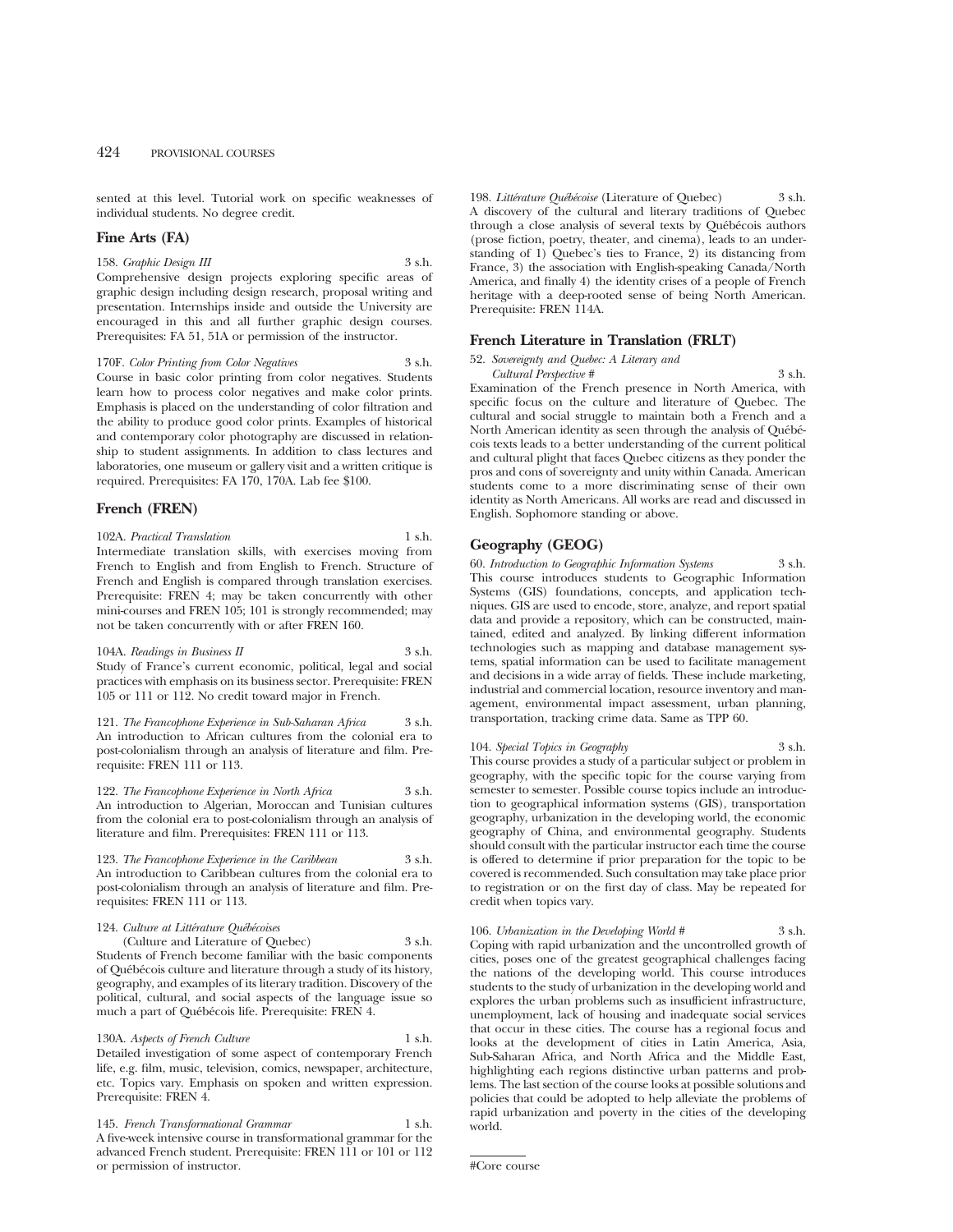sented at this level. Tutorial work on specific weaknesses of individual students. No degree credit.

## Fine Arts (FA)

158. *Graphic Design III* 3 s.h.
Comprehensive design projects exploring specific areas of graphic design including design research, proposal writing and presentation. Internships inside and outside the University are encouraged in this and all further graphic design courses. Prerequisites: FA 51, 51A or permission of the instructor.

170F. *Color Printing from Color Negatives* 3 s.h.
Course in basic color printing from color negatives. Students learn how to process color negatives and make color prints. Emphasis is placed on the understanding of color filtration and the ability to produce good color prints. Examples of historical and contemporary color photography are discussed in relationship to student assignments. In addition to class lectures and laboratories, one museum or gallery visit and a written critique is required. Prerequisites: FA 170, 170A. Lab fee $100.

## French (FREN)

102A. *Practical Translation* 1 s.h.
Intermediate translation skills, with exercises moving from French to English and from English to French. Structure of French and English is compared through translation exercises. Prerequisite: FREN 4; may be taken concurrently with other mini-courses and FREN 105; 101 is strongly recommended; may not be taken concurrently with or after FREN 160.

104A. *Readings in Business II* 3 s.h.
Study of France's current economic, political, legal and social practices with emphasis on its business sector. Prerequisite: FREN 105 or 111 or 112. No credit toward major in French.

121. *The Francophone Experience in Sub-Saharan Africa* 3 s.h.
An introduction to African cultures from the colonial era to post-colonialism through an analysis of literature and film. Prerequisite: FREN 111 or 113.

122. *The Francophone Experience in North Africa* 3 s.h.
An introduction to Algerian, Moroccan and Tunisian cultures from the colonial era to post-colonialism through an analysis of literature and film. Prerequisites: FREN 111 or 113.

123. *The Francophone Experience in the Caribbean* 3 s.h.
An introduction to Caribbean cultures from the colonial era to post-colonialism through an analysis of literature and film. Prerequisites: FREN 111 or 113.

124. *Culture at Littérature Québécoises*
(Culture and Literature of Quebec) 3 s.h.
Students of French become familiar with the basic components of Québécois culture and literature through a study of its history, geography, and examples of its literary tradition. Discovery of the political, cultural, and social aspects of the language issue so much a part of Québécois life. Prerequisite: FREN 4.

130A. *Aspects of French Culture* 1 s.h.
Detailed investigation of some aspect of contemporary French life, e.g. film, music, television, comics, newspaper, architecture, etc. Topics vary. Emphasis on spoken and written expression. Prerequisite: FREN 4.

145. *French Transformational Grammar* 1 s.h.
A five-week intensive course in transformational grammar for the advanced French student. Prerequisite: FREN 111 or 101 or 112 or permission of instructor.

198. *Littérature Québécoise* (Literature of Quebec) 3 s.h.
A discovery of the cultural and literary traditions of Quebec through a close analysis of several texts by Québécois authors (prose fiction, poetry, theater, and cinema), leads to an understanding of 1) Quebec's ties to France, 2) its distancing from France, 3) the association with English-speaking Canada/North America, and finally 4) the identity crises of a people of French heritage with a deep-rooted sense of being North American. Prerequisite: FREN 114A.

## French Literature in Translation (FRLT)

52. *Sovereignty and Quebec: A Literary and Cultural Perspective #* 3 s.h.
Examination of the French presence in North America, with specific focus on the culture and literature of Quebec. The cultural and social struggle to maintain both a French and a North American identity as seen through the analysis of Québécois texts leads to a better understanding of the current political and cultural plight that faces Quebec citizens as they ponder the pros and cons of sovereignty and unity within Canada. American students come to a more discriminating sense of their own identity as North Americans. All works are read and discussed in English. Sophomore standing or above.

## Geography (GEOG)

60. *Introduction to Geographic Information Systems* 3 s.h.
This course introduces students to Geographic Information Systems (GIS) foundations, concepts, and application techniques. GIS are used to encode, store, analyze, and report spatial data and provide a repository, which can be constructed, maintained, edited and analyzed. By linking different information technologies such as mapping and database management systems, spatial information can be used to facilitate management and decisions in a wide array of fields. These include marketing, industrial and commercial location, resource inventory and management, environmental impact assessment, urban planning, transportation, tracking crime data. Same as TPP 60.

104. *Special Topics in Geography* 3 s.h.
This course provides a study of a particular subject or problem in geography, with the specific topic for the course varying from semester to semester. Possible course topics include an introduction to geographical information systems (GIS), transportation geography, urbanization in the developing world, the economic geography of China, and environmental geography. Students should consult with the particular instructor each time the course is offered to determine if prior preparation for the topic to be covered is recommended. Such consultation may take place prior to registration or on the first day of class. May be repeated for credit when topics vary.

106. *Urbanization in the Developing World #* 3 s.h.
Coping with rapid urbanization and the uncontrolled growth of cities, poses one of the greatest geographical challenges facing the nations of the developing world. This course introduces students to the study of urbanization in the developing world and explores the urban problems such as insufficient infrastructure, unemployment, lack of housing and inadequate social services that occur in these cities. The course has a regional focus and looks at the development of cities in Latin America, Asia, Sub-Saharan Africa, and North Africa and the Middle East, highlighting each regions distinctive urban patterns and problems. The last section of the course looks at possible solutions and policies that could be adopted to help alleviate the problems of rapid urbanization and poverty in the cities of the developing world.

#Core course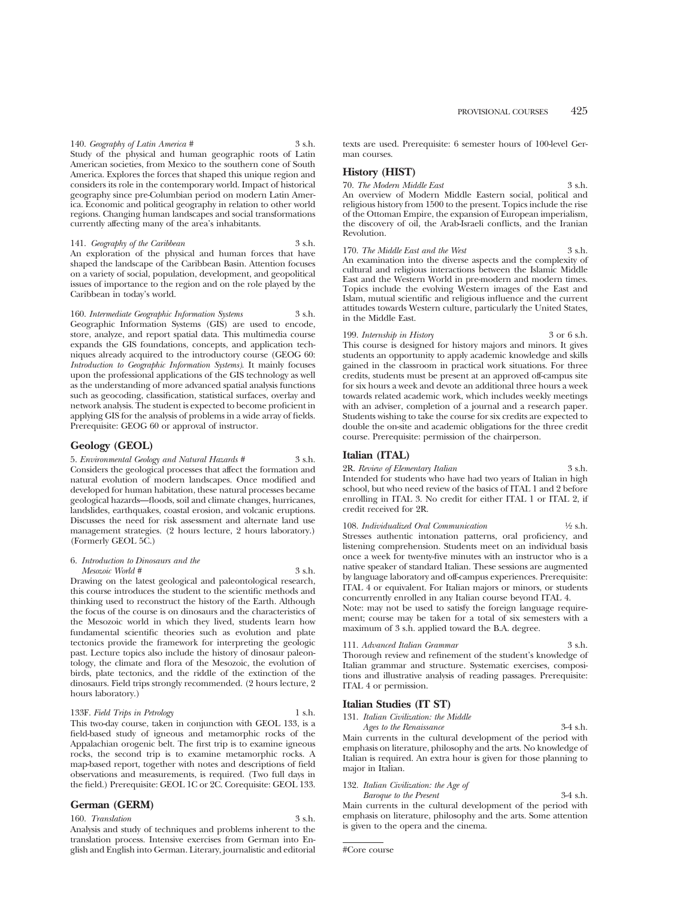140. *Geography of Latin America* # 3 s.h.
Study of the physical and human geographic roots of Latin American societies, from Mexico to the southern cone of South America. Explores the forces that shaped this unique region and considers its role in the contemporary world. Impact of historical geography since pre-Columbian period on modern Latin America. Economic and political geography in relation to other world regions. Changing human landscapes and social transformations currently affecting many of the area's inhabitants.

141. *Geography of the Caribbean* 3 s.h.
An exploration of the physical and human forces that have shaped the landscape of the Caribbean Basin. Attention focuses on a variety of social, population, development, and geopolitical issues of importance to the region and on the role played by the Caribbean in today's world.

160. *Intermediate Geographic Information Systems* 3 s.h.
Geographic Information Systems (GIS) are used to encode, store, analyze, and report spatial data. This multimedia course expands the GIS foundations, concepts, and application techniques already acquired to the introductory course (GEOG 60: *Introduction to Geographic Information Systems)*. It mainly focuses upon the professional applications of the GIS technology as well as the understanding of more advanced spatial analysis functions such as geocoding, classification, statistical surfaces, overlay and network analysis. The student is expected to become proficient in applying GIS for the analysis of problems in a wide array of fields. Prerequisite: GEOG 60 or approval of instructor.

## Geology (GEOL)

5. *Environmental Geology and Natural Hazards* # 3 s.h.
Considers the geological processes that affect the formation and natural evolution of modern landscapes. Once modified and developed for human habitation, these natural processes became geological hazards—floods, soil and climate changes, hurricanes, landslides, earthquakes, coastal erosion, and volcanic eruptions. Discusses the need for risk assessment and alternate land use management strategies. (2 hours lecture, 2 hours laboratory.) (Formerly GEOL 5C.)

6. *Introduction to Dinosaurs and the Mesozoic World* # 3 s.h.
Drawing on the latest geological and paleontological research, this course introduces the student to the scientific methods and thinking used to reconstruct the history of the Earth. Although the focus of the course is on dinosaurs and the characteristics of the Mesozoic world in which they lived, students learn how fundamental scientific theories such as evolution and plate tectonics provide the framework for interpreting the geologic past. Lecture topics also include the history of dinosaur paleontology, the climate and flora of the Mesozoic, the evolution of birds, plate tectonics, and the riddle of the extinction of the dinosaurs. Field trips strongly recommended. (2 hours lecture, 2 hours laboratory.)

133F. *Field Trips in Petrology* 1 s.h.
This two-day course, taken in conjunction with GEOL 133, is a field-based study of igneous and metamorphic rocks of the Appalachian orogenic belt. The first trip is to examine igneous rocks, the second trip is to examine metamorphic rocks. A map-based report, together with notes and descriptions of field observations and measurements, is required. (Two full days in the field.) Prerequisite: GEOL 1C or 2C. Corequisite: GEOL 133.

## German (GERM)

160. *Translation* 3 s.h.
Analysis and study of techniques and problems inherent to the translation process. Intensive exercises from German into English and English into German. Literary, journalistic and editorial texts are used. Prerequisite: 6 semester hours of 100-level German courses.

## History (HIST)

70. *The Modern Middle East* 3 s.h.
An overview of Modern Middle Eastern social, political and religious history from 1500 to the present. Topics include the rise of the Ottoman Empire, the expansion of European imperialism, the discovery of oil, the Arab-Israeli conflicts, and the Iranian Revolution.

170. *The Middle East and the West* 3 s.h.
An examination into the diverse aspects and the complexity of cultural and religious interactions between the Islamic Middle East and the Western World in pre-modern and modern times. Topics include the evolving Western images of the East and Islam, mutual scientific and religious influence and the current attitudes towards Western culture, particularly the United States, in the Middle East.

199. *Internship in History* 3 or 6 s.h.
This course is designed for history majors and minors. It gives students an opportunity to apply academic knowledge and skills gained in the classroom in practical work situations. For three credits, students must be present at an approved off-campus site for six hours a week and devote an additional three hours a week towards related academic work, which includes weekly meetings with an adviser, completion of a journal and a research paper. Students wishing to take the course for six credits are expected to double the on-site and academic obligations for the three credit course. Prerequisite: permission of the chairperson.

## Italian (ITAL)

2R. *Review of Elementary Italian* 3 s.h.
Intended for students who have had two years of Italian in high school, but who need review of the basics of ITAL 1 and 2 before enrolling in ITAL 3. No credit for either ITAL 1 or ITAL 2, if credit received for 2R.

108. *Individualized Oral Communication* ½ s.h.
Stresses authentic intonation patterns, oral proficiency, and listening comprehension. Students meet on an individual basis once a week for twenty-five minutes with an instructor who is a native speaker of standard Italian. These sessions are augmented by language laboratory and off-campus experiences. Prerequisite: ITAL 4 or equivalent. For Italian majors or minors, or students concurrently enrolled in any Italian course beyond ITAL 4.
Note: may not be used to satisfy the foreign language requirement; course may be taken for a total of six semesters with a maximum of 3 s.h. applied toward the B.A. degree.

111. *Advanced Italian Grammar* 3 s.h.
Thorough review and refinement of the student's knowledge of Italian grammar and structure. Systematic exercises, compositions and illustrative analysis of reading passages. Prerequisite: ITAL 4 or permission.

## Italian Studies (IT ST)

131. *Italian Civilization: the Middle Ages to the Renaissance* 3-4 s.h.
Main currents in the cultural development of the period with emphasis on literature, philosophy and the arts. No knowledge of Italian is required. An extra hour is given for those planning to major in Italian.

132. *Italian Civilization: the Age of Baroque to the Present* 3-4 s.h.
Main currents in the cultural development of the period with emphasis on literature, philosophy and the arts. Some attention is given to the opera and the cinema.

#Core course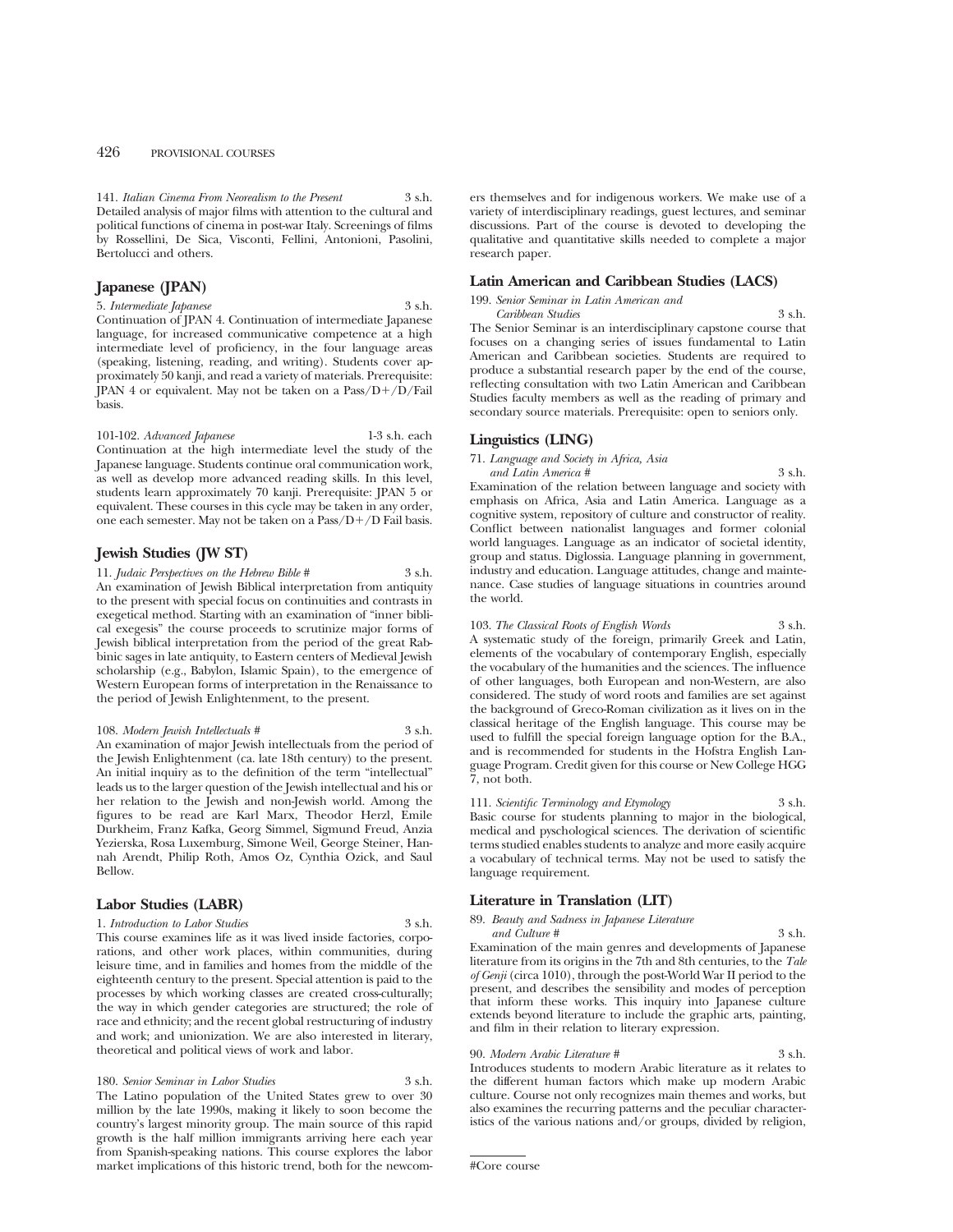141. *Italian Cinema From Neorealism to the Present* 3 s.h.
Detailed analysis of major films with attention to the cultural and political functions of cinema in post-war Italy. Screenings of films by Rossellini, De Sica, Visconti, Fellini, Antonioni, Pasolini, Bertolucci and others.

## Japanese (JPAN)

5. *Intermediate Japanese* 3 s.h.
Continuation of JPAN 4. Continuation of intermediate Japanese language, for increased communicative competence at a high intermediate level of proficiency, in the four language areas (speaking, listening, reading, and writing). Students cover approximately 50 kanji, and read a variety of materials. Prerequisite: JPAN 4 or equivalent. May not be taken on a Pass/D+/D/Fail basis.

101-102. *Advanced Japanese* 1-3 s.h. each
Continuation at the high intermediate level the study of the Japanese language. Students continue oral communication work, as well as develop more advanced reading skills. In this level, students learn approximately 70 kanji. Prerequisite: JPAN 5 or equivalent. These courses in this cycle may be taken in any order, one each semester. May not be taken on a Pass/D+/D Fail basis.

## Jewish Studies (JW ST)

11. *Judaic Perspectives on the Hebrew Bible #* 3 s.h.
An examination of Jewish Biblical interpretation from antiquity to the present with special focus on continuities and contrasts in exegetical method. Starting with an examination of "inner biblical exegesis" the course proceeds to scrutinize major forms of Jewish biblical interpretation from the period of the great Rabbinic sages in late antiquity, to Eastern centers of Medieval Jewish scholarship (e.g., Babylon, Islamic Spain), to the emergence of Western European forms of interpretation in the Renaissance to the period of Jewish Enlightenment, to the present.

108. *Modern Jewish Intellectuals #* 3 s.h.
An examination of major Jewish intellectuals from the period of the Jewish Enlightenment (ca. late 18th century) to the present. An initial inquiry as to the definition of the term "intellectual" leads us to the larger question of the Jewish intellectual and his or her relation to the Jewish and non-Jewish world. Among the figures to be read are Karl Marx, Theodor Herzl, Emile Durkheim, Franz Kafka, Georg Simmel, Sigmund Freud, Anzia Yezierska, Rosa Luxemburg, Simone Weil, George Steiner, Hannah Arendt, Philip Roth, Amos Oz, Cynthia Ozick, and Saul Bellow.

## Labor Studies (LABR)

1. *Introduction to Labor Studies* 3 s.h.
This course examines life as it was lived inside factories, corporations, and other work places, within communities, during leisure time, and in families and homes from the middle of the eighteenth century to the present. Special attention is paid to the processes by which working classes are created cross-culturally; the way in which gender categories are structured; the role of race and ethnicity; and the recent global restructuring of industry and work; and unionization. We are also interested in literary, theoretical and political views of work and labor.

180. *Senior Seminar in Labor Studies* 3 s.h.
The Latino population of the United States grew to over 30 million by the late 1990s, making it likely to soon become the country's largest minority group. The main source of this rapid growth is the half million immigrants arriving here each year from Spanish-speaking nations. This course explores the labor market implications of this historic trend, both for the newcomers themselves and for indigenous workers. We make use of a variety of interdisciplinary readings, guest lectures, and seminar discussions. Part of the course is devoted to developing the qualitative and quantitative skills needed to complete a major research paper.

## Latin American and Caribbean Studies (LACS)

199. *Senior Seminar in Latin American and Caribbean Studies* 3 s.h.
The Senior Seminar is an interdisciplinary capstone course that focuses on a changing series of issues fundamental to Latin American and Caribbean societies. Students are required to produce a substantial research paper by the end of the course, reflecting consultation with two Latin American and Caribbean Studies faculty members as well as the reading of primary and secondary source materials. Prerequisite: open to seniors only.

## Linguistics (LING)

71. *Language and Society in Africa, Asia and Latin America #* 3 s.h.
Examination of the relation between language and society with emphasis on Africa, Asia and Latin America. Language as a cognitive system, repository of culture and constructor of reality. Conflict between nationalist languages and former colonial world languages. Language as an indicator of societal identity, group and status. Diglossia. Language planning in government, industry and education. Language attitudes, change and maintenance. Case studies of language situations in countries around the world.

103. *The Classical Roots of English Words* 3 s.h.
A systematic study of the foreign, primarily Greek and Latin, elements of the vocabulary of contemporary English, especially the vocabulary of the humanities and the sciences. The influence of other languages, both European and non-Western, are also considered. The study of word roots and families are set against the background of Greco-Roman civilization as it lives on in the classical heritage of the English language. This course may be used to fulfill the special foreign language option for the B.A., and is recommended for students in the Hofstra English Language Program. Credit given for this course or New College HGG 7, not both.

111. *Scientific Terminology and Etymology* 3 s.h.
Basic course for students planning to major in the biological, medical and psychological sciences. The derivation of scientific terms studied enables students to analyze and more easily acquire a vocabulary of technical terms. May not be used to satisfy the language requirement.

## Literature in Translation (LIT)

89. *Beauty and Sadness in Japanese Literature and Culture #* 3 s.h.
Examination of the main genres and developments of Japanese literature from its origins in the 7th and 8th centuries, to the *Tale of Genji* (circa 1010), through the post-World War II period to the present, and describes the sensibility and modes of perception that inform these works. This inquiry into Japanese culture extends beyond literature to include the graphic arts, painting, and film in their relation to literary expression.

90. *Modern Arabic Literature #* 3 s.h.
Introduces students to modern Arabic literature as it relates to the different human factors which make up modern Arabic culture. Course not only recognizes main themes and works, but also examines the recurring patterns and the peculiar characteristics of the various nations and/or groups, divided by religion,

#Core course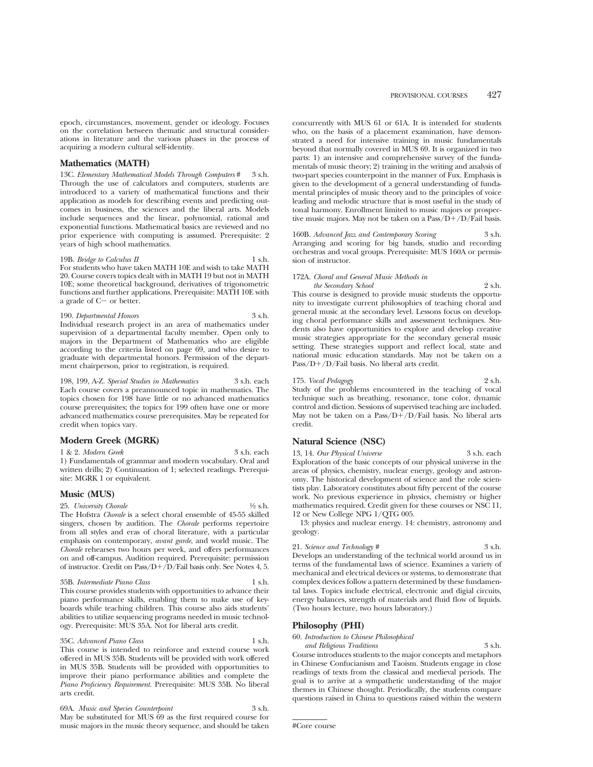epoch, circumstances, movement, gender or ideology. Focuses on the correlation between thematic and structural considerations in literature and the various phases in the process of acquiring a modern cultural self-identity.

## Mathematics (MATH)

13C. *Elementary Mathematical Models Through Computers* # 3 s.h.
Through the use of calculators and computers, students are introduced to a variety of mathematical functions and their application as models for describing events and predicting outcomes in business, the sciences and the liberal arts. Models include sequences and the linear, polynomial, rational and exponential functions. Mathematical basics are reviewed and no prior experience with computing is assumed. Prerequisite: 2 years of high school mathematics.

19B. *Bridge to Calculus II* 1 s.h.
For students who have taken MATH 10E and wish to take MATH 20. Course covers topics dealt with in MATH 19 but not in MATH 10E; some theoretical background, derivatives of trigonometric functions and further applications. Prerequisite: MATH 10E with a grade of C− or better.

190. *Departmental Honors* 3 s.h.
Individual research project in an area of mathematics under supervision of a departmental faculty member. Open only to majors in the Department of Mathematics who are eligible according to the criteria listed on page 69, and who desire to graduate with departmental honors. Permission of the department chairperson, prior to registration, is required.

198, 199, A-Z. *Special Studies in Mathematics* 3 s.h. each
Each course covers a preannounced topic in mathematics. The topics chosen for 198 have little or no advanced mathematics course prerequisites; the topics for 199 often have one or more advanced mathematics course prerequisites. May be repeated for credit when topics vary.

## Modern Greek (MGRK)

1 & 2. *Modern Greek* 3 s.h. each
1) Fundamentals of grammar and modern vocabulary. Oral and written drills; 2) Continuation of 1; selected readings. Prerequisite: MGRK 1 or equivalent.

## Music (MUS)

25. *University Chorale* ½ s.h.
The Hofstra *Chorale* is a select choral ensemble of 45-55 skilled singers, chosen by audition. The *Chorale* performs repertoire from all styles and eras of choral literature, with a particular emphasis on contemporary, *avant garde*, and world music. The *Chorale* rehearses two hours per week, and offers performances on and off-campus. Audition required. Prerequisite: permission of instructor. Credit on Pass/D+/D/Fail basis only. See Notes 4, 5.

35B. *Intermediate Piano Class* 1 s.h.
This course provides students with opportunities to advance their piano performance skills, enabling them to make use of keyboards while teaching children. This course also aids students' abilities to utilize sequencing programs needed in music technology. Prerequisite: MUS 35A. Not for liberal arts credit.

35C. *Advanced Piano Class* 1 s.h.
This course is intended to reinforce and extend course work offered in MUS 35B. Students will be provided with work offered in MUS 35B. Students will be provided with opportunities to improve their piano performance abilities and complete the *Piano Proficiency Requirement.* Prerequisite: MUS 35B. No liberal arts credit.

69A. *Music and Species Counterpoint* 3 s.h.
May be substituted for MUS 69 as the first required course for music majors in the music theory sequence, and should be taken concurrently with MUS 61 or 61A. It is intended for students who, on the basis of a placement examination, have demonstrated a need for intensive training in music fundamentals beyond that normally covered in MUS 69. It is organized in two parts: 1) an intensive and comprehensive survey of the fundamentals of music theory; 2) training in the writing and analysis of two-part species counterpoint in the manner of Fux. Emphasis is given to the development of a general understanding of fundamental principles of music theory and to the principles of voice leading and melodic structure that is most useful in the study of tonal harmony. Enrollment limited to music majors or prospective music majors. May not be taken on a Pass/D+/D/Fail basis.

160B. *Advanced Jazz and Contemporary Scoring* 3 s.h.
Arranging and scoring for big bands, studio and recording orchestras and vocal groups. Prerequisite: MUS 160A or permission of instructor.

172A. *Choral and General Music Methods in the Secondary School* 2 s.h.
This course is designed to provide music students the opportunity to investigate current philosophies of teaching choral and general music at the secondary level. Lessons focus on developing choral performance skills and assessment techniques. Students also have opportunities to explore and develop creative music strategies appropriate for the secondary general music setting. These strategies support and reflect local, state and national music education standards. May not be taken on a Pass/D+/D/Fail basis. No liberal arts credit.

175. *Vocal Pedagogy* 2 s.h.
Study of the problems encountered in the teaching of vocal technique such as breathing, resonance, tone color, dynamic control and diction. Sessions of supervised teaching are included. May not be taken on a Pass/D+/D/Fail basis. No liberal arts credit.

## Natural Science (NSC)

13, 14. *Our Physical Universe* 3 s.h. each
Exploration of the basic concepts of our physical universe in the areas of physics, chemistry, nuclear energy, geology and astronomy. The historical development of science and the role scientists play. Laboratory constitutes about fifty percent of the course work. No previous experience in physics, chemistry or higher mathematics required. Credit given for these courses or NSC 11, 12 or New College NPG 1/QTG 005.

13: physics and nuclear energy. 14: chemistry, astronomy and geology.

21. *Science and Technology* # 3 s.h.
Develops an understanding of the technical world around us in terms of the fundamental laws of science. Examines a variety of mechanical and electrical devices or systems, to demonstrate that complex devices follow a pattern determined by these fundamental laws. Topics include electrical, electronic and digial circuits, energy balances, strength of materials and fluid flow of liquids. (Two hours lecture, two hours laboratory.)

## Philosophy (PHI)

60. *Introduction to Chinese Philosophical and Religious Traditions* 3 s.h.
Course introduces students to the major concepts and metaphors in Chinese Confucianism and Taoism. Students engage in close readings of texts from the classical and medieval periods. The goal is to arrive at a sympathetic understanding of the major themes in Chinese thought. Periodically, the students compare questions raised in China to questions raised within the western

#Core course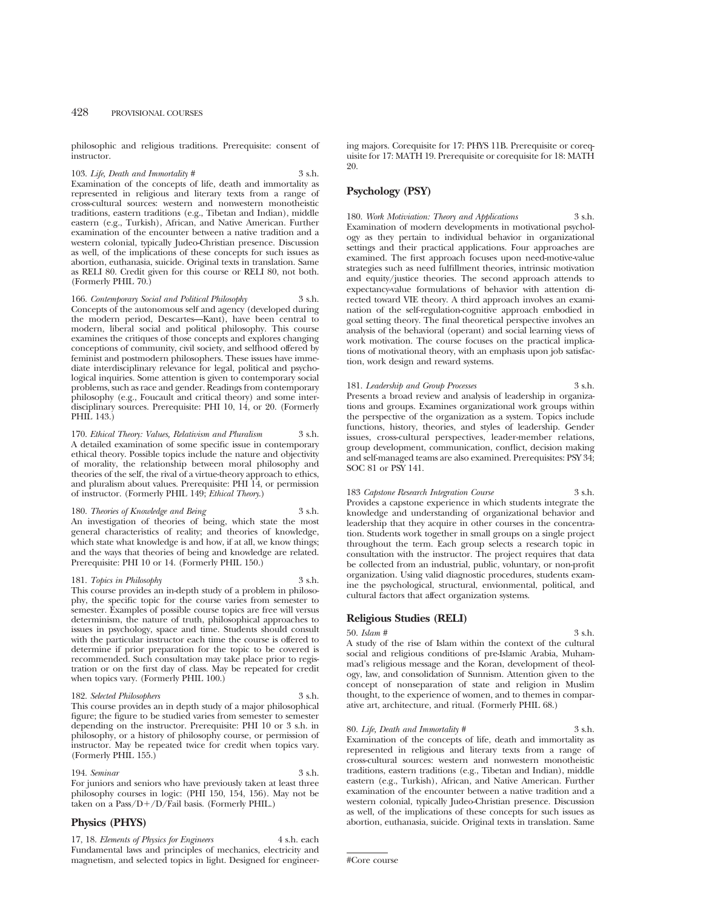philosophic and religious traditions. Prerequisite: consent of instructor.

103. *Life, Death and Immortality #* 3 s.h.
Examination of the concepts of life, death and immortality as represented in religious and literary texts from a range of cross-cultural sources: western and nonwestern monotheistic traditions, eastern traditions (e.g., Tibetan and Indian), middle eastern (e.g., Turkish), African, and Native American. Further examination of the encounter between a native tradition and a western colonial, typically Judeo-Christian presence. Discussion as well, of the implications of these concepts for such issues as abortion, euthanasia, suicide. Original texts in translation. Same as RELI 80. Credit given for this course or RELI 80, not both. (Formerly PHIL 70.)

166. *Contemporary Social and Political Philosophy* 3 s.h.
Concepts of the autonomous self and agency (developed during the modern period, Descartes—Kant), have been central to modern, liberal social and political philosophy. This course examines the critiques of those concepts and explores changing conceptions of community, civil society, and selfhood offered by feminist and postmodern philosophers. These issues have immediate interdisciplinary relevance for legal, political and psychological inquiries. Some attention is given to contemporary social problems, such as race and gender. Readings from contemporary philosophy (e.g., Foucault and critical theory) and some interdisciplinary sources. Prerequisite: PHI 10, 14, or 20. (Formerly PHIL 143.)

170. *Ethical Theory: Values, Relativism and Pluralism* 3 s.h.
A detailed examination of some specific issue in contemporary ethical theory. Possible topics include the nature and objectivity of morality, the relationship between moral philosophy and theories of the self, the rival of a virtue-theory approach to ethics, and pluralism about values. Prerequisite: PHI 14, or permission of instructor. (Formerly PHIL 149; *Ethical Theory.*)

180. *Theories of Knowledge and Being* 3 s.h.
An investigation of theories of being, which state the most general characteristics of reality; and theories of knowledge, which state what knowledge is and how, if at all, we know things; and the ways that theories of being and knowledge are related. Prerequisite: PHI 10 or 14. (Formerly PHIL 150.)

181. *Topics in Philosophy* 3 s.h.
This course provides an in-depth study of a problem in philosophy, the specific topic for the course varies from semester to semester. Examples of possible course topics are free will versus determinism, the nature of truth, philosophical approaches to issues in psychology, space and time. Students should consult with the particular instructor each time the course is offered to determine if prior preparation for the topic to be covered is recommended. Such consultation may take place prior to registration or on the first day of class. May be repeated for credit when topics vary. (Formerly PHIL 100.)

182. *Selected Philosophers* 3 s.h.
This course provides an in depth study of a major philosophical figure; the figure to be studied varies from semester to semester depending on the instructor. Prerequisite: PHI 10 or 3 s.h. in philosophy, or a history of philosophy course, or permission of instructor. May be repeated twice for credit when topics vary. (Formerly PHIL 155.)

194. *Seminar* 3 s.h.
For juniors and seniors who have previously taken at least three philosophy courses in logic: (PHI 150, 154, 156). May not be taken on a Pass/D+/D/Fail basis. (Formerly PHIL.)

## Physics (PHYS)

17, 18. *Elements of Physics for Engineers* 4 s.h. each
Fundamental laws and principles of mechanics, electricity and magnetism, and selected topics in light. Designed for engineering majors. Corequisite for 17: PHYS 11B. Prerequisite or corequisite for 17: MATH 19. Prerequisite or corequisite for 18: MATH 20.

## Psychology (PSY)

180. *Work Motiviation: Theory and Applications* 3 s.h.
Examination of modern developments in motivational psychology as they pertain to individual behavior in organizational settings and their practical applications. Four approaches are examined. The first approach focuses upon need-motive-value strategies such as need fulfillment theories, intrinsic motivation and equity/justice theories. The second approach attends to expectancy-value formulations of behavior with attention directed toward VIE theory. A third approach involves an examination of the self-regulation-cognitive approach embodied in goal setting theory. The final theoretical perspective involves an analysis of the behavioral (operant) and social learning views of work motivation. The course focuses on the practical implications of motivational theory, with an emphasis upon job satisfaction, work design and reward systems.

181. *Leadership and Group Processes* 3 s.h.
Presents a broad review and analysis of leadership in organizations and groups. Examines organizational work groups within the perspective of the organization as a system. Topics include functions, history, theories, and styles of leadership. Gender issues, cross-cultural perspectives, leader-member relations, group development, communication, conflict, decision making and self-managed teams are also examined. Prerequisites: PSY 34; SOC 81 or PSY 141.

183 *Capstone Research Integration Course* 3 s.h.
Provides a capstone experience in which students integrate the knowledge and understanding of organizational behavior and leadership that they acquire in other courses in the concentration. Students work together in small groups on a single project throughout the term. Each group selects a research topic in consultation with the instructor. The project requires that data be collected from an industrial, public, voluntary, or non-profit organization. Using valid diagnostic procedures, students examine the psychological, structural, envionmental, political, and cultural factors that affect organization systems.

## Religious Studies (RELI)

50. *Islam #* 3 s.h.
A study of the rise of Islam within the context of the cultural social and religious conditions of pre-Islamic Arabia, Muhammad's religious message and the Koran, development of theology, law, and consolidation of Sunnism. Attention given to the concept of nonseparation of state and religion in Muslim thought, to the experience of women, and to themes in comparative art, architecture, and ritual. (Formerly PHIL 68.)

80. *Life, Death and Immortality #* 3 s.h.
Examination of the concepts of life, death and immortality as represented in religious and literary texts from a range of cross-cultural sources: western and nonwestern monotheistic traditions, eastern traditions (e.g., Tibetan and Indian), middle eastern (e.g., Turkish), African, and Native American. Further examination of the encounter between a native tradition and a western colonial, typically Judeo-Christian presence. Discussion as well, of the implications of these concepts for such issues as abortion, euthanasia, suicide. Original texts in translation. Same

#Core course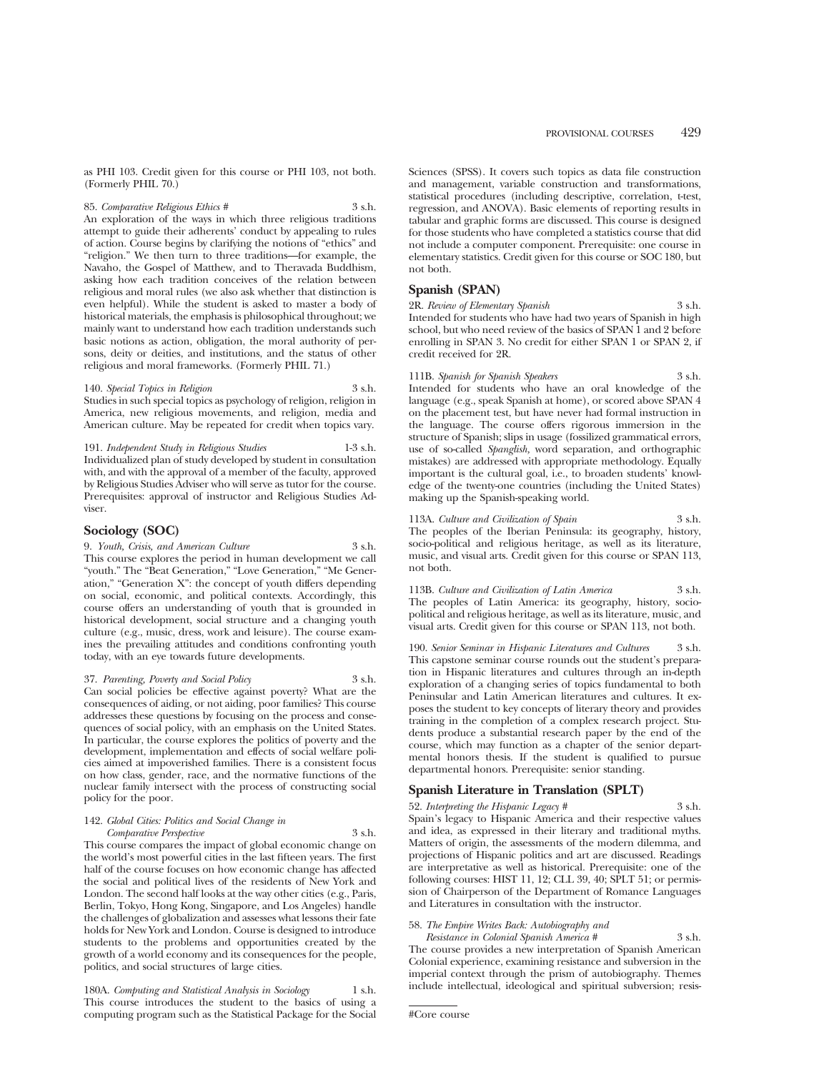as PHI 103. Credit given for this course or PHI 103, not both. (Formerly PHIL 70.)

85. *Comparative Religious Ethics #* 3 s.h.
An exploration of the ways in which three religious traditions attempt to guide their adherents' conduct by appealing to rules of action. Course begins by clarifying the notions of "ethics" and "religion." We then turn to three traditions—for example, the Navaho, the Gospel of Matthew, and to Theravada Buddhism, asking how each tradition conceives of the relation between religious and moral rules (we also ask whether that distinction is even helpful). While the student is asked to master a body of historical materials, the emphasis is philosophical throughout; we mainly want to understand how each tradition understands such basic notions as action, obligation, the moral authority of persons, deity or deities, and institutions, and the status of other religious and moral frameworks. (Formerly PHIL 71.)

140. *Special Topics in Religion* 3 s.h.
Studies in such special topics as psychology of religion, religion in America, new religious movements, and religion, media and American culture. May be repeated for credit when topics vary.

191. *Independent Study in Religious Studies* 1-3 s.h.
Individualized plan of study developed by student in consultation with, and with the approval of a member of the faculty, approved by Religious Studies Adviser who will serve as tutor for the course. Prerequisites: approval of instructor and Religious Studies Adviser.

## Sociology (SOC)

9. *Youth, Crisis, and American Culture* 3 s.h.
This course explores the period in human development we call "youth." The "Beat Generation," "Love Generation," "Me Generation," "Generation X": the concept of youth differs depending on social, economic, and political contexts. Accordingly, this course offers an understanding of youth that is grounded in historical development, social structure and a changing youth culture (e.g., music, dress, work and leisure). The course examines the prevailing attitudes and conditions confronting youth today, with an eye towards future developments.

37. *Parenting, Poverty and Social Policy* 3 s.h.
Can social policies be effective against poverty? What are the consequences of aiding, or not aiding, poor families? This course addresses these questions by focusing on the process and consequences of social policy, with an emphasis on the United States. In particular, the course explores the politics of poverty and the development, implementation and effects of social welfare policies aimed at impoverished families. There is a consistent focus on how class, gender, race, and the normative functions of the nuclear family intersect with the process of constructing social policy for the poor.

142. *Global Cities: Politics and Social Change in Comparative Perspective* 3 s.h.
This course compares the impact of global economic change on the world's most powerful cities in the last fifteen years. The first half of the course focuses on how economic change has affected the social and political lives of the residents of New York and London. The second half looks at the way other cities (e.g., Paris, Berlin, Tokyo, Hong Kong, Singapore, and Los Angeles) handle the challenges of globalization and assesses what lessons their fate holds for New York and London. Course is designed to introduce students to the problems and opportunities created by the growth of a world economy and its consequences for the people, politics, and social structures of large cities.

180A. *Computing and Statistical Analysis in Sociology* 1 s.h.
This course introduces the student to the basics of using a computing program such as the Statistical Package for the Social Sciences (SPSS). It covers such topics as data file construction and management, variable construction and transformations, statistical procedures (including descriptive, correlation, t-test, regression, and ANOVA). Basic elements of reporting results in tabular and graphic forms are discussed. This course is designed for those students who have completed a statistics course that did not include a computer component. Prerequisite: one course in elementary statistics. Credit given for this course or SOC 180, but not both.

## Spanish (SPAN)

2R. *Review of Elementary Spanish* 3 s.h.
Intended for students who have had two years of Spanish in high school, but who need review of the basics of SPAN 1 and 2 before enrolling in SPAN 3. No credit for either SPAN 1 or SPAN 2, if credit received for 2R.

111B. *Spanish for Spanish Speakers* 3 s.h.
Intended for students who have an oral knowledge of the language (e.g., speak Spanish at home), or scored above SPAN 4 on the placement test, but have never had formal instruction in the language. The course offers rigorous immersion in the structure of Spanish; slips in usage (fossilized grammatical errors, use of so-called *Spanglish,* word separation, and orthographic mistakes) are addressed with appropriate methodology. Equally important is the cultural goal, i.e., to broaden students' knowledge of the twenty-one countries (including the United States) making up the Spanish-speaking world.

113A. *Culture and Civilization of Spain* 3 s.h.
The peoples of the Iberian Peninsula: its geography, history, socio-political and religious heritage, as well as its literature, music, and visual arts. Credit given for this course or SPAN 113, not both.

113B. *Culture and Civilization of Latin America* 3 s.h.
The peoples of Latin America: its geography, history, socio-political and religious heritage, as well as its literature, music, and visual arts. Credit given for this course or SPAN 113, not both.

190. *Senior Seminar in Hispanic Literatures and Cultures* 3 s.h.
This capstone seminar course rounds out the student's preparation in Hispanic literatures and cultures through an in-depth exploration of a changing series of topics fundamental to both Peninsular and Latin American literatures and cultures. It exposes the student to key concepts of literary theory and provides training in the completion of a complex research project. Students produce a substantial research paper by the end of the course, which may function as a chapter of the senior departmental honors thesis. If the student is qualified to pursue departmental honors. Prerequisite: senior standing.

## Spanish Literature in Translation (SPLT)

52. *Interpreting the Hispanic Legacy #* 3 s.h.
Spain's legacy to Hispanic America and their respective values and idea, as expressed in their literary and traditional myths. Matters of origin, the assessments of the modern dilemma, and projections of Hispanic politics and art are discussed. Readings are interpretative as well as historical. Prerequisite: one of the following courses: HIST 11, 12; CLL 39, 40; SPLT 51; or permission of Chairperson of the Department of Romance Languages and Literatures in consultation with the instructor.

58. *The Empire Writes Back: Autobiography and Resistance in Colonial Spanish America #* 3 s.h.
The course provides a new interpretation of Spanish American Colonial experience, examining resistance and subversion in the imperial context through the prism of autobiography. Themes include intellectual, ideological and spiritual subversion; resis-

#Core course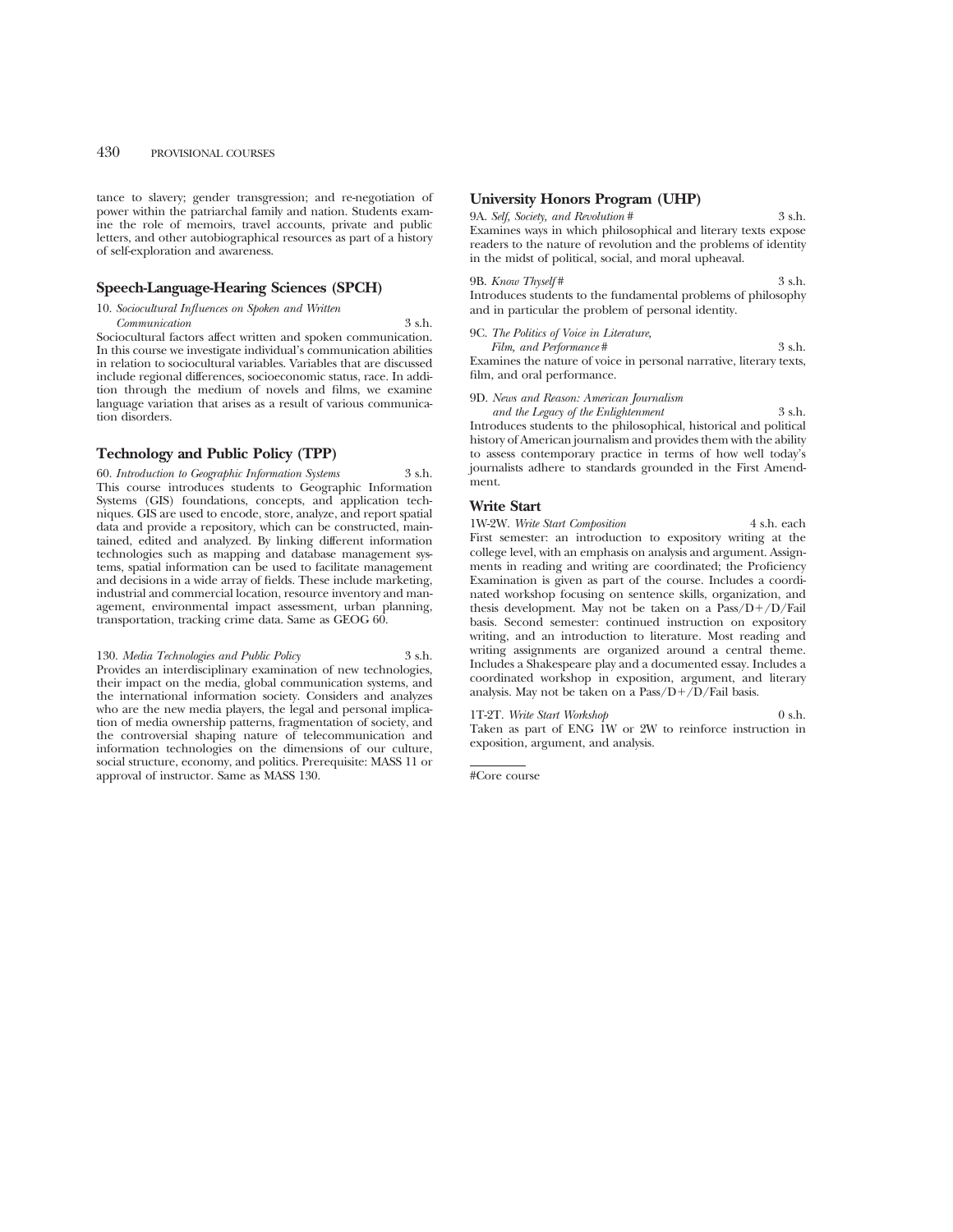tance to slavery; gender transgression; and re-negotiation of power within the patriarchal family and nation. Students examine the role of memoirs, travel accounts, private and public letters, and other autobiographical resources as part of a history of self-exploration and awareness.

## Speech-Language-Hearing Sciences (SPCH)

10. *Sociocultural Influences on Spoken and Written Communication* 3 s.h.
Sociocultural factors affect written and spoken communication. In this course we investigate individual's communication abilities in relation to sociocultural variables. Variables that are discussed include regional differences, socioeconomic status, race. In addition through the medium of novels and films, we examine language variation that arises as a result of various communication disorders.

## Technology and Public Policy (TPP)

60. *Introduction to Geographic Information Systems* 3 s.h.
This course introduces students to Geographic Information Systems (GIS) foundations, concepts, and application techniques. GIS are used to encode, store, analyze, and report spatial data and provide a repository, which can be constructed, maintained, edited and analyzed. By linking different information technologies such as mapping and database management systems, spatial information can be used to facilitate management and decisions in a wide array of fields. These include marketing, industrial and commercial location, resource inventory and management, environmental impact assessment, urban planning, transportation, tracking crime data. Same as GEOG 60.

130. *Media Technologies and Public Policy* 3 s.h.
Provides an interdisciplinary examination of new technologies, their impact on the media, global communication systems, and the international information society. Considers and analyzes who are the new media players, the legal and personal implication of media ownership patterns, fragmentation of society, and the controversial shaping nature of telecommunication and information technologies on the dimensions of our culture, social structure, economy, and politics. Prerequisite: MASS 11 or approval of instructor. Same as MASS 130.

## University Honors Program (UHP)

9A. *Self, Society, and Revolution* # 3 s.h.
Examines ways in which philosophical and literary texts expose readers to the nature of revolution and the problems of identity in the midst of political, social, and moral upheaval.

9B. *Know Thyself* # 3 s.h.
Introduces students to the fundamental problems of philosophy and in particular the problem of personal identity.

9C. *The Politics of Voice in Literature, Film, and Performance* # 3 s.h.
Examines the nature of voice in personal narrative, literary texts, film, and oral performance.

9D. *News and Reason: American Journalism and the Legacy of the Enlightenment* 3 s.h.
Introduces students to the philosophical, historical and political history of American journalism and provides them with the ability to assess contemporary practice in terms of how well today's journalists adhere to standards grounded in the First Amendment.

## Write Start

1W-2W. *Write Start Composition* 4 s.h. each
First semester: an introduction to expository writing at the college level, with an emphasis on analysis and argument. Assignments in reading and writing are coordinated; the Proficiency Examination is given as part of the course. Includes a coordinated workshop focusing on sentence skills, organization, and thesis development. May not be taken on a Pass/D+/D/Fail basis. Second semester: continued instruction on expository writing, and an introduction to literature. Most reading and writing assignments are organized around a central theme. Includes a Shakespeare play and a documented essay. Includes a coordinated workshop in exposition, argument, and literary analysis. May not be taken on a Pass/D+/D/Fail basis.

1T-2T. *Write Start Workshop* 0 s.h.
Taken as part of ENG 1W or 2W to reinforce instruction in exposition, argument, and analysis.

---

#Core course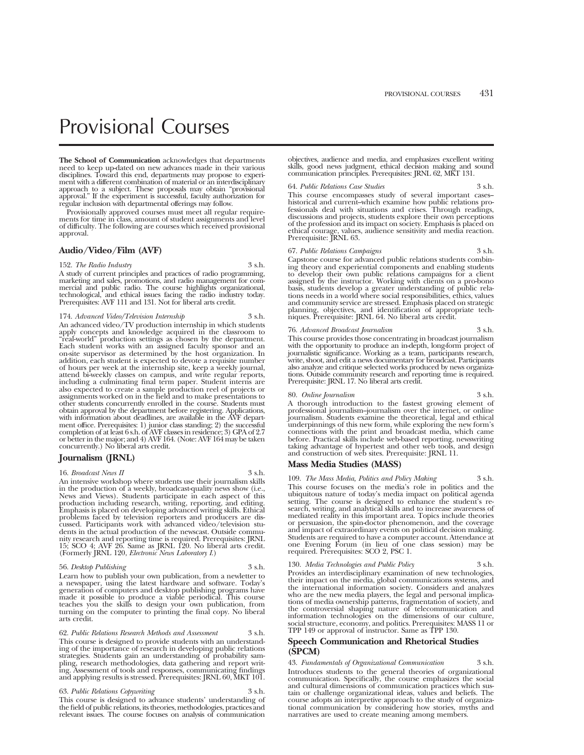# Provisional Courses

**The School of Communication** acknowledges that departments need to keep up-dated on new advances made in their various disciplines. Toward this end, departments may propose to experiment with a different combination of material or an interdisciplinary approach to a subject. These proposals may obtain "provisional approval." If the experiment is successful, faculty authorization for regular inclusion with departmental offerings may follow.

Provisionally approved courses must meet all regular requirements for time in class, amount of student assignments and level of difficulty. The following are courses which received provisional approval.

## Audio/Video/Film (AVF)

152. *The Radio Industry* 3 s.h.
A study of current principles and practices of radio programming, marketing and sales, promotions, and radio management for commercial and public radio. The course highlights organizational, technological, and ethical issues facing the radio industry today. Prerequisites: AVF 111 and 131. Not for liberal arts credit.

174. *Advanced Video/Television Internship* 3 s.h.
An advanced video/TV production internship in which students apply concepts and knowledge acquired in the classroom to "real-world" production settings as chosen by the department. Each student works with an assigned faculty sponsor and an on-site supervisor as determined by the host organization. In addition, each student is expected to devote a requisite number of hours per week at the internship site, keep a weekly journal, attend bi-weekly classes on campus, and write regular reports, including a culminating final term paper. Student interns are also expected to create a sample production reel of projects or assignments worked on in the field and to make presentations to other students concurrently enrolled in the course. Students must obtain approval by the department before registering. Applications, with information about deadlines, are available in the AVF department office. Prerequisites: 1) junior class standing; 2) the successful completion of at least 6 s.h. of AVF classes in residence; 3) GPA of 2.7 or better in the major; and 4) AVF 164. (Note: AVF 164 may be taken concurrently.) No liberal arts credit.

## Journalism (JRNL)

16. *Broadcast News II* 3 s.h.
An intensive workshop where students use their journalism skills in the production of a weekly, broadcast-quality news show (i.e., News and Views). Students participate in each aspect of this production including research, writing, reporting, and editing. Emphasis is placed on developing advanced writing skills. Ethical problems faced by television reporters and producers are discussed. Participants work with advanced video/television students in the actual production of the newscast. Outside community research and reporting time is required. Prerequisites: JRNL 15; SCO 4; AVF 26. Same as JRNL 120. No liberal arts credit. (Formerly JRNL 120, *Electronic News Laboratory I.*)

56. *Desktop Publishing* 3 s.h.
Learn how to publish your own publication, from a newletter to a newspaper, using the latest hardware and software. Today's generation of computers and desktop publishing programs have made it possible to produce a viable periodical. This course teaches you the skills to design your own publication, from turning on the computer to printing the final copy. No liberal arts credit.

62. *Public Relations Research Methods and Assessment* 3 s.h.
This course is designed to provide students with an understanding of the importance of research in developing public relations strategies. Students gain an understanding of probability sampling, research methodologies, data gathering and report writing. Assessment of tools and responses, communicating findings and applying results is stressed. Prerequisites: JRNL 60, MKT 101.

63. *Public Relations Copywriting* 3 s.h.
This course is designed to advance students' understanding of the field of public relations, its theories, methodologies, practices and relevant issues. The course focuses on analysis of communication objectives, audience and media, and emphasizes excellent writing skills, good news judgment, ethical decision making and sound communication principles. Prerequisites: JRNL 62, MKT 131.

64. *Public Relations Case Studies* 3 s.h.
This course encompasses study of several important cases–historical and current–which examine how public relations professionals deal with situations and crises. Through readings, discussions and projects, students explore their own perceptions of the profession and its impact on society. Emphasis is placed on ethical courage, values, audience sensitivity and media reaction. Prerequisite: JRNL 63.

67. *Public Relations Campaigns* 3 s.h.
Capstone course for advanced public relations students combining theory and experiential components and enabling students to develop their own public relations campaigns for a client assigned by the instructor. Working with clients on a pro-bono basis, students develop a greater understanding of public relations needs in a world where social responsibilities, ethics, values and community service are stressed. Emphasis placed on strategic planning, objectives, and identification of appropriate techniques. Prerequisite: JRNL 64. No liberal arts credit.

76. *Advanced Broadcast Journalism* 3 s.h.
This course provides those concentrating in broadcast journalism with the opportunity to produce an in-depth, long-form project of journalistic significance. Working as a team, participants research, write, shoot, and edit a news documentary for broadcast. Participants also analyze and critique selected works produced by news organizations. Outside community research and reporting time is required. Prerequisite: JRNL 17. No liberal arts credit.

80. *Online Journalism* 3 s.h.
A thorough introduction to the fastest growing element of professional journalism–journalism over the internet, or online journalism. Students examine the theoretical, legal and ethical underpinnings of this new form, while exploring the new form's connections with the print and broadcast media, which came before. Practical skills include web-based reporting, newswriting taking advantage of hypertest and other web tools, and design and construction of web sites. Prerequisite: JRNL 11.

## Mass Media Studies (MASS)

109. *The Mass Media, Politics and Policy Making* 3 s.h.
This course focuses on the media's role in politics and the ubiquitous nature of today's media impact on political agenda setting. The course is designed to enhance the student's research, writing, and analytical skills and to increase awareness of mediated reality in this important area. Topics include theories or persuasion, the spin-doctor phenomenon, and the coverage and impact of extraordinary events on political decision making. Students are required to have a computer account. Attendance at one Evening Forum (in lieu of one class session) may be required. Prerequisites: SCO 2, PSC 1.

130. *Media Technologies and Public Policy* 3 s.h.
Provides an interdisciplinary examination of new technologies, their impact on the media, global communications systems, and the international information society. Considers and analyzes who are the new media players, the legal and personal implications of media ownership patterns, fragmentation of society, and the controversial shaping nature of telecommunication and information technologies on the dimensions of our culture, social structure, economy, and politics. Prerequisites: MASS 11 or TPP 149 or approval of instructor. Same as TPP 130.

## Speech Communication and Rhetorical Studies (SPCM)

43. *Fundamentals of Organizational Communication* 3 s.h.
Introduces students to the general theories of organizational communication. Specifically, the course emphasizes the social and cultural dimensions of communication practices which sustain or challenge organizational ideas, values and beliefs. The course adopts an interpretive approach to the study of organizational communication by considering how stories, myths and narratives are used to create meaning among members.